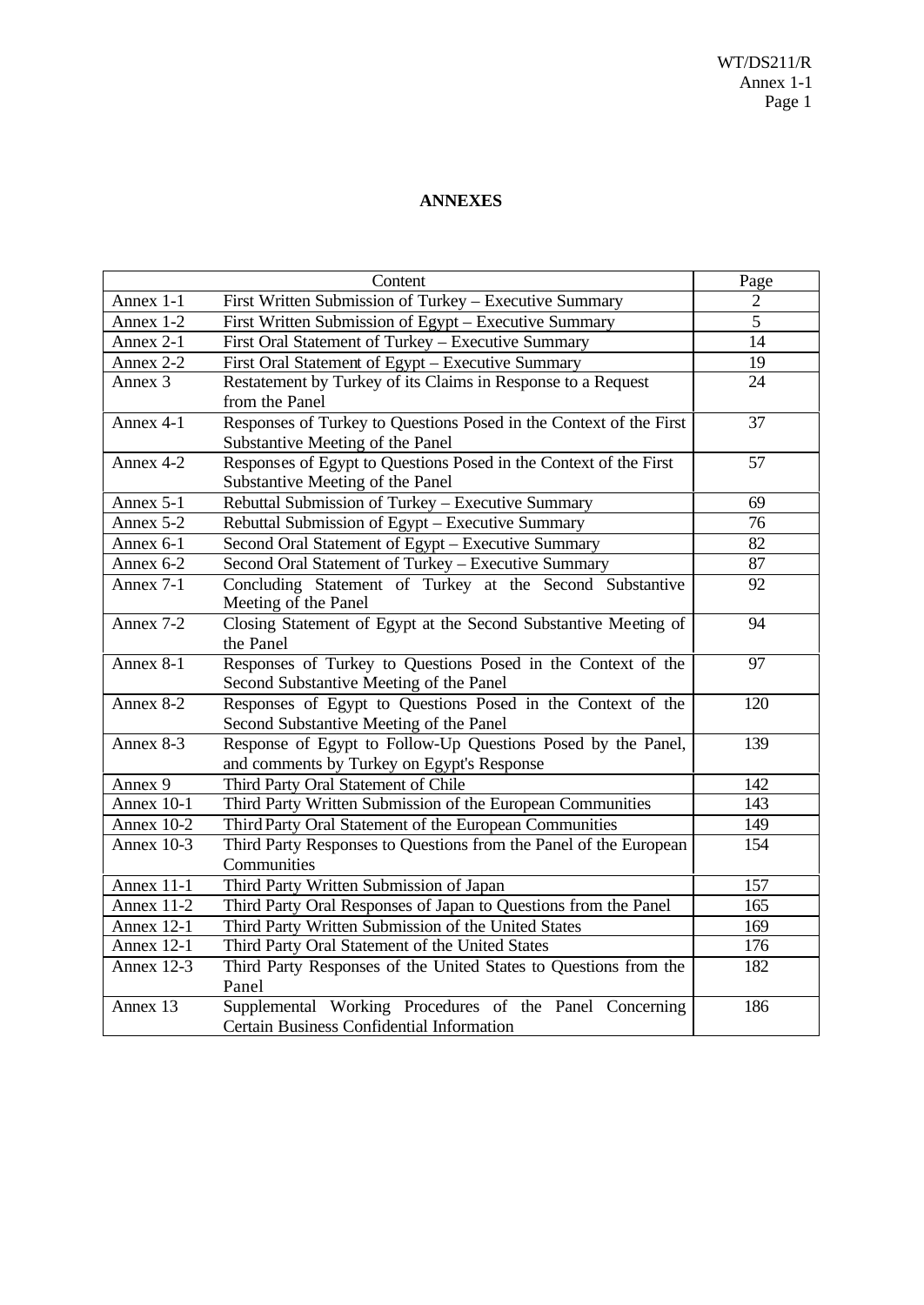**ANNEXES**

| Content | | Page |
|---|---|---|
| Annex 1-1 | First Written Submission of Turkey – Executive Summary | 2 |
| Annex 1-2 | First Written Submission of Egypt – Executive Summary | 5 |
| Annex 2-1 | First Oral Statement of Turkey – Executive Summary | 14 |
| Annex 2-2 | First Oral Statement of Egypt – Executive Summary | 19 |
| Annex 3 | Restatement by Turkey of its Claims in Response to a Request from the Panel | 24 |
| Annex 4-1 | Responses of Turkey to Questions Posed in the Context of the First Substantive Meeting of the Panel | 37 |
| Annex 4-2 | Responses of Egypt to Questions Posed in the Context of the First Substantive Meeting of the Panel | 57 |
| Annex 5-1 | Rebuttal Submission of Turkey – Executive Summary | 69 |
| Annex 5-2 | Rebuttal Submission of Egypt – Executive Summary | 76 |
| Annex 6-1 | Second Oral Statement of Egypt – Executive Summary | 82 |
| Annex 6-2 | Second Oral Statement of Turkey – Executive Summary | 87 |
| Annex 7-1 | Concluding Statement of Turkey at the Second Substantive Meeting of the Panel | 92 |
| Annex 7-2 | Closing Statement of Egypt at the Second Substantive Meeting of the Panel | 94 |
| Annex 8-1 | Responses of Turkey to Questions Posed in the Context of the Second Substantive Meeting of the Panel | 97 |
| Annex 8-2 | Responses of Egypt to Questions Posed in the Context of the Second Substantive Meeting of the Panel | 120 |
| Annex 8-3 | Response of Egypt to Follow-Up Questions Posed by the Panel, and comments by Turkey on Egypt's Response | 139 |
| Annex 9 | Third Party Oral Statement of Chile | 142 |
| Annex 10-1 | Third Party Written Submission of the European Communities | 143 |
| Annex 10-2 | Third Party Oral Statement of the European Communities | 149 |
| Annex 10-3 | Third Party Responses to Questions from the Panel of the European Communities | 154 |
| Annex 11-1 | Third Party Written Submission of Japan | 157 |
| Annex 11-2 | Third Party Oral Responses of Japan to Questions from the Panel | 165 |
| Annex 12-1 | Third Party Written Submission of the United States | 169 |
| Annex 12-1 | Third Party Oral Statement of the United States | 176 |
| Annex 12-3 | Third Party Responses of the United States to Questions from the Panel | 182 |
| Annex 13 | Supplemental Working Procedures of the Panel Concerning Certain Business Confidential Information | 186 |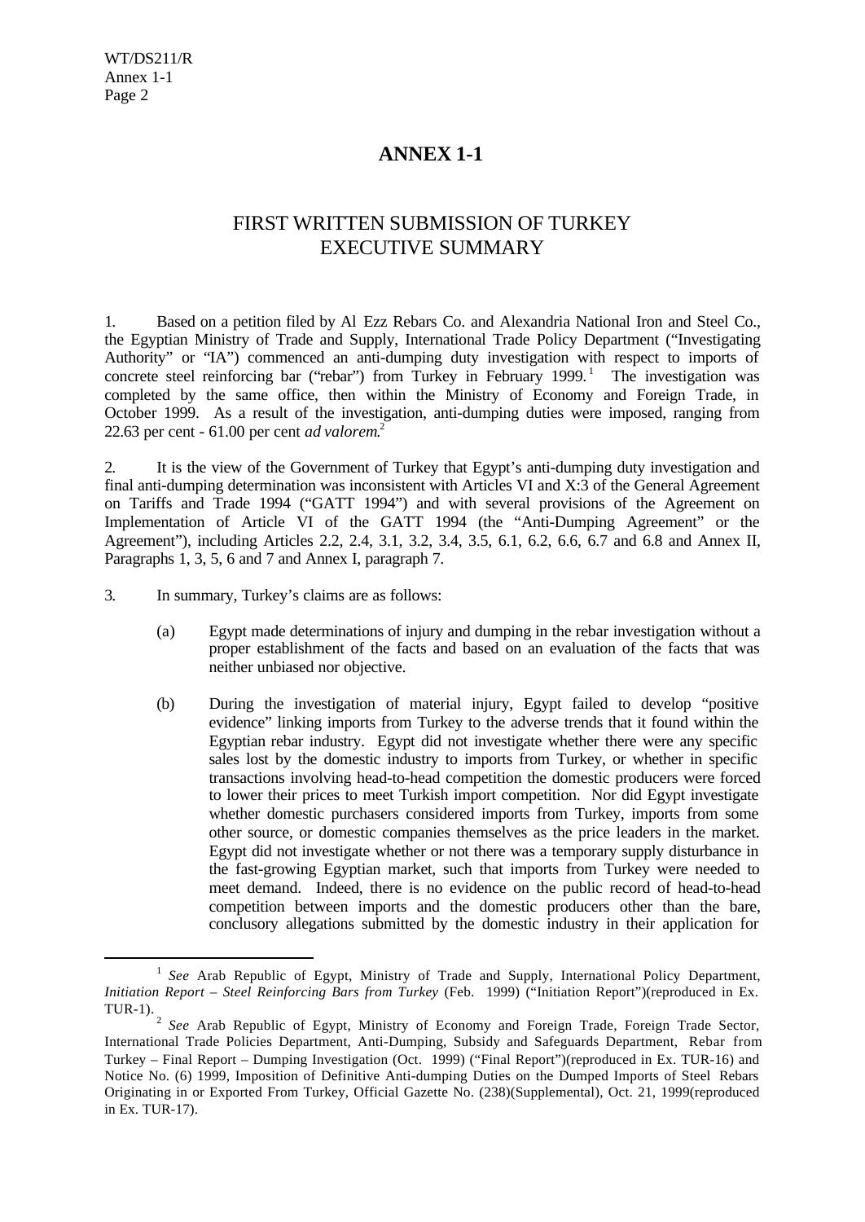# ANNEX 1-1

## FIRST WRITTEN SUBMISSION OF TURKEY
## EXECUTIVE SUMMARY

1. Based on a petition filed by Al Ezz Rebars Co. and Alexandria National Iron and Steel Co., the Egyptian Ministry of Trade and Supply, International Trade Policy Department ("Investigating Authority" or "IA") commenced an anti-dumping duty investigation with respect to imports of concrete steel reinforcing bar ("rebar") from Turkey in February 1999.[1] The investigation was completed by the same office, then within the Ministry of Economy and Foreign Trade, in October 1999. As a result of the investigation, anti-dumping duties were imposed, ranging from 22.63 per cent - 61.00 per cent *ad valorem*.[2]

2. It is the view of the Government of Turkey that Egypt's anti-dumping duty investigation and final anti-dumping determination was inconsistent with Articles VI and X:3 of the General Agreement on Tariffs and Trade 1994 ("GATT 1994") and with several provisions of the Agreement on Implementation of Article VI of the GATT 1994 (the "Anti-Dumping Agreement" or the Agreement"), including Articles 2.2, 2.4, 3.1, 3.2, 3.4, 3.5, 6.1, 6.2, 6.6, 6.7 and 6.8 and Annex II, Paragraphs 1, 3, 5, 6 and 7 and Annex I, paragraph 7.

3. In summary, Turkey's claims are as follows:

(a) Egypt made determinations of injury and dumping in the rebar investigation without a proper establishment of the facts and based on an evaluation of the facts that was neither unbiased nor objective.

(b) During the investigation of material injury, Egypt failed to develop "positive evidence" linking imports from Turkey to the adverse trends that it found within the Egyptian rebar industry. Egypt did not investigate whether there were any specific sales lost by the domestic industry to imports from Turkey, or whether in specific transactions involving head-to-head competition the domestic producers were forced to lower their prices to meet Turkish import competition. Nor did Egypt investigate whether domestic purchasers considered imports from Turkey, imports from some other source, or domestic companies themselves as the price leaders in the market. Egypt did not investigate whether or not there was a temporary supply disturbance in the fast-growing Egyptian market, such that imports from Turkey were needed to meet demand. Indeed, there is no evidence on the public record of head-to-head competition between imports and the domestic producers other than the bare, conclusory allegations submitted by the domestic industry in their application for

---

[1] *See* Arab Republic of Egypt, Ministry of Trade and Supply, International Policy Department, *Initiation Report – Steel Reinforcing Bars from Turkey* (Feb. 1999) ("Initiation Report")(reproduced in Ex. TUR-1).

[2] *See* Arab Republic of Egypt, Ministry of Economy and Foreign Trade, Foreign Trade Sector, International Trade Policies Department, Anti-Dumping, Subsidy and Safeguards Department, Rebar from Turkey – Final Report – Dumping Investigation (Oct. 1999) ("Final Report")(reproduced in Ex. TUR-16) and Notice No. (6) 1999, Imposition of Definitive Anti-dumping Duties on the Dumped Imports of Steel Rebars Originating in or Exported From Turkey, Official Gazette No. (238)(Supplemental), Oct. 21, 1999(reproduced in Ex. TUR-17).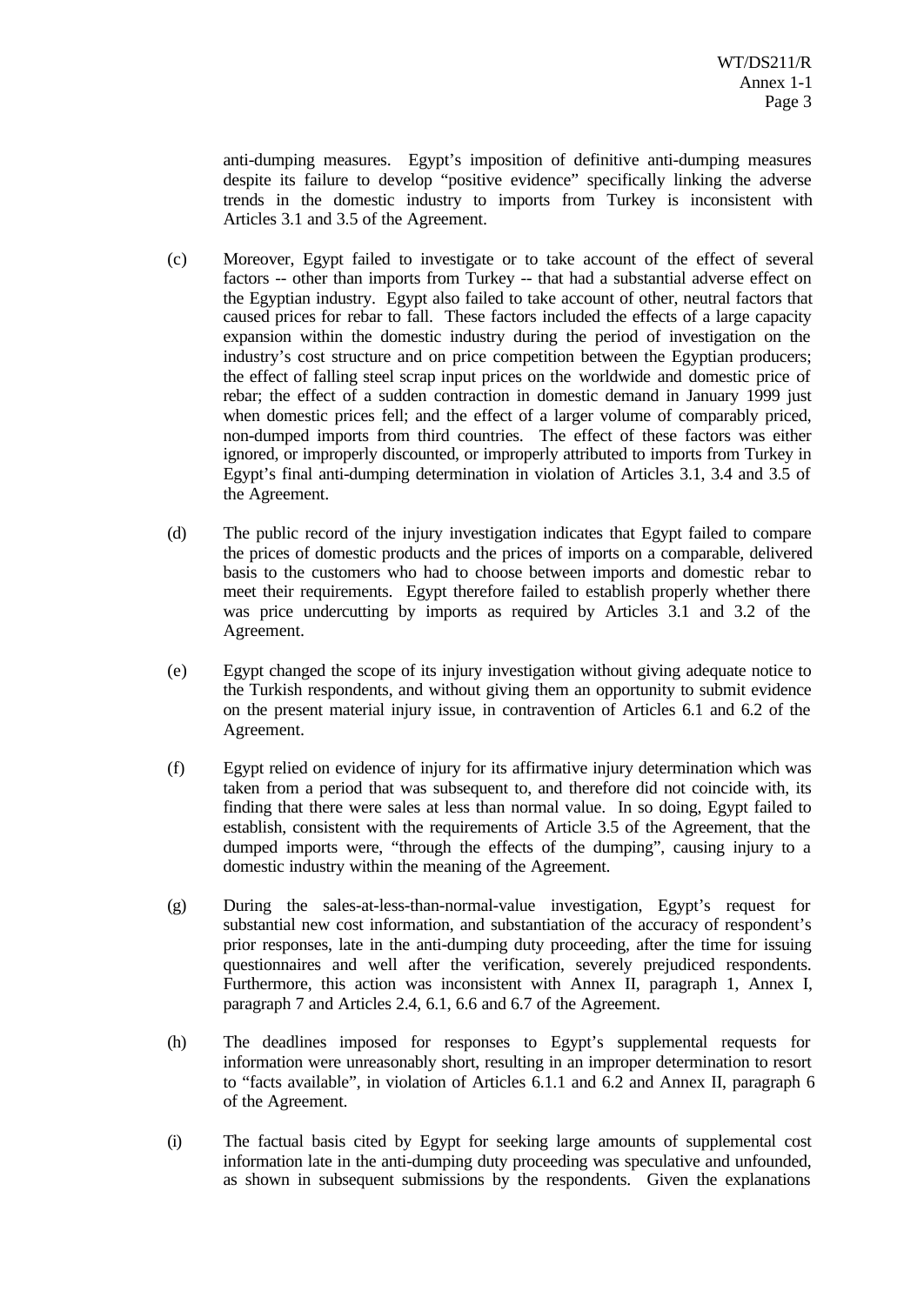anti-dumping measures. Egypt's imposition of definitive anti-dumping measures despite its failure to develop "positive evidence" specifically linking the adverse trends in the domestic industry to imports from Turkey is inconsistent with Articles 3.1 and 3.5 of the Agreement.

(c) Moreover, Egypt failed to investigate or to take account of the effect of several factors -- other than imports from Turkey -- that had a substantial adverse effect on the Egyptian industry. Egypt also failed to take account of other, neutral factors that caused prices for rebar to fall. These factors included the effects of a large capacity expansion within the domestic industry during the period of investigation on the industry's cost structure and on price competition between the Egyptian producers; the effect of falling steel scrap input prices on the worldwide and domestic price of rebar; the effect of a sudden contraction in domestic demand in January 1999 just when domestic prices fell; and the effect of a larger volume of comparably priced, non-dumped imports from third countries. The effect of these factors was either ignored, or improperly discounted, or improperly attributed to imports from Turkey in Egypt's final anti-dumping determination in violation of Articles 3.1, 3.4 and 3.5 of the Agreement.

(d) The public record of the injury investigation indicates that Egypt failed to compare the prices of domestic products and the prices of imports on a comparable, delivered basis to the customers who had to choose between imports and domestic rebar to meet their requirements. Egypt therefore failed to establish properly whether there was price undercutting by imports as required by Articles 3.1 and 3.2 of the Agreement.

(e) Egypt changed the scope of its injury investigation without giving adequate notice to the Turkish respondents, and without giving them an opportunity to submit evidence on the present material injury issue, in contravention of Articles 6.1 and 6.2 of the Agreement.

(f) Egypt relied on evidence of injury for its affirmative injury determination which was taken from a period that was subsequent to, and therefore did not coincide with, its finding that there were sales at less than normal value. In so doing, Egypt failed to establish, consistent with the requirements of Article 3.5 of the Agreement, that the dumped imports were, "through the effects of the dumping", causing injury to a domestic industry within the meaning of the Agreement.

(g) During the sales-at-less-than-normal-value investigation, Egypt's request for substantial new cost information, and substantiation of the accuracy of respondent's prior responses, late in the anti-dumping duty proceeding, after the time for issuing questionnaires and well after the verification, severely prejudiced respondents. Furthermore, this action was inconsistent with Annex II, paragraph 1, Annex I, paragraph 7 and Articles 2.4, 6.1, 6.6 and 6.7 of the Agreement.

(h) The deadlines imposed for responses to Egypt's supplemental requests for information were unreasonably short, resulting in an improper determination to resort to "facts available", in violation of Articles 6.1.1 and 6.2 and Annex II, paragraph 6 of the Agreement.

(i) The factual basis cited by Egypt for seeking large amounts of supplemental cost information late in the anti-dumping duty proceeding was speculative and unfounded, as shown in subsequent submissions by the respondents. Given the explanations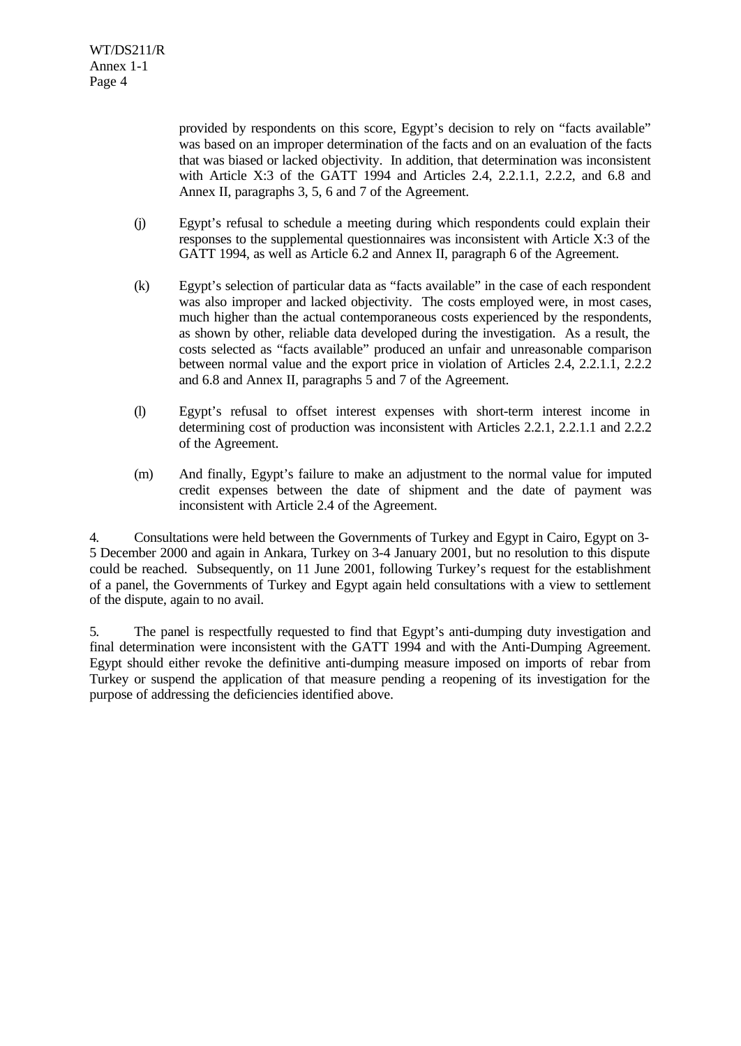provided by respondents on this score, Egypt's decision to rely on "facts available" was based on an improper determination of the facts and on an evaluation of the facts that was biased or lacked objectivity. In addition, that determination was inconsistent with Article X:3 of the GATT 1994 and Articles 2.4, 2.2.1.1, 2.2.2, and 6.8 and Annex II, paragraphs 3, 5, 6 and 7 of the Agreement.

(j) Egypt's refusal to schedule a meeting during which respondents could explain their responses to the supplemental questionnaires was inconsistent with Article X:3 of the GATT 1994, as well as Article 6.2 and Annex II, paragraph 6 of the Agreement.

(k) Egypt's selection of particular data as "facts available" in the case of each respondent was also improper and lacked objectivity. The costs employed were, in most cases, much higher than the actual contemporaneous costs experienced by the respondents, as shown by other, reliable data developed during the investigation. As a result, the costs selected as "facts available" produced an unfair and unreasonable comparison between normal value and the export price in violation of Articles 2.4, 2.2.1.1, 2.2.2 and 6.8 and Annex II, paragraphs 5 and 7 of the Agreement.

(l) Egypt's refusal to offset interest expenses with short-term interest income in determining cost of production was inconsistent with Articles 2.2.1, 2.2.1.1 and 2.2.2 of the Agreement.

(m) And finally, Egypt's failure to make an adjustment to the normal value for imputed credit expenses between the date of shipment and the date of payment was inconsistent with Article 2.4 of the Agreement.

4. Consultations were held between the Governments of Turkey and Egypt in Cairo, Egypt on 3-5 December 2000 and again in Ankara, Turkey on 3-4 January 2001, but no resolution to this dispute could be reached. Subsequently, on 11 June 2001, following Turkey's request for the establishment of a panel, the Governments of Turkey and Egypt again held consultations with a view to settlement of the dispute, again to no avail.

5. The panel is respectfully requested to find that Egypt's anti-dumping duty investigation and final determination were inconsistent with the GATT 1994 and with the Anti-Dumping Agreement. Egypt should either revoke the definitive anti-dumping measure imposed on imports of rebar from Turkey or suspend the application of that measure pending a reopening of its investigation for the purpose of addressing the deficiencies identified above.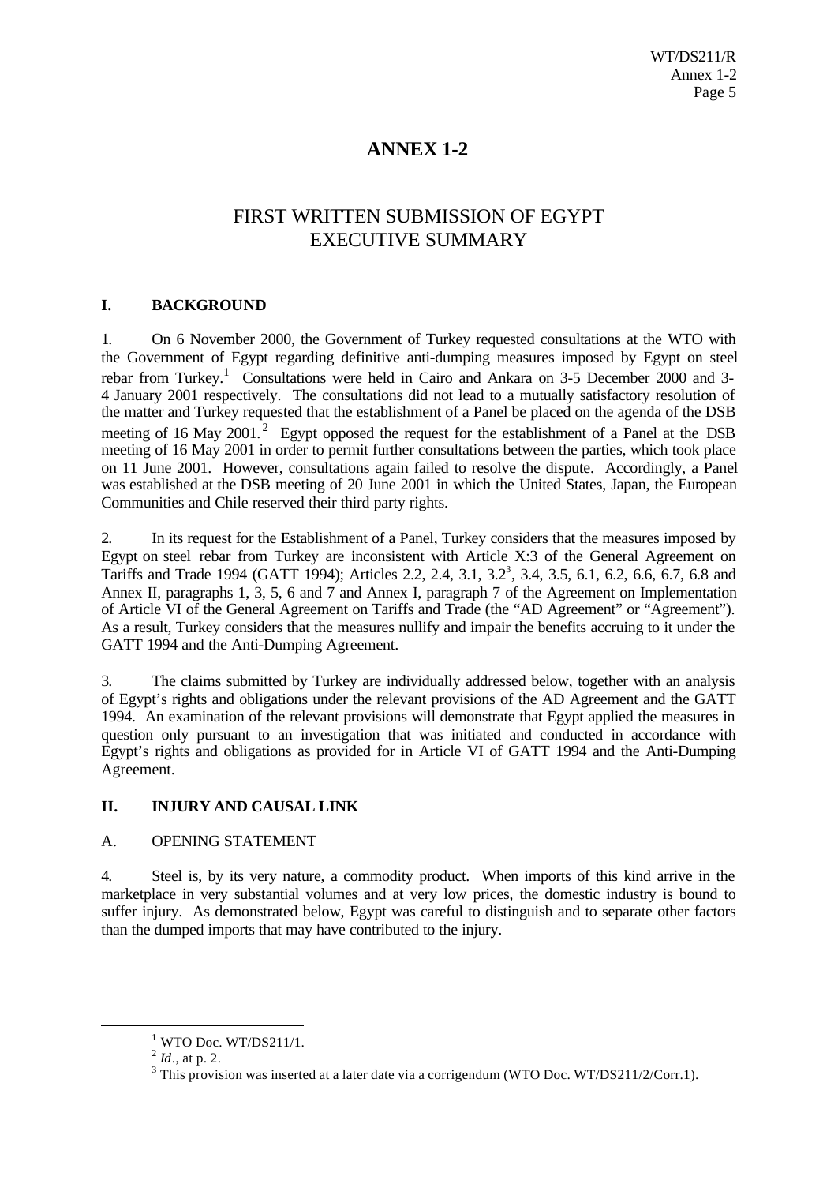# ANNEX 1-2

## FIRST WRITTEN SUBMISSION OF EGYPT EXECUTIVE SUMMARY

### I. BACKGROUND

1. On 6 November 2000, the Government of Turkey requested consultations at the WTO with the Government of Egypt regarding definitive anti-dumping measures imposed by Egypt on steel rebar from Turkey.[1] Consultations were held in Cairo and Ankara on 3-5 December 2000 and 3-4 January 2001 respectively. The consultations did not lead to a mutually satisfactory resolution of the matter and Turkey requested that the establishment of a Panel be placed on the agenda of the DSB meeting of 16 May 2001.[2] Egypt opposed the request for the establishment of a Panel at the DSB meeting of 16 May 2001 in order to permit further consultations between the parties, which took place on 11 June 2001. However, consultations again failed to resolve the dispute. Accordingly, a Panel was established at the DSB meeting of 20 June 2001 in which the United States, Japan, the European Communities and Chile reserved their third party rights.

2. In its request for the Establishment of a Panel, Turkey considers that the measures imposed by Egypt on steel rebar from Turkey are inconsistent with Article X:3 of the General Agreement on Tariffs and Trade 1994 (GATT 1994); Articles 2.2, 2.4, 3.1, 3.2[3], 3.4, 3.5, 6.1, 6.2, 6.6, 6.7, 6.8 and Annex II, paragraphs 1, 3, 5, 6 and 7 and Annex I, paragraph 7 of the Agreement on Implementation of Article VI of the General Agreement on Tariffs and Trade (the "AD Agreement" or "Agreement"). As a result, Turkey considers that the measures nullify and impair the benefits accruing to it under the GATT 1994 and the Anti-Dumping Agreement.

3. The claims submitted by Turkey are individually addressed below, together with an analysis of Egypt's rights and obligations under the relevant provisions of the AD Agreement and the GATT 1994. An examination of the relevant provisions will demonstrate that Egypt applied the measures in question only pursuant to an investigation that was initiated and conducted in accordance with Egypt's rights and obligations as provided for in Article VI of GATT 1994 and the Anti-Dumping Agreement.

### II. INJURY AND CAUSAL LINK

#### A. OPENING STATEMENT

4. Steel is, by its very nature, a commodity product. When imports of this kind arrive in the marketplace in very substantial volumes and at very low prices, the domestic industry is bound to suffer injury. As demonstrated below, Egypt was careful to distinguish and to separate other factors than the dumped imports that may have contributed to the injury.

---

[1] WTO Doc. WT/DS211/1.

[2] *Id*., at p. 2.

[3] This provision was inserted at a later date via a corrigendum (WTO Doc. WT/DS211/2/Corr.1).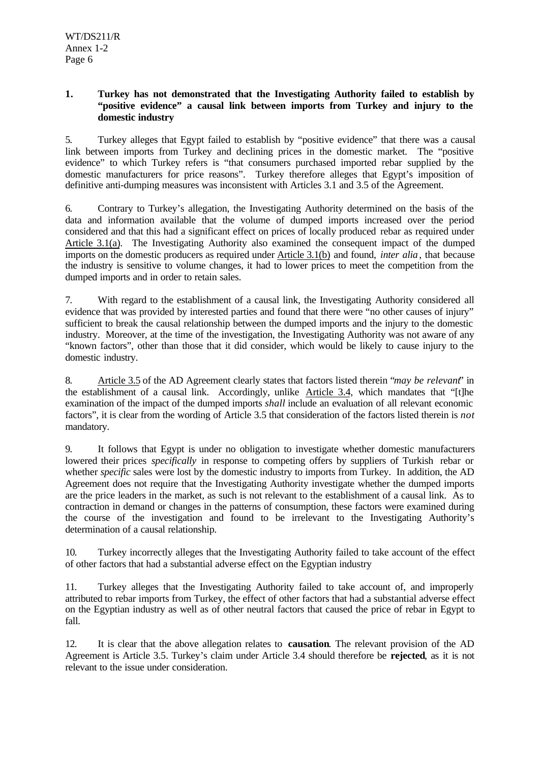### 1. Turkey has not demonstrated that the Investigating Authority failed to establish by "positive evidence" a causal link between imports from Turkey and injury to the domestic industry

5. Turkey alleges that Egypt failed to establish by "positive evidence" that there was a causal link between imports from Turkey and declining prices in the domestic market. The "positive evidence" to which Turkey refers is "that consumers purchased imported rebar supplied by the domestic manufacturers for price reasons". Turkey therefore alleges that Egypt's imposition of definitive anti-dumping measures was inconsistent with Articles 3.1 and 3.5 of the Agreement.

6. Contrary to Turkey's allegation, the Investigating Authority determined on the basis of the data and information available that the volume of dumped imports increased over the period considered and that this had a significant effect on prices of locally produced rebar as required under Article 3.1(a). The Investigating Authority also examined the consequent impact of the dumped imports on the domestic producers as required under Article 3.1(b) and found, *inter alia*, that because the industry is sensitive to volume changes, it had to lower prices to meet the competition from the dumped imports and in order to retain sales.

7. With regard to the establishment of a causal link, the Investigating Authority considered all evidence that was provided by interested parties and found that there were "no other causes of injury" sufficient to break the causal relationship between the dumped imports and the injury to the domestic industry. Moreover, at the time of the investigation, the Investigating Authority was not aware of any "known factors", other than those that it did consider, which would be likely to cause injury to the domestic industry.

8. Article 3.5 of the AD Agreement clearly states that factors listed therein "*may be relevant*" in the establishment of a causal link. Accordingly, unlike Article 3.4, which mandates that "[t]he examination of the impact of the dumped imports *shall* include an evaluation of all relevant economic factors", it is clear from the wording of Article 3.5 that consideration of the factors listed therein is *not* mandatory.

9. It follows that Egypt is under no obligation to investigate whether domestic manufacturers lowered their prices *specifically* in response to competing offers by suppliers of Turkish rebar or whether *specific* sales were lost by the domestic industry to imports from Turkey. In addition, the AD Agreement does not require that the Investigating Authority investigate whether the dumped imports are the price leaders in the market, as such is not relevant to the establishment of a causal link. As to contraction in demand or changes in the patterns of consumption, these factors were examined during the course of the investigation and found to be irrelevant to the Investigating Authority's determination of a causal relationship.

10. Turkey incorrectly alleges that the Investigating Authority failed to take account of the effect of other factors that had a substantial adverse effect on the Egyptian industry

11. Turkey alleges that the Investigating Authority failed to take account of, and improperly attributed to rebar imports from Turkey, the effect of other factors that had a substantial adverse effect on the Egyptian industry as well as of other neutral factors that caused the price of rebar in Egypt to fall.

12. It is clear that the above allegation relates to **causation**. The relevant provision of the AD Agreement is Article 3.5. Turkey's claim under Article 3.4 should therefore be **rejected**, as it is not relevant to the issue under consideration.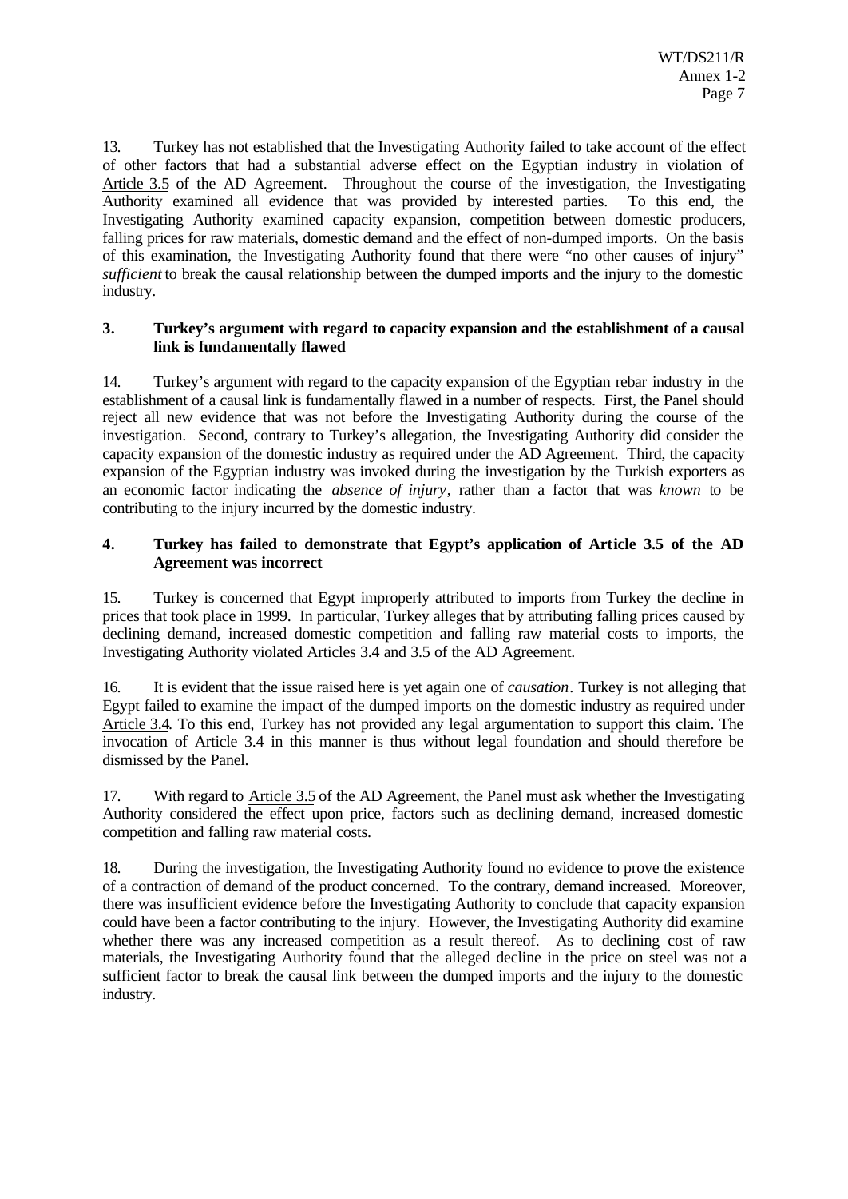13. Turkey has not established that the Investigating Authority failed to take account of the effect of other factors that had a substantial adverse effect on the Egyptian industry in violation of Article 3.5 of the AD Agreement. Throughout the course of the investigation, the Investigating Authority examined all evidence that was provided by interested parties. To this end, the Investigating Authority examined capacity expansion, competition between domestic producers, falling prices for raw materials, domestic demand and the effect of non-dumped imports. On the basis of this examination, the Investigating Authority found that there were "no other causes of injury" *sufficient* to break the causal relationship between the dumped imports and the injury to the domestic industry.

### 3. Turkey's argument with regard to capacity expansion and the establishment of a causal link is fundamentally flawed

14. Turkey's argument with regard to the capacity expansion of the Egyptian rebar industry in the establishment of a causal link is fundamentally flawed in a number of respects. First, the Panel should reject all new evidence that was not before the Investigating Authority during the course of the investigation. Second, contrary to Turkey's allegation, the Investigating Authority did consider the capacity expansion of the domestic industry as required under the AD Agreement. Third, the capacity expansion of the Egyptian industry was invoked during the investigation by the Turkish exporters as an economic factor indicating the *absence of injury*, rather than a factor that was *known* to be contributing to the injury incurred by the domestic industry.

### 4. Turkey has failed to demonstrate that Egypt's application of Article 3.5 of the AD Agreement was incorrect

15. Turkey is concerned that Egypt improperly attributed to imports from Turkey the decline in prices that took place in 1999. In particular, Turkey alleges that by attributing falling prices caused by declining demand, increased domestic competition and falling raw material costs to imports, the Investigating Authority violated Articles 3.4 and 3.5 of the AD Agreement.

16. It is evident that the issue raised here is yet again one of *causation*. Turkey is not alleging that Egypt failed to examine the impact of the dumped imports on the domestic industry as required under Article 3.4. To this end, Turkey has not provided any legal argumentation to support this claim. The invocation of Article 3.4 in this manner is thus without legal foundation and should therefore be dismissed by the Panel.

17. With regard to Article 3.5 of the AD Agreement, the Panel must ask whether the Investigating Authority considered the effect upon price, factors such as declining demand, increased domestic competition and falling raw material costs.

18. During the investigation, the Investigating Authority found no evidence to prove the existence of a contraction of demand of the product concerned. To the contrary, demand increased. Moreover, there was insufficient evidence before the Investigating Authority to conclude that capacity expansion could have been a factor contributing to the injury. However, the Investigating Authority did examine whether there was any increased competition as a result thereof. As to declining cost of raw materials, the Investigating Authority found that the alleged decline in the price on steel was not a sufficient factor to break the causal link between the dumped imports and the injury to the domestic industry.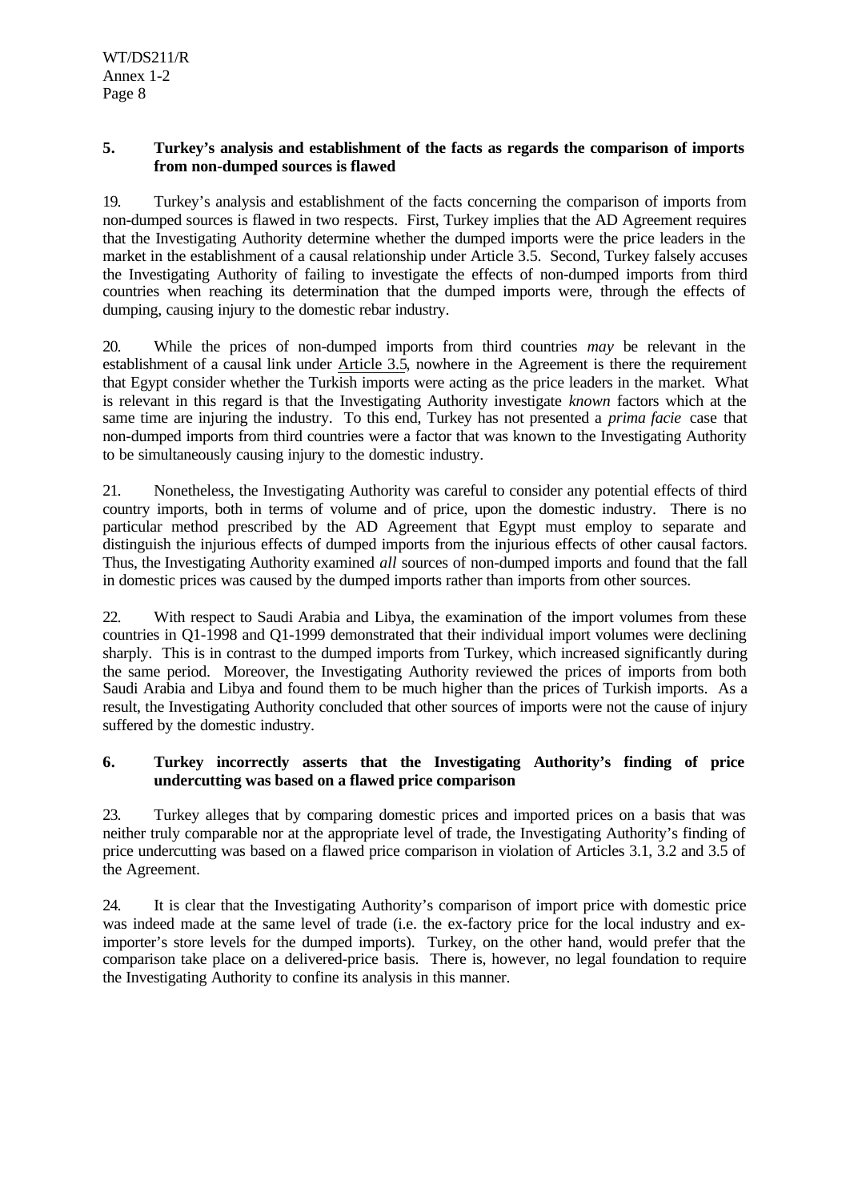## 5. Turkey's analysis and establishment of the facts as regards the comparison of imports from non-dumped sources is flawed

19. Turkey's analysis and establishment of the facts concerning the comparison of imports from non-dumped sources is flawed in two respects. First, Turkey implies that the AD Agreement requires that the Investigating Authority determine whether the dumped imports were the price leaders in the market in the establishment of a causal relationship under Article 3.5. Second, Turkey falsely accuses the Investigating Authority of failing to investigate the effects of non-dumped imports from third countries when reaching its determination that the dumped imports were, through the effects of dumping, causing injury to the domestic rebar industry.

20. While the prices of non-dumped imports from third countries *may* be relevant in the establishment of a causal link under Article 3.5, nowhere in the Agreement is there the requirement that Egypt consider whether the Turkish imports were acting as the price leaders in the market. What is relevant in this regard is that the Investigating Authority investigate *known* factors which at the same time are injuring the industry. To this end, Turkey has not presented a *prima facie* case that non-dumped imports from third countries were a factor that was known to the Investigating Authority to be simultaneously causing injury to the domestic industry.

21. Nonetheless, the Investigating Authority was careful to consider any potential effects of third country imports, both in terms of volume and of price, upon the domestic industry. There is no particular method prescribed by the AD Agreement that Egypt must employ to separate and distinguish the injurious effects of dumped imports from the injurious effects of other causal factors. Thus, the Investigating Authority examined *all* sources of non-dumped imports and found that the fall in domestic prices was caused by the dumped imports rather than imports from other sources.

22. With respect to Saudi Arabia and Libya, the examination of the import volumes from these countries in Q1-1998 and Q1-1999 demonstrated that their individual import volumes were declining sharply. This is in contrast to the dumped imports from Turkey, which increased significantly during the same period. Moreover, the Investigating Authority reviewed the prices of imports from both Saudi Arabia and Libya and found them to be much higher than the prices of Turkish imports. As a result, the Investigating Authority concluded that other sources of imports were not the cause of injury suffered by the domestic industry.

## 6. Turkey incorrectly asserts that the Investigating Authority's finding of price undercutting was based on a flawed price comparison

23. Turkey alleges that by comparing domestic prices and imported prices on a basis that was neither truly comparable nor at the appropriate level of trade, the Investigating Authority's finding of price undercutting was based on a flawed price comparison in violation of Articles 3.1, 3.2 and 3.5 of the Agreement.

24. It is clear that the Investigating Authority's comparison of import price with domestic price was indeed made at the same level of trade (i.e. the ex-factory price for the local industry and ex-importer's store levels for the dumped imports). Turkey, on the other hand, would prefer that the comparison take place on a delivered-price basis. There is, however, no legal foundation to require the Investigating Authority to confine its analysis in this manner.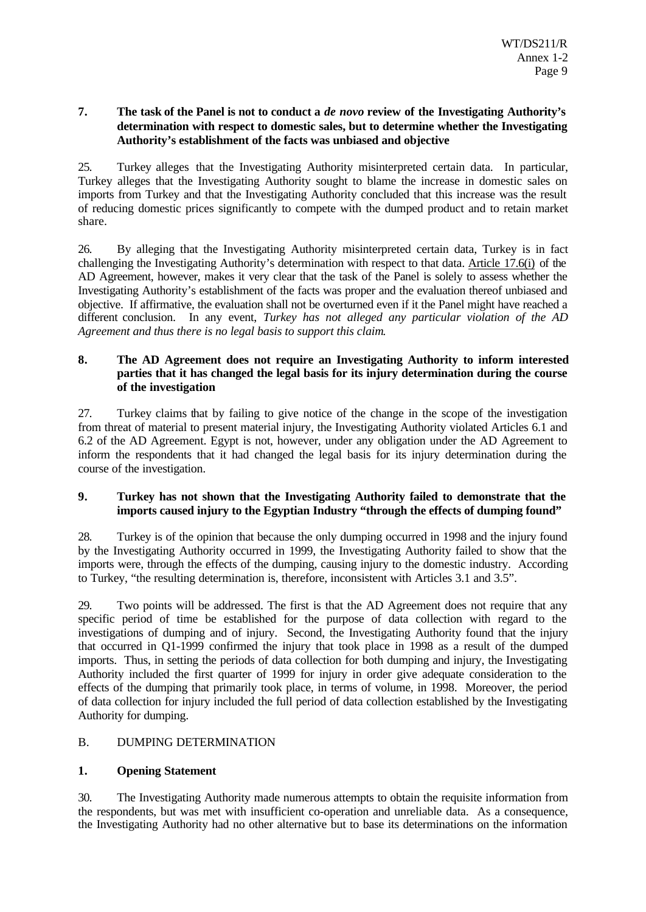### 7. The task of the Panel is not to conduct a *de novo* review of the Investigating Authority's determination with respect to domestic sales, but to determine whether the Investigating Authority's establishment of the facts was unbiased and objective

25. Turkey alleges that the Investigating Authority misinterpreted certain data. In particular, Turkey alleges that the Investigating Authority sought to blame the increase in domestic sales on imports from Turkey and that the Investigating Authority concluded that this increase was the result of reducing domestic prices significantly to compete with the dumped product and to retain market share.

26. By alleging that the Investigating Authority misinterpreted certain data, Turkey is in fact challenging the Investigating Authority's determination with respect to that data. Article 17.6(i) of the AD Agreement, however, makes it very clear that the task of the Panel is solely to assess whether the Investigating Authority's establishment of the facts was proper and the evaluation thereof unbiased and objective. If affirmative, the evaluation shall not be overturned even if it the Panel might have reached a different conclusion. In any event, *Turkey has not alleged any particular violation of the AD Agreement and thus there is no legal basis to support this claim*.

### 8. The AD Agreement does not require an Investigating Authority to inform interested parties that it has changed the legal basis for its injury determination during the course of the investigation

27. Turkey claims that by failing to give notice of the change in the scope of the investigation from threat of material to present material injury, the Investigating Authority violated Articles 6.1 and 6.2 of the AD Agreement. Egypt is not, however, under any obligation under the AD Agreement to inform the respondents that it had changed the legal basis for its injury determination during the course of the investigation.

### 9. Turkey has not shown that the Investigating Authority failed to demonstrate that the imports caused injury to the Egyptian Industry "through the effects of dumping found"

28. Turkey is of the opinion that because the only dumping occurred in 1998 and the injury found by the Investigating Authority occurred in 1999, the Investigating Authority failed to show that the imports were, through the effects of the dumping, causing injury to the domestic industry. According to Turkey, "the resulting determination is, therefore, inconsistent with Articles 3.1 and 3.5".

29. Two points will be addressed. The first is that the AD Agreement does not require that any specific period of time be established for the purpose of data collection with regard to the investigations of dumping and of injury. Second, the Investigating Authority found that the injury that occurred in Q1-1999 confirmed the injury that took place in 1998 as a result of the dumped imports. Thus, in setting the periods of data collection for both dumping and injury, the Investigating Authority included the first quarter of 1999 for injury in order give adequate consideration to the effects of the dumping that primarily took place, in terms of volume, in 1998. Moreover, the period of data collection for injury included the full period of data collection established by the Investigating Authority for dumping.

## B. DUMPING DETERMINATION

### 1. Opening Statement

30. The Investigating Authority made numerous attempts to obtain the requisite information from the respondents, but was met with insufficient co-operation and unreliable data. As a consequence, the Investigating Authority had no other alternative but to base its determinations on the information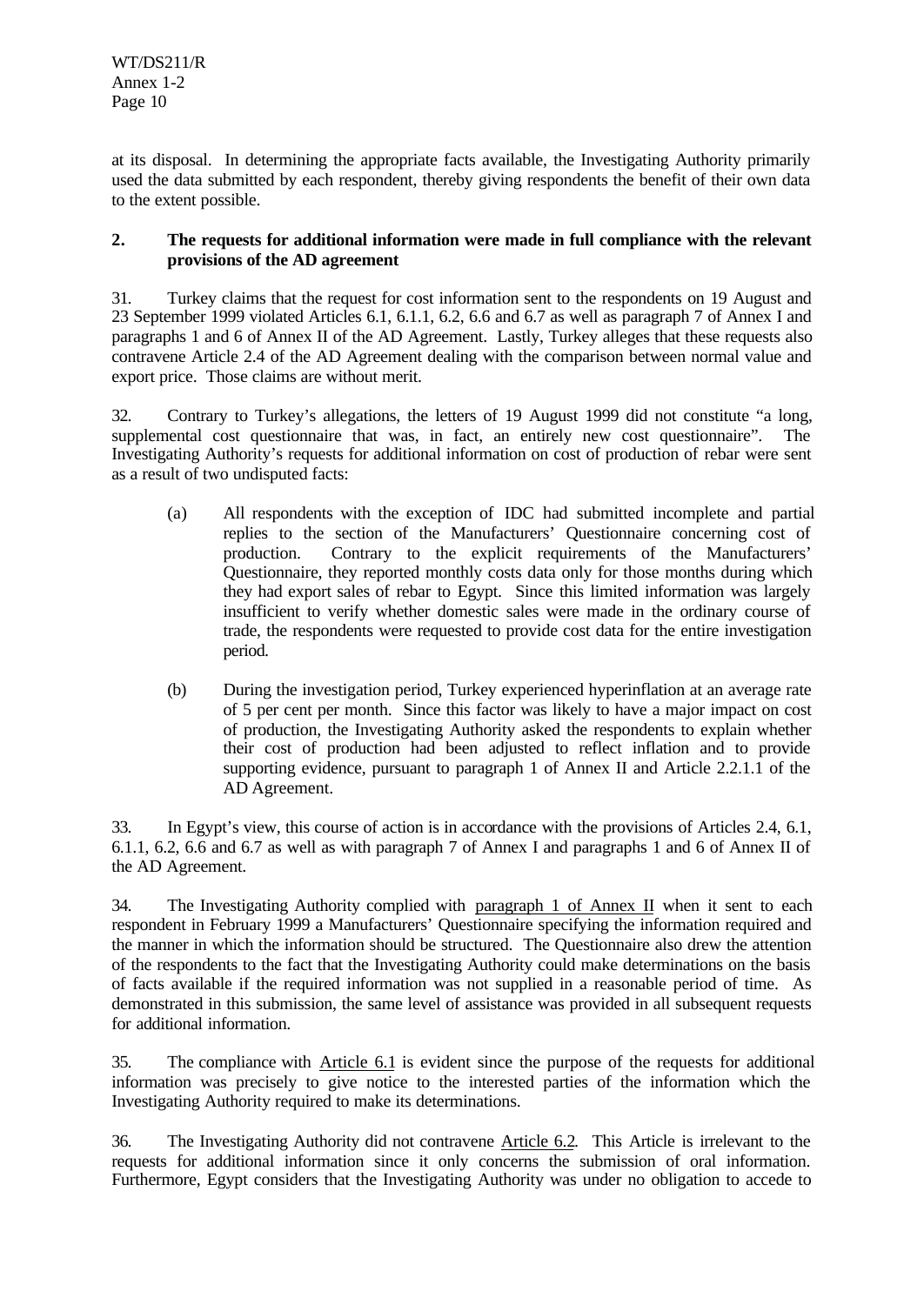at its disposal. In determining the appropriate facts available, the Investigating Authority primarily used the data submitted by each respondent, thereby giving respondents the benefit of their own data to the extent possible.

## 2. The requests for additional information were made in full compliance with the relevant provisions of the AD agreement

31. Turkey claims that the request for cost information sent to the respondents on 19 August and 23 September 1999 violated Articles 6.1, 6.1.1, 6.2, 6.6 and 6.7 as well as paragraph 7 of Annex I and paragraphs 1 and 6 of Annex II of the AD Agreement. Lastly, Turkey alleges that these requests also contravene Article 2.4 of the AD Agreement dealing with the comparison between normal value and export price. Those claims are without merit.

32. Contrary to Turkey's allegations, the letters of 19 August 1999 did not constitute "a long, supplemental cost questionnaire that was, in fact, an entirely new cost questionnaire". The Investigating Authority's requests for additional information on cost of production of rebar were sent as a result of two undisputed facts:

(a) All respondents with the exception of IDC had submitted incomplete and partial replies to the section of the Manufacturers' Questionnaire concerning cost of production. Contrary to the explicit requirements of the Manufacturers' Questionnaire, they reported monthly costs data only for those months during which they had export sales of rebar to Egypt. Since this limited information was largely insufficient to verify whether domestic sales were made in the ordinary course of trade, the respondents were requested to provide cost data for the entire investigation period.

(b) During the investigation period, Turkey experienced hyperinflation at an average rate of 5 per cent per month. Since this factor was likely to have a major impact on cost of production, the Investigating Authority asked the respondents to explain whether their cost of production had been adjusted to reflect inflation and to provide supporting evidence, pursuant to paragraph 1 of Annex II and Article 2.2.1.1 of the AD Agreement.

33. In Egypt's view, this course of action is in accordance with the provisions of Articles 2.4, 6.1, 6.1.1, 6.2, 6.6 and 6.7 as well as with paragraph 7 of Annex I and paragraphs 1 and 6 of Annex II of the AD Agreement.

34. The Investigating Authority complied with paragraph 1 of Annex II when it sent to each respondent in February 1999 a Manufacturers' Questionnaire specifying the information required and the manner in which the information should be structured. The Questionnaire also drew the attention of the respondents to the fact that the Investigating Authority could make determinations on the basis of facts available if the required information was not supplied in a reasonable period of time. As demonstrated in this submission, the same level of assistance was provided in all subsequent requests for additional information.

35. The compliance with Article 6.1 is evident since the purpose of the requests for additional information was precisely to give notice to the interested parties of the information which the Investigating Authority required to make its determinations.

36. The Investigating Authority did not contravene Article 6.2. This Article is irrelevant to the requests for additional information since it only concerns the submission of oral information. Furthermore, Egypt considers that the Investigating Authority was under no obligation to accede to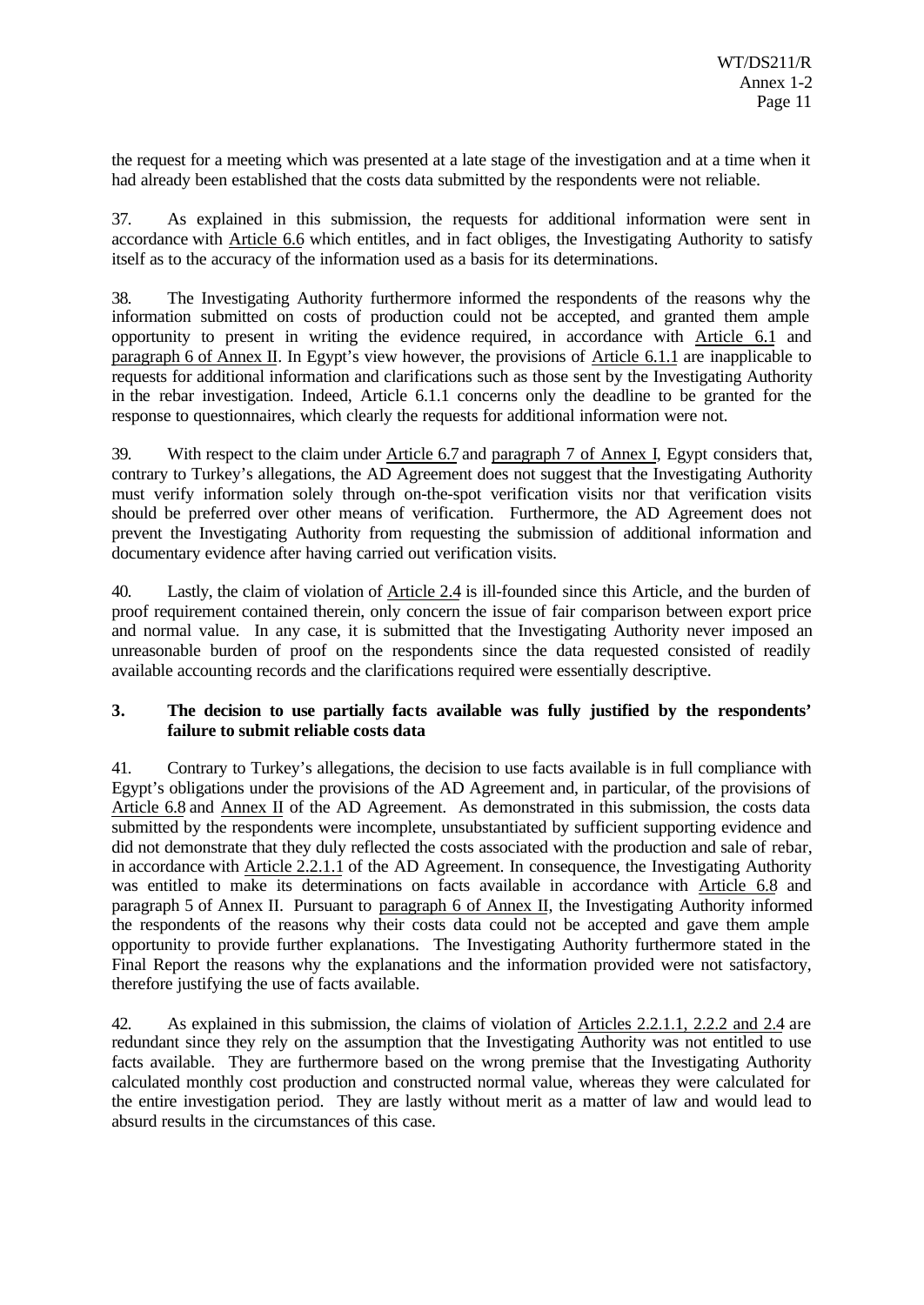the request for a meeting which was presented at a late stage of the investigation and at a time when it had already been established that the costs data submitted by the respondents were not reliable.

37. As explained in this submission, the requests for additional information were sent in accordance with Article 6.6 which entitles, and in fact obliges, the Investigating Authority to satisfy itself as to the accuracy of the information used as a basis for its determinations.

38. The Investigating Authority furthermore informed the respondents of the reasons why the information submitted on costs of production could not be accepted, and granted them ample opportunity to present in writing the evidence required, in accordance with Article 6.1 and paragraph 6 of Annex II. In Egypt's view however, the provisions of Article 6.1.1 are inapplicable to requests for additional information and clarifications such as those sent by the Investigating Authority in the rebar investigation. Indeed, Article 6.1.1 concerns only the deadline to be granted for the response to questionnaires, which clearly the requests for additional information were not.

39. With respect to the claim under Article 6.7 and paragraph 7 of Annex I, Egypt considers that, contrary to Turkey's allegations, the AD Agreement does not suggest that the Investigating Authority must verify information solely through on-the-spot verification visits nor that verification visits should be preferred over other means of verification. Furthermore, the AD Agreement does not prevent the Investigating Authority from requesting the submission of additional information and documentary evidence after having carried out verification visits.

40. Lastly, the claim of violation of Article 2.4 is ill-founded since this Article, and the burden of proof requirement contained therein, only concern the issue of fair comparison between export price and normal value. In any case, it is submitted that the Investigating Authority never imposed an unreasonable burden of proof on the respondents since the data requested consisted of readily available accounting records and the clarifications required were essentially descriptive.

### 3. The decision to use partially facts available was fully justified by the respondents' failure to submit reliable costs data

41. Contrary to Turkey's allegations, the decision to use facts available is in full compliance with Egypt's obligations under the provisions of the AD Agreement and, in particular, of the provisions of Article 6.8 and Annex II of the AD Agreement. As demonstrated in this submission, the costs data submitted by the respondents were incomplete, unsubstantiated by sufficient supporting evidence and did not demonstrate that they duly reflected the costs associated with the production and sale of rebar, in accordance with Article 2.2.1.1 of the AD Agreement. In consequence, the Investigating Authority was entitled to make its determinations on facts available in accordance with Article 6.8 and paragraph 5 of Annex II. Pursuant to paragraph 6 of Annex II, the Investigating Authority informed the respondents of the reasons why their costs data could not be accepted and gave them ample opportunity to provide further explanations. The Investigating Authority furthermore stated in the Final Report the reasons why the explanations and the information provided were not satisfactory, therefore justifying the use of facts available.

42. As explained in this submission, the claims of violation of Articles 2.2.1.1, 2.2.2 and 2.4 are redundant since they rely on the assumption that the Investigating Authority was not entitled to use facts available. They are furthermore based on the wrong premise that the Investigating Authority calculated monthly cost production and constructed normal value, whereas they were calculated for the entire investigation period. They are lastly without merit as a matter of law and would lead to absurd results in the circumstances of this case.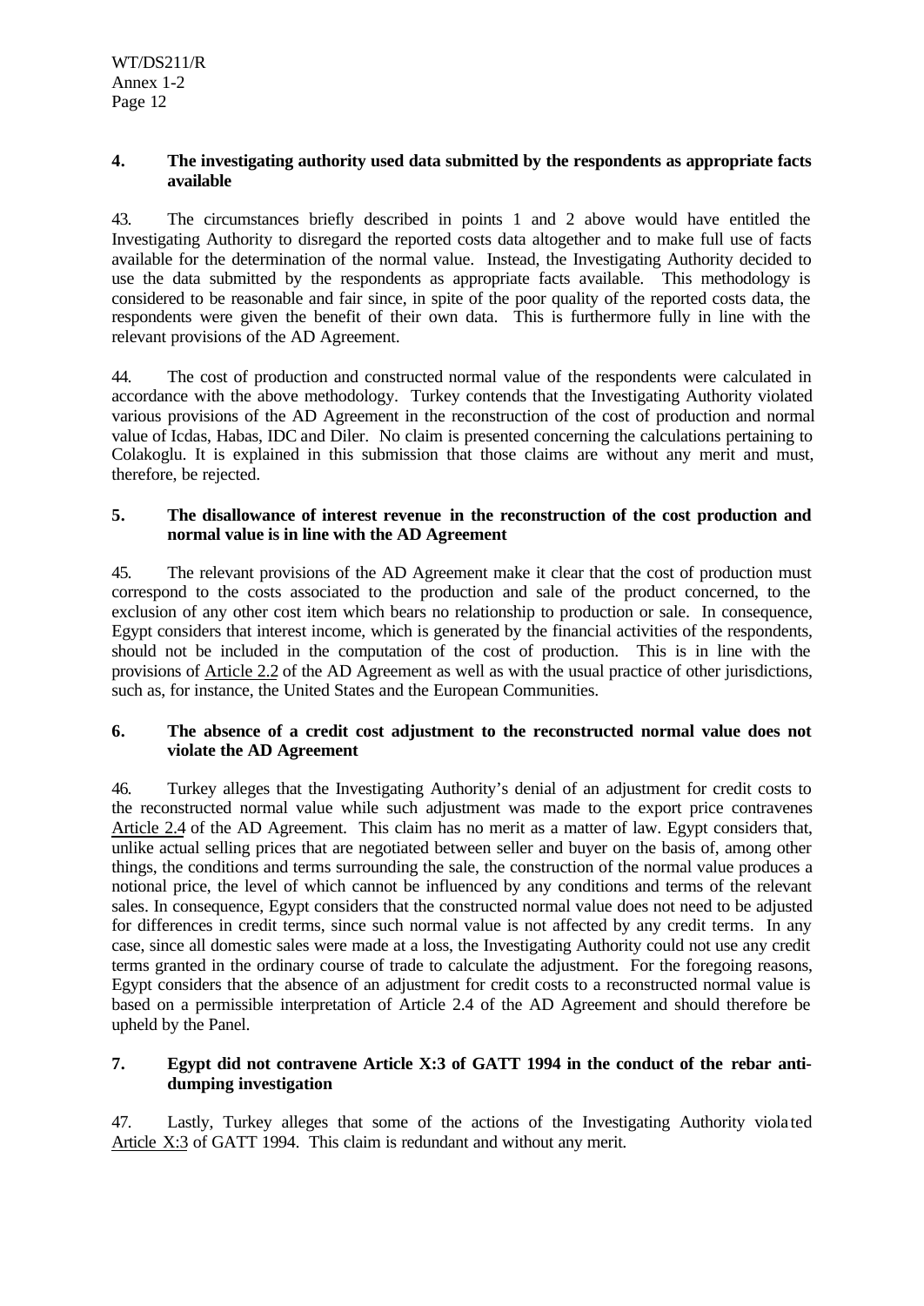**4. The investigating authority used data submitted by the respondents as appropriate facts available**

43. The circumstances briefly described in points 1 and 2 above would have entitled the Investigating Authority to disregard the reported costs data altogether and to make full use of facts available for the determination of the normal value. Instead, the Investigating Authority decided to use the data submitted by the respondents as appropriate facts available. This methodology is considered to be reasonable and fair since, in spite of the poor quality of the reported costs data, the respondents were given the benefit of their own data. This is furthermore fully in line with the relevant provisions of the AD Agreement.

44. The cost of production and constructed normal value of the respondents were calculated in accordance with the above methodology. Turkey contends that the Investigating Authority violated various provisions of the AD Agreement in the reconstruction of the cost of production and normal value of Icdas, Habas, IDC and Diler. No claim is presented concerning the calculations pertaining to Colakoglu. It is explained in this submission that those claims are without any merit and must, therefore, be rejected.

**5. The disallowance of interest revenue in the reconstruction of the cost production and normal value is in line with the AD Agreement**

45. The relevant provisions of the AD Agreement make it clear that the cost of production must correspond to the costs associated to the production and sale of the product concerned, to the exclusion of any other cost item which bears no relationship to production or sale. In consequence, Egypt considers that interest income, which is generated by the financial activities of the respondents, should not be included in the computation of the cost of production. This is in line with the provisions of Article 2.2 of the AD Agreement as well as with the usual practice of other jurisdictions, such as, for instance, the United States and the European Communities.

**6. The absence of a credit cost adjustment to the reconstructed normal value does not violate the AD Agreement**

46. Turkey alleges that the Investigating Authority's denial of an adjustment for credit costs to the reconstructed normal value while such adjustment was made to the export price contravenes Article 2.4 of the AD Agreement. This claim has no merit as a matter of law. Egypt considers that, unlike actual selling prices that are negotiated between seller and buyer on the basis of, among other things, the conditions and terms surrounding the sale, the construction of the normal value produces a notional price, the level of which cannot be influenced by any conditions and terms of the relevant sales. In consequence, Egypt considers that the constructed normal value does not need to be adjusted for differences in credit terms, since such normal value is not affected by any credit terms. In any case, since all domestic sales were made at a loss, the Investigating Authority could not use any credit terms granted in the ordinary course of trade to calculate the adjustment. For the foregoing reasons, Egypt considers that the absence of an adjustment for credit costs to a reconstructed normal value is based on a permissible interpretation of Article 2.4 of the AD Agreement and should therefore be upheld by the Panel.

**7. Egypt did not contravene Article X:3 of GATT 1994 in the conduct of the rebar anti-dumping investigation**

47. Lastly, Turkey alleges that some of the actions of the Investigating Authority violated Article X:3 of GATT 1994. This claim is redundant and without any merit.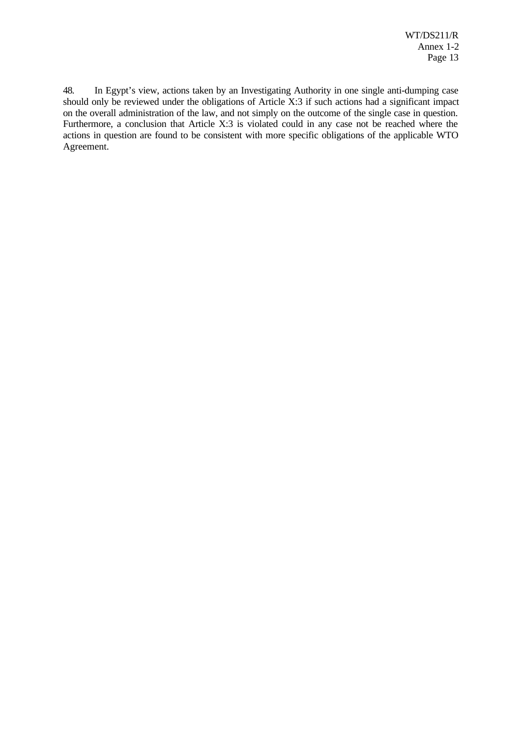48. In Egypt's view, actions taken by an Investigating Authority in one single anti-dumping case should only be reviewed under the obligations of Article X:3 if such actions had a significant impact on the overall administration of the law, and not simply on the outcome of the single case in question. Furthermore, a conclusion that Article X:3 is violated could in any case not be reached where the actions in question are found to be consistent with more specific obligations of the applicable WTO Agreement.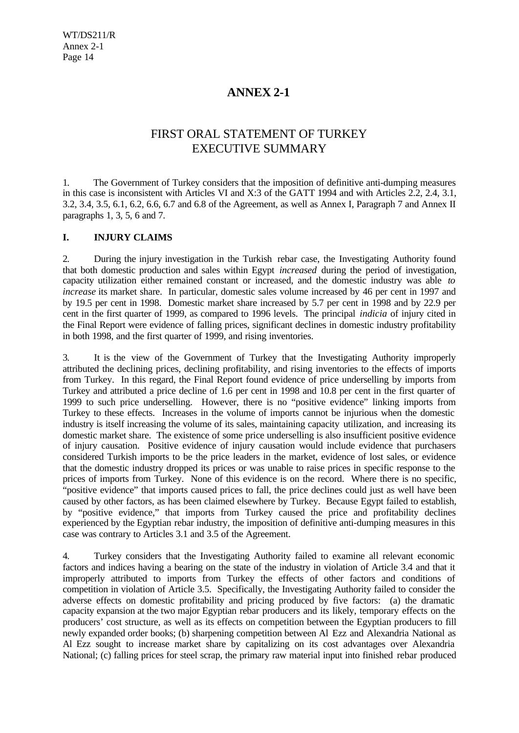# ANNEX 2-1

## FIRST ORAL STATEMENT OF TURKEY
## EXECUTIVE SUMMARY

1. The Government of Turkey considers that the imposition of definitive anti-dumping measures in this case is inconsistent with Articles VI and X:3 of the GATT 1994 and with Articles 2.2, 2.4, 3.1, 3.2, 3.4, 3.5, 6.1, 6.2, 6.6, 6.7 and 6.8 of the Agreement, as well as Annex I, Paragraph 7 and Annex II paragraphs 1, 3, 5, 6 and 7.

### I. INJURY CLAIMS

2. During the injury investigation in the Turkish rebar case, the Investigating Authority found that both domestic production and sales within Egypt *increased* during the period of investigation, capacity utilization either remained constant or increased, and the domestic industry was able *to increase* its market share. In particular, domestic sales volume increased by 46 per cent in 1997 and by 19.5 per cent in 1998. Domestic market share increased by 5.7 per cent in 1998 and by 22.9 per cent in the first quarter of 1999, as compared to 1996 levels. The principal *indicia* of injury cited in the Final Report were evidence of falling prices, significant declines in domestic industry profitability in both 1998, and the first quarter of 1999, and rising inventories.

3. It is the view of the Government of Turkey that the Investigating Authority improperly attributed the declining prices, declining profitability, and rising inventories to the effects of imports from Turkey. In this regard, the Final Report found evidence of price underselling by imports from Turkey and attributed a price decline of 1.6 per cent in 1998 and 10.8 per cent in the first quarter of 1999 to such price underselling. However, there is no "positive evidence" linking imports from Turkey to these effects. Increases in the volume of imports cannot be injurious when the domestic industry is itself increasing the volume of its sales, maintaining capacity utilization, and increasing its domestic market share. The existence of some price underselling is also insufficient positive evidence of injury causation. Positive evidence of injury causation would include evidence that purchasers considered Turkish imports to be the price leaders in the market, evidence of lost sales, or evidence that the domestic industry dropped its prices or was unable to raise prices in specific response to the prices of imports from Turkey. None of this evidence is on the record. Where there is no specific, "positive evidence" that imports caused prices to fall, the price declines could just as well have been caused by other factors, as has been claimed elsewhere by Turkey. Because Egypt failed to establish, by "positive evidence," that imports from Turkey caused the price and profitability declines experienced by the Egyptian rebar industry, the imposition of definitive anti-dumping measures in this case was contrary to Articles 3.1 and 3.5 of the Agreement.

4. Turkey considers that the Investigating Authority failed to examine all relevant economic factors and indices having a bearing on the state of the industry in violation of Article 3.4 and that it improperly attributed to imports from Turkey the effects of other factors and conditions of competition in violation of Article 3.5. Specifically, the Investigating Authority failed to consider the adverse effects on domestic profitability and pricing produced by five factors: (a) the dramatic capacity expansion at the two major Egyptian rebar producers and its likely, temporary effects on the producers' cost structure, as well as its effects on competition between the Egyptian producers to fill newly expanded order books; (b) sharpening competition between Al Ezz and Alexandria National as Al Ezz sought to increase market share by capitalizing on its cost advantages over Alexandria National; (c) falling prices for steel scrap, the primary raw material input into finished rebar produced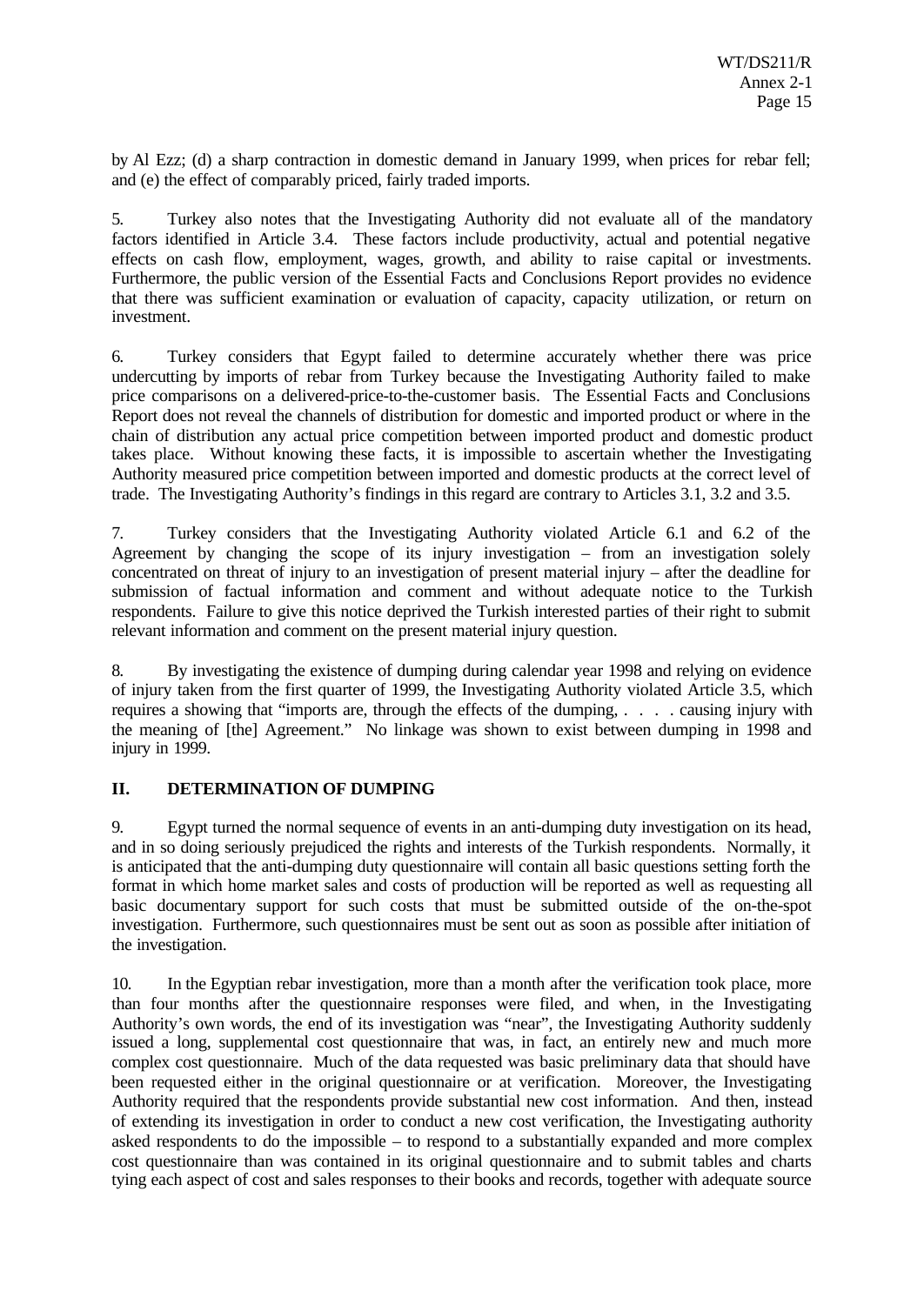by Al Ezz; (d) a sharp contraction in domestic demand in January 1999, when prices for rebar fell; and (e) the effect of comparably priced, fairly traded imports.

5. Turkey also notes that the Investigating Authority did not evaluate all of the mandatory factors identified in Article 3.4. These factors include productivity, actual and potential negative effects on cash flow, employment, wages, growth, and ability to raise capital or investments. Furthermore, the public version of the Essential Facts and Conclusions Report provides no evidence that there was sufficient examination or evaluation of capacity, capacity utilization, or return on investment.

6. Turkey considers that Egypt failed to determine accurately whether there was price undercutting by imports of rebar from Turkey because the Investigating Authority failed to make price comparisons on a delivered-price-to-the-customer basis. The Essential Facts and Conclusions Report does not reveal the channels of distribution for domestic and imported product or where in the chain of distribution any actual price competition between imported product and domestic product takes place. Without knowing these facts, it is impossible to ascertain whether the Investigating Authority measured price competition between imported and domestic products at the correct level of trade. The Investigating Authority's findings in this regard are contrary to Articles 3.1, 3.2 and 3.5.

7. Turkey considers that the Investigating Authority violated Article 6.1 and 6.2 of the Agreement by changing the scope of its injury investigation – from an investigation solely concentrated on threat of injury to an investigation of present material injury – after the deadline for submission of factual information and comment and without adequate notice to the Turkish respondents. Failure to give this notice deprived the Turkish interested parties of their right to submit relevant information and comment on the present material injury question.

8. By investigating the existence of dumping during calendar year 1998 and relying on evidence of injury taken from the first quarter of 1999, the Investigating Authority violated Article 3.5, which requires a showing that "imports are, through the effects of the dumping, . . . . causing injury with the meaning of [the] Agreement." No linkage was shown to exist between dumping in 1998 and injury in 1999.

## II. DETERMINATION OF DUMPING

9. Egypt turned the normal sequence of events in an anti-dumping duty investigation on its head, and in so doing seriously prejudiced the rights and interests of the Turkish respondents. Normally, it is anticipated that the anti-dumping duty questionnaire will contain all basic questions setting forth the format in which home market sales and costs of production will be reported as well as requesting all basic documentary support for such costs that must be submitted outside of the on-the-spot investigation. Furthermore, such questionnaires must be sent out as soon as possible after initiation of the investigation.

10. In the Egyptian rebar investigation, more than a month after the verification took place, more than four months after the questionnaire responses were filed, and when, in the Investigating Authority's own words, the end of its investigation was "near", the Investigating Authority suddenly issued a long, supplemental cost questionnaire that was, in fact, an entirely new and much more complex cost questionnaire. Much of the data requested was basic preliminary data that should have been requested either in the original questionnaire or at verification. Moreover, the Investigating Authority required that the respondents provide substantial new cost information. And then, instead of extending its investigation in order to conduct a new cost verification, the Investigating authority asked respondents to do the impossible – to respond to a substantially expanded and more complex cost questionnaire than was contained in its original questionnaire and to submit tables and charts tying each aspect of cost and sales responses to their books and records, together with adequate source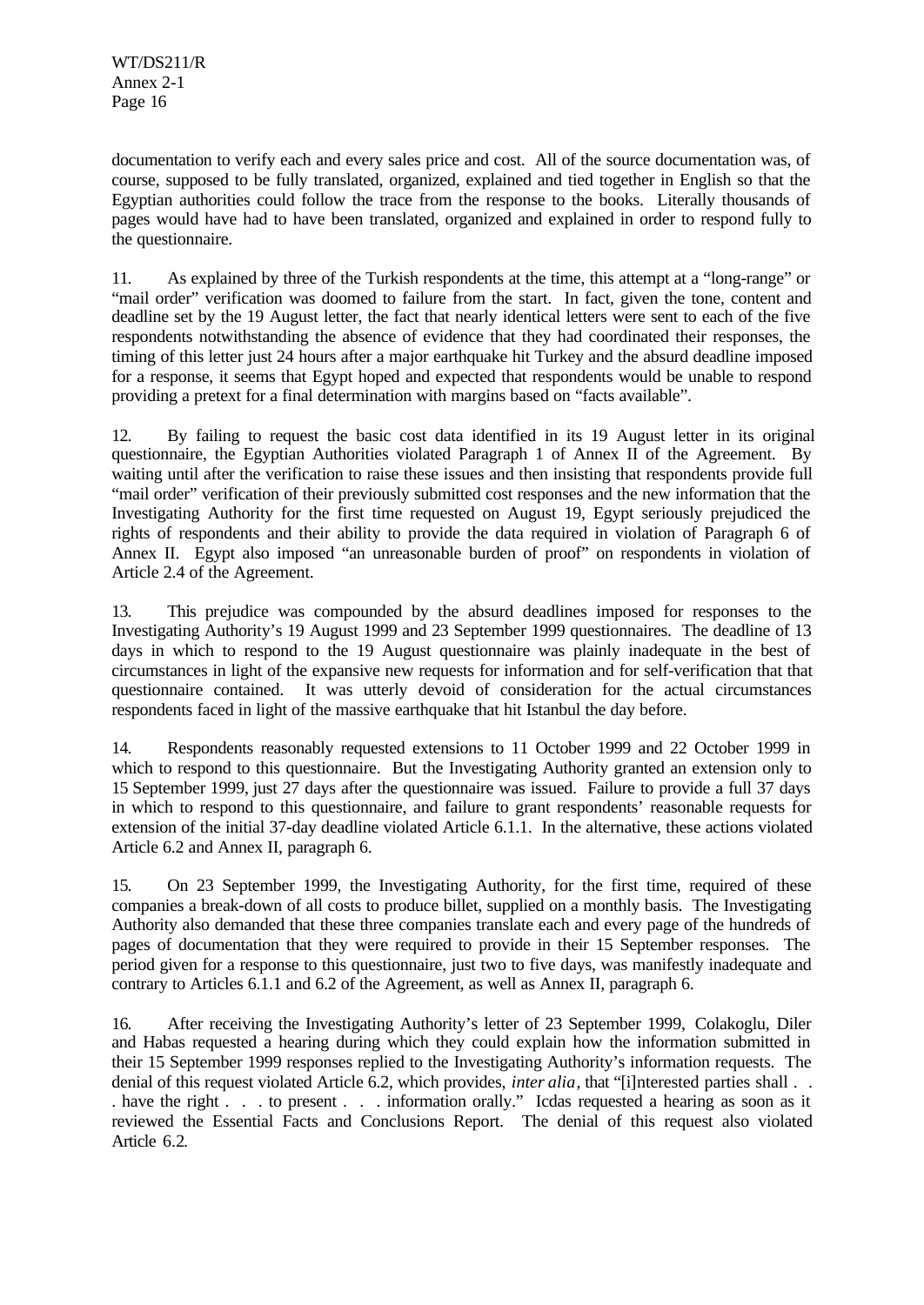documentation to verify each and every sales price and cost. All of the source documentation was, of course, supposed to be fully translated, organized, explained and tied together in English so that the Egyptian authorities could follow the trace from the response to the books. Literally thousands of pages would have had to have been translated, organized and explained in order to respond fully to the questionnaire.

11. As explained by three of the Turkish respondents at the time, this attempt at a "long-range" or "mail order" verification was doomed to failure from the start. In fact, given the tone, content and deadline set by the 19 August letter, the fact that nearly identical letters were sent to each of the five respondents notwithstanding the absence of evidence that they had coordinated their responses, the timing of this letter just 24 hours after a major earthquake hit Turkey and the absurd deadline imposed for a response, it seems that Egypt hoped and expected that respondents would be unable to respond providing a pretext for a final determination with margins based on "facts available".

12. By failing to request the basic cost data identified in its 19 August letter in its original questionnaire, the Egyptian Authorities violated Paragraph 1 of Annex II of the Agreement. By waiting until after the verification to raise these issues and then insisting that respondents provide full "mail order" verification of their previously submitted cost responses and the new information that the Investigating Authority for the first time requested on August 19, Egypt seriously prejudiced the rights of respondents and their ability to provide the data required in violation of Paragraph 6 of Annex II. Egypt also imposed "an unreasonable burden of proof" on respondents in violation of Article 2.4 of the Agreement.

13. This prejudice was compounded by the absurd deadlines imposed for responses to the Investigating Authority's 19 August 1999 and 23 September 1999 questionnaires. The deadline of 13 days in which to respond to the 19 August questionnaire was plainly inadequate in the best of circumstances in light of the expansive new requests for information and for self-verification that that questionnaire contained. It was utterly devoid of consideration for the actual circumstances respondents faced in light of the massive earthquake that hit Istanbul the day before.

14. Respondents reasonably requested extensions to 11 October 1999 and 22 October 1999 in which to respond to this questionnaire. But the Investigating Authority granted an extension only to 15 September 1999, just 27 days after the questionnaire was issued. Failure to provide a full 37 days in which to respond to this questionnaire, and failure to grant respondents' reasonable requests for extension of the initial 37-day deadline violated Article 6.1.1. In the alternative, these actions violated Article 6.2 and Annex II, paragraph 6.

15. On 23 September 1999, the Investigating Authority, for the first time, required of these companies a break-down of all costs to produce billet, supplied on a monthly basis. The Investigating Authority also demanded that these three companies translate each and every page of the hundreds of pages of documentation that they were required to provide in their 15 September responses. The period given for a response to this questionnaire, just two to five days, was manifestly inadequate and contrary to Articles 6.1.1 and 6.2 of the Agreement, as well as Annex II, paragraph 6.

16. After receiving the Investigating Authority's letter of 23 September 1999, Colakoglu, Diler and Habas requested a hearing during which they could explain how the information submitted in their 15 September 1999 responses replied to the Investigating Authority's information requests. The denial of this request violated Article 6.2, which provides, *inter alia*, that "[i]nterested parties shall . . . have the right . . . to present . . . information orally." Icdas requested a hearing as soon as it reviewed the Essential Facts and Conclusions Report. The denial of this request also violated Article 6.2.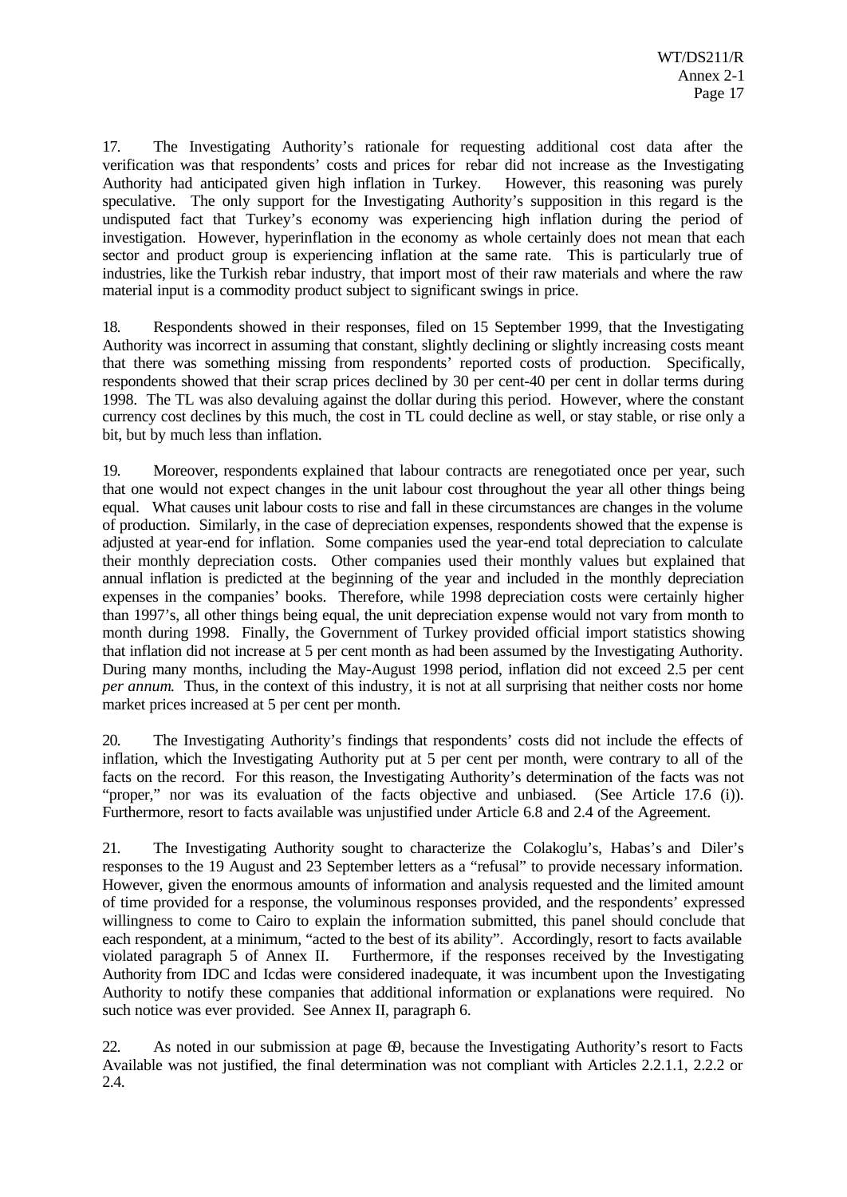17. The Investigating Authority's rationale for requesting additional cost data after the verification was that respondents' costs and prices for rebar did not increase as the Investigating Authority had anticipated given high inflation in Turkey. However, this reasoning was purely speculative. The only support for the Investigating Authority's supposition in this regard is the undisputed fact that Turkey's economy was experiencing high inflation during the period of investigation. However, hyperinflation in the economy as whole certainly does not mean that each sector and product group is experiencing inflation at the same rate. This is particularly true of industries, like the Turkish rebar industry, that import most of their raw materials and where the raw material input is a commodity product subject to significant swings in price.

18. Respondents showed in their responses, filed on 15 September 1999, that the Investigating Authority was incorrect in assuming that constant, slightly declining or slightly increasing costs meant that there was something missing from respondents' reported costs of production. Specifically, respondents showed that their scrap prices declined by 30 per cent-40 per cent in dollar terms during 1998. The TL was also devaluing against the dollar during this period. However, where the constant currency cost declines by this much, the cost in TL could decline as well, or stay stable, or rise only a bit, but by much less than inflation.

19. Moreover, respondents explained that labour contracts are renegotiated once per year, such that one would not expect changes in the unit labour cost throughout the year all other things being equal. What causes unit labour costs to rise and fall in these circumstances are changes in the volume of production. Similarly, in the case of depreciation expenses, respondents showed that the expense is adjusted at year-end for inflation. Some companies used the year-end total depreciation to calculate their monthly depreciation costs. Other companies used their monthly values but explained that annual inflation is predicted at the beginning of the year and included in the monthly depreciation expenses in the companies' books. Therefore, while 1998 depreciation costs were certainly higher than 1997's, all other things being equal, the unit depreciation expense would not vary from month to month during 1998. Finally, the Government of Turkey provided official import statistics showing that inflation did not increase at 5 per cent month as had been assumed by the Investigating Authority. During many months, including the May-August 1998 period, inflation did not exceed 2.5 per cent *per annum*. Thus, in the context of this industry, it is not at all surprising that neither costs nor home market prices increased at 5 per cent per month.

20. The Investigating Authority's findings that respondents' costs did not include the effects of inflation, which the Investigating Authority put at 5 per cent per month, were contrary to all of the facts on the record. For this reason, the Investigating Authority's determination of the facts was not "proper," nor was its evaluation of the facts objective and unbiased. (See Article 17.6 (i)). Furthermore, resort to facts available was unjustified under Article 6.8 and 2.4 of the Agreement.

21. The Investigating Authority sought to characterize the Colakoglu's, Habas's and Diler's responses to the 19 August and 23 September letters as a "refusal" to provide necessary information. However, given the enormous amounts of information and analysis requested and the limited amount of time provided for a response, the voluminous responses provided, and the respondents' expressed willingness to come to Cairo to explain the information submitted, this panel should conclude that each respondent, at a minimum, "acted to the best of its ability". Accordingly, resort to facts available violated paragraph 5 of Annex II. Furthermore, if the responses received by the Investigating Authority from IDC and Icdas were considered inadequate, it was incumbent upon the Investigating Authority to notify these companies that additional information or explanations were required. No such notice was ever provided. See Annex II, paragraph 6.

22. As noted in our submission at page 69, because the Investigating Authority's resort to Facts Available was not justified, the final determination was not compliant with Articles 2.2.1.1, 2.2.2 or 2.4.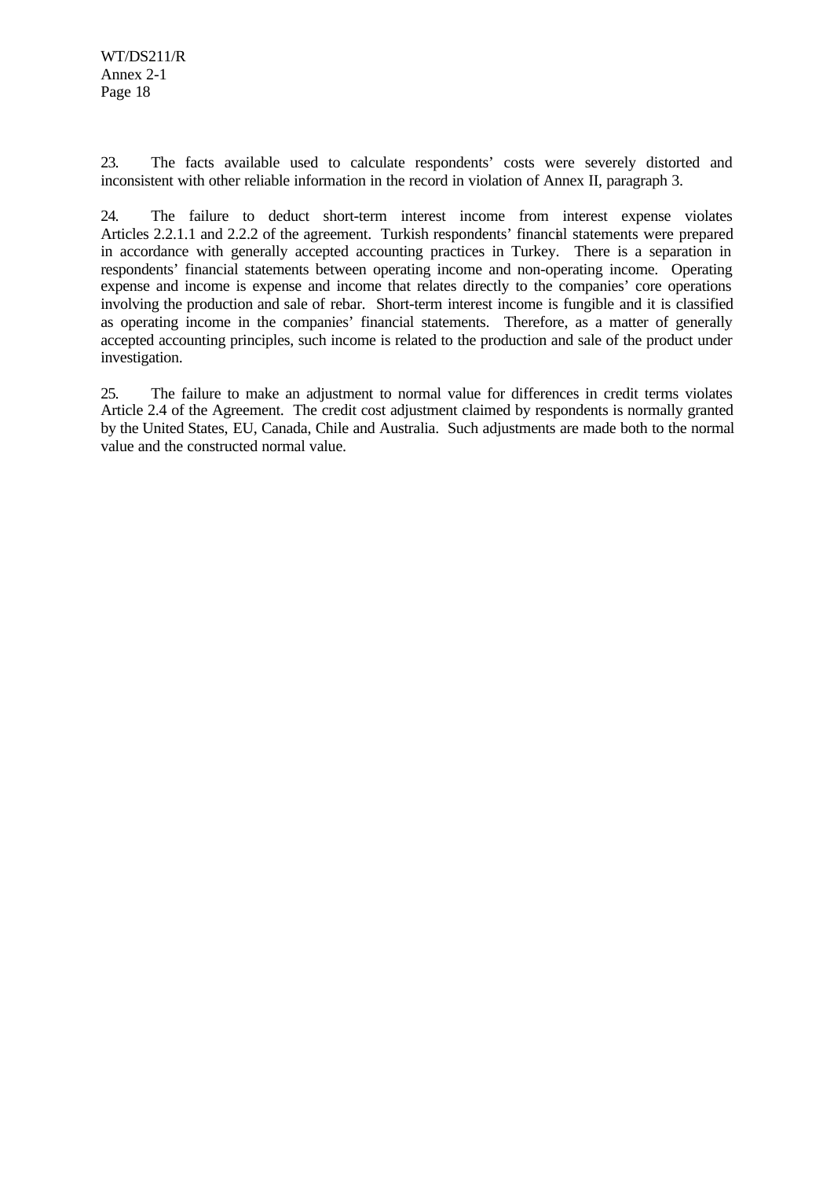23. The facts available used to calculate respondents' costs were severely distorted and inconsistent with other reliable information in the record in violation of Annex II, paragraph 3.

24. The failure to deduct short-term interest income from interest expense violates Articles 2.2.1.1 and 2.2.2 of the agreement. Turkish respondents' financial statements were prepared in accordance with generally accepted accounting practices in Turkey. There is a separation in respondents' financial statements between operating income and non-operating income. Operating expense and income is expense and income that relates directly to the companies' core operations involving the production and sale of rebar. Short-term interest income is fungible and it is classified as operating income in the companies' financial statements. Therefore, as a matter of generally accepted accounting principles, such income is related to the production and sale of the product under investigation.

25. The failure to make an adjustment to normal value for differences in credit terms violates Article 2.4 of the Agreement. The credit cost adjustment claimed by respondents is normally granted by the United States, EU, Canada, Chile and Australia. Such adjustments are made both to the normal value and the constructed normal value.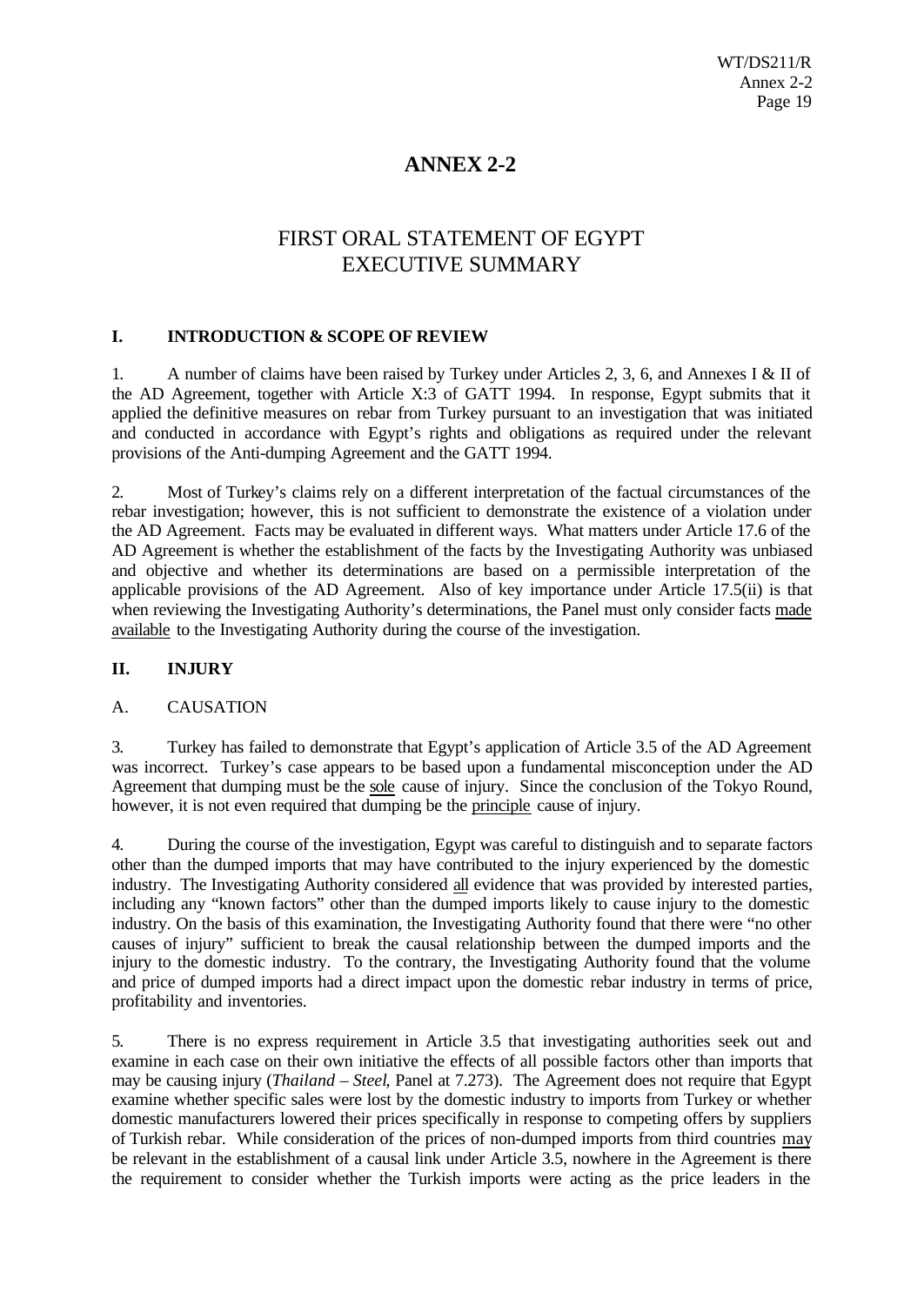# ANNEX 2-2

## FIRST ORAL STATEMENT OF EGYPT
## EXECUTIVE SUMMARY

### I. INTRODUCTION & SCOPE OF REVIEW

1. A number of claims have been raised by Turkey under Articles 2, 3, 6, and Annexes I & II of the AD Agreement, together with Article X:3 of GATT 1994. In response, Egypt submits that it applied the definitive measures on rebar from Turkey pursuant to an investigation that was initiated and conducted in accordance with Egypt's rights and obligations as required under the relevant provisions of the Anti-dumping Agreement and the GATT 1994.

2. Most of Turkey's claims rely on a different interpretation of the factual circumstances of the rebar investigation; however, this is not sufficient to demonstrate the existence of a violation under the AD Agreement. Facts may be evaluated in different ways. What matters under Article 17.6 of the AD Agreement is whether the establishment of the facts by the Investigating Authority was unbiased and objective and whether its determinations are based on a permissible interpretation of the applicable provisions of the AD Agreement. Also of key importance under Article 17.5(ii) is that when reviewing the Investigating Authority's determinations, the Panel must only consider facts made available to the Investigating Authority during the course of the investigation.

### II. INJURY

A. CAUSATION

3. Turkey has failed to demonstrate that Egypt's application of Article 3.5 of the AD Agreement was incorrect. Turkey's case appears to be based upon a fundamental misconception under the AD Agreement that dumping must be the sole cause of injury. Since the conclusion of the Tokyo Round, however, it is not even required that dumping be the principle cause of injury.

4. During the course of the investigation, Egypt was careful to distinguish and to separate factors other than the dumped imports that may have contributed to the injury experienced by the domestic industry. The Investigating Authority considered all evidence that was provided by interested parties, including any "known factors" other than the dumped imports likely to cause injury to the domestic industry. On the basis of this examination, the Investigating Authority found that there were "no other causes of injury" sufficient to break the causal relationship between the dumped imports and the injury to the domestic industry. To the contrary, the Investigating Authority found that the volume and price of dumped imports had a direct impact upon the domestic rebar industry in terms of price, profitability and inventories.

5. There is no express requirement in Article 3.5 that investigating authorities seek out and examine in each case on their own initiative the effects of all possible factors other than imports that may be causing injury (*Thailand – Steel*, Panel at 7.273). The Agreement does not require that Egypt examine whether specific sales were lost by the domestic industry to imports from Turkey or whether domestic manufacturers lowered their prices specifically in response to competing offers by suppliers of Turkish rebar. While consideration of the prices of non-dumped imports from third countries may be relevant in the establishment of a causal link under Article 3.5, nowhere in the Agreement is there the requirement to consider whether the Turkish imports were acting as the price leaders in the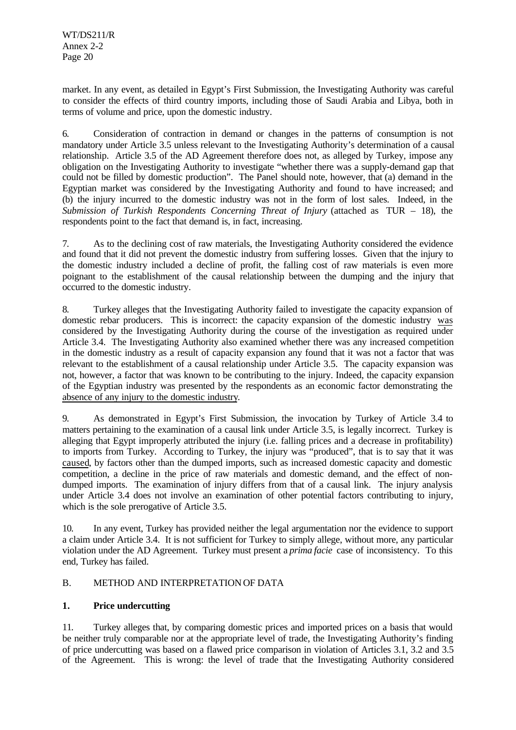market. In any event, as detailed in Egypt's First Submission, the Investigating Authority was careful to consider the effects of third country imports, including those of Saudi Arabia and Libya, both in terms of volume and price, upon the domestic industry.

6. Consideration of contraction in demand or changes in the patterns of consumption is not mandatory under Article 3.5 unless relevant to the Investigating Authority's determination of a causal relationship. Article 3.5 of the AD Agreement therefore does not, as alleged by Turkey, impose any obligation on the Investigating Authority to investigate "whether there was a supply-demand gap that could not be filled by domestic production". The Panel should note, however, that (a) demand in the Egyptian market was considered by the Investigating Authority and found to have increased; and (b) the injury incurred to the domestic industry was not in the form of lost sales. Indeed, in the *Submission of Turkish Respondents Concerning Threat of Injury* (attached as TUR – 18), the respondents point to the fact that demand is, in fact, increasing.

7. As to the declining cost of raw materials, the Investigating Authority considered the evidence and found that it did not prevent the domestic industry from suffering losses. Given that the injury to the domestic industry included a decline of profit, the falling cost of raw materials is even more poignant to the establishment of the causal relationship between the dumping and the injury that occurred to the domestic industry.

8. Turkey alleges that the Investigating Authority failed to investigate the capacity expansion of domestic rebar producers. This is incorrect: the capacity expansion of the domestic industry was considered by the Investigating Authority during the course of the investigation as required under Article 3.4. The Investigating Authority also examined whether there was any increased competition in the domestic industry as a result of capacity expansion any found that it was not a factor that was relevant to the establishment of a causal relationship under Article 3.5. The capacity expansion was not, however, a factor that was known to be contributing to the injury. Indeed, the capacity expansion of the Egyptian industry was presented by the respondents as an economic factor demonstrating the absence of any injury to the domestic industry.

9. As demonstrated in Egypt's First Submission, the invocation by Turkey of Article 3.4 to matters pertaining to the examination of a causal link under Article 3.5, is legally incorrect. Turkey is alleging that Egypt improperly attributed the injury (i.e. falling prices and a decrease in profitability) to imports from Turkey. According to Turkey, the injury was "produced", that is to say that it was caused, by factors other than the dumped imports, such as increased domestic capacity and domestic competition, a decline in the price of raw materials and domestic demand, and the effect of non-dumped imports. The examination of injury differs from that of a causal link. The injury analysis under Article 3.4 does not involve an examination of other potential factors contributing to injury, which is the sole prerogative of Article 3.5.

10. In any event, Turkey has provided neither the legal argumentation nor the evidence to support a claim under Article 3.4. It is not sufficient for Turkey to simply allege, without more, any particular violation under the AD Agreement. Turkey must present a *prima facie* case of inconsistency. To this end, Turkey has failed.

## B. METHOD AND INTERPRETATION OF DATA

### 1. Price undercutting

11. Turkey alleges that, by comparing domestic prices and imported prices on a basis that would be neither truly comparable nor at the appropriate level of trade, the Investigating Authority's finding of price undercutting was based on a flawed price comparison in violation of Articles 3.1, 3.2 and 3.5 of the Agreement. This is wrong: the level of trade that the Investigating Authority considered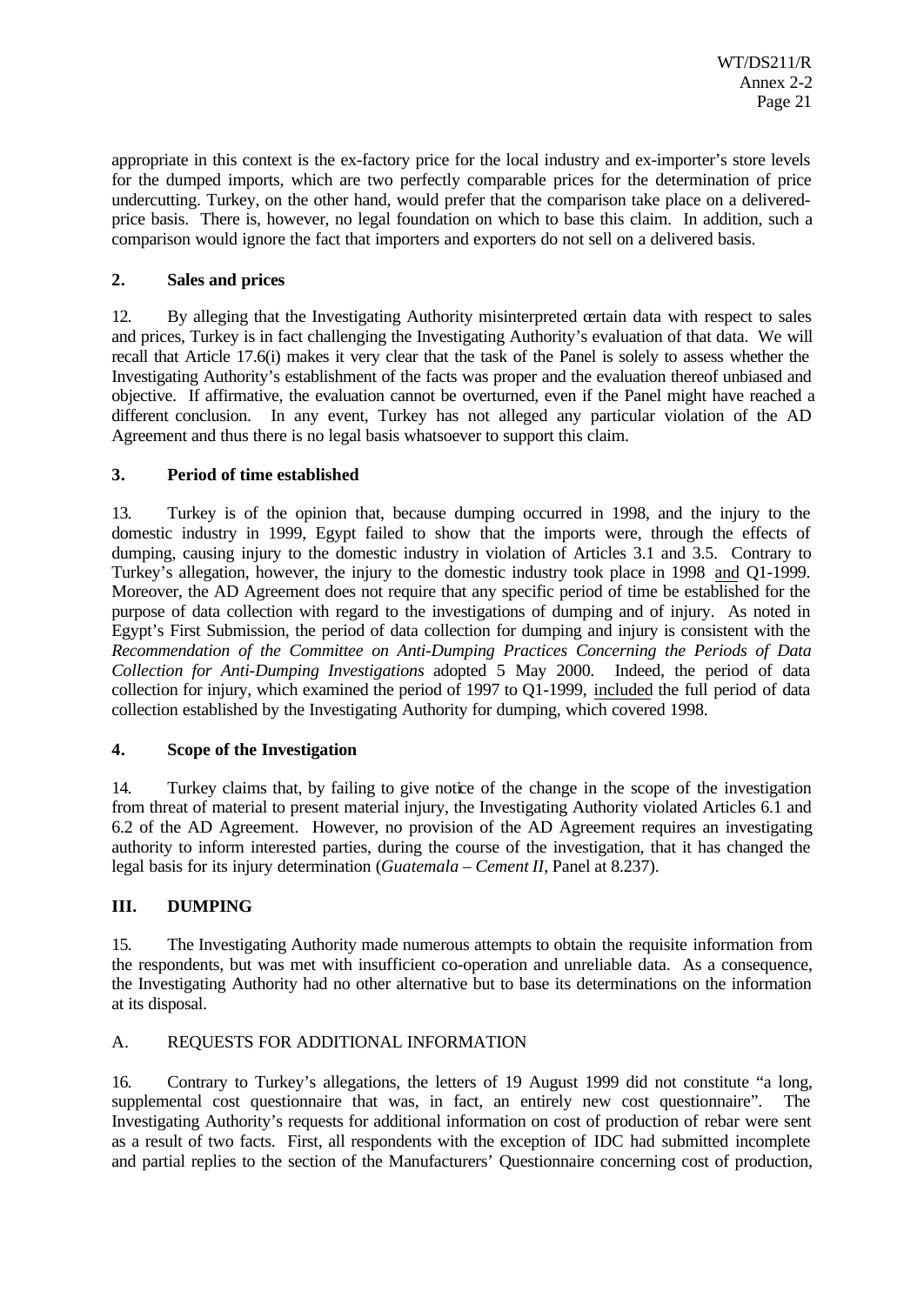appropriate in this context is the ex-factory price for the local industry and ex-importer's store levels for the dumped imports, which are two perfectly comparable prices for the determination of price undercutting. Turkey, on the other hand, would prefer that the comparison take place on a delivered-price basis. There is, however, no legal foundation on which to base this claim. In addition, such a comparison would ignore the fact that importers and exporters do not sell on a delivered basis.

### 2. Sales and prices

12. By alleging that the Investigating Authority misinterpreted certain data with respect to sales and prices, Turkey is in fact challenging the Investigating Authority's evaluation of that data. We will recall that Article 17.6(i) makes it very clear that the task of the Panel is solely to assess whether the Investigating Authority's establishment of the facts was proper and the evaluation thereof unbiased and objective. If affirmative, the evaluation cannot be overturned, even if the Panel might have reached a different conclusion. In any event, Turkey has not alleged any particular violation of the AD Agreement and thus there is no legal basis whatsoever to support this claim.

### 3. Period of time established

13. Turkey is of the opinion that, because dumping occurred in 1998, and the injury to the domestic industry in 1999, Egypt failed to show that the imports were, through the effects of dumping, causing injury to the domestic industry in violation of Articles 3.1 and 3.5. Contrary to Turkey's allegation, however, the injury to the domestic industry took place in 1998 <u>and</u> Q1-1999. Moreover, the AD Agreement does not require that any specific period of time be established for the purpose of data collection with regard to the investigations of dumping and of injury. As noted in Egypt's First Submission, the period of data collection for dumping and injury is consistent with the *Recommendation of the Committee on Anti-Dumping Practices Concerning the Periods of Data Collection for Anti-Dumping Investigations* adopted 5 May 2000. Indeed, the period of data collection for injury, which examined the period of 1997 to Q1-1999, <u>included</u> the full period of data collection established by the Investigating Authority for dumping, which covered 1998.

### 4. Scope of the Investigation

14. Turkey claims that, by failing to give notice of the change in the scope of the investigation from threat of material to present material injury, the Investigating Authority violated Articles 6.1 and 6.2 of the AD Agreement. However, no provision of the AD Agreement requires an investigating authority to inform interested parties, during the course of the investigation, that it has changed the legal basis for its injury determination (*Guatemala – Cement II*, Panel at 8.237).

## III. DUMPING

15. The Investigating Authority made numerous attempts to obtain the requisite information from the respondents, but was met with insufficient co-operation and unreliable data. As a consequence, the Investigating Authority had no other alternative but to base its determinations on the information at its disposal.

### A. REQUESTS FOR ADDITIONAL INFORMATION

16. Contrary to Turkey's allegations, the letters of 19 August 1999 did not constitute "a long, supplemental cost questionnaire that was, in fact, an entirely new cost questionnaire". The Investigating Authority's requests for additional information on cost of production of rebar were sent as a result of two facts. First, all respondents with the exception of IDC had submitted incomplete and partial replies to the section of the Manufacturers' Questionnaire concerning cost of production,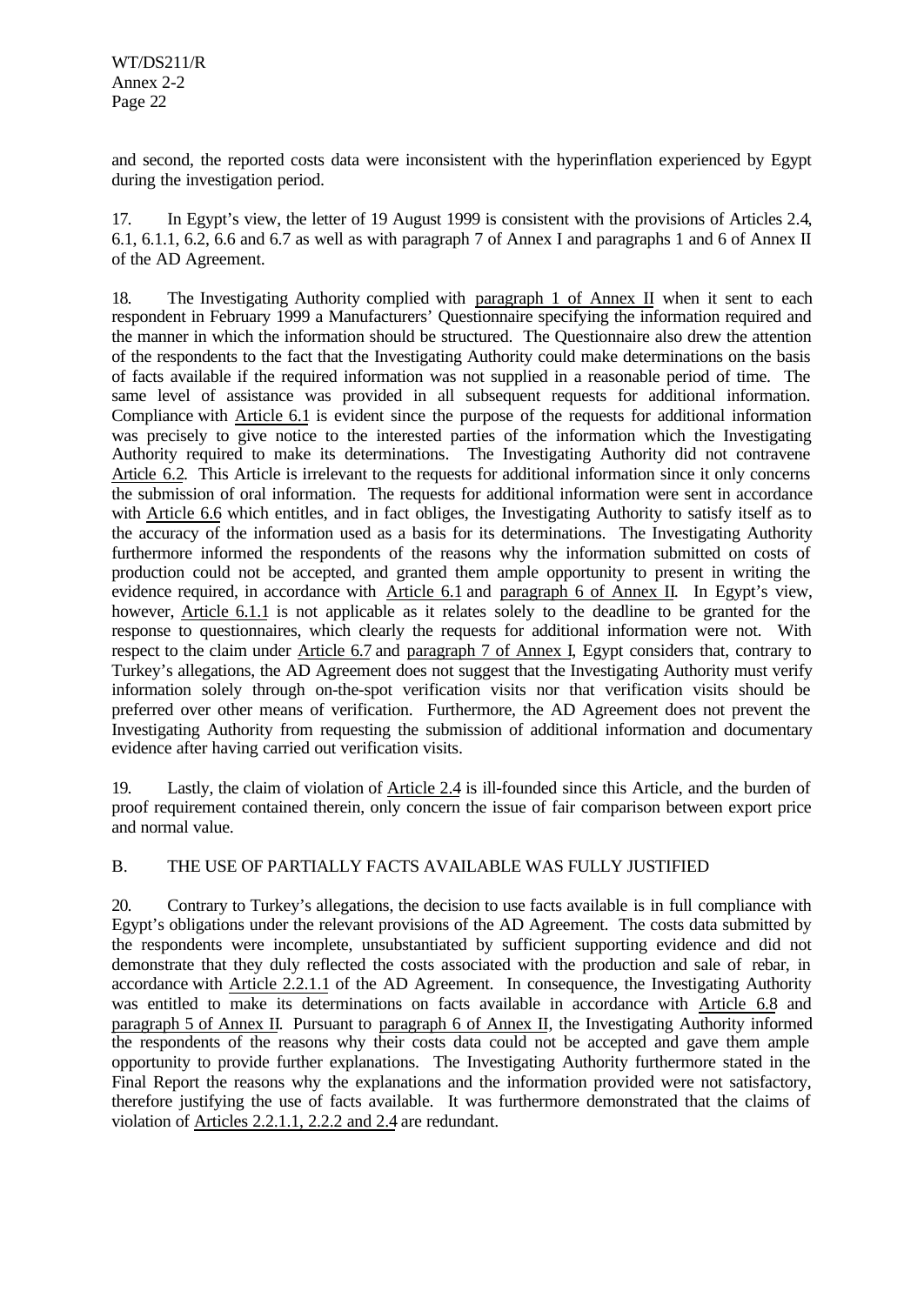and second, the reported costs data were inconsistent with the hyperinflation experienced by Egypt during the investigation period.

17. In Egypt's view, the letter of 19 August 1999 is consistent with the provisions of Articles 2.4, 6.1, 6.1.1, 6.2, 6.6 and 6.7 as well as with paragraph 7 of Annex I and paragraphs 1 and 6 of Annex II of the AD Agreement.

18. The Investigating Authority complied with paragraph 1 of Annex II when it sent to each respondent in February 1999 a Manufacturers' Questionnaire specifying the information required and the manner in which the information should be structured. The Questionnaire also drew the attention of the respondents to the fact that the Investigating Authority could make determinations on the basis of facts available if the required information was not supplied in a reasonable period of time. The same level of assistance was provided in all subsequent requests for additional information. Compliance with Article 6.1 is evident since the purpose of the requests for additional information was precisely to give notice to the interested parties of the information which the Investigating Authority required to make its determinations. The Investigating Authority did not contravene Article 6.2. This Article is irrelevant to the requests for additional information since it only concerns the submission of oral information. The requests for additional information were sent in accordance with Article 6.6 which entitles, and in fact obliges, the Investigating Authority to satisfy itself as to the accuracy of the information used as a basis for its determinations. The Investigating Authority furthermore informed the respondents of the reasons why the information submitted on costs of production could not be accepted, and granted them ample opportunity to present in writing the evidence required, in accordance with Article 6.1 and paragraph 6 of Annex II. In Egypt's view, however, Article 6.1.1 is not applicable as it relates solely to the deadline to be granted for the response to questionnaires, which clearly the requests for additional information were not. With respect to the claim under Article 6.7 and paragraph 7 of Annex I, Egypt considers that, contrary to Turkey's allegations, the AD Agreement does not suggest that the Investigating Authority must verify information solely through on-the-spot verification visits nor that verification visits should be preferred over other means of verification. Furthermore, the AD Agreement does not prevent the Investigating Authority from requesting the submission of additional information and documentary evidence after having carried out verification visits.

19. Lastly, the claim of violation of Article 2.4 is ill-founded since this Article, and the burden of proof requirement contained therein, only concern the issue of fair comparison between export price and normal value.

## B. THE USE OF PARTIALLY FACTS AVAILABLE WAS FULLY JUSTIFIED

20. Contrary to Turkey's allegations, the decision to use facts available is in full compliance with Egypt's obligations under the relevant provisions of the AD Agreement. The costs data submitted by the respondents were incomplete, unsubstantiated by sufficient supporting evidence and did not demonstrate that they duly reflected the costs associated with the production and sale of rebar, in accordance with Article 2.2.1.1 of the AD Agreement. In consequence, the Investigating Authority was entitled to make its determinations on facts available in accordance with Article 6.8 and paragraph 5 of Annex II. Pursuant to paragraph 6 of Annex II, the Investigating Authority informed the respondents of the reasons why their costs data could not be accepted and gave them ample opportunity to provide further explanations. The Investigating Authority furthermore stated in the Final Report the reasons why the explanations and the information provided were not satisfactory, therefore justifying the use of facts available. It was furthermore demonstrated that the claims of violation of Articles 2.2.1.1, 2.2.2 and 2.4 are redundant.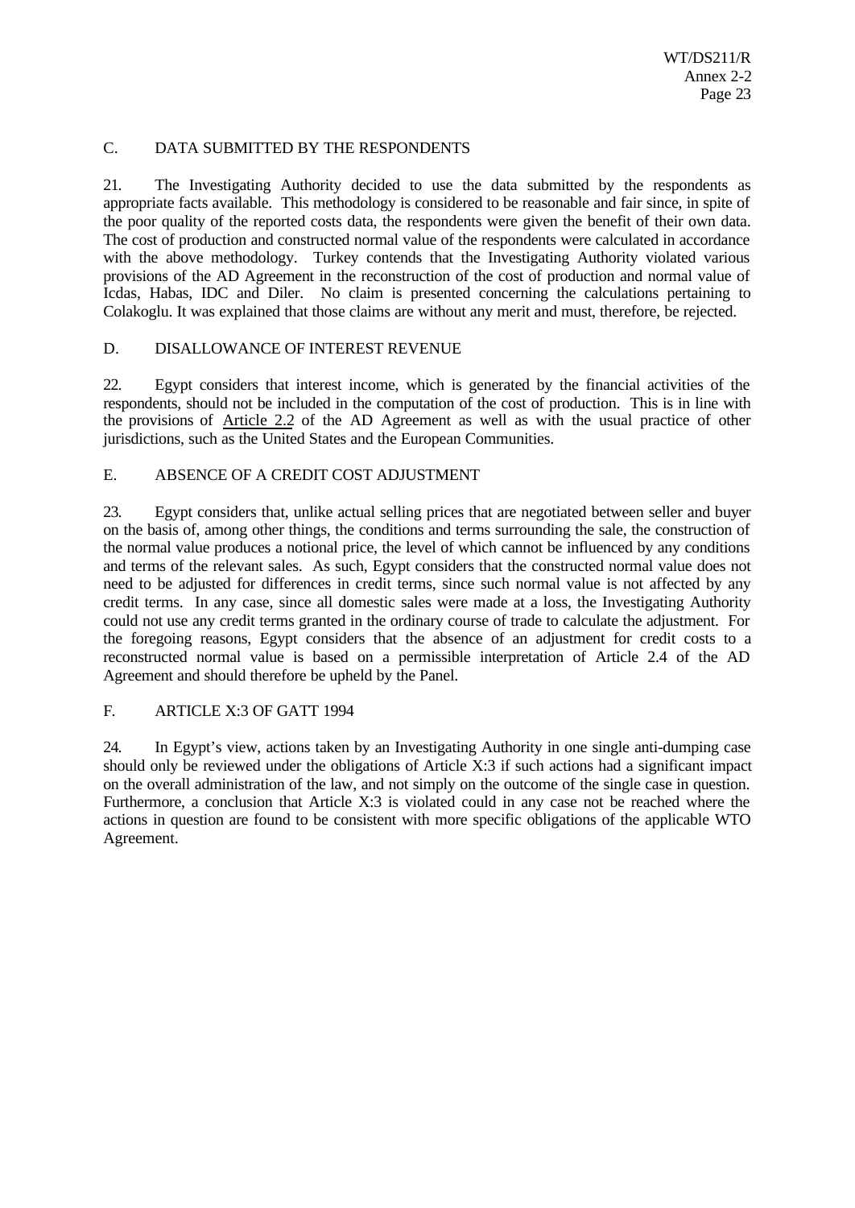## C. DATA SUBMITTED BY THE RESPONDENTS

21. The Investigating Authority decided to use the data submitted by the respondents as appropriate facts available. This methodology is considered to be reasonable and fair since, in spite of the poor quality of the reported costs data, the respondents were given the benefit of their own data. The cost of production and constructed normal value of the respondents were calculated in accordance with the above methodology. Turkey contends that the Investigating Authority violated various provisions of the AD Agreement in the reconstruction of the cost of production and normal value of Icdas, Habas, IDC and Diler. No claim is presented concerning the calculations pertaining to Colakoglu. It was explained that those claims are without any merit and must, therefore, be rejected.

## D. DISALLOWANCE OF INTEREST REVENUE

22. Egypt considers that interest income, which is generated by the financial activities of the respondents, should not be included in the computation of the cost of production. This is in line with the provisions of Article 2.2 of the AD Agreement as well as with the usual practice of other jurisdictions, such as the United States and the European Communities.

## E. ABSENCE OF A CREDIT COST ADJUSTMENT

23. Egypt considers that, unlike actual selling prices that are negotiated between seller and buyer on the basis of, among other things, the conditions and terms surrounding the sale, the construction of the normal value produces a notional price, the level of which cannot be influenced by any conditions and terms of the relevant sales. As such, Egypt considers that the constructed normal value does not need to be adjusted for differences in credit terms, since such normal value is not affected by any credit terms. In any case, since all domestic sales were made at a loss, the Investigating Authority could not use any credit terms granted in the ordinary course of trade to calculate the adjustment. For the foregoing reasons, Egypt considers that the absence of an adjustment for credit costs to a reconstructed normal value is based on a permissible interpretation of Article 2.4 of the AD Agreement and should therefore be upheld by the Panel.

## F. ARTICLE X:3 OF GATT 1994

24. In Egypt's view, actions taken by an Investigating Authority in one single anti-dumping case should only be reviewed under the obligations of Article X:3 if such actions had a significant impact on the overall administration of the law, and not simply on the outcome of the single case in question. Furthermore, a conclusion that Article X:3 is violated could in any case not be reached where the actions in question are found to be consistent with more specific obligations of the applicable WTO Agreement.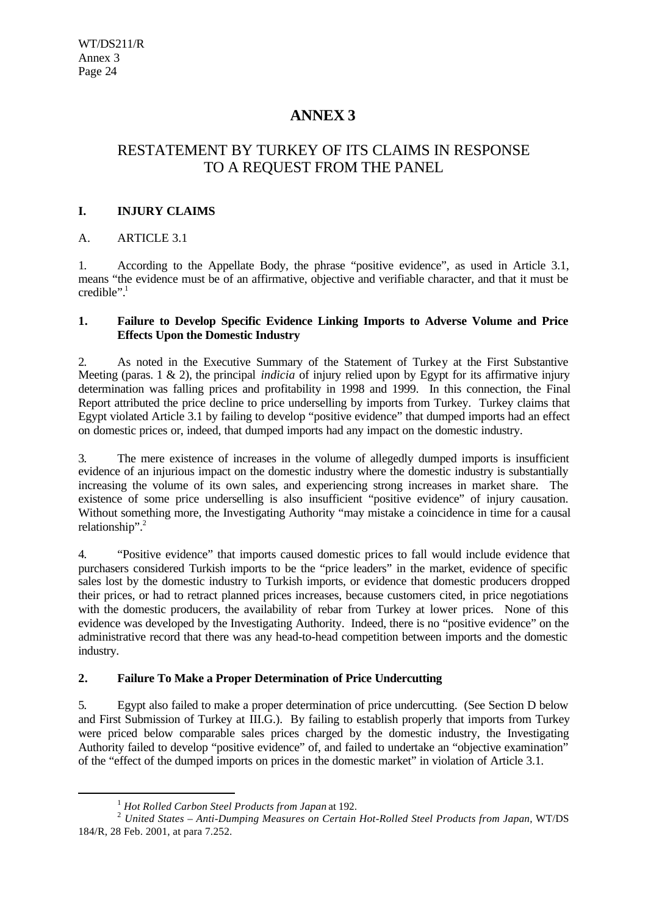# ANNEX 3

## RESTATEMENT BY TURKEY OF ITS CLAIMS IN RESPONSE TO A REQUEST FROM THE PANEL

### I. INJURY CLAIMS

A. ARTICLE 3.1

1. According to the Appellate Body, the phrase "positive evidence", as used in Article 3.1, means "the evidence must be of an affirmative, objective and verifiable character, and that it must be credible".[1]

#### 1. Failure to Develop Specific Evidence Linking Imports to Adverse Volume and Price Effects Upon the Domestic Industry

2. As noted in the Executive Summary of the Statement of Turkey at the First Substantive Meeting (paras. 1 & 2), the principal *indicia* of injury relied upon by Egypt for its affirmative injury determination was falling prices and profitability in 1998 and 1999. In this connection, the Final Report attributed the price decline to price underselling by imports from Turkey. Turkey claims that Egypt violated Article 3.1 by failing to develop "positive evidence" that dumped imports had an effect on domestic prices or, indeed, that dumped imports had any impact on the domestic industry.

3. The mere existence of increases in the volume of allegedly dumped imports is insufficient evidence of an injurious impact on the domestic industry where the domestic industry is substantially increasing the volume of its own sales, and experiencing strong increases in market share. The existence of some price underselling is also insufficient "positive evidence" of injury causation. Without something more, the Investigating Authority "may mistake a coincidence in time for a causal relationship".[2]

4. "Positive evidence" that imports caused domestic prices to fall would include evidence that purchasers considered Turkish imports to be the "price leaders" in the market, evidence of specific sales lost by the domestic industry to Turkish imports, or evidence that domestic producers dropped their prices, or had to retract planned prices increases, because customers cited, in price negotiations with the domestic producers, the availability of rebar from Turkey at lower prices. None of this evidence was developed by the Investigating Authority. Indeed, there is no "positive evidence" on the administrative record that there was any head-to-head competition between imports and the domestic industry.

#### 2. Failure To Make a Proper Determination of Price Undercutting

5. Egypt also failed to make a proper determination of price undercutting. (See Section D below and First Submission of Turkey at III.G.). By failing to establish properly that imports from Turkey were priced below comparable sales prices charged by the domestic industry, the Investigating Authority failed to develop "positive evidence" of, and failed to undertake an "objective examination" of the "effect of the dumped imports on prices in the domestic market" in violation of Article 3.1.

---

[1] *Hot Rolled Carbon Steel Products from Japan* at 192.

[2] *United States – Anti-Dumping Measures on Certain Hot-Rolled Steel Products from Japan*, WT/DS 184/R, 28 Feb. 2001, at para 7.252.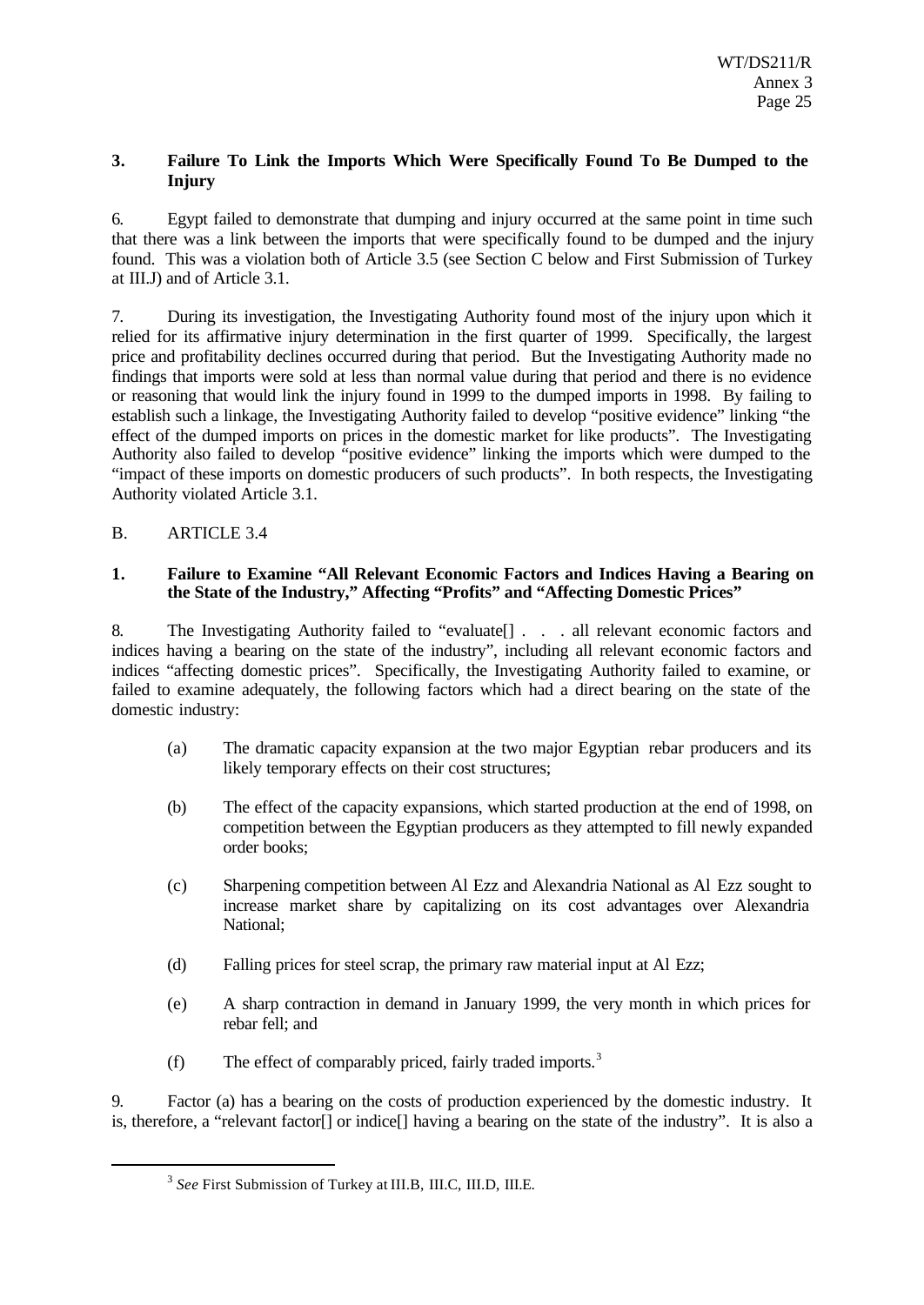### 3. Failure To Link the Imports Which Were Specifically Found To Be Dumped to the Injury

6. Egypt failed to demonstrate that dumping and injury occurred at the same point in time such that there was a link between the imports that were specifically found to be dumped and the injury found. This was a violation both of Article 3.5 (see Section C below and First Submission of Turkey at III.J) and of Article 3.1.

7. During its investigation, the Investigating Authority found most of the injury upon which it relied for its affirmative injury determination in the first quarter of 1999. Specifically, the largest price and profitability declines occurred during that period. But the Investigating Authority made no findings that imports were sold at less than normal value during that period and there is no evidence or reasoning that would link the injury found in 1999 to the dumped imports in 1998. By failing to establish such a linkage, the Investigating Authority failed to develop "positive evidence" linking "the effect of the dumped imports on prices in the domestic market for like products". The Investigating Authority also failed to develop "positive evidence" linking the imports which were dumped to the "impact of these imports on domestic producers of such products". In both respects, the Investigating Authority violated Article 3.1.

## B. ARTICLE 3.4

### 1. Failure to Examine "All Relevant Economic Factors and Indices Having a Bearing on the State of the Industry," Affecting "Profits" and "Affecting Domestic Prices"

8. The Investigating Authority failed to "evaluate[] . . . all relevant economic factors and indices having a bearing on the state of the industry", including all relevant economic factors and indices "affecting domestic prices". Specifically, the Investigating Authority failed to examine, or failed to examine adequately, the following factors which had a direct bearing on the state of the domestic industry:

(a) The dramatic capacity expansion at the two major Egyptian rebar producers and its likely temporary effects on their cost structures;

(b) The effect of the capacity expansions, which started production at the end of 1998, on competition between the Egyptian producers as they attempted to fill newly expanded order books;

(c) Sharpening competition between Al Ezz and Alexandria National as Al Ezz sought to increase market share by capitalizing on its cost advantages over Alexandria National;

(d) Falling prices for steel scrap, the primary raw material input at Al Ezz;

(e) A sharp contraction in demand in January 1999, the very month in which prices for rebar fell; and

(f) The effect of comparably priced, fairly traded imports.[3]

9. Factor (a) has a bearing on the costs of production experienced by the domestic industry. It is, therefore, a "relevant factor[] or indice[] having a bearing on the state of the industry". It is also a

[3] *See* First Submission of Turkey at III.B, III.C, III.D, III.E.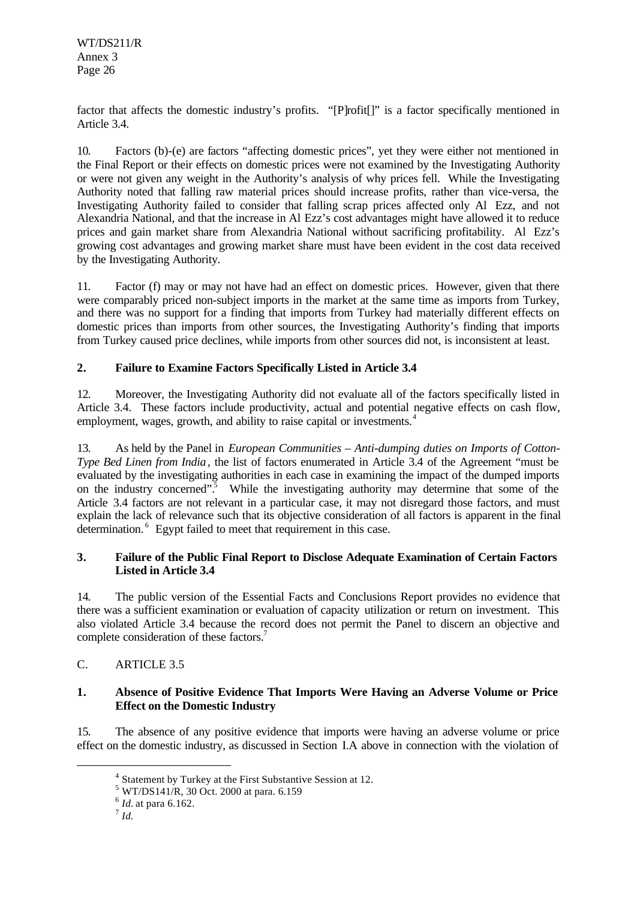factor that affects the domestic industry's profits. "[P]rofit[]" is a factor specifically mentioned in Article 3.4.

10. Factors (b)-(e) are factors "affecting domestic prices", yet they were either not mentioned in the Final Report or their effects on domestic prices were not examined by the Investigating Authority or were not given any weight in the Authority's analysis of why prices fell. While the Investigating Authority noted that falling raw material prices should increase profits, rather than vice-versa, the Investigating Authority failed to consider that falling scrap prices affected only Al Ezz, and not Alexandria National, and that the increase in Al Ezz's cost advantages might have allowed it to reduce prices and gain market share from Alexandria National without sacrificing profitability. Al Ezz's growing cost advantages and growing market share must have been evident in the cost data received by the Investigating Authority.

11. Factor (f) may or may not have had an effect on domestic prices. However, given that there were comparably priced non-subject imports in the market at the same time as imports from Turkey, and there was no support for a finding that imports from Turkey had materially different effects on domestic prices than imports from other sources, the Investigating Authority's finding that imports from Turkey caused price declines, while imports from other sources did not, is inconsistent at least.

### 2. Failure to Examine Factors Specifically Listed in Article 3.4

12. Moreover, the Investigating Authority did not evaluate all of the factors specifically listed in Article 3.4. These factors include productivity, actual and potential negative effects on cash flow, employment, wages, growth, and ability to raise capital or investments.[4]

13. As held by the Panel in *European Communities – Anti-dumping duties on Imports of Cotton-Type Bed Linen from India*, the list of factors enumerated in Article 3.4 of the Agreement "must be evaluated by the investigating authorities in each case in examining the impact of the dumped imports on the industry concerned".[5] While the investigating authority may determine that some of the Article 3.4 factors are not relevant in a particular case, it may not disregard those factors, and must explain the lack of relevance such that its objective consideration of all factors is apparent in the final determination.[6] Egypt failed to meet that requirement in this case.

### 3. Failure of the Public Final Report to Disclose Adequate Examination of Certain Factors Listed in Article 3.4

14. The public version of the Essential Facts and Conclusions Report provides no evidence that there was a sufficient examination or evaluation of capacity utilization or return on investment. This also violated Article 3.4 because the record does not permit the Panel to discern an objective and complete consideration of these factors.[7]

## C. ARTICLE 3.5

### 1. Absence of Positive Evidence That Imports Were Having an Adverse Volume or Price Effect on the Domestic Industry

15. The absence of any positive evidence that imports were having an adverse volume or price effect on the domestic industry, as discussed in Section I.A above in connection with the violation of

---

[4] Statement by Turkey at the First Substantive Session at 12.

[5] WT/DS141/R, 30 Oct. 2000 at para. 6.159

[6] *Id.* at para 6.162.

[7] *Id.*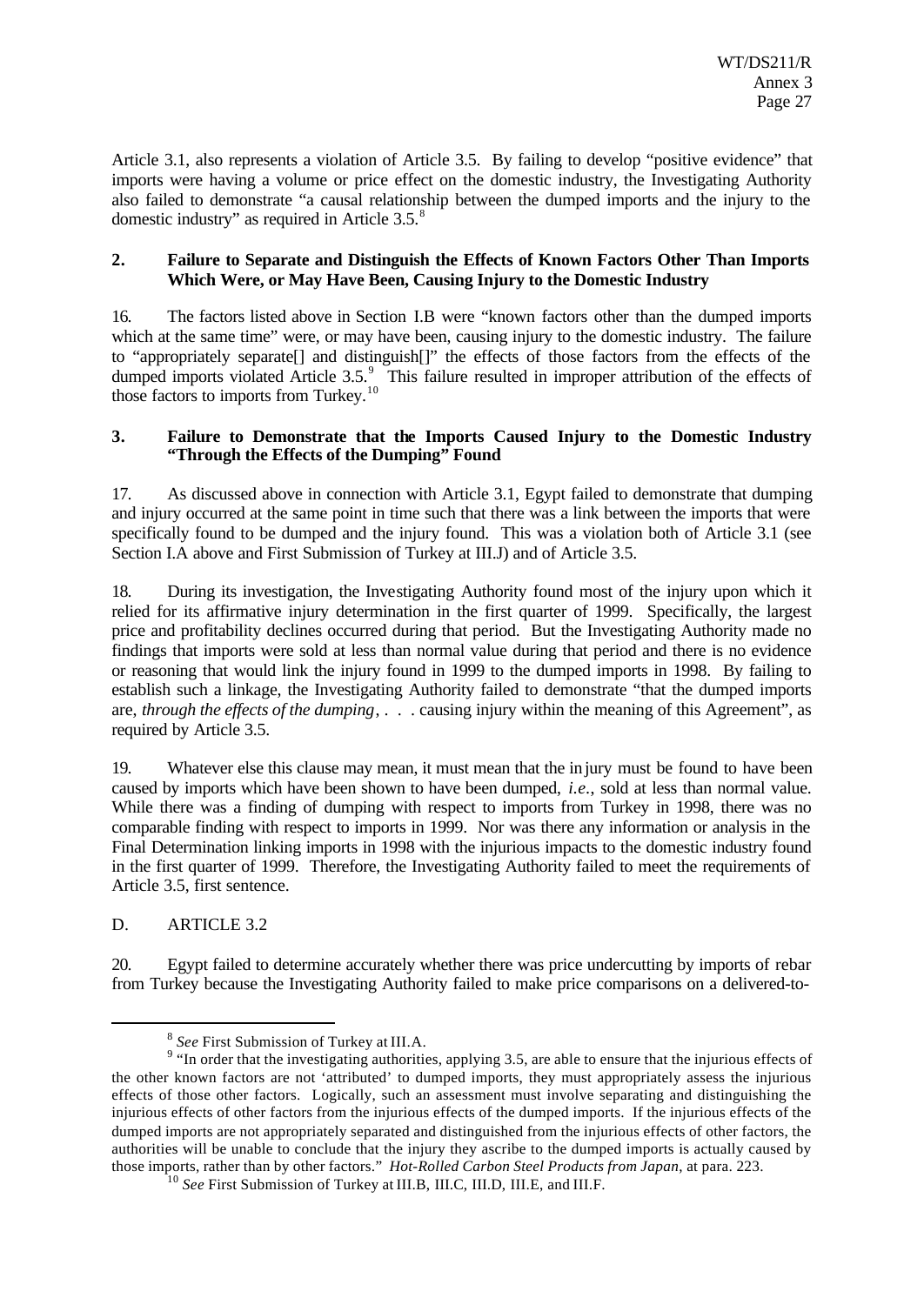Article 3.1, also represents a violation of Article 3.5. By failing to develop "positive evidence" that imports were having a volume or price effect on the domestic industry, the Investigating Authority also failed to demonstrate "a causal relationship between the dumped imports and the injury to the domestic industry" as required in Article 3.5.[8]

### 2. Failure to Separate and Distinguish the Effects of Known Factors Other Than Imports Which Were, or May Have Been, Causing Injury to the Domestic Industry

16. The factors listed above in Section I.B were "known factors other than the dumped imports which at the same time" were, or may have been, causing injury to the domestic industry. The failure to "appropriately separate[] and distinguish[]" the effects of those factors from the effects of the dumped imports violated Article 3.5.[9] This failure resulted in improper attribution of the effects of those factors to imports from Turkey.[10]

### 3. Failure to Demonstrate that the Imports Caused Injury to the Domestic Industry "Through the Effects of the Dumping" Found

17. As discussed above in connection with Article 3.1, Egypt failed to demonstrate that dumping and injury occurred at the same point in time such that there was a link between the imports that were specifically found to be dumped and the injury found. This was a violation both of Article 3.1 (see Section I.A above and First Submission of Turkey at III.J) and of Article 3.5.

18. During its investigation, the Investigating Authority found most of the injury upon which it relied for its affirmative injury determination in the first quarter of 1999. Specifically, the largest price and profitability declines occurred during that period. But the Investigating Authority made no findings that imports were sold at less than normal value during that period and there is no evidence or reasoning that would link the injury found in 1999 to the dumped imports in 1998. By failing to establish such a linkage, the Investigating Authority failed to demonstrate "that the dumped imports are, *through the effects of the dumping*, . . . causing injury within the meaning of this Agreement", as required by Article 3.5.

19. Whatever else this clause may mean, it must mean that the injury must be found to have been caused by imports which have been shown to have been dumped, *i.e.*, sold at less than normal value. While there was a finding of dumping with respect to imports from Turkey in 1998, there was no comparable finding with respect to imports in 1999. Nor was there any information or analysis in the Final Determination linking imports in 1998 with the injurious impacts to the domestic industry found in the first quarter of 1999. Therefore, the Investigating Authority failed to meet the requirements of Article 3.5, first sentence.

## D. ARTICLE 3.2

20. Egypt failed to determine accurately whether there was price undercutting by imports of rebar from Turkey because the Investigating Authority failed to make price comparisons on a delivered-to-

---

[8] *See* First Submission of Turkey at III.A.

[9] "In order that the investigating authorities, applying 3.5, are able to ensure that the injurious effects of the other known factors are not 'attributed' to dumped imports, they must appropriately assess the injurious effects of those other factors. Logically, such an assessment must involve separating and distinguishing the injurious effects of other factors from the injurious effects of the dumped imports. If the injurious effects of the dumped imports are not appropriately separated and distinguished from the injurious effects of other factors, the authorities will be unable to conclude that the injury they ascribe to the dumped imports is actually caused by those imports, rather than by other factors." *Hot-Rolled Carbon Steel Products from Japan*, at para. 223.

[10] *See* First Submission of Turkey at III.B, III.C, III.D, III.E, and III.F.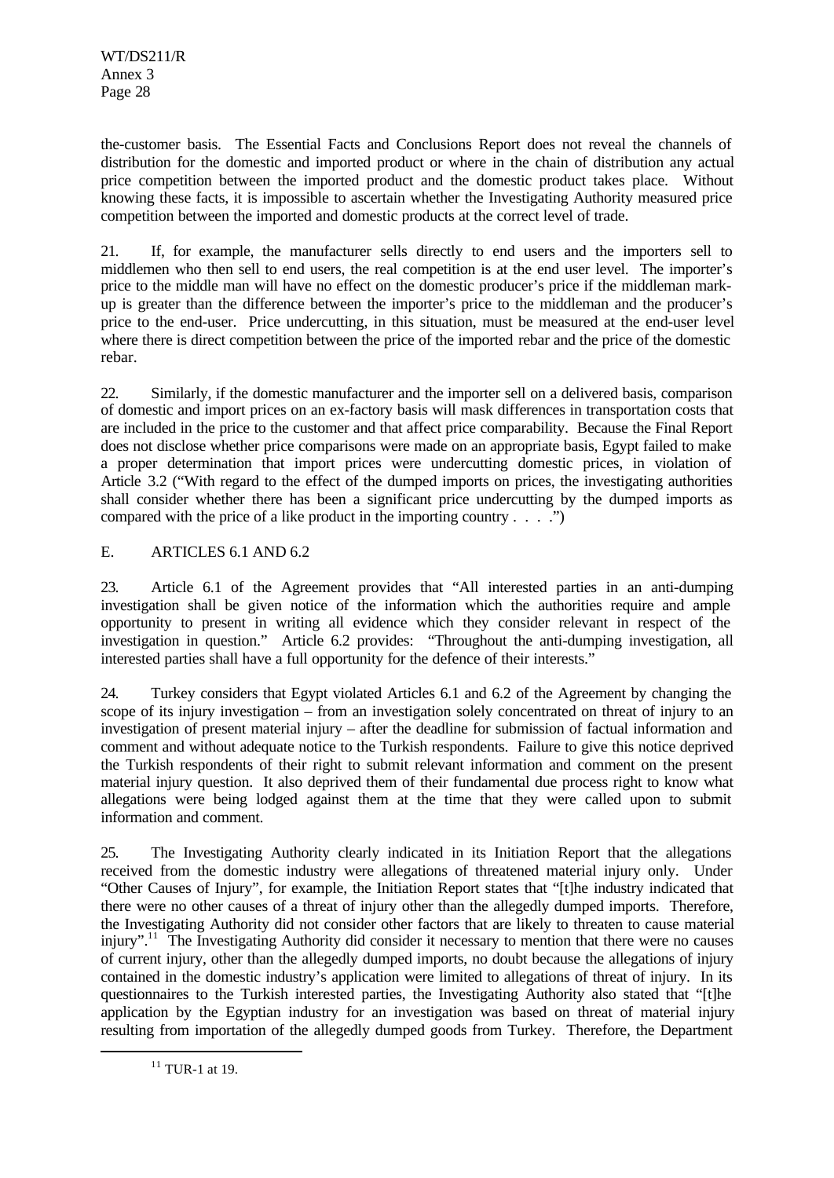the-customer basis. The Essential Facts and Conclusions Report does not reveal the channels of distribution for the domestic and imported product or where in the chain of distribution any actual price competition between the imported product and the domestic product takes place. Without knowing these facts, it is impossible to ascertain whether the Investigating Authority measured price competition between the imported and domestic products at the correct level of trade.

21. If, for example, the manufacturer sells directly to end users and the importers sell to middlemen who then sell to end users, the real competition is at the end user level. The importer's price to the middle man will have no effect on the domestic producer's price if the middleman mark-up is greater than the difference between the importer's price to the middleman and the producer's price to the end-user. Price undercutting, in this situation, must be measured at the end-user level where there is direct competition between the price of the imported rebar and the price of the domestic rebar.

22. Similarly, if the domestic manufacturer and the importer sell on a delivered basis, comparison of domestic and import prices on an ex-factory basis will mask differences in transportation costs that are included in the price to the customer and that affect price comparability. Because the Final Report does not disclose whether price comparisons were made on an appropriate basis, Egypt failed to make a proper determination that import prices were undercutting domestic prices, in violation of Article 3.2 ("With regard to the effect of the dumped imports on prices, the investigating authorities shall consider whether there has been a significant price undercutting by the dumped imports as compared with the price of a like product in the importing country . . . .")

## E. ARTICLES 6.1 AND 6.2

23. Article 6.1 of the Agreement provides that "All interested parties in an anti-dumping investigation shall be given notice of the information which the authorities require and ample opportunity to present in writing all evidence which they consider relevant in respect of the investigation in question." Article 6.2 provides: "Throughout the anti-dumping investigation, all interested parties shall have a full opportunity for the defence of their interests."

24. Turkey considers that Egypt violated Articles 6.1 and 6.2 of the Agreement by changing the scope of its injury investigation – from an investigation solely concentrated on threat of injury to an investigation of present material injury – after the deadline for submission of factual information and comment and without adequate notice to the Turkish respondents. Failure to give this notice deprived the Turkish respondents of their right to submit relevant information and comment on the present material injury question. It also deprived them of their fundamental due process right to know what allegations were being lodged against them at the time that they were called upon to submit information and comment.

25. The Investigating Authority clearly indicated in its Initiation Report that the allegations received from the domestic industry were allegations of threatened material injury only. Under "Other Causes of Injury", for example, the Initiation Report states that "[t]he industry indicated that there were no other causes of a threat of injury other than the allegedly dumped imports. Therefore, the Investigating Authority did not consider other factors that are likely to threaten to cause material injury".[11] The Investigating Authority did consider it necessary to mention that there were no causes of current injury, other than the allegedly dumped imports, no doubt because the allegations of injury contained in the domestic industry's application were limited to allegations of threat of injury. In its questionnaires to the Turkish interested parties, the Investigating Authority also stated that "[t]he application by the Egyptian industry for an investigation was based on threat of material injury resulting from importation of the allegedly dumped goods from Turkey. Therefore, the Department

---

[11] TUR-1 at 19.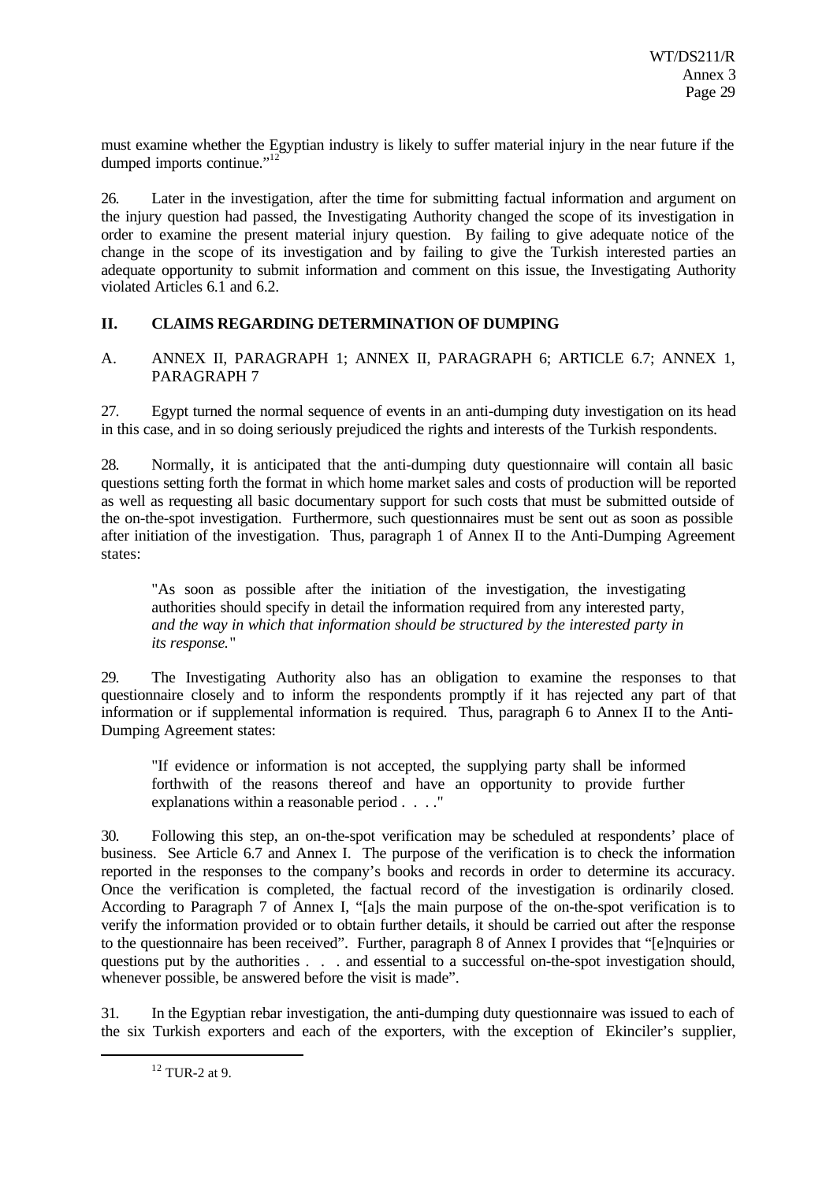must examine whether the Egyptian industry is likely to suffer material injury in the near future if the dumped imports continue."[12]

26. Later in the investigation, after the time for submitting factual information and argument on the injury question had passed, the Investigating Authority changed the scope of its investigation in order to examine the present material injury question. By failing to give adequate notice of the change in the scope of its investigation and by failing to give the Turkish interested parties an adequate opportunity to submit information and comment on this issue, the Investigating Authority violated Articles 6.1 and 6.2.

## II. CLAIMS REGARDING DETERMINATION OF DUMPING

### A. ANNEX II, PARAGRAPH 1; ANNEX II, PARAGRAPH 6; ARTICLE 6.7; ANNEX 1, PARAGRAPH 7

27. Egypt turned the normal sequence of events in an anti-dumping duty investigation on its head in this case, and in so doing seriously prejudiced the rights and interests of the Turkish respondents.

28. Normally, it is anticipated that the anti-dumping duty questionnaire will contain all basic questions setting forth the format in which home market sales and costs of production will be reported as well as requesting all basic documentary support for such costs that must be submitted outside of the on-the-spot investigation. Furthermore, such questionnaires must be sent out as soon as possible after initiation of the investigation. Thus, paragraph 1 of Annex II to the Anti-Dumping Agreement states:

> "As soon as possible after the initiation of the investigation, the investigating authorities should specify in detail the information required from any interested party, *and the way in which that information should be structured by the interested party in its response.*"

29. The Investigating Authority also has an obligation to examine the responses to that questionnaire closely and to inform the respondents promptly if it has rejected any part of that information or if supplemental information is required. Thus, paragraph 6 to Annex II to the Anti-Dumping Agreement states:

> "If evidence or information is not accepted, the supplying party shall be informed forthwith of the reasons thereof and have an opportunity to provide further explanations within a reasonable period . . . ."

30. Following this step, an on-the-spot verification may be scheduled at respondents' place of business. See Article 6.7 and Annex I. The purpose of the verification is to check the information reported in the responses to the company's books and records in order to determine its accuracy. Once the verification is completed, the factual record of the investigation is ordinarily closed. According to Paragraph 7 of Annex I, "[a]s the main purpose of the on-the-spot verification is to verify the information provided or to obtain further details, it should be carried out after the response to the questionnaire has been received". Further, paragraph 8 of Annex I provides that "[e]nquiries or questions put by the authorities . . . and essential to a successful on-the-spot investigation should, whenever possible, be answered before the visit is made".

31. In the Egyptian rebar investigation, the anti-dumping duty questionnaire was issued to each of the six Turkish exporters and each of the exporters, with the exception of Ekinciler's supplier,

[12] TUR-2 at 9.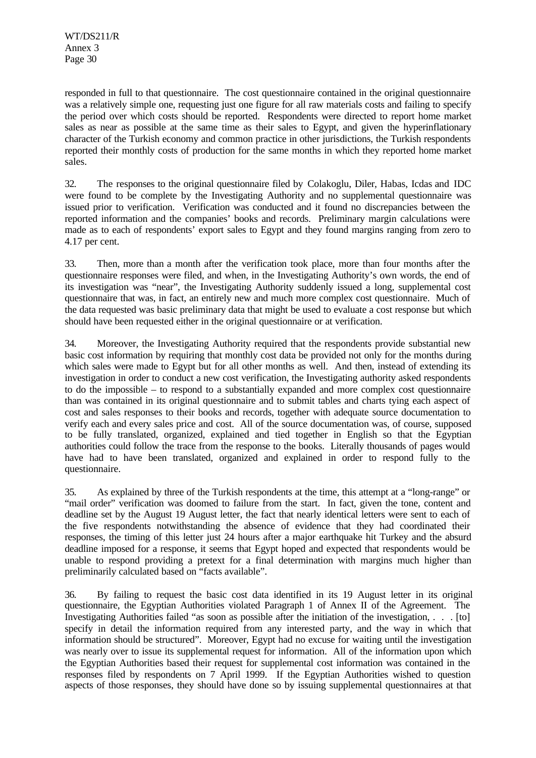responded in full to that questionnaire. The cost questionnaire contained in the original questionnaire was a relatively simple one, requesting just one figure for all raw materials costs and failing to specify the period over which costs should be reported. Respondents were directed to report home market sales as near as possible at the same time as their sales to Egypt, and given the hyperinflationary character of the Turkish economy and common practice in other jurisdictions, the Turkish respondents reported their monthly costs of production for the same months in which they reported home market sales.

32. The responses to the original questionnaire filed by Colakoglu, Diler, Habas, Icdas and IDC were found to be complete by the Investigating Authority and no supplemental questionnaire was issued prior to verification. Verification was conducted and it found no discrepancies between the reported information and the companies' books and records. Preliminary margin calculations were made as to each of respondents' export sales to Egypt and they found margins ranging from zero to 4.17 per cent.

33. Then, more than a month after the verification took place, more than four months after the questionnaire responses were filed, and when, in the Investigating Authority's own words, the end of its investigation was "near", the Investigating Authority suddenly issued a long, supplemental cost questionnaire that was, in fact, an entirely new and much more complex cost questionnaire. Much of the data requested was basic preliminary data that might be used to evaluate a cost response but which should have been requested either in the original questionnaire or at verification.

34. Moreover, the Investigating Authority required that the respondents provide substantial new basic cost information by requiring that monthly cost data be provided not only for the months during which sales were made to Egypt but for all other months as well. And then, instead of extending its investigation in order to conduct a new cost verification, the Investigating authority asked respondents to do the impossible – to respond to a substantially expanded and more complex cost questionnaire than was contained in its original questionnaire and to submit tables and charts tying each aspect of cost and sales responses to their books and records, together with adequate source documentation to verify each and every sales price and cost. All of the source documentation was, of course, supposed to be fully translated, organized, explained and tied together in English so that the Egyptian authorities could follow the trace from the response to the books. Literally thousands of pages would have had to have been translated, organized and explained in order to respond fully to the questionnaire.

35. As explained by three of the Turkish respondents at the time, this attempt at a "long-range" or "mail order" verification was doomed to failure from the start. In fact, given the tone, content and deadline set by the August 19 August letter, the fact that nearly identical letters were sent to each of the five respondents notwithstanding the absence of evidence that they had coordinated their responses, the timing of this letter just 24 hours after a major earthquake hit Turkey and the absurd deadline imposed for a response, it seems that Egypt hoped and expected that respondents would be unable to respond providing a pretext for a final determination with margins much higher than preliminarily calculated based on "facts available".

36. By failing to request the basic cost data identified in its 19 August letter in its original questionnaire, the Egyptian Authorities violated Paragraph 1 of Annex II of the Agreement. The Investigating Authorities failed "as soon as possible after the initiation of the investigation, . . . [to] specify in detail the information required from any interested party, and the way in which that information should be structured". Moreover, Egypt had no excuse for waiting until the investigation was nearly over to issue its supplemental request for information. All of the information upon which the Egyptian Authorities based their request for supplemental cost information was contained in the responses filed by respondents on 7 April 1999. If the Egyptian Authorities wished to question aspects of those responses, they should have done so by issuing supplemental questionnaires at that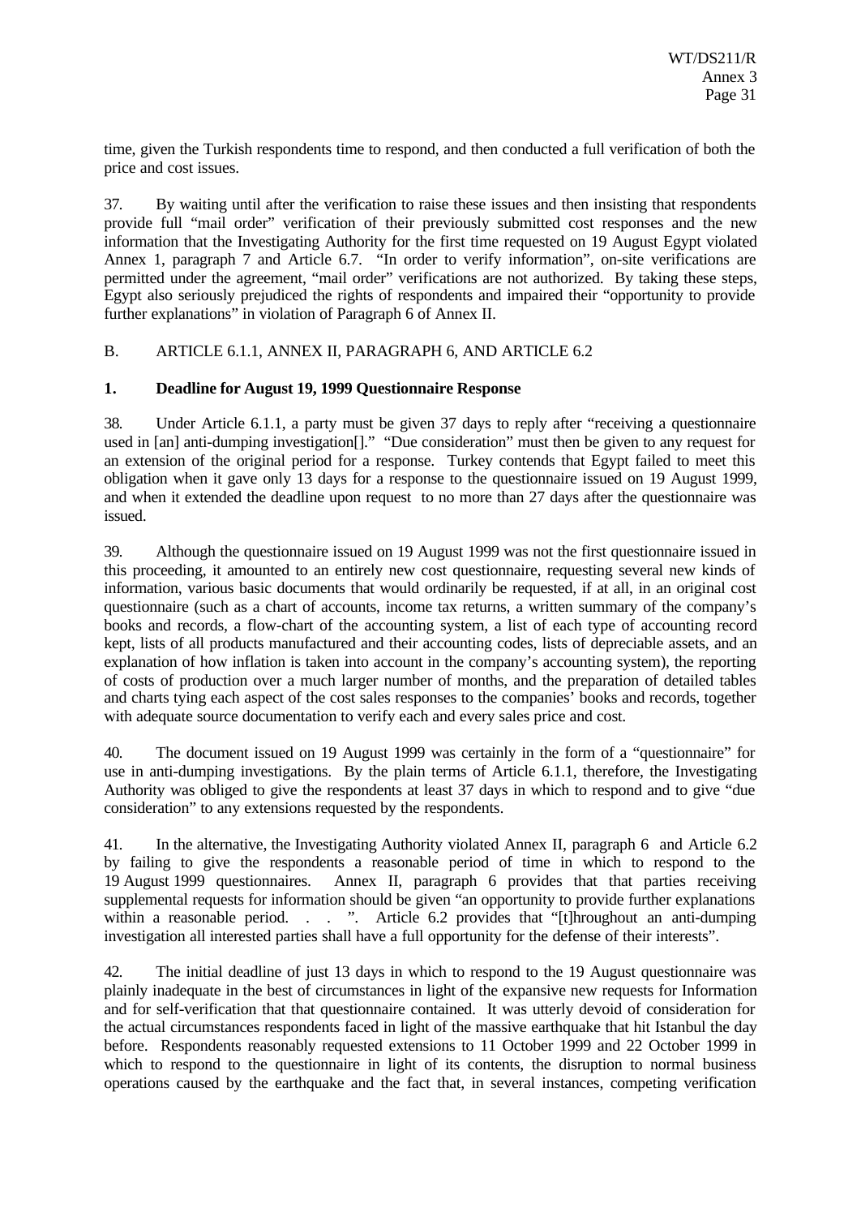time, given the Turkish respondents time to respond, and then conducted a full verification of both the price and cost issues.

37. By waiting until after the verification to raise these issues and then insisting that respondents provide full "mail order" verification of their previously submitted cost responses and the new information that the Investigating Authority for the first time requested on 19 August Egypt violated Annex 1, paragraph 7 and Article 6.7. "In order to verify information", on-site verifications are permitted under the agreement, "mail order" verifications are not authorized. By taking these steps, Egypt also seriously prejudiced the rights of respondents and impaired their "opportunity to provide further explanations" in violation of Paragraph 6 of Annex II.

B. ARTICLE 6.1.1, ANNEX II, PARAGRAPH 6, AND ARTICLE 6.2

**1. Deadline for August 19, 1999 Questionnaire Response**

38. Under Article 6.1.1, a party must be given 37 days to reply after "receiving a questionnaire used in [an] anti-dumping investigation[]." "Due consideration" must then be given to any request for an extension of the original period for a response. Turkey contends that Egypt failed to meet this obligation when it gave only 13 days for a response to the questionnaire issued on 19 August 1999, and when it extended the deadline upon request to no more than 27 days after the questionnaire was issued.

39. Although the questionnaire issued on 19 August 1999 was not the first questionnaire issued in this proceeding, it amounted to an entirely new cost questionnaire, requesting several new kinds of information, various basic documents that would ordinarily be requested, if at all, in an original cost questionnaire (such as a chart of accounts, income tax returns, a written summary of the company's books and records, a flow-chart of the accounting system, a list of each type of accounting record kept, lists of all products manufactured and their accounting codes, lists of depreciable assets, and an explanation of how inflation is taken into account in the company's accounting system), the reporting of costs of production over a much larger number of months, and the preparation of detailed tables and charts tying each aspect of the cost sales responses to the companies' books and records, together with adequate source documentation to verify each and every sales price and cost.

40. The document issued on 19 August 1999 was certainly in the form of a "questionnaire" for use in anti-dumping investigations. By the plain terms of Article 6.1.1, therefore, the Investigating Authority was obliged to give the respondents at least 37 days in which to respond and to give "due consideration" to any extensions requested by the respondents.

41. In the alternative, the Investigating Authority violated Annex II, paragraph 6 and Article 6.2 by failing to give the respondents a reasonable period of time in which to respond to the 19 August 1999 questionnaires. Annex II, paragraph 6 provides that that parties receiving supplemental requests for information should be given "an opportunity to provide further explanations within a reasonable period. . . ". Article 6.2 provides that "[t]hroughout an anti-dumping investigation all interested parties shall have a full opportunity for the defense of their interests".

42. The initial deadline of just 13 days in which to respond to the 19 August questionnaire was plainly inadequate in the best of circumstances in light of the expansive new requests for Information and for self-verification that that questionnaire contained. It was utterly devoid of consideration for the actual circumstances respondents faced in light of the massive earthquake that hit Istanbul the day before. Respondents reasonably requested extensions to 11 October 1999 and 22 October 1999 in which to respond to the questionnaire in light of its contents, the disruption to normal business operations caused by the earthquake and the fact that, in several instances, competing verification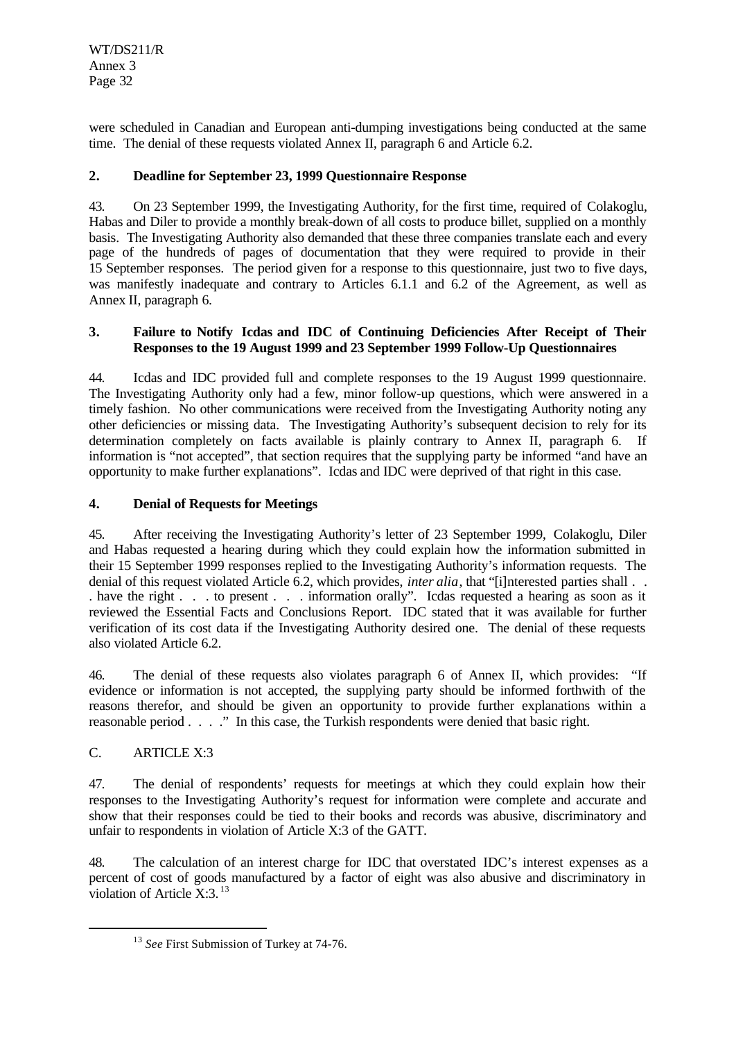were scheduled in Canadian and European anti-dumping investigations being conducted at the same time. The denial of these requests violated Annex II, paragraph 6 and Article 6.2.

### 2. Deadline for September 23, 1999 Questionnaire Response

43. On 23 September 1999, the Investigating Authority, for the first time, required of Colakoglu, Habas and Diler to provide a monthly break-down of all costs to produce billet, supplied on a monthly basis. The Investigating Authority also demanded that these three companies translate each and every page of the hundreds of pages of documentation that they were required to provide in their 15 September responses. The period given for a response to this questionnaire, just two to five days, was manifestly inadequate and contrary to Articles 6.1.1 and 6.2 of the Agreement, as well as Annex II, paragraph 6.

### 3. Failure to Notify Icdas and IDC of Continuing Deficiencies After Receipt of Their Responses to the 19 August 1999 and 23 September 1999 Follow-Up Questionnaires

44. Icdas and IDC provided full and complete responses to the 19 August 1999 questionnaire. The Investigating Authority only had a few, minor follow-up questions, which were answered in a timely fashion. No other communications were received from the Investigating Authority noting any other deficiencies or missing data. The Investigating Authority's subsequent decision to rely for its determination completely on facts available is plainly contrary to Annex II, paragraph 6. If information is "not accepted", that section requires that the supplying party be informed "and have an opportunity to make further explanations". Icdas and IDC were deprived of that right in this case.

### 4. Denial of Requests for Meetings

45. After receiving the Investigating Authority's letter of 23 September 1999, Colakoglu, Diler and Habas requested a hearing during which they could explain how the information submitted in their 15 September 1999 responses replied to the Investigating Authority's information requests. The denial of this request violated Article 6.2, which provides, *inter alia*, that "[i]nterested parties shall . . . have the right . . . to present . . . information orally". Icdas requested a hearing as soon as it reviewed the Essential Facts and Conclusions Report. IDC stated that it was available for further verification of its cost data if the Investigating Authority desired one. The denial of these requests also violated Article 6.2.

46. The denial of these requests also violates paragraph 6 of Annex II, which provides: "If evidence or information is not accepted, the supplying party should be informed forthwith of the reasons therefor, and should be given an opportunity to provide further explanations within a reasonable period . . . ." In this case, the Turkish respondents were denied that basic right.

## C. ARTICLE X:3

47. The denial of respondents' requests for meetings at which they could explain how their responses to the Investigating Authority's request for information were complete and accurate and show that their responses could be tied to their books and records was abusive, discriminatory and unfair to respondents in violation of Article X:3 of the GATT.

48. The calculation of an interest charge for IDC that overstated IDC's interest expenses as a percent of cost of goods manufactured by a factor of eight was also abusive and discriminatory in violation of Article X:3.[13]

[13] *See* First Submission of Turkey at 74-76.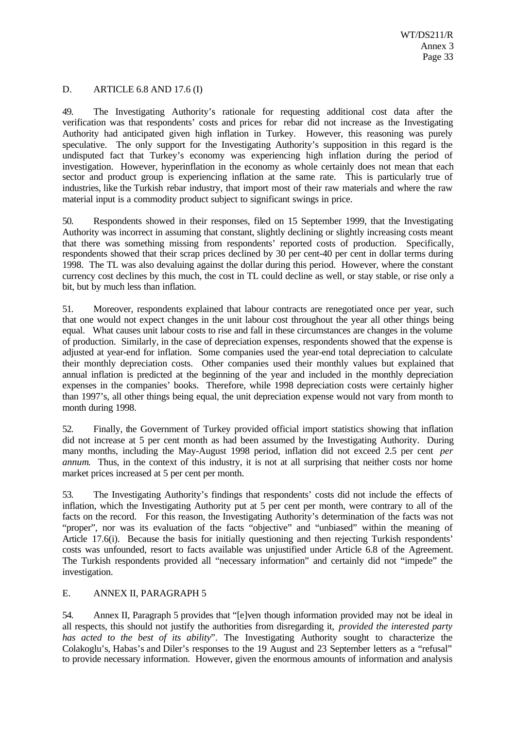## D. ARTICLE 6.8 AND 17.6 (I)

49. The Investigating Authority's rationale for requesting additional cost data after the verification was that respondents' costs and prices for rebar did not increase as the Investigating Authority had anticipated given high inflation in Turkey. However, this reasoning was purely speculative. The only support for the Investigating Authority's supposition in this regard is the undisputed fact that Turkey's economy was experiencing high inflation during the period of investigation. However, hyperinflation in the economy as whole certainly does not mean that each sector and product group is experiencing inflation at the same rate. This is particularly true of industries, like the Turkish rebar industry, that import most of their raw materials and where the raw material input is a commodity product subject to significant swings in price.

50. Respondents showed in their responses, filed on 15 September 1999, that the Investigating Authority was incorrect in assuming that constant, slightly declining or slightly increasing costs meant that there was something missing from respondents' reported costs of production. Specifically, respondents showed that their scrap prices declined by 30 per cent-40 per cent in dollar terms during 1998. The TL was also devaluing against the dollar during this period. However, where the constant currency cost declines by this much, the cost in TL could decline as well, or stay stable, or rise only a bit, but by much less than inflation.

51. Moreover, respondents explained that labour contracts are renegotiated once per year, such that one would not expect changes in the unit labour cost throughout the year all other things being equal. What causes unit labour costs to rise and fall in these circumstances are changes in the volume of production. Similarly, in the case of depreciation expenses, respondents showed that the expense is adjusted at year-end for inflation. Some companies used the year-end total depreciation to calculate their monthly depreciation costs. Other companies used their monthly values but explained that annual inflation is predicted at the beginning of the year and included in the monthly depreciation expenses in the companies' books. Therefore, while 1998 depreciation costs were certainly higher than 1997's, all other things being equal, the unit depreciation expense would not vary from month to month during 1998.

52. Finally, the Government of Turkey provided official import statistics showing that inflation did not increase at 5 per cent month as had been assumed by the Investigating Authority. During many months, including the May-August 1998 period, inflation did not exceed 2.5 per cent *per annum*. Thus, in the context of this industry, it is not at all surprising that neither costs nor home market prices increased at 5 per cent per month.

53. The Investigating Authority's findings that respondents' costs did not include the effects of inflation, which the Investigating Authority put at 5 per cent per month, were contrary to all of the facts on the record. For this reason, the Investigating Authority's determination of the facts was not "proper", nor was its evaluation of the facts "objective" and "unbiased" within the meaning of Article 17.6(i). Because the basis for initially questioning and then rejecting Turkish respondents' costs was unfounded, resort to facts available was unjustified under Article 6.8 of the Agreement. The Turkish respondents provided all "necessary information" and certainly did not "impede" the investigation.

## E. ANNEX II, PARAGRAPH 5

54. Annex II, Paragraph 5 provides that "[e]ven though information provided may not be ideal in all respects, this should not justify the authorities from disregarding it, *provided the interested party has acted to the best of its ability*". The Investigating Authority sought to characterize the Colakoglu's, Habas's and Diler's responses to the 19 August and 23 September letters as a "refusal" to provide necessary information. However, given the enormous amounts of information and analysis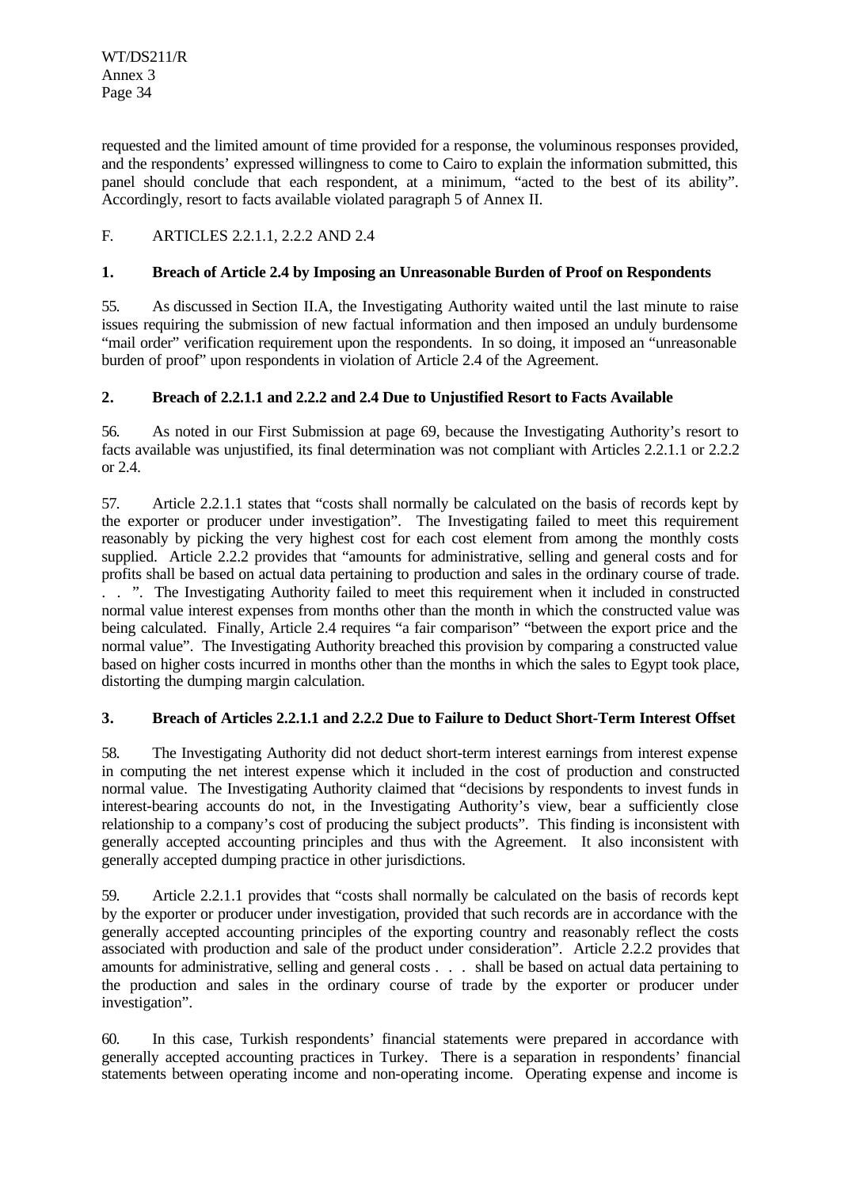requested and the limited amount of time provided for a response, the voluminous responses provided, and the respondents' expressed willingness to come to Cairo to explain the information submitted, this panel should conclude that each respondent, at a minimum, "acted to the best of its ability". Accordingly, resort to facts available violated paragraph 5 of Annex II.

## F. ARTICLES 2.2.1.1, 2.2.2 AND 2.4

### 1. Breach of Article 2.4 by Imposing an Unreasonable Burden of Proof on Respondents

55. As discussed in Section II.A, the Investigating Authority waited until the last minute to raise issues requiring the submission of new factual information and then imposed an unduly burdensome "mail order" verification requirement upon the respondents. In so doing, it imposed an "unreasonable burden of proof" upon respondents in violation of Article 2.4 of the Agreement.

### 2. Breach of 2.2.1.1 and 2.2.2 and 2.4 Due to Unjustified Resort to Facts Available

56. As noted in our First Submission at page 69, because the Investigating Authority's resort to facts available was unjustified, its final determination was not compliant with Articles 2.2.1.1 or 2.2.2 or 2.4.

57. Article 2.2.1.1 states that "costs shall normally be calculated on the basis of records kept by the exporter or producer under investigation". The Investigating failed to meet this requirement reasonably by picking the very highest cost for each cost element from among the monthly costs supplied. Article 2.2.2 provides that "amounts for administrative, selling and general costs and for profits shall be based on actual data pertaining to production and sales in the ordinary course of trade. . . ". The Investigating Authority failed to meet this requirement when it included in constructed normal value interest expenses from months other than the month in which the constructed value was being calculated. Finally, Article 2.4 requires "a fair comparison" "between the export price and the normal value". The Investigating Authority breached this provision by comparing a constructed value based on higher costs incurred in months other than the months in which the sales to Egypt took place, distorting the dumping margin calculation.

### 3. Breach of Articles 2.2.1.1 and 2.2.2 Due to Failure to Deduct Short-Term Interest Offset

58. The Investigating Authority did not deduct short-term interest earnings from interest expense in computing the net interest expense which it included in the cost of production and constructed normal value. The Investigating Authority claimed that "decisions by respondents to invest funds in interest-bearing accounts do not, in the Investigating Authority's view, bear a sufficiently close relationship to a company's cost of producing the subject products". This finding is inconsistent with generally accepted accounting principles and thus with the Agreement. It also inconsistent with generally accepted dumping practice in other jurisdictions.

59. Article 2.2.1.1 provides that "costs shall normally be calculated on the basis of records kept by the exporter or producer under investigation, provided that such records are in accordance with the generally accepted accounting principles of the exporting country and reasonably reflect the costs associated with production and sale of the product under consideration". Article 2.2.2 provides that amounts for administrative, selling and general costs . . . shall be based on actual data pertaining to the production and sales in the ordinary course of trade by the exporter or producer under investigation".

60. In this case, Turkish respondents' financial statements were prepared in accordance with generally accepted accounting practices in Turkey. There is a separation in respondents' financial statements between operating income and non-operating income. Operating expense and income is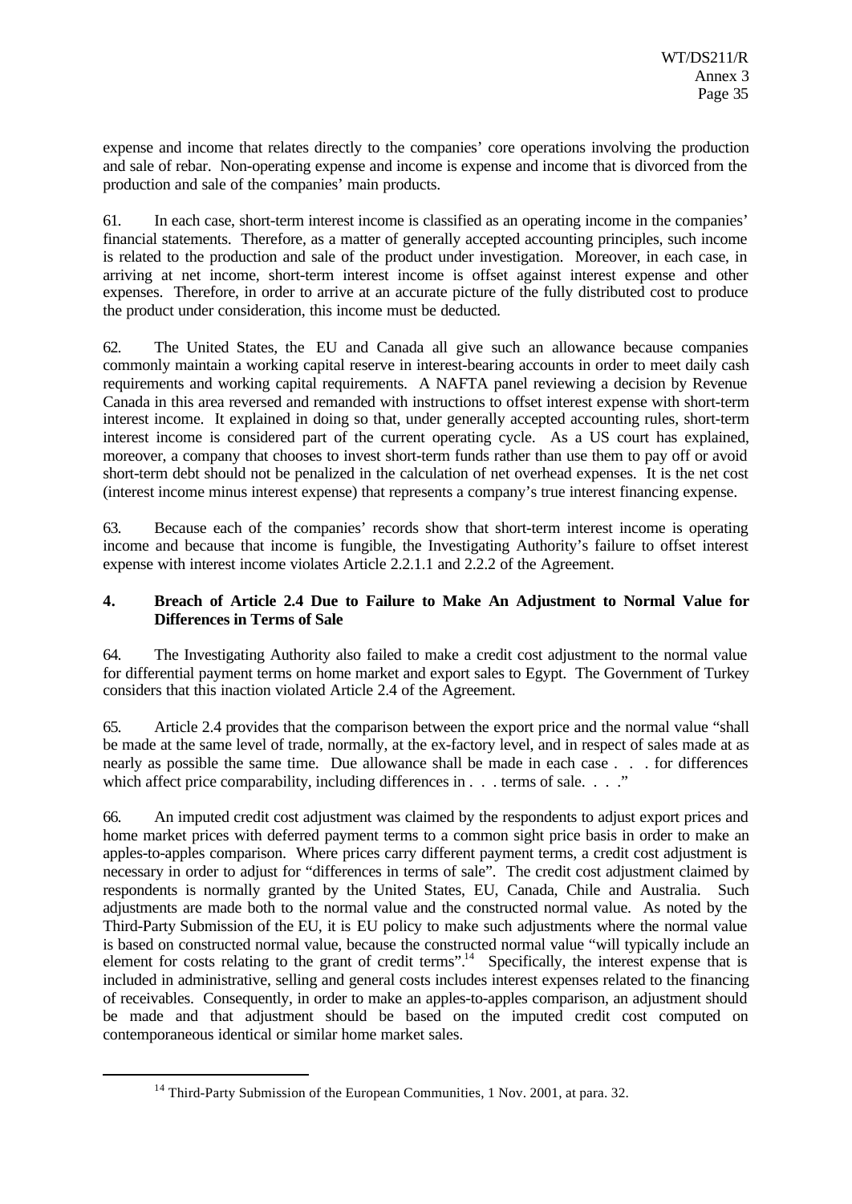expense and income that relates directly to the companies' core operations involving the production and sale of rebar. Non-operating expense and income is expense and income that is divorced from the production and sale of the companies' main products.

61. In each case, short-term interest income is classified as an operating income in the companies' financial statements. Therefore, as a matter of generally accepted accounting principles, such income is related to the production and sale of the product under investigation. Moreover, in each case, in arriving at net income, short-term interest income is offset against interest expense and other expenses. Therefore, in order to arrive at an accurate picture of the fully distributed cost to produce the product under consideration, this income must be deducted.

62. The United States, the EU and Canada all give such an allowance because companies commonly maintain a working capital reserve in interest-bearing accounts in order to meet daily cash requirements and working capital requirements. A NAFTA panel reviewing a decision by Revenue Canada in this area reversed and remanded with instructions to offset interest expense with short-term interest income. It explained in doing so that, under generally accepted accounting rules, short-term interest income is considered part of the current operating cycle. As a US court has explained, moreover, a company that chooses to invest short-term funds rather than use them to pay off or avoid short-term debt should not be penalized in the calculation of net overhead expenses. It is the net cost (interest income minus interest expense) that represents a company's true interest financing expense.

63. Because each of the companies' records show that short-term interest income is operating income and because that income is fungible, the Investigating Authority's failure to offset interest expense with interest income violates Article 2.2.1.1 and 2.2.2 of the Agreement.

### 4. Breach of Article 2.4 Due to Failure to Make An Adjustment to Normal Value for Differences in Terms of Sale

64. The Investigating Authority also failed to make a credit cost adjustment to the normal value for differential payment terms on home market and export sales to Egypt. The Government of Turkey considers that this inaction violated Article 2.4 of the Agreement.

65. Article 2.4 provides that the comparison between the export price and the normal value "shall be made at the same level of trade, normally, at the ex-factory level, and in respect of sales made at as nearly as possible the same time. Due allowance shall be made in each case . . . for differences which affect price comparability, including differences in . . . terms of sale. . . ."

66. An imputed credit cost adjustment was claimed by the respondents to adjust export prices and home market prices with deferred payment terms to a common sight price basis in order to make an apples-to-apples comparison. Where prices carry different payment terms, a credit cost adjustment is necessary in order to adjust for "differences in terms of sale". The credit cost adjustment claimed by respondents is normally granted by the United States, EU, Canada, Chile and Australia. Such adjustments are made both to the normal value and the constructed normal value. As noted by the Third-Party Submission of the EU, it is EU policy to make such adjustments where the normal value is based on constructed normal value, because the constructed normal value "will typically include an element for costs relating to the grant of credit terms".[14] Specifically, the interest expense that is included in administrative, selling and general costs includes interest expenses related to the financing of receivables. Consequently, in order to make an apples-to-apples comparison, an adjustment should be made and that adjustment should be based on the imputed credit cost computed on contemporaneous identical or similar home market sales.

[14] Third-Party Submission of the European Communities, 1 Nov. 2001, at para. 32.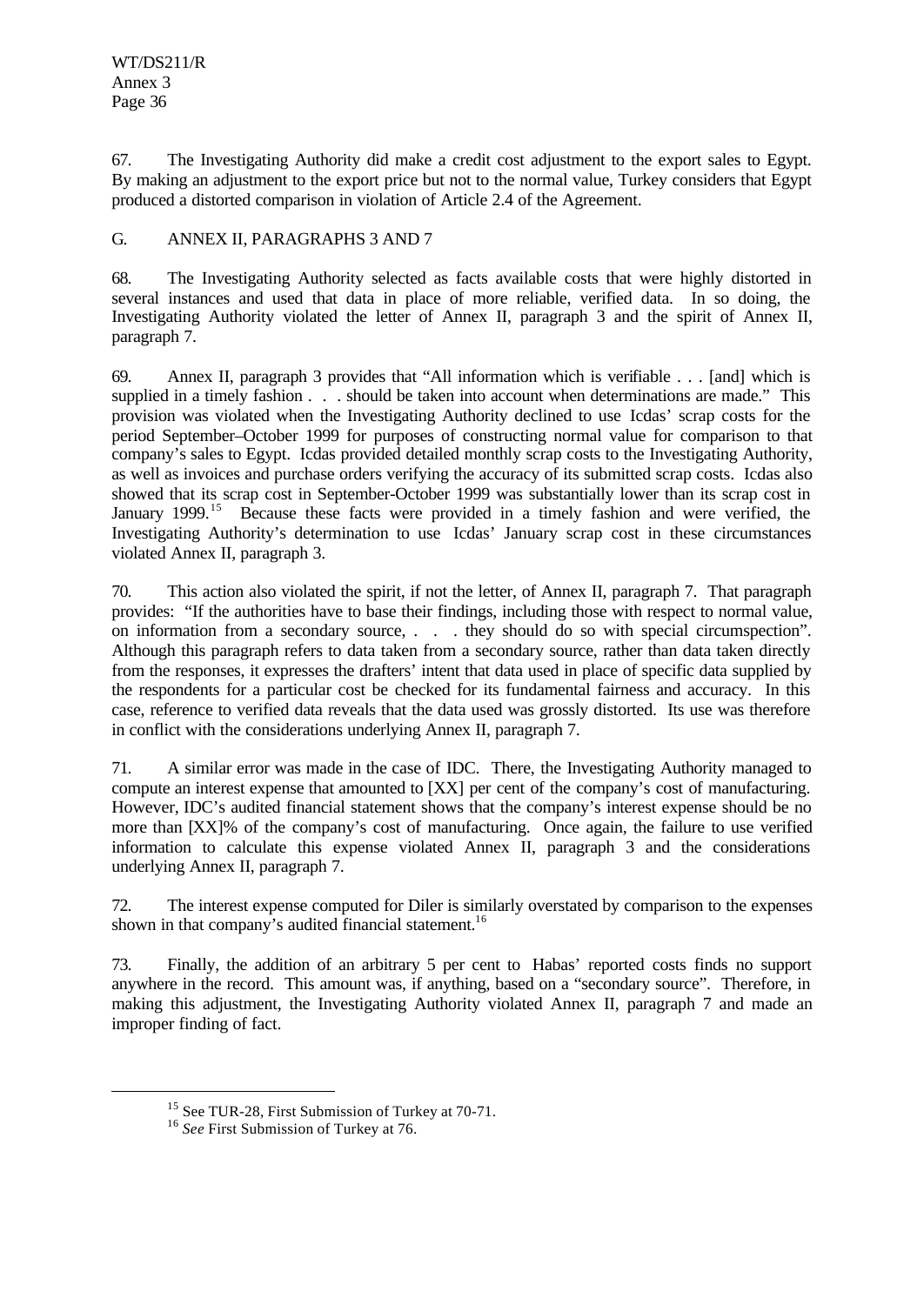67. The Investigating Authority did make a credit cost adjustment to the export sales to Egypt. By making an adjustment to the export price but not to the normal value, Turkey considers that Egypt produced a distorted comparison in violation of Article 2.4 of the Agreement.

## G. ANNEX II, PARAGRAPHS 3 AND 7

68. The Investigating Authority selected as facts available costs that were highly distorted in several instances and used that data in place of more reliable, verified data. In so doing, the Investigating Authority violated the letter of Annex II, paragraph 3 and the spirit of Annex II, paragraph 7.

69. Annex II, paragraph 3 provides that "All information which is verifiable . . . [and] which is supplied in a timely fashion . . . should be taken into account when determinations are made." This provision was violated when the Investigating Authority declined to use Icdas' scrap costs for the period September–October 1999 for purposes of constructing normal value for comparison to that company's sales to Egypt. Icdas provided detailed monthly scrap costs to the Investigating Authority, as well as invoices and purchase orders verifying the accuracy of its submitted scrap costs. Icdas also showed that its scrap cost in September-October 1999 was substantially lower than its scrap cost in January 1999.[15] Because these facts were provided in a timely fashion and were verified, the Investigating Authority's determination to use Icdas' January scrap cost in these circumstances violated Annex II, paragraph 3.

70. This action also violated the spirit, if not the letter, of Annex II, paragraph 7. That paragraph provides: "If the authorities have to base their findings, including those with respect to normal value, on information from a secondary source, . . . they should do so with special circumspection". Although this paragraph refers to data taken from a secondary source, rather than data taken directly from the responses, it expresses the drafters' intent that data used in place of specific data supplied by the respondents for a particular cost be checked for its fundamental fairness and accuracy. In this case, reference to verified data reveals that the data used was grossly distorted. Its use was therefore in conflict with the considerations underlying Annex II, paragraph 7.

71. A similar error was made in the case of IDC. There, the Investigating Authority managed to compute an interest expense that amounted to [XX] per cent of the company's cost of manufacturing. However, IDC's audited financial statement shows that the company's interest expense should be no more than [XX]% of the company's cost of manufacturing. Once again, the failure to use verified information to calculate this expense violated Annex II, paragraph 3 and the considerations underlying Annex II, paragraph 7.

72. The interest expense computed for Diler is similarly overstated by comparison to the expenses shown in that company's audited financial statement.[16]

73. Finally, the addition of an arbitrary 5 per cent to Habas' reported costs finds no support anywhere in the record. This amount was, if anything, based on a "secondary source". Therefore, in making this adjustment, the Investigating Authority violated Annex II, paragraph 7 and made an improper finding of fact.

---

[15] See TUR-28, First Submission of Turkey at 70-71.

[16] *See* First Submission of Turkey at 76.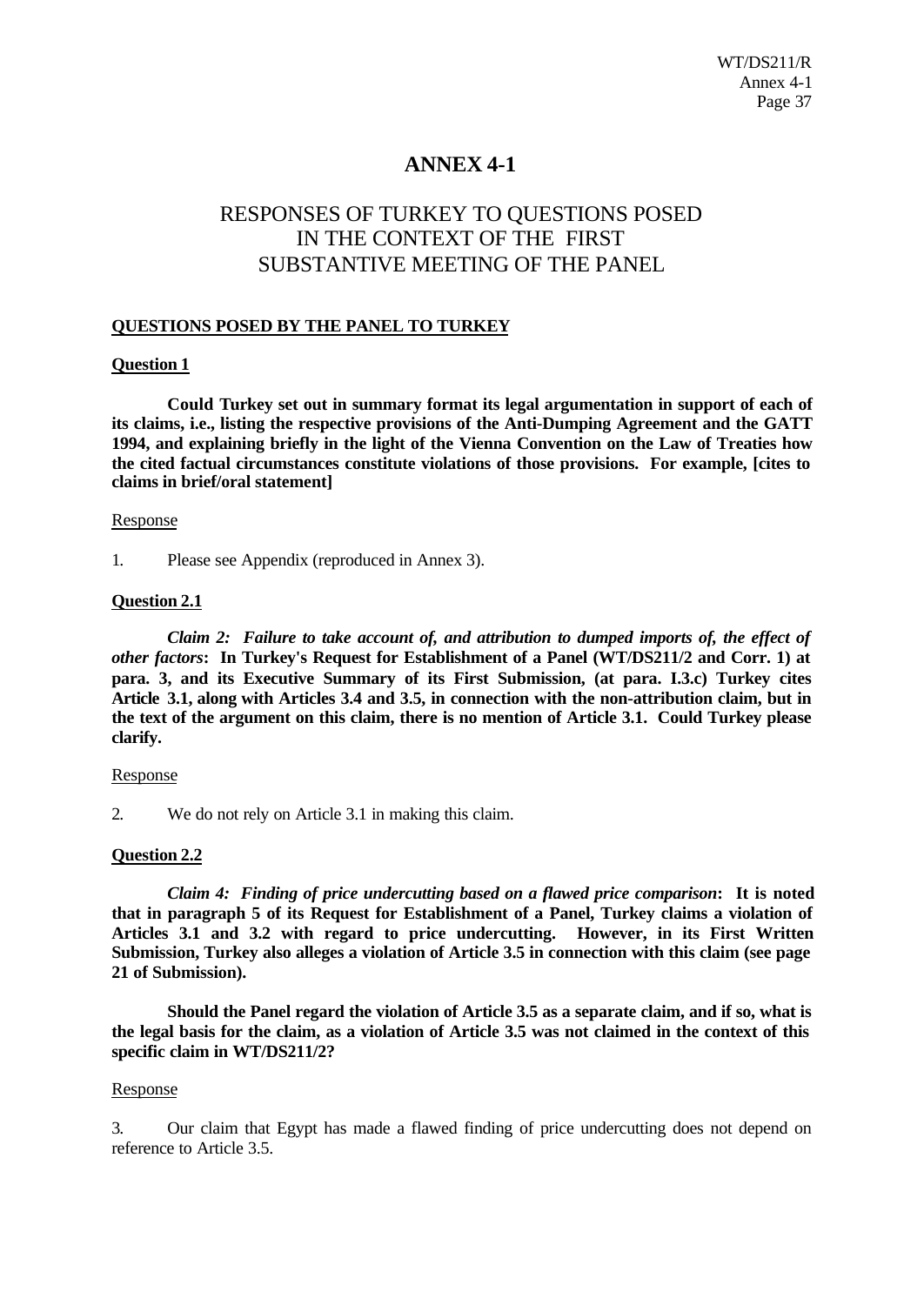# ANNEX 4-1

## RESPONSES OF TURKEY TO QUESTIONS POSED IN THE CONTEXT OF THE FIRST SUBSTANTIVE MEETING OF THE PANEL

### QUESTIONS POSED BY THE PANEL TO TURKEY

**Question 1**

**Could Turkey set out in summary format its legal argumentation in support of each of its claims, i.e., listing the respective provisions of the Anti-Dumping Agreement and the GATT 1994, and explaining briefly in the light of the Vienna Convention on the Law of Treaties how the cited factual circumstances constitute violations of those provisions. For example, [cites to claims in brief/oral statement]**

Response

1. Please see Appendix (reproduced in Annex 3).

**Question 2.1**

***Claim 2: Failure to take account of, and attribution to dumped imports of, the effect of other factors*: In Turkey's Request for Establishment of a Panel (WT/DS211/2 and Corr. 1) at para. 3, and its Executive Summary of its First Submission, (at para. I.3.c) Turkey cites Article 3.1, along with Articles 3.4 and 3.5, in connection with the non-attribution claim, but in the text of the argument on this claim, there is no mention of Article 3.1. Could Turkey please clarify.**

Response

2. We do not rely on Article 3.1 in making this claim.

**Question 2.2**

***Claim 4: Finding of price undercutting based on a flawed price comparison*: It is noted that in paragraph 5 of its Request for Establishment of a Panel, Turkey claims a violation of Articles 3.1 and 3.2 with regard to price undercutting. However, in its First Written Submission, Turkey also alleges a violation of Article 3.5 in connection with this claim (see page 21 of Submission).**

**Should the Panel regard the violation of Article 3.5 as a separate claim, and if so, what is the legal basis for the claim, as a violation of Article 3.5 was not claimed in the context of this specific claim in WT/DS211/2?**

Response

3. Our claim that Egypt has made a flawed finding of price undercutting does not depend on reference to Article 3.5.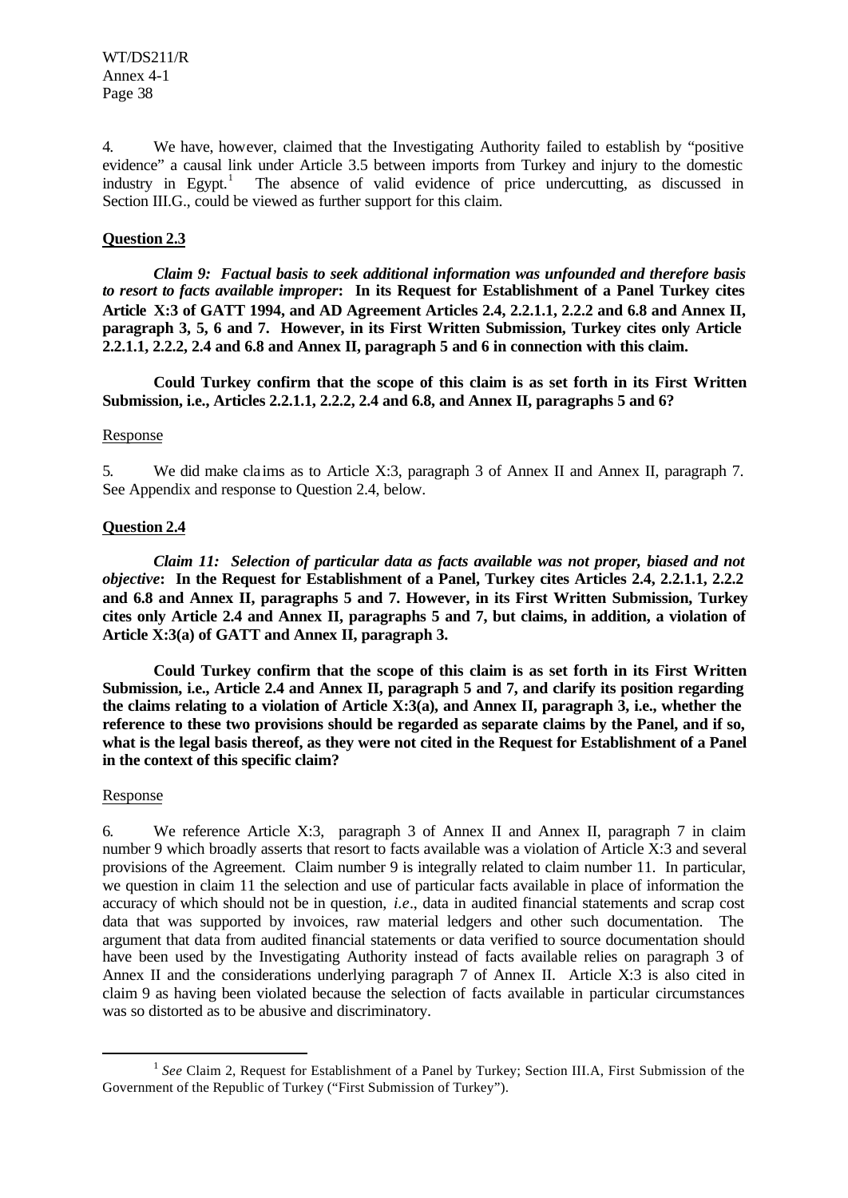4. We have, however, claimed that the Investigating Authority failed to establish by "positive evidence" a causal link under Article 3.5 between imports from Turkey and injury to the domestic industry in Egypt.[1] The absence of valid evidence of price undercutting, as discussed in Section III.G., could be viewed as further support for this claim.

**Question 2.3**

***Claim 9: Factual basis to seek additional information was unfounded and therefore basis to resort to facts available improper*: In its Request for Establishment of a Panel Turkey cites Article X:3 of GATT 1994, and AD Agreement Articles 2.4, 2.2.1.1, 2.2.2 and 6.8 and Annex II, paragraph 3, 5, 6 and 7. However, in its First Written Submission, Turkey cites only Article 2.2.1.1, 2.2.2, 2.4 and 6.8 and Annex II, paragraph 5 and 6 in connection with this claim.**

**Could Turkey confirm that the scope of this claim is as set forth in its First Written Submission, i.e., Articles 2.2.1.1, 2.2.2, 2.4 and 6.8, and Annex II, paragraphs 5 and 6?**

Response

5. We did make claims as to Article X:3, paragraph 3 of Annex II and Annex II, paragraph 7. See Appendix and response to Question 2.4, below.

**Question 2.4**

***Claim 11: Selection of particular data as facts available was not proper, biased and not objective*: In the Request for Establishment of a Panel, Turkey cites Articles 2.4, 2.2.1.1, 2.2.2 and 6.8 and Annex II, paragraphs 5 and 7. However, in its First Written Submission, Turkey cites only Article 2.4 and Annex II, paragraphs 5 and 7, but claims, in addition, a violation of Article X:3(a) of GATT and Annex II, paragraph 3.**

**Could Turkey confirm that the scope of this claim is as set forth in its First Written Submission, i.e., Article 2.4 and Annex II, paragraph 5 and 7, and clarify its position regarding the claims relating to a violation of Article X:3(a), and Annex II, paragraph 3, i.e., whether the reference to these two provisions should be regarded as separate claims by the Panel, and if so, what is the legal basis thereof, as they were not cited in the Request for Establishment of a Panel in the context of this specific claim?**

Response

6. We reference Article X:3, paragraph 3 of Annex II and Annex II, paragraph 7 in claim number 9 which broadly asserts that resort to facts available was a violation of Article X:3 and several provisions of the Agreement. Claim number 9 is integrally related to claim number 11. In particular, we question in claim 11 the selection and use of particular facts available in place of information the accuracy of which should not be in question, *i.e.*, data in audited financial statements and scrap cost data that was supported by invoices, raw material ledgers and other such documentation. The argument that data from audited financial statements or data verified to source documentation should have been used by the Investigating Authority instead of facts available relies on paragraph 3 of Annex II and the considerations underlying paragraph 7 of Annex II. Article X:3 is also cited in claim 9 as having been violated because the selection of facts available in particular circumstances was so distorted as to be abusive and discriminatory.

[1] *See* Claim 2, Request for Establishment of a Panel by Turkey; Section III.A, First Submission of the Government of the Republic of Turkey ("First Submission of Turkey").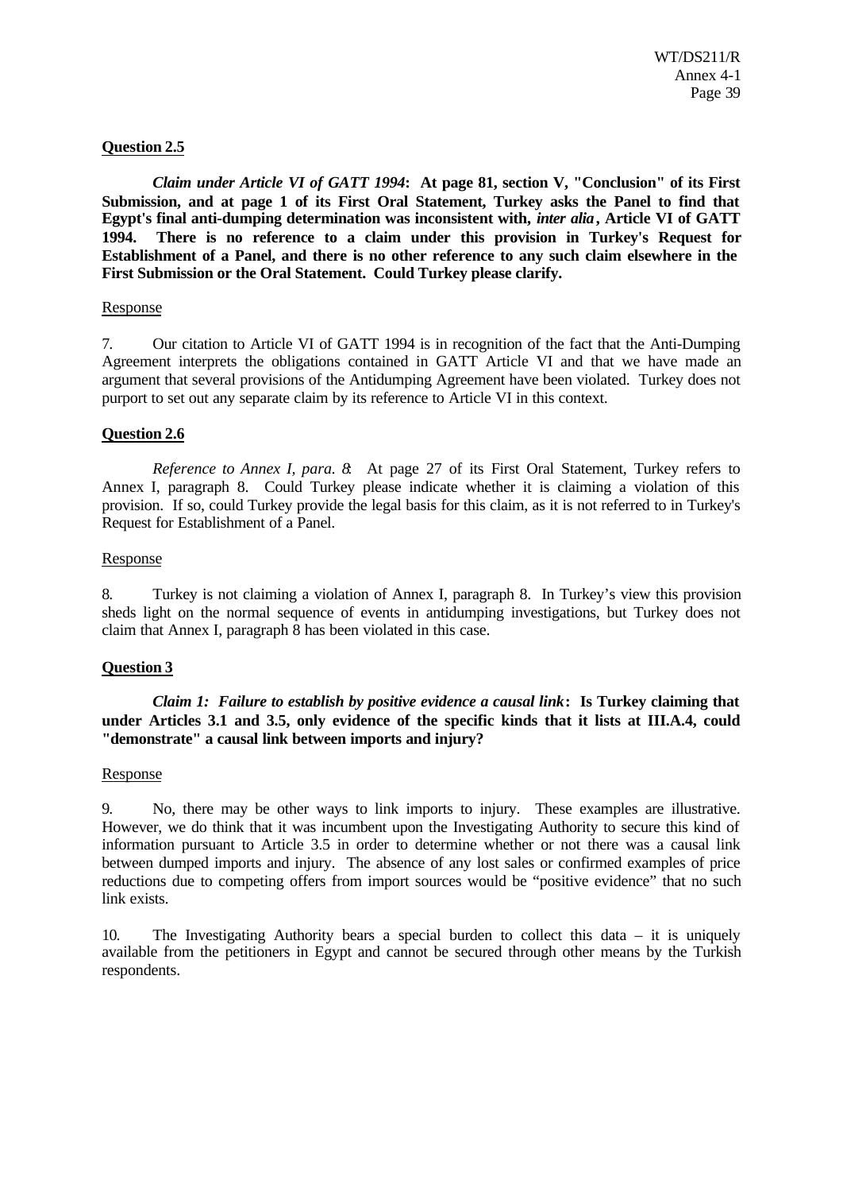**Question 2.5**

***Claim under Article VI of GATT 1994*: At page 81, section V, "Conclusion" of its First Submission, and at page 1 of its First Oral Statement, Turkey asks the Panel to find that Egypt's final anti-dumping determination was inconsistent with, *inter alia*, Article VI of GATT 1994. There is no reference to a claim under this provision in Turkey's Request for Establishment of a Panel, and there is no other reference to any such claim elsewhere in the First Submission or the Oral Statement. Could Turkey please clarify.**

Response

7. Our citation to Article VI of GATT 1994 is in recognition of the fact that the Anti-Dumping Agreement interprets the obligations contained in GATT Article VI and that we have made an argument that several provisions of the Antidumping Agreement have been violated. Turkey does not purport to set out any separate claim by its reference to Article VI in this context.

**Question 2.6**

*Reference to Annex I, para. 8*: At page 27 of its First Oral Statement, Turkey refers to Annex I, paragraph 8. Could Turkey please indicate whether it is claiming a violation of this provision. If so, could Turkey provide the legal basis for this claim, as it is not referred to in Turkey's Request for Establishment of a Panel.

Response

8. Turkey is not claiming a violation of Annex I, paragraph 8. In Turkey's view this provision sheds light on the normal sequence of events in antidumping investigations, but Turkey does not claim that Annex I, paragraph 8 has been violated in this case.

**Question 3**

***Claim 1: Failure to establish by positive evidence a causal link*: Is Turkey claiming that under Articles 3.1 and 3.5, only evidence of the specific kinds that it lists at III.A.4, could "demonstrate" a causal link between imports and injury?**

Response

9. No, there may be other ways to link imports to injury. These examples are illustrative. However, we do think that it was incumbent upon the Investigating Authority to secure this kind of information pursuant to Article 3.5 in order to determine whether or not there was a causal link between dumped imports and injury. The absence of any lost sales or confirmed examples of price reductions due to competing offers from import sources would be "positive evidence" that no such link exists.

10. The Investigating Authority bears a special burden to collect this data – it is uniquely available from the petitioners in Egypt and cannot be secured through other means by the Turkish respondents.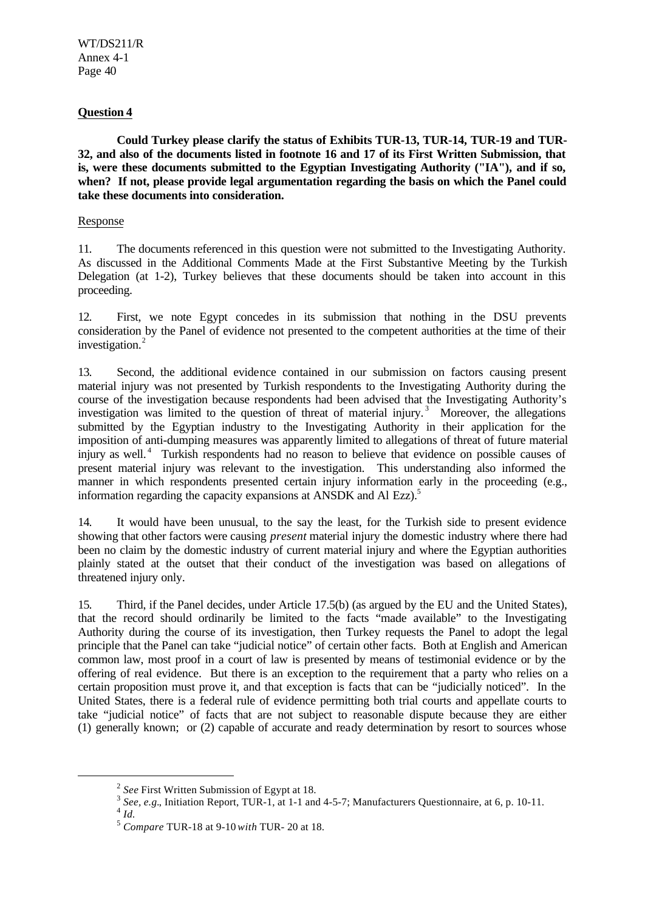**Question 4**

**Could Turkey please clarify the status of Exhibits TUR-13, TUR-14, TUR-19 and TUR-32, and also of the documents listed in footnote 16 and 17 of its First Written Submission, that is, were these documents submitted to the Egyptian Investigating Authority ("IA"), and if so, when? If not, please provide legal argumentation regarding the basis on which the Panel could take these documents into consideration.**

Response

11. The documents referenced in this question were not submitted to the Investigating Authority. As discussed in the Additional Comments Made at the First Substantive Meeting by the Turkish Delegation (at 1-2), Turkey believes that these documents should be taken into account in this proceeding.

12. First, we note Egypt concedes in its submission that nothing in the DSU prevents consideration by the Panel of evidence not presented to the competent authorities at the time of their investigation.[2]

13. Second, the additional evidence contained in our submission on factors causing present material injury was not presented by Turkish respondents to the Investigating Authority during the course of the investigation because respondents had been advised that the Investigating Authority's investigation was limited to the question of threat of material injury.[3] Moreover, the allegations submitted by the Egyptian industry to the Investigating Authority in their application for the imposition of anti-dumping measures was apparently limited to allegations of threat of future material injury as well.[4] Turkish respondents had no reason to believe that evidence on possible causes of present material injury was relevant to the investigation. This understanding also informed the manner in which respondents presented certain injury information early in the proceeding (e.g., information regarding the capacity expansions at ANSDK and Al Ezz).[5]

14. It would have been unusual, to the say the least, for the Turkish side to present evidence showing that other factors were causing *present* material injury the domestic industry where there had been no claim by the domestic industry of current material injury and where the Egyptian authorities plainly stated at the outset that their conduct of the investigation was based on allegations of threatened injury only.

15. Third, if the Panel decides, under Article 17.5(b) (as argued by the EU and the United States), that the record should ordinarily be limited to the facts "made available" to the Investigating Authority during the course of its investigation, then Turkey requests the Panel to adopt the legal principle that the Panel can take "judicial notice" of certain other facts. Both at English and American common law, most proof in a court of law is presented by means of testimonial evidence or by the offering of real evidence. But there is an exception to the requirement that a party who relies on a certain proposition must prove it, and that exception is facts that can be "judicially noticed". In the United States, there is a federal rule of evidence permitting both trial courts and appellate courts to take "judicial notice" of facts that are not subject to reasonable dispute because they are either (1) generally known; or (2) capable of accurate and ready determination by resort to sources whose

---

[2] *See* First Written Submission of Egypt at 18.

[3] *See, e.g.*, Initiation Report, TUR-1, at 1-1 and 4-5-7; Manufacturers Questionnaire, at 6, p. 10-11.

[4] *Id.*

[5] *Compare* TUR-18 at 9-10 *with* TUR- 20 at 18.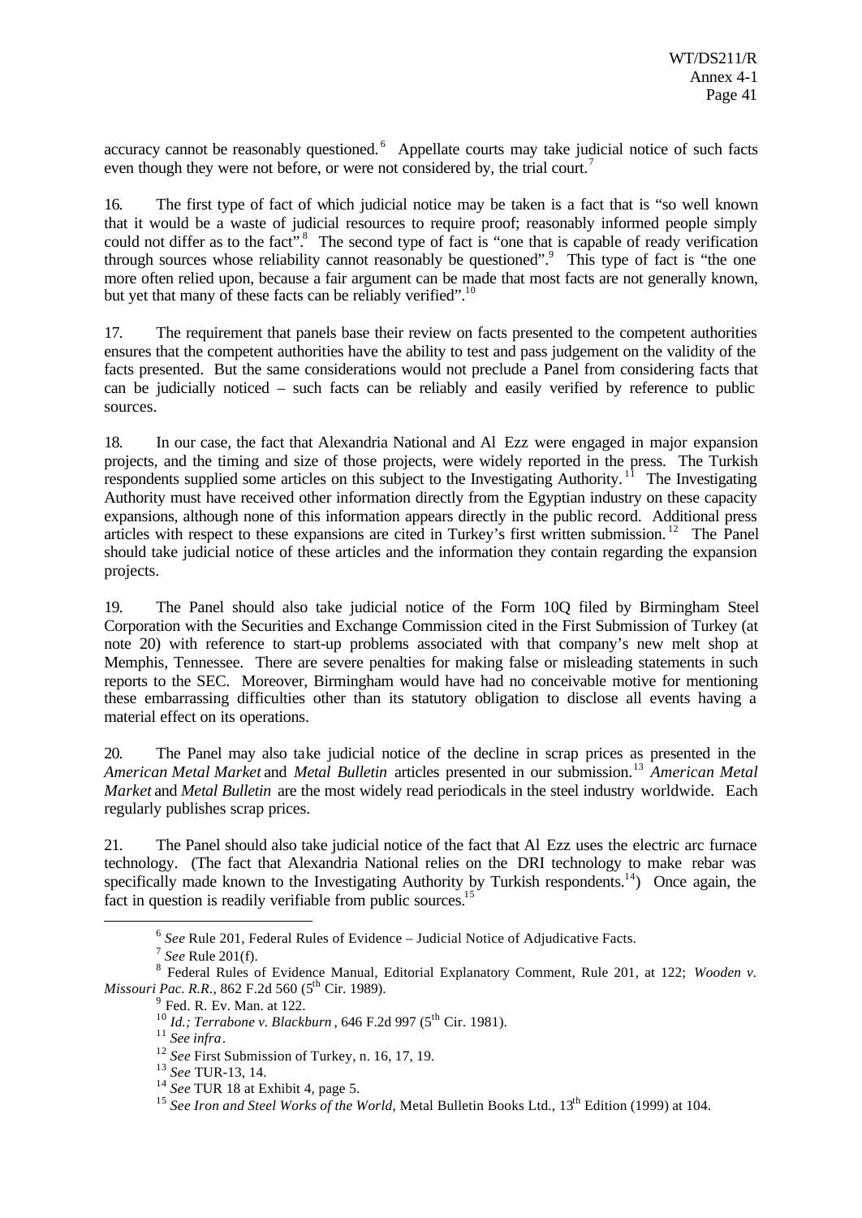accuracy cannot be reasonably questioned.[6] Appellate courts may take judicial notice of such facts even though they were not before, or were not considered by, the trial court.[7]

16. The first type of fact of which judicial notice may be taken is a fact that is "so well known that it would be a waste of judicial resources to require proof; reasonably informed people simply could not differ as to the fact".[8] The second type of fact is "one that is capable of ready verification through sources whose reliability cannot reasonably be questioned".[9] This type of fact is "the one more often relied upon, because a fair argument can be made that most facts are not generally known, but yet that many of these facts can be reliably verified".[10]

17. The requirement that panels base their review on facts presented to the competent authorities ensures that the competent authorities have the ability to test and pass judgement on the validity of the facts presented. But the same considerations would not preclude a Panel from considering facts that can be judicially noticed – such facts can be reliably and easily verified by reference to public sources.

18. In our case, the fact that Alexandria National and Al Ezz were engaged in major expansion projects, and the timing and size of those projects, were widely reported in the press. The Turkish respondents supplied some articles on this subject to the Investigating Authority.[11] The Investigating Authority must have received other information directly from the Egyptian industry on these capacity expansions, although none of this information appears directly in the public record. Additional press articles with respect to these expansions are cited in Turkey's first written submission.[12] The Panel should take judicial notice of these articles and the information they contain regarding the expansion projects.

19. The Panel should also take judicial notice of the Form 10Q filed by Birmingham Steel Corporation with the Securities and Exchange Commission cited in the First Submission of Turkey (at note 20) with reference to start-up problems associated with that company's new melt shop at Memphis, Tennessee. There are severe penalties for making false or misleading statements in such reports to the SEC. Moreover, Birmingham would have had no conceivable motive for mentioning these embarrassing difficulties other than its statutory obligation to disclose all events having a material effect on its operations.

20. The Panel may also take judicial notice of the decline in scrap prices as presented in the *American Metal Market* and *Metal Bulletin* articles presented in our submission.[13] *American Metal Market* and *Metal Bulletin* are the most widely read periodicals in the steel industry worldwide. Each regularly publishes scrap prices.

21. The Panel should also take judicial notice of the fact that Al Ezz uses the electric arc furnace technology. (The fact that Alexandria National relies on the DRI technology to make rebar was specifically made known to the Investigating Authority by Turkish respondents.[14]) Once again, the fact in question is readily verifiable from public sources.[15]

---

[6] *See* Rule 201, Federal Rules of Evidence – Judicial Notice of Adjudicative Facts.

[7] *See* Rule 201(f).

[8] Federal Rules of Evidence Manual, Editorial Explanatory Comment, Rule 201, at 122; *Wooden v. Missouri Pac. R.R.*, 862 F.2d 560 (5th Cir. 1989).

[9] Fed. R. Ev. Man. at 122.

[10] *Id.; Terrabone v. Blackburn*, 646 F.2d 997 (5th Cir. 1981).

[11] *See infra*.

[12] *See* First Submission of Turkey, n. 16, 17, 19.

[13] *See* TUR-13, 14.

[14] *See* TUR 18 at Exhibit 4, page 5.

[15] *See Iron and Steel Works of the World*, Metal Bulletin Books Ltd., 13th Edition (1999) at 104.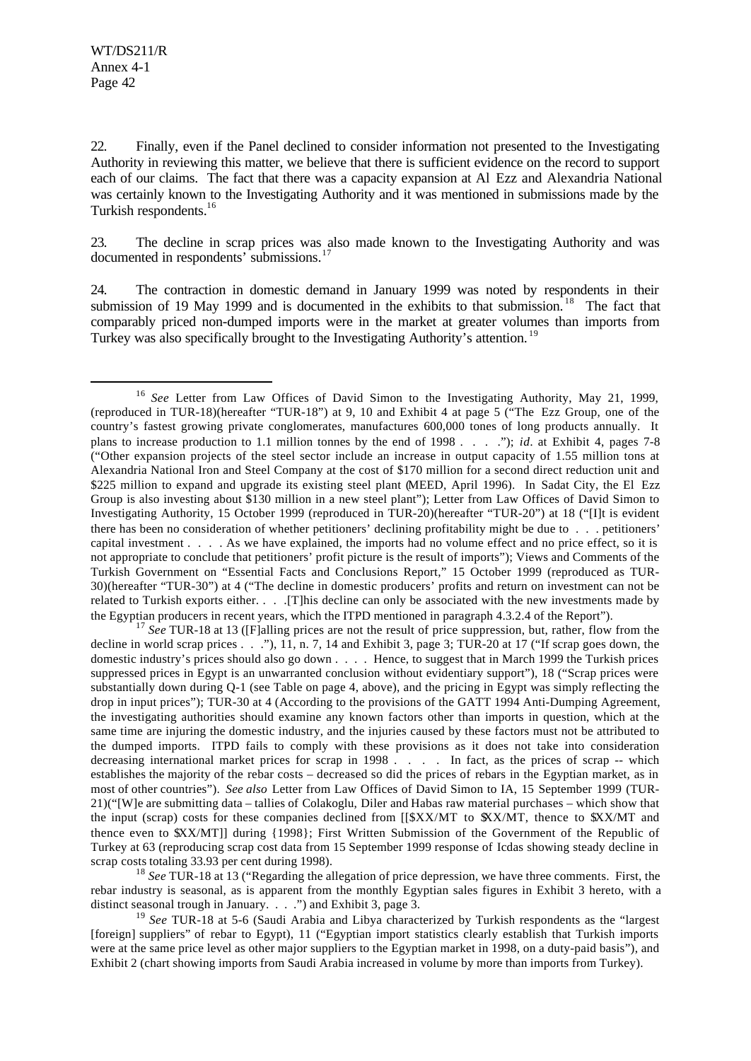22. Finally, even if the Panel declined to consider information not presented to the Investigating Authority in reviewing this matter, we believe that there is sufficient evidence on the record to support each of our claims. The fact that there was a capacity expansion at Al Ezz and Alexandria National was certainly known to the Investigating Authority and it was mentioned in submissions made by the Turkish respondents.[16]

23. The decline in scrap prices was also made known to the Investigating Authority and was documented in respondents' submissions.[17]

24. The contraction in domestic demand in January 1999 was noted by respondents in their submission of 19 May 1999 and is documented in the exhibits to that submission.[18] The fact that comparably priced non-dumped imports were in the market at greater volumes than imports from Turkey was also specifically brought to the Investigating Authority's attention.[19]

---

[16] *See* Letter from Law Offices of David Simon to the Investigating Authority, May 21, 1999, (reproduced in TUR-18)(hereafter "TUR-18") at 9, 10 and Exhibit 4 at page 5 ("The Ezz Group, one of the country's fastest growing private conglomerates, manufactures 600,000 tones of long products annually. It plans to increase production to 1.1 million tonnes by the end of 1998 . . . ."); *id*. at Exhibit 4, pages 7-8 ("Other expansion projects of the steel sector include an increase in output capacity of 1.55 million tons at Alexandria National Iron and Steel Company at the cost of $170 million for a second direct reduction unit and $225 million to expand and upgrade its existing steel plant (MEED, April 1996). In Sadat City, the El Ezz Group is also investing about $130 million in a new steel plant"); Letter from Law Offices of David Simon to Investigating Authority, 15 October 1999 (reproduced in TUR-20)(hereafter "TUR-20") at 18 ("[I]t is evident there has been no consideration of whether petitioners' declining profitability might be due to . . . petitioners' capital investment . . . . As we have explained, the imports had no volume effect and no price effect, so it is not appropriate to conclude that petitioners' profit picture is the result of imports"); Views and Comments of the Turkish Government on "Essential Facts and Conclusions Report," 15 October 1999 (reproduced as TUR-30)(hereafter "TUR-30") at 4 ("The decline in domestic producers' profits and return on investment can not be related to Turkish exports either. . . .[T]his decline can only be associated with the new investments made by the Egyptian producers in recent years, which the ITPD mentioned in paragraph 4.3.2.4 of the Report").

[17] *See* TUR-18 at 13 ([F]alling prices are not the result of price suppression, but, rather, flow from the decline in world scrap prices . . ."), 11, n. 7, 14 and Exhibit 3, page 3; TUR-20 at 17 ("If scrap goes down, the domestic industry's prices should also go down . . . . Hence, to suggest that in March 1999 the Turkish prices suppressed prices in Egypt is an unwarranted conclusion without evidentiary support"), 18 ("Scrap prices were substantially down during Q-1 (see Table on page 4, above), and the pricing in Egypt was simply reflecting the drop in input prices"); TUR-30 at 4 (According to the provisions of the GATT 1994 Anti-Dumping Agreement, the investigating authorities should examine any known factors other than imports in question, which at the same time are injuring the domestic industry, and the injuries caused by these factors must not be attributed to the dumped imports. ITPD fails to comply with these provisions as it does not take into consideration decreasing international market prices for scrap in 1998 . . . . In fact, as the prices of scrap -- which establishes the majority of the rebar costs -- decreased so did the prices of rebars in the Egyptian market, as in most of other countries"). *See also* Letter from Law Offices of David Simon to IA, 15 September 1999 (TUR-21)("[W]e are submitting data – tallies of Colakoglu, Diler and Habas raw material purchases – which show that the input (scrap) costs for these companies declined from [[$XX/MT to $XX/MT, thence to $XX/MT and thence even to $XX/MT]] during {1998}; First Written Submission of the Government of the Republic of Turkey at 63 (reproducing scrap cost data from 15 September 1999 response of Icdas showing steady decline in scrap costs totaling 33.93 per cent during 1998).

[18] *See* TUR-18 at 13 ("Regarding the allegation of price depression, we have three comments. First, the rebar industry is seasonal, as is apparent from the monthly Egyptian sales figures in Exhibit 3 hereto, with a distinct seasonal trough in January. . . .") and Exhibit 3, page 3.

[19] *See* TUR-18 at 5-6 (Saudi Arabia and Libya characterized by Turkish respondents as the "largest [foreign] suppliers" of rebar to Egypt), 11 ("Egyptian import statistics clearly establish that Turkish imports were at the same price level as other major suppliers to the Egyptian market in 1998, on a duty-paid basis"), and Exhibit 2 (chart showing imports from Saudi Arabia increased in volume by more than imports from Turkey).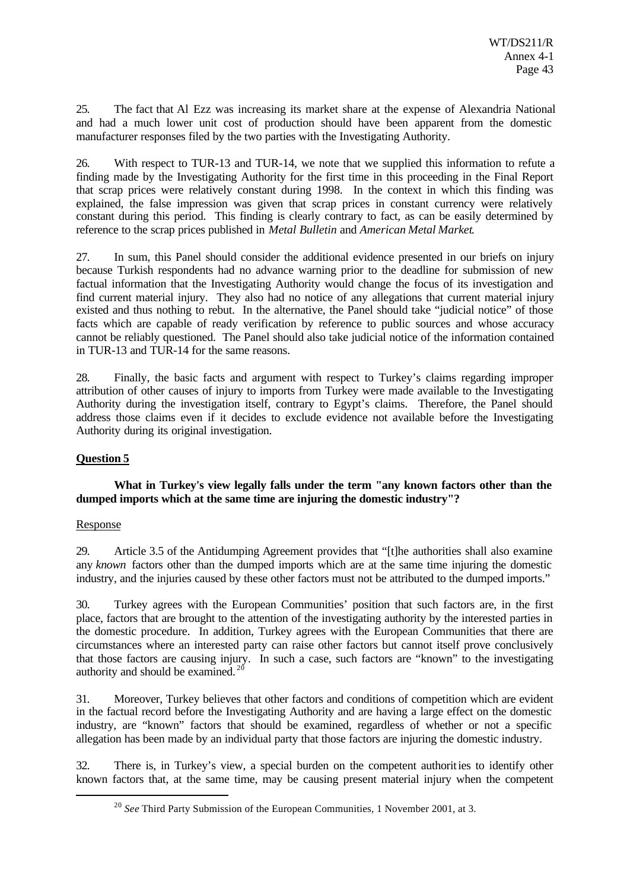25. The fact that Al Ezz was increasing its market share at the expense of Alexandria National and had a much lower unit cost of production should have been apparent from the domestic manufacturer responses filed by the two parties with the Investigating Authority.

26. With respect to TUR-13 and TUR-14, we note that we supplied this information to refute a finding made by the Investigating Authority for the first time in this proceeding in the Final Report that scrap prices were relatively constant during 1998. In the context in which this finding was explained, the false impression was given that scrap prices in constant currency were relatively constant during this period. This finding is clearly contrary to fact, as can be easily determined by reference to the scrap prices published in *Metal Bulletin* and *American Metal Market*.

27. In sum, this Panel should consider the additional evidence presented in our briefs on injury because Turkish respondents had no advance warning prior to the deadline for submission of new factual information that the Investigating Authority would change the focus of its investigation and find current material injury. They also had no notice of any allegations that current material injury existed and thus nothing to rebut. In the alternative, the Panel should take "judicial notice" of those facts which are capable of ready verification by reference to public sources and whose accuracy cannot be reliably questioned. The Panel should also take judicial notice of the information contained in TUR-13 and TUR-14 for the same reasons.

28. Finally, the basic facts and argument with respect to Turkey's claims regarding improper attribution of other causes of injury to imports from Turkey were made available to the Investigating Authority during the investigation itself, contrary to Egypt's claims. Therefore, the Panel should address those claims even if it decides to exclude evidence not available before the Investigating Authority during its original investigation.

**Question 5**

**What in Turkey's view legally falls under the term "any known factors other than the dumped imports which at the same time are injuring the domestic industry"?**

Response

29. Article 3.5 of the Antidumping Agreement provides that "[t]he authorities shall also examine any *known* factors other than the dumped imports which are at the same time injuring the domestic industry, and the injuries caused by these other factors must not be attributed to the dumped imports."

30. Turkey agrees with the European Communities' position that such factors are, in the first place, factors that are brought to the attention of the investigating authority by the interested parties in the domestic procedure. In addition, Turkey agrees with the European Communities that there are circumstances where an interested party can raise other factors but cannot itself prove conclusively that those factors are causing injury. In such a case, such factors are "known" to the investigating authority and should be examined.[20]

31. Moreover, Turkey believes that other factors and conditions of competition which are evident in the factual record before the Investigating Authority and are having a large effect on the domestic industry, are "known" factors that should be examined, regardless of whether or not a specific allegation has been made by an individual party that those factors are injuring the domestic industry.

32. There is, in Turkey's view, a special burden on the competent authorities to identify other known factors that, at the same time, may be causing present material injury when the competent

[20] *See* Third Party Submission of the European Communities, 1 November 2001, at 3.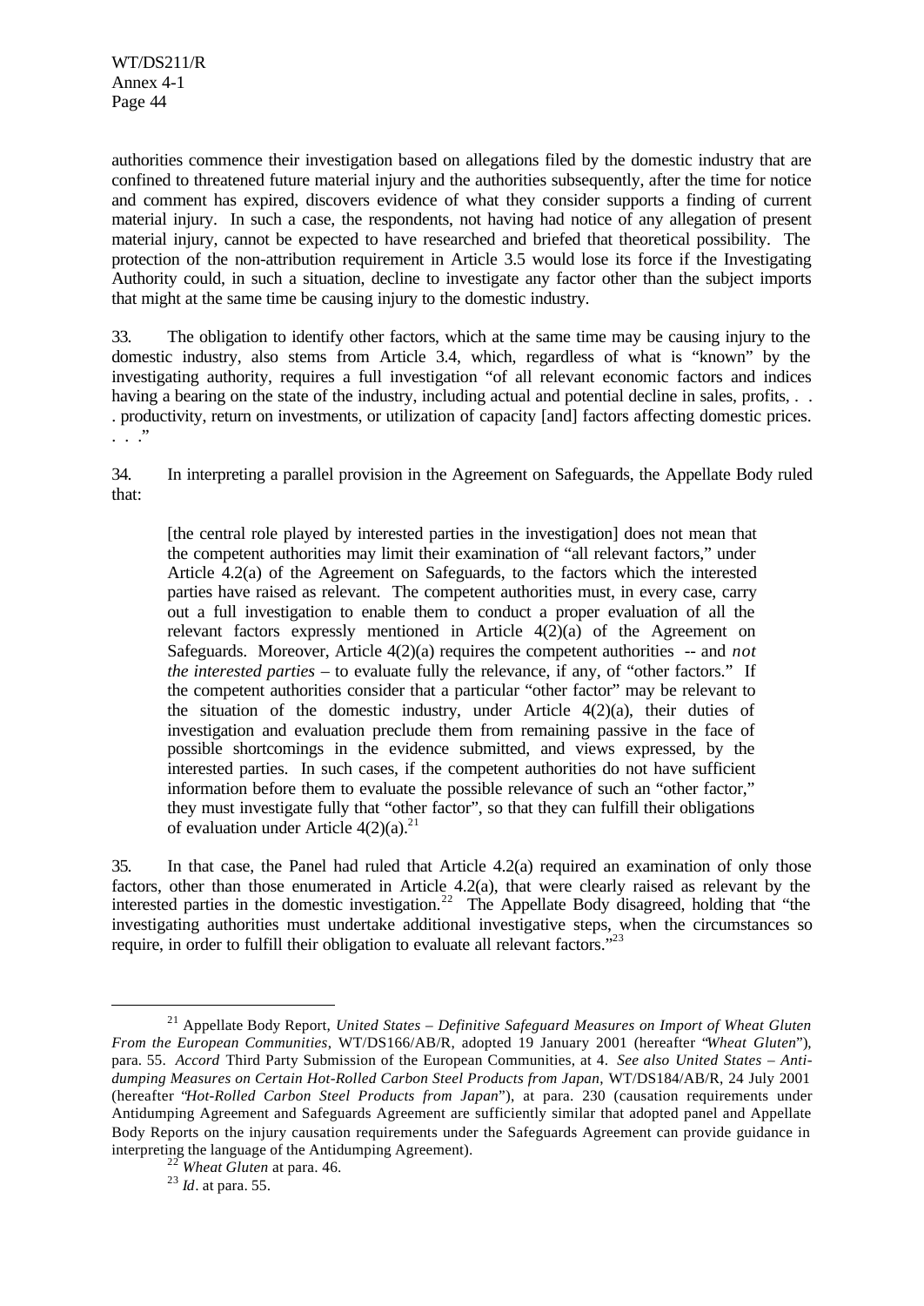authorities commence their investigation based on allegations filed by the domestic industry that are confined to threatened future material injury and the authorities subsequently, after the time for notice and comment has expired, discovers evidence of what they consider supports a finding of current material injury. In such a case, the respondents, not having had notice of any allegation of present material injury, cannot be expected to have researched and briefed that theoretical possibility. The protection of the non-attribution requirement in Article 3.5 would lose its force if the Investigating Authority could, in such a situation, decline to investigate any factor other than the subject imports that might at the same time be causing injury to the domestic industry.

33. The obligation to identify other factors, which at the same time may be causing injury to the domestic industry, also stems from Article 3.4, which, regardless of what is "known" by the investigating authority, requires a full investigation "of all relevant economic factors and indices having a bearing on the state of the industry, including actual and potential decline in sales, profits, . . . productivity, return on investments, or utilization of capacity [and] factors affecting domestic prices. . . ."

34. In interpreting a parallel provision in the Agreement on Safeguards, the Appellate Body ruled that:

> [the central role played by interested parties in the investigation] does not mean that the competent authorities may limit their examination of "all relevant factors," under Article 4.2(a) of the Agreement on Safeguards, to the factors which the interested parties have raised as relevant. The competent authorities must, in every case, carry out a full investigation to enable them to conduct a proper evaluation of all the relevant factors expressly mentioned in Article 4(2)(a) of the Agreement on Safeguards. Moreover, Article 4(2)(a) requires the competent authorities -- and *not the interested parties* – to evaluate fully the relevance, if any, of "other factors." If the competent authorities consider that a particular "other factor" may be relevant to the situation of the domestic industry, under Article 4(2)(a), their duties of investigation and evaluation preclude them from remaining passive in the face of possible shortcomings in the evidence submitted, and views expressed, by the interested parties. In such cases, if the competent authorities do not have sufficient information before them to evaluate the possible relevance of such an "other factor," they must investigate fully that "other factor", so that they can fulfill their obligations of evaluation under Article 4(2)(a).[21]

35. In that case, the Panel had ruled that Article 4.2(a) required an examination of only those factors, other than those enumerated in Article 4.2(a), that were clearly raised as relevant by the interested parties in the domestic investigation.[22] The Appellate Body disagreed, holding that "the investigating authorities must undertake additional investigative steps, when the circumstances so require, in order to fulfill their obligation to evaluate all relevant factors."[23]

---

[21] Appellate Body Report, *United States – Definitive Safeguard Measures on Import of Wheat Gluten From the European Communities*, WT/DS166/AB/R, adopted 19 January 2001 (hereafter "*Wheat Gluten*"), para. 55. *Accord* Third Party Submission of the European Communities, at 4. *See also United States – Anti-dumping Measures on Certain Hot-Rolled Carbon Steel Products from Japan*, WT/DS184/AB/R, 24 July 2001 (hereafter "*Hot-Rolled Carbon Steel Products from Japan*"), at para. 230 (causation requirements under Antidumping Agreement and Safeguards Agreement are sufficiently similar that adopted panel and Appellate Body Reports on the injury causation requirements under the Safeguards Agreement can provide guidance in interpreting the language of the Antidumping Agreement).

[22] *Wheat Gluten* at para. 46.

[23] *Id*. at para. 55.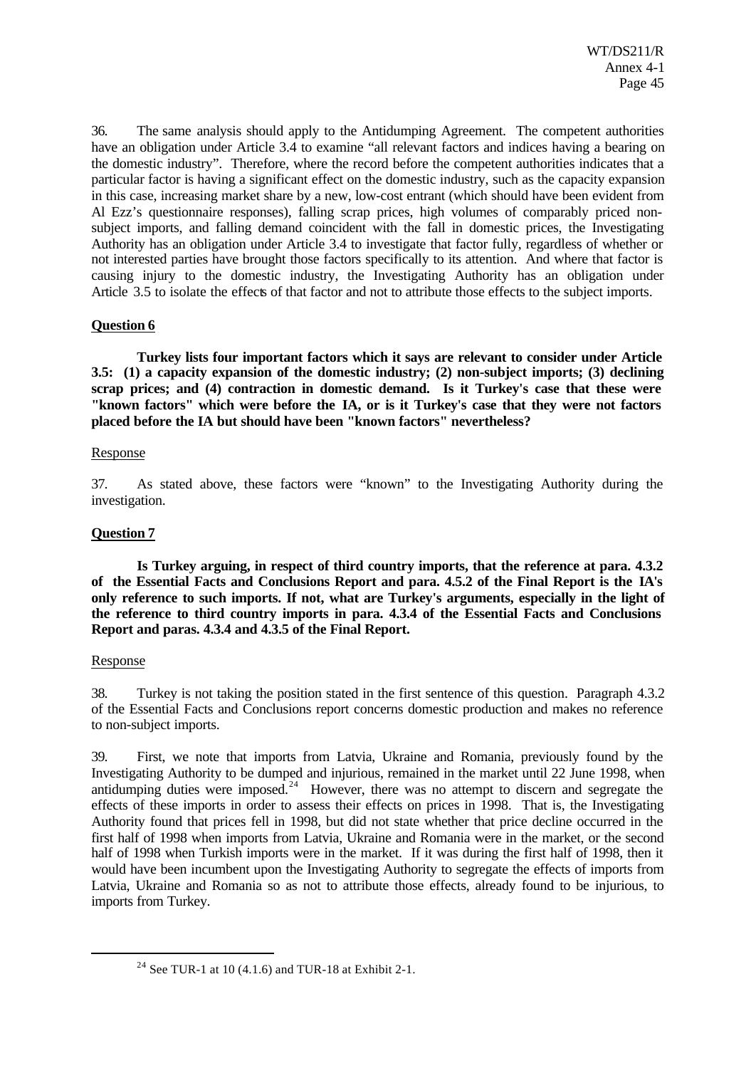36. The same analysis should apply to the Antidumping Agreement. The competent authorities have an obligation under Article 3.4 to examine "all relevant factors and indices having a bearing on the domestic industry". Therefore, where the record before the competent authorities indicates that a particular factor is having a significant effect on the domestic industry, such as the capacity expansion in this case, increasing market share by a new, low-cost entrant (which should have been evident from Al Ezz's questionnaire responses), falling scrap prices, high volumes of comparably priced non-subject imports, and falling demand coincident with the fall in domestic prices, the Investigating Authority has an obligation under Article 3.4 to investigate that factor fully, regardless of whether or not interested parties have brought those factors specifically to its attention. And where that factor is causing injury to the domestic industry, the Investigating Authority has an obligation under Article 3.5 to isolate the effects of that factor and not to attribute those effects to the subject imports.

**Question 6**

**Turkey lists four important factors which it says are relevant to consider under Article 3.5: (1) a capacity expansion of the domestic industry; (2) non-subject imports; (3) declining scrap prices; and (4) contraction in domestic demand. Is it Turkey's case that these were "known factors" which were before the IA, or is it Turkey's case that they were not factors placed before the IA but should have been "known factors" nevertheless?**

Response

37. As stated above, these factors were "known" to the Investigating Authority during the investigation.

**Question 7**

**Is Turkey arguing, in respect of third country imports, that the reference at para. 4.3.2 of the Essential Facts and Conclusions Report and para. 4.5.2 of the Final Report is the IA's only reference to such imports. If not, what are Turkey's arguments, especially in the light of the reference to third country imports in para. 4.3.4 of the Essential Facts and Conclusions Report and paras. 4.3.4 and 4.3.5 of the Final Report.**

Response

38. Turkey is not taking the position stated in the first sentence of this question. Paragraph 4.3.2 of the Essential Facts and Conclusions report concerns domestic production and makes no reference to non-subject imports.

39. First, we note that imports from Latvia, Ukraine and Romania, previously found by the Investigating Authority to be dumped and injurious, remained in the market until 22 June 1998, when antidumping duties were imposed.[24] However, there was no attempt to discern and segregate the effects of these imports in order to assess their effects on prices in 1998. That is, the Investigating Authority found that prices fell in 1998, but did not state whether that price decline occurred in the first half of 1998 when imports from Latvia, Ukraine and Romania were in the market, or the second half of 1998 when Turkish imports were in the market. If it was during the first half of 1998, then it would have been incumbent upon the Investigating Authority to segregate the effects of imports from Latvia, Ukraine and Romania so as not to attribute those effects, already found to be injurious, to imports from Turkey.

[24] See TUR-1 at 10 (4.1.6) and TUR-18 at Exhibit 2-1.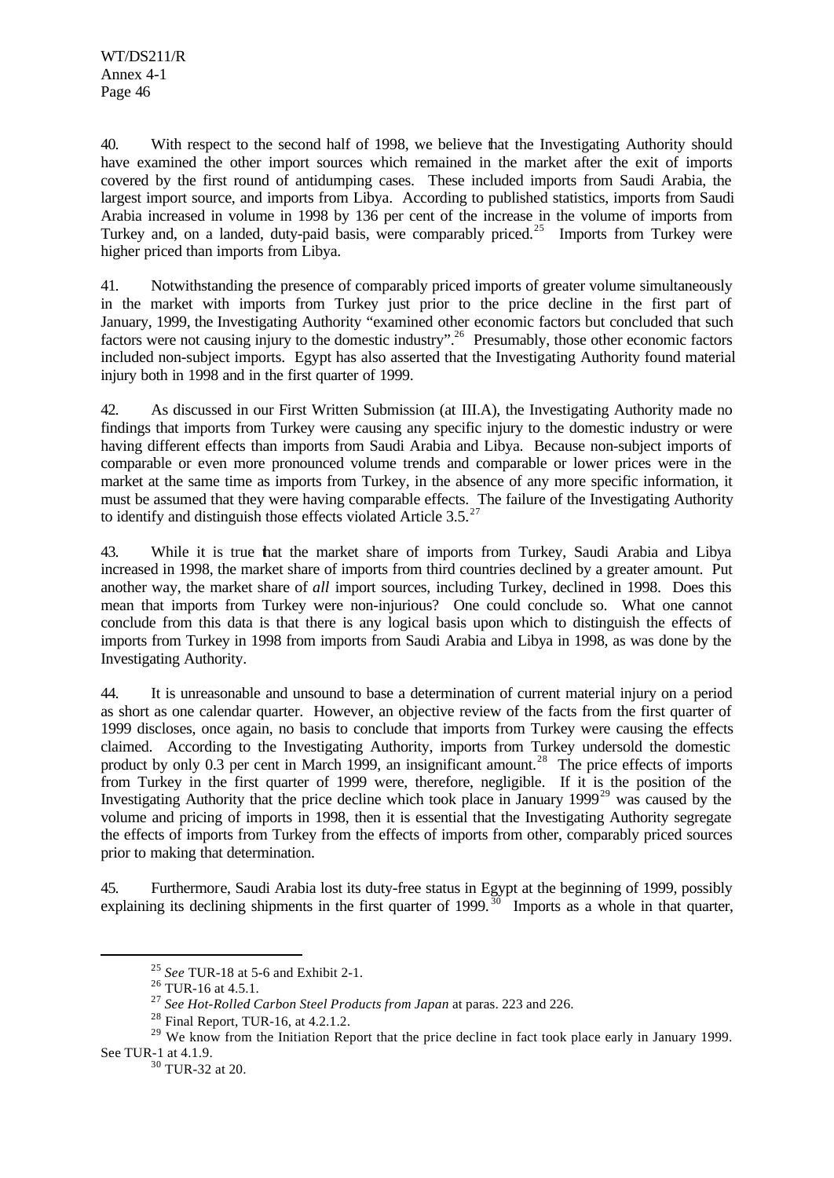40. With respect to the second half of 1998, we believe that the Investigating Authority should have examined the other import sources which remained in the market after the exit of imports covered by the first round of antidumping cases. These included imports from Saudi Arabia, the largest import source, and imports from Libya. According to published statistics, imports from Saudi Arabia increased in volume in 1998 by 136 per cent of the increase in the volume of imports from Turkey and, on a landed, duty-paid basis, were comparably priced.[25] Imports from Turkey were higher priced than imports from Libya.

41. Notwithstanding the presence of comparably priced imports of greater volume simultaneously in the market with imports from Turkey just prior to the price decline in the first part of January, 1999, the Investigating Authority "examined other economic factors but concluded that such factors were not causing injury to the domestic industry".[26] Presumably, those other economic factors included non-subject imports. Egypt has also asserted that the Investigating Authority found material injury both in 1998 and in the first quarter of 1999.

42. As discussed in our First Written Submission (at III.A), the Investigating Authority made no findings that imports from Turkey were causing any specific injury to the domestic industry or were having different effects than imports from Saudi Arabia and Libya. Because non-subject imports of comparable or even more pronounced volume trends and comparable or lower prices were in the market at the same time as imports from Turkey, in the absence of any more specific information, it must be assumed that they were having comparable effects. The failure of the Investigating Authority to identify and distinguish those effects violated Article 3.5.[27]

43. While it is true that the market share of imports from Turkey, Saudi Arabia and Libya increased in 1998, the market share of imports from third countries declined by a greater amount. Put another way, the market share of *all* import sources, including Turkey, declined in 1998. Does this mean that imports from Turkey were non-injurious? One could conclude so. What one cannot conclude from this data is that there is any logical basis upon which to distinguish the effects of imports from Turkey in 1998 from imports from Saudi Arabia and Libya in 1998, as was done by the Investigating Authority.

44. It is unreasonable and unsound to base a determination of current material injury on a period as short as one calendar quarter. However, an objective review of the facts from the first quarter of 1999 discloses, once again, no basis to conclude that imports from Turkey were causing the effects claimed. According to the Investigating Authority, imports from Turkey undersold the domestic product by only 0.3 per cent in March 1999, an insignificant amount.[28] The price effects of imports from Turkey in the first quarter of 1999 were, therefore, negligible. If it is the position of the Investigating Authority that the price decline which took place in January 1999[29] was caused by the volume and pricing of imports in 1998, then it is essential that the Investigating Authority segregate the effects of imports from Turkey from the effects of imports from other, comparably priced sources prior to making that determination.

45. Furthermore, Saudi Arabia lost its duty-free status in Egypt at the beginning of 1999, possibly explaining its declining shipments in the first quarter of 1999.[30] Imports as a whole in that quarter,

---

[25] *See* TUR-18 at 5-6 and Exhibit 2-1.

[26] TUR-16 at 4.5.1.

[27] *See Hot-Rolled Carbon Steel Products from Japan* at paras. 223 and 226.

[28] Final Report, TUR-16, at 4.2.1.2.

[29] We know from the Initiation Report that the price decline in fact took place early in January 1999. See TUR-1 at 4.1.9.

[30] TUR-32 at 20.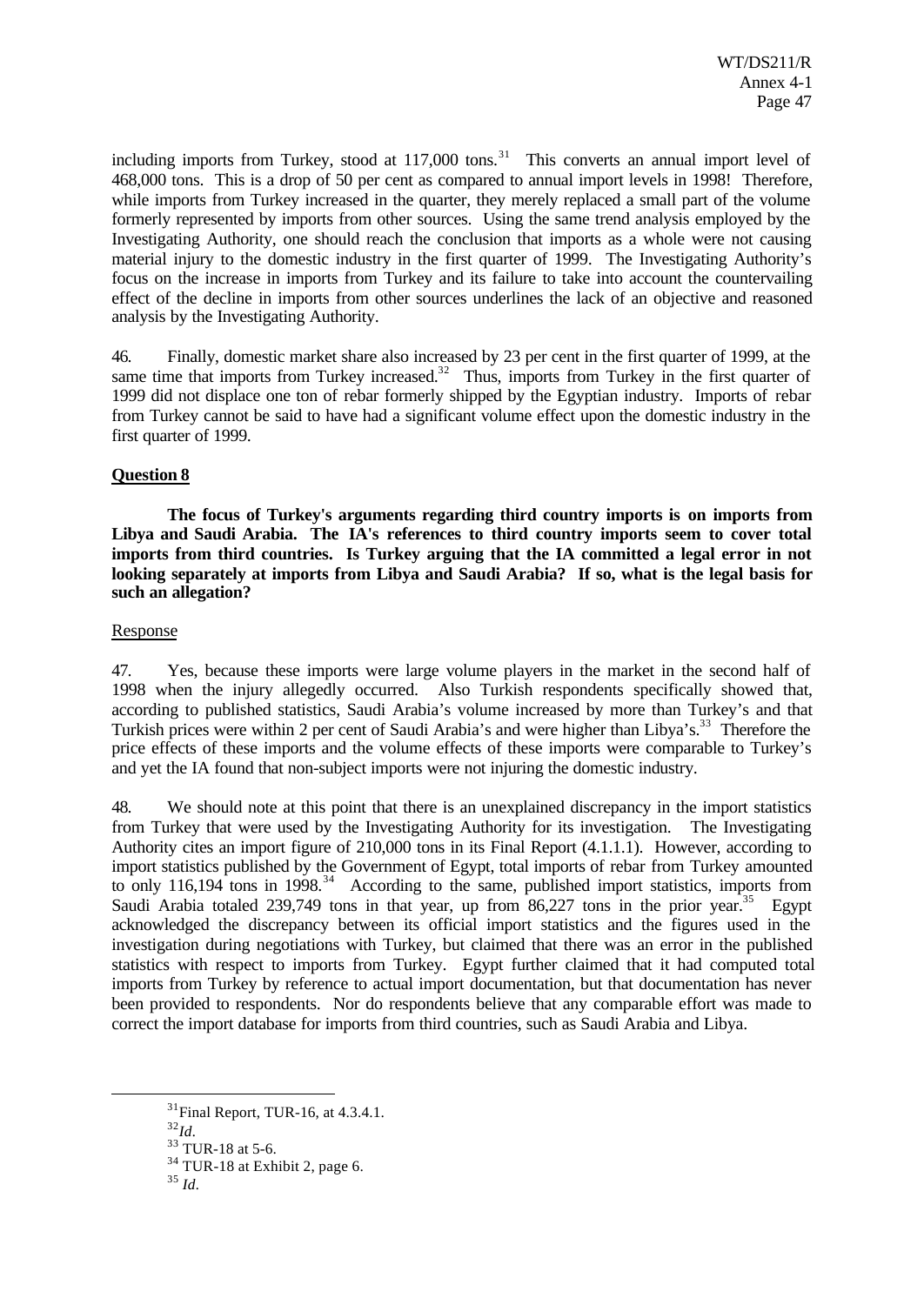including imports from Turkey, stood at 117,000 tons.[31] This converts an annual import level of 468,000 tons. This is a drop of 50 per cent as compared to annual import levels in 1998! Therefore, while imports from Turkey increased in the quarter, they merely replaced a small part of the volume formerly represented by imports from other sources. Using the same trend analysis employed by the Investigating Authority, one should reach the conclusion that imports as a whole were not causing material injury to the domestic industry in the first quarter of 1999. The Investigating Authority's focus on the increase in imports from Turkey and its failure to take into account the countervailing effect of the decline in imports from other sources underlines the lack of an objective and reasoned analysis by the Investigating Authority.

46. Finally, domestic market share also increased by 23 per cent in the first quarter of 1999, at the same time that imports from Turkey increased.[32] Thus, imports from Turkey in the first quarter of 1999 did not displace one ton of rebar formerly shipped by the Egyptian industry. Imports of rebar from Turkey cannot be said to have had a significant volume effect upon the domestic industry in the first quarter of 1999.

**Question 8**

**The focus of Turkey's arguments regarding third country imports is on imports from Libya and Saudi Arabia. The IA's references to third country imports seem to cover total imports from third countries. Is Turkey arguing that the IA committed a legal error in not looking separately at imports from Libya and Saudi Arabia? If so, what is the legal basis for such an allegation?**

Response

47. Yes, because these imports were large volume players in the market in the second half of 1998 when the injury allegedly occurred. Also Turkish respondents specifically showed that, according to published statistics, Saudi Arabia's volume increased by more than Turkey's and that Turkish prices were within 2 per cent of Saudi Arabia's and were higher than Libya's.[33] Therefore the price effects of these imports and the volume effects of these imports were comparable to Turkey's and yet the IA found that non-subject imports were not injuring the domestic industry.

48. We should note at this point that there is an unexplained discrepancy in the import statistics from Turkey that were used by the Investigating Authority for its investigation. The Investigating Authority cites an import figure of 210,000 tons in its Final Report (4.1.1.1). However, according to import statistics published by the Government of Egypt, total imports of rebar from Turkey amounted to only 116,194 tons in 1998.[34] According to the same, published import statistics, imports from Saudi Arabia totaled 239,749 tons in that year, up from 86,227 tons in the prior year.[35] Egypt acknowledged the discrepancy between its official import statistics and the figures used in the investigation during negotiations with Turkey, but claimed that there was an error in the published statistics with respect to imports from Turkey. Egypt further claimed that it had computed total imports from Turkey by reference to actual import documentation, but that documentation has never been provided to respondents. Nor do respondents believe that any comparable effort was made to correct the import database for imports from third countries, such as Saudi Arabia and Libya.

[31] Final Report, TUR-16, at 4.3.4.1.

[32] *Id*.

[33] TUR-18 at 5-6.

[34] TUR-18 at Exhibit 2, page 6.

[35] *Id*.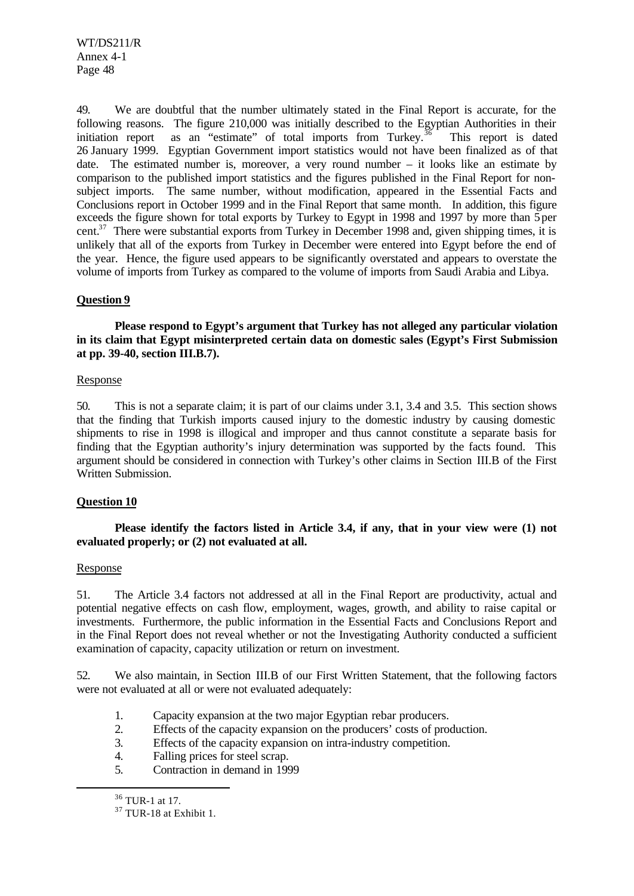49. We are doubtful that the number ultimately stated in the Final Report is accurate, for the following reasons. The figure 210,000 was initially described to the Egyptian Authorities in their initiation report as an "estimate" of total imports from Turkey.[36] This report is dated 26 January 1999. Egyptian Government import statistics would not have been finalized as of that date. The estimated number is, moreover, a very round number – it looks like an estimate by comparison to the published import statistics and the figures published in the Final Report for non-subject imports. The same number, without modification, appeared in the Essential Facts and Conclusions report in October 1999 and in the Final Report that same month. In addition, this figure exceeds the figure shown for total exports by Turkey to Egypt in 1998 and 1997 by more than 5 per cent.[37] There were substantial exports from Turkey in December 1998 and, given shipping times, it is unlikely that all of the exports from Turkey in December were entered into Egypt before the end of the year. Hence, the figure used appears to be significantly overstated and appears to overstate the volume of imports from Turkey as compared to the volume of imports from Saudi Arabia and Libya.

**Question 9**

**Please respond to Egypt's argument that Turkey has not alleged any particular violation in its claim that Egypt misinterpreted certain data on domestic sales (Egypt's First Submission at pp. 39-40, section III.B.7).**

Response

50. This is not a separate claim; it is part of our claims under 3.1, 3.4 and 3.5. This section shows that the finding that Turkish imports caused injury to the domestic industry by causing domestic shipments to rise in 1998 is illogical and improper and thus cannot constitute a separate basis for finding that the Egyptian authority's injury determination was supported by the facts found. This argument should be considered in connection with Turkey's other claims in Section III.B of the First Written Submission.

**Question 10**

**Please identify the factors listed in Article 3.4, if any, that in your view were (1) not evaluated properly; or (2) not evaluated at all.**

Response

51. The Article 3.4 factors not addressed at all in the Final Report are productivity, actual and potential negative effects on cash flow, employment, wages, growth, and ability to raise capital or investments. Furthermore, the public information in the Essential Facts and Conclusions Report and in the Final Report does not reveal whether or not the Investigating Authority conducted a sufficient examination of capacity, capacity utilization or return on investment.

52. We also maintain, in Section III.B of our First Written Statement, that the following factors were not evaluated at all or were not evaluated adequately:

1. Capacity expansion at the two major Egyptian rebar producers.
2. Effects of the capacity expansion on the producers' costs of production.
3. Effects of the capacity expansion on intra-industry competition.
4. Falling prices for steel scrap.
5. Contraction in demand in 1999

[36] TUR-1 at 17.

[37] TUR-18 at Exhibit 1.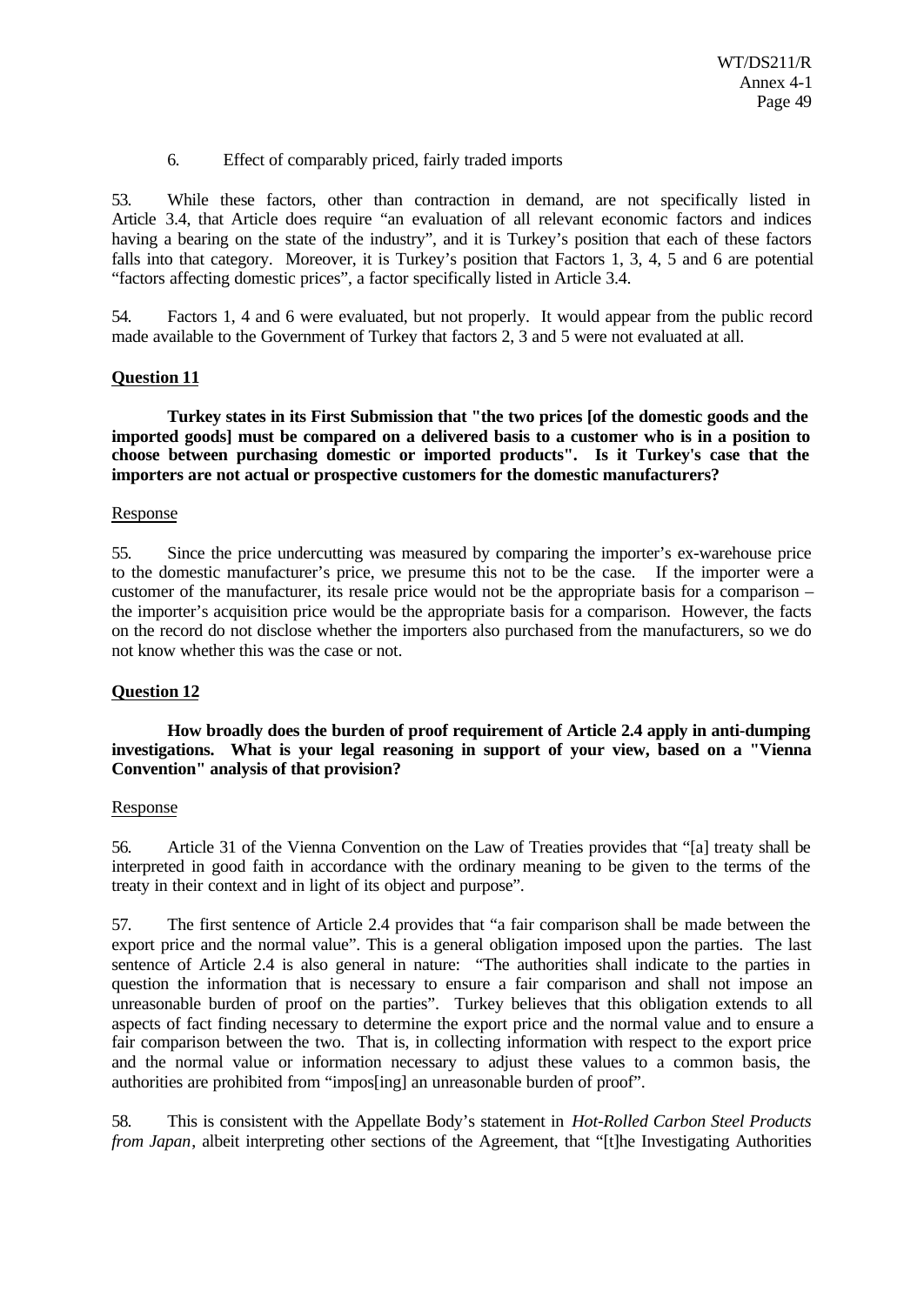6. Effect of comparably priced, fairly traded imports

53. While these factors, other than contraction in demand, are not specifically listed in Article 3.4, that Article does require "an evaluation of all relevant economic factors and indices having a bearing on the state of the industry", and it is Turkey's position that each of these factors falls into that category. Moreover, it is Turkey's position that Factors 1, 3, 4, 5 and 6 are potential "factors affecting domestic prices", a factor specifically listed in Article 3.4.

54. Factors 1, 4 and 6 were evaluated, but not properly. It would appear from the public record made available to the Government of Turkey that factors 2, 3 and 5 were not evaluated at all.

**Question 11**

**Turkey states in its First Submission that "the two prices [of the domestic goods and the imported goods] must be compared on a delivered basis to a customer who is in a position to choose between purchasing domestic or imported products". Is it Turkey's case that the importers are not actual or prospective customers for the domestic manufacturers?**

Response

55. Since the price undercutting was measured by comparing the importer's ex-warehouse price to the domestic manufacturer's price, we presume this not to be the case. If the importer were a customer of the manufacturer, its resale price would not be the appropriate basis for a comparison – the importer's acquisition price would be the appropriate basis for a comparison. However, the facts on the record do not disclose whether the importers also purchased from the manufacturers, so we do not know whether this was the case or not.

**Question 12**

**How broadly does the burden of proof requirement of Article 2.4 apply in anti-dumping investigations. What is your legal reasoning in support of your view, based on a "Vienna Convention" analysis of that provision?**

Response

56. Article 31 of the Vienna Convention on the Law of Treaties provides that "[a] treaty shall be interpreted in good faith in accordance with the ordinary meaning to be given to the terms of the treaty in their context and in light of its object and purpose".

57. The first sentence of Article 2.4 provides that "a fair comparison shall be made between the export price and the normal value". This is a general obligation imposed upon the parties. The last sentence of Article 2.4 is also general in nature: "The authorities shall indicate to the parties in question the information that is necessary to ensure a fair comparison and shall not impose an unreasonable burden of proof on the parties". Turkey believes that this obligation extends to all aspects of fact finding necessary to determine the export price and the normal value and to ensure a fair comparison between the two. That is, in collecting information with respect to the export price and the normal value or information necessary to adjust these values to a common basis, the authorities are prohibited from "impos[ing] an unreasonable burden of proof".

58. This is consistent with the Appellate Body's statement in *Hot-Rolled Carbon Steel Products from Japan*, albeit interpreting other sections of the Agreement, that "[t]he Investigating Authorities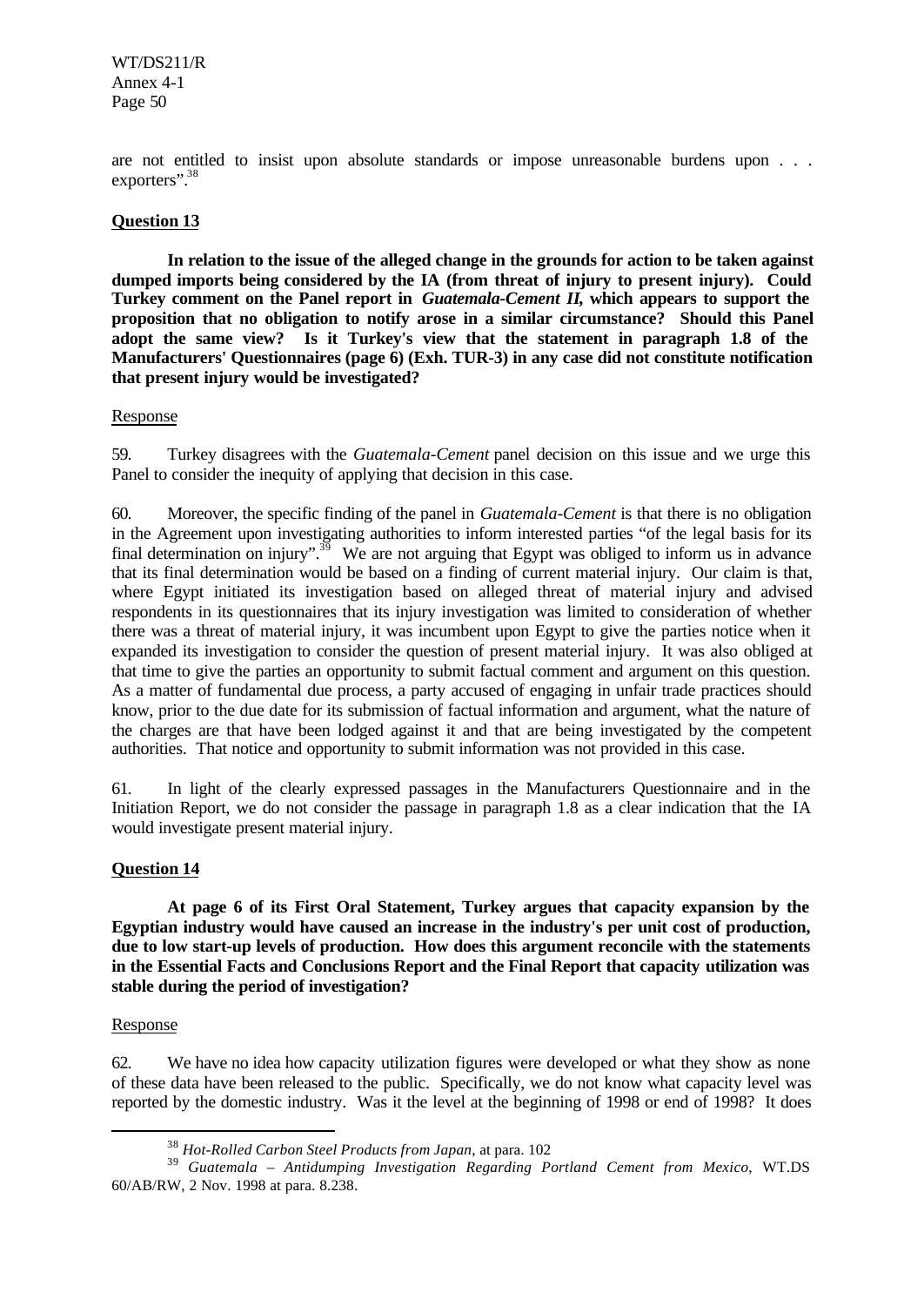are not entitled to insist upon absolute standards or impose unreasonable burdens upon . . . exporters".[38]

## Question 13

**In relation to the issue of the alleged change in the grounds for action to be taken against dumped imports being considered by the IA (from threat of injury to present injury). Could Turkey comment on the Panel report in *Guatemala-Cement II,* which appears to support the proposition that no obligation to notify arose in a similar circumstance? Should this Panel adopt the same view? Is it Turkey's view that the statement in paragraph 1.8 of the Manufacturers' Questionnaires (page 6) (Exh. TUR-3) in any case did not constitute notification that present injury would be investigated?**

Response

59. Turkey disagrees with the *Guatemala-Cement* panel decision on this issue and we urge this Panel to consider the inequity of applying that decision in this case.

60. Moreover, the specific finding of the panel in *Guatemala-Cement* is that there is no obligation in the Agreement upon investigating authorities to inform interested parties "of the legal basis for its final determination on injury".[39] We are not arguing that Egypt was obliged to inform us in advance that its final determination would be based on a finding of current material injury. Our claim is that, where Egypt initiated its investigation based on alleged threat of material injury and advised respondents in its questionnaires that its injury investigation was limited to consideration of whether there was a threat of material injury, it was incumbent upon Egypt to give the parties notice when it expanded its investigation to consider the question of present material injury. It was also obliged at that time to give the parties an opportunity to submit factual comment and argument on this question. As a matter of fundamental due process, a party accused of engaging in unfair trade practices should know, prior to the due date for its submission of factual information and argument, what the nature of the charges are that have been lodged against it and that are being investigated by the competent authorities. That notice and opportunity to submit information was not provided in this case.

61. In light of the clearly expressed passages in the Manufacturers Questionnaire and in the Initiation Report, we do not consider the passage in paragraph 1.8 as a clear indication that the IA would investigate present material injury.

## Question 14

**At page 6 of its First Oral Statement, Turkey argues that capacity expansion by the Egyptian industry would have caused an increase in the industry's per unit cost of production, due to low start-up levels of production. How does this argument reconcile with the statements in the Essential Facts and Conclusions Report and the Final Report that capacity utilization was stable during the period of investigation?**

Response

62. We have no idea how capacity utilization figures were developed or what they show as none of these data have been released to the public. Specifically, we do not know what capacity level was reported by the domestic industry. Was it the level at the beginning of 1998 or end of 1998? It does

---

[38] *Hot-Rolled Carbon Steel Products from Japan*, at para. 102

[39] *Guatemala – Antidumping Investigation Regarding Portland Cement from Mexico*, WT.DS 60/AB/RW, 2 Nov. 1998 at para. 8.238.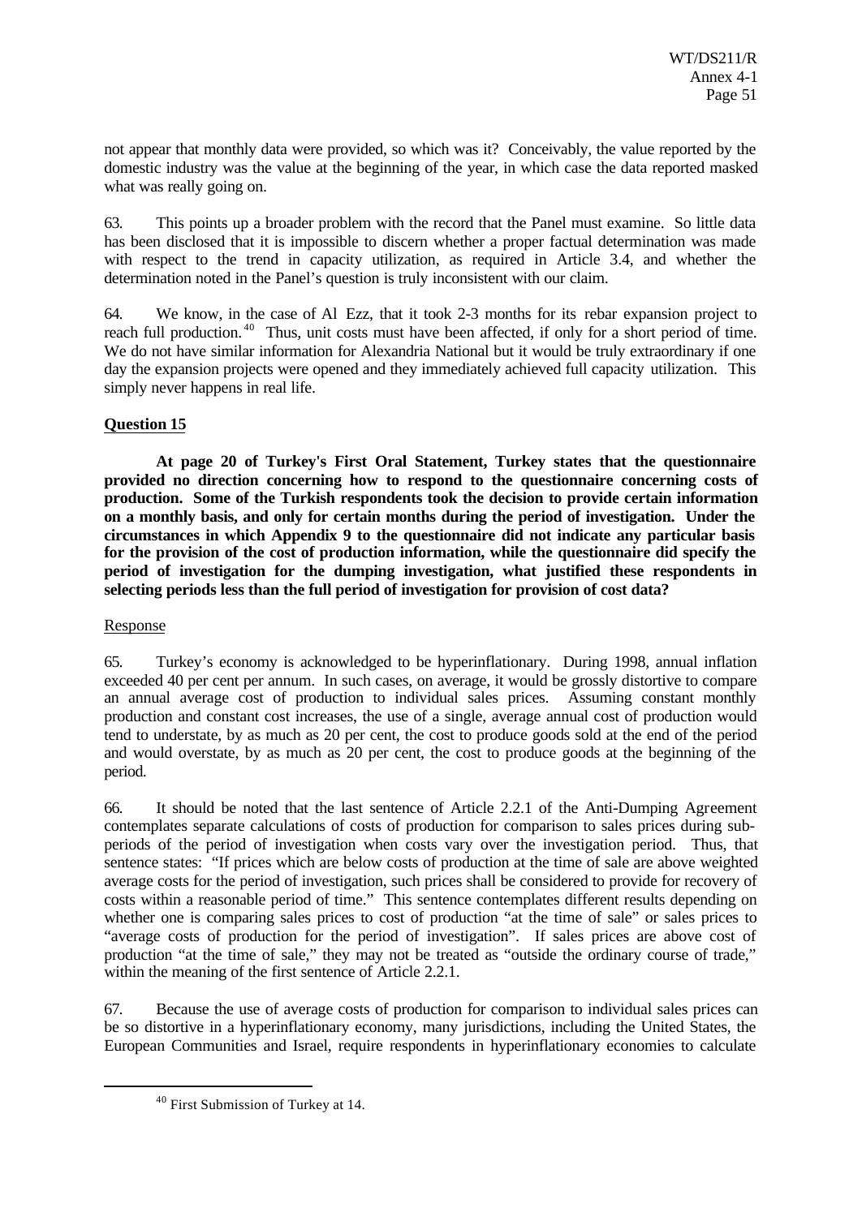not appear that monthly data were provided, so which was it? Conceivably, the value reported by the domestic industry was the value at the beginning of the year, in which case the data reported masked what was really going on.

63. This points up a broader problem with the record that the Panel must examine. So little data has been disclosed that it is impossible to discern whether a proper factual determination was made with respect to the trend in capacity utilization, as required in Article 3.4, and whether the determination noted in the Panel's question is truly inconsistent with our claim.

64. We know, in the case of Al Ezz, that it took 2-3 months for its rebar expansion project to reach full production.[40] Thus, unit costs must have been affected, if only for a short period of time. We do not have similar information for Alexandria National but it would be truly extraordinary if one day the expansion projects were opened and they immediately achieved full capacity utilization. This simply never happens in real life.

**Question 15**

**At page 20 of Turkey's First Oral Statement, Turkey states that the questionnaire provided no direction concerning how to respond to the questionnaire concerning costs of production. Some of the Turkish respondents took the decision to provide certain information on a monthly basis, and only for certain months during the period of investigation. Under the circumstances in which Appendix 9 to the questionnaire did not indicate any particular basis for the provision of the cost of production information, while the questionnaire did specify the period of investigation for the dumping investigation, what justified these respondents in selecting periods less than the full period of investigation for provision of cost data?**

Response

65. Turkey's economy is acknowledged to be hyperinflationary. During 1998, annual inflation exceeded 40 per cent per annum. In such cases, on average, it would be grossly distortive to compare an annual average cost of production to individual sales prices. Assuming constant monthly production and constant cost increases, the use of a single, average annual cost of production would tend to understate, by as much as 20 per cent, the cost to produce goods sold at the end of the period and would overstate, by as much as 20 per cent, the cost to produce goods at the beginning of the period.

66. It should be noted that the last sentence of Article 2.2.1 of the Anti-Dumping Agreement contemplates separate calculations of costs of production for comparison to sales prices during sub-periods of the period of investigation when costs vary over the investigation period. Thus, that sentence states: "If prices which are below costs of production at the time of sale are above weighted average costs for the period of investigation, such prices shall be considered to provide for recovery of costs within a reasonable period of time." This sentence contemplates different results depending on whether one is comparing sales prices to cost of production "at the time of sale" or sales prices to "average costs of production for the period of investigation". If sales prices are above cost of production "at the time of sale," they may not be treated as "outside the ordinary course of trade," within the meaning of the first sentence of Article 2.2.1.

67. Because the use of average costs of production for comparison to individual sales prices can be so distortive in a hyperinflationary economy, many jurisdictions, including the United States, the European Communities and Israel, require respondents in hyperinflationary economies to calculate

[40] First Submission of Turkey at 14.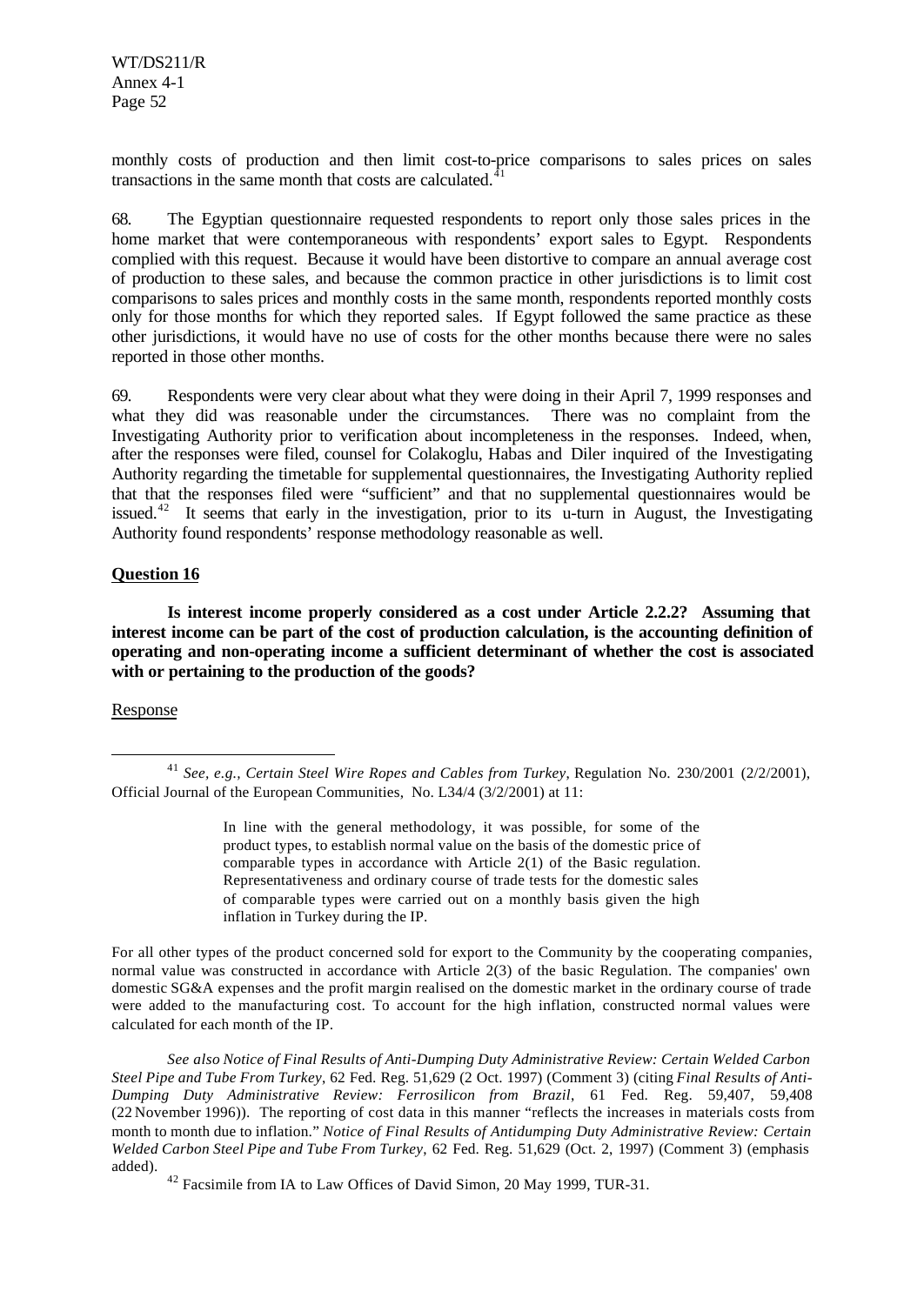monthly costs of production and then limit cost-to-price comparisons to sales prices on sales transactions in the same month that costs are calculated.[41]

68. The Egyptian questionnaire requested respondents to report only those sales prices in the home market that were contemporaneous with respondents' export sales to Egypt. Respondents complied with this request. Because it would have been distortive to compare an annual average cost of production to these sales, and because the common practice in other jurisdictions is to limit cost comparisons to sales prices and monthly costs in the same month, respondents reported monthly costs only for those months for which they reported sales. If Egypt followed the same practice as these other jurisdictions, it would have no use of costs for the other months because there were no sales reported in those other months.

69. Respondents were very clear about what they were doing in their April 7, 1999 responses and what they did was reasonable under the circumstances. There was no complaint from the Investigating Authority prior to verification about incompleteness in the responses. Indeed, when, after the responses were filed, counsel for Colakoglu, Habas and Diler inquired of the Investigating Authority regarding the timetable for supplemental questionnaires, the Investigating Authority replied that that the responses filed were "sufficient" and that no supplemental questionnaires would be issued.[42] It seems that early in the investigation, prior to its u-turn in August, the Investigating Authority found respondents' response methodology reasonable as well.

## Question 16

**Is interest income properly considered as a cost under Article 2.2.2? Assuming that interest income can be part of the cost of production calculation, is the accounting definition of operating and non-operating income a sufficient determinant of whether the cost is associated with or pertaining to the production of the goods?**

Response

---

[41] *See, e.g., Certain Steel Wire Ropes and Cables from Turkey*, Regulation No. 230/2001 (2/2/2001), Official Journal of the European Communities, No. L34/4 (3/2/2001) at 11:

> In line with the general methodology, it was possible, for some of the product types, to establish normal value on the basis of the domestic price of comparable types in accordance with Article 2(1) of the Basic regulation. Representativeness and ordinary course of trade tests for the domestic sales of comparable types were carried out on a monthly basis given the high inflation in Turkey during the IP.

For all other types of the product concerned sold for export to the Community by the cooperating companies, normal value was constructed in accordance with Article 2(3) of the basic Regulation. The companies' own domestic SG&A expenses and the profit margin realised on the domestic market in the ordinary course of trade were added to the manufacturing cost. To account for the high inflation, constructed normal values were calculated for each month of the IP.

*See also Notice of Final Results of Anti-Dumping Duty Administrative Review: Certain Welded Carbon Steel Pipe and Tube From Turkey*, 62 Fed. Reg. 51,629 (2 Oct. 1997) (Comment 3) (citing *Final Results of Anti-Dumping Duty Administrative Review: Ferrosilicon from Brazil*, 61 Fed. Reg. 59,407, 59,408 (22 November 1996)). The reporting of cost data in this manner "reflects the increases in materials costs from month to month due to inflation." *Notice of Final Results of Antidumping Duty Administrative Review: Certain Welded Carbon Steel Pipe and Tube From Turkey*, 62 Fed. Reg. 51,629 (Oct. 2, 1997) (Comment 3) (emphasis added).

[42] Facsimile from IA to Law Offices of David Simon, 20 May 1999, TUR-31.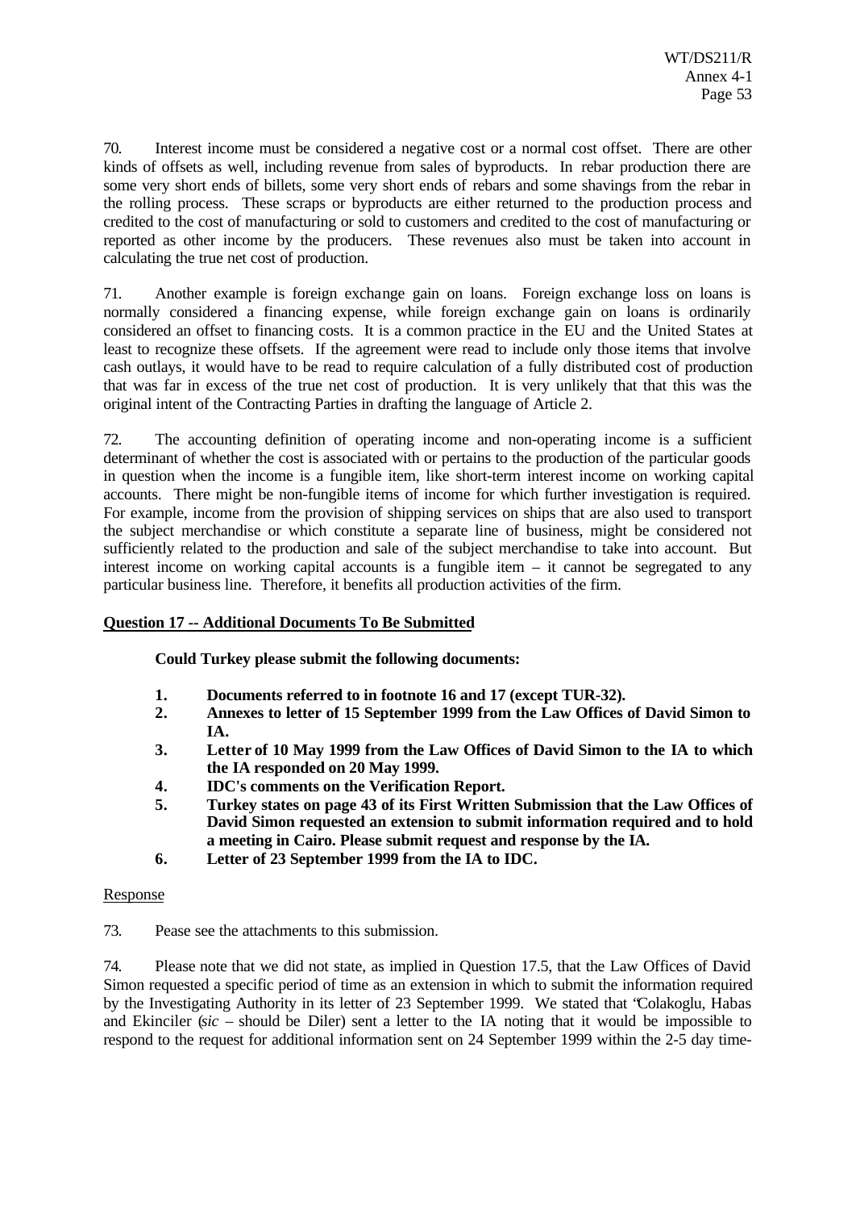70. Interest income must be considered a negative cost or a normal cost offset. There are other kinds of offsets as well, including revenue from sales of byproducts. In rebar production there are some very short ends of billets, some very short ends of rebars and some shavings from the rebar in the rolling process. These scraps or byproducts are either returned to the production process and credited to the cost of manufacturing or sold to customers and credited to the cost of manufacturing or reported as other income by the producers. These revenues also must be taken into account in calculating the true net cost of production.

71. Another example is foreign exchange gain on loans. Foreign exchange loss on loans is normally considered a financing expense, while foreign exchange gain on loans is ordinarily considered an offset to financing costs. It is a common practice in the EU and the United States at least to recognize these offsets. If the agreement were read to include only those items that involve cash outlays, it would have to be read to require calculation of a fully distributed cost of production that was far in excess of the true net cost of production. It is very unlikely that that this was the original intent of the Contracting Parties in drafting the language of Article 2.

72. The accounting definition of operating income and non-operating income is a sufficient determinant of whether the cost is associated with or pertains to the production of the particular goods in question when the income is a fungible item, like short-term interest income on working capital accounts. There might be non-fungible items of income for which further investigation is required. For example, income from the provision of shipping services on ships that are also used to transport the subject merchandise or which constitute a separate line of business, might be considered not sufficiently related to the production and sale of the subject merchandise to take into account. But interest income on working capital accounts is a fungible item – it cannot be segregated to any particular business line. Therefore, it benefits all production activities of the firm.

**Question 17 -- Additional Documents To Be Submitted**

**Could Turkey please submit the following documents:**

1. **Documents referred to in footnote 16 and 17 (except TUR-32).**
2. **Annexes to letter of 15 September 1999 from the Law Offices of David Simon to IA.**
3. **Letter of 10 May 1999 from the Law Offices of David Simon to the IA to which the IA responded on 20 May 1999.**
4. **IDC's comments on the Verification Report.**
5. **Turkey states on page 43 of its First Written Submission that the Law Offices of David Simon requested an extension to submit information required and to hold a meeting in Cairo. Please submit request and response by the IA.**
6. **Letter of 23 September 1999 from the IA to IDC.**

Response

73. Pease see the attachments to this submission.

74. Please note that we did not state, as implied in Question 17.5, that the Law Offices of David Simon requested a specific period of time as an extension in which to submit the information required by the Investigating Authority in its letter of 23 September 1999. We stated that "Colakoglu, Habas and Ekinciler (*sic* – should be Diler) sent a letter to the IA noting that it would be impossible to respond to the request for additional information sent on 24 September 1999 within the 2-5 day time-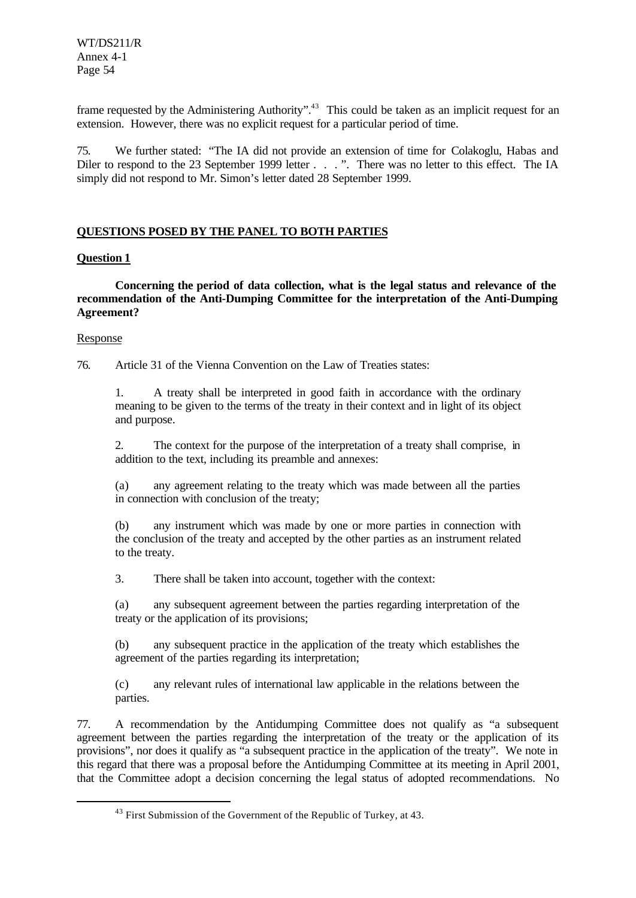frame requested by the Administering Authority".[43] This could be taken as an implicit request for an extension. However, there was no explicit request for a particular period of time.

75. We further stated: "The IA did not provide an extension of time for Colakoglu, Habas and Diler to respond to the 23 September 1999 letter . . . ". There was no letter to this effect. The IA simply did not respond to Mr. Simon's letter dated 28 September 1999.

## <u>QUESTIONS POSED BY THE PANEL TO BOTH PARTIES</u>

### <u>Question 1</u>

**Concerning the period of data collection, what is the legal status and relevance of the recommendation of the Anti-Dumping Committee for the interpretation of the Anti-Dumping Agreement?**

<u>Response</u>

76. Article 31 of the Vienna Convention on the Law of Treaties states:

> 1. A treaty shall be interpreted in good faith in accordance with the ordinary meaning to be given to the terms of the treaty in their context and in light of its object and purpose.
>
> 2. The context for the purpose of the interpretation of a treaty shall comprise, in addition to the text, including its preamble and annexes:
>
> (a) any agreement relating to the treaty which was made between all the parties in connection with conclusion of the treaty;
>
> (b) any instrument which was made by one or more parties in connection with the conclusion of the treaty and accepted by the other parties as an instrument related to the treaty.
>
> 3. There shall be taken into account, together with the context:
>
> (a) any subsequent agreement between the parties regarding interpretation of the treaty or the application of its provisions;
>
> (b) any subsequent practice in the application of the treaty which establishes the agreement of the parties regarding its interpretation;
>
> (c) any relevant rules of international law applicable in the relations between the parties.

77. A recommendation by the Antidumping Committee does not qualify as "a subsequent agreement between the parties regarding the interpretation of the treaty or the application of its provisions", nor does it qualify as "a subsequent practice in the application of the treaty". We note in this regard that there was a proposal before the Antidumping Committee at its meeting in April 2001, that the Committee adopt a decision concerning the legal status of adopted recommendations. No

---

[43] First Submission of the Government of the Republic of Turkey, at 43.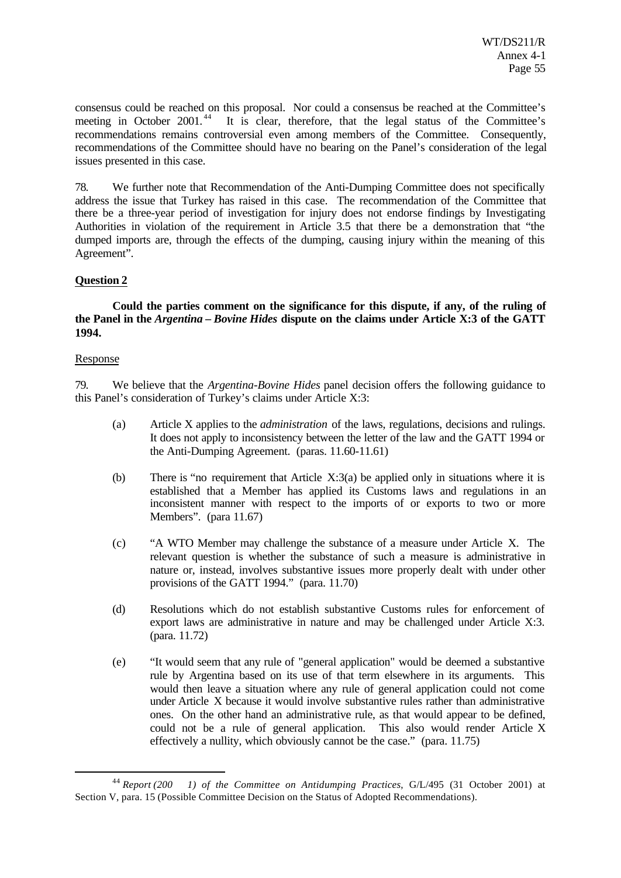consensus could be reached on this proposal. Nor could a consensus be reached at the Committee's meeting in October 2001.[44] It is clear, therefore, that the legal status of the Committee's recommendations remains controversial even among members of the Committee. Consequently, recommendations of the Committee should have no bearing on the Panel's consideration of the legal issues presented in this case.

78. We further note that Recommendation of the Anti-Dumping Committee does not specifically address the issue that Turkey has raised in this case. The recommendation of the Committee that there be a three-year period of investigation for injury does not endorse findings by Investigating Authorities in violation of the requirement in Article 3.5 that there be a demonstration that "the dumped imports are, through the effects of the dumping, causing injury within the meaning of this Agreement".

**Question 2**

**Could the parties comment on the significance for this dispute, if any, of the ruling of the Panel in the *Argentina – Bovine Hides* dispute on the claims under Article X:3 of the GATT 1994.**

Response

79. We believe that the *Argentina-Bovine Hides* panel decision offers the following guidance to this Panel's consideration of Turkey's claims under Article X:3:

(a) Article X applies to the *administration* of the laws, regulations, decisions and rulings. It does not apply to inconsistency between the letter of the law and the GATT 1994 or the Anti-Dumping Agreement. (paras. 11.60-11.61)

(b) There is "no requirement that Article X:3(a) be applied only in situations where it is established that a Member has applied its Customs laws and regulations in an inconsistent manner with respect to the imports of or exports to two or more Members". (para 11.67)

(c) "A WTO Member may challenge the substance of a measure under Article X. The relevant question is whether the substance of such a measure is administrative in nature or, instead, involves substantive issues more properly dealt with under other provisions of the GATT 1994." (para. 11.70)

(d) Resolutions which do not establish substantive Customs rules for enforcement of export laws are administrative in nature and may be challenged under Article X:3. (para. 11.72)

(e) "It would seem that any rule of "general application" would be deemed a substantive rule by Argentina based on its use of that term elsewhere in its arguments. This would then leave a situation where any rule of general application could not come under Article X because it would involve substantive rules rather than administrative ones. On the other hand an administrative rule, as that would appear to be defined, could not be a rule of general application. This also would render Article X effectively a nullity, which obviously cannot be the case." (para. 11.75)

---

[44] *Report (2001) of the Committee on Antidumping Practices*, G/L/495 (31 October 2001) at Section V, para. 15 (Possible Committee Decision on the Status of Adopted Recommendations).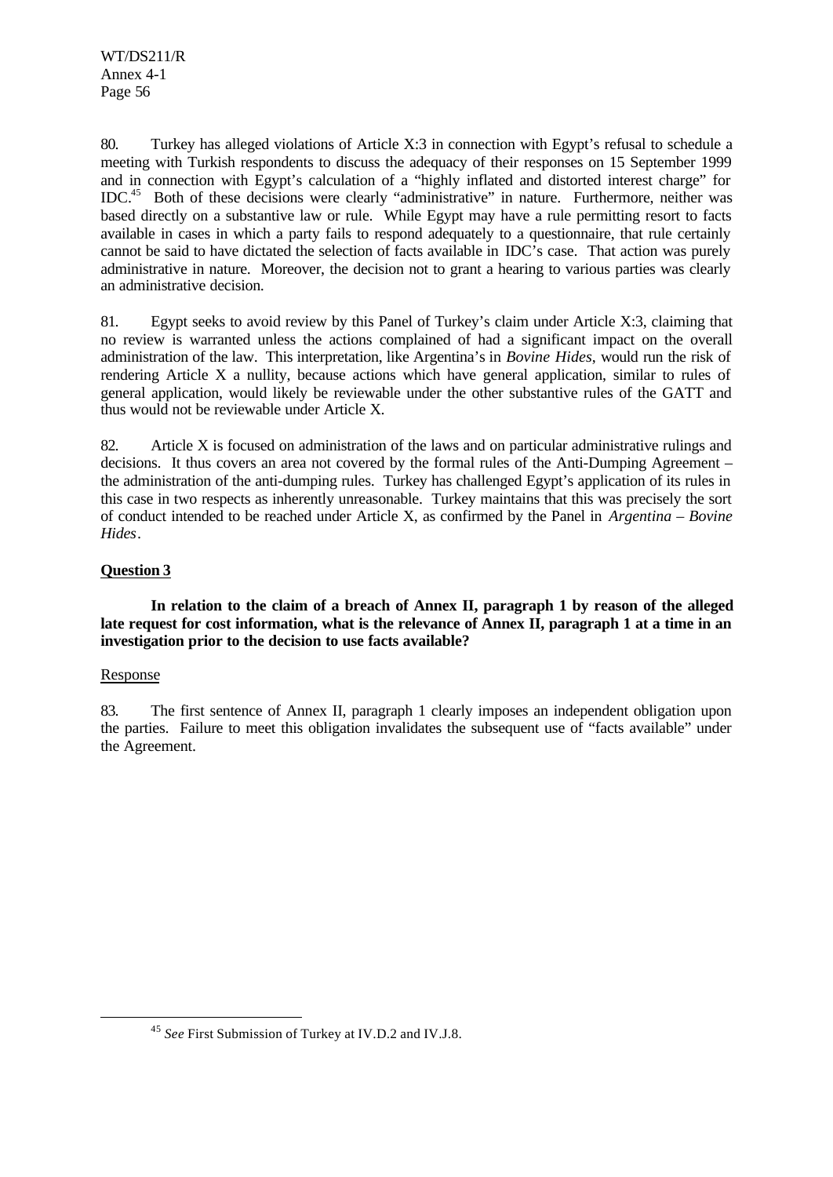80. Turkey has alleged violations of Article X:3 in connection with Egypt's refusal to schedule a meeting with Turkish respondents to discuss the adequacy of their responses on 15 September 1999 and in connection with Egypt's calculation of a "highly inflated and distorted interest charge" for IDC.[45] Both of these decisions were clearly "administrative" in nature. Furthermore, neither was based directly on a substantive law or rule. While Egypt may have a rule permitting resort to facts available in cases in which a party fails to respond adequately to a questionnaire, that rule certainly cannot be said to have dictated the selection of facts available in IDC's case. That action was purely administrative in nature. Moreover, the decision not to grant a hearing to various parties was clearly an administrative decision.

81. Egypt seeks to avoid review by this Panel of Turkey's claim under Article X:3, claiming that no review is warranted unless the actions complained of had a significant impact on the overall administration of the law. This interpretation, like Argentina's in *Bovine Hides*, would run the risk of rendering Article X a nullity, because actions which have general application, similar to rules of general application, would likely be reviewable under the other substantive rules of the GATT and thus would not be reviewable under Article X.

82. Article X is focused on administration of the laws and on particular administrative rulings and decisions. It thus covers an area not covered by the formal rules of the Anti-Dumping Agreement – the administration of the anti-dumping rules. Turkey has challenged Egypt's application of its rules in this case in two respects as inherently unreasonable. Turkey maintains that this was precisely the sort of conduct intended to be reached under Article X, as confirmed by the Panel in *Argentina – Bovine Hides*.

**<u>Question 3</u>**

**In relation to the claim of a breach of Annex II, paragraph 1 by reason of the alleged late request for cost information, what is the relevance of Annex II, paragraph 1 at a time in an investigation prior to the decision to use facts available?**

<u>Response</u>

83. The first sentence of Annex II, paragraph 1 clearly imposes an independent obligation upon the parties. Failure to meet this obligation invalidates the subsequent use of "facts available" under the Agreement.

---

[45] *See* First Submission of Turkey at IV.D.2 and IV.J.8.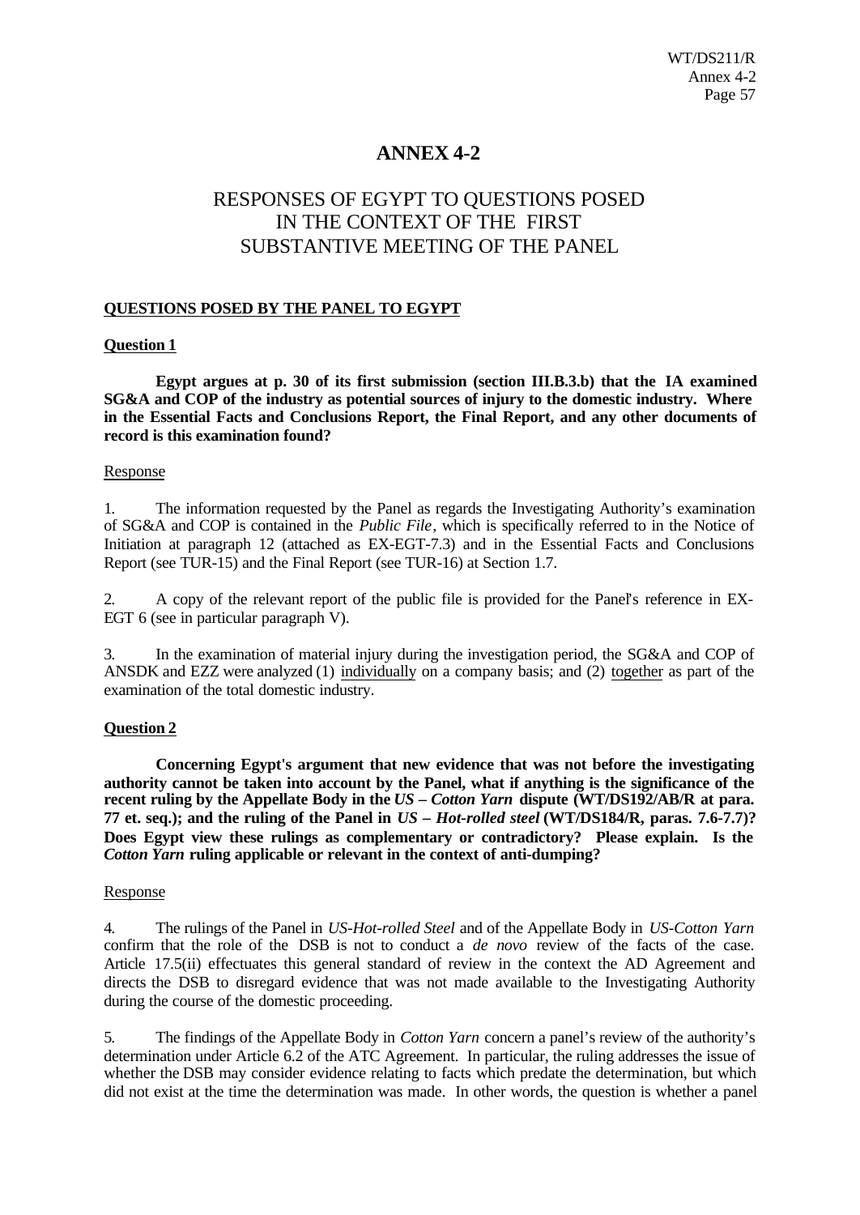# ANNEX 4-2

## RESPONSES OF EGYPT TO QUESTIONS POSED IN THE CONTEXT OF THE FIRST SUBSTANTIVE MEETING OF THE PANEL

### QUESTIONS POSED BY THE PANEL TO EGYPT

#### Question 1

**Egypt argues at p. 30 of its first submission (section III.B.3.b) that the IA examined SG&A and COP of the industry as potential sources of injury to the domestic industry. Where in the Essential Facts and Conclusions Report, the Final Report, and any other documents of record is this examination found?**

Response

1. The information requested by the Panel as regards the Investigating Authority's examination of SG&A and COP is contained in the *Public File*, which is specifically referred to in the Notice of Initiation at paragraph 12 (attached as EX-EGT-7.3) and in the Essential Facts and Conclusions Report (see TUR-15) and the Final Report (see TUR-16) at Section 1.7.

2. A copy of the relevant report of the public file is provided for the Panel's reference in EX-EGT 6 (see in particular paragraph V).

3. In the examination of material injury during the investigation period, the SG&A and COP of ANSDK and EZZ were analyzed (1) individually on a company basis; and (2) together as part of the examination of the total domestic industry.

#### Question 2

**Concerning Egypt's argument that new evidence that was not before the investigating authority cannot be taken into account by the Panel, what if anything is the significance of the recent ruling by the Appellate Body in the *US – Cotton Yarn* dispute (WT/DS192/AB/R at para. 77 et. seq.); and the ruling of the Panel in *US – Hot-rolled steel* (WT/DS184/R, paras. 7.6-7.7)? Does Egypt view these rulings as complementary or contradictory? Please explain. Is the *Cotton Yarn* ruling applicable or relevant in the context of anti-dumping?**

Response

4. The rulings of the Panel in *US-Hot-rolled Steel* and of the Appellate Body in *US-Cotton Yarn* confirm that the role of the DSB is not to conduct a *de novo* review of the facts of the case. Article 17.5(ii) effectuates this general standard of review in the context the AD Agreement and directs the DSB to disregard evidence that was not made available to the Investigating Authority during the course of the domestic proceeding.

5. The findings of the Appellate Body in *Cotton Yarn* concern a panel's review of the authority's determination under Article 6.2 of the ATC Agreement. In particular, the ruling addresses the issue of whether the DSB may consider evidence relating to facts which predate the determination, but which did not exist at the time the determination was made. In other words, the question is whether a panel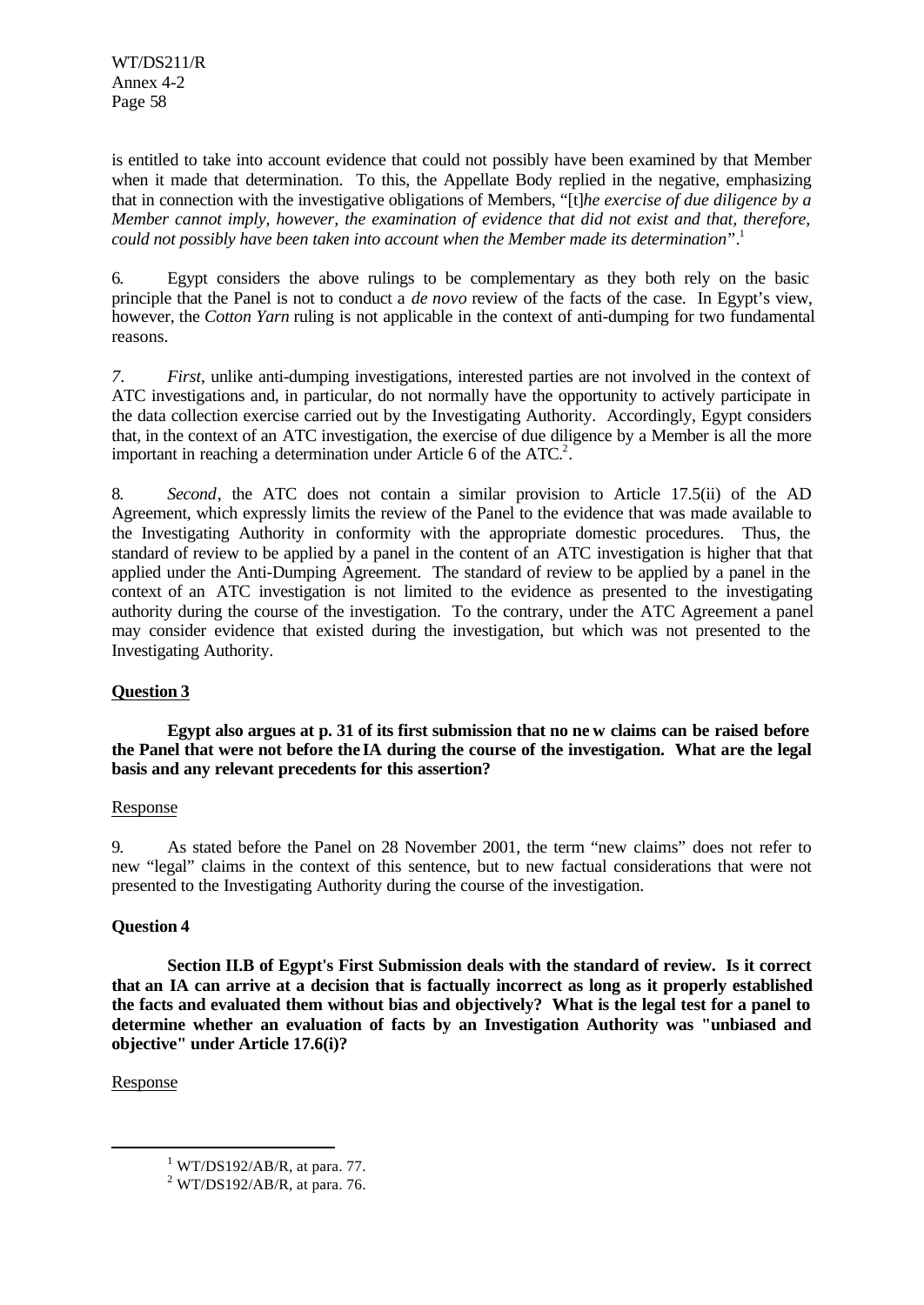is entitled to take into account evidence that could not possibly have been examined by that Member when it made that determination. To this, the Appellate Body replied in the negative, emphasizing that in connection with the investigative obligations of Members, "[t]*he exercise of due diligence by a Member cannot imply, however, the examination of evidence that did not exist and that, therefore, could not possibly have been taken into account when the Member made its determination*".[1]

6. Egypt considers the above rulings to be complementary as they both rely on the basic principle that the Panel is not to conduct a *de novo* review of the facts of the case. In Egypt's view, however, the *Cotton Yarn* ruling is not applicable in the context of anti-dumping for two fundamental reasons.

7. *First*, unlike anti-dumping investigations, interested parties are not involved in the context of ATC investigations and, in particular, do not normally have the opportunity to actively participate in the data collection exercise carried out by the Investigating Authority. Accordingly, Egypt considers that, in the context of an ATC investigation, the exercise of due diligence by a Member is all the more important in reaching a determination under Article 6 of the ATC.[2].

8. *Second*, the ATC does not contain a similar provision to Article 17.5(ii) of the AD Agreement, which expressly limits the review of the Panel to the evidence that was made available to the Investigating Authority in conformity with the appropriate domestic procedures. Thus, the standard of review to be applied by a panel in the content of an ATC investigation is higher that that applied under the Anti-Dumping Agreement. The standard of review to be applied by a panel in the context of an ATC investigation is not limited to the evidence as presented to the investigating authority during the course of the investigation. To the contrary, under the ATC Agreement a panel may consider evidence that existed during the investigation, but which was not presented to the Investigating Authority.

**Question 3**

**Egypt also argues at p. 31 of its first submission that no new claims can be raised before the Panel that were not before the IA during the course of the investigation. What are the legal basis and any relevant precedents for this assertion?**

Response

9. As stated before the Panel on 28 November 2001, the term "new claims" does not refer to new "legal" claims in the context of this sentence, but to new factual considerations that were not presented to the Investigating Authority during the course of the investigation.

**Question 4**

**Section II.B of Egypt's First Submission deals with the standard of review. Is it correct that an IA can arrive at a decision that is factually incorrect as long as it properly established the facts and evaluated them without bias and objectively? What is the legal test for a panel to determine whether an evaluation of facts by an Investigation Authority was "unbiased and objective" under Article 17.6(i)?**

Response

---

[1] WT/DS192/AB/R, at para. 77.

[2] WT/DS192/AB/R, at para. 76.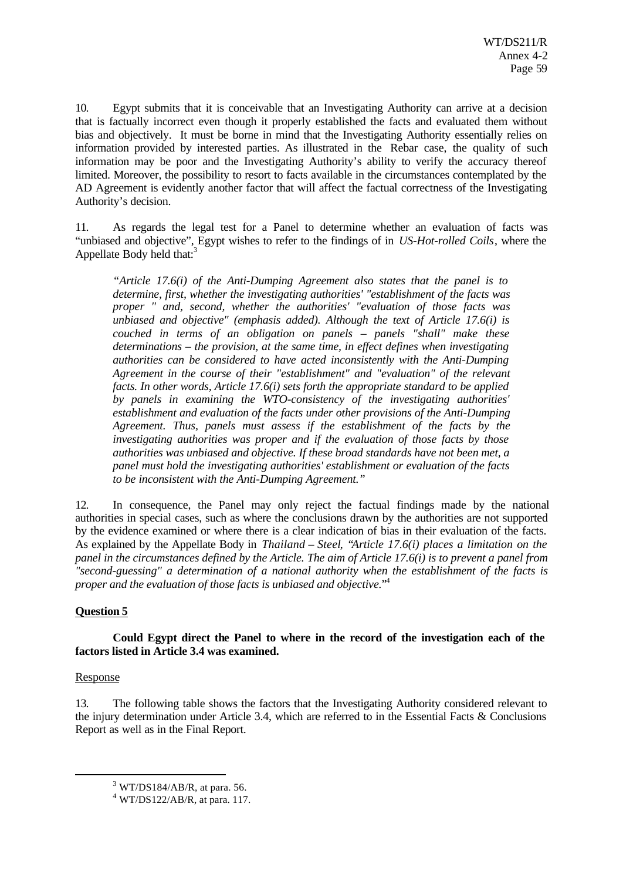10. Egypt submits that it is conceivable that an Investigating Authority can arrive at a decision that is factually incorrect even though it properly established the facts and evaluated them without bias and objectively. It must be borne in mind that the Investigating Authority essentially relies on information provided by interested parties. As illustrated in the Rebar case, the quality of such information may be poor and the Investigating Authority's ability to verify the accuracy thereof limited. Moreover, the possibility to resort to facts available in the circumstances contemplated by the AD Agreement is evidently another factor that will affect the factual correctness of the Investigating Authority's decision.

11. As regards the legal test for a Panel to determine whether an evaluation of facts was "unbiased and objective", Egypt wishes to refer to the findings of in *US-Hot-rolled Coils*, where the Appellate Body held that:[3]

> *"Article 17.6(i) of the Anti-Dumping Agreement also states that the panel is to determine, first, whether the investigating authorities' "establishment of the facts was proper " and, second, whether the authorities' "evaluation of those facts was unbiased and objective" (emphasis added). Although the text of Article 17.6(i) is couched in terms of an obligation on panels – panels "shall" make these determinations – the provision, at the same time, in effect defines when investigating authorities can be considered to have acted inconsistently with the Anti-Dumping Agreement in the course of their "establishment" and "evaluation" of the relevant facts. In other words, Article 17.6(i) sets forth the appropriate standard to be applied by panels in examining the WTO-consistency of the investigating authorities' establishment and evaluation of the facts under other provisions of the Anti-Dumping Agreement. Thus, panels must assess if the establishment of the facts by the investigating authorities was proper and if the evaluation of those facts by those authorities was unbiased and objective. If these broad standards have not been met, a panel must hold the investigating authorities' establishment or evaluation of the facts to be inconsistent with the Anti-Dumping Agreement."*

12. In consequence, the Panel may only reject the factual findings made by the national authorities in special cases, such as where the conclusions drawn by the authorities are not supported by the evidence examined or where there is a clear indication of bias in their evaluation of the facts. As explained by the Appellate Body in *Thailand – Steel*, "*Article 17.6(i) places a limitation on the panel in the circumstances defined by the Article. The aim of Article 17.6(i) is to prevent a panel from "second-guessing" a determination of a national authority when the establishment of the facts is proper and the evaluation of those facts is unbiased and objective.*"[4]

**Question 5**

**Could Egypt direct the Panel to where in the record of the investigation each of the factors listed in Article 3.4 was examined.**

Response

13. The following table shows the factors that the Investigating Authority considered relevant to the injury determination under Article 3.4, which are referred to in the Essential Facts & Conclusions Report as well as in the Final Report.

---

[3] WT/DS184/AB/R, at para. 56.

[4] WT/DS122/AB/R, at para. 117.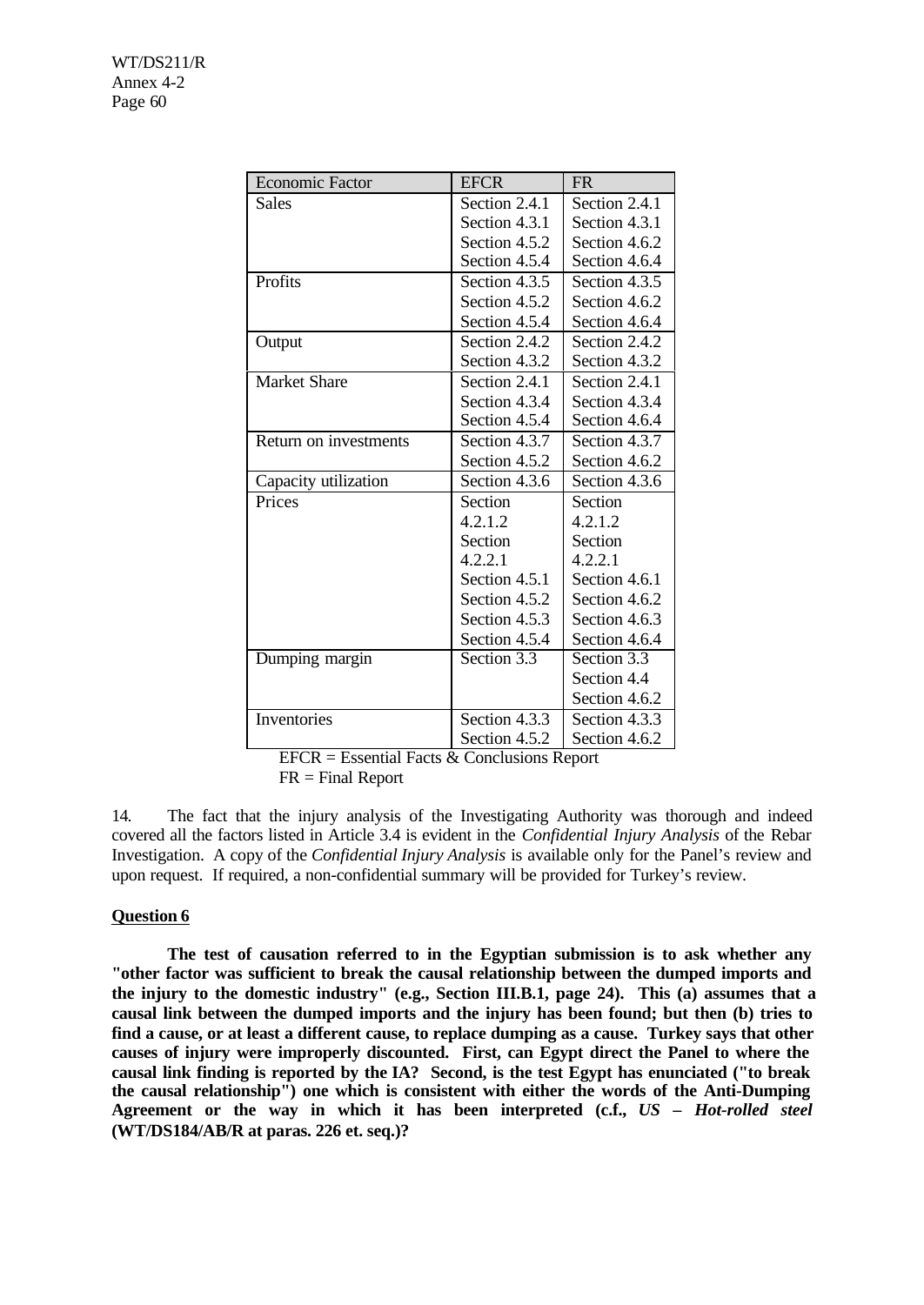| Economic Factor | EFCR | FR |
|---|---|---|
| Sales | Section 2.4.1<br>Section 4.3.1<br>Section 4.5.2<br>Section 4.5.4 | Section 2.4.1<br>Section 4.3.1<br>Section 4.6.2<br>Section 4.6.4 |
| Profits | Section 4.3.5<br>Section 4.5.2<br>Section 4.5.4 | Section 4.3.5<br>Section 4.6.2<br>Section 4.6.4 |
| Output | Section 2.4.2<br>Section 4.3.2 | Section 2.4.2<br>Section 4.3.2 |
| Market Share | Section 2.4.1<br>Section 4.3.4<br>Section 4.5.4 | Section 2.4.1<br>Section 4.3.4<br>Section 4.6.4 |
| Return on investments | Section 4.3.7<br>Section 4.5.2 | Section 4.3.7<br>Section 4.6.2 |
| Capacity utilization | Section 4.3.6 | Section 4.3.6 |
| Prices | Section 4.2.1.2<br>Section 4.2.2.1<br>Section 4.5.1<br>Section 4.5.2<br>Section 4.5.3<br>Section 4.5.4 | Section 4.2.1.2<br>Section 4.2.2.1<br>Section 4.6.1<br>Section 4.6.2<br>Section 4.6.3<br>Section 4.6.4 |
| Dumping margin | Section 3.3 | Section 3.3<br>Section 4.4<br>Section 4.6.2 |
| Inventories | Section 4.3.3<br>Section 4.5.2 | Section 4.3.3<br>Section 4.6.2 |

EFCR = Essential Facts & Conclusions Report
FR = Final Report

14. The fact that the injury analysis of the Investigating Authority was thorough and indeed covered all the factors listed in Article 3.4 is evident in the *Confidential Injury Analysis* of the Rebar Investigation. A copy of the *Confidential Injury Analysis* is available only for the Panel's review and upon request. If required, a non-confidential summary will be provided for Turkey's review.

**Question 6**

**The test of causation referred to in the Egyptian submission is to ask whether any "other factor was sufficient to break the causal relationship between the dumped imports and the injury to the domestic industry" (e.g., Section III.B.1, page 24). This (a) assumes that a causal link between the dumped imports and the injury has been found; but then (b) tries to find a cause, or at least a different cause, to replace dumping as a cause. Turkey says that other causes of injury were improperly discounted. First, can Egypt direct the Panel to where the causal link finding is reported by the IA? Second, is the test Egypt has enunciated ("to break the causal relationship") one which is consistent with either the words of the Anti-Dumping Agreement or the way in which it has been interpreted (c.f., *US – Hot-rolled steel* (WT/DS184/AB/R at paras. 226 et. seq.)?**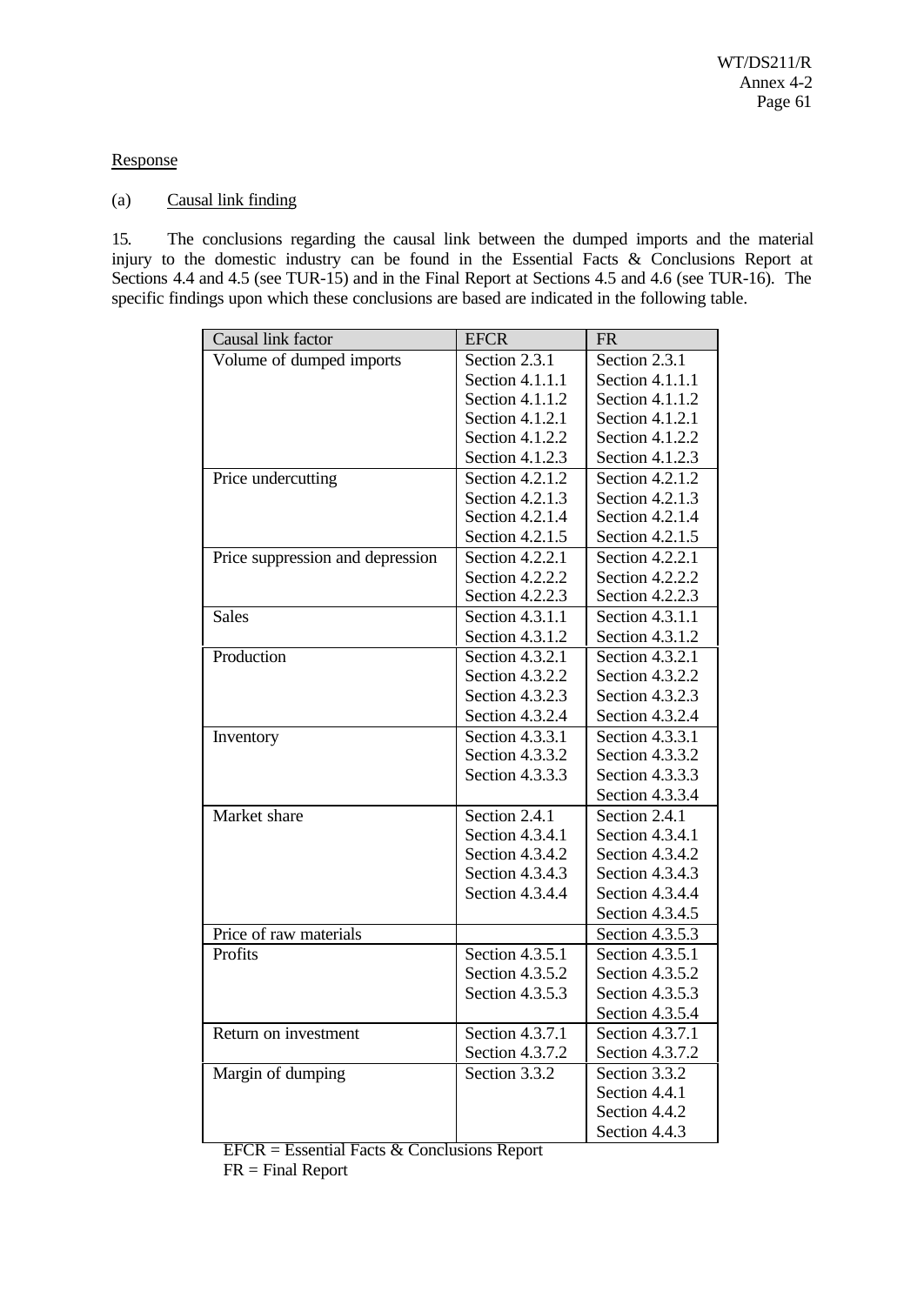Response

(a) Causal link finding

15. The conclusions regarding the causal link between the dumped imports and the material injury to the domestic industry can be found in the Essential Facts & Conclusions Report at Sections 4.4 and 4.5 (see TUR-15) and in the Final Report at Sections 4.5 and 4.6 (see TUR-16). The specific findings upon which these conclusions are based are indicated in the following table.

| Causal link factor | EFCR | FR |
|---|---|---|
| Volume of dumped imports | Section 2.3.1<br>Section 4.1.1.1<br>Section 4.1.1.2<br>Section 4.1.2.1<br>Section 4.1.2.2<br>Section 4.1.2.3 | Section 2.3.1<br>Section 4.1.1.1<br>Section 4.1.1.2<br>Section 4.1.2.1<br>Section 4.1.2.2<br>Section 4.1.2.3 |
| Price undercutting | Section 4.2.1.2<br>Section 4.2.1.3<br>Section 4.2.1.4<br>Section 4.2.1.5 | Section 4.2.1.2<br>Section 4.2.1.3<br>Section 4.2.1.4<br>Section 4.2.1.5 |
| Price suppression and depression | Section 4.2.2.1<br>Section 4.2.2.2<br>Section 4.2.2.3 | Section 4.2.2.1<br>Section 4.2.2.2<br>Section 4.2.2.3 |
| Sales | Section 4.3.1.1<br>Section 4.3.1.2 | Section 4.3.1.1<br>Section 4.3.1.2 |
| Production | Section 4.3.2.1<br>Section 4.3.2.2<br>Section 4.3.2.3<br>Section 4.3.2.4 | Section 4.3.2.1<br>Section 4.3.2.2<br>Section 4.3.2.3<br>Section 4.3.2.4 |
| Inventory | Section 4.3.3.1<br>Section 4.3.3.2<br>Section 4.3.3.3 | Section 4.3.3.1<br>Section 4.3.3.2<br>Section 4.3.3.3<br>Section 4.3.3.4 |
| Market share | Section 2.4.1<br>Section 4.3.4.1<br>Section 4.3.4.2<br>Section 4.3.4.3<br>Section 4.3.4.4 | Section 2.4.1<br>Section 4.3.4.1<br>Section 4.3.4.2<br>Section 4.3.4.3<br>Section 4.3.4.4<br>Section 4.3.4.5 |
| Price of raw materials | | Section 4.3.5.3 |
| Profits | Section 4.3.5.1<br>Section 4.3.5.2<br>Section 4.3.5.3 | Section 4.3.5.1<br>Section 4.3.5.2<br>Section 4.3.5.3<br>Section 4.3.5.4 |
| Return on investment | Section 4.3.7.1<br>Section 4.3.7.2 | Section 4.3.7.1<br>Section 4.3.7.2 |
| Margin of dumping | Section 3.3.2 | Section 3.3.2<br>Section 4.4.1<br>Section 4.4.2<br>Section 4.4.3 |

EFCR = Essential Facts & Conclusions Report
FR = Final Report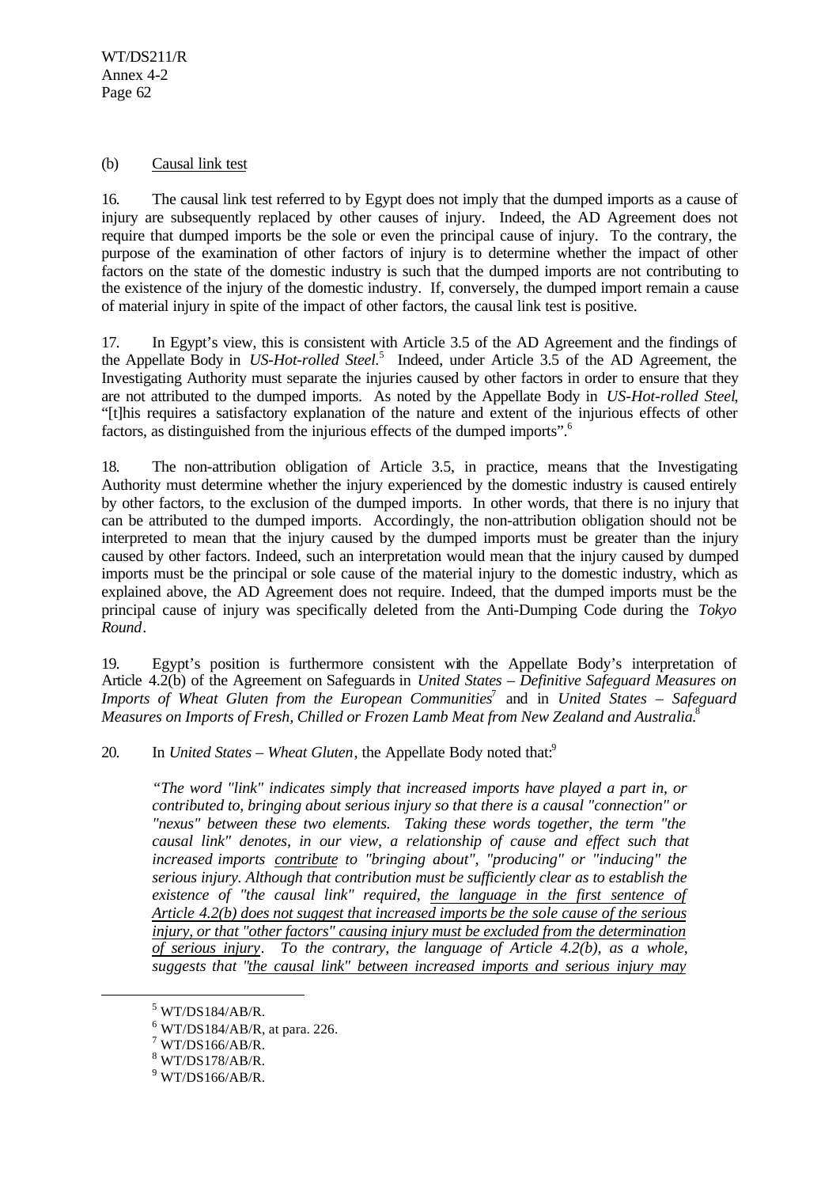(b) Causal link test

16. The causal link test referred to by Egypt does not imply that the dumped imports as a cause of injury are subsequently replaced by other causes of injury. Indeed, the AD Agreement does not require that dumped imports be the sole or even the principal cause of injury. To the contrary, the purpose of the examination of other factors of injury is to determine whether the impact of other factors on the state of the domestic industry is such that the dumped imports are not contributing to the existence of the injury of the domestic industry. If, conversely, the dumped import remain a cause of material injury in spite of the impact of other factors, the causal link test is positive.

17. In Egypt's view, this is consistent with Article 3.5 of the AD Agreement and the findings of the Appellate Body in *US-Hot-rolled Steel*.[5] Indeed, under Article 3.5 of the AD Agreement, the Investigating Authority must separate the injuries caused by other factors in order to ensure that they are not attributed to the dumped imports. As noted by the Appellate Body in *US-Hot-rolled Steel*, "[t]his requires a satisfactory explanation of the nature and extent of the injurious effects of other factors, as distinguished from the injurious effects of the dumped imports".[6]

18. The non-attribution obligation of Article 3.5, in practice, means that the Investigating Authority must determine whether the injury experienced by the domestic industry is caused entirely by other factors, to the exclusion of the dumped imports. In other words, that there is no injury that can be attributed to the dumped imports. Accordingly, the non-attribution obligation should not be interpreted to mean that the injury caused by the dumped imports must be greater than the injury caused by other factors. Indeed, such an interpretation would mean that the injury caused by dumped imports must be the principal or sole cause of the material injury to the domestic industry, which as explained above, the AD Agreement does not require. Indeed, that the dumped imports must be the principal cause of injury was specifically deleted from the Anti-Dumping Code during the *Tokyo Round*.

19. Egypt's position is furthermore consistent with the Appellate Body's interpretation of Article 4.2(b) of the Agreement on Safeguards in *United States – Definitive Safeguard Measures on Imports of Wheat Gluten from the European Communities*[7] and in *United States – Safeguard Measures on Imports of Fresh, Chilled or Frozen Lamb Meat from New Zealand and Australia*.[8]

20. In *United States – Wheat Gluten*, the Appellate Body noted that:[9]

> *"The word "link" indicates simply that increased imports have played a part in, or contributed to, bringing about serious injury so that there is a causal "connection" or "nexus" between these two elements. Taking these words together, the term "the causal link" denotes, in our view, a relationship of cause and effect such that increased imports contribute to "bringing about", "producing" or "inducing" the serious injury. Although that contribution must be sufficiently clear as to establish the existence of "the causal link" required, the language in the first sentence of Article 4.2(b) does not suggest that increased imports be the sole cause of the serious injury, or that "other factors" causing injury must be excluded from the determination of serious injury. To the contrary, the language of Article 4.2(b), as a whole, suggests that "the causal link" between increased imports and serious injury may*

---

[5] WT/DS184/AB/R.

[6] WT/DS184/AB/R, at para. 226.

[7] WT/DS166/AB/R.

[8] WT/DS178/AB/R.

[9] WT/DS166/AB/R.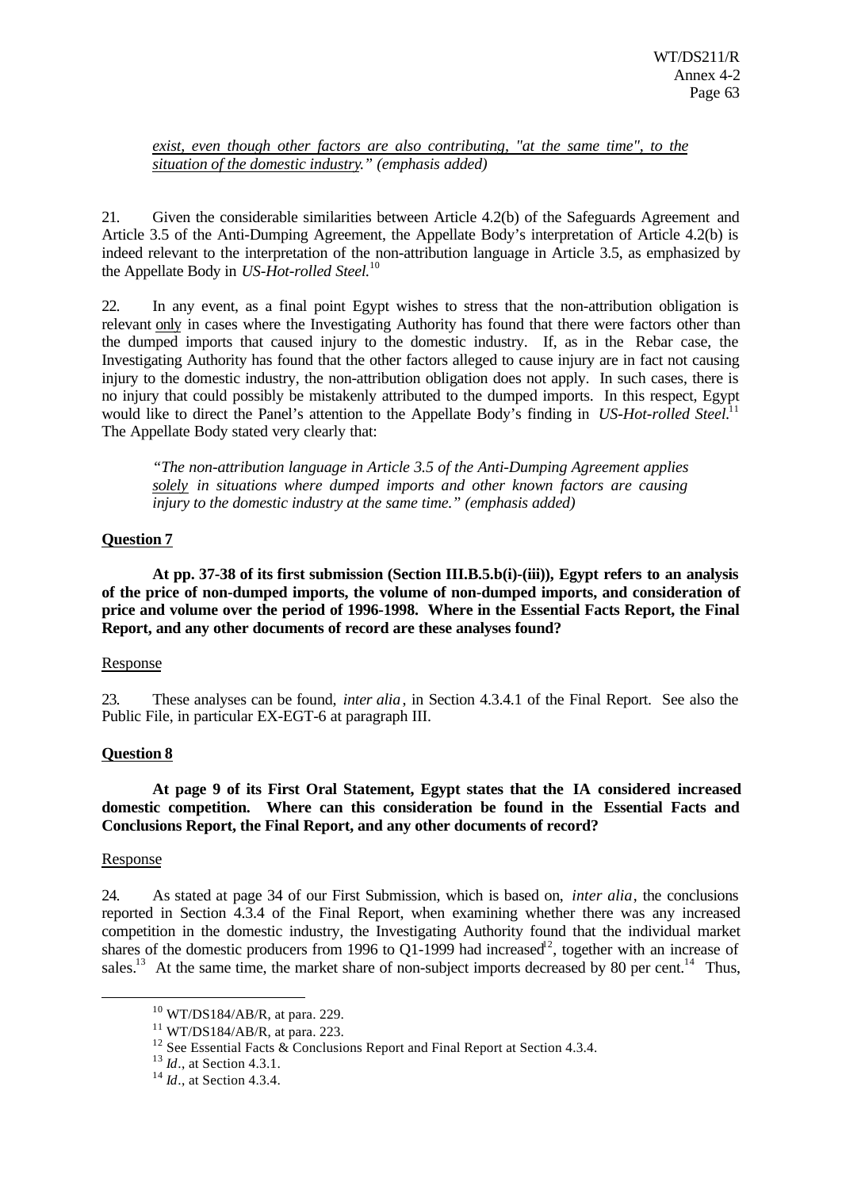*exist, even though other factors are also contributing, "at the same time", to the situation of the domestic industry." (emphasis added)*

21. Given the considerable similarities between Article 4.2(b) of the Safeguards Agreement and Article 3.5 of the Anti-Dumping Agreement, the Appellate Body's interpretation of Article 4.2(b) is indeed relevant to the interpretation of the non-attribution language in Article 3.5, as emphasized by the Appellate Body in *US-Hot-rolled Steel.*[10]

22. In any event, as a final point Egypt wishes to stress that the non-attribution obligation is relevant only in cases where the Investigating Authority has found that there were factors other than the dumped imports that caused injury to the domestic industry. If, as in the Rebar case, the Investigating Authority has found that the other factors alleged to cause injury are in fact not causing injury to the domestic industry, the non-attribution obligation does not apply. In such cases, there is no injury that could possibly be mistakenly attributed to the dumped imports. In this respect, Egypt would like to direct the Panel's attention to the Appellate Body's finding in *US-Hot-rolled Steel.*[11] The Appellate Body stated very clearly that:

> *"The non-attribution language in Article 3.5 of the Anti-Dumping Agreement applies solely in situations where dumped imports and other known factors are causing injury to the domestic industry at the same time." (emphasis added)*

**Question 7**

**At pp. 37-38 of its first submission (Section III.B.5.b(i)-(iii)), Egypt refers to an analysis of the price of non-dumped imports, the volume of non-dumped imports, and consideration of price and volume over the period of 1996-1998. Where in the Essential Facts Report, the Final Report, and any other documents of record are these analyses found?**

Response

23. These analyses can be found, *inter alia*, in Section 4.3.4.1 of the Final Report. See also the Public File, in particular EX-EGT-6 at paragraph III.

**Question 8**

**At page 9 of its First Oral Statement, Egypt states that the IA considered increased domestic competition. Where can this consideration be found in the Essential Facts and Conclusions Report, the Final Report, and any other documents of record?**

Response

24. As stated at page 34 of our First Submission, which is based on, *inter alia*, the conclusions reported in Section 4.3.4 of the Final Report, when examining whether there was any increased competition in the domestic industry, the Investigating Authority found that the individual market shares of the domestic producers from 1996 to Q1-1999 had increased[12], together with an increase of sales.[13] At the same time, the market share of non-subject imports decreased by 80 per cent.[14] Thus,

---

[10] WT/DS184/AB/R, at para. 229.

[11] WT/DS184/AB/R, at para. 223.

[12] See Essential Facts & Conclusions Report and Final Report at Section 4.3.4.

[13] *Id*., at Section 4.3.1.

[14] *Id*., at Section 4.3.4.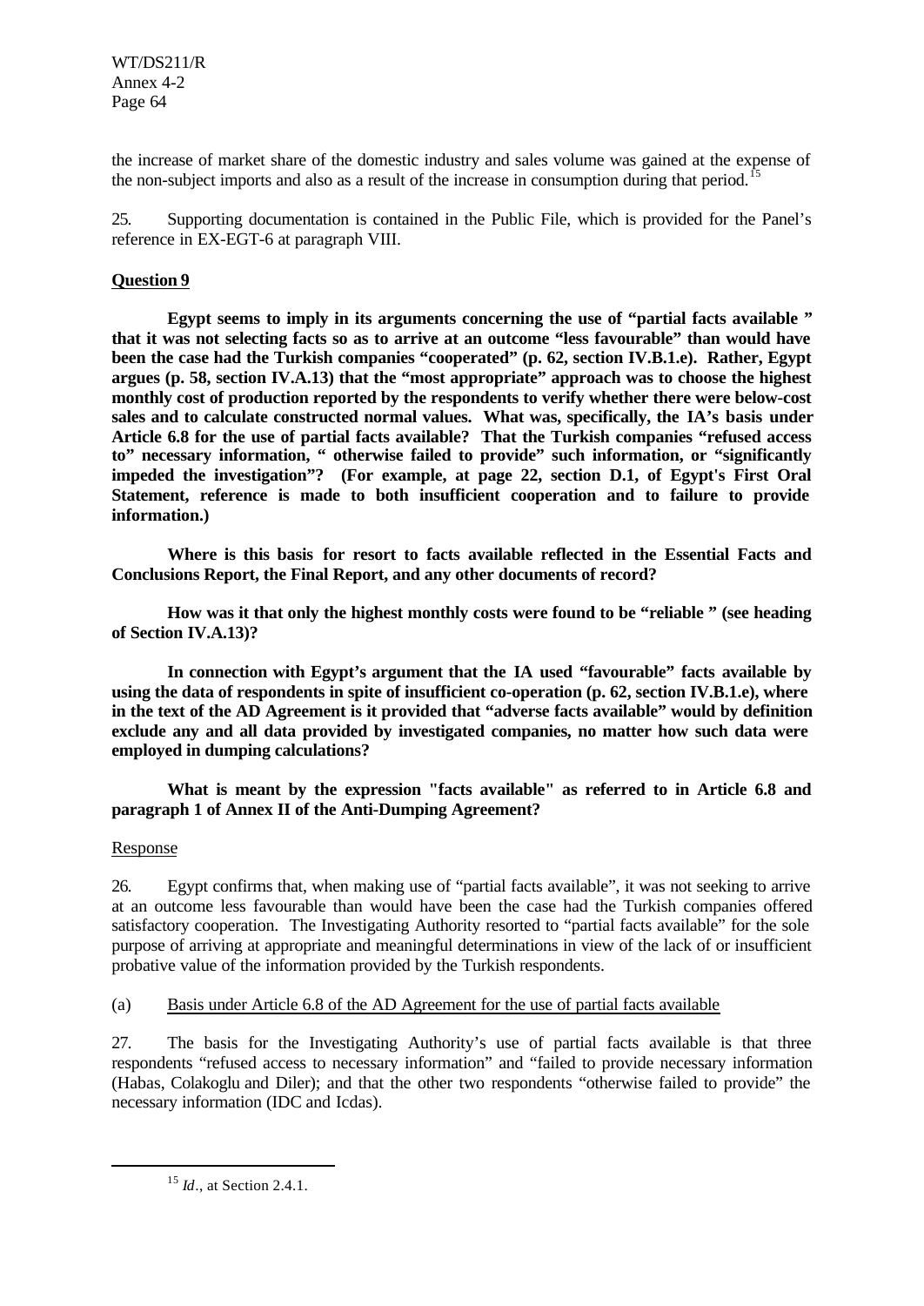the increase of market share of the domestic industry and sales volume was gained at the expense of the non-subject imports and also as a result of the increase in consumption during that period.[15]

25. Supporting documentation is contained in the Public File, which is provided for the Panel's reference in EX-EGT-6 at paragraph VIII.

**Question 9**

**Egypt seems to imply in its arguments concerning the use of "partial facts available " that it was not selecting facts so as to arrive at an outcome "less favourable" than would have been the case had the Turkish companies "cooperated" (p. 62, section IV.B.1.e). Rather, Egypt argues (p. 58, section IV.A.13) that the "most appropriate" approach was to choose the highest monthly cost of production reported by the respondents to verify whether there were below-cost sales and to calculate constructed normal values. What was, specifically, the IA's basis under Article 6.8 for the use of partial facts available? That the Turkish companies "refused access to" necessary information, " otherwise failed to provide" such information, or "significantly impeded the investigation"? (For example, at page 22, section D.1, of Egypt's First Oral Statement, reference is made to both insufficient cooperation and to failure to provide information.)**

**Where is this basis for resort to facts available reflected in the Essential Facts and Conclusions Report, the Final Report, and any other documents of record?**

**How was it that only the highest monthly costs were found to be "reliable " (see heading of Section IV.A.13)?**

**In connection with Egypt's argument that the IA used "favourable" facts available by using the data of respondents in spite of insufficient co-operation (p. 62, section IV.B.1.e), where in the text of the AD Agreement is it provided that "adverse facts available" would by definition exclude any and all data provided by investigated companies, no matter how such data were employed in dumping calculations?**

**What is meant by the expression "facts available" as referred to in Article 6.8 and paragraph 1 of Annex II of the Anti-Dumping Agreement?**

Response

26. Egypt confirms that, when making use of "partial facts available", it was not seeking to arrive at an outcome less favourable than would have been the case had the Turkish companies offered satisfactory cooperation. The Investigating Authority resorted to "partial facts available" for the sole purpose of arriving at appropriate and meaningful determinations in view of the lack of or insufficient probative value of the information provided by the Turkish respondents.

(a) Basis under Article 6.8 of the AD Agreement for the use of partial facts available

27. The basis for the Investigating Authority's use of partial facts available is that three respondents "refused access to necessary information" and "failed to provide necessary information (Habas, Colakoglu and Diler); and that the other two respondents "otherwise failed to provide" the necessary information (IDC and Icdas).

[15] *Id*., at Section 2.4.1.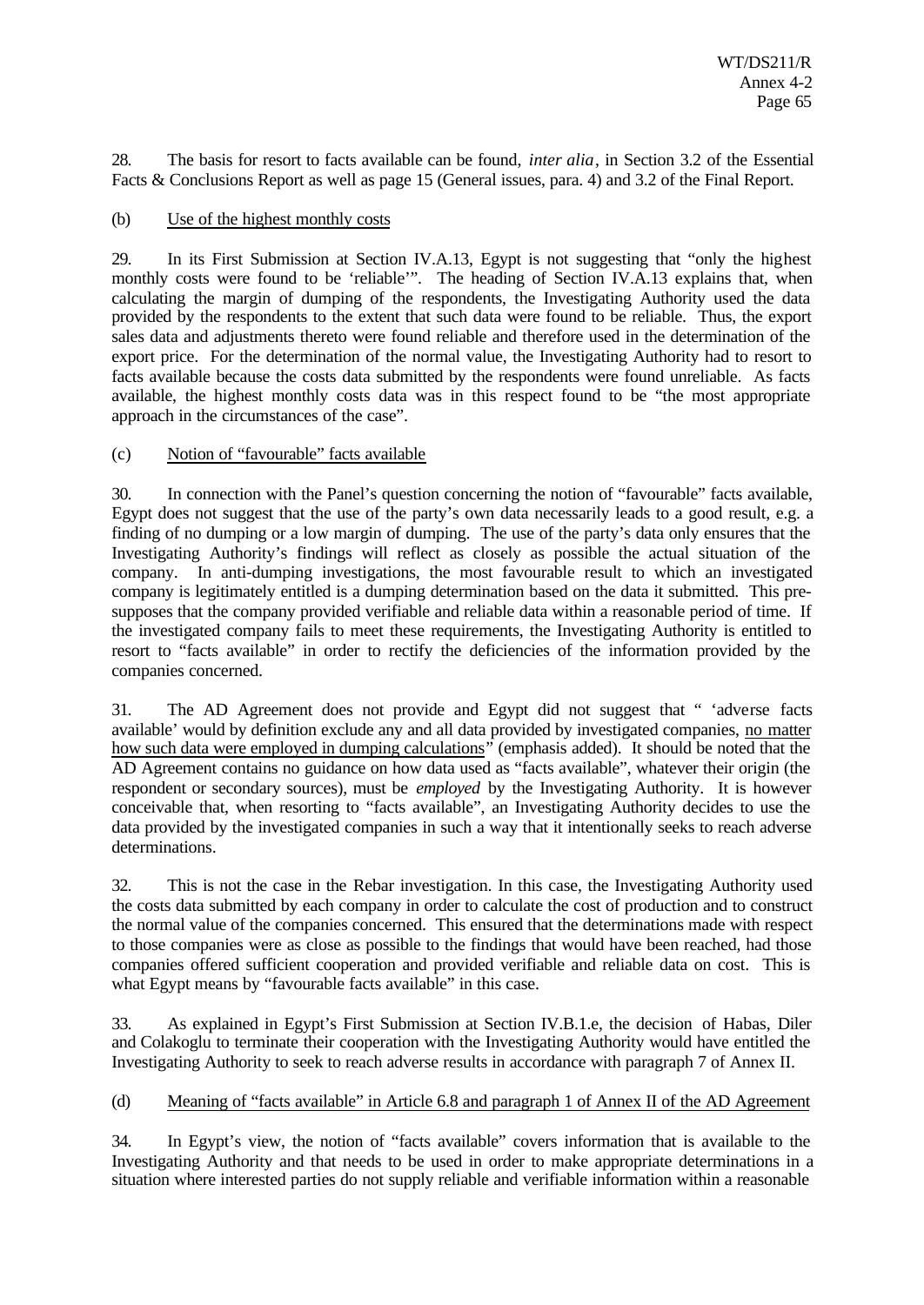28. The basis for resort to facts available can be found, *inter alia*, in Section 3.2 of the Essential Facts & Conclusions Report as well as page 15 (General issues, para. 4) and 3.2 of the Final Report.

(b) Use of the highest monthly costs

29. In its First Submission at Section IV.A.13, Egypt is not suggesting that "only the highest monthly costs were found to be 'reliable'". The heading of Section IV.A.13 explains that, when calculating the margin of dumping of the respondents, the Investigating Authority used the data provided by the respondents to the extent that such data were found to be reliable. Thus, the export sales data and adjustments thereto were found reliable and therefore used in the determination of the export price. For the determination of the normal value, the Investigating Authority had to resort to facts available because the costs data submitted by the respondents were found unreliable. As facts available, the highest monthly costs data was in this respect found to be "the most appropriate approach in the circumstances of the case".

(c) Notion of "favourable" facts available

30. In connection with the Panel's question concerning the notion of "favourable" facts available, Egypt does not suggest that the use of the party's own data necessarily leads to a good result, e.g. a finding of no dumping or a low margin of dumping. The use of the party's data only ensures that the Investigating Authority's findings will reflect as closely as possible the actual situation of the company. In anti-dumping investigations, the most favourable result to which an investigated company is legitimately entitled is a dumping determination based on the data it submitted. This presupposes that the company provided verifiable and reliable data within a reasonable period of time. If the investigated company fails to meet these requirements, the Investigating Authority is entitled to resort to "facts available" in order to rectify the deficiencies of the information provided by the companies concerned.

31. The AD Agreement does not provide and Egypt did not suggest that " 'adverse facts available' would by definition exclude any and all data provided by investigated companies, no matter how such data were employed in dumping calculations" (emphasis added). It should be noted that the AD Agreement contains no guidance on how data used as "facts available", whatever their origin (the respondent or secondary sources), must be *employed* by the Investigating Authority. It is however conceivable that, when resorting to "facts available", an Investigating Authority decides to use the data provided by the investigated companies in such a way that it intentionally seeks to reach adverse determinations.

32. This is not the case in the Rebar investigation. In this case, the Investigating Authority used the costs data submitted by each company in order to calculate the cost of production and to construct the normal value of the companies concerned. This ensured that the determinations made with respect to those companies were as close as possible to the findings that would have been reached, had those companies offered sufficient cooperation and provided verifiable and reliable data on cost. This is what Egypt means by "favourable facts available" in this case.

33. As explained in Egypt's First Submission at Section IV.B.1.e, the decision of Habas, Diler and Colakoglu to terminate their cooperation with the Investigating Authority would have entitled the Investigating Authority to seek to reach adverse results in accordance with paragraph 7 of Annex II.

(d) Meaning of "facts available" in Article 6.8 and paragraph 1 of Annex II of the AD Agreement

34. In Egypt's view, the notion of "facts available" covers information that is available to the Investigating Authority and that needs to be used in order to make appropriate determinations in a situation where interested parties do not supply reliable and verifiable information within a reasonable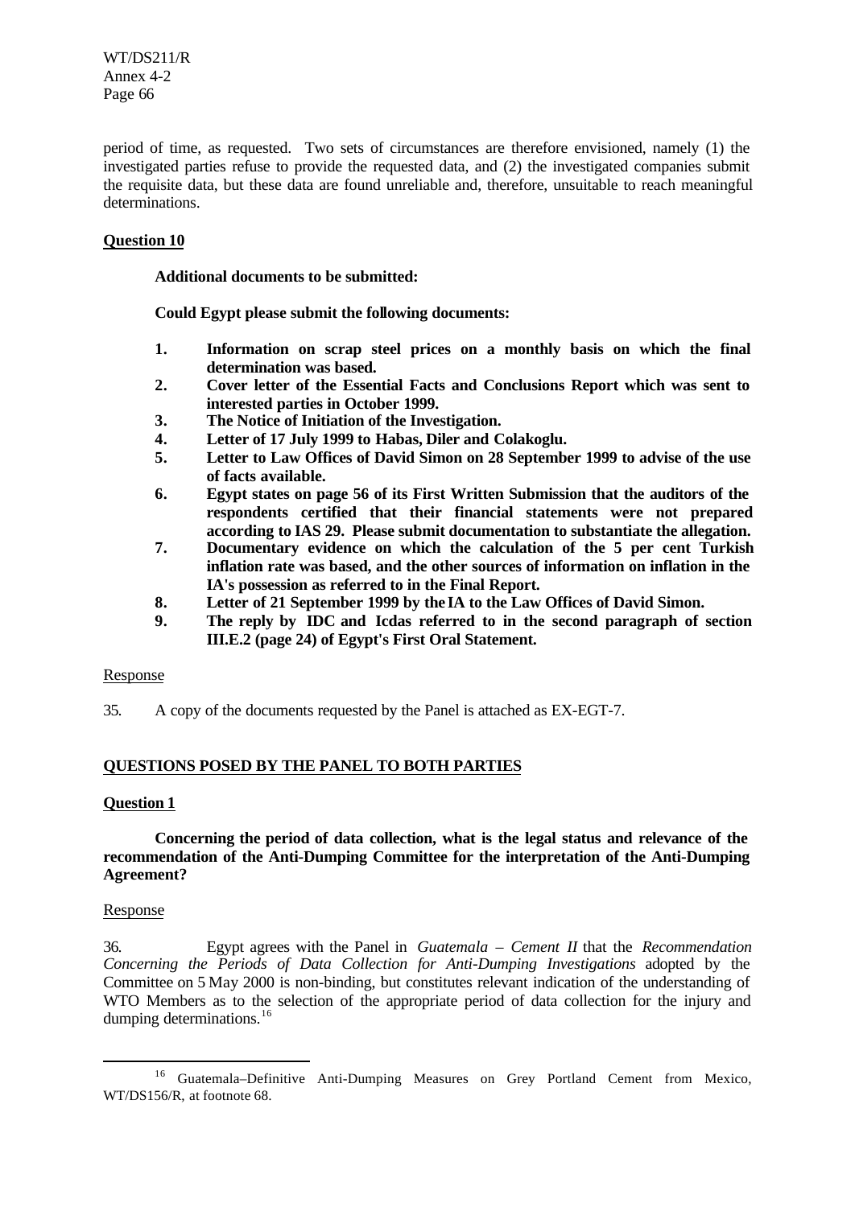period of time, as requested. Two sets of circumstances are therefore envisioned, namely (1) the investigated parties refuse to provide the requested data, and (2) the investigated companies submit the requisite data, but these data are found unreliable and, therefore, unsuitable to reach meaningful determinations.

**Question 10**

**Additional documents to be submitted:**

**Could Egypt please submit the following documents:**

1. **Information on scrap steel prices on a monthly basis on which the final determination was based.**
2. **Cover letter of the Essential Facts and Conclusions Report which was sent to interested parties in October 1999.**
3. **The Notice of Initiation of the Investigation.**
4. **Letter of 17 July 1999 to Habas, Diler and Colakoglu.**
5. **Letter to Law Offices of David Simon on 28 September 1999 to advise of the use of facts available.**
6. **Egypt states on page 56 of its First Written Submission that the auditors of the respondents certified that their financial statements were not prepared according to IAS 29. Please submit documentation to substantiate the allegation.**
7. **Documentary evidence on which the calculation of the 5 per cent Turkish inflation rate was based, and the other sources of information on inflation in the IA's possession as referred to in the Final Report.**
8. **Letter of 21 September 1999 by the IA to the Law Offices of David Simon.**
9. **The reply by IDC and Icdas referred to in the second paragraph of section III.E.2 (page 24) of Egypt's First Oral Statement.**

Response

35. A copy of the documents requested by the Panel is attached as EX-EGT-7.

**QUESTIONS POSED BY THE PANEL TO BOTH PARTIES**

**Question 1**

**Concerning the period of data collection, what is the legal status and relevance of the recommendation of the Anti-Dumping Committee for the interpretation of the Anti-Dumping Agreement?**

Response

36. Egypt agrees with the Panel in *Guatemala – Cement II* that the *Recommendation Concerning the Periods of Data Collection for Anti-Dumping Investigations* adopted by the Committee on 5 May 2000 is non-binding, but constitutes relevant indication of the understanding of WTO Members as to the selection of the appropriate period of data collection for the injury and dumping determinations.[16]

---

[16] Guatemala–Definitive Anti-Dumping Measures on Grey Portland Cement from Mexico, WT/DS156/R, at footnote 68.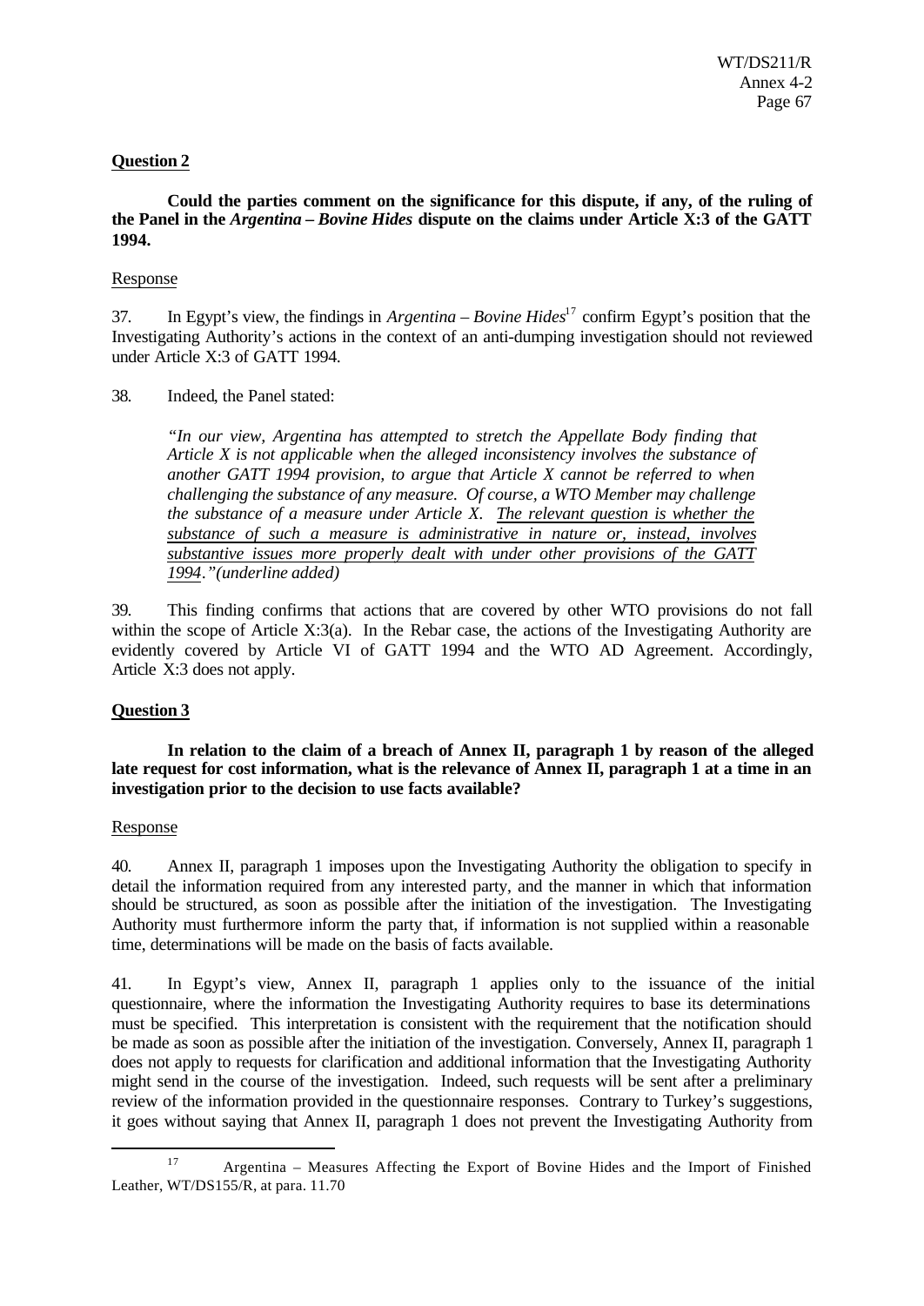**Question 2**

**Could the parties comment on the significance for this dispute, if any, of the ruling of the Panel in the *Argentina – Bovine Hides* dispute on the claims under Article X:3 of the GATT 1994.**

Response

37. In Egypt's view, the findings in *Argentina – Bovine Hides*[17] confirm Egypt's position that the Investigating Authority's actions in the context of an anti-dumping investigation should not reviewed under Article X:3 of GATT 1994.

38. Indeed, the Panel stated:

> *"In our view, Argentina has attempted to stretch the Appellate Body finding that Article X is not applicable when the alleged inconsistency involves the substance of another GATT 1994 provision, to argue that Article X cannot be referred to when challenging the substance of any measure. Of course, a WTO Member may challenge the substance of a measure under Article X. The relevant question is whether the substance of such a measure is administrative in nature or, instead, involves substantive issues more properly dealt with under other provisions of the GATT 1994."(underline added)*

39. This finding confirms that actions that are covered by other WTO provisions do not fall within the scope of Article X:3(a). In the Rebar case, the actions of the Investigating Authority are evidently covered by Article VI of GATT 1994 and the WTO AD Agreement. Accordingly, Article X:3 does not apply.

**Question 3**

**In relation to the claim of a breach of Annex II, paragraph 1 by reason of the alleged late request for cost information, what is the relevance of Annex II, paragraph 1 at a time in an investigation prior to the decision to use facts available?**

Response

40. Annex II, paragraph 1 imposes upon the Investigating Authority the obligation to specify in detail the information required from any interested party, and the manner in which that information should be structured, as soon as possible after the initiation of the investigation. The Investigating Authority must furthermore inform the party that, if information is not supplied within a reasonable time, determinations will be made on the basis of facts available.

41. In Egypt's view, Annex II, paragraph 1 applies only to the issuance of the initial questionnaire, where the information the Investigating Authority requires to base its determinations must be specified. This interpretation is consistent with the requirement that the notification should be made as soon as possible after the initiation of the investigation. Conversely, Annex II, paragraph 1 does not apply to requests for clarification and additional information that the Investigating Authority might send in the course of the investigation. Indeed, such requests will be sent after a preliminary review of the information provided in the questionnaire responses. Contrary to Turkey's suggestions, it goes without saying that Annex II, paragraph 1 does not prevent the Investigating Authority from

[17] Argentina – Measures Affecting the Export of Bovine Hides and the Import of Finished Leather, WT/DS155/R, at para. 11.70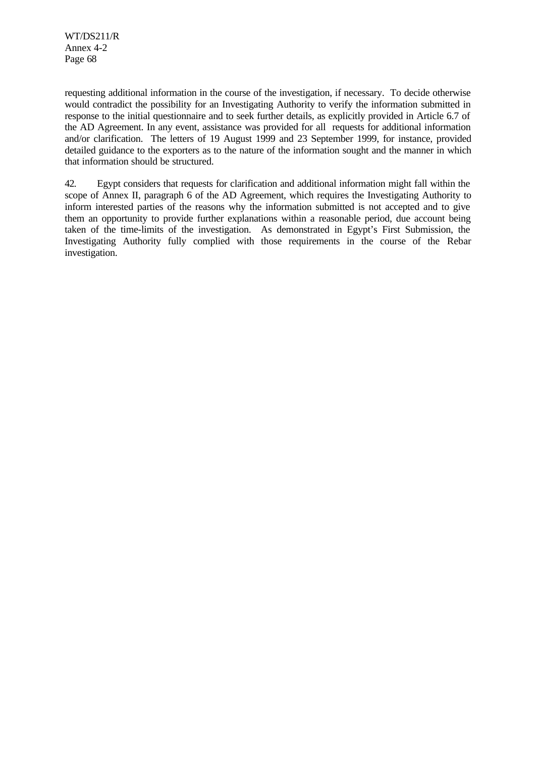requesting additional information in the course of the investigation, if necessary. To decide otherwise would contradict the possibility for an Investigating Authority to verify the information submitted in response to the initial questionnaire and to seek further details, as explicitly provided in Article 6.7 of the AD Agreement. In any event, assistance was provided for all requests for additional information and/or clarification. The letters of 19 August 1999 and 23 September 1999, for instance, provided detailed guidance to the exporters as to the nature of the information sought and the manner in which that information should be structured.

42. Egypt considers that requests for clarification and additional information might fall within the scope of Annex II, paragraph 6 of the AD Agreement, which requires the Investigating Authority to inform interested parties of the reasons why the information submitted is not accepted and to give them an opportunity to provide further explanations within a reasonable period, due account being taken of the time-limits of the investigation. As demonstrated in Egypt's First Submission, the Investigating Authority fully complied with those requirements in the course of the Rebar investigation.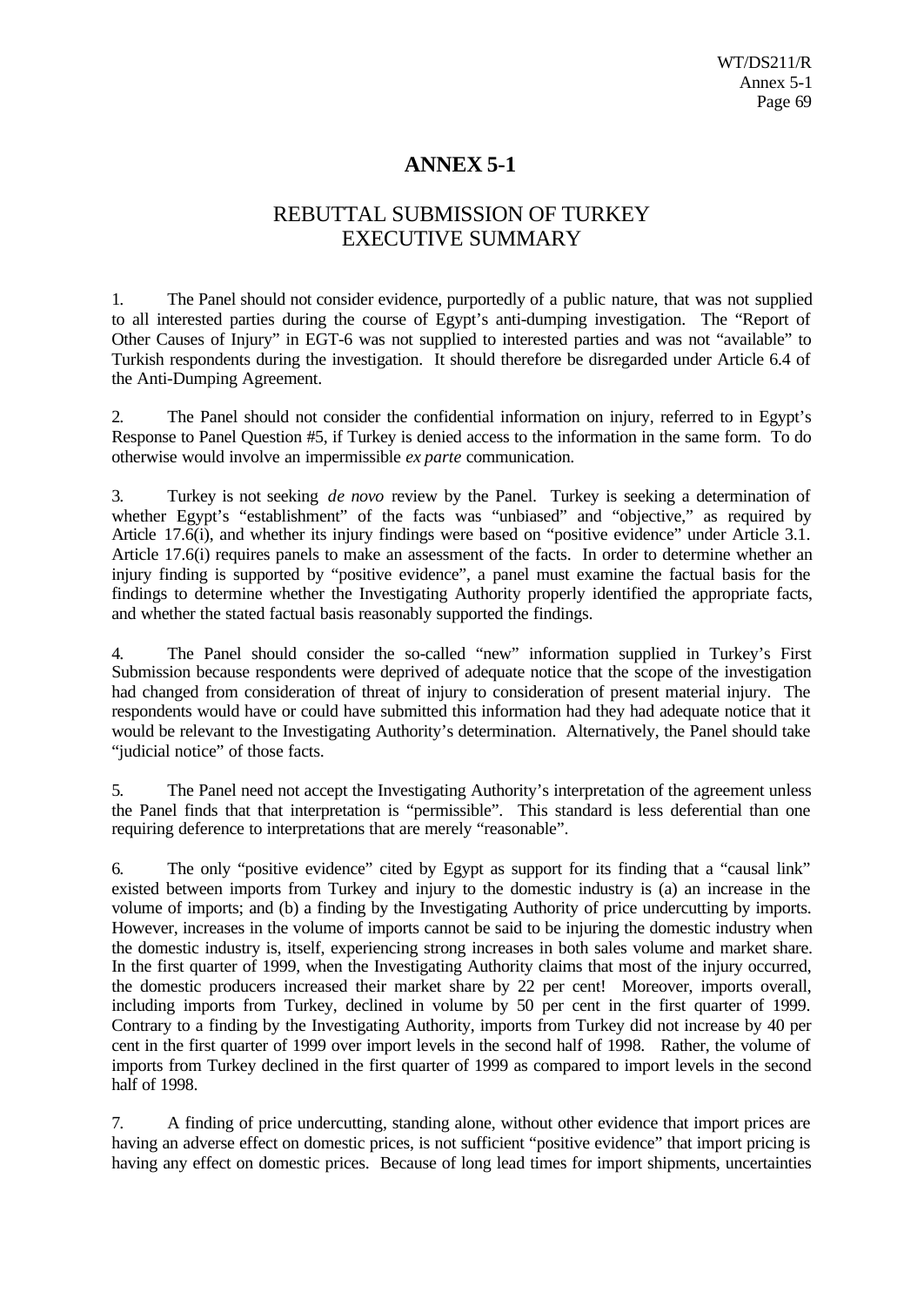# ANNEX 5-1

## REBUTTAL SUBMISSION OF TURKEY EXECUTIVE SUMMARY

1. The Panel should not consider evidence, purportedly of a public nature, that was not supplied to all interested parties during the course of Egypt's anti-dumping investigation. The "Report of Other Causes of Injury" in EGT-6 was not supplied to interested parties and was not "available" to Turkish respondents during the investigation. It should therefore be disregarded under Article 6.4 of the Anti-Dumping Agreement.

2. The Panel should not consider the confidential information on injury, referred to in Egypt's Response to Panel Question #5, if Turkey is denied access to the information in the same form. To do otherwise would involve an impermissible *ex parte* communication.

3. Turkey is not seeking *de novo* review by the Panel. Turkey is seeking a determination of whether Egypt's "establishment" of the facts was "unbiased" and "objective," as required by Article 17.6(i), and whether its injury findings were based on "positive evidence" under Article 3.1. Article 17.6(i) requires panels to make an assessment of the facts. In order to determine whether an injury finding is supported by "positive evidence", a panel must examine the factual basis for the findings to determine whether the Investigating Authority properly identified the appropriate facts, and whether the stated factual basis reasonably supported the findings.

4. The Panel should consider the so-called "new" information supplied in Turkey's First Submission because respondents were deprived of adequate notice that the scope of the investigation had changed from consideration of threat of injury to consideration of present material injury. The respondents would have or could have submitted this information had they had adequate notice that it would be relevant to the Investigating Authority's determination. Alternatively, the Panel should take "judicial notice" of those facts.

5. The Panel need not accept the Investigating Authority's interpretation of the agreement unless the Panel finds that that interpretation is "permissible". This standard is less deferential than one requiring deference to interpretations that are merely "reasonable".

6. The only "positive evidence" cited by Egypt as support for its finding that a "causal link" existed between imports from Turkey and injury to the domestic industry is (a) an increase in the volume of imports; and (b) a finding by the Investigating Authority of price undercutting by imports. However, increases in the volume of imports cannot be said to be injuring the domestic industry when the domestic industry is, itself, experiencing strong increases in both sales volume and market share. In the first quarter of 1999, when the Investigating Authority claims that most of the injury occurred, the domestic producers increased their market share by 22 per cent! Moreover, imports overall, including imports from Turkey, declined in volume by 50 per cent in the first quarter of 1999. Contrary to a finding by the Investigating Authority, imports from Turkey did not increase by 40 per cent in the first quarter of 1999 over import levels in the second half of 1998. Rather, the volume of imports from Turkey declined in the first quarter of 1999 as compared to import levels in the second half of 1998.

7. A finding of price undercutting, standing alone, without other evidence that import prices are having an adverse effect on domestic prices, is not sufficient "positive evidence" that import pricing is having any effect on domestic prices. Because of long lead times for import shipments, uncertainties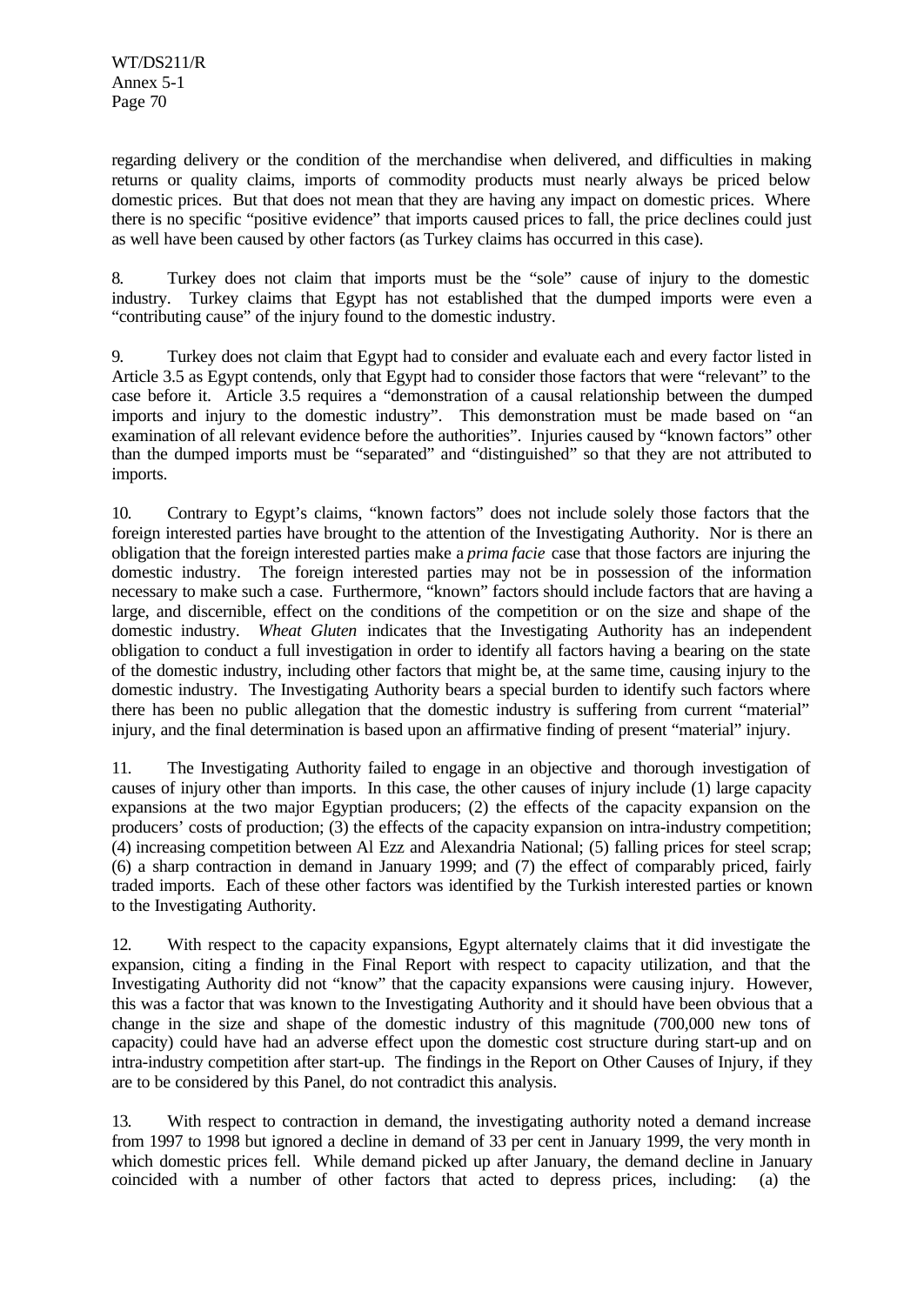regarding delivery or the condition of the merchandise when delivered, and difficulties in making returns or quality claims, imports of commodity products must nearly always be priced below domestic prices. But that does not mean that they are having any impact on domestic prices. Where there is no specific "positive evidence" that imports caused prices to fall, the price declines could just as well have been caused by other factors (as Turkey claims has occurred in this case).

8. Turkey does not claim that imports must be the "sole" cause of injury to the domestic industry. Turkey claims that Egypt has not established that the dumped imports were even a "contributing cause" of the injury found to the domestic industry.

9. Turkey does not claim that Egypt had to consider and evaluate each and every factor listed in Article 3.5 as Egypt contends, only that Egypt had to consider those factors that were "relevant" to the case before it. Article 3.5 requires a "demonstration of a causal relationship between the dumped imports and injury to the domestic industry". This demonstration must be made based on "an examination of all relevant evidence before the authorities". Injuries caused by "known factors" other than the dumped imports must be "separated" and "distinguished" so that they are not attributed to imports.

10. Contrary to Egypt's claims, "known factors" does not include solely those factors that the foreign interested parties have brought to the attention of the Investigating Authority. Nor is there an obligation that the foreign interested parties make a *prima facie* case that those factors are injuring the domestic industry. The foreign interested parties may not be in possession of the information necessary to make such a case. Furthermore, "known" factors should include factors that are having a large, and discernible, effect on the conditions of the competition or on the size and shape of the domestic industry. *Wheat Gluten* indicates that the Investigating Authority has an independent obligation to conduct a full investigation in order to identify all factors having a bearing on the state of the domestic industry, including other factors that might be, at the same time, causing injury to the domestic industry. The Investigating Authority bears a special burden to identify such factors where there has been no public allegation that the domestic industry is suffering from current "material" injury, and the final determination is based upon an affirmative finding of present "material" injury.

11. The Investigating Authority failed to engage in an objective and thorough investigation of causes of injury other than imports. In this case, the other causes of injury include (1) large capacity expansions at the two major Egyptian producers; (2) the effects of the capacity expansion on the producers' costs of production; (3) the effects of the capacity expansion on intra-industry competition; (4) increasing competition between Al Ezz and Alexandria National; (5) falling prices for steel scrap; (6) a sharp contraction in demand in January 1999; and (7) the effect of comparably priced, fairly traded imports. Each of these other factors was identified by the Turkish interested parties or known to the Investigating Authority.

12. With respect to the capacity expansions, Egypt alternately claims that it did investigate the expansion, citing a finding in the Final Report with respect to capacity utilization, and that the Investigating Authority did not "know" that the capacity expansions were causing injury. However, this was a factor that was known to the Investigating Authority and it should have been obvious that a change in the size and shape of the domestic industry of this magnitude (700,000 new tons of capacity) could have had an adverse effect upon the domestic cost structure during start-up and on intra-industry competition after start-up. The findings in the Report on Other Causes of Injury, if they are to be considered by this Panel, do not contradict this analysis.

13. With respect to contraction in demand, the investigating authority noted a demand increase from 1997 to 1998 but ignored a decline in demand of 33 per cent in January 1999, the very month in which domestic prices fell. While demand picked up after January, the demand decline in January coincided with a number of other factors that acted to depress prices, including: (a) the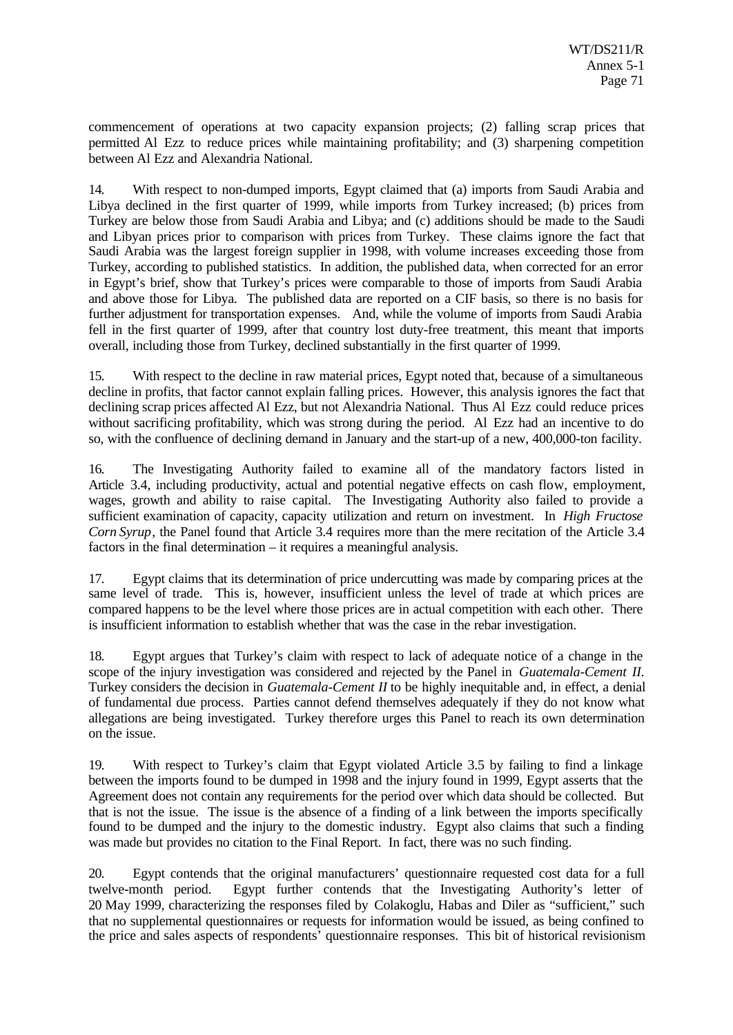commencement of operations at two capacity expansion projects; (2) falling scrap prices that permitted Al Ezz to reduce prices while maintaining profitability; and (3) sharpening competition between Al Ezz and Alexandria National.

14. With respect to non-dumped imports, Egypt claimed that (a) imports from Saudi Arabia and Libya declined in the first quarter of 1999, while imports from Turkey increased; (b) prices from Turkey are below those from Saudi Arabia and Libya; and (c) additions should be made to the Saudi and Libyan prices prior to comparison with prices from Turkey. These claims ignore the fact that Saudi Arabia was the largest foreign supplier in 1998, with volume increases exceeding those from Turkey, according to published statistics. In addition, the published data, when corrected for an error in Egypt's brief, show that Turkey's prices were comparable to those of imports from Saudi Arabia and above those for Libya. The published data are reported on a CIF basis, so there is no basis for further adjustment for transportation expenses. And, while the volume of imports from Saudi Arabia fell in the first quarter of 1999, after that country lost duty-free treatment, this meant that imports overall, including those from Turkey, declined substantially in the first quarter of 1999.

15. With respect to the decline in raw material prices, Egypt noted that, because of a simultaneous decline in profits, that factor cannot explain falling prices. However, this analysis ignores the fact that declining scrap prices affected Al Ezz, but not Alexandria National. Thus Al Ezz could reduce prices without sacrificing profitability, which was strong during the period. Al Ezz had an incentive to do so, with the confluence of declining demand in January and the start-up of a new, 400,000-ton facility.

16. The Investigating Authority failed to examine all of the mandatory factors listed in Article 3.4, including productivity, actual and potential negative effects on cash flow, employment, wages, growth and ability to raise capital. The Investigating Authority also failed to provide a sufficient examination of capacity, capacity utilization and return on investment. In *High Fructose Corn Syrup*, the Panel found that Article 3.4 requires more than the mere recitation of the Article 3.4 factors in the final determination – it requires a meaningful analysis.

17. Egypt claims that its determination of price undercutting was made by comparing prices at the same level of trade. This is, however, insufficient unless the level of trade at which prices are compared happens to be the level where those prices are in actual competition with each other. There is insufficient information to establish whether that was the case in the rebar investigation.

18. Egypt argues that Turkey's claim with respect to lack of adequate notice of a change in the scope of the injury investigation was considered and rejected by the Panel in *Guatemala-Cement II*. Turkey considers the decision in *Guatemala-Cement II* to be highly inequitable and, in effect, a denial of fundamental due process. Parties cannot defend themselves adequately if they do not know what allegations are being investigated. Turkey therefore urges this Panel to reach its own determination on the issue.

19. With respect to Turkey's claim that Egypt violated Article 3.5 by failing to find a linkage between the imports found to be dumped in 1998 and the injury found in 1999, Egypt asserts that the Agreement does not contain any requirements for the period over which data should be collected. But that is not the issue. The issue is the absence of a finding of a link between the imports specifically found to be dumped and the injury to the domestic industry. Egypt also claims that such a finding was made but provides no citation to the Final Report. In fact, there was no such finding.

20. Egypt contends that the original manufacturers' questionnaire requested cost data for a full twelve-month period. Egypt further contends that the Investigating Authority's letter of 20 May 1999, characterizing the responses filed by Colakoglu, Habas and Diler as "sufficient," such that no supplemental questionnaires or requests for information would be issued, as being confined to the price and sales aspects of respondents' questionnaire responses. This bit of historical revisionism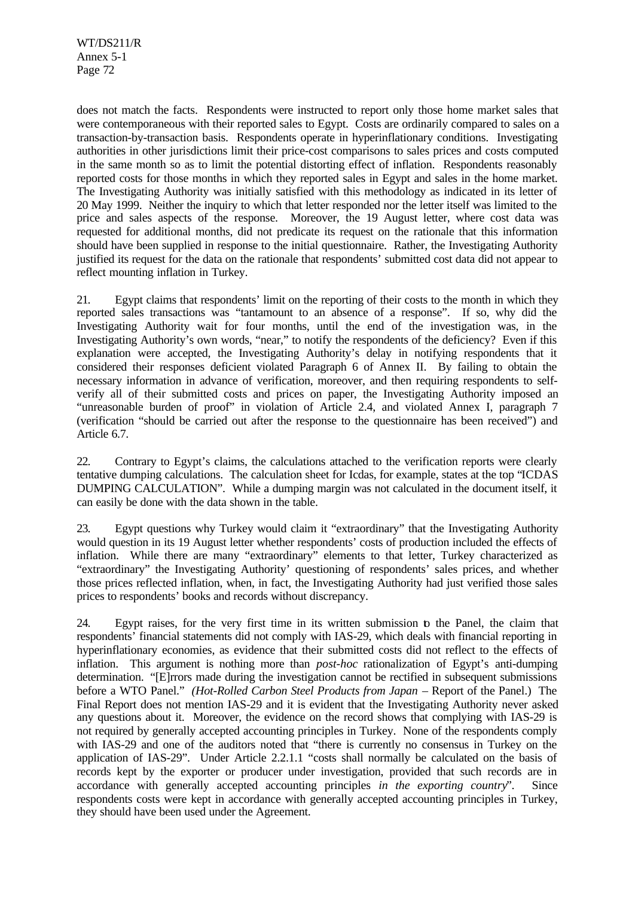does not match the facts. Respondents were instructed to report only those home market sales that were contemporaneous with their reported sales to Egypt. Costs are ordinarily compared to sales on a transaction-by-transaction basis. Respondents operate in hyperinflationary conditions. Investigating authorities in other jurisdictions limit their price-cost comparisons to sales prices and costs computed in the same month so as to limit the potential distorting effect of inflation. Respondents reasonably reported costs for those months in which they reported sales in Egypt and sales in the home market. The Investigating Authority was initially satisfied with this methodology as indicated in its letter of 20 May 1999. Neither the inquiry to which that letter responded nor the letter itself was limited to the price and sales aspects of the response. Moreover, the 19 August letter, where cost data was requested for additional months, did not predicate its request on the rationale that this information should have been supplied in response to the initial questionnaire. Rather, the Investigating Authority justified its request for the data on the rationale that respondents' submitted cost data did not appear to reflect mounting inflation in Turkey.

21. Egypt claims that respondents' limit on the reporting of their costs to the month in which they reported sales transactions was "tantamount to an absence of a response". If so, why did the Investigating Authority wait for four months, until the end of the investigation was, in the Investigating Authority's own words, "near," to notify the respondents of the deficiency? Even if this explanation were accepted, the Investigating Authority's delay in notifying respondents that it considered their responses deficient violated Paragraph 6 of Annex II. By failing to obtain the necessary information in advance of verification, moreover, and then requiring respondents to self-verify all of their submitted costs and prices on paper, the Investigating Authority imposed an "unreasonable burden of proof" in violation of Article 2.4, and violated Annex I, paragraph 7 (verification "should be carried out after the response to the questionnaire has been received") and Article 6.7.

22. Contrary to Egypt's claims, the calculations attached to the verification reports were clearly tentative dumping calculations. The calculation sheet for Icdas, for example, states at the top "ICDAS DUMPING CALCULATION". While a dumping margin was not calculated in the document itself, it can easily be done with the data shown in the table.

23. Egypt questions why Turkey would claim it "extraordinary" that the Investigating Authority would question in its 19 August letter whether respondents' costs of production included the effects of inflation. While there are many "extraordinary" elements to that letter, Turkey characterized as "extraordinary" the Investigating Authority' questioning of respondents' sales prices, and whether those prices reflected inflation, when, in fact, the Investigating Authority had just verified those sales prices to respondents' books and records without discrepancy.

24. Egypt raises, for the very first time in its written submission to the Panel, the claim that respondents' financial statements did not comply with IAS-29, which deals with financial reporting in hyperinflationary economies, as evidence that their submitted costs did not reflect to the effects of inflation. This argument is nothing more than *post-hoc* rationalization of Egypt's anti-dumping determination. "[E]rrors made during the investigation cannot be rectified in subsequent submissions before a WTO Panel." *(Hot-Rolled Carbon Steel Products from Japan* – Report of the Panel.) The Final Report does not mention IAS-29 and it is evident that the Investigating Authority never asked any questions about it. Moreover, the evidence on the record shows that complying with IAS-29 is not required by generally accepted accounting principles in Turkey. None of the respondents comply with IAS-29 and one of the auditors noted that "there is currently no consensus in Turkey on the application of IAS-29". Under Article 2.2.1.1 "costs shall normally be calculated on the basis of records kept by the exporter or producer under investigation, provided that such records are in accordance with generally accepted accounting principles *in the exporting country*". Since respondents costs were kept in accordance with generally accepted accounting principles in Turkey, they should have been used under the Agreement.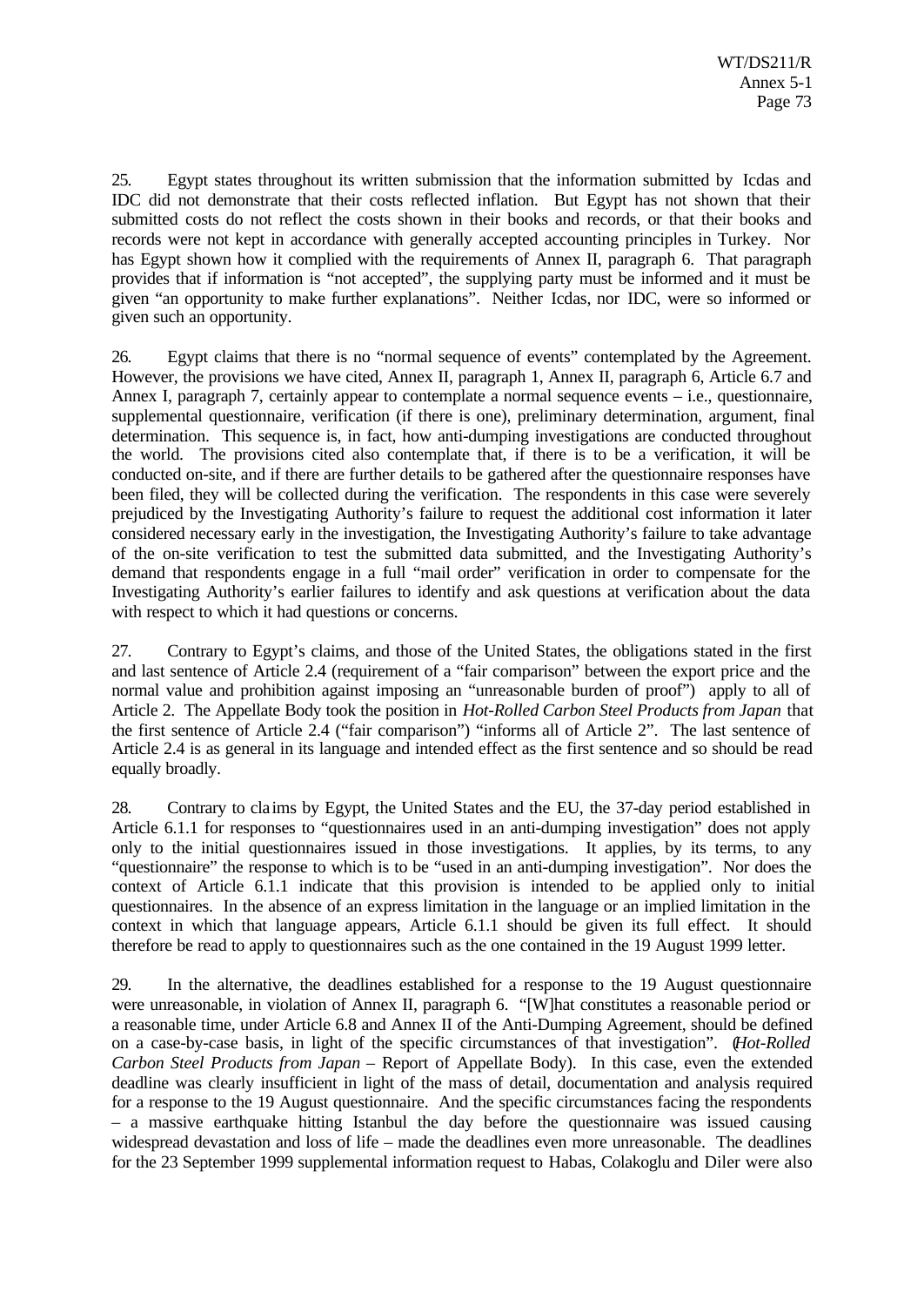25. Egypt states throughout its written submission that the information submitted by Icdas and IDC did not demonstrate that their costs reflected inflation. But Egypt has not shown that their submitted costs do not reflect the costs shown in their books and records, or that their books and records were not kept in accordance with generally accepted accounting principles in Turkey. Nor has Egypt shown how it complied with the requirements of Annex II, paragraph 6. That paragraph provides that if information is "not accepted", the supplying party must be informed and it must be given "an opportunity to make further explanations". Neither Icdas, nor IDC, were so informed or given such an opportunity.

26. Egypt claims that there is no "normal sequence of events" contemplated by the Agreement. However, the provisions we have cited, Annex II, paragraph 1, Annex II, paragraph 6, Article 6.7 and Annex I, paragraph 7, certainly appear to contemplate a normal sequence events – i.e., questionnaire, supplemental questionnaire, verification (if there is one), preliminary determination, argument, final determination. This sequence is, in fact, how anti-dumping investigations are conducted throughout the world. The provisions cited also contemplate that, if there is to be a verification, it will be conducted on-site, and if there are further details to be gathered after the questionnaire responses have been filed, they will be collected during the verification. The respondents in this case were severely prejudiced by the Investigating Authority's failure to request the additional cost information it later considered necessary early in the investigation, the Investigating Authority's failure to take advantage of the on-site verification to test the submitted data submitted, and the Investigating Authority's demand that respondents engage in a full "mail order" verification in order to compensate for the Investigating Authority's earlier failures to identify and ask questions at verification about the data with respect to which it had questions or concerns.

27. Contrary to Egypt's claims, and those of the United States, the obligations stated in the first and last sentence of Article 2.4 (requirement of a "fair comparison" between the export price and the normal value and prohibition against imposing an "unreasonable burden of proof") apply to all of Article 2. The Appellate Body took the position in *Hot-Rolled Carbon Steel Products from Japan* that the first sentence of Article 2.4 ("fair comparison") "informs all of Article 2". The last sentence of Article 2.4 is as general in its language and intended effect as the first sentence and so should be read equally broadly.

28. Contrary to claims by Egypt, the United States and the EU, the 37-day period established in Article 6.1.1 for responses to "questionnaires used in an anti-dumping investigation" does not apply only to the initial questionnaires issued in those investigations. It applies, by its terms, to any "questionnaire" the response to which is to be "used in an anti-dumping investigation". Nor does the context of Article 6.1.1 indicate that this provision is intended to be applied only to initial questionnaires. In the absence of an express limitation in the language or an implied limitation in the context in which that language appears, Article 6.1.1 should be given its full effect. It should therefore be read to apply to questionnaires such as the one contained in the 19 August 1999 letter.

29. In the alternative, the deadlines established for a response to the 19 August questionnaire were unreasonable, in violation of Annex II, paragraph 6. "[W]hat constitutes a reasonable period or a reasonable time, under Article 6.8 and Annex II of the Anti-Dumping Agreement, should be defined on a case-by-case basis, in light of the specific circumstances of that investigation". (*Hot-Rolled Carbon Steel Products from Japan* – Report of Appellate Body). In this case, even the extended deadline was clearly insufficient in light of the mass of detail, documentation and analysis required for a response to the 19 August questionnaire. And the specific circumstances facing the respondents – a massive earthquake hitting Istanbul the day before the questionnaire was issued causing widespread devastation and loss of life – made the deadlines even more unreasonable. The deadlines for the 23 September 1999 supplemental information request to Habas, Colakoglu and Diler were also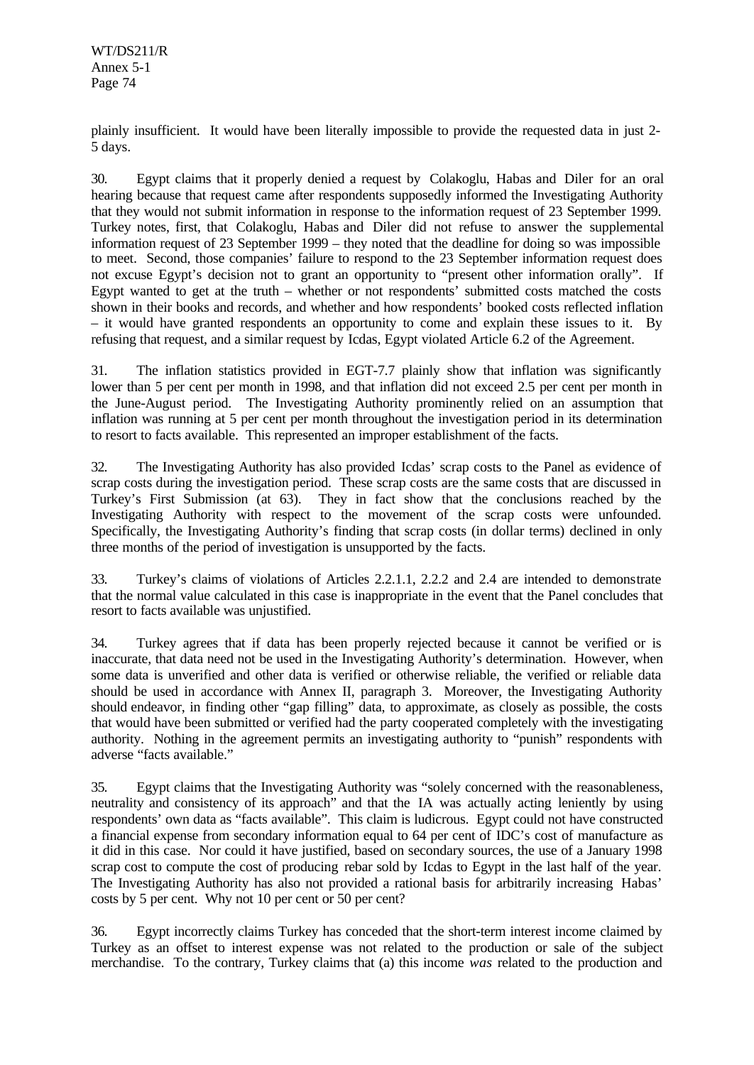plainly insufficient. It would have been literally impossible to provide the requested data in just 2-5 days.

30. Egypt claims that it properly denied a request by Colakoglu, Habas and Diler for an oral hearing because that request came after respondents supposedly informed the Investigating Authority that they would not submit information in response to the information request of 23 September 1999. Turkey notes, first, that Colakoglu, Habas and Diler did not refuse to answer the supplemental information request of 23 September 1999 – they noted that the deadline for doing so was impossible to meet. Second, those companies' failure to respond to the 23 September information request does not excuse Egypt's decision not to grant an opportunity to "present other information orally". If Egypt wanted to get at the truth – whether or not respondents' submitted costs matched the costs shown in their books and records, and whether and how respondents' booked costs reflected inflation – it would have granted respondents an opportunity to come and explain these issues to it. By refusing that request, and a similar request by Icdas, Egypt violated Article 6.2 of the Agreement.

31. The inflation statistics provided in EGT-7.7 plainly show that inflation was significantly lower than 5 per cent per month in 1998, and that inflation did not exceed 2.5 per cent per month in the June-August period. The Investigating Authority prominently relied on an assumption that inflation was running at 5 per cent per month throughout the investigation period in its determination to resort to facts available. This represented an improper establishment of the facts.

32. The Investigating Authority has also provided Icdas' scrap costs to the Panel as evidence of scrap costs during the investigation period. These scrap costs are the same costs that are discussed in Turkey's First Submission (at 63). They in fact show that the conclusions reached by the Investigating Authority with respect to the movement of the scrap costs were unfounded. Specifically, the Investigating Authority's finding that scrap costs (in dollar terms) declined in only three months of the period of investigation is unsupported by the facts.

33. Turkey's claims of violations of Articles 2.2.1.1, 2.2.2 and 2.4 are intended to demonstrate that the normal value calculated in this case is inappropriate in the event that the Panel concludes that resort to facts available was unjustified.

34. Turkey agrees that if data has been properly rejected because it cannot be verified or is inaccurate, that data need not be used in the Investigating Authority's determination. However, when some data is unverified and other data is verified or otherwise reliable, the verified or reliable data should be used in accordance with Annex II, paragraph 3. Moreover, the Investigating Authority should endeavor, in finding other "gap filling" data, to approximate, as closely as possible, the costs that would have been submitted or verified had the party cooperated completely with the investigating authority. Nothing in the agreement permits an investigating authority to "punish" respondents with adverse "facts available."

35. Egypt claims that the Investigating Authority was "solely concerned with the reasonableness, neutrality and consistency of its approach" and that the IA was actually acting leniently by using respondents' own data as "facts available". This claim is ludicrous. Egypt could not have constructed a financial expense from secondary information equal to 64 per cent of IDC's cost of manufacture as it did in this case. Nor could it have justified, based on secondary sources, the use of a January 1998 scrap cost to compute the cost of producing rebar sold by Icdas to Egypt in the last half of the year. The Investigating Authority has also not provided a rational basis for arbitrarily increasing Habas' costs by 5 per cent. Why not 10 per cent or 50 per cent?

36. Egypt incorrectly claims Turkey has conceded that the short-term interest income claimed by Turkey as an offset to interest expense was not related to the production or sale of the subject merchandise. To the contrary, Turkey claims that (a) this income *was* related to the production and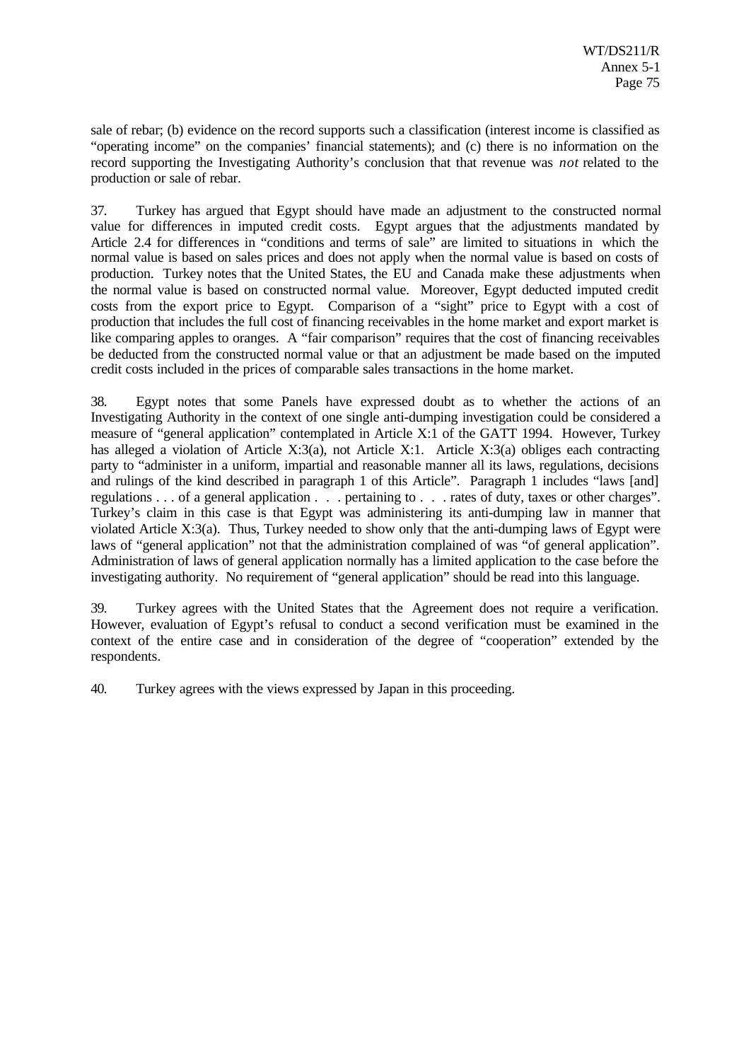sale of rebar; (b) evidence on the record supports such a classification (interest income is classified as "operating income" on the companies' financial statements); and (c) there is no information on the record supporting the Investigating Authority's conclusion that that revenue was *not* related to the production or sale of rebar.

37. Turkey has argued that Egypt should have made an adjustment to the constructed normal value for differences in imputed credit costs. Egypt argues that the adjustments mandated by Article 2.4 for differences in "conditions and terms of sale" are limited to situations in which the normal value is based on sales prices and does not apply when the normal value is based on costs of production. Turkey notes that the United States, the EU and Canada make these adjustments when the normal value is based on constructed normal value. Moreover, Egypt deducted imputed credit costs from the export price to Egypt. Comparison of a "sight" price to Egypt with a cost of production that includes the full cost of financing receivables in the home market and export market is like comparing apples to oranges. A "fair comparison" requires that the cost of financing receivables be deducted from the constructed normal value or that an adjustment be made based on the imputed credit costs included in the prices of comparable sales transactions in the home market.

38. Egypt notes that some Panels have expressed doubt as to whether the actions of an Investigating Authority in the context of one single anti-dumping investigation could be considered a measure of "general application" contemplated in Article X:1 of the GATT 1994. However, Turkey has alleged a violation of Article X:3(a), not Article X:1. Article X:3(a) obliges each contracting party to "administer in a uniform, impartial and reasonable manner all its laws, regulations, decisions and rulings of the kind described in paragraph 1 of this Article". Paragraph 1 includes "laws [and] regulations . . . of a general application . . . pertaining to . . . rates of duty, taxes or other charges". Turkey's claim in this case is that Egypt was administering its anti-dumping law in manner that violated Article X:3(a). Thus, Turkey needed to show only that the anti-dumping laws of Egypt were laws of "general application" not that the administration complained of was "of general application". Administration of laws of general application normally has a limited application to the case before the investigating authority. No requirement of "general application" should be read into this language.

39. Turkey agrees with the United States that the Agreement does not require a verification. However, evaluation of Egypt's refusal to conduct a second verification must be examined in the context of the entire case and in consideration of the degree of "cooperation" extended by the respondents.

40. Turkey agrees with the views expressed by Japan in this proceeding.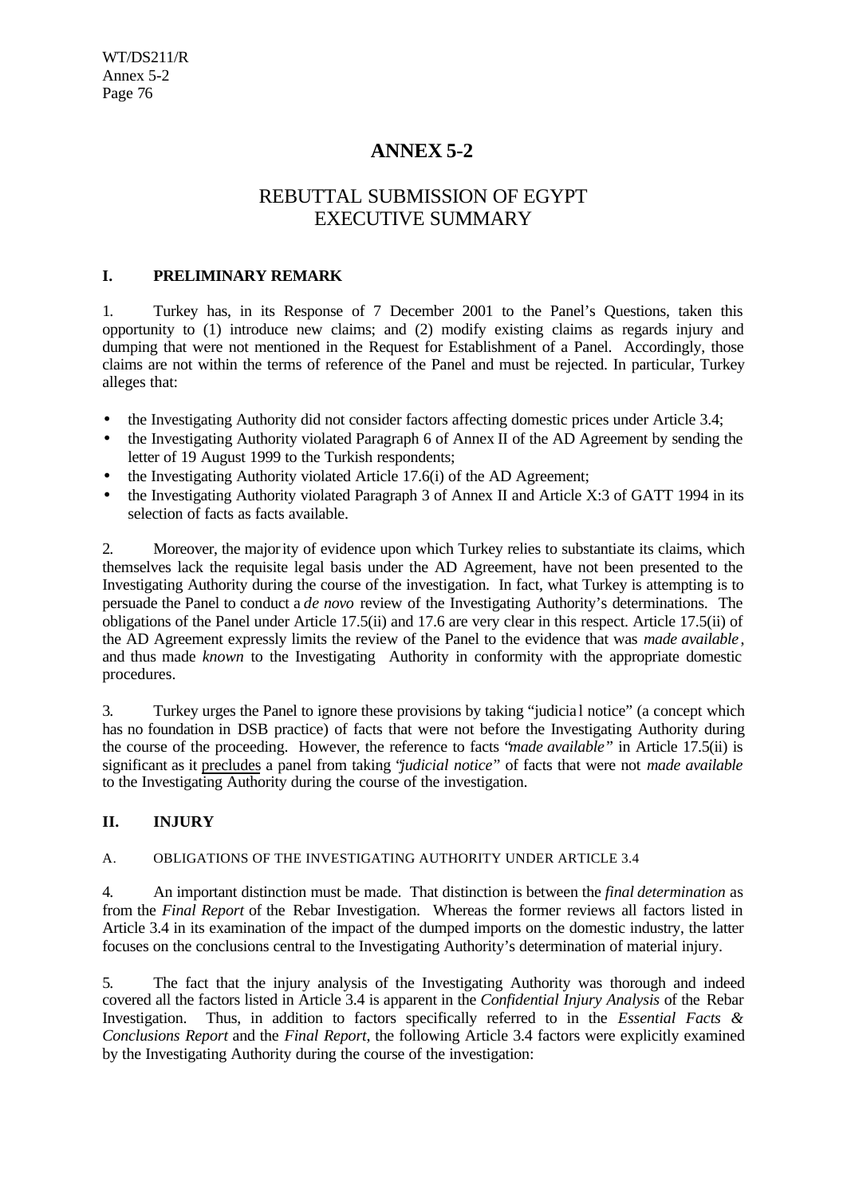# ANNEX 5-2

## REBUTTAL SUBMISSION OF EGYPT EXECUTIVE SUMMARY

### I. PRELIMINARY REMARK

1. Turkey has, in its Response of 7 December 2001 to the Panel's Questions, taken this opportunity to (1) introduce new claims; and (2) modify existing claims as regards injury and dumping that were not mentioned in the Request for Establishment of a Panel. Accordingly, those claims are not within the terms of reference of the Panel and must be rejected. In particular, Turkey alleges that:

- the Investigating Authority did not consider factors affecting domestic prices under Article 3.4;
- the Investigating Authority violated Paragraph 6 of Annex II of the AD Agreement by sending the letter of 19 August 1999 to the Turkish respondents;
- the Investigating Authority violated Article 17.6(i) of the AD Agreement;
- the Investigating Authority violated Paragraph 3 of Annex II and Article X:3 of GATT 1994 in its selection of facts as facts available.

2. Moreover, the majority of evidence upon which Turkey relies to substantiate its claims, which themselves lack the requisite legal basis under the AD Agreement, have not been presented to the Investigating Authority during the course of the investigation. In fact, what Turkey is attempting is to persuade the Panel to conduct a *de novo* review of the Investigating Authority's determinations. The obligations of the Panel under Article 17.5(ii) and 17.6 are very clear in this respect. Article 17.5(ii) of the AD Agreement expressly limits the review of the Panel to the evidence that was *made available*, and thus made *known* to the Investigating Authority in conformity with the appropriate domestic procedures.

3. Turkey urges the Panel to ignore these provisions by taking "judicial notice" (a concept which has no foundation in DSB practice) of facts that were not before the Investigating Authority during the course of the proceeding. However, the reference to facts "*made available*" in Article 17.5(ii) is significant as it <u>precludes</u> a panel from taking "*judicial notice*" of facts that were not *made available* to the Investigating Authority during the course of the investigation.

### II. INJURY

#### A. OBLIGATIONS OF THE INVESTIGATING AUTHORITY UNDER ARTICLE 3.4

4. An important distinction must be made. That distinction is between the *final determination* as from the *Final Report* of the Rebar Investigation. Whereas the former reviews all factors listed in Article 3.4 in its examination of the impact of the dumped imports on the domestic industry, the latter focuses on the conclusions central to the Investigating Authority's determination of material injury.

5. The fact that the injury analysis of the Investigating Authority was thorough and indeed covered all the factors listed in Article 3.4 is apparent in the *Confidential Injury Analysis* of the Rebar Investigation. Thus, in addition to factors specifically referred to in the *Essential Facts & Conclusions Report* and the *Final Report*, the following Article 3.4 factors were explicitly examined by the Investigating Authority during the course of the investigation: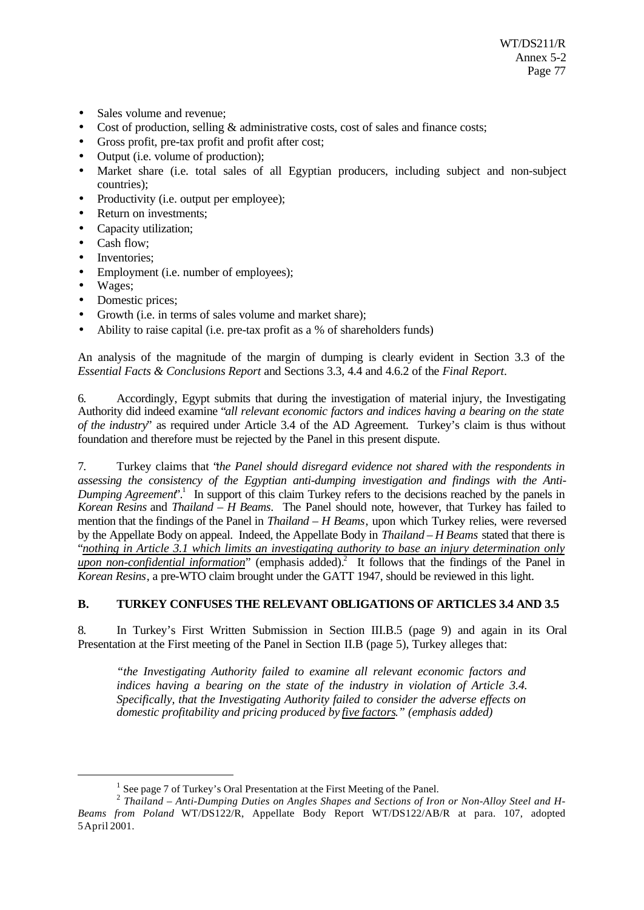- Sales volume and revenue;
- Cost of production, selling & administrative costs, cost of sales and finance costs;
- Gross profit, pre-tax profit and profit after cost;
- Output (i.e. volume of production);
- Market share (i.e. total sales of all Egyptian producers, including subject and non-subject countries);
- Productivity (i.e. output per employee);
- Return on investments;
- Capacity utilization;
- Cash flow;
- Inventories;
- Employment (i.e. number of employees);
- Wages;
- Domestic prices;
- Growth (i.e. in terms of sales volume and market share);
- Ability to raise capital (i.e. pre-tax profit as a % of shareholders funds)

An analysis of the magnitude of the margin of dumping is clearly evident in Section 3.3 of the *Essential Facts & Conclusions Report* and Sections 3.3, 4.4 and 4.6.2 of the *Final Report*.

6. Accordingly, Egypt submits that during the investigation of material injury, the Investigating Authority did indeed examine "*all relevant economic factors and indices having a bearing on the state of the industry*" as required under Article 3.4 of the AD Agreement. Turkey's claim is thus without foundation and therefore must be rejected by the Panel in this present dispute.

7. Turkey claims that "*the Panel should disregard evidence not shared with the respondents in assessing the consistency of the Egyptian anti-dumping investigation and findings with the Anti-Dumping Agreement*".[1] In support of this claim Turkey refers to the decisions reached by the panels in *Korean Resins* and *Thailand – H Beams*. The Panel should note, however, that Turkey has failed to mention that the findings of the Panel in *Thailand – H Beams*, upon which Turkey relies, were reversed by the Appellate Body on appeal. Indeed, the Appellate Body in *Thailand – H Beams* stated that there is "*nothing in Article 3.1 which limits an investigating authority to base an injury determination only upon non-confidential information*" (emphasis added).[2] It follows that the findings of the Panel in *Korean Resins*, a pre-WTO claim brought under the GATT 1947, should be reviewed in this light.

## B. TURKEY CONFUSES THE RELEVANT OBLIGATIONS OF ARTICLES 3.4 AND 3.5

8. In Turkey's First Written Submission in Section III.B.5 (page 9) and again in its Oral Presentation at the First meeting of the Panel in Section II.B (page 5), Turkey alleges that:

> *"the Investigating Authority failed to examine all relevant economic factors and indices having a bearing on the state of the industry in violation of Article 3.4. Specifically, that the Investigating Authority failed to consider the adverse effects on domestic profitability and pricing produced by five factors." (emphasis added)*

---

[1] See page 7 of Turkey's Oral Presentation at the First Meeting of the Panel.

[2] *Thailand – Anti-Dumping Duties on Angles Shapes and Sections of Iron or Non-Alloy Steel and H-Beams from Poland* WT/DS122/R, Appellate Body Report WT/DS122/AB/R at para. 107, adopted 5 April 2001.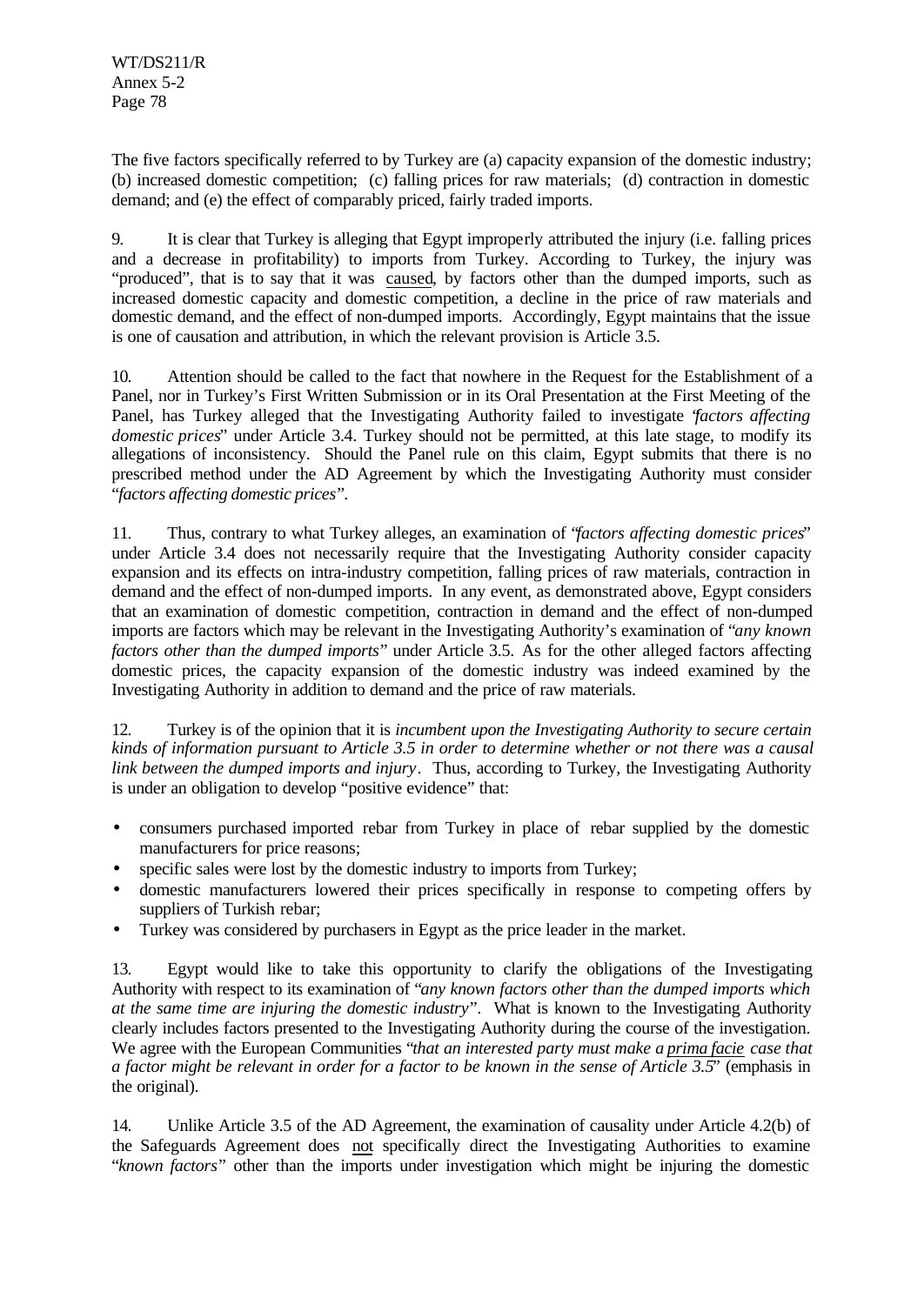The five factors specifically referred to by Turkey are (a) capacity expansion of the domestic industry; (b) increased domestic competition; (c) falling prices for raw materials; (d) contraction in domestic demand; and (e) the effect of comparably priced, fairly traded imports.

9. It is clear that Turkey is alleging that Egypt improperly attributed the injury (i.e. falling prices and a decrease in profitability) to imports from Turkey. According to Turkey, the injury was "produced", that is to say that it was caused, by factors other than the dumped imports, such as increased domestic capacity and domestic competition, a decline in the price of raw materials and domestic demand, and the effect of non-dumped imports. Accordingly, Egypt maintains that the issue is one of causation and attribution, in which the relevant provision is Article 3.5.

10. Attention should be called to the fact that nowhere in the Request for the Establishment of a Panel, nor in Turkey's First Written Submission or in its Oral Presentation at the First Meeting of the Panel, has Turkey alleged that the Investigating Authority failed to investigate "*factors affecting domestic prices*" under Article 3.4. Turkey should not be permitted, at this late stage, to modify its allegations of inconsistency. Should the Panel rule on this claim, Egypt submits that there is no prescribed method under the AD Agreement by which the Investigating Authority must consider "*factors affecting domestic prices*".

11. Thus, contrary to what Turkey alleges, an examination of "*factors affecting domestic prices*" under Article 3.4 does not necessarily require that the Investigating Authority consider capacity expansion and its effects on intra-industry competition, falling prices of raw materials, contraction in demand and the effect of non-dumped imports. In any event, as demonstrated above, Egypt considers that an examination of domestic competition, contraction in demand and the effect of non-dumped imports are factors which may be relevant in the Investigating Authority's examination of "*any known factors other than the dumped imports*" under Article 3.5. As for the other alleged factors affecting domestic prices, the capacity expansion of the domestic industry was indeed examined by the Investigating Authority in addition to demand and the price of raw materials.

12. Turkey is of the opinion that it is *incumbent upon the Investigating Authority to secure certain kinds of information pursuant to Article 3.5 in order to determine whether or not there was a causal link between the dumped imports and injury*. Thus, according to Turkey, the Investigating Authority is under an obligation to develop "positive evidence" that:

- consumers purchased imported rebar from Turkey in place of rebar supplied by the domestic manufacturers for price reasons;
- specific sales were lost by the domestic industry to imports from Turkey;
- domestic manufacturers lowered their prices specifically in response to competing offers by suppliers of Turkish rebar;
- Turkey was considered by purchasers in Egypt as the price leader in the market.

13. Egypt would like to take this opportunity to clarify the obligations of the Investigating Authority with respect to its examination of "*any known factors other than the dumped imports which at the same time are injuring the domestic industry*". What is known to the Investigating Authority clearly includes factors presented to the Investigating Authority during the course of the investigation. We agree with the European Communities "*that an interested party must make a prima facie case that a factor might be relevant in order for a factor to be known in the sense of Article 3.5*" (emphasis in the original).

14. Unlike Article 3.5 of the AD Agreement, the examination of causality under Article 4.2(b) of the Safeguards Agreement does not specifically direct the Investigating Authorities to examine "*known factors*" other than the imports under investigation which might be injuring the domestic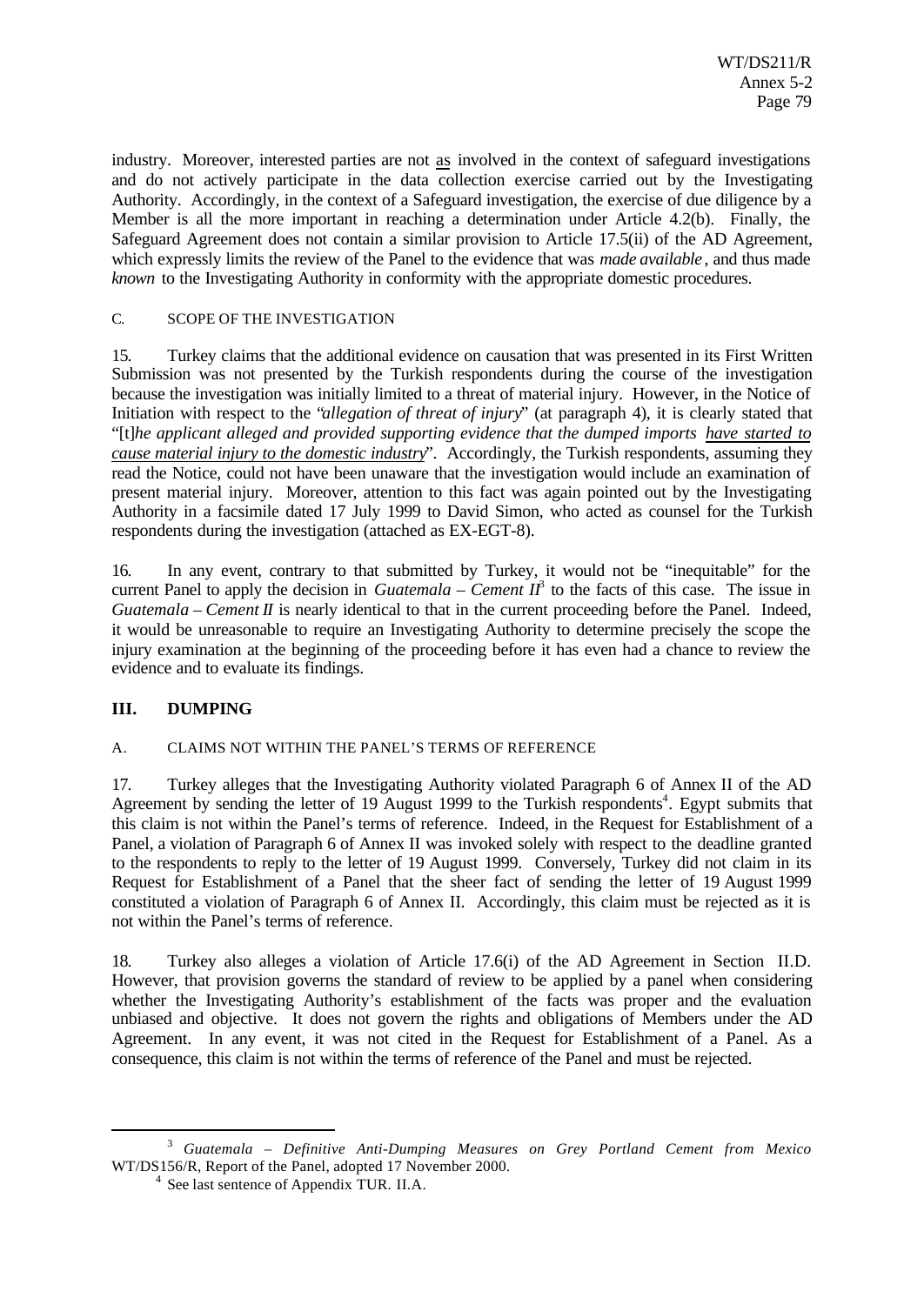industry. Moreover, interested parties are not as involved in the context of safeguard investigations and do not actively participate in the data collection exercise carried out by the Investigating Authority. Accordingly, in the context of a Safeguard investigation, the exercise of due diligence by a Member is all the more important in reaching a determination under Article 4.2(b). Finally, the Safeguard Agreement does not contain a similar provision to Article 17.5(ii) of the AD Agreement, which expressly limits the review of the Panel to the evidence that was *made available*, and thus made *known* to the Investigating Authority in conformity with the appropriate domestic procedures.

### C. SCOPE OF THE INVESTIGATION

15. Turkey claims that the additional evidence on causation that was presented in its First Written Submission was not presented by the Turkish respondents during the course of the investigation because the investigation was initially limited to a threat of material injury. However, in the Notice of Initiation with respect to the "*allegation of threat of injury*" (at paragraph 4), it is clearly stated that "[t]*he applicant alleged and provided supporting evidence that the dumped imports have started to cause material injury to the domestic industry*". Accordingly, the Turkish respondents, assuming they read the Notice, could not have been unaware that the investigation would include an examination of present material injury. Moreover, attention to this fact was again pointed out by the Investigating Authority in a facsimile dated 17 July 1999 to David Simon, who acted as counsel for the Turkish respondents during the investigation (attached as EX-EGT-8).

16. In any event, contrary to that submitted by Turkey, it would not be "inequitable" for the current Panel to apply the decision in *Guatemala – Cement II*[3] to the facts of this case. The issue in *Guatemala – Cement II* is nearly identical to that in the current proceeding before the Panel. Indeed, it would be unreasonable to require an Investigating Authority to determine precisely the scope the injury examination at the beginning of the proceeding before it has even had a chance to review the evidence and to evaluate its findings.

## III. DUMPING

### A. CLAIMS NOT WITHIN THE PANEL'S TERMS OF REFERENCE

17. Turkey alleges that the Investigating Authority violated Paragraph 6 of Annex II of the AD Agreement by sending the letter of 19 August 1999 to the Turkish respondents[4]. Egypt submits that this claim is not within the Panel's terms of reference. Indeed, in the Request for Establishment of a Panel, a violation of Paragraph 6 of Annex II was invoked solely with respect to the deadline granted to the respondents to reply to the letter of 19 August 1999. Conversely, Turkey did not claim in its Request for Establishment of a Panel that the sheer fact of sending the letter of 19 August 1999 constituted a violation of Paragraph 6 of Annex II. Accordingly, this claim must be rejected as it is not within the Panel's terms of reference.

18. Turkey also alleges a violation of Article 17.6(i) of the AD Agreement in Section II.D. However, that provision governs the standard of review to be applied by a panel when considering whether the Investigating Authority's establishment of the facts was proper and the evaluation unbiased and objective. It does not govern the rights and obligations of Members under the AD Agreement. In any event, it was not cited in the Request for Establishment of a Panel. As a consequence, this claim is not within the terms of reference of the Panel and must be rejected.

---

[3] *Guatemala – Definitive Anti-Dumping Measures on Grey Portland Cement from Mexico* WT/DS156/R, Report of the Panel, adopted 17 November 2000.

[4] See last sentence of Appendix TUR. II.A.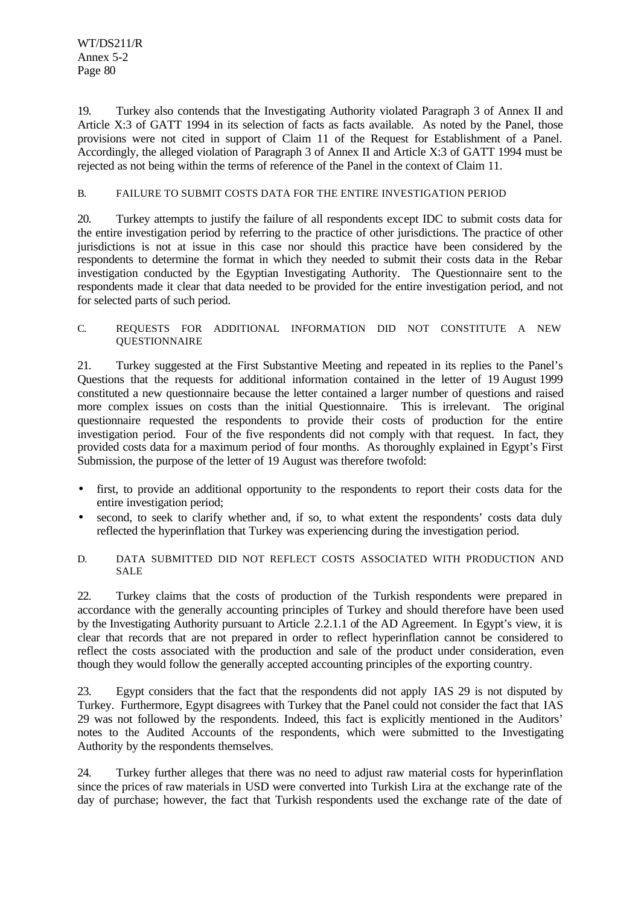19. Turkey also contends that the Investigating Authority violated Paragraph 3 of Annex II and Article X:3 of GATT 1994 in its selection of facts as facts available. As noted by the Panel, those provisions were not cited in support of Claim 11 of the Request for Establishment of a Panel. Accordingly, the alleged violation of Paragraph 3 of Annex II and Article X:3 of GATT 1994 must be rejected as not being within the terms of reference of the Panel in the context of Claim 11.

### B. FAILURE TO SUBMIT COSTS DATA FOR THE ENTIRE INVESTIGATION PERIOD

20. Turkey attempts to justify the failure of all respondents except IDC to submit costs data for the entire investigation period by referring to the practice of other jurisdictions. The practice of other jurisdictions is not at issue in this case nor should this practice have been considered by the respondents to determine the format in which they needed to submit their costs data in the Rebar investigation conducted by the Egyptian Investigating Authority. The Questionnaire sent to the respondents made it clear that data needed to be provided for the entire investigation period, and not for selected parts of such period.

### C. REQUESTS FOR ADDITIONAL INFORMATION DID NOT CONSTITUTE A NEW QUESTIONNAIRE

21. Turkey suggested at the First Substantive Meeting and repeated in its replies to the Panel's Questions that the requests for additional information contained in the letter of 19 August 1999 constituted a new questionnaire because the letter contained a larger number of questions and raised more complex issues on costs than the initial Questionnaire. This is irrelevant. The original questionnaire requested the respondents to provide their costs of production for the entire investigation period. Four of the five respondents did not comply with that request. In fact, they provided costs data for a maximum period of four months. As thoroughly explained in Egypt's First Submission, the purpose of the letter of 19 August was therefore twofold:

- first, to provide an additional opportunity to the respondents to report their costs data for the entire investigation period;
- second, to seek to clarify whether and, if so, to what extent the respondents' costs data duly reflected the hyperinflation that Turkey was experiencing during the investigation period.

### D. DATA SUBMITTED DID NOT REFLECT COSTS ASSOCIATED WITH PRODUCTION AND SALE

22. Turkey claims that the costs of production of the Turkish respondents were prepared in accordance with the generally accounting principles of Turkey and should therefore have been used by the Investigating Authority pursuant to Article 2.2.1.1 of the AD Agreement. In Egypt's view, it is clear that records that are not prepared in order to reflect hyperinflation cannot be considered to reflect the costs associated with the production and sale of the product under consideration, even though they would follow the generally accepted accounting principles of the exporting country.

23. Egypt considers that the fact that the respondents did not apply IAS 29 is not disputed by Turkey. Furthermore, Egypt disagrees with Turkey that the Panel could not consider the fact that IAS 29 was not followed by the respondents. Indeed, this fact is explicitly mentioned in the Auditors' notes to the Audited Accounts of the respondents, which were submitted to the Investigating Authority by the respondents themselves.

24. Turkey further alleges that there was no need to adjust raw material costs for hyperinflation since the prices of raw materials in USD were converted into Turkish Lira at the exchange rate of the day of purchase; however, the fact that Turkish respondents used the exchange rate of the date of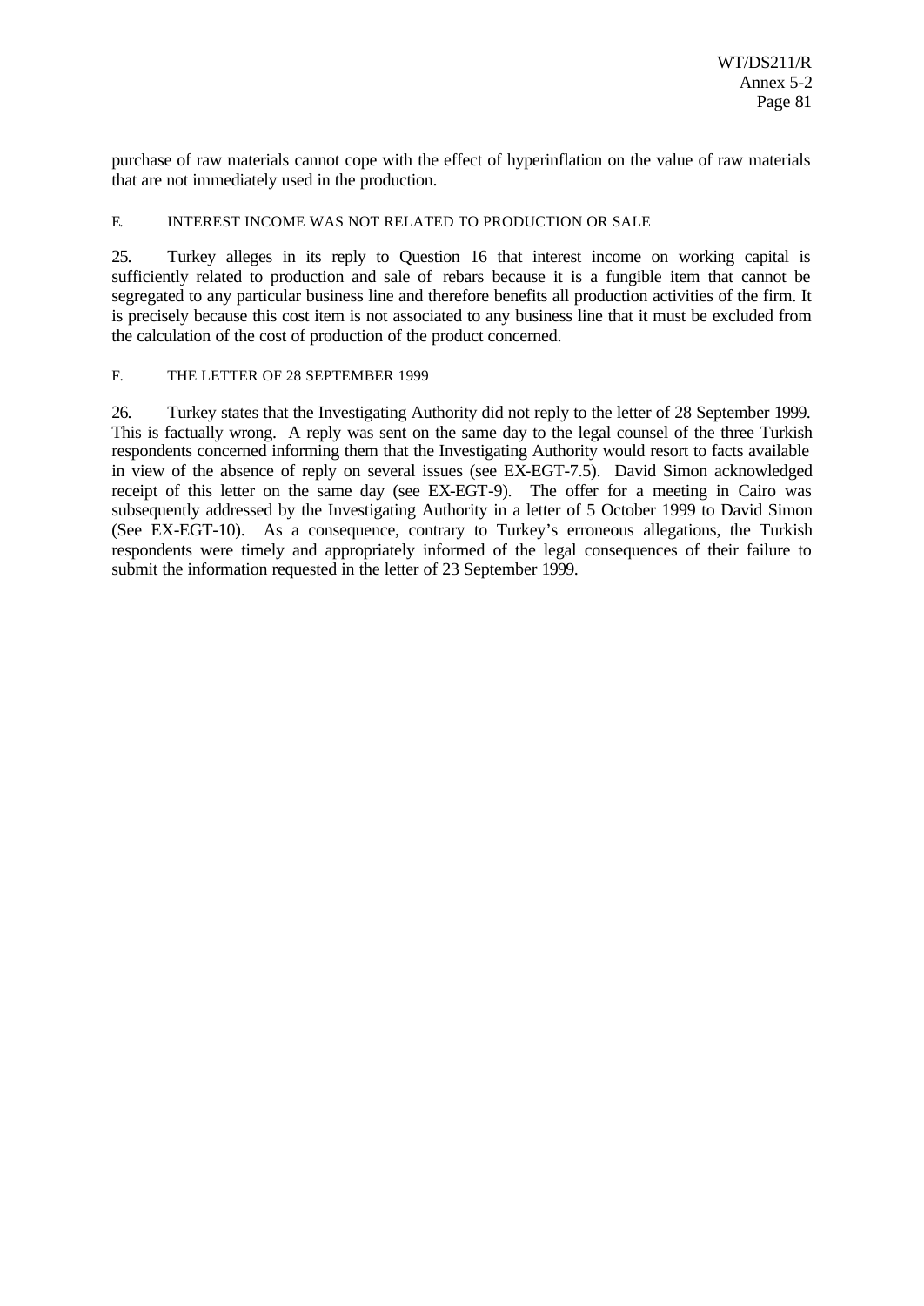purchase of raw materials cannot cope with the effect of hyperinflation on the value of raw materials that are not immediately used in the production.

### E. INTEREST INCOME WAS NOT RELATED TO PRODUCTION OR SALE

25. Turkey alleges in its reply to Question 16 that interest income on working capital is sufficiently related to production and sale of rebars because it is a fungible item that cannot be segregated to any particular business line and therefore benefits all production activities of the firm. It is precisely because this cost item is not associated to any business line that it must be excluded from the calculation of the cost of production of the product concerned.

### F. THE LETTER OF 28 SEPTEMBER 1999

26. Turkey states that the Investigating Authority did not reply to the letter of 28 September 1999. This is factually wrong. A reply was sent on the same day to the legal counsel of the three Turkish respondents concerned informing them that the Investigating Authority would resort to facts available in view of the absence of reply on several issues (see EX-EGT-7.5). David Simon acknowledged receipt of this letter on the same day (see EX-EGT-9). The offer for a meeting in Cairo was subsequently addressed by the Investigating Authority in a letter of 5 October 1999 to David Simon (See EX-EGT-10). As a consequence, contrary to Turkey's erroneous allegations, the Turkish respondents were timely and appropriately informed of the legal consequences of their failure to submit the information requested in the letter of 23 September 1999.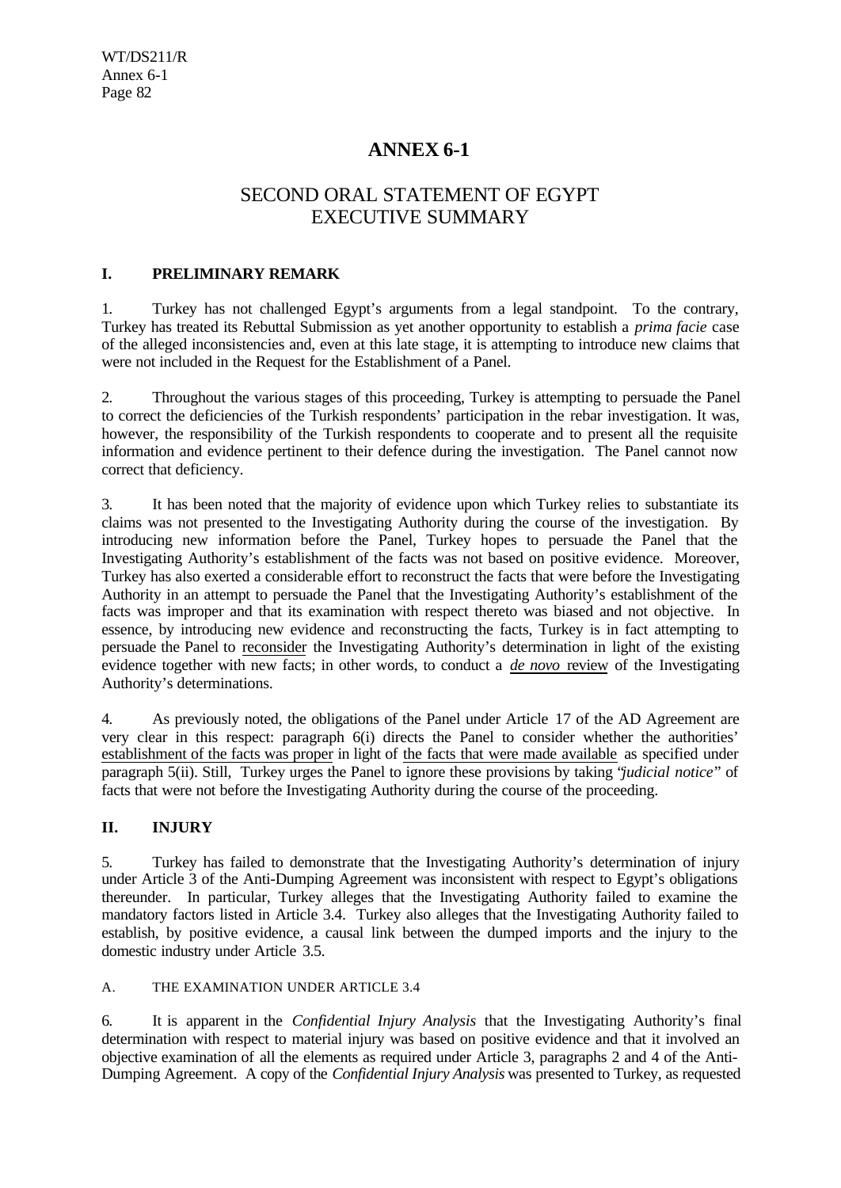# ANNEX 6-1

## SECOND ORAL STATEMENT OF EGYPT
## EXECUTIVE SUMMARY

### I. PRELIMINARY REMARK

1. Turkey has not challenged Egypt's arguments from a legal standpoint. To the contrary, Turkey has treated its Rebuttal Submission as yet another opportunity to establish a *prima facie* case of the alleged inconsistencies and, even at this late stage, it is attempting to introduce new claims that were not included in the Request for the Establishment of a Panel.

2. Throughout the various stages of this proceeding, Turkey is attempting to persuade the Panel to correct the deficiencies of the Turkish respondents' participation in the rebar investigation. It was, however, the responsibility of the Turkish respondents to cooperate and to present all the requisite information and evidence pertinent to their defence during the investigation. The Panel cannot now correct that deficiency.

3. It has been noted that the majority of evidence upon which Turkey relies to substantiate its claims was not presented to the Investigating Authority during the course of the investigation. By introducing new information before the Panel, Turkey hopes to persuade the Panel that the Investigating Authority's establishment of the facts was not based on positive evidence. Moreover, Turkey has also exerted a considerable effort to reconstruct the facts that were before the Investigating Authority in an attempt to persuade the Panel that the Investigating Authority's establishment of the facts was improper and that its examination with respect thereto was biased and not objective. In essence, by introducing new evidence and reconstructing the facts, Turkey is in fact attempting to persuade the Panel to reconsider the Investigating Authority's determination in light of the existing evidence together with new facts; in other words, to conduct a *de novo* review of the Investigating Authority's determinations.

4. As previously noted, the obligations of the Panel under Article 17 of the AD Agreement are very clear in this respect: paragraph 6(i) directs the Panel to consider whether the authorities' establishment of the facts was proper in light of the facts that were made available as specified under paragraph 5(ii). Still, Turkey urges the Panel to ignore these provisions by taking "*judicial notice*" of facts that were not before the Investigating Authority during the course of the proceeding.

### II. INJURY

5. Turkey has failed to demonstrate that the Investigating Authority's determination of injury under Article 3 of the Anti-Dumping Agreement was inconsistent with respect to Egypt's obligations thereunder. In particular, Turkey alleges that the Investigating Authority failed to examine the mandatory factors listed in Article 3.4. Turkey also alleges that the Investigating Authority failed to establish, by positive evidence, a causal link between the dumped imports and the injury to the domestic industry under Article 3.5.

#### A. THE EXAMINATION UNDER ARTICLE 3.4

6. It is apparent in the *Confidential Injury Analysis* that the Investigating Authority's final determination with respect to material injury was based on positive evidence and that it involved an objective examination of all the elements as required under Article 3, paragraphs 2 and 4 of the Anti-Dumping Agreement. A copy of the *Confidential Injury Analysis* was presented to Turkey, as requested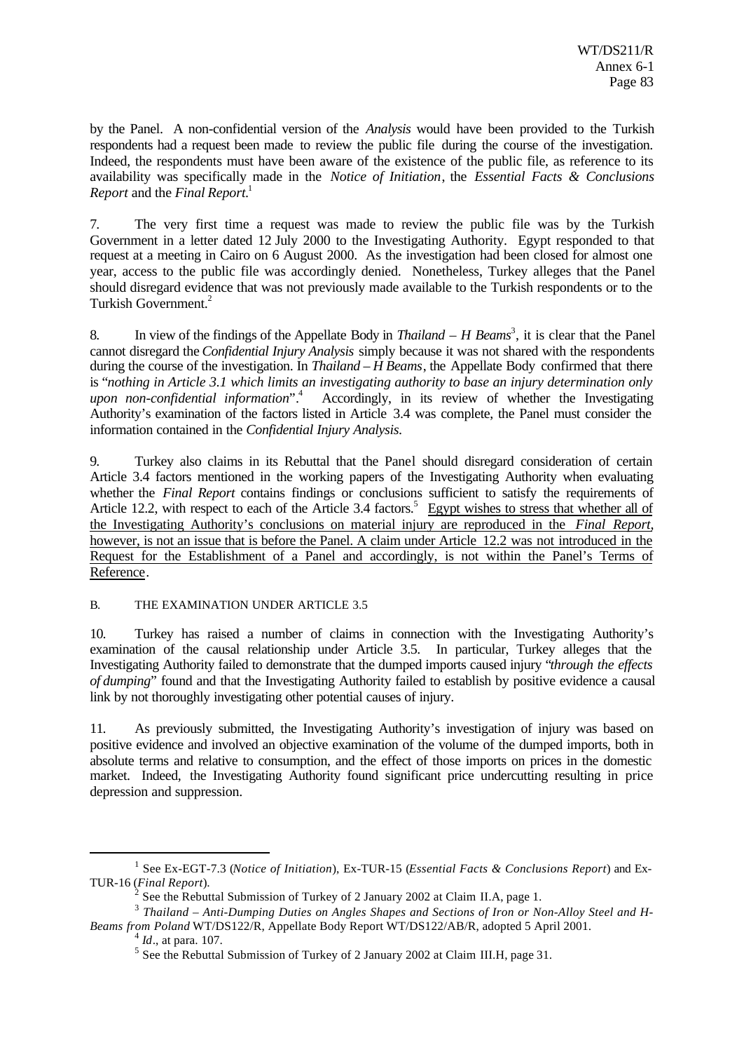by the Panel. A non-confidential version of the *Analysis* would have been provided to the Turkish respondents had a request been made to review the public file during the course of the investigation. Indeed, the respondents must have been aware of the existence of the public file, as reference to its availability was specifically made in the *Notice of Initiation*, the *Essential Facts & Conclusions Report* and the *Final Report*.[1]

7. The very first time a request was made to review the public file was by the Turkish Government in a letter dated 12 July 2000 to the Investigating Authority. Egypt responded to that request at a meeting in Cairo on 6 August 2000. As the investigation had been closed for almost one year, access to the public file was accordingly denied. Nonetheless, Turkey alleges that the Panel should disregard evidence that was not previously made available to the Turkish respondents or to the Turkish Government.[2]

8. In view of the findings of the Appellate Body in *Thailand – H Beams*[3], it is clear that the Panel cannot disregard the *Confidential Injury Analysis* simply because it was not shared with the respondents during the course of the investigation. In *Thailand – H Beams*, the Appellate Body confirmed that there is "*nothing in Article 3.1 which limits an investigating authority to base an injury determination only upon non-confidential information*".[4] Accordingly, in its review of whether the Investigating Authority's examination of the factors listed in Article 3.4 was complete, the Panel must consider the information contained in the *Confidential Injury Analysis*.

9. Turkey also claims in its Rebuttal that the Panel should disregard consideration of certain Article 3.4 factors mentioned in the working papers of the Investigating Authority when evaluating whether the *Final Report* contains findings or conclusions sufficient to satisfy the requirements of Article 12.2, with respect to each of the Article 3.4 factors.[5] <u>Egypt wishes to stress that whether all of the Investigating Authority's conclusions on material injury are reproduced in the *Final Report*, however, is not an issue that is before the Panel. A claim under Article 12.2 was not introduced in the Request for the Establishment of a Panel and accordingly, is not within the Panel's Terms of Reference</u>.

B. THE EXAMINATION UNDER ARTICLE 3.5

10. Turkey has raised a number of claims in connection with the Investigating Authority's examination of the causal relationship under Article 3.5. In particular, Turkey alleges that the Investigating Authority failed to demonstrate that the dumped imports caused injury "*through the effects of dumping*" found and that the Investigating Authority failed to establish by positive evidence a causal link by not thoroughly investigating other potential causes of injury.

11. As previously submitted, the Investigating Authority's investigation of injury was based on positive evidence and involved an objective examination of the volume of the dumped imports, both in absolute terms and relative to consumption, and the effect of those imports on prices in the domestic market. Indeed, the Investigating Authority found significant price undercutting resulting in price depression and suppression.

---

[1] See Ex-EGT-7.3 (*Notice of Initiation*), Ex-TUR-15 (*Essential Facts & Conclusions Report*) and Ex-TUR-16 (*Final Report*).

[2] See the Rebuttal Submission of Turkey of 2 January 2002 at Claim II.A, page 1.

[3] *Thailand – Anti-Dumping Duties on Angles Shapes and Sections of Iron or Non-Alloy Steel and H-Beams from Poland* WT/DS122/R, Appellate Body Report WT/DS122/AB/R, adopted 5 April 2001.

[4] *Id*., at para. 107.

[5] See the Rebuttal Submission of Turkey of 2 January 2002 at Claim III.H, page 31.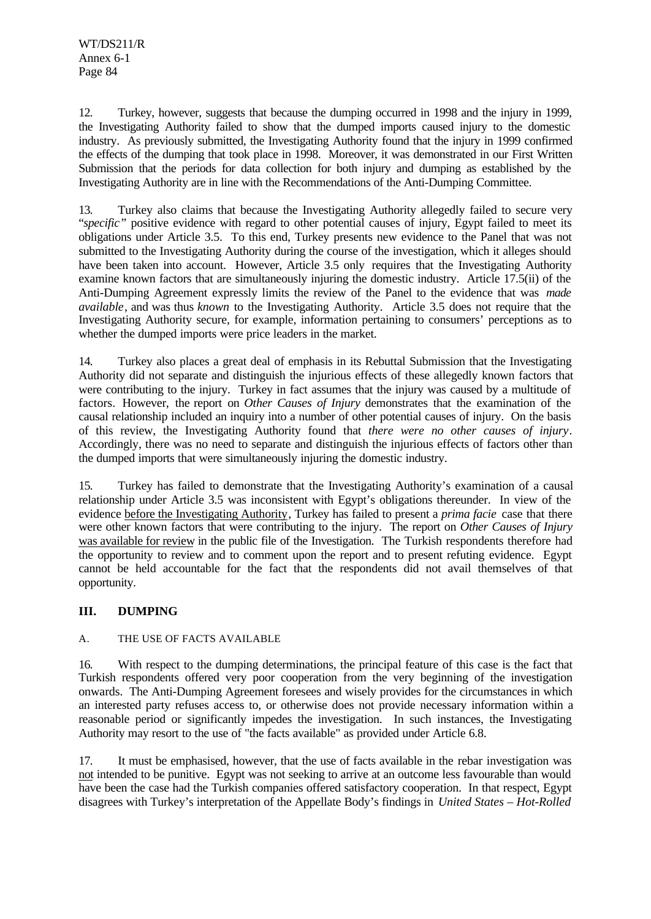12. Turkey, however, suggests that because the dumping occurred in 1998 and the injury in 1999, the Investigating Authority failed to show that the dumped imports caused injury to the domestic industry. As previously submitted, the Investigating Authority found that the injury in 1999 confirmed the effects of the dumping that took place in 1998. Moreover, it was demonstrated in our First Written Submission that the periods for data collection for both injury and dumping as established by the Investigating Authority are in line with the Recommendations of the Anti-Dumping Committee.

13. Turkey also claims that because the Investigating Authority allegedly failed to secure very "*specific*" positive evidence with regard to other potential causes of injury, Egypt failed to meet its obligations under Article 3.5. To this end, Turkey presents new evidence to the Panel that was not submitted to the Investigating Authority during the course of the investigation, which it alleges should have been taken into account. However, Article 3.5 only requires that the Investigating Authority examine known factors that are simultaneously injuring the domestic industry. Article 17.5(ii) of the Anti-Dumping Agreement expressly limits the review of the Panel to the evidence that was *made available*, and was thus *known* to the Investigating Authority. Article 3.5 does not require that the Investigating Authority secure, for example, information pertaining to consumers' perceptions as to whether the dumped imports were price leaders in the market.

14. Turkey also places a great deal of emphasis in its Rebuttal Submission that the Investigating Authority did not separate and distinguish the injurious effects of these allegedly known factors that were contributing to the injury. Turkey in fact assumes that the injury was caused by a multitude of factors. However, the report on *Other Causes of Injury* demonstrates that the examination of the causal relationship included an inquiry into a number of other potential causes of injury. On the basis of this review, the Investigating Authority found that *there were no other causes of injury*. Accordingly, there was no need to separate and distinguish the injurious effects of factors other than the dumped imports that were simultaneously injuring the domestic industry.

15. Turkey has failed to demonstrate that the Investigating Authority's examination of a causal relationship under Article 3.5 was inconsistent with Egypt's obligations thereunder. In view of the evidence <u>before the Investigating Authority</u>, Turkey has failed to present a *prima facie* case that there were other known factors that were contributing to the injury. The report on *Other Causes of Injury* <u>was available for review</u> in the public file of the Investigation. The Turkish respondents therefore had the opportunity to review and to comment upon the report and to present refuting evidence. Egypt cannot be held accountable for the fact that the respondents did not avail themselves of that opportunity.

## III. DUMPING

### A. THE USE OF FACTS AVAILABLE

16. With respect to the dumping determinations, the principal feature of this case is the fact that Turkish respondents offered very poor cooperation from the very beginning of the investigation onwards. The Anti-Dumping Agreement foresees and wisely provides for the circumstances in which an interested party refuses access to, or otherwise does not provide necessary information within a reasonable period or significantly impedes the investigation. In such instances, the Investigating Authority may resort to the use of "the facts available" as provided under Article 6.8.

17. It must be emphasised, however, that the use of facts available in the rebar investigation was <u>not</u> intended to be punitive. Egypt was not seeking to arrive at an outcome less favourable than would have been the case had the Turkish companies offered satisfactory cooperation. In that respect, Egypt disagrees with Turkey's interpretation of the Appellate Body's findings in *United States – Hot-Rolled*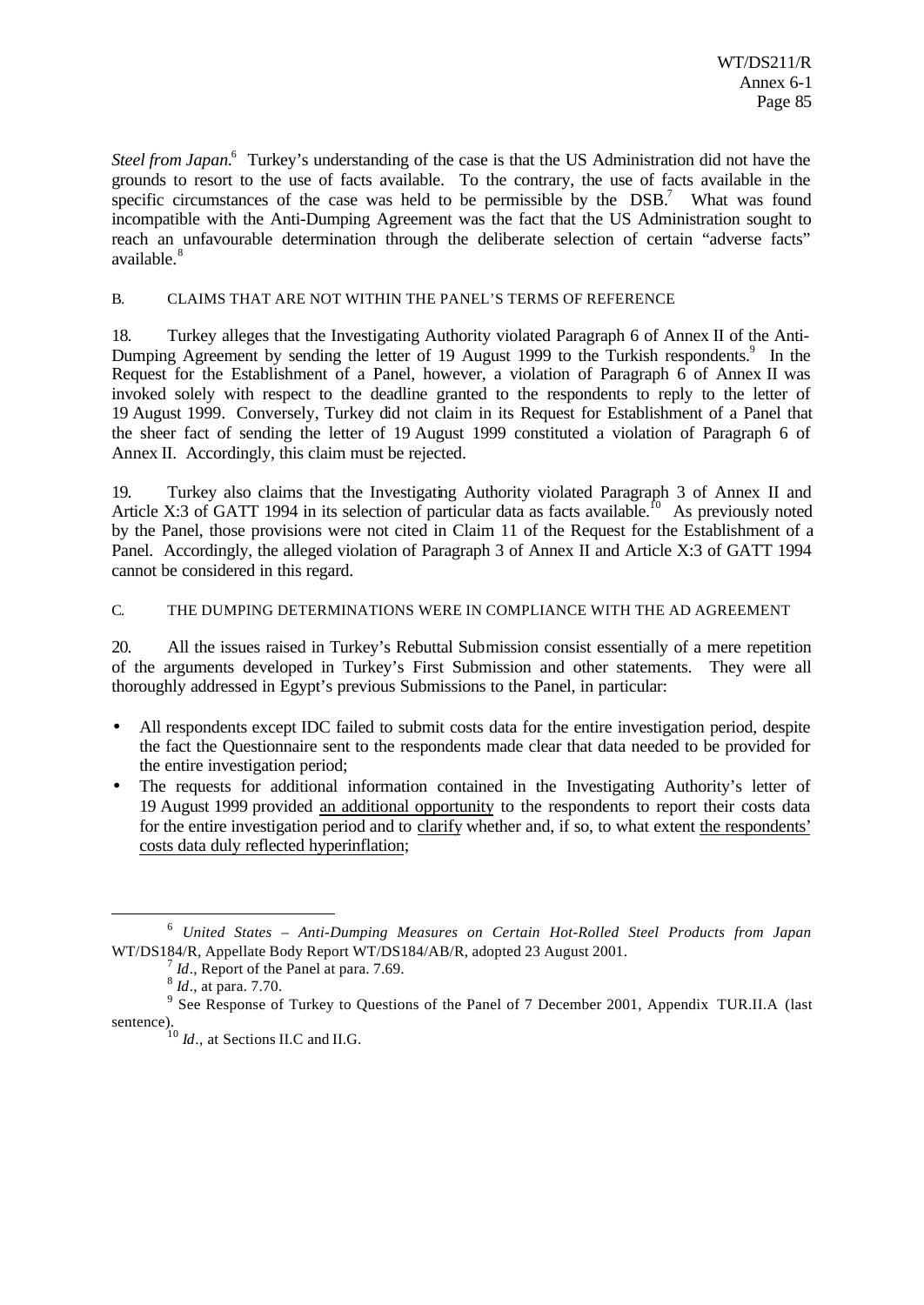*Steel from Japan*.[6] Turkey's understanding of the case is that the US Administration did not have the grounds to resort to the use of facts available. To the contrary, the use of facts available in the specific circumstances of the case was held to be permissible by the DSB.[7] What was found incompatible with the Anti-Dumping Agreement was the fact that the US Administration sought to reach an unfavourable determination through the deliberate selection of certain "adverse facts" available.[8]

### B. CLAIMS THAT ARE NOT WITHIN THE PANEL'S TERMS OF REFERENCE

18. Turkey alleges that the Investigating Authority violated Paragraph 6 of Annex II of the Anti-Dumping Agreement by sending the letter of 19 August 1999 to the Turkish respondents.[9] In the Request for the Establishment of a Panel, however, a violation of Paragraph 6 of Annex II was invoked solely with respect to the deadline granted to the respondents to reply to the letter of 19 August 1999. Conversely, Turkey did not claim in its Request for Establishment of a Panel that the sheer fact of sending the letter of 19 August 1999 constituted a violation of Paragraph 6 of Annex II. Accordingly, this claim must be rejected.

19. Turkey also claims that the Investigating Authority violated Paragraph 3 of Annex II and Article X:3 of GATT 1994 in its selection of particular data as facts available.[10] As previously noted by the Panel, those provisions were not cited in Claim 11 of the Request for the Establishment of a Panel. Accordingly, the alleged violation of Paragraph 3 of Annex II and Article X:3 of GATT 1994 cannot be considered in this regard.

### C. THE DUMPING DETERMINATIONS WERE IN COMPLIANCE WITH THE AD AGREEMENT

20. All the issues raised in Turkey's Rebuttal Submission consist essentially of a mere repetition of the arguments developed in Turkey's First Submission and other statements. They were all thoroughly addressed in Egypt's previous Submissions to the Panel, in particular:

- All respondents except IDC failed to submit costs data for the entire investigation period, despite the fact the Questionnaire sent to the respondents made clear that data needed to be provided for the entire investigation period;
- The requests for additional information contained in the Investigating Authority's letter of 19 August 1999 provided <u>an additional opportunity</u> to the respondents to report their costs data for the entire investigation period and to <u>clarify</u> whether and, if so, to what extent <u>the respondents' costs data duly reflected hyperinflation</u>;

---

[6] *United States – Anti-Dumping Measures on Certain Hot-Rolled Steel Products from Japan* WT/DS184/R, Appellate Body Report WT/DS184/AB/R, adopted 23 August 2001.

[7] *Id*., Report of the Panel at para. 7.69.

[8] *Id*., at para. 7.70.

[9] See Response of Turkey to Questions of the Panel of 7 December 2001, Appendix TUR.II.A (last sentence).

[10] *Id*., at Sections II.C and II.G.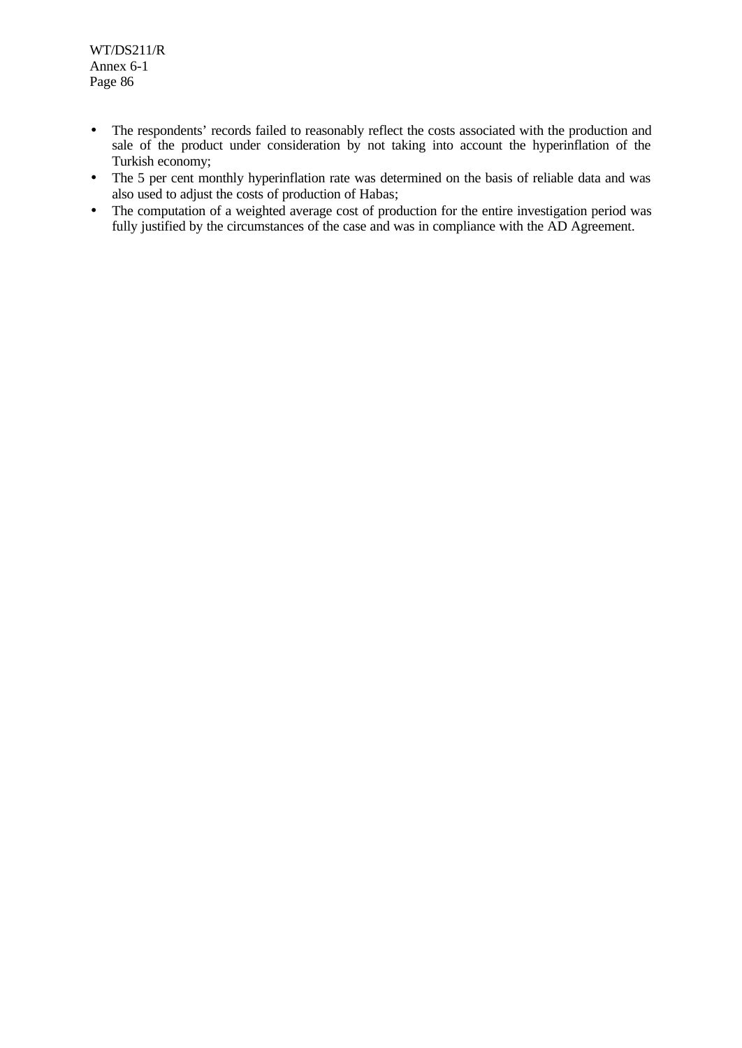- The respondents' records failed to reasonably reflect the costs associated with the production and sale of the product under consideration by not taking into account the hyperinflation of the Turkish economy;
- The 5 per cent monthly hyperinflation rate was determined on the basis of reliable data and was also used to adjust the costs of production of Habas;
- The computation of a weighted average cost of production for the entire investigation period was fully justified by the circumstances of the case and was in compliance with the AD Agreement.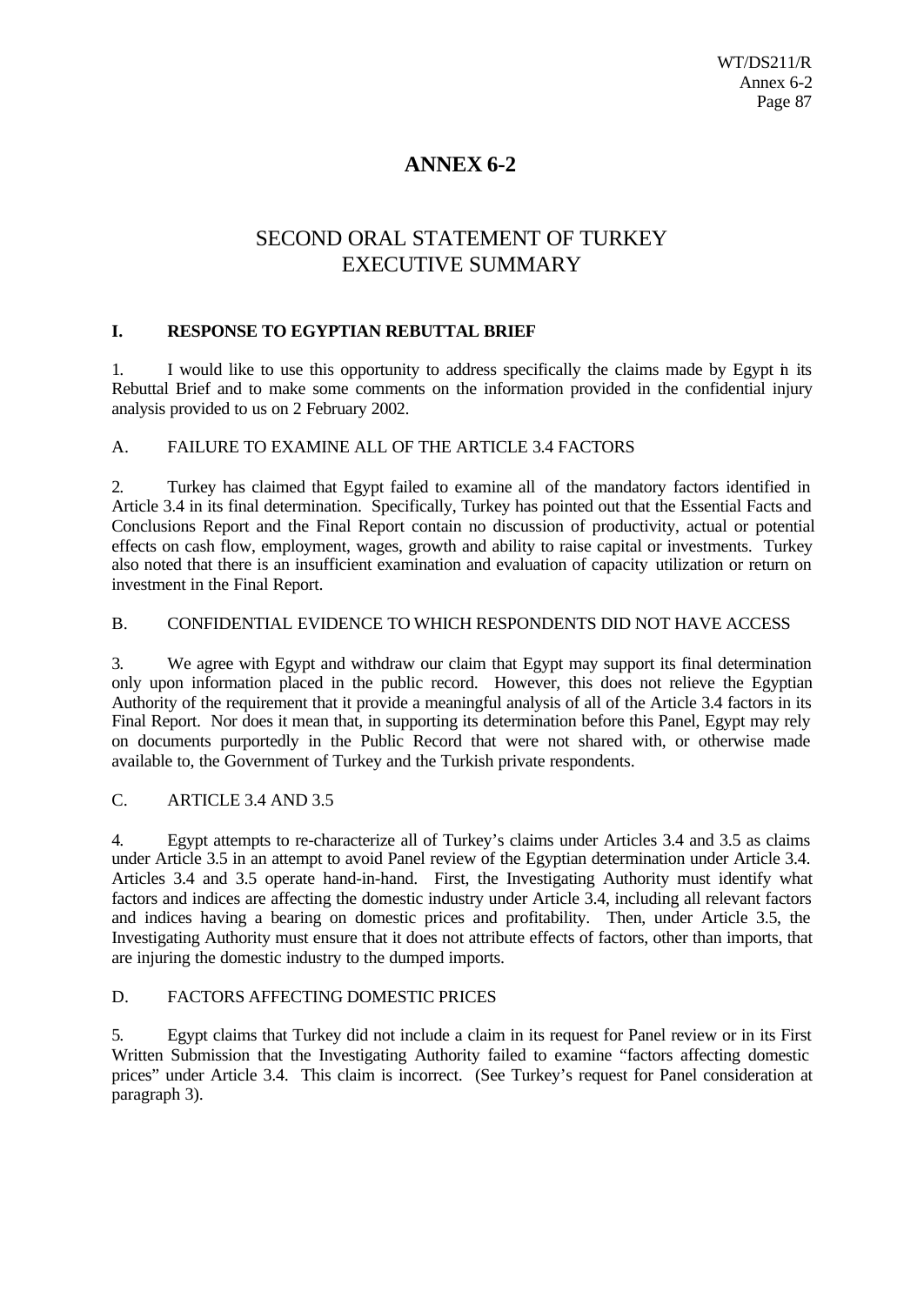# ANNEX 6-2

## SECOND ORAL STATEMENT OF TURKEY EXECUTIVE SUMMARY

### I. RESPONSE TO EGYPTIAN REBUTTAL BRIEF

1. I would like to use this opportunity to address specifically the claims made by Egypt in its Rebuttal Brief and to make some comments on the information provided in the confidential injury analysis provided to us on 2 February 2002.

#### A. FAILURE TO EXAMINE ALL OF THE ARTICLE 3.4 FACTORS

2. Turkey has claimed that Egypt failed to examine all of the mandatory factors identified in Article 3.4 in its final determination. Specifically, Turkey has pointed out that the Essential Facts and Conclusions Report and the Final Report contain no discussion of productivity, actual or potential effects on cash flow, employment, wages, growth and ability to raise capital or investments. Turkey also noted that there is an insufficient examination and evaluation of capacity utilization or return on investment in the Final Report.

#### B. CONFIDENTIAL EVIDENCE TO WHICH RESPONDENTS DID NOT HAVE ACCESS

3. We agree with Egypt and withdraw our claim that Egypt may support its final determination only upon information placed in the public record. However, this does not relieve the Egyptian Authority of the requirement that it provide a meaningful analysis of all of the Article 3.4 factors in its Final Report. Nor does it mean that, in supporting its determination before this Panel, Egypt may rely on documents purportedly in the Public Record that were not shared with, or otherwise made available to, the Government of Turkey and the Turkish private respondents.

#### C. ARTICLE 3.4 AND 3.5

4. Egypt attempts to re-characterize all of Turkey's claims under Articles 3.4 and 3.5 as claims under Article 3.5 in an attempt to avoid Panel review of the Egyptian determination under Article 3.4. Articles 3.4 and 3.5 operate hand-in-hand. First, the Investigating Authority must identify what factors and indices are affecting the domestic industry under Article 3.4, including all relevant factors and indices having a bearing on domestic prices and profitability. Then, under Article 3.5, the Investigating Authority must ensure that it does not attribute effects of factors, other than imports, that are injuring the domestic industry to the dumped imports.

#### D. FACTORS AFFECTING DOMESTIC PRICES

5. Egypt claims that Turkey did not include a claim in its request for Panel review or in its First Written Submission that the Investigating Authority failed to examine "factors affecting domestic prices" under Article 3.4. This claim is incorrect. (See Turkey's request for Panel consideration at paragraph 3).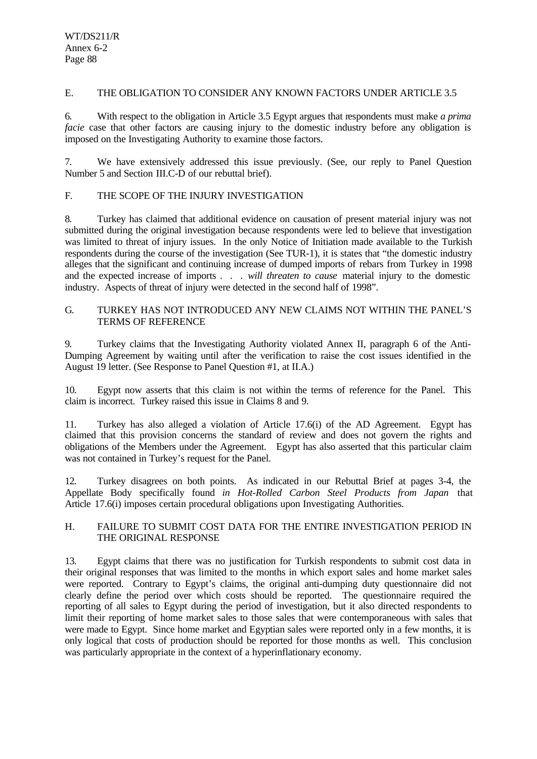## E. THE OBLIGATION TO CONSIDER ANY KNOWN FACTORS UNDER ARTICLE 3.5

6. With respect to the obligation in Article 3.5 Egypt argues that respondents must make *a prima facie* case that other factors are causing injury to the domestic industry before any obligation is imposed on the Investigating Authority to examine those factors.

7. We have extensively addressed this issue previously. (See, our reply to Panel Question Number 5 and Section III.C-D of our rebuttal brief).

## F. THE SCOPE OF THE INJURY INVESTIGATION

8. Turkey has claimed that additional evidence on causation of present material injury was not submitted during the original investigation because respondents were led to believe that investigation was limited to threat of injury issues. In the only Notice of Initiation made available to the Turkish respondents during the course of the investigation (See TUR-1), it is states that "the domestic industry alleges that the significant and continuing increase of dumped imports of rebars from Turkey in 1998 and the expected increase of imports . . . *will threaten to cause* material injury to the domestic industry. Aspects of threat of injury were detected in the second half of 1998".

## G. TURKEY HAS NOT INTRODUCED ANY NEW CLAIMS NOT WITHIN THE PANEL'S TERMS OF REFERENCE

9. Turkey claims that the Investigating Authority violated Annex II, paragraph 6 of the Anti-Dumping Agreement by waiting until after the verification to raise the cost issues identified in the August 19 letter. (See Response to Panel Question #1, at II.A.)

10. Egypt now asserts that this claim is not within the terms of reference for the Panel. This claim is incorrect. Turkey raised this issue in Claims 8 and 9.

11. Turkey has also alleged a violation of Article 17.6(i) of the AD Agreement. Egypt has claimed that this provision concerns the standard of review and does not govern the rights and obligations of the Members under the Agreement. Egypt has also asserted that this particular claim was not contained in Turkey's request for the Panel.

12. Turkey disagrees on both points. As indicated in our Rebuttal Brief at pages 3-4, the Appellate Body specifically found *in Hot-Rolled Carbon Steel Products from Japan* that Article 17.6(i) imposes certain procedural obligations upon Investigating Authorities.

## H. FAILURE TO SUBMIT COST DATA FOR THE ENTIRE INVESTIGATION PERIOD IN THE ORIGINAL RESPONSE

13. Egypt claims that there was no justification for Turkish respondents to submit cost data in their original responses that was limited to the months in which export sales and home market sales were reported. Contrary to Egypt's claims, the original anti-dumping duty questionnaire did not clearly define the period over which costs should be reported. The questionnaire required the reporting of all sales to Egypt during the period of investigation, but it also directed respondents to limit their reporting of home market sales to those sales that were contemporaneous with sales that were made to Egypt. Since home market and Egyptian sales were reported only in a few months, it is only logical that costs of production should be reported for those months as well. This conclusion was particularly appropriate in the context of a hyperinflationary economy.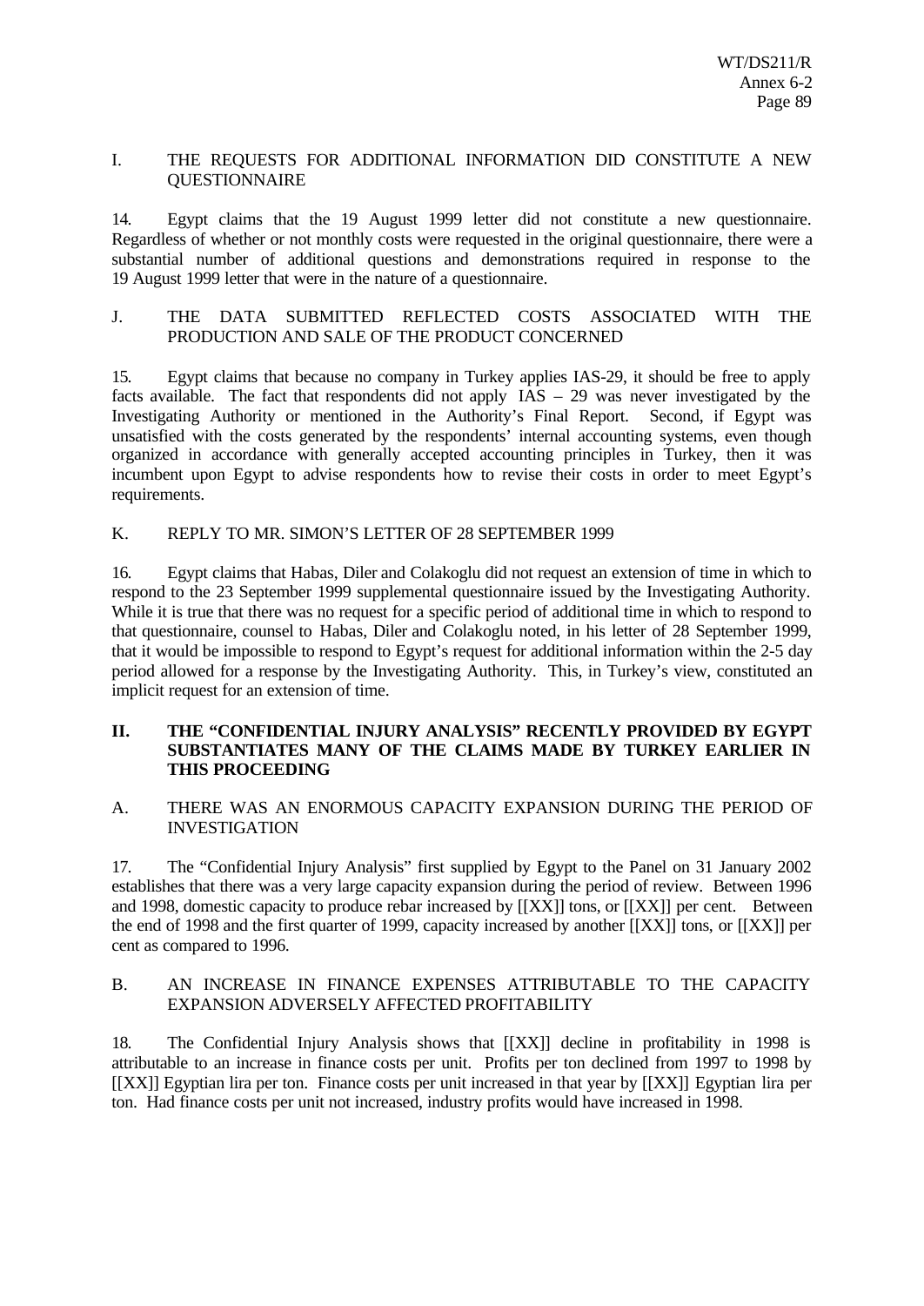### I. THE REQUESTS FOR ADDITIONAL INFORMATION DID CONSTITUTE A NEW QUESTIONNAIRE

14. Egypt claims that the 19 August 1999 letter did not constitute a new questionnaire. Regardless of whether or not monthly costs were requested in the original questionnaire, there were a substantial number of additional questions and demonstrations required in response to the 19 August 1999 letter that were in the nature of a questionnaire.

### J. THE DATA SUBMITTED REFLECTED COSTS ASSOCIATED WITH THE PRODUCTION AND SALE OF THE PRODUCT CONCERNED

15. Egypt claims that because no company in Turkey applies IAS-29, it should be free to apply facts available. The fact that respondents did not apply IAS – 29 was never investigated by the Investigating Authority or mentioned in the Authority's Final Report. Second, if Egypt was unsatisfied with the costs generated by the respondents' internal accounting systems, even though organized in accordance with generally accepted accounting principles in Turkey, then it was incumbent upon Egypt to advise respondents how to revise their costs in order to meet Egypt's requirements.

### K. REPLY TO MR. SIMON'S LETTER OF 28 SEPTEMBER 1999

16. Egypt claims that Habas, Diler and Colakoglu did not request an extension of time in which to respond to the 23 September 1999 supplemental questionnaire issued by the Investigating Authority. While it is true that there was no request for a specific period of additional time in which to respond to that questionnaire, counsel to Habas, Diler and Colakoglu noted, in his letter of 28 September 1999, that it would be impossible to respond to Egypt's request for additional information within the 2-5 day period allowed for a response by the Investigating Authority. This, in Turkey's view, constituted an implicit request for an extension of time.

## II. THE "CONFIDENTIAL INJURY ANALYSIS" RECENTLY PROVIDED BY EGYPT SUBSTANTIATES MANY OF THE CLAIMS MADE BY TURKEY EARLIER IN THIS PROCEEDING

### A. THERE WAS AN ENORMOUS CAPACITY EXPANSION DURING THE PERIOD OF INVESTIGATION

17. The "Confidential Injury Analysis" first supplied by Egypt to the Panel on 31 January 2002 establishes that there was a very large capacity expansion during the period of review. Between 1996 and 1998, domestic capacity to produce rebar increased by [[XX]] tons, or [[XX]] per cent. Between the end of 1998 and the first quarter of 1999, capacity increased by another [[XX]] tons, or [[XX]] per cent as compared to 1996.

### B. AN INCREASE IN FINANCE EXPENSES ATTRIBUTABLE TO THE CAPACITY EXPANSION ADVERSELY AFFECTED PROFITABILITY

18. The Confidential Injury Analysis shows that [[XX]] decline in profitability in 1998 is attributable to an increase in finance costs per unit. Profits per ton declined from 1997 to 1998 by [[XX]] Egyptian lira per ton. Finance costs per unit increased in that year by [[XX]] Egyptian lira per ton. Had finance costs per unit not increased, industry profits would have increased in 1998.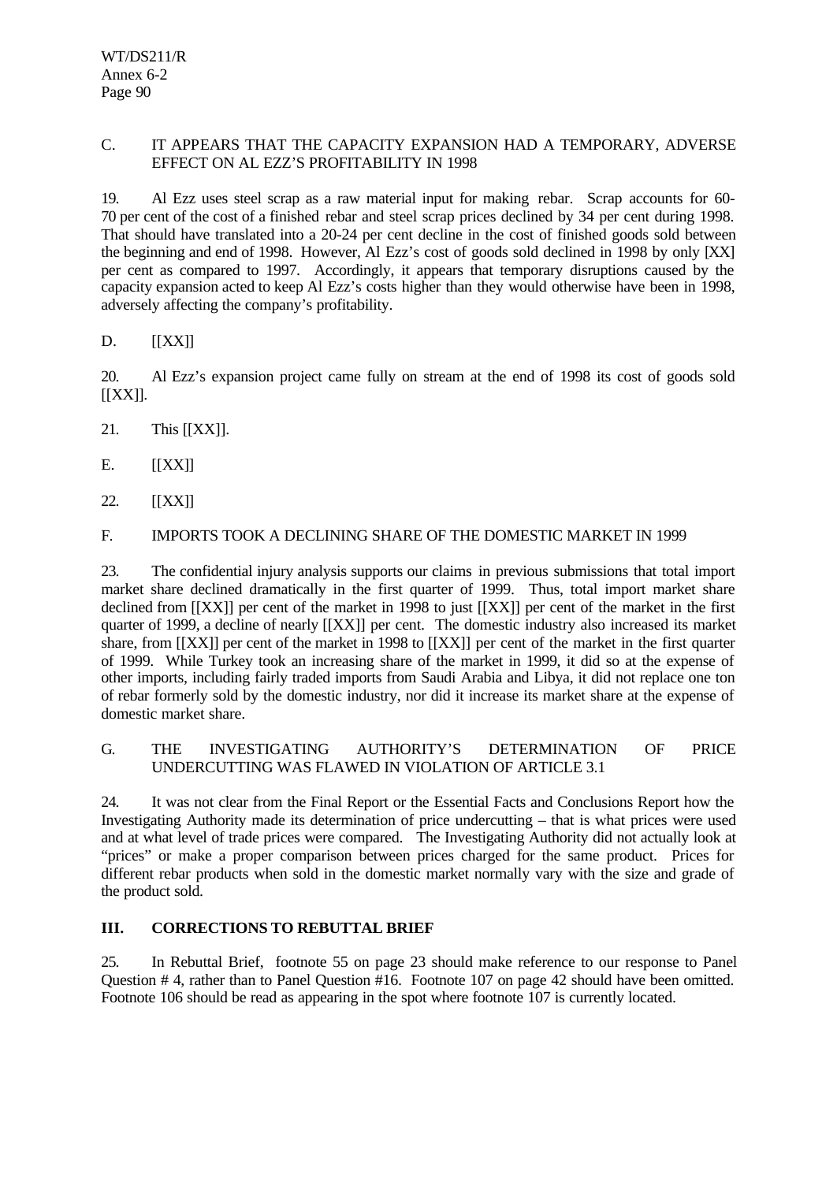C. IT APPEARS THAT THE CAPACITY EXPANSION HAD A TEMPORARY, ADVERSE EFFECT ON AL EZZ'S PROFITABILITY IN 1998

19. Al Ezz uses steel scrap as a raw material input for making rebar. Scrap accounts for 60-70 per cent of the cost of a finished rebar and steel scrap prices declined by 34 per cent during 1998. That should have translated into a 20-24 per cent decline in the cost of finished goods sold between the beginning and end of 1998. However, Al Ezz's cost of goods sold declined in 1998 by only [XX] per cent as compared to 1997. Accordingly, it appears that temporary disruptions caused by the capacity expansion acted to keep Al Ezz's costs higher than they would otherwise have been in 1998, adversely affecting the company's profitability.

D. [[XX]]

20. Al Ezz's expansion project came fully on stream at the end of 1998 its cost of goods sold [[XX]].

21. This [[XX]].

E. [[XX]]

22. [[XX]]

F. IMPORTS TOOK A DECLINING SHARE OF THE DOMESTIC MARKET IN 1999

23. The confidential injury analysis supports our claims in previous submissions that total import market share declined dramatically in the first quarter of 1999. Thus, total import market share declined from [[XX]] per cent of the market in 1998 to just [[XX]] per cent of the market in the first quarter of 1999, a decline of nearly [[XX]] per cent. The domestic industry also increased its market share, from [[XX]] per cent of the market in 1998 to [[XX]] per cent of the market in the first quarter of 1999. While Turkey took an increasing share of the market in 1999, it did so at the expense of other imports, including fairly traded imports from Saudi Arabia and Libya, it did not replace one ton of rebar formerly sold by the domestic industry, nor did it increase its market share at the expense of domestic market share.

G. THE INVESTIGATING AUTHORITY'S DETERMINATION OF PRICE UNDERCUTTING WAS FLAWED IN VIOLATION OF ARTICLE 3.1

24. It was not clear from the Final Report or the Essential Facts and Conclusions Report how the Investigating Authority made its determination of price undercutting – that is what prices were used and at what level of trade prices were compared. The Investigating Authority did not actually look at "prices" or make a proper comparison between prices charged for the same product. Prices for different rebar products when sold in the domestic market normally vary with the size and grade of the product sold.

## III. CORRECTIONS TO REBUTTAL BRIEF

25. In Rebuttal Brief, footnote 55 on page 23 should make reference to our response to Panel Question # 4, rather than to Panel Question #16. Footnote 107 on page 42 should have been omitted. Footnote 106 should be read as appearing in the spot where footnote 107 is currently located.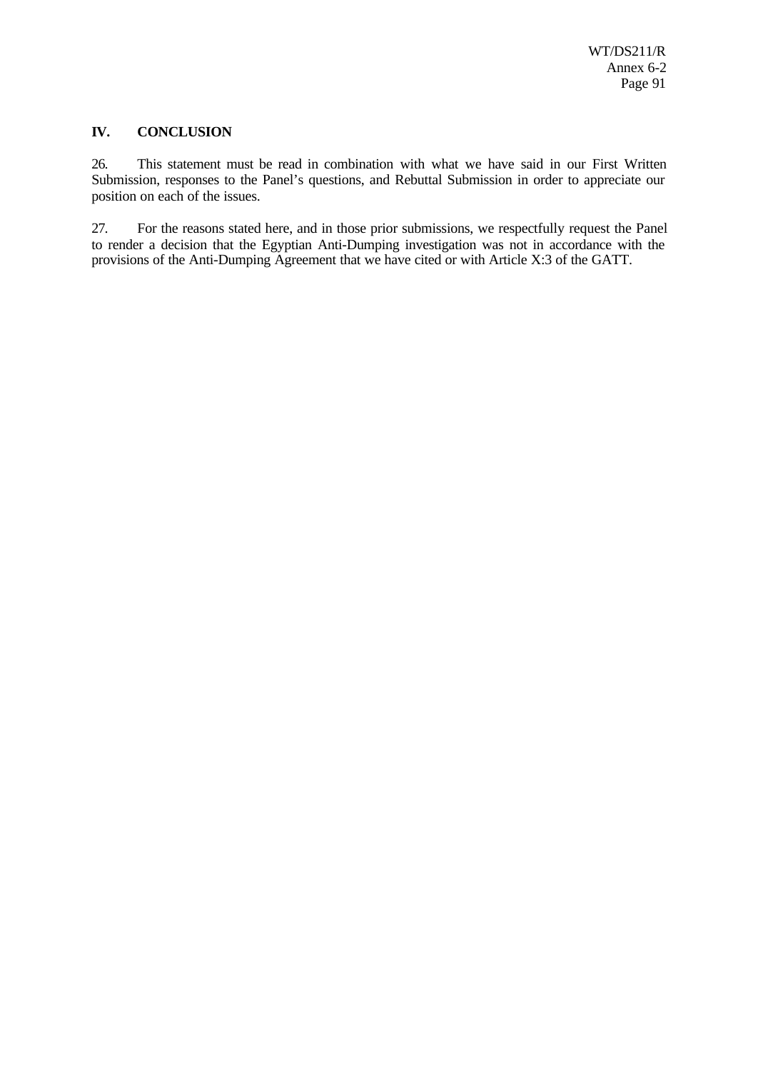## IV. CONCLUSION

26. This statement must be read in combination with what we have said in our First Written Submission, responses to the Panel's questions, and Rebuttal Submission in order to appreciate our position on each of the issues.

27. For the reasons stated here, and in those prior submissions, we respectfully request the Panel to render a decision that the Egyptian Anti-Dumping investigation was not in accordance with the provisions of the Anti-Dumping Agreement that we have cited or with Article X:3 of the GATT.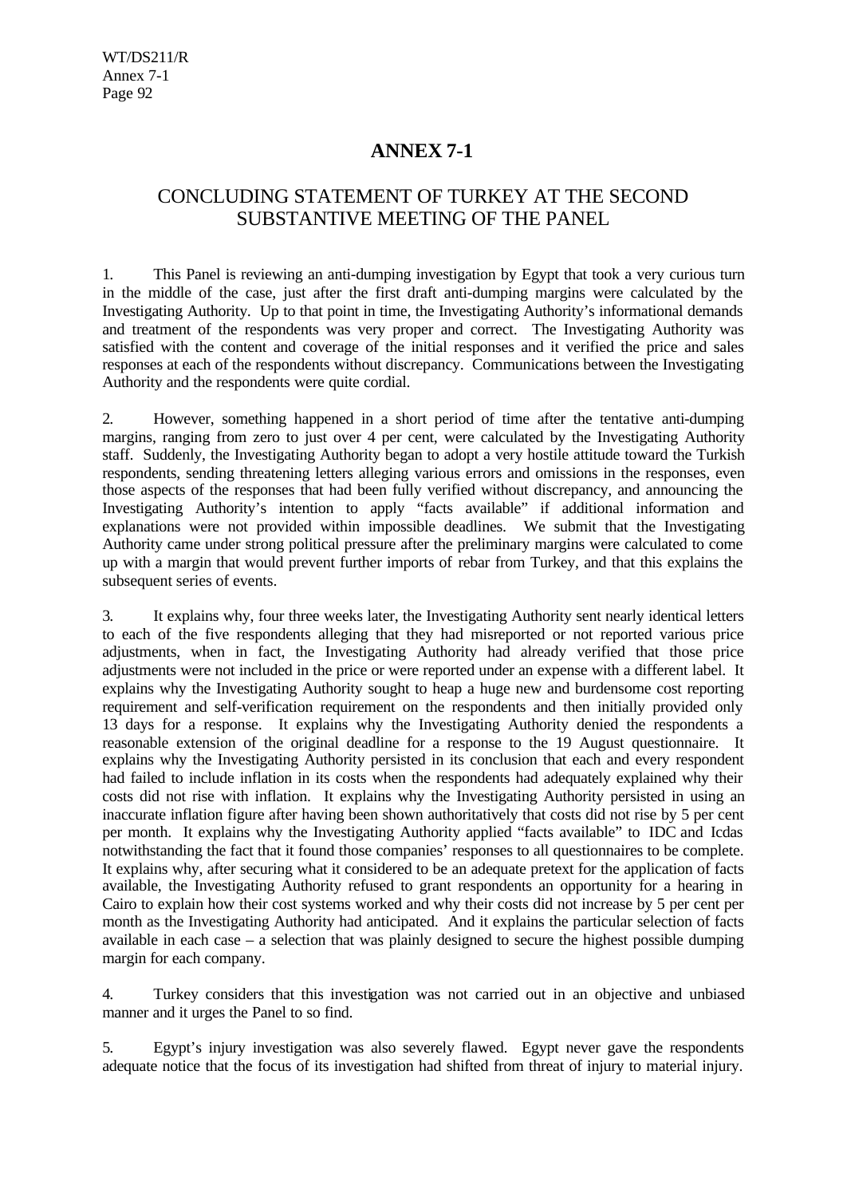# ANNEX 7-1

## CONCLUDING STATEMENT OF TURKEY AT THE SECOND SUBSTANTIVE MEETING OF THE PANEL

1. This Panel is reviewing an anti-dumping investigation by Egypt that took a very curious turn in the middle of the case, just after the first draft anti-dumping margins were calculated by the Investigating Authority. Up to that point in time, the Investigating Authority's informational demands and treatment of the respondents was very proper and correct. The Investigating Authority was satisfied with the content and coverage of the initial responses and it verified the price and sales responses at each of the respondents without discrepancy. Communications between the Investigating Authority and the respondents were quite cordial.

2. However, something happened in a short period of time after the tentative anti-dumping margins, ranging from zero to just over 4 per cent, were calculated by the Investigating Authority staff. Suddenly, the Investigating Authority began to adopt a very hostile attitude toward the Turkish respondents, sending threatening letters alleging various errors and omissions in the responses, even those aspects of the responses that had been fully verified without discrepancy, and announcing the Investigating Authority's intention to apply "facts available" if additional information and explanations were not provided within impossible deadlines. We submit that the Investigating Authority came under strong political pressure after the preliminary margins were calculated to come up with a margin that would prevent further imports of rebar from Turkey, and that this explains the subsequent series of events.

3. It explains why, four three weeks later, the Investigating Authority sent nearly identical letters to each of the five respondents alleging that they had misreported or not reported various price adjustments, when in fact, the Investigating Authority had already verified that those price adjustments were not included in the price or were reported under an expense with a different label. It explains why the Investigating Authority sought to heap a huge new and burdensome cost reporting requirement and self-verification requirement on the respondents and then initially provided only 13 days for a response. It explains why the Investigating Authority denied the respondents a reasonable extension of the original deadline for a response to the 19 August questionnaire. It explains why the Investigating Authority persisted in its conclusion that each and every respondent had failed to include inflation in its costs when the respondents had adequately explained why their costs did not rise with inflation. It explains why the Investigating Authority persisted in using an inaccurate inflation figure after having been shown authoritatively that costs did not rise by 5 per cent per month. It explains why the Investigating Authority applied "facts available" to IDC and Icdas notwithstanding the fact that it found those companies' responses to all questionnaires to be complete. It explains why, after securing what it considered to be an adequate pretext for the application of facts available, the Investigating Authority refused to grant respondents an opportunity for a hearing in Cairo to explain how their cost systems worked and why their costs did not increase by 5 per cent per month as the Investigating Authority had anticipated. And it explains the particular selection of facts available in each case – a selection that was plainly designed to secure the highest possible dumping margin for each company.

4. Turkey considers that this investigation was not carried out in an objective and unbiased manner and it urges the Panel to so find.

5. Egypt's injury investigation was also severely flawed. Egypt never gave the respondents adequate notice that the focus of its investigation had shifted from threat of injury to material injury.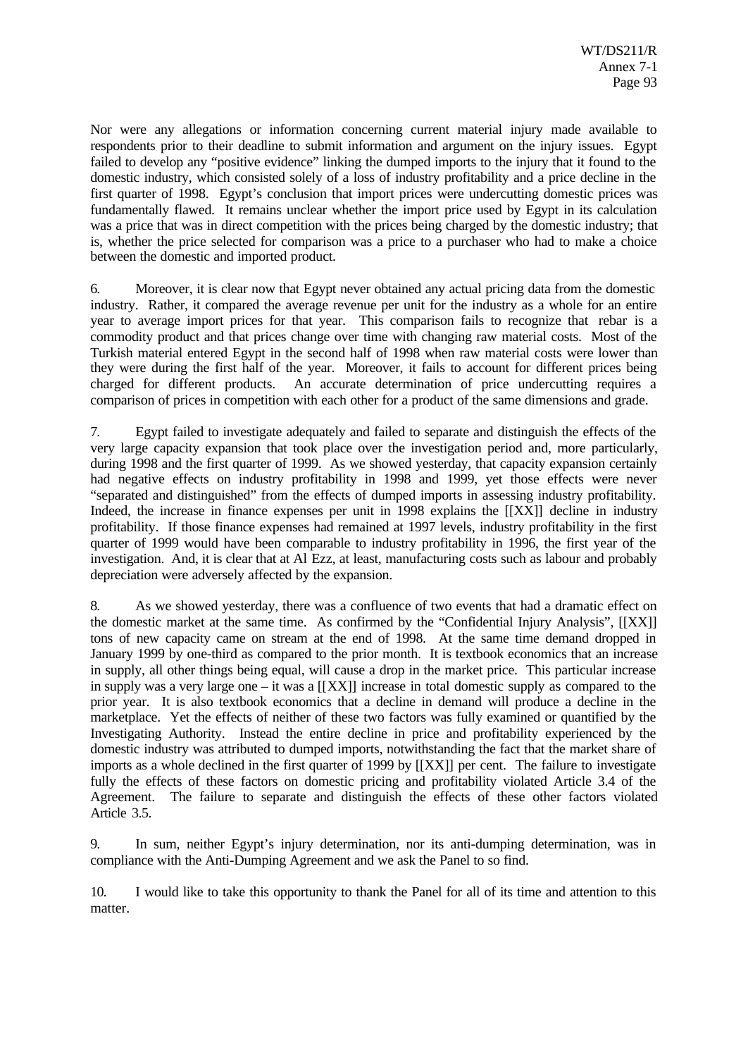Nor were any allegations or information concerning current material injury made available to respondents prior to their deadline to submit information and argument on the injury issues. Egypt failed to develop any "positive evidence" linking the dumped imports to the injury that it found to the domestic industry, which consisted solely of a loss of industry profitability and a price decline in the first quarter of 1998. Egypt's conclusion that import prices were undercutting domestic prices was fundamentally flawed. It remains unclear whether the import price used by Egypt in its calculation was a price that was in direct competition with the prices being charged by the domestic industry; that is, whether the price selected for comparison was a price to a purchaser who had to make a choice between the domestic and imported product.

6. Moreover, it is clear now that Egypt never obtained any actual pricing data from the domestic industry. Rather, it compared the average revenue per unit for the industry as a whole for an entire year to average import prices for that year. This comparison fails to recognize that rebar is a commodity product and that prices change over time with changing raw material costs. Most of the Turkish material entered Egypt in the second half of 1998 when raw material costs were lower than they were during the first half of the year. Moreover, it fails to account for different prices being charged for different products. An accurate determination of price undercutting requires a comparison of prices in competition with each other for a product of the same dimensions and grade.

7. Egypt failed to investigate adequately and failed to separate and distinguish the effects of the very large capacity expansion that took place over the investigation period and, more particularly, during 1998 and the first quarter of 1999. As we showed yesterday, that capacity expansion certainly had negative effects on industry profitability in 1998 and 1999, yet those effects were never "separated and distinguished" from the effects of dumped imports in assessing industry profitability. Indeed, the increase in finance expenses per unit in 1998 explains the [[XX]] decline in industry profitability. If those finance expenses had remained at 1997 levels, industry profitability in the first quarter of 1999 would have been comparable to industry profitability in 1996, the first year of the investigation. And, it is clear that at Al Ezz, at least, manufacturing costs such as labour and probably depreciation were adversely affected by the expansion.

8. As we showed yesterday, there was a confluence of two events that had a dramatic effect on the domestic market at the same time. As confirmed by the "Confidential Injury Analysis", [[XX]] tons of new capacity came on stream at the end of 1998. At the same time demand dropped in January 1999 by one-third as compared to the prior month. It is textbook economics that an increase in supply, all other things being equal, will cause a drop in the market price. This particular increase in supply was a very large one – it was a [[XX]] increase in total domestic supply as compared to the prior year. It is also textbook economics that a decline in demand will produce a decline in the marketplace. Yet the effects of neither of these two factors was fully examined or quantified by the Investigating Authority. Instead the entire decline in price and profitability experienced by the domestic industry was attributed to dumped imports, notwithstanding the fact that the market share of imports as a whole declined in the first quarter of 1999 by [[XX]] per cent. The failure to investigate fully the effects of these factors on domestic pricing and profitability violated Article 3.4 of the Agreement. The failure to separate and distinguish the effects of these other factors violated Article 3.5.

9. In sum, neither Egypt's injury determination, nor its anti-dumping determination, was in compliance with the Anti-Dumping Agreement and we ask the Panel to so find.

10. I would like to take this opportunity to thank the Panel for all of its time and attention to this matter.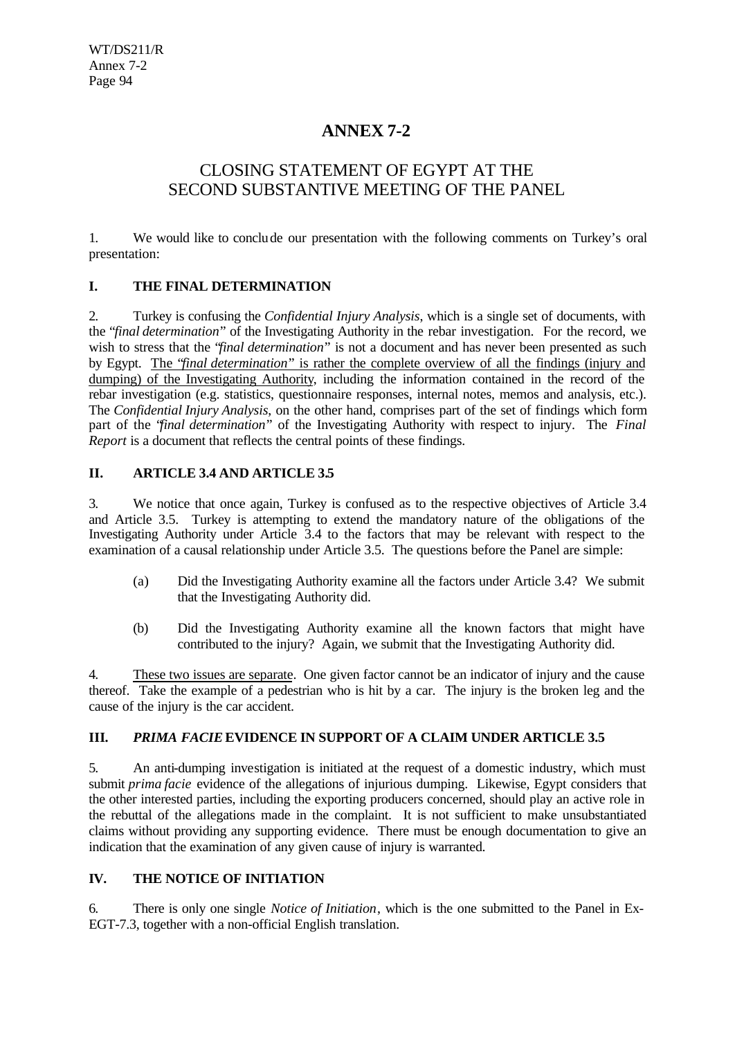# ANNEX 7-2

## CLOSING STATEMENT OF EGYPT AT THE SECOND SUBSTANTIVE MEETING OF THE PANEL

1. We would like to conclude our presentation with the following comments on Turkey's oral presentation:

### I. THE FINAL DETERMINATION

2. Turkey is confusing the *Confidential Injury Analysis*, which is a single set of documents, with the "*final determination*" of the Investigating Authority in the rebar investigation. For the record, we wish to stress that the "*final determination*" is not a document and has never been presented as such by Egypt. <u>The "*final determination*" is rather the complete overview of all the findings (injury and dumping) of the Investigating Authority</u>, including the information contained in the record of the rebar investigation (e.g. statistics, questionnaire responses, internal notes, memos and analysis, etc.). The *Confidential Injury Analysis*, on the other hand, comprises part of the set of findings which form part of the "*final determination*" of the Investigating Authority with respect to injury. The *Final Report* is a document that reflects the central points of these findings.

### II. ARTICLE 3.4 AND ARTICLE 3.5

3. We notice that once again, Turkey is confused as to the respective objectives of Article 3.4 and Article 3.5. Turkey is attempting to extend the mandatory nature of the obligations of the Investigating Authority under Article 3.4 to the factors that may be relevant with respect to the examination of a causal relationship under Article 3.5. The questions before the Panel are simple:

(a) Did the Investigating Authority examine all the factors under Article 3.4? We submit that the Investigating Authority did.

(b) Did the Investigating Authority examine all the known factors that might have contributed to the injury? Again, we submit that the Investigating Authority did.

4. <u>These two issues are separate</u>. One given factor cannot be an indicator of injury and the cause thereof. Take the example of a pedestrian who is hit by a car. The injury is the broken leg and the cause of the injury is the car accident.

### III. *PRIMA FACIE* EVIDENCE IN SUPPORT OF A CLAIM UNDER ARTICLE 3.5

5. An anti-dumping investigation is initiated at the request of a domestic industry, which must submit *prima facie* evidence of the allegations of injurious dumping. Likewise, Egypt considers that the other interested parties, including the exporting producers concerned, should play an active role in the rebuttal of the allegations made in the complaint. It is not sufficient to make unsubstantiated claims without providing any supporting evidence. There must be enough documentation to give an indication that the examination of any given cause of injury is warranted.

### IV. THE NOTICE OF INITIATION

6. There is only one single *Notice of Initiation*, which is the one submitted to the Panel in Ex-EGT-7.3, together with a non-official English translation.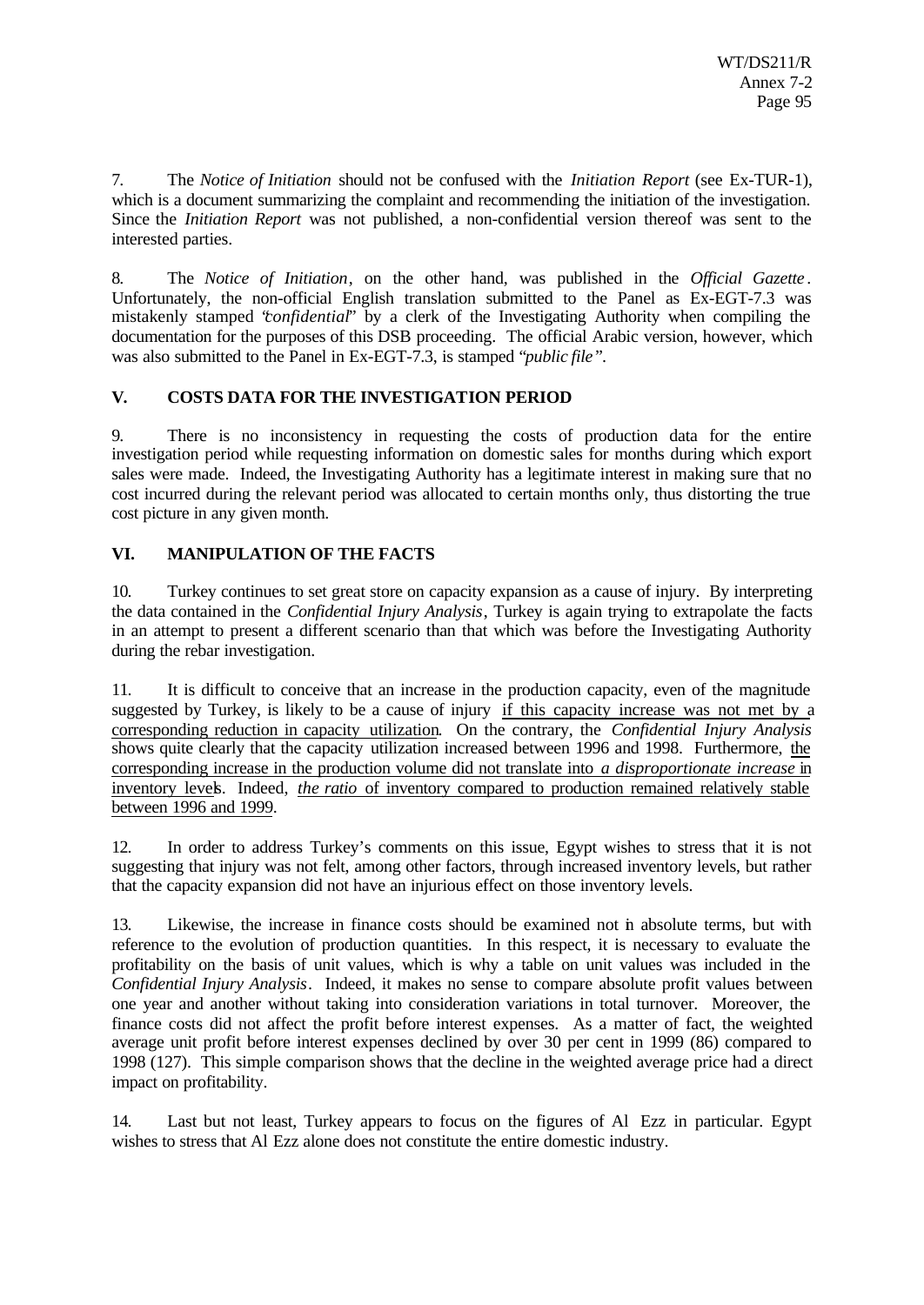7. The *Notice of Initiation* should not be confused with the *Initiation Report* (see Ex-TUR-1), which is a document summarizing the complaint and recommending the initiation of the investigation. Since the *Initiation Report* was not published, a non-confidential version thereof was sent to the interested parties.

8. The *Notice of Initiation*, on the other hand, was published in the *Official Gazette*. Unfortunately, the non-official English translation submitted to the Panel as Ex-EGT-7.3 was mistakenly stamped "*confidential*" by a clerk of the Investigating Authority when compiling the documentation for the purposes of this DSB proceeding. The official Arabic version, however, which was also submitted to the Panel in Ex-EGT-7.3, is stamped "*public file*".

## V. COSTS DATA FOR THE INVESTIGATION PERIOD

9. There is no inconsistency in requesting the costs of production data for the entire investigation period while requesting information on domestic sales for months during which export sales were made. Indeed, the Investigating Authority has a legitimate interest in making sure that no cost incurred during the relevant period was allocated to certain months only, thus distorting the true cost picture in any given month.

## VI. MANIPULATION OF THE FACTS

10. Turkey continues to set great store on capacity expansion as a cause of injury. By interpreting the data contained in the *Confidential Injury Analysis*, Turkey is again trying to extrapolate the facts in an attempt to present a different scenario than that which was before the Investigating Authority during the rebar investigation.

11. It is difficult to conceive that an increase in the production capacity, even of the magnitude suggested by Turkey, is likely to be a cause of injury if this capacity increase was not met by a corresponding reduction in capacity utilization. On the contrary, the *Confidential Injury Analysis* shows quite clearly that the capacity utilization increased between 1996 and 1998. Furthermore, the corresponding increase in the production volume did not translate into *a disproportionate increase* in inventory levels. Indeed, *the ratio* of inventory compared to production remained relatively stable between 1996 and 1999.

12. In order to address Turkey's comments on this issue, Egypt wishes to stress that it is not suggesting that injury was not felt, among other factors, through increased inventory levels, but rather that the capacity expansion did not have an injurious effect on those inventory levels.

13. Likewise, the increase in finance costs should be examined not in absolute terms, but with reference to the evolution of production quantities. In this respect, it is necessary to evaluate the profitability on the basis of unit values, which is why a table on unit values was included in the *Confidential Injury Analysis*. Indeed, it makes no sense to compare absolute profit values between one year and another without taking into consideration variations in total turnover. Moreover, the finance costs did not affect the profit before interest expenses. As a matter of fact, the weighted average unit profit before interest expenses declined by over 30 per cent in 1999 (86) compared to 1998 (127). This simple comparison shows that the decline in the weighted average price had a direct impact on profitability.

14. Last but not least, Turkey appears to focus on the figures of Al Ezz in particular. Egypt wishes to stress that Al Ezz alone does not constitute the entire domestic industry.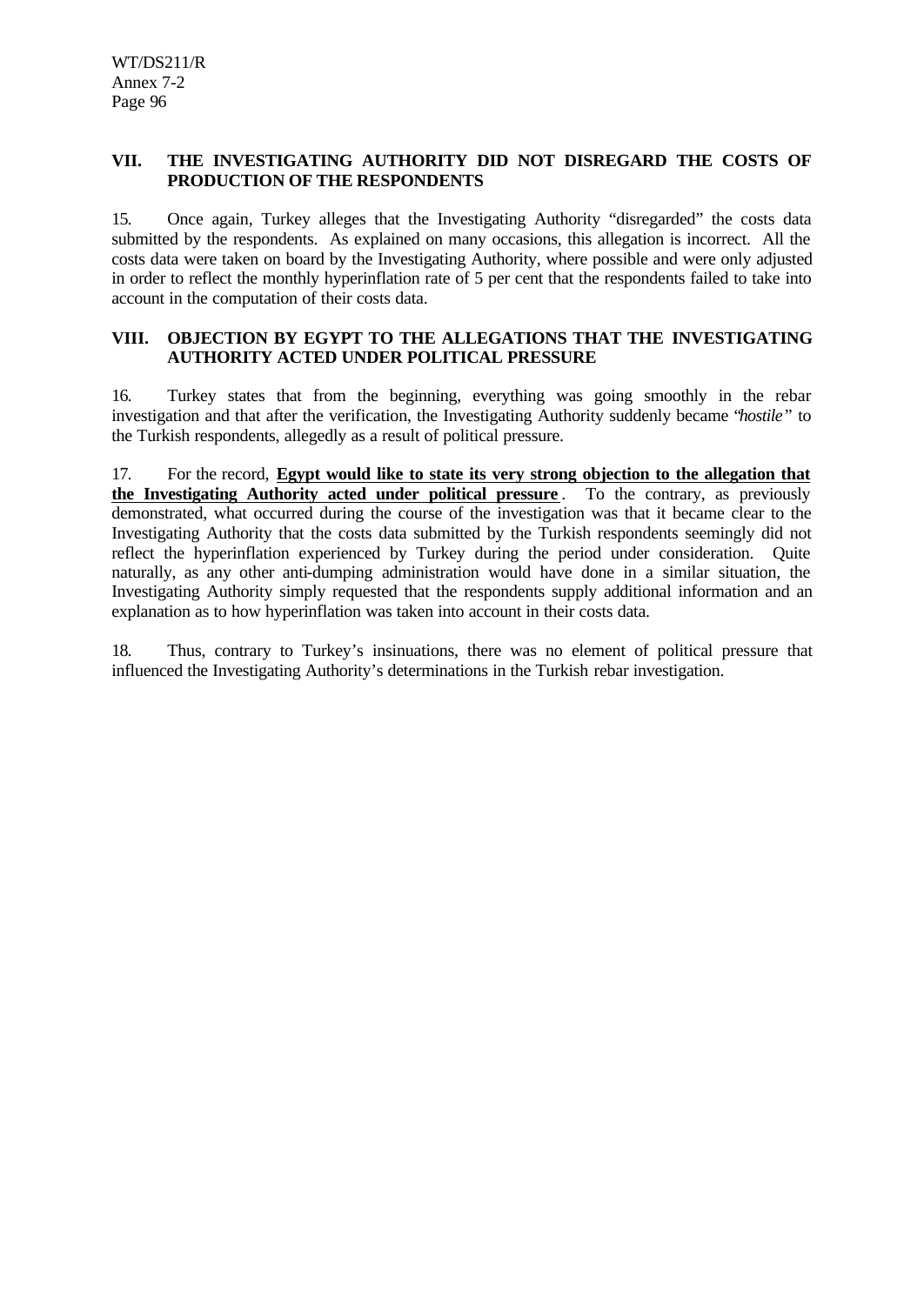## VII. THE INVESTIGATING AUTHORITY DID NOT DISREGARD THE COSTS OF PRODUCTION OF THE RESPONDENTS

15. Once again, Turkey alleges that the Investigating Authority "disregarded" the costs data submitted by the respondents. As explained on many occasions, this allegation is incorrect. All the costs data were taken on board by the Investigating Authority, where possible and were only adjusted in order to reflect the monthly hyperinflation rate of 5 per cent that the respondents failed to take into account in the computation of their costs data.

## VIII. OBJECTION BY EGYPT TO THE ALLEGATIONS THAT THE INVESTIGATING AUTHORITY ACTED UNDER POLITICAL PRESSURE

16. Turkey states that from the beginning, everything was going smoothly in the rebar investigation and that after the verification, the Investigating Authority suddenly became "*hostile*" to the Turkish respondents, allegedly as a result of political pressure.

17. For the record, **<u>Egypt would like to state its very strong objection to the allegation that the Investigating Authority acted under political pressure</u>**. To the contrary, as previously demonstrated, what occurred during the course of the investigation was that it became clear to the Investigating Authority that the costs data submitted by the Turkish respondents seemingly did not reflect the hyperinflation experienced by Turkey during the period under consideration. Quite naturally, as any other anti-dumping administration would have done in a similar situation, the Investigating Authority simply requested that the respondents supply additional information and an explanation as to how hyperinflation was taken into account in their costs data.

18. Thus, contrary to Turkey's insinuations, there was no element of political pressure that influenced the Investigating Authority's determinations in the Turkish rebar investigation.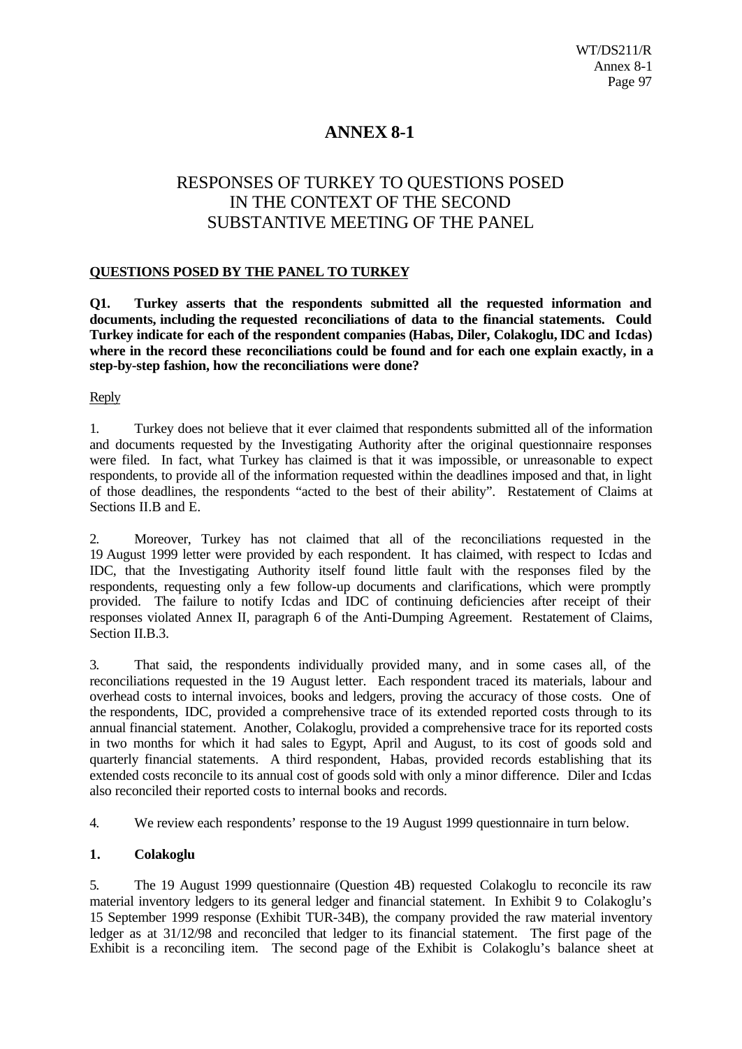# ANNEX 8-1

## RESPONSES OF TURKEY TO QUESTIONS POSED IN THE CONTEXT OF THE SECOND SUBSTANTIVE MEETING OF THE PANEL

**QUESTIONS POSED BY THE PANEL TO TURKEY**

**Q1. Turkey asserts that the respondents submitted all the requested information and documents, including the requested reconciliations of data to the financial statements. Could Turkey indicate for each of the respondent companies (Habas, Diler, Colakoglu, IDC and Icdas) where in the record these reconciliations could be found and for each one explain exactly, in a step-by-step fashion, how the reconciliations were done?**

Reply

1. Turkey does not believe that it ever claimed that respondents submitted all of the information and documents requested by the Investigating Authority after the original questionnaire responses were filed. In fact, what Turkey has claimed is that it was impossible, or unreasonable to expect respondents, to provide all of the information requested within the deadlines imposed and that, in light of those deadlines, the respondents "acted to the best of their ability". Restatement of Claims at Sections II.B and E.

2. Moreover, Turkey has not claimed that all of the reconciliations requested in the 19 August 1999 letter were provided by each respondent. It has claimed, with respect to Icdas and IDC, that the Investigating Authority itself found little fault with the responses filed by the respondents, requesting only a few follow-up documents and clarifications, which were promptly provided. The failure to notify Icdas and IDC of continuing deficiencies after receipt of their responses violated Annex II, paragraph 6 of the Anti-Dumping Agreement. Restatement of Claims, Section II.B.3.

3. That said, the respondents individually provided many, and in some cases all, of the reconciliations requested in the 19 August letter. Each respondent traced its materials, labour and overhead costs to internal invoices, books and ledgers, proving the accuracy of those costs. One of the respondents, IDC, provided a comprehensive trace of its extended reported costs through to its annual financial statement. Another, Colakoglu, provided a comprehensive trace for its reported costs in two months for which it had sales to Egypt, April and August, to its cost of goods sold and quarterly financial statements. A third respondent, Habas, provided records establishing that its extended costs reconcile to its annual cost of goods sold with only a minor difference. Diler and Icdas also reconciled their reported costs to internal books and records.

4. We review each respondents' response to the 19 August 1999 questionnaire in turn below.

### 1. Colakoglu

5. The 19 August 1999 questionnaire (Question 4B) requested Colakoglu to reconcile its raw material inventory ledgers to its general ledger and financial statement. In Exhibit 9 to Colakoglu's 15 September 1999 response (Exhibit TUR-34B), the company provided the raw material inventory ledger as at 31/12/98 and reconciled that ledger to its financial statement. The first page of the Exhibit is a reconciling item. The second page of the Exhibit is Colakoglu's balance sheet at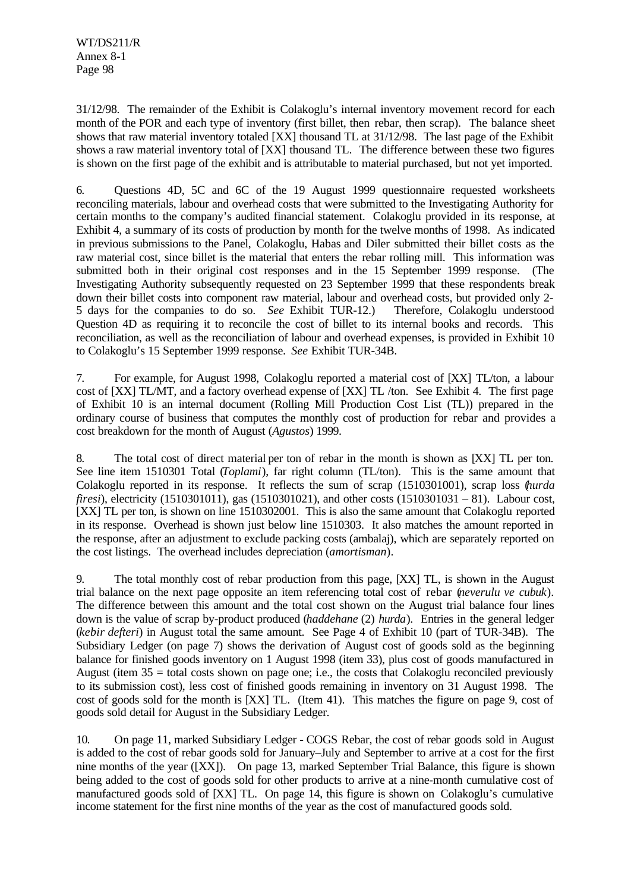31/12/98. The remainder of the Exhibit is Colakoglu's internal inventory movement record for each month of the POR and each type of inventory (first billet, then rebar, then scrap). The balance sheet shows that raw material inventory totaled [XX] thousand TL at 31/12/98. The last page of the Exhibit shows a raw material inventory total of [XX] thousand TL. The difference between these two figures is shown on the first page of the exhibit and is attributable to material purchased, but not yet imported.

6. Questions 4D, 5C and 6C of the 19 August 1999 questionnaire requested worksheets reconciling materials, labour and overhead costs that were submitted to the Investigating Authority for certain months to the company's audited financial statement. Colakoglu provided in its response, at Exhibit 4, a summary of its costs of production by month for the twelve months of 1998. As indicated in previous submissions to the Panel, Colakoglu, Habas and Diler submitted their billet costs as the raw material cost, since billet is the material that enters the rebar rolling mill. This information was submitted both in their original cost responses and in the 15 September 1999 response. (The Investigating Authority subsequently requested on 23 September 1999 that these respondents break down their billet costs into component raw material, labour and overhead costs, but provided only 2-5 days for the companies to do so. *See* Exhibit TUR-12.) Therefore, Colakoglu understood Question 4D as requiring it to reconcile the cost of billet to its internal books and records. This reconciliation, as well as the reconciliation of labour and overhead expenses, is provided in Exhibit 10 to Colakoglu's 15 September 1999 response. *See* Exhibit TUR-34B.

7. For example, for August 1998, Colakoglu reported a material cost of [XX] TL/ton, a labour cost of [XX] TL/MT, and a factory overhead expense of [XX] TL /ton. See Exhibit 4. The first page of Exhibit 10 is an internal document (Rolling Mill Production Cost List (TL)) prepared in the ordinary course of business that computes the monthly cost of production for rebar and provides a cost breakdown for the month of August (*Agustos*) 1999.

8. The total cost of direct material per ton of rebar in the month is shown as [XX] TL per ton. See line item 1510301 Total (*Toplami*), far right column (TL/ton). This is the same amount that Colakoglu reported in its response. It reflects the sum of scrap (1510301001), scrap loss (*hurda firesi*), electricity (1510301011), gas (1510301021), and other costs (1510301031 – 81). Labour cost, [XX] TL per ton, is shown on line 1510302001. This is also the same amount that Colakoglu reported in its response. Overhead is shown just below line 1510303. It also matches the amount reported in the response, after an adjustment to exclude packing costs (ambalaj), which are separately reported on the cost listings. The overhead includes depreciation (*amortisman*).

9. The total monthly cost of rebar production from this page, [XX] TL, is shown in the August trial balance on the next page opposite an item referencing total cost of rebar (*neverulu ve cubuk*). The difference between this amount and the total cost shown on the August trial balance four lines down is the value of scrap by-product produced (*haddehane* (2) *hurda*). Entries in the general ledger (*kebir defteri*) in August total the same amount. See Page 4 of Exhibit 10 (part of TUR-34B). The Subsidiary Ledger (on page 7) shows the derivation of August cost of goods sold as the beginning balance for finished goods inventory on 1 August 1998 (item 33), plus cost of goods manufactured in August (item 35 = total costs shown on page one; i.e., the costs that Colakoglu reconciled previously to its submission cost), less cost of finished goods remaining in inventory on 31 August 1998. The cost of goods sold for the month is [XX] TL. (Item 41). This matches the figure on page 9, cost of goods sold detail for August in the Subsidiary Ledger.

10. On page 11, marked Subsidiary Ledger - COGS Rebar, the cost of rebar goods sold in August is added to the cost of rebar goods sold for January–July and September to arrive at a cost for the first nine months of the year ([XX]). On page 13, marked September Trial Balance, this figure is shown being added to the cost of goods sold for other products to arrive at a nine-month cumulative cost of manufactured goods sold of [XX] TL. On page 14, this figure is shown on Colakoglu's cumulative income statement for the first nine months of the year as the cost of manufactured goods sold.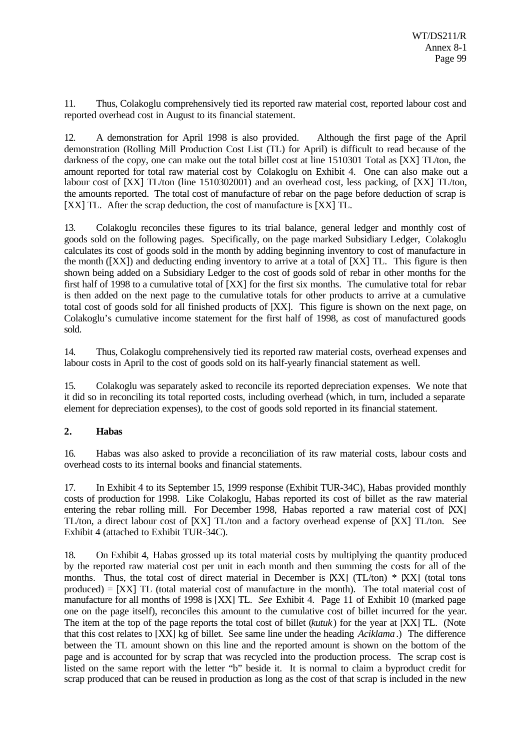11. Thus, Colakoglu comprehensively tied its reported raw material cost, reported labour cost and reported overhead cost in August to its financial statement.

12. A demonstration for April 1998 is also provided. Although the first page of the April demonstration (Rolling Mill Production Cost List (TL) for April) is difficult to read because of the darkness of the copy, one can make out the total billet cost at line 1510301 Total as [XX] TL/ton, the amount reported for total raw material cost by Colakoglu on Exhibit 4. One can also make out a labour cost of [XX] TL/ton (line 1510302001) and an overhead cost, less packing, of [XX] TL/ton, the amounts reported. The total cost of manufacture of rebar on the page before deduction of scrap is [XX] TL. After the scrap deduction, the cost of manufacture is [XX] TL.

13. Colakoglu reconciles these figures to its trial balance, general ledger and monthly cost of goods sold on the following pages. Specifically, on the page marked Subsidiary Ledger, Colakoglu calculates its cost of goods sold in the month by adding beginning inventory to cost of manufacture in the month ([XX]) and deducting ending inventory to arrive at a total of [XX] TL. This figure is then shown being added on a Subsidiary Ledger to the cost of goods sold of rebar in other months for the first half of 1998 to a cumulative total of [XX] for the first six months. The cumulative total for rebar is then added on the next page to the cumulative totals for other products to arrive at a cumulative total cost of goods sold for all finished products of [XX]. This figure is shown on the next page, on Colakoglu's cumulative income statement for the first half of 1998, as cost of manufactured goods sold.

14. Thus, Colakoglu comprehensively tied its reported raw material costs, overhead expenses and labour costs in April to the cost of goods sold on its half-yearly financial statement as well.

15. Colakoglu was separately asked to reconcile its reported depreciation expenses. We note that it did so in reconciling its total reported costs, including overhead (which, in turn, included a separate element for depreciation expenses), to the cost of goods sold reported in its financial statement.

## 2. Habas

16. Habas was also asked to provide a reconciliation of its raw material costs, labour costs and overhead costs to its internal books and financial statements.

17. In Exhibit 4 to its September 15, 1999 response (Exhibit TUR-34C), Habas provided monthly costs of production for 1998. Like Colakoglu, Habas reported its cost of billet as the raw material entering the rebar rolling mill. For December 1998, Habas reported a raw material cost of [XX] TL/ton, a direct labour cost of [XX] TL/ton and a factory overhead expense of [XX] TL/ton. See Exhibit 4 (attached to Exhibit TUR-34C).

18. On Exhibit 4, Habas grossed up its total material costs by multiplying the quantity produced by the reported raw material cost per unit in each month and then summing the costs for all of the months. Thus, the total cost of direct material in December is [XX] (TL/ton) * [XX] (total tons produced) = [XX] TL (total material cost of manufacture in the month). The total material cost of manufacture for all months of 1998 is [XX] TL. *See* Exhibit 4. Page 11 of Exhibit 10 (marked page one on the page itself), reconciles this amount to the cumulative cost of billet incurred for the year. The item at the top of the page reports the total cost of billet (*kutuk*) for the year at [XX] TL. (Note that this cost relates to [XX] kg of billet. See same line under the heading *Aciklama*.) The difference between the TL amount shown on this line and the reported amount is shown on the bottom of the page and is accounted for by scrap that was recycled into the production process. The scrap cost is listed on the same report with the letter "b" beside it. It is normal to claim a byproduct credit for scrap produced that can be reused in production as long as the cost of that scrap is included in the new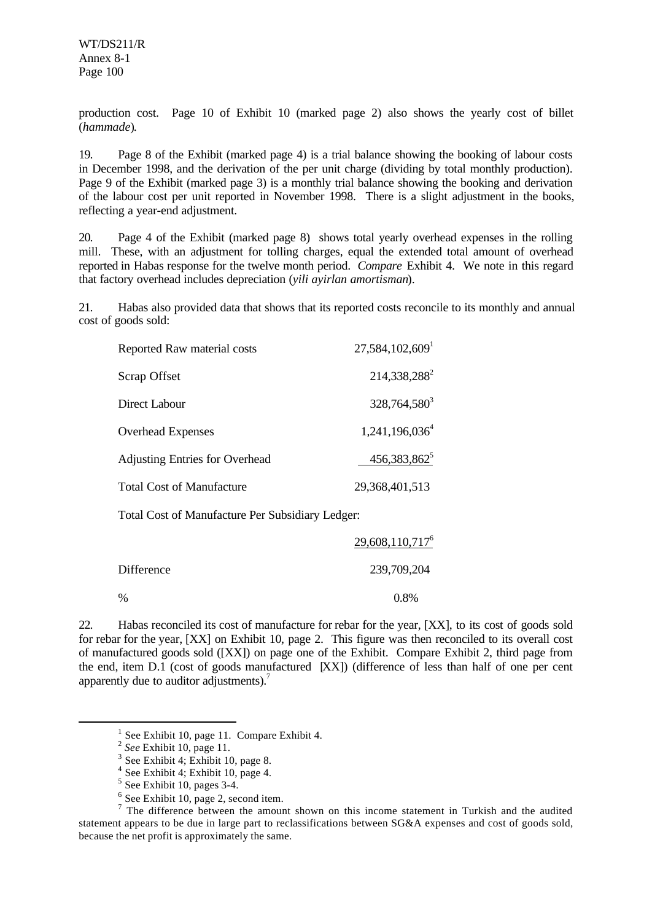production cost. Page 10 of Exhibit 10 (marked page 2) also shows the yearly cost of billet (*hammade*).

19. Page 8 of the Exhibit (marked page 4) is a trial balance showing the booking of labour costs in December 1998, and the derivation of the per unit charge (dividing by total monthly production). Page 9 of the Exhibit (marked page 3) is a monthly trial balance showing the booking and derivation of the labour cost per unit reported in November 1998. There is a slight adjustment in the books, reflecting a year-end adjustment.

20. Page 4 of the Exhibit (marked page 8) shows total yearly overhead expenses in the rolling mill. These, with an adjustment for tolling charges, equal the extended total amount of overhead reported in Habas response for the twelve month period. *Compare* Exhibit 4. We note in this regard that factory overhead includes depreciation (*yili ayirlan amortisman*).

21. Habas also provided data that shows that its reported costs reconcile to its monthly and annual cost of goods sold:

| | |
|---|---|
| Reported Raw material costs | 27,584,102,609[1] |
| Scrap Offset | 214,338,288[2] |
| Direct Labour | 328,764,580[3] |
| Overhead Expenses | 1,241,196,036[4] |
| Adjusting Entries for Overhead | 456,383,862[5] |
| Total Cost of Manufacture | 29,368,401,513 |
| Total Cost of Manufacture Per Subsidiary Ledger: | |
| | 29,608,110,717[6] |
| Difference | 239,709,204 |
| % | 0.8% |

22. Habas reconciled its cost of manufacture for rebar for the year, [XX], to its cost of goods sold for rebar for the year, [XX] on Exhibit 10, page 2. This figure was then reconciled to its overall cost of manufactured goods sold ([XX]) on page one of the Exhibit. Compare Exhibit 2, third page from the end, item D.1 (cost of goods manufactured [XX]) (difference of less than half of one per cent apparently due to auditor adjustments).[7]

---

[1] See Exhibit 10, page 11. Compare Exhibit 4.

[2] *See* Exhibit 10, page 11.

[3] See Exhibit 4; Exhibit 10, page 8.

[4] See Exhibit 4; Exhibit 10, page 4.

[5] See Exhibit 10, pages 3-4.

[6] See Exhibit 10, page 2, second item.

[7] The difference between the amount shown on this income statement in Turkish and the audited statement appears to be due in large part to reclassifications between SG&A expenses and cost of goods sold, because the net profit is approximately the same.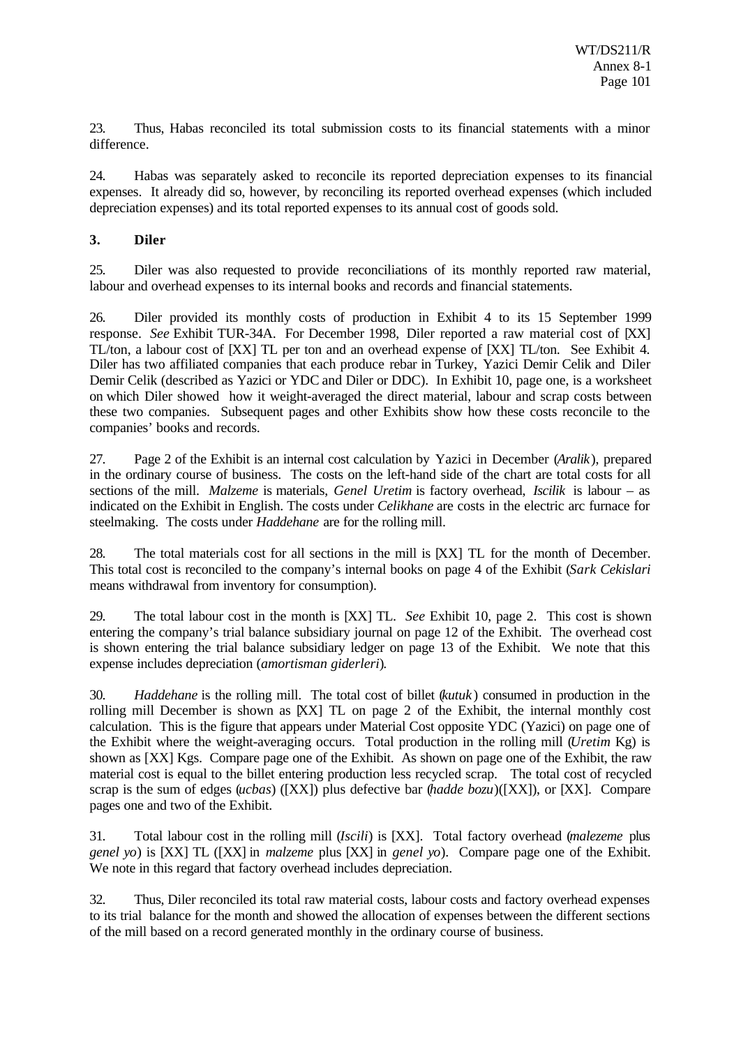23. Thus, Habas reconciled its total submission costs to its financial statements with a minor difference.

24. Habas was separately asked to reconcile its reported depreciation expenses to its financial expenses. It already did so, however, by reconciling its reported overhead expenses (which included depreciation expenses) and its total reported expenses to its annual cost of goods sold.

### 3. Diler

25. Diler was also requested to provide reconciliations of its monthly reported raw material, labour and overhead expenses to its internal books and records and financial statements.

26. Diler provided its monthly costs of production in Exhibit 4 to its 15 September 1999 response. *See* Exhibit TUR-34A. For December 1998, Diler reported a raw material cost of [XX] TL/ton, a labour cost of [XX] TL per ton and an overhead expense of [XX] TL/ton. See Exhibit 4. Diler has two affiliated companies that each produce rebar in Turkey, Yazici Demir Celik and Diler Demir Celik (described as Yazici or YDC and Diler or DDC). In Exhibit 10, page one, is a worksheet on which Diler showed how it weight-averaged the direct material, labour and scrap costs between these two companies. Subsequent pages and other Exhibits show how these costs reconcile to the companies' books and records.

27. Page 2 of the Exhibit is an internal cost calculation by Yazici in December (*Aralik*), prepared in the ordinary course of business. The costs on the left-hand side of the chart are total costs for all sections of the mill. *Malzeme* is materials, *Genel Uretim* is factory overhead, *Iscilik* is labour – as indicated on the Exhibit in English. The costs under *Celikhane* are costs in the electric arc furnace for steelmaking. The costs under *Haddehane* are for the rolling mill.

28. The total materials cost for all sections in the mill is [XX] TL for the month of December. This total cost is reconciled to the company's internal books on page 4 of the Exhibit (*Sark Cekislari* means withdrawal from inventory for consumption).

29. The total labour cost in the month is [XX] TL. *See* Exhibit 10, page 2. This cost is shown entering the company's trial balance subsidiary journal on page 12 of the Exhibit. The overhead cost is shown entering the trial balance subsidiary ledger on page 13 of the Exhibit. We note that this expense includes depreciation (*amortisman giderleri*).

30. *Haddehane* is the rolling mill. The total cost of billet (*kutuk*) consumed in production in the rolling mill December is shown as [XX] TL on page 2 of the Exhibit, the internal monthly cost calculation. This is the figure that appears under Material Cost opposite YDC (Yazici) on page one of the Exhibit where the weight-averaging occurs. Total production in the rolling mill (*Uretim* Kg) is shown as [XX] Kgs. Compare page one of the Exhibit. As shown on page one of the Exhibit, the raw material cost is equal to the billet entering production less recycled scrap. The total cost of recycled scrap is the sum of edges (*ucbas*) ([XX]) plus defective bar (*hadde bozu*)([XX]), or [XX]. Compare pages one and two of the Exhibit.

31. Total labour cost in the rolling mill (*Iscili*) is [XX]. Total factory overhead (*malezeme* plus *genel yo*) is [XX] TL ([XX] in *malzeme* plus [XX] in *genel yo*). Compare page one of the Exhibit. We note in this regard that factory overhead includes depreciation.

32. Thus, Diler reconciled its total raw material costs, labour costs and factory overhead expenses to its trial balance for the month and showed the allocation of expenses between the different sections of the mill based on a record generated monthly in the ordinary course of business.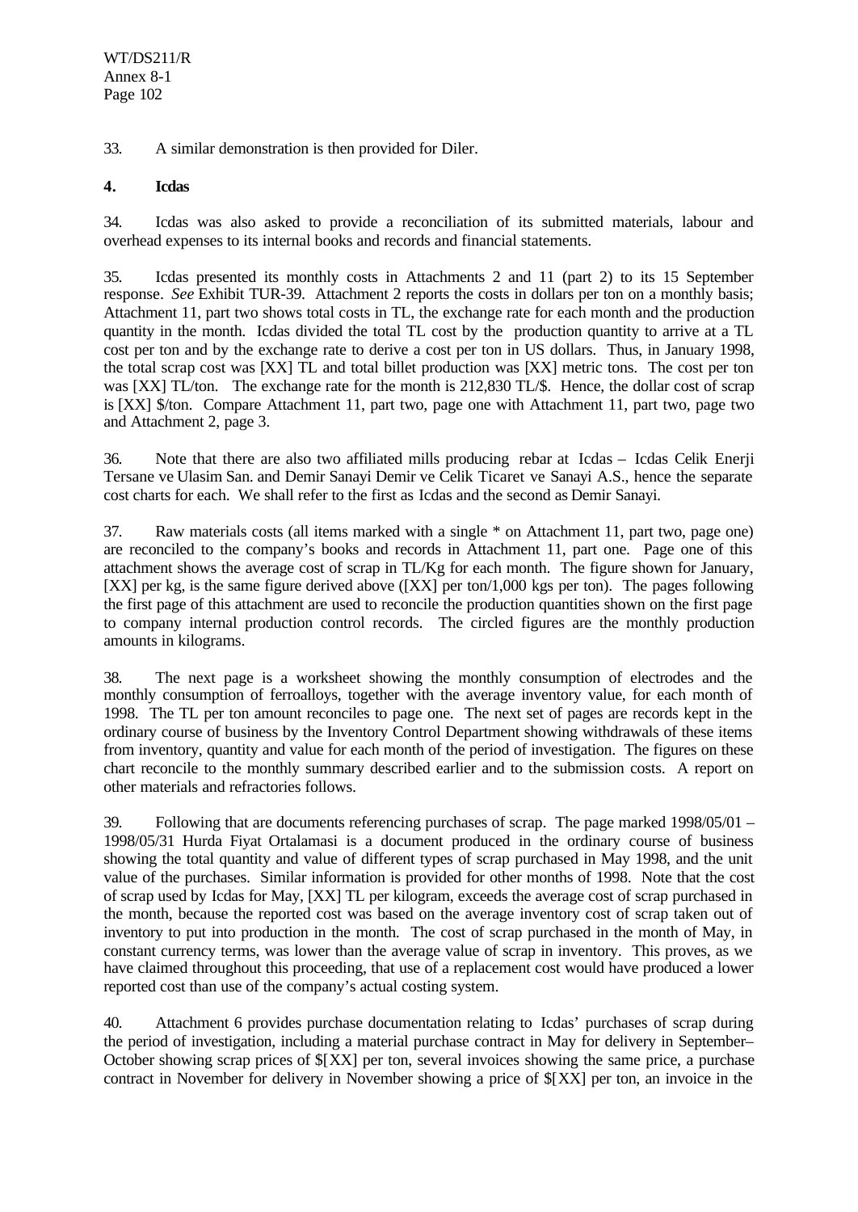33. A similar demonstration is then provided for Diler.

**4. Icdas**

34. Icdas was also asked to provide a reconciliation of its submitted materials, labour and overhead expenses to its internal books and records and financial statements.

35. Icdas presented its monthly costs in Attachments 2 and 11 (part 2) to its 15 September response. *See* Exhibit TUR-39. Attachment 2 reports the costs in dollars per ton on a monthly basis; Attachment 11, part two shows total costs in TL, the exchange rate for each month and the production quantity in the month. Icdas divided the total TL cost by the production quantity to arrive at a TL cost per ton and by the exchange rate to derive a cost per ton in US dollars. Thus, in January 1998, the total scrap cost was [XX] TL and total billet production was [XX] metric tons. The cost per ton was [XX] TL/ton. The exchange rate for the month is 212,830 TL/$. Hence, the dollar cost of scrap is [XX] $/ton. Compare Attachment 11, part two, page one with Attachment 11, part two, page two and Attachment 2, page 3.

36. Note that there are also two affiliated mills producing rebar at Icdas – Icdas Celik Enerji Tersane ve Ulasim San. and Demir Sanayi Demir ve Celik Ticaret ve Sanayi A.S., hence the separate cost charts for each. We shall refer to the first as Icdas and the second as Demir Sanayi.

37. Raw materials costs (all items marked with a single * on Attachment 11, part two, page one) are reconciled to the company's books and records in Attachment 11, part one. Page one of this attachment shows the average cost of scrap in TL/Kg for each month. The figure shown for January, [XX] per kg, is the same figure derived above ([XX] per ton/1,000 kgs per ton). The pages following the first page of this attachment are used to reconcile the production quantities shown on the first page to company internal production control records. The circled figures are the monthly production amounts in kilograms.

38. The next page is a worksheet showing the monthly consumption of electrodes and the monthly consumption of ferroalloys, together with the average inventory value, for each month of 1998. The TL per ton amount reconciles to page one. The next set of pages are records kept in the ordinary course of business by the Inventory Control Department showing withdrawals of these items from inventory, quantity and value for each month of the period of investigation. The figures on these chart reconcile to the monthly summary described earlier and to the submission costs. A report on other materials and refractories follows.

39. Following that are documents referencing purchases of scrap. The page marked 1998/05/01 – 1998/05/31 Hurda Fiyat Ortalamasi is a document produced in the ordinary course of business showing the total quantity and value of different types of scrap purchased in May 1998, and the unit value of the purchases. Similar information is provided for other months of 1998. Note that the cost of scrap used by Icdas for May, [XX] TL per kilogram, exceeds the average cost of scrap purchased in the month, because the reported cost was based on the average inventory cost of scrap taken out of inventory to put into production in the month. The cost of scrap purchased in the month of May, in constant currency terms, was lower than the average value of scrap in inventory. This proves, as we have claimed throughout this proceeding, that use of a replacement cost would have produced a lower reported cost than use of the company's actual costing system.

40. Attachment 6 provides purchase documentation relating to Icdas' purchases of scrap during the period of investigation, including a material purchase contract in May for delivery in September–October showing scrap prices of $[XX] per ton, several invoices showing the same price, a purchase contract in November for delivery in November showing a price of $[XX] per ton, an invoice in the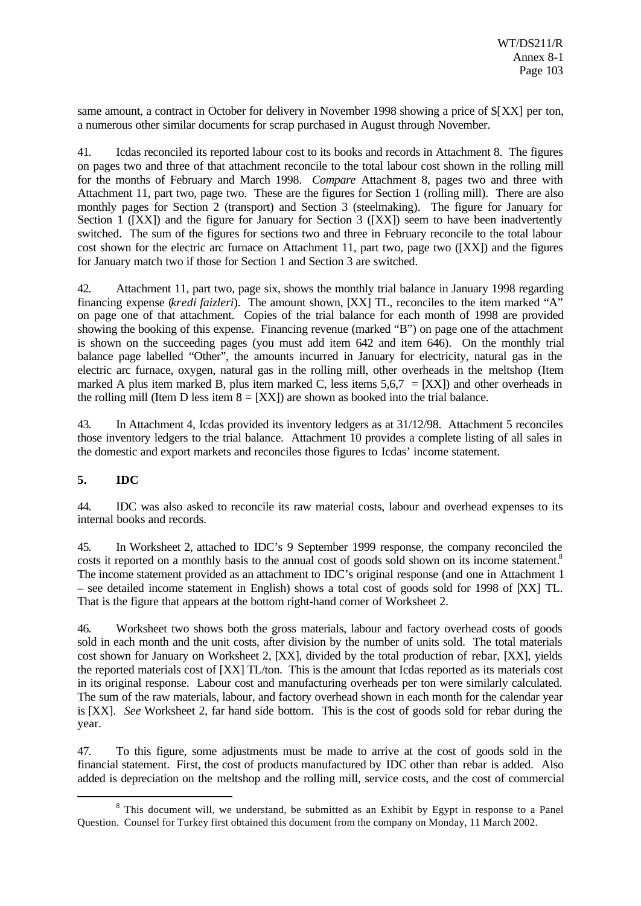same amount, a contract in October for delivery in November 1998 showing a price of $[XX] per ton, a numerous other similar documents for scrap purchased in August through November.

41. Icdas reconciled its reported labour cost to its books and records in Attachment 8. The figures on pages two and three of that attachment reconcile to the total labour cost shown in the rolling mill for the months of February and March 1998. *Compare* Attachment 8, pages two and three with Attachment 11, part two, page two. These are the figures for Section 1 (rolling mill). There are also monthly pages for Section 2 (transport) and Section 3 (steelmaking). The figure for January for Section 1 ([XX]) and the figure for January for Section 3 ([XX]) seem to have been inadvertently switched. The sum of the figures for sections two and three in February reconcile to the total labour cost shown for the electric arc furnace on Attachment 11, part two, page two ([XX]) and the figures for January match two if those for Section 1 and Section 3 are switched.

42. Attachment 11, part two, page six, shows the monthly trial balance in January 1998 regarding financing expense (*kredi faizleri*). The amount shown, [XX] TL, reconciles to the item marked "A" on page one of that attachment. Copies of the trial balance for each month of 1998 are provided showing the booking of this expense. Financing revenue (marked "B") on page one of the attachment is shown on the succeeding pages (you must add item 642 and item 646). On the monthly trial balance page labelled "Other", the amounts incurred in January for electricity, natural gas in the electric arc furnace, oxygen, natural gas in the rolling mill, other overheads in the meltshop (Item marked A plus item marked B, plus item marked C, less items 5,6,7 = [XX]) and other overheads in the rolling mill (Item D less item 8 = [XX]) are shown as booked into the trial balance.

43. In Attachment 4, Icdas provided its inventory ledgers as at 31/12/98. Attachment 5 reconciles those inventory ledgers to the trial balance. Attachment 10 provides a complete listing of all sales in the domestic and export markets and reconciles those figures to Icdas' income statement.

## 5. IDC

44. IDC was also asked to reconcile its raw material costs, labour and overhead expenses to its internal books and records.

45. In Worksheet 2, attached to IDC's 9 September 1999 response, the company reconciled the costs it reported on a monthly basis to the annual cost of goods sold shown on its income statement.[8] The income statement provided as an attachment to IDC's original response (and one in Attachment 1 – see detailed income statement in English) shows a total cost of goods sold for 1998 of [XX] TL. That is the figure that appears at the bottom right-hand corner of Worksheet 2.

46. Worksheet two shows both the gross materials, labour and factory overhead costs of goods sold in each month and the unit costs, after division by the number of units sold. The total materials cost shown for January on Worksheet 2, [XX], divided by the total production of rebar, [XX], yields the reported materials cost of [XX] TL/ton. This is the amount that Icdas reported as its materials cost in its original response. Labour cost and manufacturing overheads per ton were similarly calculated. The sum of the raw materials, labour, and factory overhead shown in each month for the calendar year is [XX]. *See* Worksheet 2, far hand side bottom. This is the cost of goods sold for rebar during the year.

47. To this figure, some adjustments must be made to arrive at the cost of goods sold in the financial statement. First, the cost of products manufactured by IDC other than rebar is added. Also added is depreciation on the meltshop and the rolling mill, service costs, and the cost of commercial

[8] This document will, we understand, be submitted as an Exhibit by Egypt in response to a Panel Question. Counsel for Turkey first obtained this document from the company on Monday, 11 March 2002.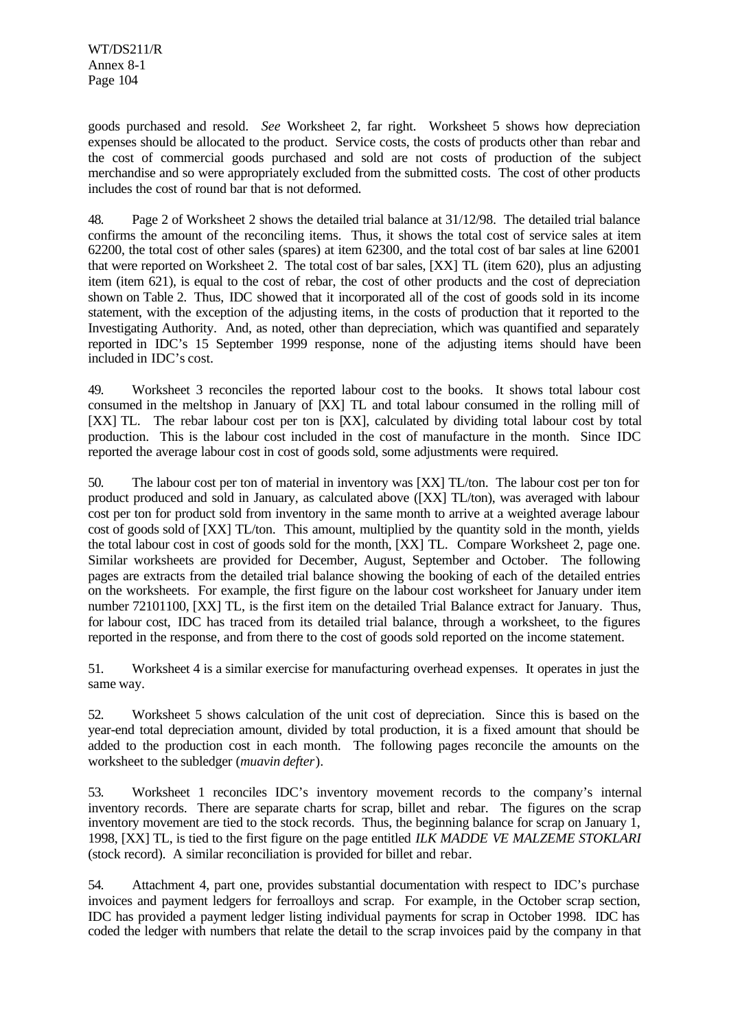goods purchased and resold. *See* Worksheet 2, far right. Worksheet 5 shows how depreciation expenses should be allocated to the product. Service costs, the costs of products other than rebar and the cost of commercial goods purchased and sold are not costs of production of the subject merchandise and so were appropriately excluded from the submitted costs. The cost of other products includes the cost of round bar that is not deformed.

48. Page 2 of Worksheet 2 shows the detailed trial balance at 31/12/98. The detailed trial balance confirms the amount of the reconciling items. Thus, it shows the total cost of service sales at item 62200, the total cost of other sales (spares) at item 62300, and the total cost of bar sales at line 62001 that were reported on Worksheet 2. The total cost of bar sales, [XX] TL (item 620), plus an adjusting item (item 621), is equal to the cost of rebar, the cost of other products and the cost of depreciation shown on Table 2. Thus, IDC showed that it incorporated all of the cost of goods sold in its income statement, with the exception of the adjusting items, in the costs of production that it reported to the Investigating Authority. And, as noted, other than depreciation, which was quantified and separately reported in IDC's 15 September 1999 response, none of the adjusting items should have been included in IDC's cost.

49. Worksheet 3 reconciles the reported labour cost to the books. It shows total labour cost consumed in the meltshop in January of [XX] TL and total labour consumed in the rolling mill of [XX] TL. The rebar labour cost per ton is [XX], calculated by dividing total labour cost by total production. This is the labour cost included in the cost of manufacture in the month. Since IDC reported the average labour cost in cost of goods sold, some adjustments were required.

50. The labour cost per ton of material in inventory was [XX] TL/ton. The labour cost per ton for product produced and sold in January, as calculated above ([XX] TL/ton), was averaged with labour cost per ton for product sold from inventory in the same month to arrive at a weighted average labour cost of goods sold of [XX] TL/ton. This amount, multiplied by the quantity sold in the month, yields the total labour cost in cost of goods sold for the month, [XX] TL. Compare Worksheet 2, page one. Similar worksheets are provided for December, August, September and October. The following pages are extracts from the detailed trial balance showing the booking of each of the detailed entries on the worksheets. For example, the first figure on the labour cost worksheet for January under item number 72101100, [XX] TL, is the first item on the detailed Trial Balance extract for January. Thus, for labour cost, IDC has traced from its detailed trial balance, through a worksheet, to the figures reported in the response, and from there to the cost of goods sold reported on the income statement.

51. Worksheet 4 is a similar exercise for manufacturing overhead expenses. It operates in just the same way.

52. Worksheet 5 shows calculation of the unit cost of depreciation. Since this is based on the year-end total depreciation amount, divided by total production, it is a fixed amount that should be added to the production cost in each month. The following pages reconcile the amounts on the worksheet to the subledger (*muavin defter*).

53. Worksheet 1 reconciles IDC's inventory movement records to the company's internal inventory records. There are separate charts for scrap, billet and rebar. The figures on the scrap inventory movement are tied to the stock records. Thus, the beginning balance for scrap on January 1, 1998, [XX] TL, is tied to the first figure on the page entitled *ILK MADDE VE MALZEME STOKLARI* (stock record). A similar reconciliation is provided for billet and rebar.

54. Attachment 4, part one, provides substantial documentation with respect to IDC's purchase invoices and payment ledgers for ferroalloys and scrap. For example, in the October scrap section, IDC has provided a payment ledger listing individual payments for scrap in October 1998. IDC has coded the ledger with numbers that relate the detail to the scrap invoices paid by the company in that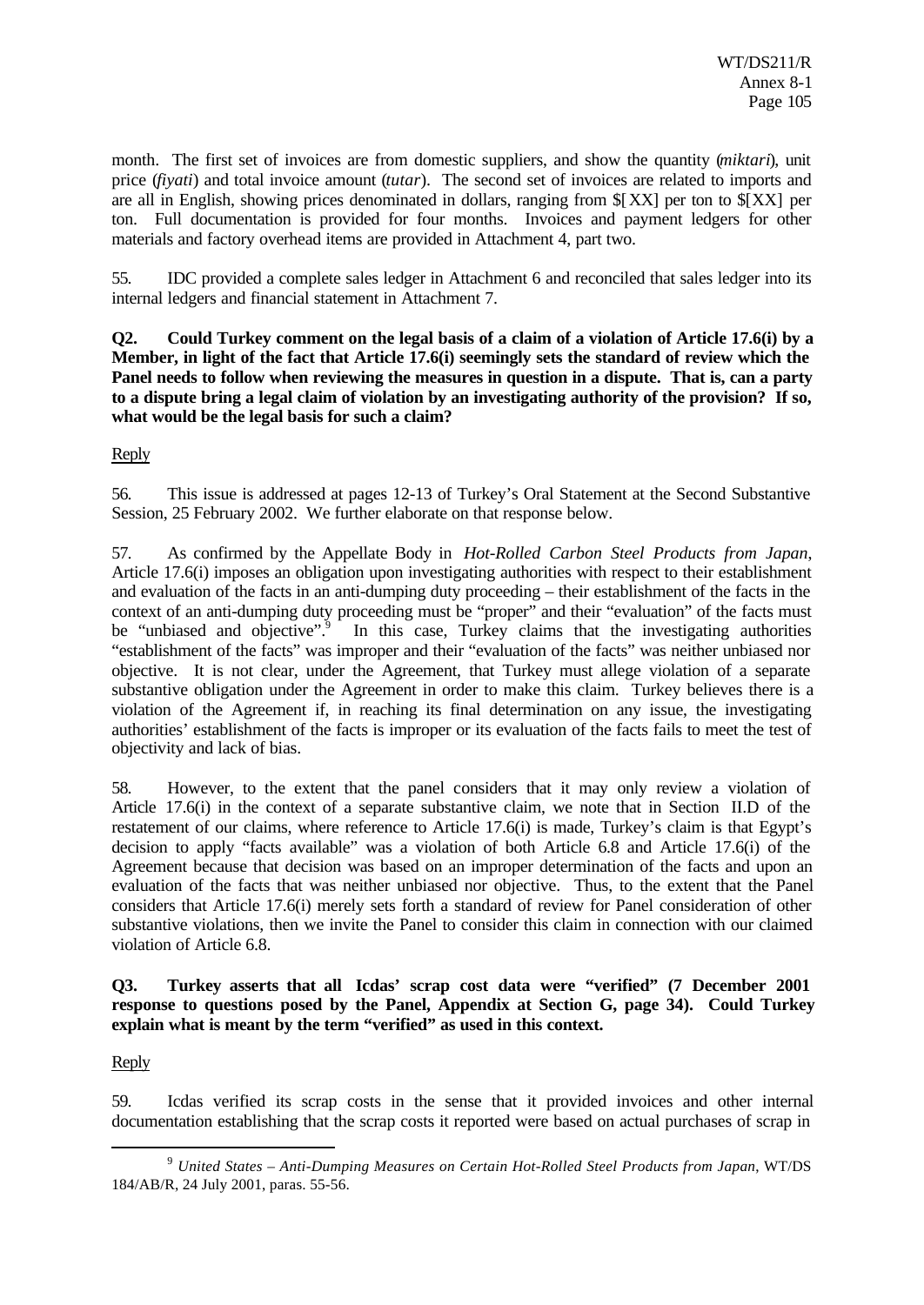month. The first set of invoices are from domestic suppliers, and show the quantity (*miktari*), unit price (*fiyati*) and total invoice amount (*tutar*). The second set of invoices are related to imports and are all in English, showing prices denominated in dollars, ranging from $[XX] per ton to $[XX] per ton. Full documentation is provided for four months. Invoices and payment ledgers for other materials and factory overhead items are provided in Attachment 4, part two.

55. IDC provided a complete sales ledger in Attachment 6 and reconciled that sales ledger into its internal ledgers and financial statement in Attachment 7.

**Q2. Could Turkey comment on the legal basis of a claim of a violation of Article 17.6(i) by a Member, in light of the fact that Article 17.6(i) seemingly sets the standard of review which the Panel needs to follow when reviewing the measures in question in a dispute. That is, can a party to a dispute bring a legal claim of violation by an investigating authority of the provision? If so, what would be the legal basis for such a claim?**

Reply

56. This issue is addressed at pages 12-13 of Turkey's Oral Statement at the Second Substantive Session, 25 February 2002. We further elaborate on that response below.

57. As confirmed by the Appellate Body in *Hot-Rolled Carbon Steel Products from Japan*, Article 17.6(i) imposes an obligation upon investigating authorities with respect to their establishment and evaluation of the facts in an anti-dumping duty proceeding – their establishment of the facts in the context of an anti-dumping duty proceeding must be "proper" and their "evaluation" of the facts must be "unbiased and objective".[9] In this case, Turkey claims that the investigating authorities "establishment of the facts" was improper and their "evaluation of the facts" was neither unbiased nor objective. It is not clear, under the Agreement, that Turkey must allege violation of a separate substantive obligation under the Agreement in order to make this claim. Turkey believes there is a violation of the Agreement if, in reaching its final determination on any issue, the investigating authorities' establishment of the facts is improper or its evaluation of the facts fails to meet the test of objectivity and lack of bias.

58. However, to the extent that the panel considers that it may only review a violation of Article 17.6(i) in the context of a separate substantive claim, we note that in Section II.D of the restatement of our claims, where reference to Article 17.6(i) is made, Turkey's claim is that Egypt's decision to apply "facts available" was a violation of both Article 6.8 and Article 17.6(i) of the Agreement because that decision was based on an improper determination of the facts and upon an evaluation of the facts that was neither unbiased nor objective. Thus, to the extent that the Panel considers that Article 17.6(i) merely sets forth a standard of review for Panel consideration of other substantive violations, then we invite the Panel to consider this claim in connection with our claimed violation of Article 6.8.

**Q3. Turkey asserts that all Icdas' scrap cost data were "verified" (7 December 2001 response to questions posed by the Panel, Appendix at Section G, page 34). Could Turkey explain what is meant by the term "verified" as used in this context.**

Reply

59. Icdas verified its scrap costs in the sense that it provided invoices and other internal documentation establishing that the scrap costs it reported were based on actual purchases of scrap in

---

[9] *United States – Anti-Dumping Measures on Certain Hot-Rolled Steel Products from Japan*, WT/DS 184/AB/R, 24 July 2001, paras. 55-56.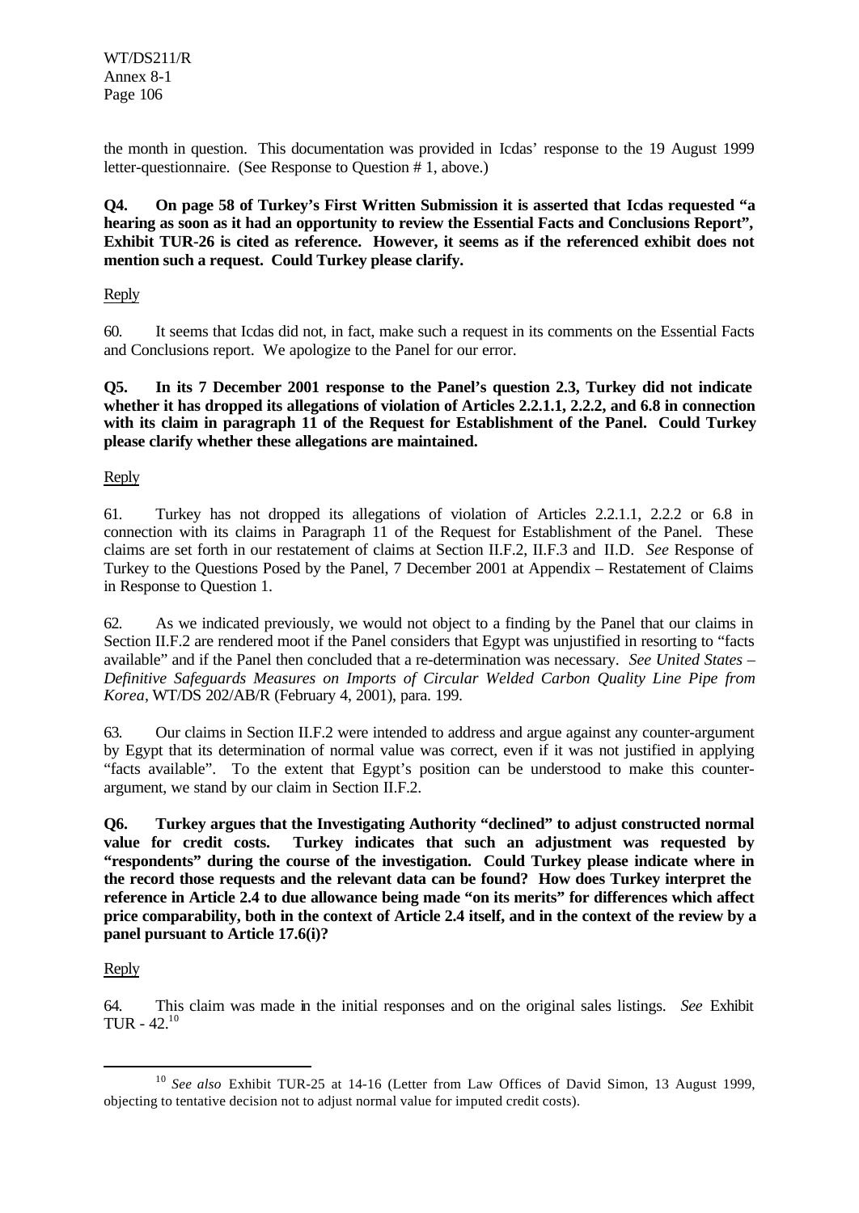the month in question. This documentation was provided in Icdas' response to the 19 August 1999 letter-questionnaire. (See Response to Question # 1, above.)

**Q4. On page 58 of Turkey's First Written Submission it is asserted that Icdas requested "a hearing as soon as it had an opportunity to review the Essential Facts and Conclusions Report", Exhibit TUR-26 is cited as reference. However, it seems as if the referenced exhibit does not mention such a request. Could Turkey please clarify.**

Reply

60. It seems that Icdas did not, in fact, make such a request in its comments on the Essential Facts and Conclusions report. We apologize to the Panel for our error.

**Q5. In its 7 December 2001 response to the Panel's question 2.3, Turkey did not indicate whether it has dropped its allegations of violation of Articles 2.2.1.1, 2.2.2, and 6.8 in connection with its claim in paragraph 11 of the Request for Establishment of the Panel. Could Turkey please clarify whether these allegations are maintained.**

Reply

61. Turkey has not dropped its allegations of violation of Articles 2.2.1.1, 2.2.2 or 6.8 in connection with its claims in Paragraph 11 of the Request for Establishment of the Panel. These claims are set forth in our restatement of claims at Section II.F.2, II.F.3 and II.D. *See* Response of Turkey to the Questions Posed by the Panel, 7 December 2001 at Appendix – Restatement of Claims in Response to Question 1.

62. As we indicated previously, we would not object to a finding by the Panel that our claims in Section II.F.2 are rendered moot if the Panel considers that Egypt was unjustified in resorting to "facts available" and if the Panel then concluded that a re-determination was necessary. *See United States – Definitive Safeguards Measures on Imports of Circular Welded Carbon Quality Line Pipe from Korea*, WT/DS 202/AB/R (February 4, 2001), para. 199.

63. Our claims in Section II.F.2 were intended to address and argue against any counter-argument by Egypt that its determination of normal value was correct, even if it was not justified in applying "facts available". To the extent that Egypt's position can be understood to make this counter-argument, we stand by our claim in Section II.F.2.

**Q6. Turkey argues that the Investigating Authority "declined" to adjust constructed normal value for credit costs. Turkey indicates that such an adjustment was requested by "respondents" during the course of the investigation. Could Turkey please indicate where in the record those requests and the relevant data can be found? How does Turkey interpret the reference in Article 2.4 to due allowance being made "on its merits" for differences which affect price comparability, both in the context of Article 2.4 itself, and in the context of the review by a panel pursuant to Article 17.6(i)?**

Reply

64. This claim was made in the initial responses and on the original sales listings. *See* Exhibit TUR - 42.[10]

---

[10] *See also* Exhibit TUR-25 at 14-16 (Letter from Law Offices of David Simon, 13 August 1999, objecting to tentative decision not to adjust normal value for imputed credit costs).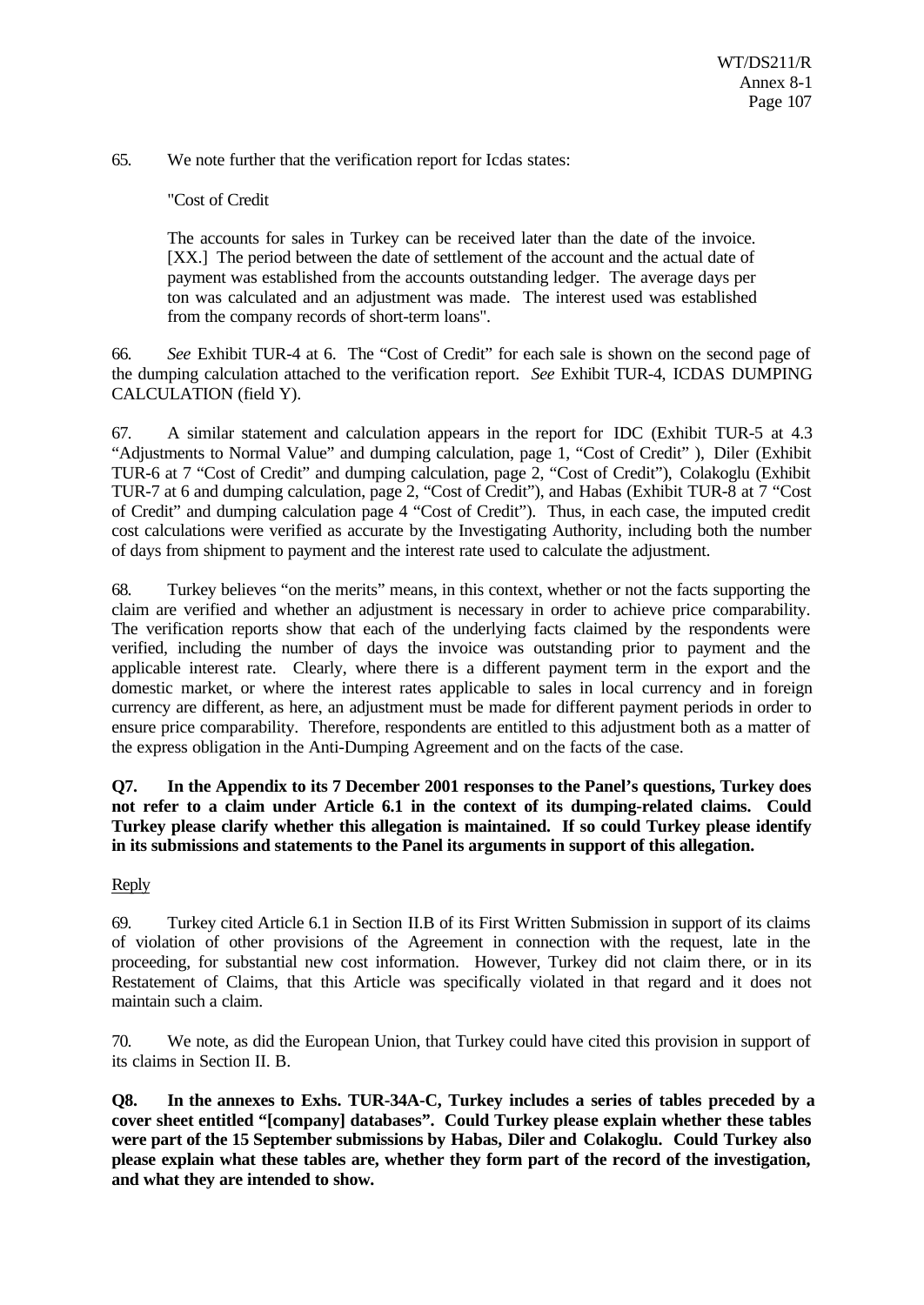65. We note further that the verification report for Icdas states:

> "Cost of Credit
>
> The accounts for sales in Turkey can be received later than the date of the invoice. [XX.] The period between the date of settlement of the account and the actual date of payment was established from the accounts outstanding ledger. The average days per ton was calculated and an adjustment was made. The interest used was established from the company records of short-term loans".

66. *See* Exhibit TUR-4 at 6. The "Cost of Credit" for each sale is shown on the second page of the dumping calculation attached to the verification report. *See* Exhibit TUR-4, ICDAS DUMPING CALCULATION (field Y).

67. A similar statement and calculation appears in the report for IDC (Exhibit TUR-5 at 4.3 "Adjustments to Normal Value" and dumping calculation, page 1, "Cost of Credit" ), Diler (Exhibit TUR-6 at 7 "Cost of Credit" and dumping calculation, page 2, "Cost of Credit"), Colakoglu (Exhibit TUR-7 at 6 and dumping calculation, page 2, "Cost of Credit"), and Habas (Exhibit TUR-8 at 7 "Cost of Credit" and dumping calculation page 4 "Cost of Credit"). Thus, in each case, the imputed credit cost calculations were verified as accurate by the Investigating Authority, including both the number of days from shipment to payment and the interest rate used to calculate the adjustment.

68. Turkey believes "on the merits" means, in this context, whether or not the facts supporting the claim are verified and whether an adjustment is necessary in order to achieve price comparability. The verification reports show that each of the underlying facts claimed by the respondents were verified, including the number of days the invoice was outstanding prior to payment and the applicable interest rate. Clearly, where there is a different payment term in the export and the domestic market, or where the interest rates applicable to sales in local currency and in foreign currency are different, as here, an adjustment must be made for different payment periods in order to ensure price comparability. Therefore, respondents are entitled to this adjustment both as a matter of the express obligation in the Anti-Dumping Agreement and on the facts of the case.

**Q7. In the Appendix to its 7 December 2001 responses to the Panel's questions, Turkey does not refer to a claim under Article 6.1 in the context of its dumping-related claims. Could Turkey please clarify whether this allegation is maintained. If so could Turkey please identify in its submissions and statements to the Panel its arguments in support of this allegation.**

Reply

69. Turkey cited Article 6.1 in Section II.B of its First Written Submission in support of its claims of violation of other provisions of the Agreement in connection with the request, late in the proceeding, for substantial new cost information. However, Turkey did not claim there, or in its Restatement of Claims, that this Article was specifically violated in that regard and it does not maintain such a claim.

70. We note, as did the European Union, that Turkey could have cited this provision in support of its claims in Section II. B.

**Q8. In the annexes to Exhs. TUR-34A-C, Turkey includes a series of tables preceded by a cover sheet entitled "[company] databases". Could Turkey please explain whether these tables were part of the 15 September submissions by Habas, Diler and Colakoglu. Could Turkey also please explain what these tables are, whether they form part of the record of the investigation, and what they are intended to show.**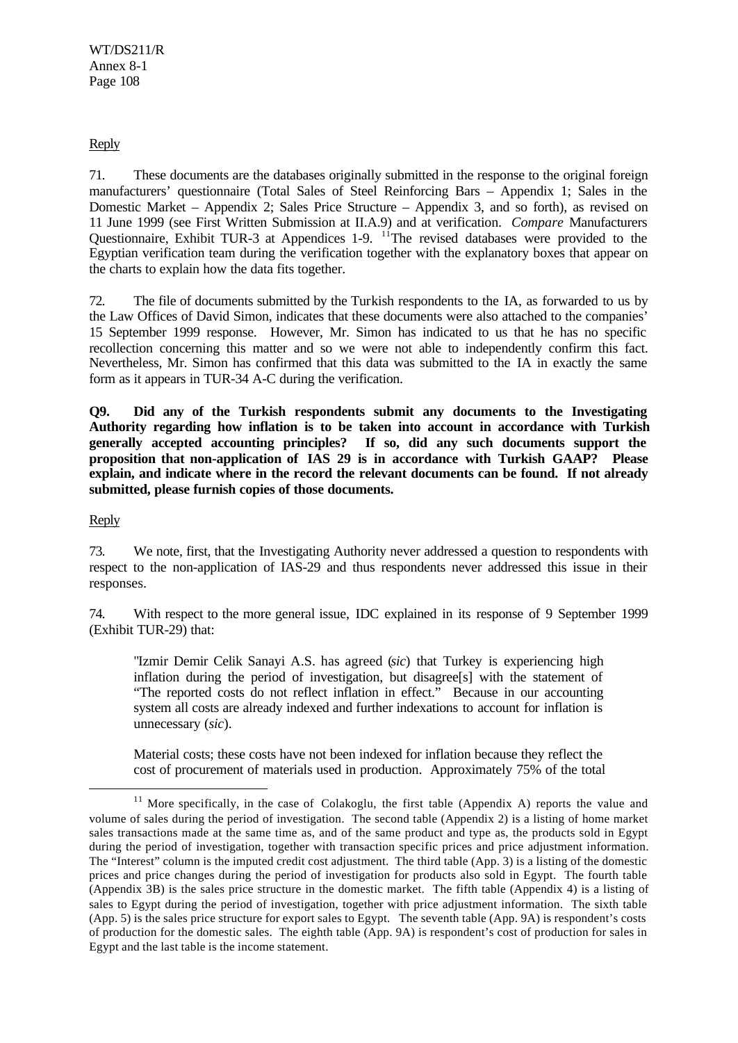Reply

71. These documents are the databases originally submitted in the response to the original foreign manufacturers' questionnaire (Total Sales of Steel Reinforcing Bars – Appendix 1; Sales in the Domestic Market – Appendix 2; Sales Price Structure – Appendix 3, and so forth), as revised on 11 June 1999 (see First Written Submission at II.A.9) and at verification. *Compare* Manufacturers Questionnaire, Exhibit TUR-3 at Appendices 1-9. [11]The revised databases were provided to the Egyptian verification team during the verification together with the explanatory boxes that appear on the charts to explain how the data fits together.

72. The file of documents submitted by the Turkish respondents to the IA, as forwarded to us by the Law Offices of David Simon, indicates that these documents were also attached to the companies' 15 September 1999 response. However, Mr. Simon has indicated to us that he has no specific recollection concerning this matter and so we were not able to independently confirm this fact. Nevertheless, Mr. Simon has confirmed that this data was submitted to the IA in exactly the same form as it appears in TUR-34 A-C during the verification.

**Q9. Did any of the Turkish respondents submit any documents to the Investigating Authority regarding how inflation is to be taken into account in accordance with Turkish generally accepted accounting principles? If so, did any such documents support the proposition that non-application of IAS 29 is in accordance with Turkish GAAP? Please explain, and indicate where in the record the relevant documents can be found. If not already submitted, please furnish copies of those documents.**

Reply

73. We note, first, that the Investigating Authority never addressed a question to respondents with respect to the non-application of IAS-29 and thus respondents never addressed this issue in their responses.

74. With respect to the more general issue, IDC explained in its response of 9 September 1999 (Exhibit TUR-29) that:

> "Izmir Demir Celik Sanayi A.S. has agreed (*sic*) that Turkey is experiencing high inflation during the period of investigation, but disagree[s] with the statement of "The reported costs do not reflect inflation in effect." Because in our accounting system all costs are already indexed and further indexations to account for inflation is unnecessary (*sic*).
>
> Material costs; these costs have not been indexed for inflation because they reflect the cost of procurement of materials used in production. Approximately 75% of the total

---

[11] More specifically, in the case of Colakoglu, the first table (Appendix A) reports the value and volume of sales during the period of investigation. The second table (Appendix 2) is a listing of home market sales transactions made at the same time as, and of the same product and type as, the products sold in Egypt during the period of investigation, together with transaction specific prices and price adjustment information. The "Interest" column is the imputed credit cost adjustment. The third table (App. 3) is a listing of the domestic prices and price changes during the period of investigation for products also sold in Egypt. The fourth table (Appendix 3B) is the sales price structure in the domestic market. The fifth table (Appendix 4) is a listing of sales to Egypt during the period of investigation, together with price adjustment information. The sixth table (App. 5) is the sales price structure for export sales to Egypt. The seventh table (App. 9A) is respondent's costs of production for the domestic sales. The eighth table (App. 9A) is respondent's cost of production for sales in Egypt and the last table is the income statement.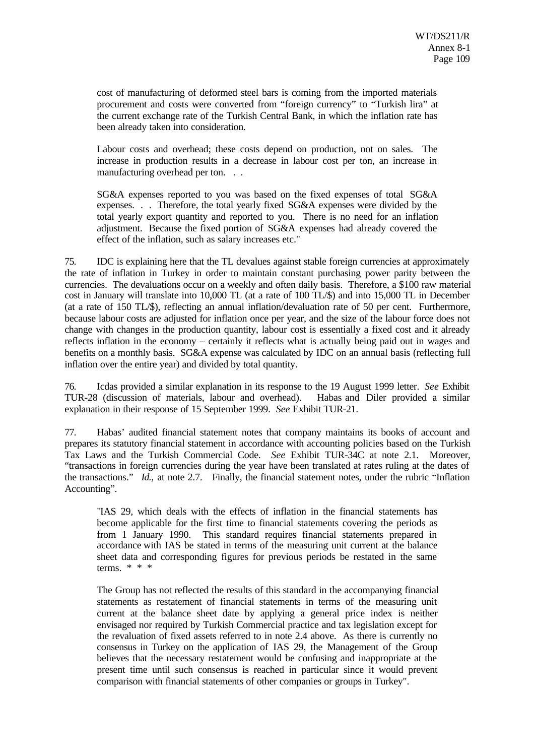> cost of manufacturing of deformed steel bars is coming from the imported materials procurement and costs were converted from "foreign currency" to "Turkish lira" at the current exchange rate of the Turkish Central Bank, in which the inflation rate has been already taken into consideration.
>
> Labour costs and overhead; these costs depend on production, not on sales. The increase in production results in a decrease in labour cost per ton, an increase in manufacturing overhead per ton. . .
>
> SG&A expenses reported to you was based on the fixed expenses of total SG&A expenses. . . Therefore, the total yearly fixed SG&A expenses were divided by the total yearly export quantity and reported to you. There is no need for an inflation adjustment. Because the fixed portion of SG&A expenses had already covered the effect of the inflation, such as salary increases etc."

75. IDC is explaining here that the TL devalues against stable foreign currencies at approximately the rate of inflation in Turkey in order to maintain constant purchasing power parity between the currencies. The devaluations occur on a weekly and often daily basis. Therefore, a $100 raw material cost in January will translate into 10,000 TL (at a rate of 100 TL/$) and into 15,000 TL in December (at a rate of 150 TL/$), reflecting an annual inflation/devaluation rate of 50 per cent. Furthermore, because labour costs are adjusted for inflation once per year, and the size of the labour force does not change with changes in the production quantity, labour cost is essentially a fixed cost and it already reflects inflation in the economy – certainly it reflects what is actually being paid out in wages and benefits on a monthly basis. SG&A expense was calculated by IDC on an annual basis (reflecting full inflation over the entire year) and divided by total quantity.

76. Icdas provided a similar explanation in its response to the 19 August 1999 letter. *See* Exhibit TUR-28 (discussion of materials, labour and overhead). Habas and Diler provided a similar explanation in their response of 15 September 1999. *See* Exhibit TUR-21.

77. Habas' audited financial statement notes that company maintains its books of account and prepares its statutory financial statement in accordance with accounting policies based on the Turkish Tax Laws and the Turkish Commercial Code. *See* Exhibit TUR-34C at note 2.1. Moreover, "transactions in foreign currencies during the year have been translated at rates ruling at the dates of the transactions." *Id.*, at note 2.7. Finally, the financial statement notes, under the rubric "Inflation Accounting".

> "IAS 29, which deals with the effects of inflation in the financial statements has become applicable for the first time to financial statements covering the periods as from 1 January 1990. This standard requires financial statements prepared in accordance with IAS be stated in terms of the measuring unit current at the balance sheet data and corresponding figures for previous periods be restated in the same terms. * * *
>
> The Group has not reflected the results of this standard in the accompanying financial statements as restatement of financial statements in terms of the measuring unit current at the balance sheet date by applying a general price index is neither envisaged nor required by Turkish Commercial practice and tax legislation except for the revaluation of fixed assets referred to in note 2.4 above. As there is currently no consensus in Turkey on the application of IAS 29, the Management of the Group believes that the necessary restatement would be confusing and inappropriate at the present time until such consensus is reached in particular since it would prevent comparison with financial statements of other companies or groups in Turkey".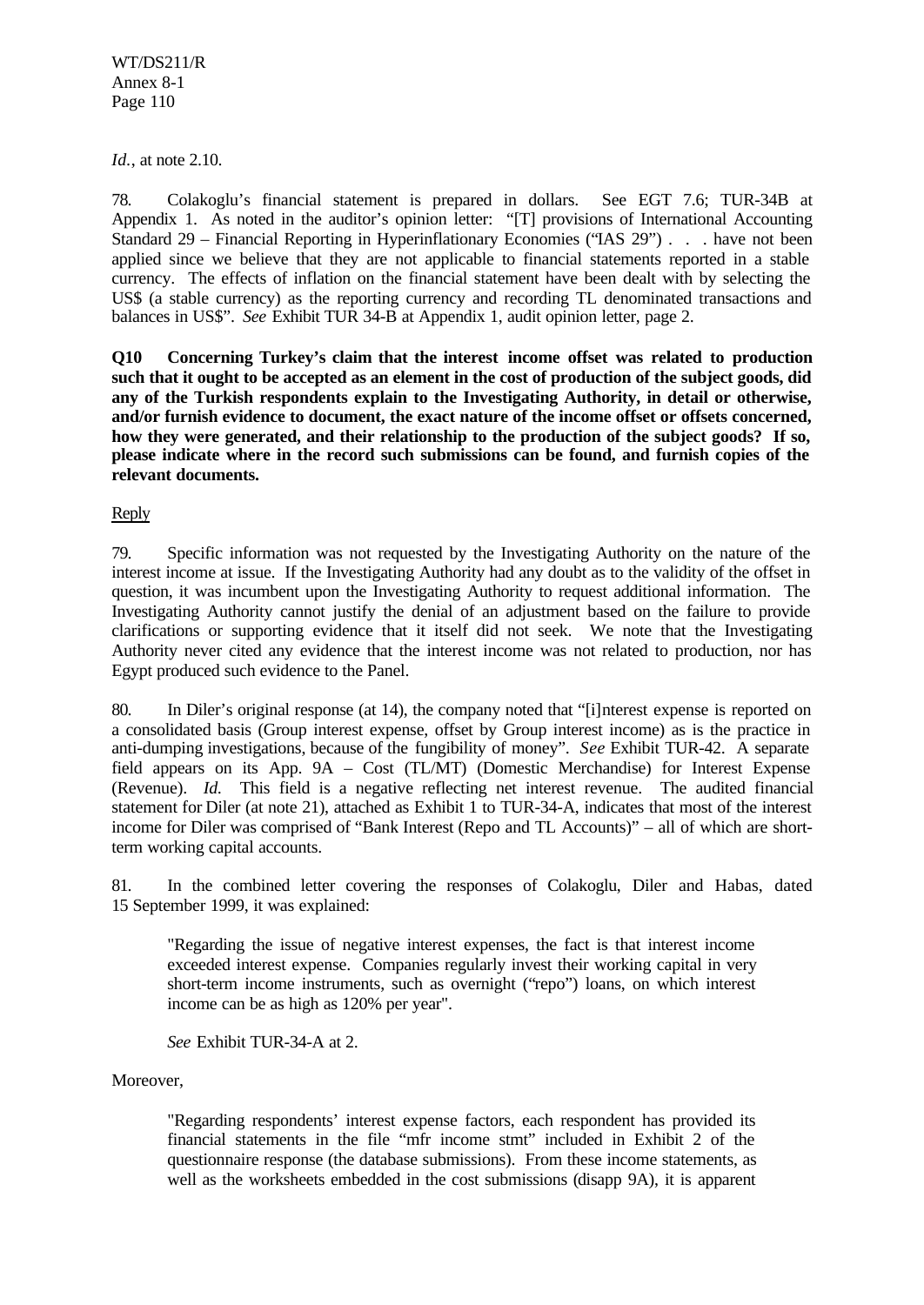*Id.*, at note 2.10.

78. Colakoglu's financial statement is prepared in dollars. See EGT 7.6; TUR-34B at Appendix 1. As noted in the auditor's opinion letter: "[T] provisions of International Accounting Standard 29 – Financial Reporting in Hyperinflationary Economies ("IAS 29") . . . have not been applied since we believe that they are not applicable to financial statements reported in a stable currency. The effects of inflation on the financial statement have been dealt with by selecting the US$ (a stable currency) as the reporting currency and recording TL denominated transactions and balances in US$". *See* Exhibit TUR 34-B at Appendix 1, audit opinion letter, page 2.

**Q10 Concerning Turkey's claim that the interest income offset was related to production such that it ought to be accepted as an element in the cost of production of the subject goods, did any of the Turkish respondents explain to the Investigating Authority, in detail or otherwise, and/or furnish evidence to document, the exact nature of the income offset or offsets concerned, how they were generated, and their relationship to the production of the subject goods? If so, please indicate where in the record such submissions can be found, and furnish copies of the relevant documents.**

Reply

79. Specific information was not requested by the Investigating Authority on the nature of the interest income at issue. If the Investigating Authority had any doubt as to the validity of the offset in question, it was incumbent upon the Investigating Authority to request additional information. The Investigating Authority cannot justify the denial of an adjustment based on the failure to provide clarifications or supporting evidence that it itself did not seek. We note that the Investigating Authority never cited any evidence that the interest income was not related to production, nor has Egypt produced such evidence to the Panel.

80. In Diler's original response (at 14), the company noted that "[i]nterest expense is reported on a consolidated basis (Group interest expense, offset by Group interest income) as is the practice in anti-dumping investigations, because of the fungibility of money". *See* Exhibit TUR-42. A separate field appears on its App. 9A – Cost (TL/MT) (Domestic Merchandise) for Interest Expense (Revenue). *Id.* This field is a negative reflecting net interest revenue. The audited financial statement for Diler (at note 21), attached as Exhibit 1 to TUR-34-A, indicates that most of the interest income for Diler was comprised of "Bank Interest (Repo and TL Accounts)" – all of which are short-term working capital accounts.

81. In the combined letter covering the responses of Colakoglu, Diler and Habas, dated 15 September 1999, it was explained:

> "Regarding the issue of negative interest expenses, the fact is that interest income exceeded interest expense. Companies regularly invest their working capital in very short-term income instruments, such as overnight ("repo") loans, on which interest income can be as high as 120% per year".
>
> *See* Exhibit TUR-34-A at 2.

Moreover,

> "Regarding respondents' interest expense factors, each respondent has provided its financial statements in the file "mfr income stmt" included in Exhibit 2 of the questionnaire response (the database submissions). From these income statements, as well as the worksheets embedded in the cost submissions (disapp 9A), it is apparent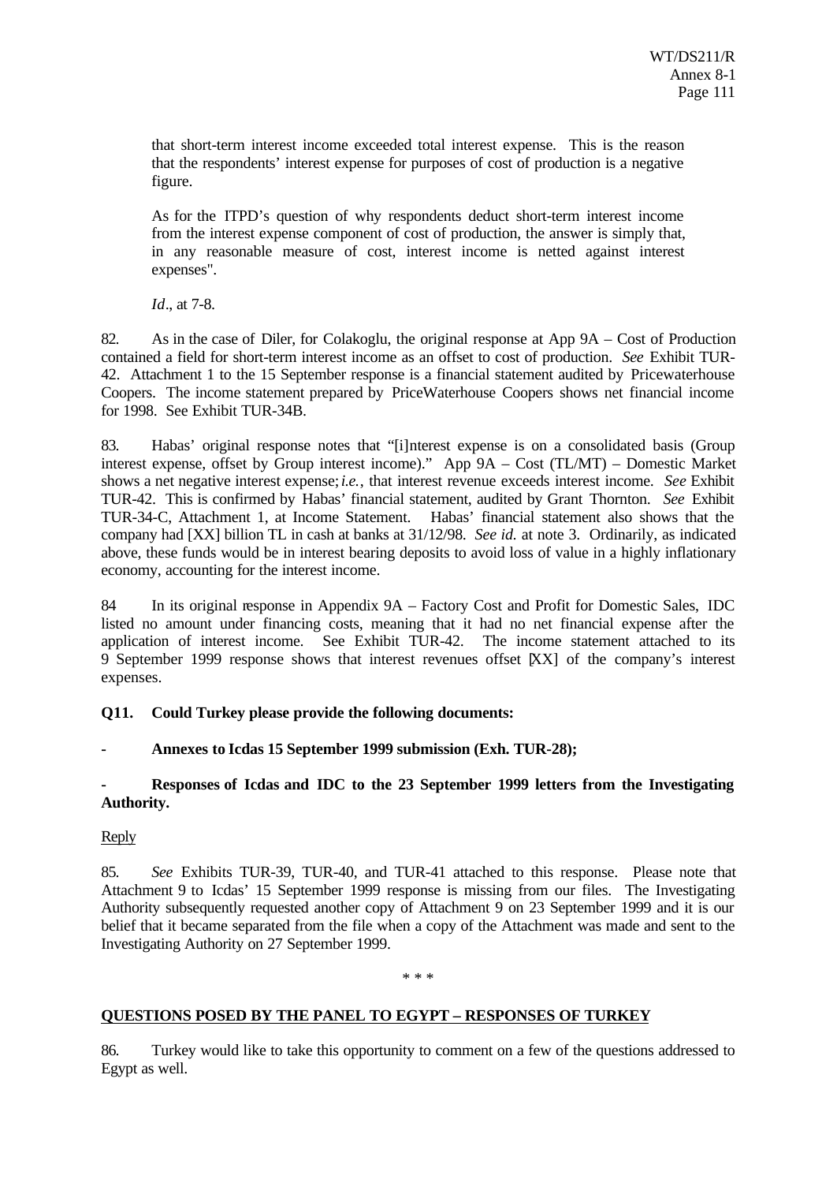that short-term interest income exceeded total interest expense. This is the reason that the respondents' interest expense for purposes of cost of production is a negative figure.

As for the ITPD's question of why respondents deduct short-term interest income from the interest expense component of cost of production, the answer is simply that, in any reasonable measure of cost, interest income is netted against interest expenses".

*Id*., at 7-8.

82. As in the case of Diler, for Colakoglu, the original response at App 9A – Cost of Production contained a field for short-term interest income as an offset to cost of production. *See* Exhibit TUR-42. Attachment 1 to the 15 September response is a financial statement audited by Pricewaterhouse Coopers. The income statement prepared by PriceWaterhouse Coopers shows net financial income for 1998. See Exhibit TUR-34B.

83. Habas' original response notes that "[i]nterest expense is on a consolidated basis (Group interest expense, offset by Group interest income)." App 9A – Cost (TL/MT) – Domestic Market shows a net negative interest expense; *i.e.*, that interest revenue exceeds interest income. *See* Exhibit TUR-42. This is confirmed by Habas' financial statement, audited by Grant Thornton. *See* Exhibit TUR-34-C, Attachment 1, at Income Statement. Habas' financial statement also shows that the company had [XX] billion TL in cash at banks at 31/12/98. *See id.* at note 3. Ordinarily, as indicated above, these funds would be in interest bearing deposits to avoid loss of value in a highly inflationary economy, accounting for the interest income.

84 In its original response in Appendix 9A – Factory Cost and Profit for Domestic Sales, IDC listed no amount under financing costs, meaning that it had no net financial expense after the application of interest income. See Exhibit TUR-42. The income statement attached to its 9 September 1999 response shows that interest revenues offset [XX] of the company's interest expenses.

**Q11. Could Turkey please provide the following documents:**

**- Annexes to Icdas 15 September 1999 submission (Exh. TUR-28);**

**- Responses of Icdas and IDC to the 23 September 1999 letters from the Investigating Authority.**

Reply

85. *See* Exhibits TUR-39, TUR-40, and TUR-41 attached to this response. Please note that Attachment 9 to Icdas' 15 September 1999 response is missing from our files. The Investigating Authority subsequently requested another copy of Attachment 9 on 23 September 1999 and it is our belief that it became separated from the file when a copy of the Attachment was made and sent to the Investigating Authority on 27 September 1999.

\* \* \*

**QUESTIONS POSED BY THE PANEL TO EGYPT – RESPONSES OF TURKEY**

86. Turkey would like to take this opportunity to comment on a few of the questions addressed to Egypt as well.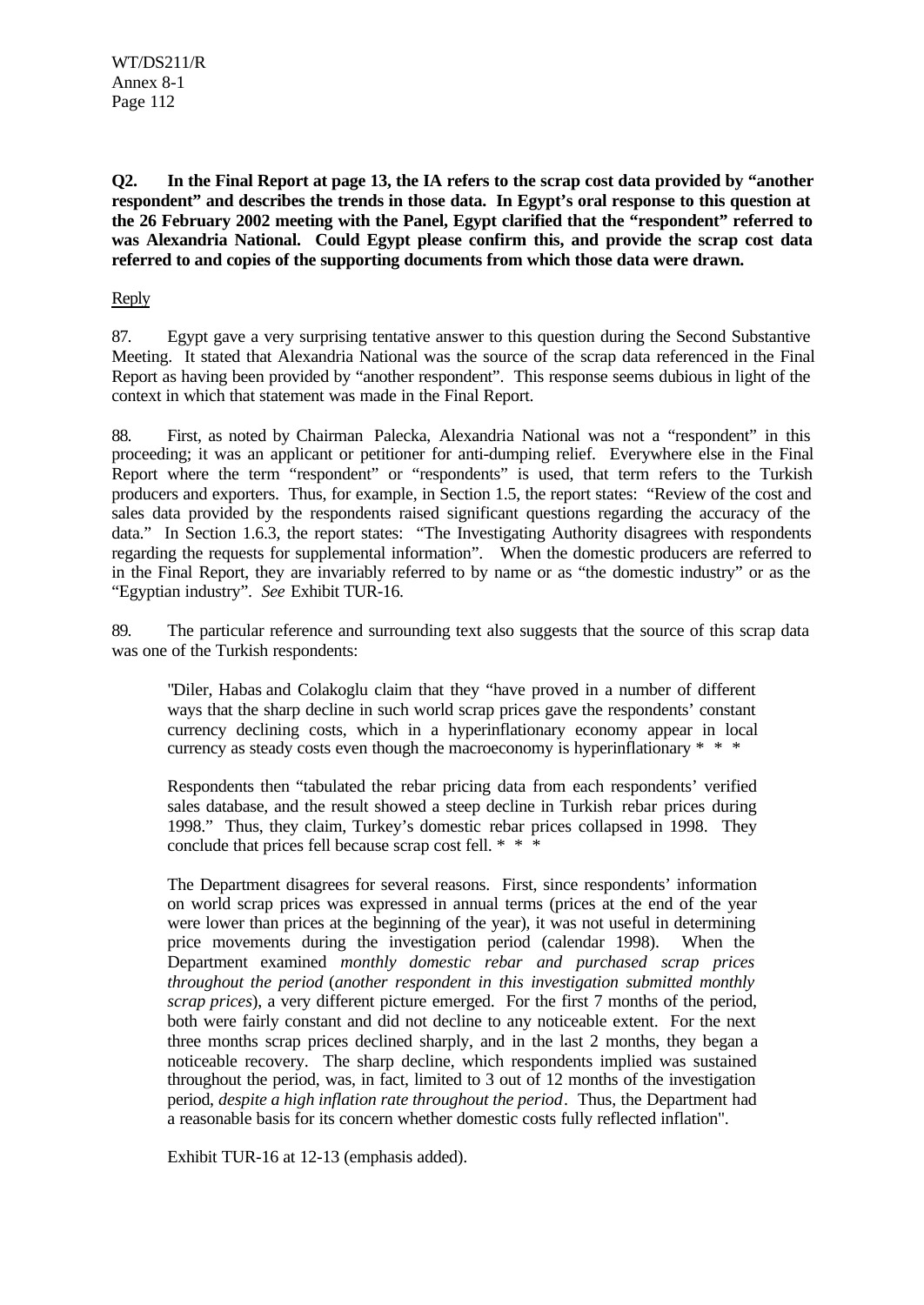**Q2. In the Final Report at page 13, the IA refers to the scrap cost data provided by "another respondent" and describes the trends in those data. In Egypt's oral response to this question at the 26 February 2002 meeting with the Panel, Egypt clarified that the "respondent" referred to was Alexandria National. Could Egypt please confirm this, and provide the scrap cost data referred to and copies of the supporting documents from which those data were drawn.**

Reply

87. Egypt gave a very surprising tentative answer to this question during the Second Substantive Meeting. It stated that Alexandria National was the source of the scrap data referenced in the Final Report as having been provided by "another respondent". This response seems dubious in light of the context in which that statement was made in the Final Report.

88. First, as noted by Chairman Palecka, Alexandria National was not a "respondent" in this proceeding; it was an applicant or petitioner for anti-dumping relief. Everywhere else in the Final Report where the term "respondent" or "respondents" is used, that term refers to the Turkish producers and exporters. Thus, for example, in Section 1.5, the report states: "Review of the cost and sales data provided by the respondents raised significant questions regarding the accuracy of the data." In Section 1.6.3, the report states: "The Investigating Authority disagrees with respondents regarding the requests for supplemental information". When the domestic producers are referred to in the Final Report, they are invariably referred to by name or as "the domestic industry" or as the "Egyptian industry". *See* Exhibit TUR-16.

89. The particular reference and surrounding text also suggests that the source of this scrap data was one of the Turkish respondents:

> "Diler, Habas and Colakoglu claim that they "have proved in a number of different ways that the sharp decline in such world scrap prices gave the respondents' constant currency declining costs, which in a hyperinflationary economy appear in local currency as steady costs even though the macroeconomy is hyperinflationary * * *
>
> Respondents then "tabulated the rebar pricing data from each respondents' verified sales database, and the result showed a steep decline in Turkish rebar prices during 1998." Thus, they claim, Turkey's domestic rebar prices collapsed in 1998. They conclude that prices fell because scrap cost fell. * * *
>
> The Department disagrees for several reasons. First, since respondents' information on world scrap prices was expressed in annual terms (prices at the end of the year were lower than prices at the beginning of the year), it was not useful in determining price movements during the investigation period (calendar 1998). When the Department examined *monthly domestic rebar and purchased scrap prices throughout the period* (*another respondent in this investigation submitted monthly scrap prices*), a very different picture emerged. For the first 7 months of the period, both were fairly constant and did not decline to any noticeable extent. For the next three months scrap prices declined sharply, and in the last 2 months, they began a noticeable recovery. The sharp decline, which respondents implied was sustained throughout the period, was, in fact, limited to 3 out of 12 months of the investigation period, *despite a high inflation rate throughout the period*. Thus, the Department had a reasonable basis for its concern whether domestic costs fully reflected inflation".
>
> Exhibit TUR-16 at 12-13 (emphasis added).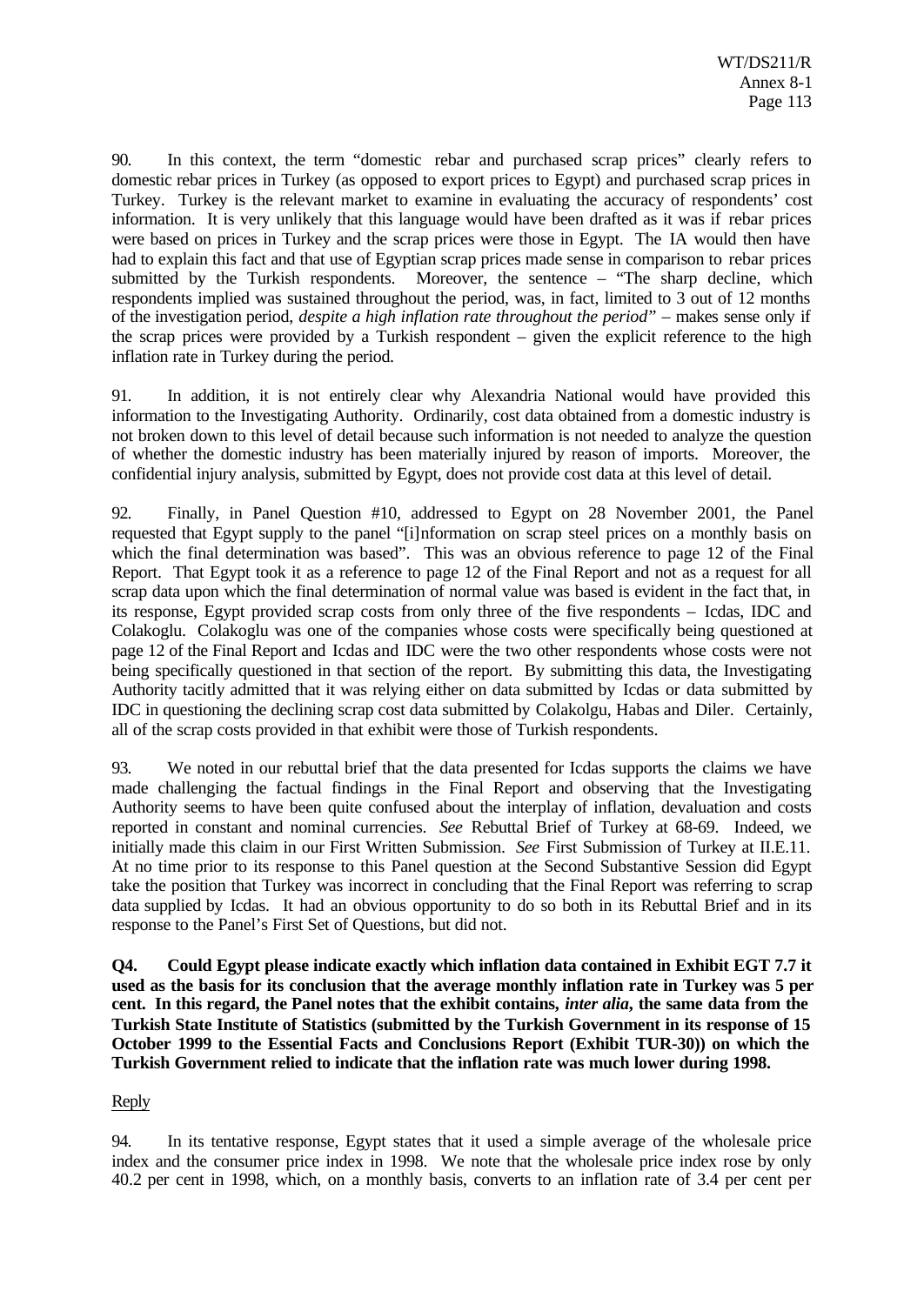90. In this context, the term "domestic rebar and purchased scrap prices" clearly refers to domestic rebar prices in Turkey (as opposed to export prices to Egypt) and purchased scrap prices in Turkey. Turkey is the relevant market to examine in evaluating the accuracy of respondents' cost information. It is very unlikely that this language would have been drafted as it was if rebar prices were based on prices in Turkey and the scrap prices were those in Egypt. The IA would then have had to explain this fact and that use of Egyptian scrap prices made sense in comparison to rebar prices submitted by the Turkish respondents. Moreover, the sentence – "The sharp decline, which respondents implied was sustained throughout the period, was, in fact, limited to 3 out of 12 months of the investigation period, *despite a high inflation rate throughout the period*" – makes sense only if the scrap prices were provided by a Turkish respondent – given the explicit reference to the high inflation rate in Turkey during the period.

91. In addition, it is not entirely clear why Alexandria National would have provided this information to the Investigating Authority. Ordinarily, cost data obtained from a domestic industry is not broken down to this level of detail because such information is not needed to analyze the question of whether the domestic industry has been materially injured by reason of imports. Moreover, the confidential injury analysis, submitted by Egypt, does not provide cost data at this level of detail.

92. Finally, in Panel Question #10, addressed to Egypt on 28 November 2001, the Panel requested that Egypt supply to the panel "[i]nformation on scrap steel prices on a monthly basis on which the final determination was based". This was an obvious reference to page 12 of the Final Report. That Egypt took it as a reference to page 12 of the Final Report and not as a request for all scrap data upon which the final determination of normal value was based is evident in the fact that, in its response, Egypt provided scrap costs from only three of the five respondents – Icdas, IDC and Colakoglu. Colakoglu was one of the companies whose costs were specifically being questioned at page 12 of the Final Report and Icdas and IDC were the two other respondents whose costs were not being specifically questioned in that section of the report. By submitting this data, the Investigating Authority tacitly admitted that it was relying either on data submitted by Icdas or data submitted by IDC in questioning the declining scrap cost data submitted by Colakolgu, Habas and Diler. Certainly, all of the scrap costs provided in that exhibit were those of Turkish respondents.

93. We noted in our rebuttal brief that the data presented for Icdas supports the claims we have made challenging the factual findings in the Final Report and observing that the Investigating Authority seems to have been quite confused about the interplay of inflation, devaluation and costs reported in constant and nominal currencies. *See* Rebuttal Brief of Turkey at 68-69. Indeed, we initially made this claim in our First Written Submission. *See* First Submission of Turkey at II.E.11. At no time prior to its response to this Panel question at the Second Substantive Session did Egypt take the position that Turkey was incorrect in concluding that the Final Report was referring to scrap data supplied by Icdas. It had an obvious opportunity to do so both in its Rebuttal Brief and in its response to the Panel's First Set of Questions, but did not.

**Q4. Could Egypt please indicate exactly which inflation data contained in Exhibit EGT 7.7 it used as the basis for its conclusion that the average monthly inflation rate in Turkey was 5 per cent. In this regard, the Panel notes that the exhibit contains, *inter alia*, the same data from the Turkish State Institute of Statistics (submitted by the Turkish Government in its response of 15 October 1999 to the Essential Facts and Conclusions Report (Exhibit TUR-30)) on which the Turkish Government relied to indicate that the inflation rate was much lower during 1998.**

Reply

94. In its tentative response, Egypt states that it used a simple average of the wholesale price index and the consumer price index in 1998. We note that the wholesale price index rose by only 40.2 per cent in 1998, which, on a monthly basis, converts to an inflation rate of 3.4 per cent per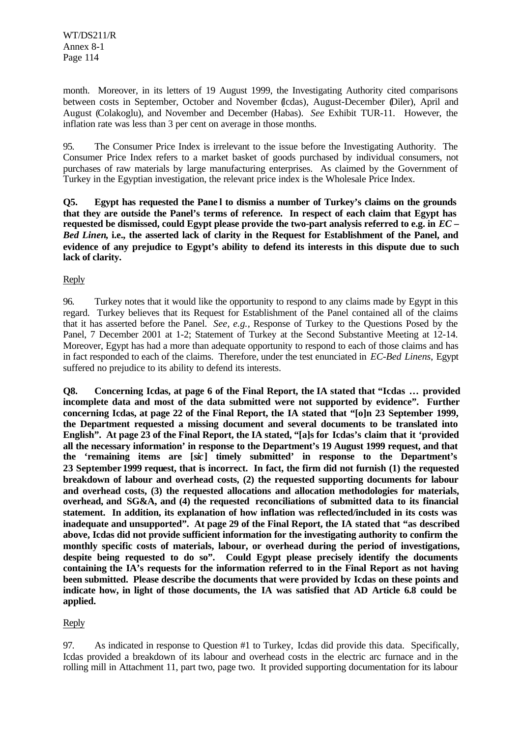month. Moreover, in its letters of 19 August 1999, the Investigating Authority cited comparisons between costs in September, October and November (Icdas), August-December (Diler), April and August (Colakoglu), and November and December (Habas). *See* Exhibit TUR-11. However, the inflation rate was less than 3 per cent on average in those months.

95. The Consumer Price Index is irrelevant to the issue before the Investigating Authority. The Consumer Price Index refers to a market basket of goods purchased by individual consumers, not purchases of raw materials by large manufacturing enterprises. As claimed by the Government of Turkey in the Egyptian investigation, the relevant price index is the Wholesale Price Index.

**Q5. Egypt has requested the Panel to dismiss a number of Turkey's claims on the grounds that they are outside the Panel's terms of reference. In respect of each claim that Egypt has requested be dismissed, could Egypt please provide the two-part analysis referred to e.g. in *EC – Bed Linen*, i.e., the asserted lack of clarity in the Request for Establishment of the Panel, and evidence of any prejudice to Egypt's ability to defend its interests in this dispute due to such lack of clarity.**

Reply

96. Turkey notes that it would like the opportunity to respond to any claims made by Egypt in this regard. Turkey believes that its Request for Establishment of the Panel contained all of the claims that it has asserted before the Panel. *See, e.g.*, Response of Turkey to the Questions Posed by the Panel, 7 December 2001 at 1-2; Statement of Turkey at the Second Substantive Meeting at 12-14. Moreover, Egypt has had a more than adequate opportunity to respond to each of those claims and has in fact responded to each of the claims. Therefore, under the test enunciated in *EC-Bed Linens*, Egypt suffered no prejudice to its ability to defend its interests.

**Q8. Concerning Icdas, at page 6 of the Final Report, the IA stated that "Icdas … provided incomplete data and most of the data submitted were not supported by evidence". Further concerning Icdas, at page 22 of the Final Report, the IA stated that "[o]n 23 September 1999, the Department requested a missing document and several documents to be translated into English". At page 23 of the Final Report, the IA stated, "[a]s for Icdas's claim that it 'provided all the necessary information' in response to the Department's 19 August 1999 request, and that the 'remaining items are [*sic*] timely submitted' in response to the Department's 23 September 1999 request, that is incorrect. In fact, the firm did not furnish (1) the requested breakdown of labour and overhead costs, (2) the requested supporting documents for labour and overhead costs, (3) the requested allocations and allocation methodologies for materials, overhead, and SG&A, and (4) the requested reconciliations of submitted data to its financial statement. In addition, its explanation of how inflation was reflected/included in its costs was inadequate and unsupported". At page 29 of the Final Report, the IA stated that "as described above, Icdas did not provide sufficient information for the investigating authority to confirm the monthly specific costs of materials, labour, or overhead during the period of investigations, despite being requested to do so". Could Egypt please precisely identify the documents containing the IA's requests for the information referred to in the Final Report as not having been submitted. Please describe the documents that were provided by Icdas on these points and indicate how, in light of those documents, the IA was satisfied that AD Article 6.8 could be applied.**

Reply

97. As indicated in response to Question #1 to Turkey, Icdas did provide this data. Specifically, Icdas provided a breakdown of its labour and overhead costs in the electric arc furnace and in the rolling mill in Attachment 11, part two, page two. It provided supporting documentation for its labour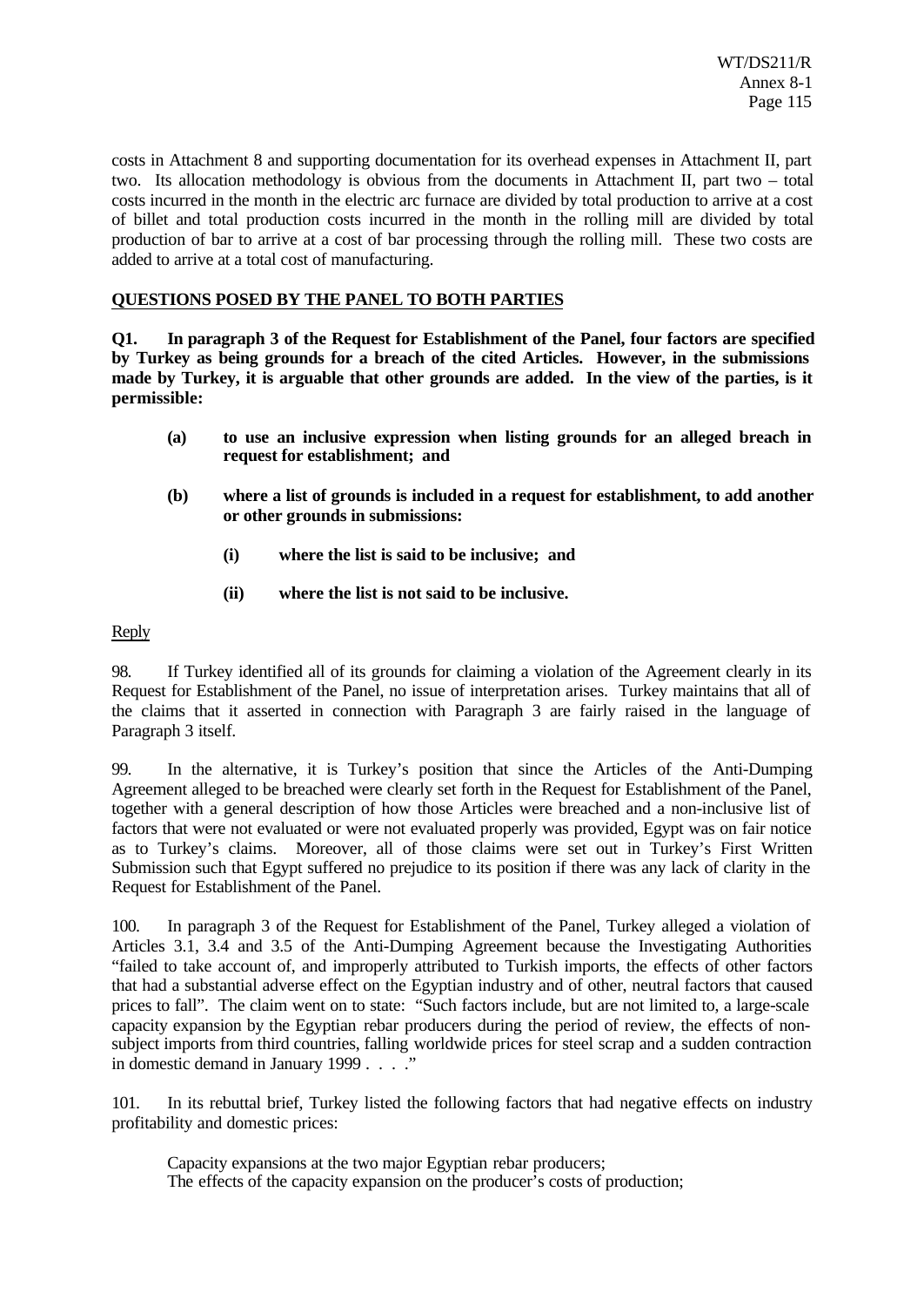costs in Attachment 8 and supporting documentation for its overhead expenses in Attachment II, part two. Its allocation methodology is obvious from the documents in Attachment II, part two – total costs incurred in the month in the electric arc furnace are divided by total production to arrive at a cost of billet and total production costs incurred in the month in the rolling mill are divided by total production of bar to arrive at a cost of bar processing through the rolling mill. These two costs are added to arrive at a total cost of manufacturing.

## QUESTIONS POSED BY THE PANEL TO BOTH PARTIES

**Q1. In paragraph 3 of the Request for Establishment of the Panel, four factors are specified by Turkey as being grounds for a breach of the cited Articles. However, in the submissions made by Turkey, it is arguable that other grounds are added. In the view of the parties, is it permissible:**

> **(a) to use an inclusive expression when listing grounds for an alleged breach in request for establishment; and**
>
> **(b) where a list of grounds is included in a request for establishment, to add another or other grounds in submissions:**
>
> > **(i) where the list is said to be inclusive; and**
> >
> > **(ii) where the list is not said to be inclusive.**

Reply

98. If Turkey identified all of its grounds for claiming a violation of the Agreement clearly in its Request for Establishment of the Panel, no issue of interpretation arises. Turkey maintains that all of the claims that it asserted in connection with Paragraph 3 are fairly raised in the language of Paragraph 3 itself.

99. In the alternative, it is Turkey's position that since the Articles of the Anti-Dumping Agreement alleged to be breached were clearly set forth in the Request for Establishment of the Panel, together with a general description of how those Articles were breached and a non-inclusive list of factors that were not evaluated or were not evaluated properly was provided, Egypt was on fair notice as to Turkey's claims. Moreover, all of those claims were set out in Turkey's First Written Submission such that Egypt suffered no prejudice to its position if there was any lack of clarity in the Request for Establishment of the Panel.

100. In paragraph 3 of the Request for Establishment of the Panel, Turkey alleged a violation of Articles 3.1, 3.4 and 3.5 of the Anti-Dumping Agreement because the Investigating Authorities "failed to take account of, and improperly attributed to Turkish imports, the effects of other factors that had a substantial adverse effect on the Egyptian industry and of other, neutral factors that caused prices to fall". The claim went on to state: "Such factors include, but are not limited to, a large-scale capacity expansion by the Egyptian rebar producers during the period of review, the effects of non-subject imports from third countries, falling worldwide prices for steel scrap and a sudden contraction in domestic demand in January 1999 . . . ."

101. In its rebuttal brief, Turkey listed the following factors that had negative effects on industry profitability and domestic prices:

> Capacity expansions at the two major Egyptian rebar producers;
> The effects of the capacity expansion on the producer's costs of production;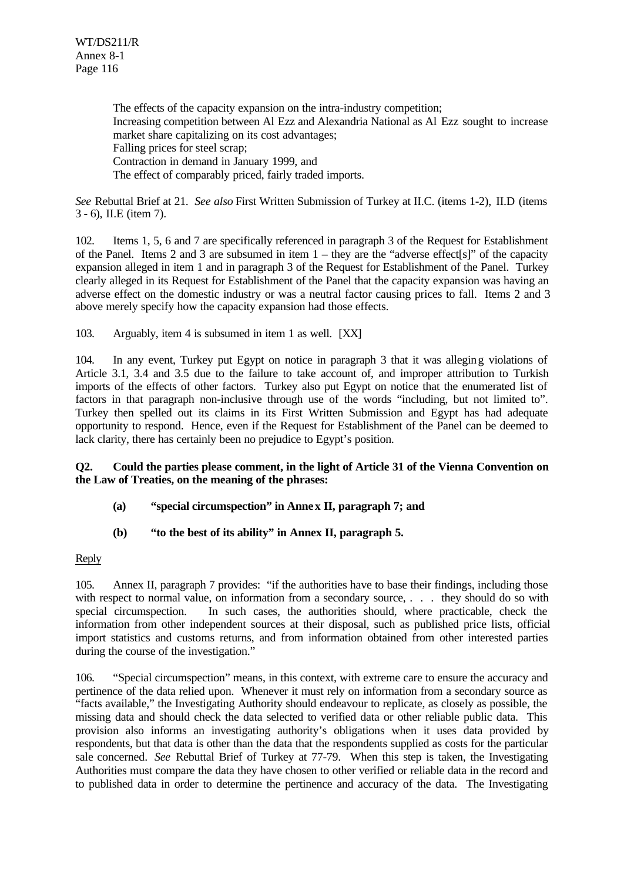The effects of the capacity expansion on the intra-industry competition;
Increasing competition between Al Ezz and Alexandria National as Al Ezz sought to increase market share capitalizing on its cost advantages;
Falling prices for steel scrap;
Contraction in demand in January 1999, and
The effect of comparably priced, fairly traded imports.

*See* Rebuttal Brief at 21. *See also* First Written Submission of Turkey at II.C. (items 1-2), II.D (items 3 - 6), II.E (item 7).

102. Items 1, 5, 6 and 7 are specifically referenced in paragraph 3 of the Request for Establishment of the Panel. Items 2 and 3 are subsumed in item 1 – they are the "adverse effect[s]" of the capacity expansion alleged in item 1 and in paragraph 3 of the Request for Establishment of the Panel. Turkey clearly alleged in its Request for Establishment of the Panel that the capacity expansion was having an adverse effect on the domestic industry or was a neutral factor causing prices to fall. Items 2 and 3 above merely specify how the capacity expansion had those effects.

103. Arguably, item 4 is subsumed in item 1 as well. [XX]

104. In any event, Turkey put Egypt on notice in paragraph 3 that it was alleging violations of Article 3.1, 3.4 and 3.5 due to the failure to take account of, and improper attribution to Turkish imports of the effects of other factors. Turkey also put Egypt on notice that the enumerated list of factors in that paragraph non-inclusive through use of the words "including, but not limited to". Turkey then spelled out its claims in its First Written Submission and Egypt has had adequate opportunity to respond. Hence, even if the Request for Establishment of the Panel can be deemed to lack clarity, there has certainly been no prejudice to Egypt's position.

**Q2. Could the parties please comment, in the light of Article 31 of the Vienna Convention on the Law of Treaties, on the meaning of the phrases:**

**(a) "special circumspection" in Annex II, paragraph 7; and**

**(b) "to the best of its ability" in Annex II, paragraph 5.**

Reply

105. Annex II, paragraph 7 provides: "if the authorities have to base their findings, including those with respect to normal value, on information from a secondary source, . . . they should do so with special circumspection. In such cases, the authorities should, where practicable, check the information from other independent sources at their disposal, such as published price lists, official import statistics and customs returns, and from information obtained from other interested parties during the course of the investigation."

106. "Special circumspection" means, in this context, with extreme care to ensure the accuracy and pertinence of the data relied upon. Whenever it must rely on information from a secondary source as "facts available," the Investigating Authority should endeavour to replicate, as closely as possible, the missing data and should check the data selected to verified data or other reliable public data. This provision also informs an investigating authority's obligations when it uses data provided by respondents, but that data is other than the data that the respondents supplied as costs for the particular sale concerned. *See* Rebuttal Brief of Turkey at 77-79. When this step is taken, the Investigating Authorities must compare the data they have chosen to other verified or reliable data in the record and to published data in order to determine the pertinence and accuracy of the data. The Investigating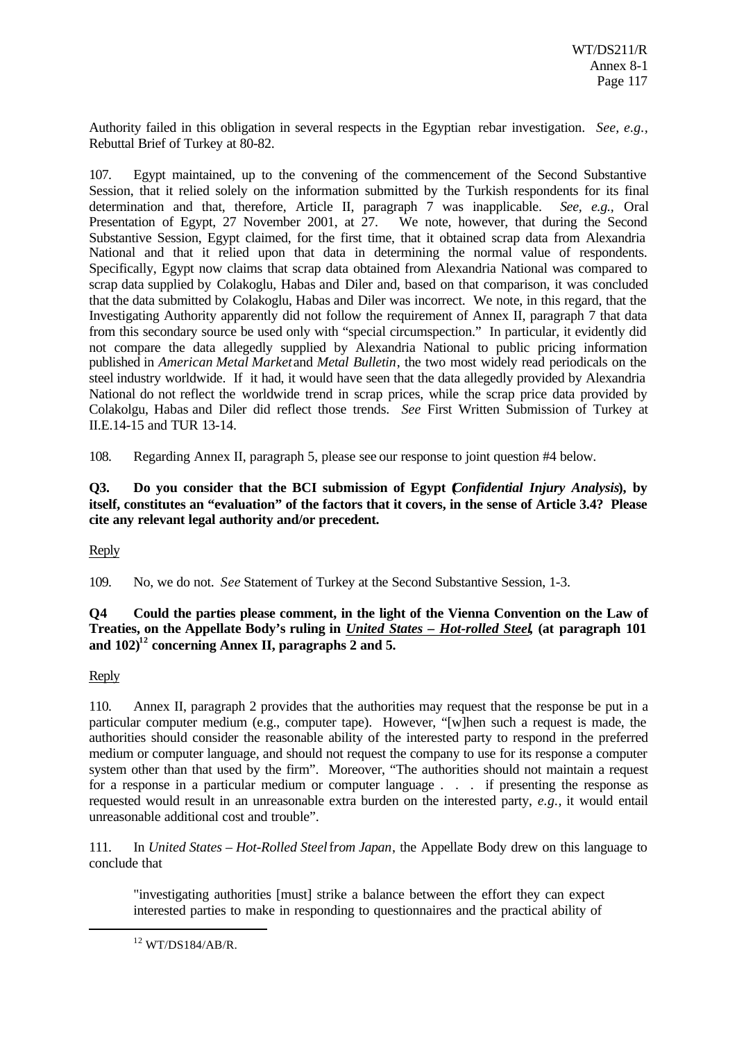Authority failed in this obligation in several respects in the Egyptian rebar investigation. *See, e.g.,* Rebuttal Brief of Turkey at 80-82.

107. Egypt maintained, up to the convening of the commencement of the Second Substantive Session, that it relied solely on the information submitted by the Turkish respondents for its final determination and that, therefore, Article II, paragraph 7 was inapplicable. *See, e.g.,* Oral Presentation of Egypt, 27 November 2001, at 27. We note, however, that during the Second Substantive Session, Egypt claimed, for the first time, that it obtained scrap data from Alexandria National and that it relied upon that data in determining the normal value of respondents. Specifically, Egypt now claims that scrap data obtained from Alexandria National was compared to scrap data supplied by Colakoglu, Habas and Diler and, based on that comparison, it was concluded that the data submitted by Colakoglu, Habas and Diler was incorrect. We note, in this regard, that the Investigating Authority apparently did not follow the requirement of Annex II, paragraph 7 that data from this secondary source be used only with "special circumspection." In particular, it evidently did not compare the data allegedly supplied by Alexandria National to public pricing information published in *American Metal Market* and *Metal Bulletin*, the two most widely read periodicals on the steel industry worldwide. If it had, it would have seen that the data allegedly provided by Alexandria National do not reflect the worldwide trend in scrap prices, while the scrap price data provided by Colakolgu, Habas and Diler did reflect those trends. *See* First Written Submission of Turkey at II.E.14-15 and TUR 13-14.

108. Regarding Annex II, paragraph 5, please see our response to joint question #4 below.

**Q3. Do you consider that the BCI submission of Egypt (*Confidential Injury Analysis*), by itself, constitutes an "evaluation" of the factors that it covers, in the sense of Article 3.4? Please cite any relevant legal authority and/or precedent.**

Reply

109. No, we do not. *See* Statement of Turkey at the Second Substantive Session, 1-3.

**Q4 Could the parties please comment, in the light of the Vienna Convention on the Law of Treaties, on the Appellate Body's ruling in *United States – Hot-rolled Steel*, (at paragraph 101 and 102)[12] concerning Annex II, paragraphs 2 and 5.**

Reply

110. Annex II, paragraph 2 provides that the authorities may request that the response be put in a particular computer medium (e.g., computer tape). However, "[w]hen such a request is made, the authorities should consider the reasonable ability of the interested party to respond in the preferred medium or computer language, and should not request the company to use for its response a computer system other than that used by the firm". Moreover, "The authorities should not maintain a request for a response in a particular medium or computer language . . . if presenting the response as requested would result in an unreasonable extra burden on the interested party, *e.g.,* it would entail unreasonable additional cost and trouble".

111. In *United States – Hot-Rolled Steel* from *Japan*, the Appellate Body drew on this language to conclude that

> "investigating authorities [must] strike a balance between the effort they can expect interested parties to make in responding to questionnaires and the practical ability of

[12] WT/DS184/AB/R.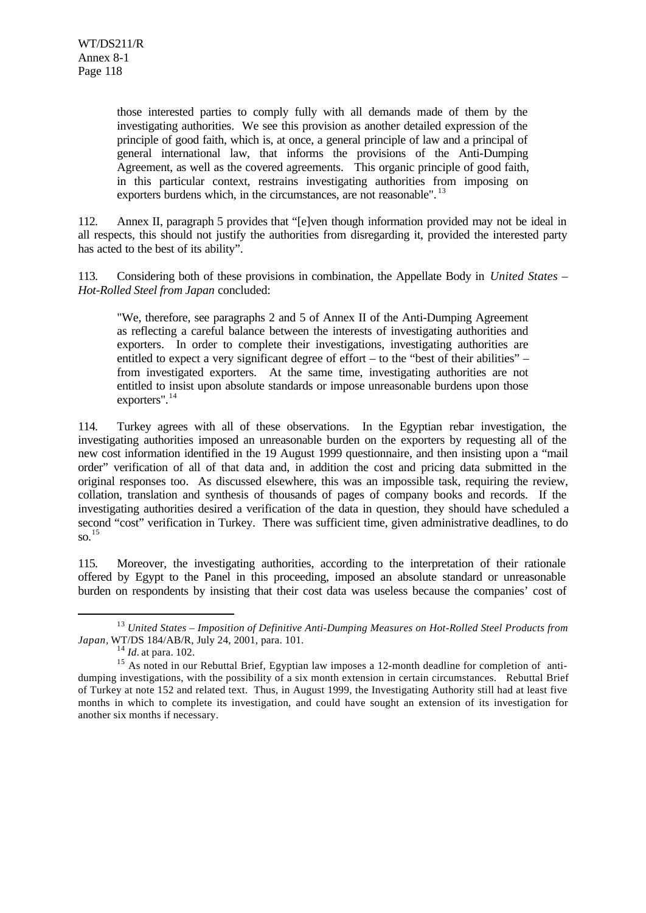> those interested parties to comply fully with all demands made of them by the investigating authorities. We see this provision as another detailed expression of the principle of good faith, which is, at once, a general principle of law and a principal of general international law, that informs the provisions of the Anti-Dumping Agreement, as well as the covered agreements. This organic principle of good faith, in this particular context, restrains investigating authorities from imposing on exporters burdens which, in the circumstances, are not reasonable".[13]

112. Annex II, paragraph 5 provides that "[e]ven though information provided may not be ideal in all respects, this should not justify the authorities from disregarding it, provided the interested party has acted to the best of its ability".

113. Considering both of these provisions in combination, the Appellate Body in *United States – Hot-Rolled Steel from Japan* concluded:

> "We, therefore, see paragraphs 2 and 5 of Annex II of the Anti-Dumping Agreement as reflecting a careful balance between the interests of investigating authorities and exporters. In order to complete their investigations, investigating authorities are entitled to expect a very significant degree of effort – to the "best of their abilities" – from investigated exporters. At the same time, investigating authorities are not entitled to insist upon absolute standards or impose unreasonable burdens upon those exporters".[14]

114. Turkey agrees with all of these observations. In the Egyptian rebar investigation, the investigating authorities imposed an unreasonable burden on the exporters by requesting all of the new cost information identified in the 19 August 1999 questionnaire, and then insisting upon a "mail order" verification of all of that data and, in addition the cost and pricing data submitted in the original responses too. As discussed elsewhere, this was an impossible task, requiring the review, collation, translation and synthesis of thousands of pages of company books and records. If the investigating authorities desired a verification of the data in question, they should have scheduled a second "cost" verification in Turkey. There was sufficient time, given administrative deadlines, to do so.[15]

115. Moreover, the investigating authorities, according to the interpretation of their rationale offered by Egypt to the Panel in this proceeding, imposed an absolute standard or unreasonable burden on respondents by insisting that their cost data was useless because the companies' cost of

---

[13] *United States – Imposition of Definitive Anti-Dumping Measures on Hot-Rolled Steel Products from Japan*, WT/DS 184/AB/R, July 24, 2001, para. 101.

[14] *Id.* at para. 102.

[15] As noted in our Rebuttal Brief, Egyptian law imposes a 12-month deadline for completion of anti-dumping investigations, with the possibility of a six month extension in certain circumstances. Rebuttal Brief of Turkey at note 152 and related text. Thus, in August 1999, the Investigating Authority still had at least five months in which to complete its investigation, and could have sought an extension of its investigation for another six months if necessary.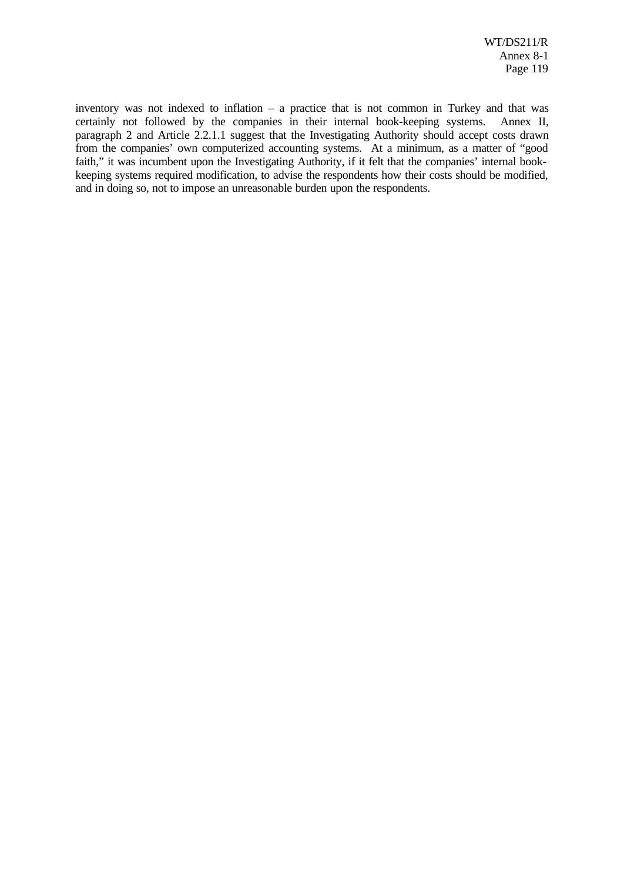inventory was not indexed to inflation – a practice that is not common in Turkey and that was certainly not followed by the companies in their internal book-keeping systems. Annex II, paragraph 2 and Article 2.2.1.1 suggest that the Investigating Authority should accept costs drawn from the companies' own computerized accounting systems. At a minimum, as a matter of "good faith," it was incumbent upon the Investigating Authority, if it felt that the companies' internal book-keeping systems required modification, to advise the respondents how their costs should be modified, and in doing so, not to impose an unreasonable burden upon the respondents.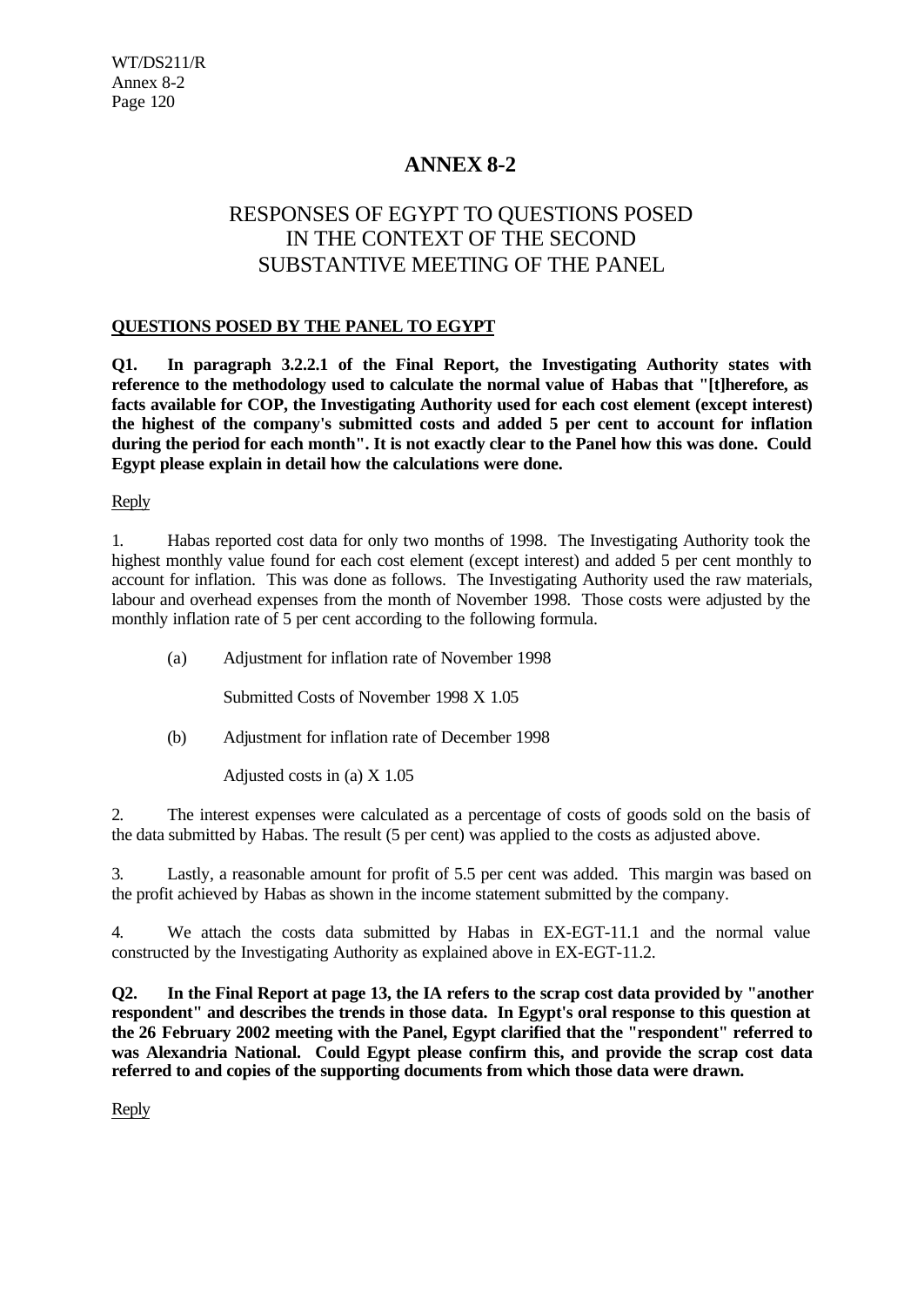# ANNEX 8-2

## RESPONSES OF EGYPT TO QUESTIONS POSED IN THE CONTEXT OF THE SECOND SUBSTANTIVE MEETING OF THE PANEL

### QUESTIONS POSED BY THE PANEL TO EGYPT

**Q1. In paragraph 3.2.2.1 of the Final Report, the Investigating Authority states with reference to the methodology used to calculate the normal value of Habas that "[t]herefore, as facts available for COP, the Investigating Authority used for each cost element (except interest) the highest of the company's submitted costs and added 5 per cent to account for inflation during the period for each month". It is not exactly clear to the Panel how this was done. Could Egypt please explain in detail how the calculations were done.**

Reply

1. Habas reported cost data for only two months of 1998. The Investigating Authority took the highest monthly value found for each cost element (except interest) and added 5 per cent monthly to account for inflation. This was done as follows. The Investigating Authority used the raw materials, labour and overhead expenses from the month of November 1998. Those costs were adjusted by the monthly inflation rate of 5 per cent according to the following formula.

(a) Adjustment for inflation rate of November 1998

Submitted Costs of November 1998 X 1.05

(b) Adjustment for inflation rate of December 1998

Adjusted costs in (a) X 1.05

2. The interest expenses were calculated as a percentage of costs of goods sold on the basis of the data submitted by Habas. The result (5 per cent) was applied to the costs as adjusted above.

3. Lastly, a reasonable amount for profit of 5.5 per cent was added. This margin was based on the profit achieved by Habas as shown in the income statement submitted by the company.

4. We attach the costs data submitted by Habas in EX-EGT-11.1 and the normal value constructed by the Investigating Authority as explained above in EX-EGT-11.2.

**Q2. In the Final Report at page 13, the IA refers to the scrap cost data provided by "another respondent" and describes the trends in those data. In Egypt's oral response to this question at the 26 February 2002 meeting with the Panel, Egypt clarified that the "respondent" referred to was Alexandria National. Could Egypt please confirm this, and provide the scrap cost data referred to and copies of the supporting documents from which those data were drawn.**

Reply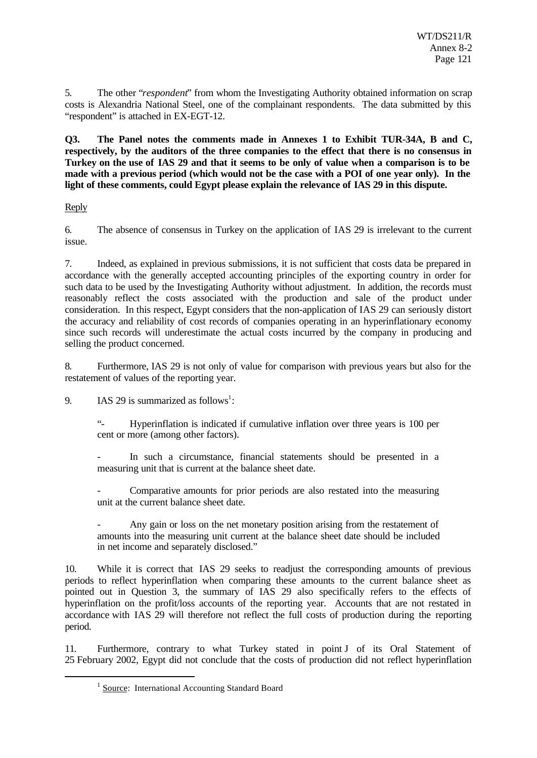5. The other "*respondent*" from whom the Investigating Authority obtained information on scrap costs is Alexandria National Steel, one of the complainant respondents. The data submitted by this "respondent" is attached in EX-EGT-12.

**Q3. The Panel notes the comments made in Annexes 1 to Exhibit TUR-34A, B and C, respectively, by the auditors of the three companies to the effect that there is no consensus in Turkey on the use of IAS 29 and that it seems to be only of value when a comparison is to be made with a previous period (which would not be the case with a POI of one year only). In the light of these comments, could Egypt please explain the relevance of IAS 29 in this dispute.**

Reply

6. The absence of consensus in Turkey on the application of IAS 29 is irrelevant to the current issue.

7. Indeed, as explained in previous submissions, it is not sufficient that costs data be prepared in accordance with the generally accepted accounting principles of the exporting country in order for such data to be used by the Investigating Authority without adjustment. In addition, the records must reasonably reflect the costs associated with the production and sale of the product under consideration. In this respect, Egypt considers that the non-application of IAS 29 can seriously distort the accuracy and reliability of cost records of companies operating in an hyperinflationary economy since such records will underestimate the actual costs incurred by the company in producing and selling the product concerned.

8. Furthermore, IAS 29 is not only of value for comparison with previous years but also for the restatement of values of the reporting year.

9. IAS 29 is summarized as follows[1]:

> "- Hyperinflation is indicated if cumulative inflation over three years is 100 per cent or more (among other factors).
>
> - In such a circumstance, financial statements should be presented in a measuring unit that is current at the balance sheet date.
>
> - Comparative amounts for prior periods are also restated into the measuring unit at the current balance sheet date.
>
> - Any gain or loss on the net monetary position arising from the restatement of amounts into the measuring unit current at the balance sheet date should be included in net income and separately disclosed."

10. While it is correct that IAS 29 seeks to readjust the corresponding amounts of previous periods to reflect hyperinflation when comparing these amounts to the current balance sheet as pointed out in Question 3, the summary of IAS 29 also specifically refers to the effects of hyperinflation on the profit/loss accounts of the reporting year. Accounts that are not restated in accordance with IAS 29 will therefore not reflect the full costs of production during the reporting period.

11. Furthermore, contrary to what Turkey stated in point J of its Oral Statement of 25 February 2002, Egypt did not conclude that the costs of production did not reflect hyperinflation

---

[1] Source: International Accounting Standard Board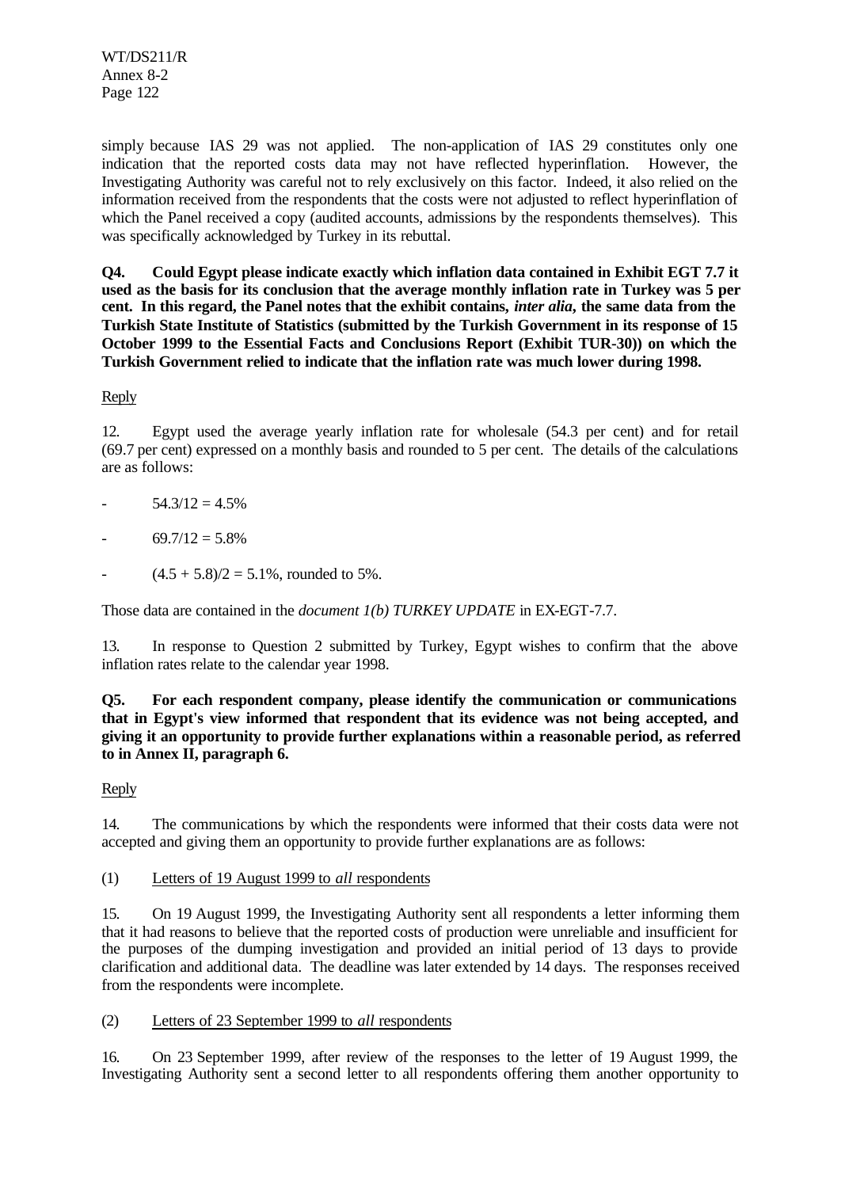simply because IAS 29 was not applied. The non-application of IAS 29 constitutes only one indication that the reported costs data may not have reflected hyperinflation. However, the Investigating Authority was careful not to rely exclusively on this factor. Indeed, it also relied on the information received from the respondents that the costs were not adjusted to reflect hyperinflation of which the Panel received a copy (audited accounts, admissions by the respondents themselves). This was specifically acknowledged by Turkey in its rebuttal.

**Q4. Could Egypt please indicate exactly which inflation data contained in Exhibit EGT 7.7 it used as the basis for its conclusion that the average monthly inflation rate in Turkey was 5 per cent. In this regard, the Panel notes that the exhibit contains, *inter alia*, the same data from the Turkish State Institute of Statistics (submitted by the Turkish Government in its response of 15 October 1999 to the Essential Facts and Conclusions Report (Exhibit TUR-30)) on which the Turkish Government relied to indicate that the inflation rate was much lower during 1998.**

Reply

12. Egypt used the average yearly inflation rate for wholesale (54.3 per cent) and for retail (69.7 per cent) expressed on a monthly basis and rounded to 5 per cent. The details of the calculations are as follows:

- 54.3/12 = 4.5%
- 69.7/12 = 5.8%
- (4.5 + 5.8)/2 = 5.1%, rounded to 5%.

Those data are contained in the *document 1(b) TURKEY UPDATE* in EX-EGT-7.7.

13. In response to Question 2 submitted by Turkey, Egypt wishes to confirm that the above inflation rates relate to the calendar year 1998.

**Q5. For each respondent company, please identify the communication or communications that in Egypt's view informed that respondent that its evidence was not being accepted, and giving it an opportunity to provide further explanations within a reasonable period, as referred to in Annex II, paragraph 6.**

Reply

14. The communications by which the respondents were informed that their costs data were not accepted and giving them an opportunity to provide further explanations are as follows:

(1) Letters of 19 August 1999 to *all* respondents

15. On 19 August 1999, the Investigating Authority sent all respondents a letter informing them that it had reasons to believe that the reported costs of production were unreliable and insufficient for the purposes of the dumping investigation and provided an initial period of 13 days to provide clarification and additional data. The deadline was later extended by 14 days. The responses received from the respondents were incomplete.

(2) Letters of 23 September 1999 to *all* respondents

16. On 23 September 1999, after review of the responses to the letter of 19 August 1999, the Investigating Authority sent a second letter to all respondents offering them another opportunity to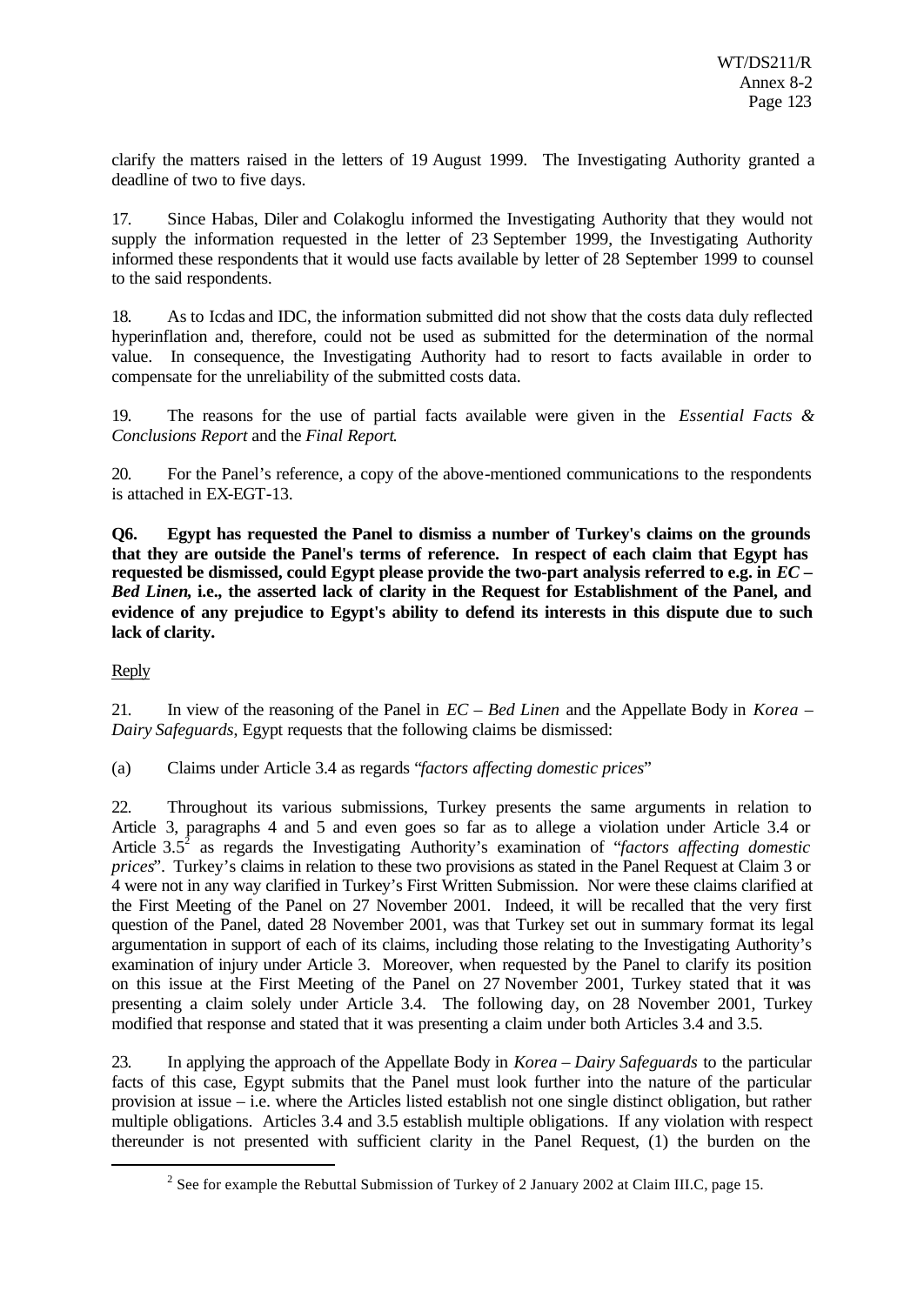clarify the matters raised in the letters of 19 August 1999. The Investigating Authority granted a deadline of two to five days.

17. Since Habas, Diler and Colakoglu informed the Investigating Authority that they would not supply the information requested in the letter of 23 September 1999, the Investigating Authority informed these respondents that it would use facts available by letter of 28 September 1999 to counsel to the said respondents.

18. As to Icdas and IDC, the information submitted did not show that the costs data duly reflected hyperinflation and, therefore, could not be used as submitted for the determination of the normal value. In consequence, the Investigating Authority had to resort to facts available in order to compensate for the unreliability of the submitted costs data.

19. The reasons for the use of partial facts available were given in the *Essential Facts & Conclusions Report* and the *Final Report*.

20. For the Panel's reference, a copy of the above-mentioned communications to the respondents is attached in EX-EGT-13.

**Q6. Egypt has requested the Panel to dismiss a number of Turkey's claims on the grounds that they are outside the Panel's terms of reference. In respect of each claim that Egypt has requested be dismissed, could Egypt please provide the two-part analysis referred to e.g. in *EC – Bed Linen*, i.e., the asserted lack of clarity in the Request for Establishment of the Panel, and evidence of any prejudice to Egypt's ability to defend its interests in this dispute due to such lack of clarity.**

Reply

21. In view of the reasoning of the Panel in *EC – Bed Linen* and the Appellate Body in *Korea – Dairy Safeguards*, Egypt requests that the following claims be dismissed:

(a) Claims under Article 3.4 as regards "*factors affecting domestic prices*"

22. Throughout its various submissions, Turkey presents the same arguments in relation to Article 3, paragraphs 4 and 5 and even goes so far as to allege a violation under Article 3.4 or Article 3.5[2] as regards the Investigating Authority's examination of "*factors affecting domestic prices*". Turkey's claims in relation to these two provisions as stated in the Panel Request at Claim 3 or 4 were not in any way clarified in Turkey's First Written Submission. Nor were these claims clarified at the First Meeting of the Panel on 27 November 2001. Indeed, it will be recalled that the very first question of the Panel, dated 28 November 2001, was that Turkey set out in summary format its legal argumentation in support of each of its claims, including those relating to the Investigating Authority's examination of injury under Article 3. Moreover, when requested by the Panel to clarify its position on this issue at the First Meeting of the Panel on 27 November 2001, Turkey stated that it was presenting a claim solely under Article 3.4. The following day, on 28 November 2001, Turkey modified that response and stated that it was presenting a claim under both Articles 3.4 and 3.5.

23. In applying the approach of the Appellate Body in *Korea – Dairy Safeguards* to the particular facts of this case, Egypt submits that the Panel must look further into the nature of the particular provision at issue – i.e. where the Articles listed establish not one single distinct obligation, but rather multiple obligations. Articles 3.4 and 3.5 establish multiple obligations. If any violation with respect thereunder is not presented with sufficient clarity in the Panel Request, (1) the burden on the

[2] See for example the Rebuttal Submission of Turkey of 2 January 2002 at Claim III.C, page 15.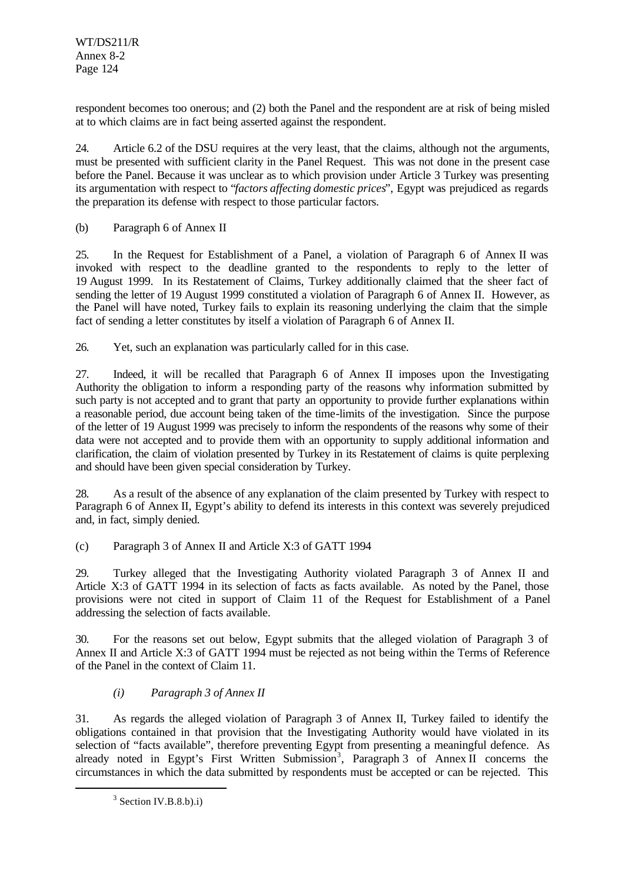respondent becomes too onerous; and (2) both the Panel and the respondent are at risk of being misled at to which claims are in fact being asserted against the respondent.

24. Article 6.2 of the DSU requires at the very least, that the claims, although not the arguments, must be presented with sufficient clarity in the Panel Request. This was not done in the present case before the Panel. Because it was unclear as to which provision under Article 3 Turkey was presenting its argumentation with respect to "*factors affecting domestic prices*", Egypt was prejudiced as regards the preparation its defense with respect to those particular factors.

(b) Paragraph 6 of Annex II

25. In the Request for Establishment of a Panel, a violation of Paragraph 6 of Annex II was invoked with respect to the deadline granted to the respondents to reply to the letter of 19 August 1999. In its Restatement of Claims, Turkey additionally claimed that the sheer fact of sending the letter of 19 August 1999 constituted a violation of Paragraph 6 of Annex II. However, as the Panel will have noted, Turkey fails to explain its reasoning underlying the claim that the simple fact of sending a letter constitutes by itself a violation of Paragraph 6 of Annex II.

26. Yet, such an explanation was particularly called for in this case.

27. Indeed, it will be recalled that Paragraph 6 of Annex II imposes upon the Investigating Authority the obligation to inform a responding party of the reasons why information submitted by such party is not accepted and to grant that party an opportunity to provide further explanations within a reasonable period, due account being taken of the time-limits of the investigation. Since the purpose of the letter of 19 August 1999 was precisely to inform the respondents of the reasons why some of their data were not accepted and to provide them with an opportunity to supply additional information and clarification, the claim of violation presented by Turkey in its Restatement of claims is quite perplexing and should have been given special consideration by Turkey.

28. As a result of the absence of any explanation of the claim presented by Turkey with respect to Paragraph 6 of Annex II, Egypt's ability to defend its interests in this context was severely prejudiced and, in fact, simply denied.

(c) Paragraph 3 of Annex II and Article X:3 of GATT 1994

29. Turkey alleged that the Investigating Authority violated Paragraph 3 of Annex II and Article X:3 of GATT 1994 in its selection of facts as facts available. As noted by the Panel, those provisions were not cited in support of Claim 11 of the Request for Establishment of a Panel addressing the selection of facts available.

30. For the reasons set out below, Egypt submits that the alleged violation of Paragraph 3 of Annex II and Article X:3 of GATT 1994 must be rejected as not being within the Terms of Reference of the Panel in the context of Claim 11.

*(i) Paragraph 3 of Annex II*

31. As regards the alleged violation of Paragraph 3 of Annex II, Turkey failed to identify the obligations contained in that provision that the Investigating Authority would have violated in its selection of "facts available", therefore preventing Egypt from presenting a meaningful defence. As already noted in Egypt's First Written Submission[3], Paragraph 3 of Annex II concerns the circumstances in which the data submitted by respondents must be accepted or can be rejected. This

[3] Section IV.B.8.b).i)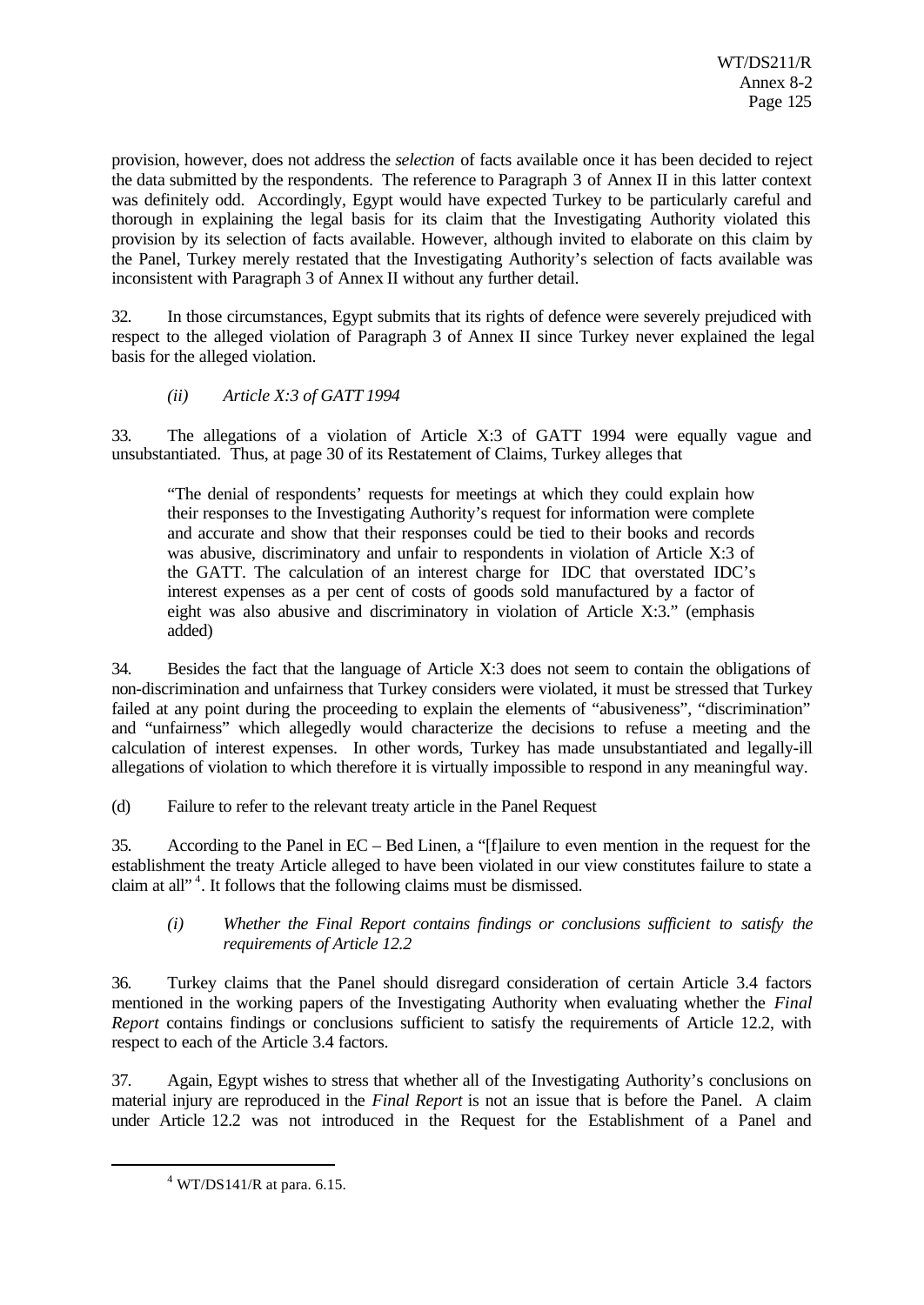provision, however, does not address the *selection* of facts available once it has been decided to reject the data submitted by the respondents. The reference to Paragraph 3 of Annex II in this latter context was definitely odd. Accordingly, Egypt would have expected Turkey to be particularly careful and thorough in explaining the legal basis for its claim that the Investigating Authority violated this provision by its selection of facts available. However, although invited to elaborate on this claim by the Panel, Turkey merely restated that the Investigating Authority's selection of facts available was inconsistent with Paragraph 3 of Annex II without any further detail.

32. In those circumstances, Egypt submits that its rights of defence were severely prejudiced with respect to the alleged violation of Paragraph 3 of Annex II since Turkey never explained the legal basis for the alleged violation.

*(ii) Article X:3 of GATT 1994*

33. The allegations of a violation of Article X:3 of GATT 1994 were equally vague and unsubstantiated. Thus, at page 30 of its Restatement of Claims, Turkey alleges that

> "The denial of respondents' requests for meetings at which they could explain how their responses to the Investigating Authority's request for information were complete and accurate and show that their responses could be tied to their books and records was abusive, discriminatory and unfair to respondents in violation of Article X:3 of the GATT. The calculation of an interest charge for IDC that overstated IDC's interest expenses as a per cent of costs of goods sold manufactured by a factor of eight was also abusive and discriminatory in violation of Article X:3." (emphasis added)

34. Besides the fact that the language of Article X:3 does not seem to contain the obligations of non-discrimination and unfairness that Turkey considers were violated, it must be stressed that Turkey failed at any point during the proceeding to explain the elements of "abusiveness", "discrimination" and "unfairness" which allegedly would characterize the decisions to refuse a meeting and the calculation of interest expenses. In other words, Turkey has made unsubstantiated and legally-ill allegations of violation to which therefore it is virtually impossible to respond in any meaningful way.

(d) Failure to refer to the relevant treaty article in the Panel Request

35. According to the Panel in EC – Bed Linen, a "[f]ailure to even mention in the request for the establishment the treaty Article alleged to have been violated in our view constitutes failure to state a claim at all" [4]. It follows that the following claims must be dismissed.

*(i) Whether the Final Report contains findings or conclusions sufficient to satisfy the requirements of Article 12.2*

36. Turkey claims that the Panel should disregard consideration of certain Article 3.4 factors mentioned in the working papers of the Investigating Authority when evaluating whether the *Final Report* contains findings or conclusions sufficient to satisfy the requirements of Article 12.2, with respect to each of the Article 3.4 factors.

37. Again, Egypt wishes to stress that whether all of the Investigating Authority's conclusions on material injury are reproduced in the *Final Report* is not an issue that is before the Panel. A claim under Article 12.2 was not introduced in the Request for the Establishment of a Panel and

[4] WT/DS141/R at para. 6.15.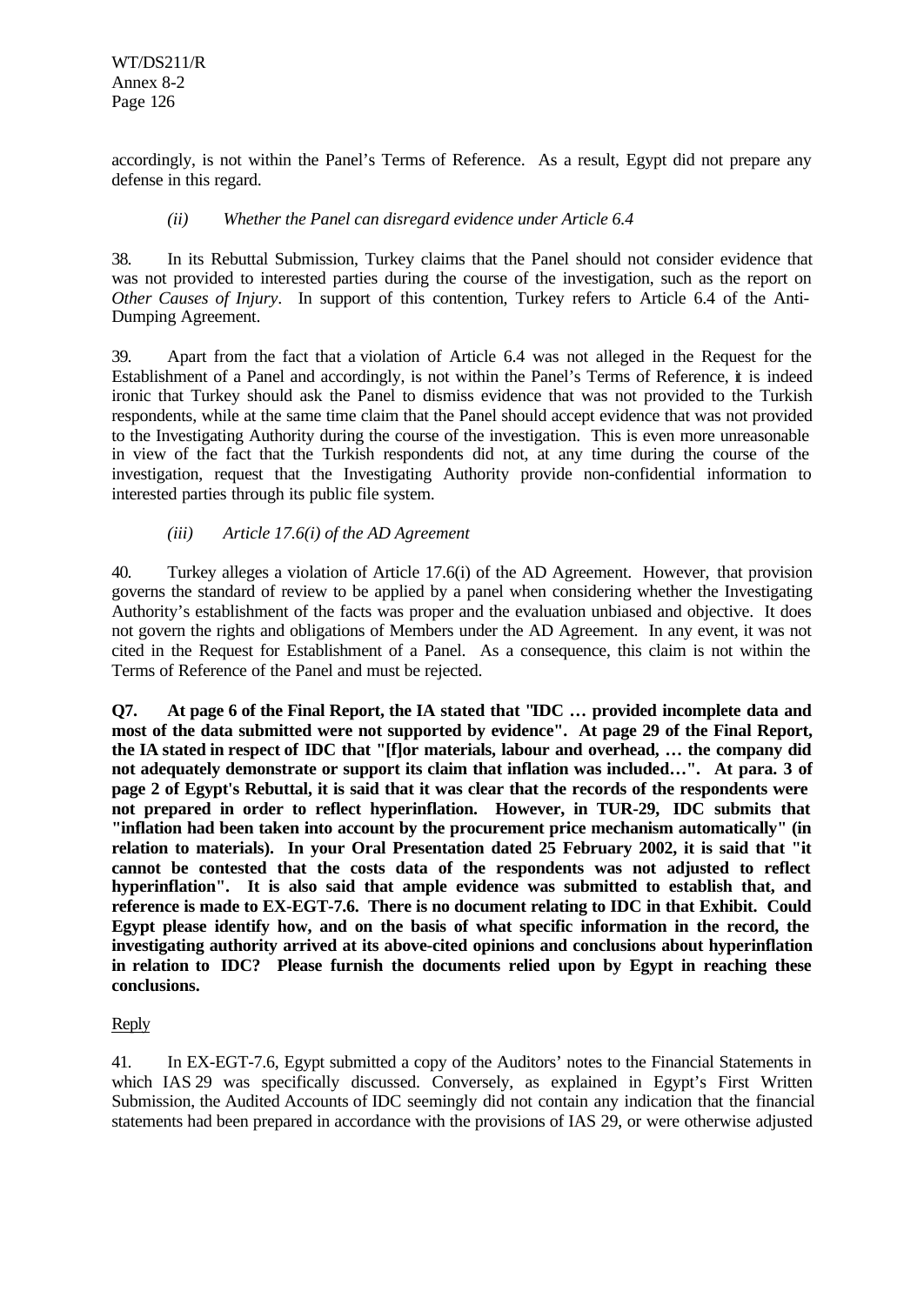accordingly, is not within the Panel's Terms of Reference. As a result, Egypt did not prepare any defense in this regard.

*(ii) Whether the Panel can disregard evidence under Article 6.4*

38. In its Rebuttal Submission, Turkey claims that the Panel should not consider evidence that was not provided to interested parties during the course of the investigation, such as the report on *Other Causes of Injury*. In support of this contention, Turkey refers to Article 6.4 of the Anti-Dumping Agreement.

39. Apart from the fact that a violation of Article 6.4 was not alleged in the Request for the Establishment of a Panel and accordingly, is not within the Panel's Terms of Reference, it is indeed ironic that Turkey should ask the Panel to dismiss evidence that was not provided to the Turkish respondents, while at the same time claim that the Panel should accept evidence that was not provided to the Investigating Authority during the course of the investigation. This is even more unreasonable in view of the fact that the Turkish respondents did not, at any time during the course of the investigation, request that the Investigating Authority provide non-confidential information to interested parties through its public file system.

*(iii) Article 17.6(i) of the AD Agreement*

40. Turkey alleges a violation of Article 17.6(i) of the AD Agreement. However, that provision governs the standard of review to be applied by a panel when considering whether the Investigating Authority's establishment of the facts was proper and the evaluation unbiased and objective. It does not govern the rights and obligations of Members under the AD Agreement. In any event, it was not cited in the Request for Establishment of a Panel. As a consequence, this claim is not within the Terms of Reference of the Panel and must be rejected.

**Q7. At page 6 of the Final Report, the IA stated that "IDC … provided incomplete data and most of the data submitted were not supported by evidence". At page 29 of the Final Report, the IA stated in respect of IDC that "[f]or materials, labour and overhead, … the company did not adequately demonstrate or support its claim that inflation was included…". At para. 3 of page 2 of Egypt's Rebuttal, it is said that it was clear that the records of the respondents were not prepared in order to reflect hyperinflation. However, in TUR-29, IDC submits that "inflation had been taken into account by the procurement price mechanism automatically" (in relation to materials). In your Oral Presentation dated 25 February 2002, it is said that "it cannot be contested that the costs data of the respondents was not adjusted to reflect hyperinflation". It is also said that ample evidence was submitted to establish that, and reference is made to EX-EGT-7.6. There is no document relating to IDC in that Exhibit. Could Egypt please identify how, and on the basis of what specific information in the record, the investigating authority arrived at its above-cited opinions and conclusions about hyperinflation in relation to IDC? Please furnish the documents relied upon by Egypt in reaching these conclusions.**

Reply

41. In EX-EGT-7.6, Egypt submitted a copy of the Auditors' notes to the Financial Statements in which IAS 29 was specifically discussed. Conversely, as explained in Egypt's First Written Submission, the Audited Accounts of IDC seemingly did not contain any indication that the financial statements had been prepared in accordance with the provisions of IAS 29, or were otherwise adjusted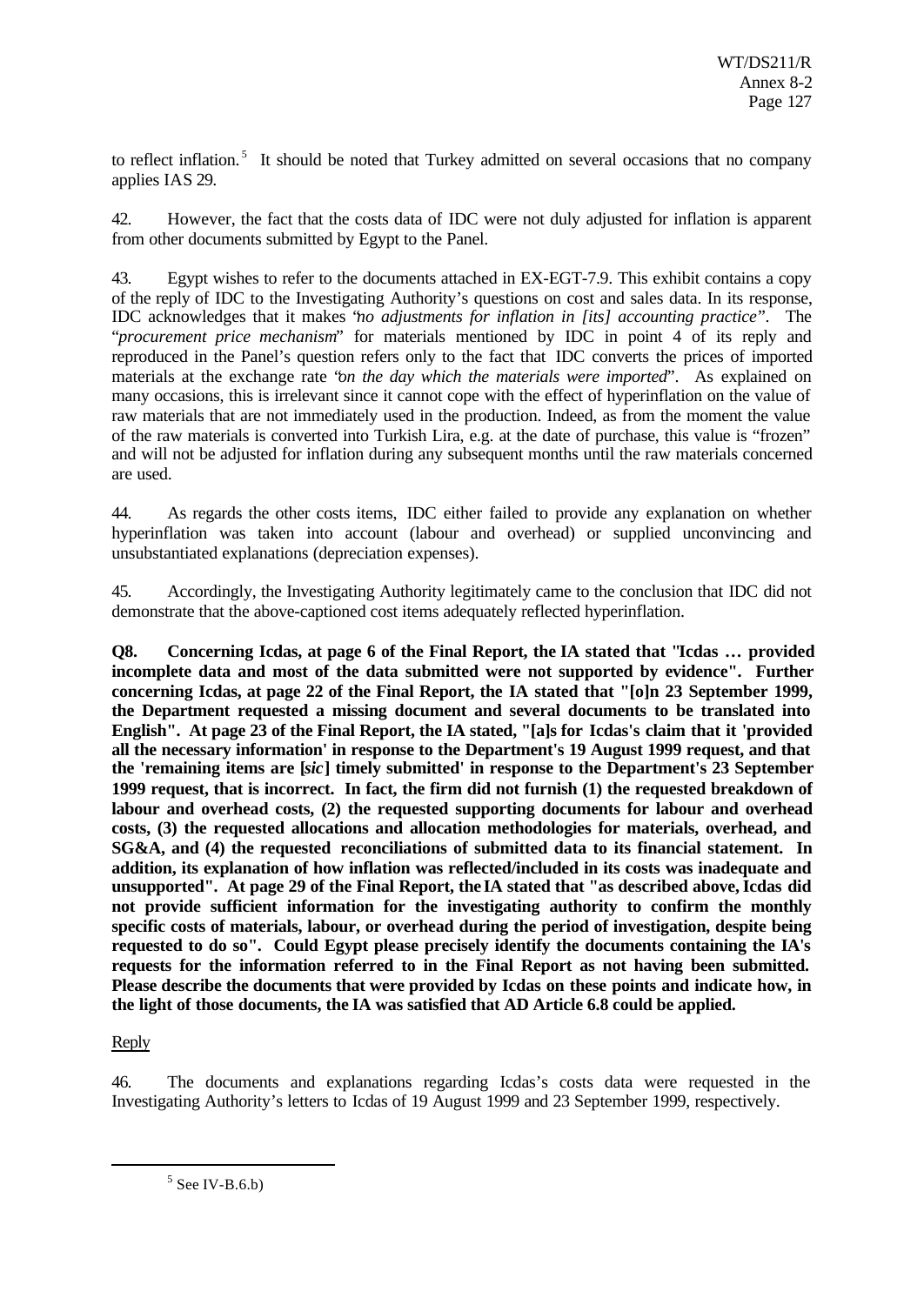to reflect inflation.[5] It should be noted that Turkey admitted on several occasions that no company applies IAS 29.

42. However, the fact that the costs data of IDC were not duly adjusted for inflation is apparent from other documents submitted by Egypt to the Panel.

43. Egypt wishes to refer to the documents attached in EX-EGT-7.9. This exhibit contains a copy of the reply of IDC to the Investigating Authority's questions on cost and sales data. In its response, IDC acknowledges that it makes "*no adjustments for inflation in [its] accounting practice*". The "*procurement price mechanism*" for materials mentioned by IDC in point 4 of its reply and reproduced in the Panel's question refers only to the fact that IDC converts the prices of imported materials at the exchange rate "*on the day which the materials were imported*". As explained on many occasions, this is irrelevant since it cannot cope with the effect of hyperinflation on the value of raw materials that are not immediately used in the production. Indeed, as from the moment the value of the raw materials is converted into Turkish Lira, e.g. at the date of purchase, this value is "frozen" and will not be adjusted for inflation during any subsequent months until the raw materials concerned are used.

44. As regards the other costs items, IDC either failed to provide any explanation on whether hyperinflation was taken into account (labour and overhead) or supplied unconvincing and unsubstantiated explanations (depreciation expenses).

45. Accordingly, the Investigating Authority legitimately came to the conclusion that IDC did not demonstrate that the above-captioned cost items adequately reflected hyperinflation.

**Q8. Concerning Icdas, at page 6 of the Final Report, the IA stated that "Icdas … provided incomplete data and most of the data submitted were not supported by evidence". Further concerning Icdas, at page 22 of the Final Report, the IA stated that "[o]n 23 September 1999, the Department requested a missing document and several documents to be translated into English". At page 23 of the Final Report, the IA stated, "[a]s for Icdas's claim that it 'provided all the necessary information' in response to the Department's 19 August 1999 request, and that the 'remaining items are [*sic*] timely submitted' in response to the Department's 23 September 1999 request, that is incorrect. In fact, the firm did not furnish (1) the requested breakdown of labour and overhead costs, (2) the requested supporting documents for labour and overhead costs, (3) the requested allocations and allocation methodologies for materials, overhead, and SG&A, and (4) the requested reconciliations of submitted data to its financial statement. In addition, its explanation of how inflation was reflected/included in its costs was inadequate and unsupported". At page 29 of the Final Report, the IA stated that "as described above, Icdas did not provide sufficient information for the investigating authority to confirm the monthly specific costs of materials, labour, or overhead during the period of investigation, despite being requested to do so". Could Egypt please precisely identify the documents containing the IA's requests for the information referred to in the Final Report as not having been submitted. Please describe the documents that were provided by Icdas on these points and indicate how, in the light of those documents, the IA was satisfied that AD Article 6.8 could be applied.**

Reply

46. The documents and explanations regarding Icdas's costs data were requested in the Investigating Authority's letters to Icdas of 19 August 1999 and 23 September 1999, respectively.

[5] See IV-B.6.b)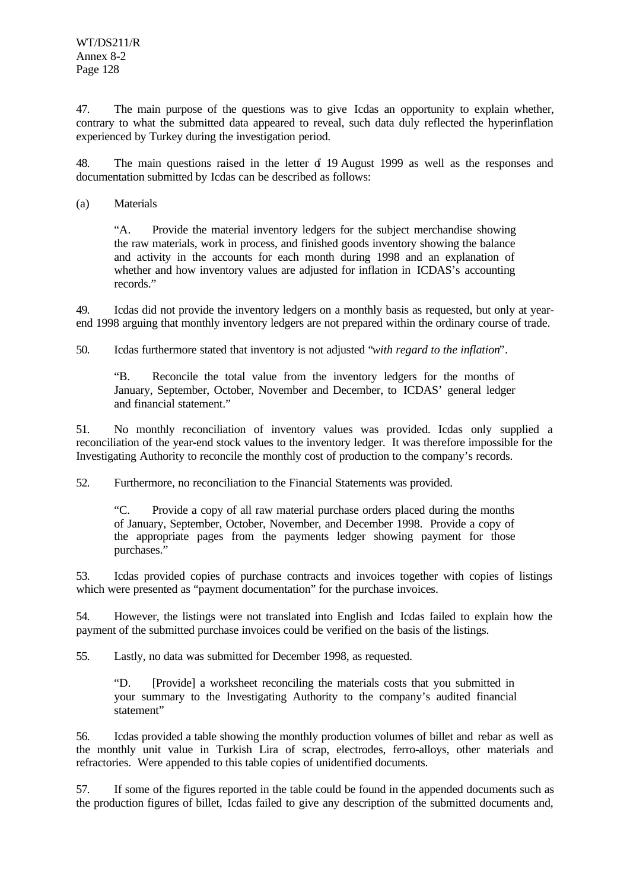47. The main purpose of the questions was to give Icdas an opportunity to explain whether, contrary to what the submitted data appeared to reveal, such data duly reflected the hyperinflation experienced by Turkey during the investigation period.

48. The main questions raised in the letter of 19 August 1999 as well as the responses and documentation submitted by Icdas can be described as follows:

(a) Materials

> "A. Provide the material inventory ledgers for the subject merchandise showing the raw materials, work in process, and finished goods inventory showing the balance and activity in the accounts for each month during 1998 and an explanation of whether and how inventory values are adjusted for inflation in ICDAS's accounting records."

49. Icdas did not provide the inventory ledgers on a monthly basis as requested, but only at year-end 1998 arguing that monthly inventory ledgers are not prepared within the ordinary course of trade.

50. Icdas furthermore stated that inventory is not adjusted "*with regard to the inflation*".

> "B. Reconcile the total value from the inventory ledgers for the months of January, September, October, November and December, to ICDAS' general ledger and financial statement."

51. No monthly reconciliation of inventory values was provided. Icdas only supplied a reconciliation of the year-end stock values to the inventory ledger. It was therefore impossible for the Investigating Authority to reconcile the monthly cost of production to the company's records.

52. Furthermore, no reconciliation to the Financial Statements was provided.

> "C. Provide a copy of all raw material purchase orders placed during the months of January, September, October, November, and December 1998. Provide a copy of the appropriate pages from the payments ledger showing payment for those purchases."

53. Icdas provided copies of purchase contracts and invoices together with copies of listings which were presented as "payment documentation" for the purchase invoices.

54. However, the listings were not translated into English and Icdas failed to explain how the payment of the submitted purchase invoices could be verified on the basis of the listings.

55. Lastly, no data was submitted for December 1998, as requested.

> "D. [Provide] a worksheet reconciling the materials costs that you submitted in your summary to the Investigating Authority to the company's audited financial statement"

56. Icdas provided a table showing the monthly production volumes of billet and rebar as well as the monthly unit value in Turkish Lira of scrap, electrodes, ferro-alloys, other materials and refractories. Were appended to this table copies of unidentified documents.

57. If some of the figures reported in the table could be found in the appended documents such as the production figures of billet, Icdas failed to give any description of the submitted documents and,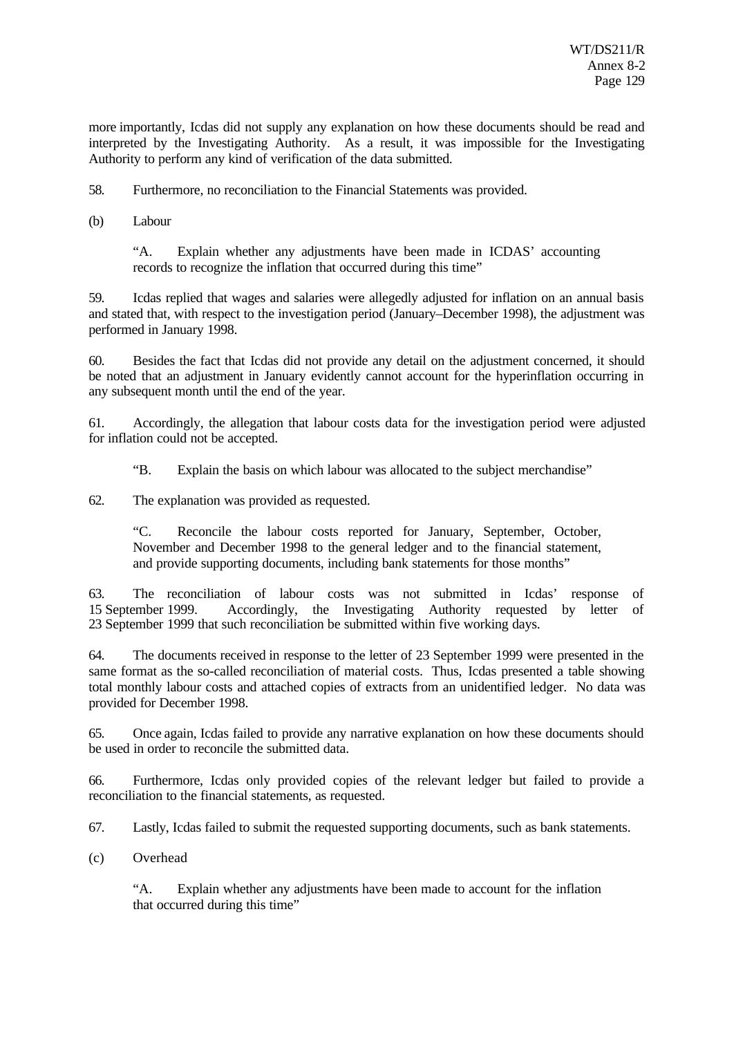more importantly, Icdas did not supply any explanation on how these documents should be read and interpreted by the Investigating Authority. As a result, it was impossible for the Investigating Authority to perform any kind of verification of the data submitted.

58. Furthermore, no reconciliation to the Financial Statements was provided.

(b) Labour

> "A. Explain whether any adjustments have been made in ICDAS' accounting records to recognize the inflation that occurred during this time"

59. Icdas replied that wages and salaries were allegedly adjusted for inflation on an annual basis and stated that, with respect to the investigation period (January–December 1998), the adjustment was performed in January 1998.

60. Besides the fact that Icdas did not provide any detail on the adjustment concerned, it should be noted that an adjustment in January evidently cannot account for the hyperinflation occurring in any subsequent month until the end of the year.

61. Accordingly, the allegation that labour costs data for the investigation period were adjusted for inflation could not be accepted.

> "B. Explain the basis on which labour was allocated to the subject merchandise"

62. The explanation was provided as requested.

> "C. Reconcile the labour costs reported for January, September, October, November and December 1998 to the general ledger and to the financial statement, and provide supporting documents, including bank statements for those months"

63. The reconciliation of labour costs was not submitted in Icdas' response of 15 September 1999. Accordingly, the Investigating Authority requested by letter of 23 September 1999 that such reconciliation be submitted within five working days.

64. The documents received in response to the letter of 23 September 1999 were presented in the same format as the so-called reconciliation of material costs. Thus, Icdas presented a table showing total monthly labour costs and attached copies of extracts from an unidentified ledger. No data was provided for December 1998.

65. Once again, Icdas failed to provide any narrative explanation on how these documents should be used in order to reconcile the submitted data.

66. Furthermore, Icdas only provided copies of the relevant ledger but failed to provide a reconciliation to the financial statements, as requested.

67. Lastly, Icdas failed to submit the requested supporting documents, such as bank statements.

(c) Overhead

> "A. Explain whether any adjustments have been made to account for the inflation that occurred during this time"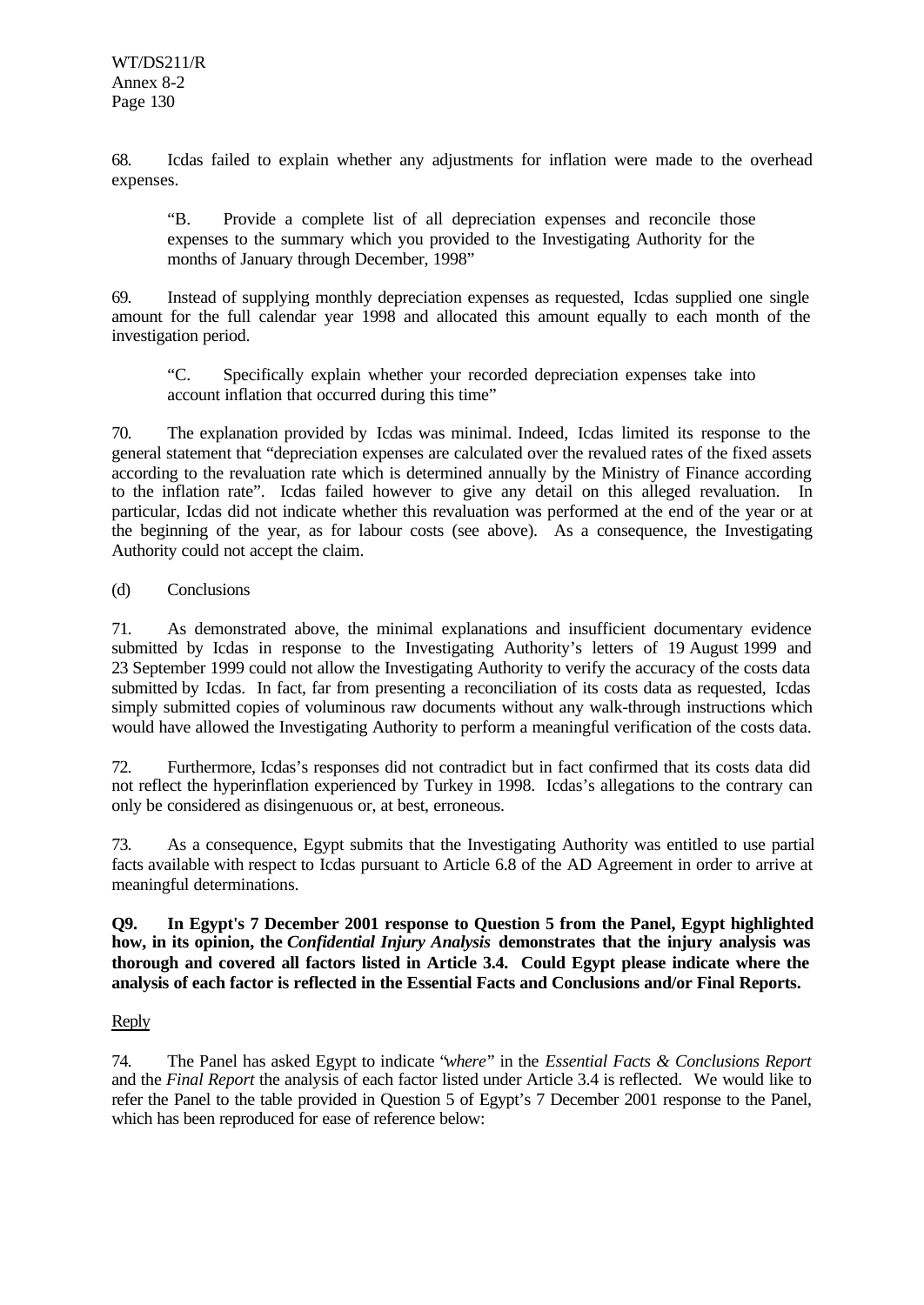68. Icdas failed to explain whether any adjustments for inflation were made to the overhead expenses.

> "B. Provide a complete list of all depreciation expenses and reconcile those expenses to the summary which you provided to the Investigating Authority for the months of January through December, 1998"

69. Instead of supplying monthly depreciation expenses as requested, Icdas supplied one single amount for the full calendar year 1998 and allocated this amount equally to each month of the investigation period.

> "C. Specifically explain whether your recorded depreciation expenses take into account inflation that occurred during this time"

70. The explanation provided by Icdas was minimal. Indeed, Icdas limited its response to the general statement that "depreciation expenses are calculated over the revalued rates of the fixed assets according to the revaluation rate which is determined annually by the Ministry of Finance according to the inflation rate". Icdas failed however to give any detail on this alleged revaluation. In particular, Icdas did not indicate whether this revaluation was performed at the end of the year or at the beginning of the year, as for labour costs (see above). As a consequence, the Investigating Authority could not accept the claim.

(d) Conclusions

71. As demonstrated above, the minimal explanations and insufficient documentary evidence submitted by Icdas in response to the Investigating Authority's letters of 19 August 1999 and 23 September 1999 could not allow the Investigating Authority to verify the accuracy of the costs data submitted by Icdas. In fact, far from presenting a reconciliation of its costs data as requested, Icdas simply submitted copies of voluminous raw documents without any walk-through instructions which would have allowed the Investigating Authority to perform a meaningful verification of the costs data.

72. Furthermore, Icdas's responses did not contradict but in fact confirmed that its costs data did not reflect the hyperinflation experienced by Turkey in 1998. Icdas's allegations to the contrary can only be considered as disingenuous or, at best, erroneous.

73. As a consequence, Egypt submits that the Investigating Authority was entitled to use partial facts available with respect to Icdas pursuant to Article 6.8 of the AD Agreement in order to arrive at meaningful determinations.

**Q9. In Egypt's 7 December 2001 response to Question 5 from the Panel, Egypt highlighted how, in its opinion, the *Confidential Injury Analysis* demonstrates that the injury analysis was thorough and covered all factors listed in Article 3.4. Could Egypt please indicate where the analysis of each factor is reflected in the Essential Facts and Conclusions and/or Final Reports.**

Reply

74. The Panel has asked Egypt to indicate "*where*" in the *Essential Facts & Conclusions Report* and the *Final Report* the analysis of each factor listed under Article 3.4 is reflected. We would like to refer the Panel to the table provided in Question 5 of Egypt's 7 December 2001 response to the Panel, which has been reproduced for ease of reference below: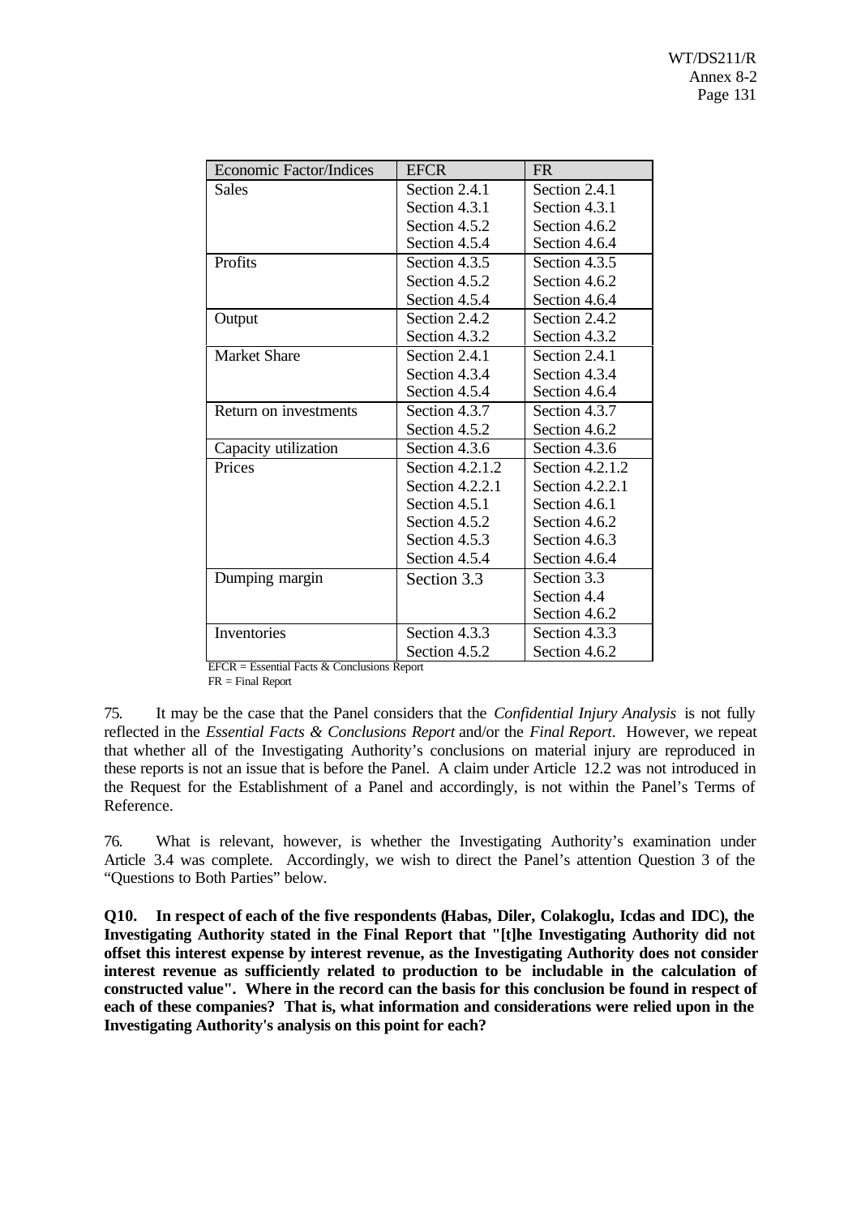| Economic Factor/Indices | EFCR | FR |
|---|---|---|
| Sales | Section 2.4.1<br>Section 4.3.1<br>Section 4.5.2<br>Section 4.5.4 | Section 2.4.1<br>Section 4.3.1<br>Section 4.6.2<br>Section 4.6.4 |
| Profits | Section 4.3.5<br>Section 4.5.2<br>Section 4.5.4 | Section 4.3.5<br>Section 4.6.2<br>Section 4.6.4 |
| Output | Section 2.4.2<br>Section 4.3.2 | Section 2.4.2<br>Section 4.3.2 |
| Market Share | Section 2.4.1<br>Section 4.3.4<br>Section 4.5.4 | Section 2.4.1<br>Section 4.3.4<br>Section 4.6.4 |
| Return on investments | Section 4.3.7<br>Section 4.5.2 | Section 4.3.7<br>Section 4.6.2 |
| Capacity utilization | Section 4.3.6 | Section 4.3.6 |
| Prices | Section 4.2.1.2<br>Section 4.2.2.1<br>Section 4.5.1<br>Section 4.5.2<br>Section 4.5.3<br>Section 4.5.4 | Section 4.2.1.2<br>Section 4.2.2.1<br>Section 4.6.1<br>Section 4.6.2<br>Section 4.6.3<br>Section 4.6.4 |
| Dumping margin | Section 3.3 | Section 3.3<br>Section 4.4<br>Section 4.6.2 |
| Inventories | Section 4.3.3<br>Section 4.5.2 | Section 4.3.3<br>Section 4.6.2 |

EFCR = Essential Facts & Conclusions Report
FR = Final Report

75. It may be the case that the Panel considers that the *Confidential Injury Analysis* is not fully reflected in the *Essential Facts & Conclusions Report* and/or the *Final Report*. However, we repeat that whether all of the Investigating Authority's conclusions on material injury are reproduced in these reports is not an issue that is before the Panel. A claim under Article 12.2 was not introduced in the Request for the Establishment of a Panel and accordingly, is not within the Panel's Terms of Reference.

76. What is relevant, however, is whether the Investigating Authority's examination under Article 3.4 was complete. Accordingly, we wish to direct the Panel's attention Question 3 of the "Questions to Both Parties" below.

**Q10. In respect of each of the five respondents (Habas, Diler, Colakoglu, Icdas and IDC), the Investigating Authority stated in the Final Report that "[t]he Investigating Authority did not offset this interest expense by interest revenue, as the Investigating Authority does not consider interest revenue as sufficiently related to production to be includable in the calculation of constructed value". Where in the record can the basis for this conclusion be found in respect of each of these companies? That is, what information and considerations were relied upon in the Investigating Authority's analysis on this point for each?**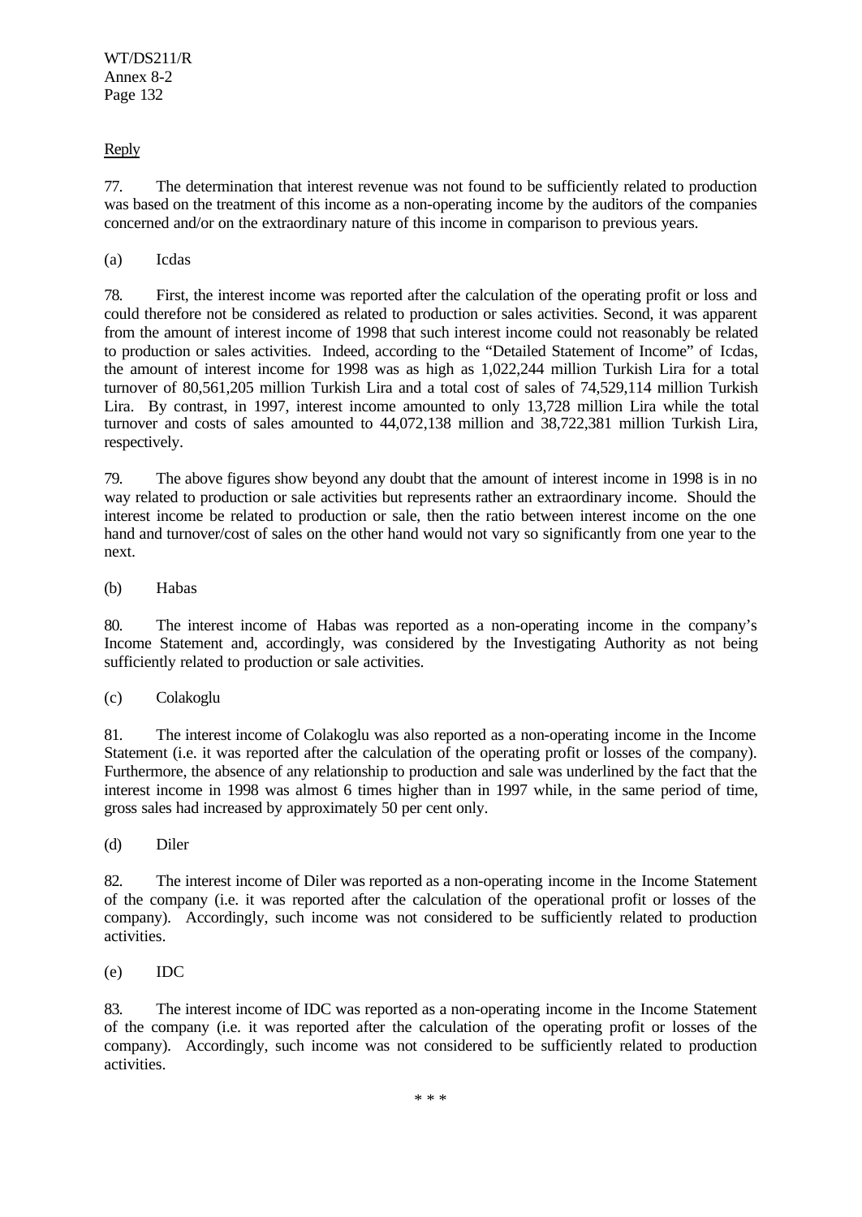Reply

77. The determination that interest revenue was not found to be sufficiently related to production was based on the treatment of this income as a non-operating income by the auditors of the companies concerned and/or on the extraordinary nature of this income in comparison to previous years.

(a) Icdas

78. First, the interest income was reported after the calculation of the operating profit or loss and could therefore not be considered as related to production or sales activities. Second, it was apparent from the amount of interest income of 1998 that such interest income could not reasonably be related to production or sales activities. Indeed, according to the "Detailed Statement of Income" of Icdas, the amount of interest income for 1998 was as high as 1,022,244 million Turkish Lira for a total turnover of 80,561,205 million Turkish Lira and a total cost of sales of 74,529,114 million Turkish Lira. By contrast, in 1997, interest income amounted to only 13,728 million Lira while the total turnover and costs of sales amounted to 44,072,138 million and 38,722,381 million Turkish Lira, respectively.

79. The above figures show beyond any doubt that the amount of interest income in 1998 is in no way related to production or sale activities but represents rather an extraordinary income. Should the interest income be related to production or sale, then the ratio between interest income on the one hand and turnover/cost of sales on the other hand would not vary so significantly from one year to the next.

(b) Habas

80. The interest income of Habas was reported as a non-operating income in the company's Income Statement and, accordingly, was considered by the Investigating Authority as not being sufficiently related to production or sale activities.

(c) Colakoglu

81. The interest income of Colakoglu was also reported as a non-operating income in the Income Statement (i.e. it was reported after the calculation of the operating profit or losses of the company). Furthermore, the absence of any relationship to production and sale was underlined by the fact that the interest income in 1998 was almost 6 times higher than in 1997 while, in the same period of time, gross sales had increased by approximately 50 per cent only.

(d) Diler

82. The interest income of Diler was reported as a non-operating income in the Income Statement of the company (i.e. it was reported after the calculation of the operational profit or losses of the company). Accordingly, such income was not considered to be sufficiently related to production activities.

(e) IDC

83. The interest income of IDC was reported as a non-operating income in the Income Statement of the company (i.e. it was reported after the calculation of the operating profit or losses of the company). Accordingly, such income was not considered to be sufficiently related to production activities.

\* \* \*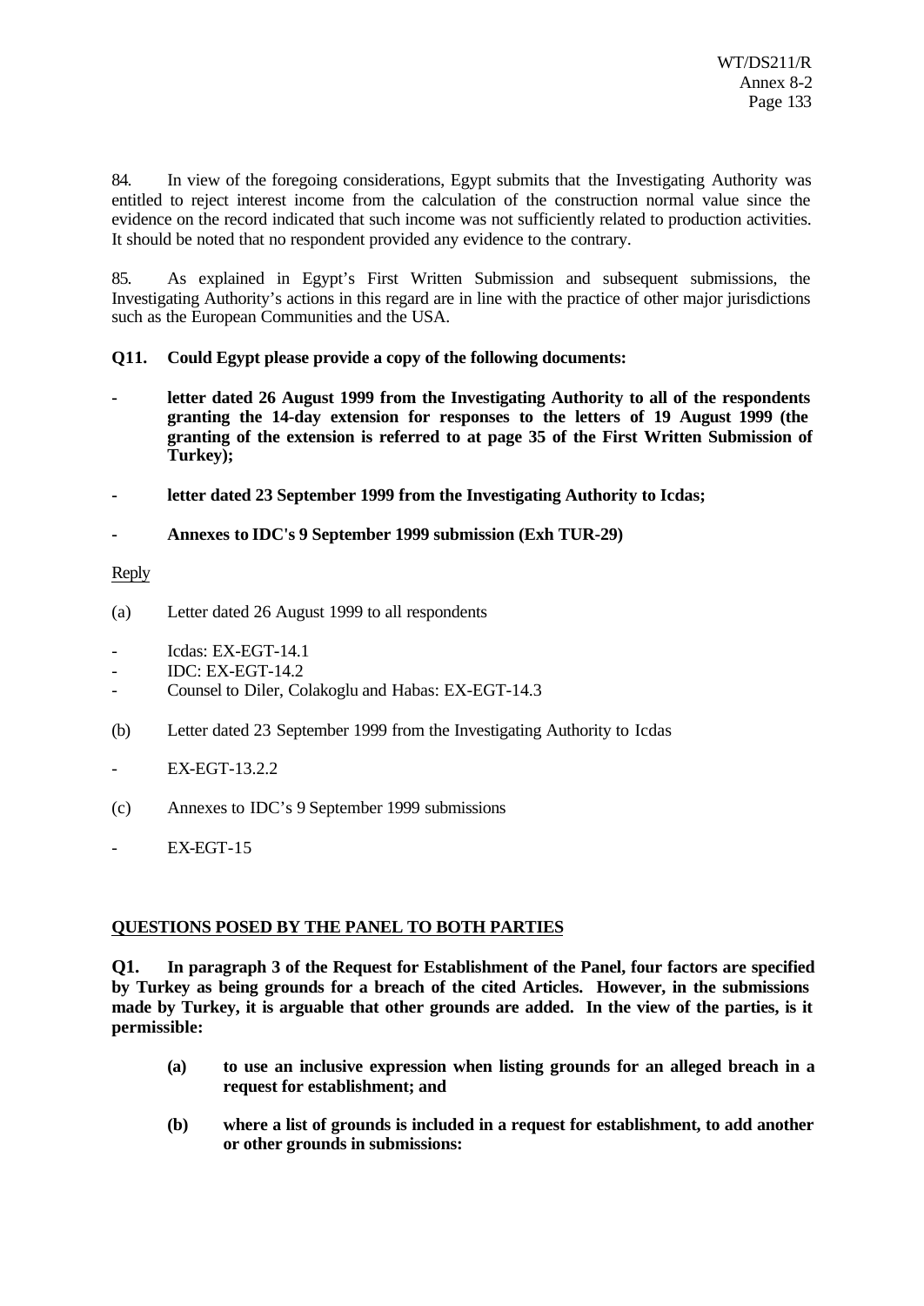84. In view of the foregoing considerations, Egypt submits that the Investigating Authority was entitled to reject interest income from the calculation of the construction normal value since the evidence on the record indicated that such income was not sufficiently related to production activities. It should be noted that no respondent provided any evidence to the contrary.

85. As explained in Egypt's First Written Submission and subsequent submissions, the Investigating Authority's actions in this regard are in line with the practice of other major jurisdictions such as the European Communities and the USA.

**Q11. Could Egypt please provide a copy of the following documents:**

- **letter dated 26 August 1999 from the Investigating Authority to all of the respondents granting the 14-day extension for responses to the letters of 19 August 1999 (the granting of the extension is referred to at page 35 of the First Written Submission of Turkey);**

- **letter dated 23 September 1999 from the Investigating Authority to Icdas;**

- **Annexes to IDC's 9 September 1999 submission (Exh TUR-29)**

Reply

(a) Letter dated 26 August 1999 to all respondents

- Icdas: EX-EGT-14.1
- IDC: EX-EGT-14.2
- Counsel to Diler, Colakoglu and Habas: EX-EGT-14.3

(b) Letter dated 23 September 1999 from the Investigating Authority to Icdas

- EX-EGT-13.2.2

(c) Annexes to IDC's 9 September 1999 submissions

- EX-EGT-15

**QUESTIONS POSED BY THE PANEL TO BOTH PARTIES**

**Q1. In paragraph 3 of the Request for Establishment of the Panel, four factors are specified by Turkey as being grounds for a breach of the cited Articles. However, in the submissions made by Turkey, it is arguable that other grounds are added. In the view of the parties, is it permissible:**

**(a) to use an inclusive expression when listing grounds for an alleged breach in a request for establishment; and**

**(b) where a list of grounds is included in a request for establishment, to add another or other grounds in submissions:**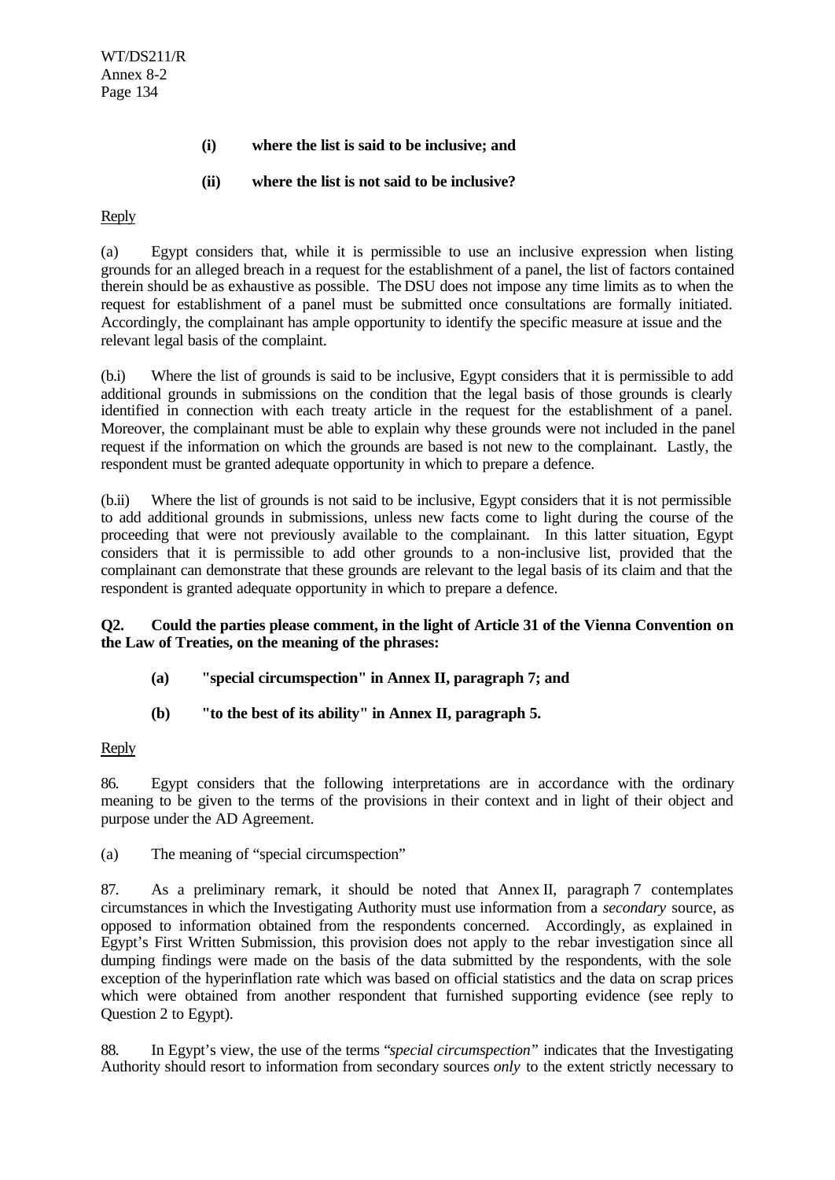**(i) where the list is said to be inclusive; and**

**(ii) where the list is not said to be inclusive?**

Reply

(a) Egypt considers that, while it is permissible to use an inclusive expression when listing grounds for an alleged breach in a request for the establishment of a panel, the list of factors contained therein should be as exhaustive as possible. The DSU does not impose any time limits as to when the request for establishment of a panel must be submitted once consultations are formally initiated. Accordingly, the complainant has ample opportunity to identify the specific measure at issue and the relevant legal basis of the complaint.

(b.i) Where the list of grounds is said to be inclusive, Egypt considers that it is permissible to add additional grounds in submissions on the condition that the legal basis of those grounds is clearly identified in connection with each treaty article in the request for the establishment of a panel. Moreover, the complainant must be able to explain why these grounds were not included in the panel request if the information on which the grounds are based is not new to the complainant. Lastly, the respondent must be granted adequate opportunity in which to prepare a defence.

(b.ii) Where the list of grounds is not said to be inclusive, Egypt considers that it is not permissible to add additional grounds in submissions, unless new facts come to light during the course of the proceeding that were not previously available to the complainant. In this latter situation, Egypt considers that it is permissible to add other grounds to a non-inclusive list, provided that the complainant can demonstrate that these grounds are relevant to the legal basis of its claim and that the respondent is granted adequate opportunity in which to prepare a defence.

**Q2. Could the parties please comment, in the light of Article 31 of the Vienna Convention on the Law of Treaties, on the meaning of the phrases:**

**(a) "special circumspection" in Annex II, paragraph 7; and**

**(b) "to the best of its ability" in Annex II, paragraph 5.**

Reply

86. Egypt considers that the following interpretations are in accordance with the ordinary meaning to be given to the terms of the provisions in their context and in light of their object and purpose under the AD Agreement.

(a) The meaning of "special circumspection"

87. As a preliminary remark, it should be noted that Annex II, paragraph 7 contemplates circumstances in which the Investigating Authority must use information from a *secondary* source, as opposed to information obtained from the respondents concerned. Accordingly, as explained in Egypt's First Written Submission, this provision does not apply to the rebar investigation since all dumping findings were made on the basis of the data submitted by the respondents, with the sole exception of the hyperinflation rate which was based on official statistics and the data on scrap prices which were obtained from another respondent that furnished supporting evidence (see reply to Question 2 to Egypt).

88. In Egypt's view, the use of the terms "*special circumspection*" indicates that the Investigating Authority should resort to information from secondary sources *only* to the extent strictly necessary to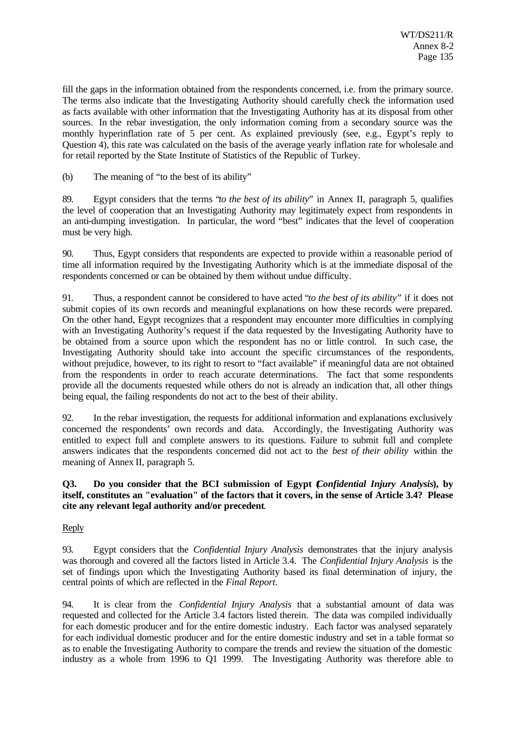fill the gaps in the information obtained from the respondents concerned, i.e. from the primary source. The terms also indicate that the Investigating Authority should carefully check the information used as facts available with other information that the Investigating Authority has at its disposal from other sources. In the rebar investigation, the only information coming from a secondary source was the monthly hyperinflation rate of 5 per cent. As explained previously (see, e.g., Egypt's reply to Question 4), this rate was calculated on the basis of the average yearly inflation rate for wholesale and for retail reported by the State Institute of Statistics of the Republic of Turkey.

(b) The meaning of "to the best of its ability"

89. Egypt considers that the terms "*to the best of its ability*" in Annex II, paragraph 5, qualifies the level of cooperation that an Investigating Authority may legitimately expect from respondents in an anti-dumping investigation. In particular, the word "best" indicates that the level of cooperation must be very high.

90. Thus, Egypt considers that respondents are expected to provide within a reasonable period of time all information required by the Investigating Authority which is at the immediate disposal of the respondents concerned or can be obtained by them without undue difficulty.

91. Thus, a respondent cannot be considered to have acted "*to the best of its ability*" if it does not submit copies of its own records and meaningful explanations on how these records were prepared. On the other hand, Egypt recognizes that a respondent may encounter more difficulties in complying with an Investigating Authority's request if the data requested by the Investigating Authority have to be obtained from a source upon which the respondent has no or little control. In such case, the Investigating Authority should take into account the specific circumstances of the respondents, without prejudice, however, to its right to resort to "fact available" if meaningful data are not obtained from the respondents in order to reach accurate determinations. The fact that some respondents provide all the documents requested while others do not is already an indication that, all other things being equal, the failing respondents do not act to the best of their ability.

92. In the rebar investigation, the requests for additional information and explanations exclusively concerned the respondents' own records and data. Accordingly, the Investigating Authority was entitled to expect full and complete answers to its questions. Failure to submit full and complete answers indicates that the respondents concerned did not act to the *best of their ability* within the meaning of Annex II, paragraph 5.

**Q3. Do you consider that the BCI submission of Egypt (*Confidential Injury Analysis*), by itself, constitutes an "evaluation" of the factors that it covers, in the sense of Article 3.4? Please cite any relevant legal authority and/or precedent.**

Reply

93. Egypt considers that the *Confidential Injury Analysis* demonstrates that the injury analysis was thorough and covered all the factors listed in Article 3.4. The *Confidential Injury Analysis* is the set of findings upon which the Investigating Authority based its final determination of injury, the central points of which are reflected in the *Final Report*.

94. It is clear from the *Confidential Injury Analysis* that a substantial amount of data was requested and collected for the Article 3.4 factors listed therein. The data was compiled individually for each domestic producer and for the entire domestic industry. Each factor was analysed separately for each individual domestic producer and for the entire domestic industry and set in a table format so as to enable the Investigating Authority to compare the trends and review the situation of the domestic industry as a whole from 1996 to Q1 1999. The Investigating Authority was therefore able to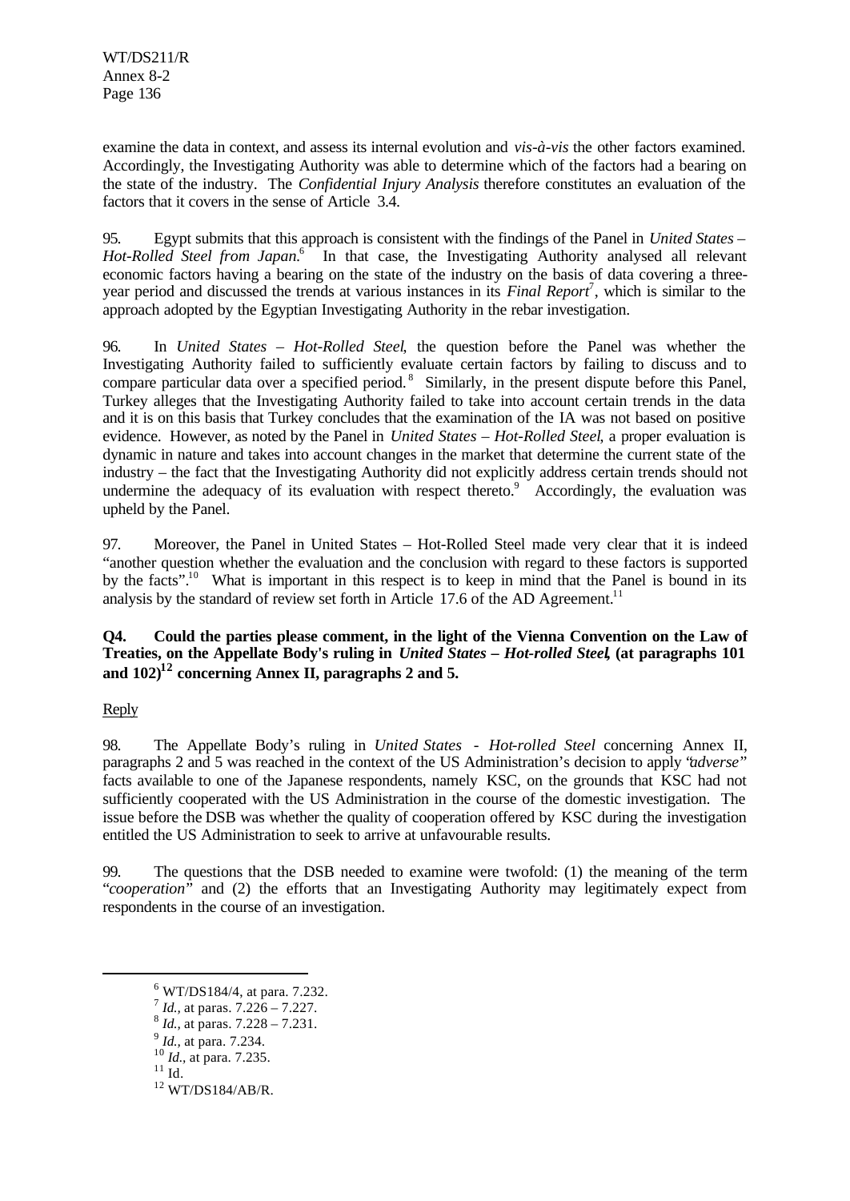examine the data in context, and assess its internal evolution and *vis-à-vis* the other factors examined. Accordingly, the Investigating Authority was able to determine which of the factors had a bearing on the state of the industry. The *Confidential Injury Analysis* therefore constitutes an evaluation of the factors that it covers in the sense of Article 3.4.

95. Egypt submits that this approach is consistent with the findings of the Panel in *United States – Hot-Rolled Steel from Japan*.[6] In that case, the Investigating Authority analysed all relevant economic factors having a bearing on the state of the industry on the basis of data covering a three-year period and discussed the trends at various instances in its *Final Report*[7], which is similar to the approach adopted by the Egyptian Investigating Authority in the rebar investigation.

96. In *United States – Hot-Rolled Steel*, the question before the Panel was whether the Investigating Authority failed to sufficiently evaluate certain factors by failing to discuss and to compare particular data over a specified period.[8] Similarly, in the present dispute before this Panel, Turkey alleges that the Investigating Authority failed to take into account certain trends in the data and it is on this basis that Turkey concludes that the examination of the IA was not based on positive evidence. However, as noted by the Panel in *United States – Hot-Rolled Steel*, a proper evaluation is dynamic in nature and takes into account changes in the market that determine the current state of the industry – the fact that the Investigating Authority did not explicitly address certain trends should not undermine the adequacy of its evaluation with respect thereto.[9] Accordingly, the evaluation was upheld by the Panel.

97. Moreover, the Panel in United States – Hot-Rolled Steel made very clear that it is indeed "another question whether the evaluation and the conclusion with regard to these factors is supported by the facts".[10] What is important in this respect is to keep in mind that the Panel is bound in its analysis by the standard of review set forth in Article 17.6 of the AD Agreement.[11]

**Q4. Could the parties please comment, in the light of the Vienna Convention on the Law of Treaties, on the Appellate Body's ruling in *United States – Hot-rolled Steel*, (at paragraphs 101 and 102)[12] concerning Annex II, paragraphs 2 and 5.**

Reply

98. The Appellate Body's ruling in *United States - Hot-rolled Steel* concerning Annex II, paragraphs 2 and 5 was reached in the context of the US Administration's decision to apply "*adverse*" facts available to one of the Japanese respondents, namely KSC, on the grounds that KSC had not sufficiently cooperated with the US Administration in the course of the domestic investigation. The issue before the DSB was whether the quality of cooperation offered by KSC during the investigation entitled the US Administration to seek to arrive at unfavourable results.

99. The questions that the DSB needed to examine were twofold: (1) the meaning of the term "*cooperation*" and (2) the efforts that an Investigating Authority may legitimately expect from respondents in the course of an investigation.

---

[6] WT/DS184/4, at para. 7.232.
[7] *Id.*, at paras. 7.226 – 7.227.
[8] *Id.*, at paras. 7.228 – 7.231.
[9] *Id.*, at para. 7.234.
[10] *Id.*, at para. 7.235.
[11] Id.
[12] WT/DS184/AB/R.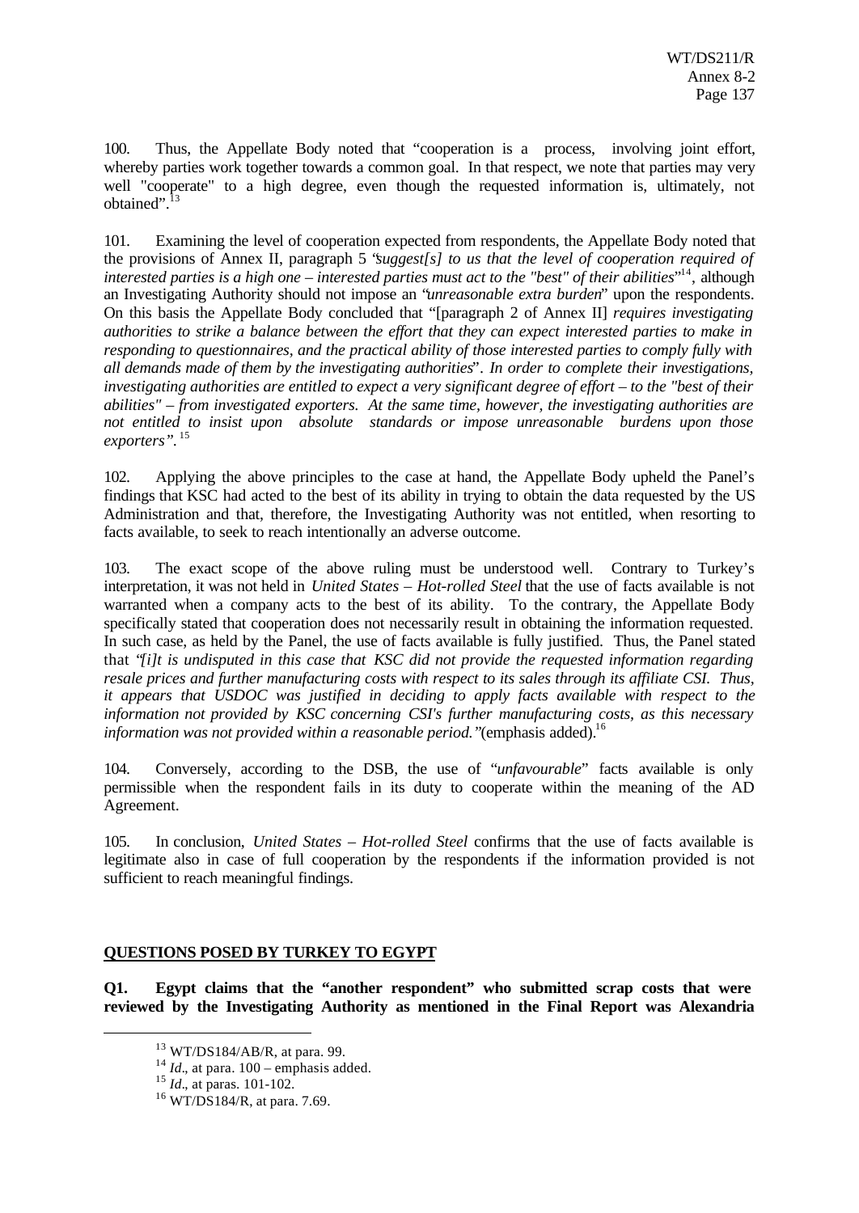100. Thus, the Appellate Body noted that "cooperation is a process, involving joint effort, whereby parties work together towards a common goal. In that respect, we note that parties may very well "cooperate" to a high degree, even though the requested information is, ultimately, not obtained".[13]

101. Examining the level of cooperation expected from respondents, the Appellate Body noted that the provisions of Annex II, paragraph 5 "*suggest[s] to us that the level of cooperation required of interested parties is a high one – interested parties must act to the "best" of their abilities*"[14], although an Investigating Authority should not impose an "*unreasonable extra burden*" upon the respondents. On this basis the Appellate Body concluded that "[paragraph 2 of Annex II] *requires investigating authorities to strike a balance between the effort that they can expect interested parties to make in responding to questionnaires, and the practical ability of those interested parties to comply fully with all demands made of them by the investigating authorities*". *In order to complete their investigations, investigating authorities are entitled to expect a very significant degree of effort – to the "best of their abilities" – from investigated exporters. At the same time, however, the investigating authorities are not entitled to insist upon absolute standards or impose unreasonable burdens upon those exporters".*[15]

102. Applying the above principles to the case at hand, the Appellate Body upheld the Panel's findings that KSC had acted to the best of its ability in trying to obtain the data requested by the US Administration and that, therefore, the Investigating Authority was not entitled, when resorting to facts available, to seek to reach intentionally an adverse outcome.

103. The exact scope of the above ruling must be understood well. Contrary to Turkey's interpretation, it was not held in *United States – Hot-rolled Steel* that the use of facts available is not warranted when a company acts to the best of its ability. To the contrary, the Appellate Body specifically stated that cooperation does not necessarily result in obtaining the information requested. In such case, as held by the Panel, the use of facts available is fully justified. Thus, the Panel stated that *"[i]t is undisputed in this case that KSC did not provide the requested information regarding resale prices and further manufacturing costs with respect to its sales through its affiliate CSI. Thus, it appears that USDOC was justified in deciding to apply facts available with respect to the information not provided by KSC concerning CSI's further manufacturing costs, as this necessary information was not provided within a reasonable period."*(emphasis added).[16]

104. Conversely, according to the DSB, the use of "*unfavourable*" facts available is only permissible when the respondent fails in its duty to cooperate within the meaning of the AD Agreement.

105. In conclusion, *United States – Hot-rolled Steel* confirms that the use of facts available is legitimate also in case of full cooperation by the respondents if the information provided is not sufficient to reach meaningful findings.

**QUESTIONS POSED BY TURKEY TO EGYPT**

**Q1. Egypt claims that the "another respondent" who submitted scrap costs that were reviewed by the Investigating Authority as mentioned in the Final Report was Alexandria**

[13] WT/DS184/AB/R, at para. 99.

[14] *Id*., at para. 100 – emphasis added.

[15] *Id*., at paras. 101-102.

[16] WT/DS184/R, at para. 7.69.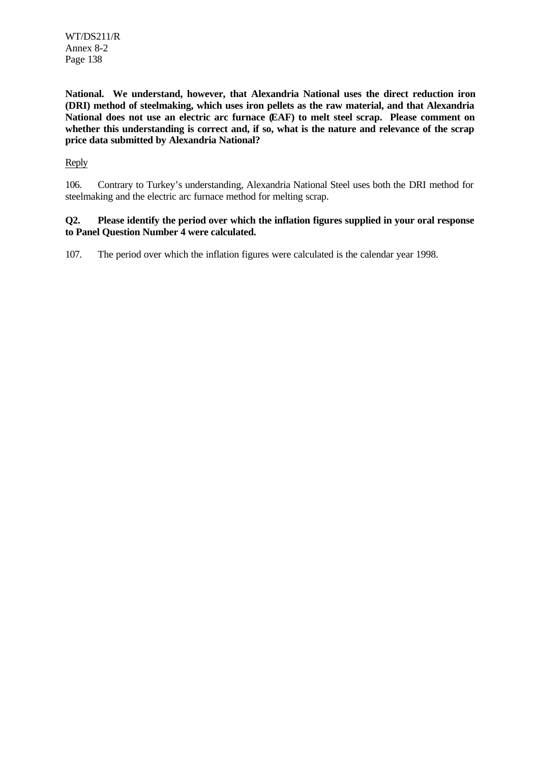**National. We understand, however, that Alexandria National uses the direct reduction iron (DRI) method of steelmaking, which uses iron pellets as the raw material, and that Alexandria National does not use an electric arc furnace (EAF) to melt steel scrap. Please comment on whether this understanding is correct and, if so, what is the nature and relevance of the scrap price data submitted by Alexandria National?**

Reply

106. Contrary to Turkey's understanding, Alexandria National Steel uses both the DRI method for steelmaking and the electric arc furnace method for melting scrap.

**Q2. Please identify the period over which the inflation figures supplied in your oral response to Panel Question Number 4 were calculated.**

107. The period over which the inflation figures were calculated is the calendar year 1998.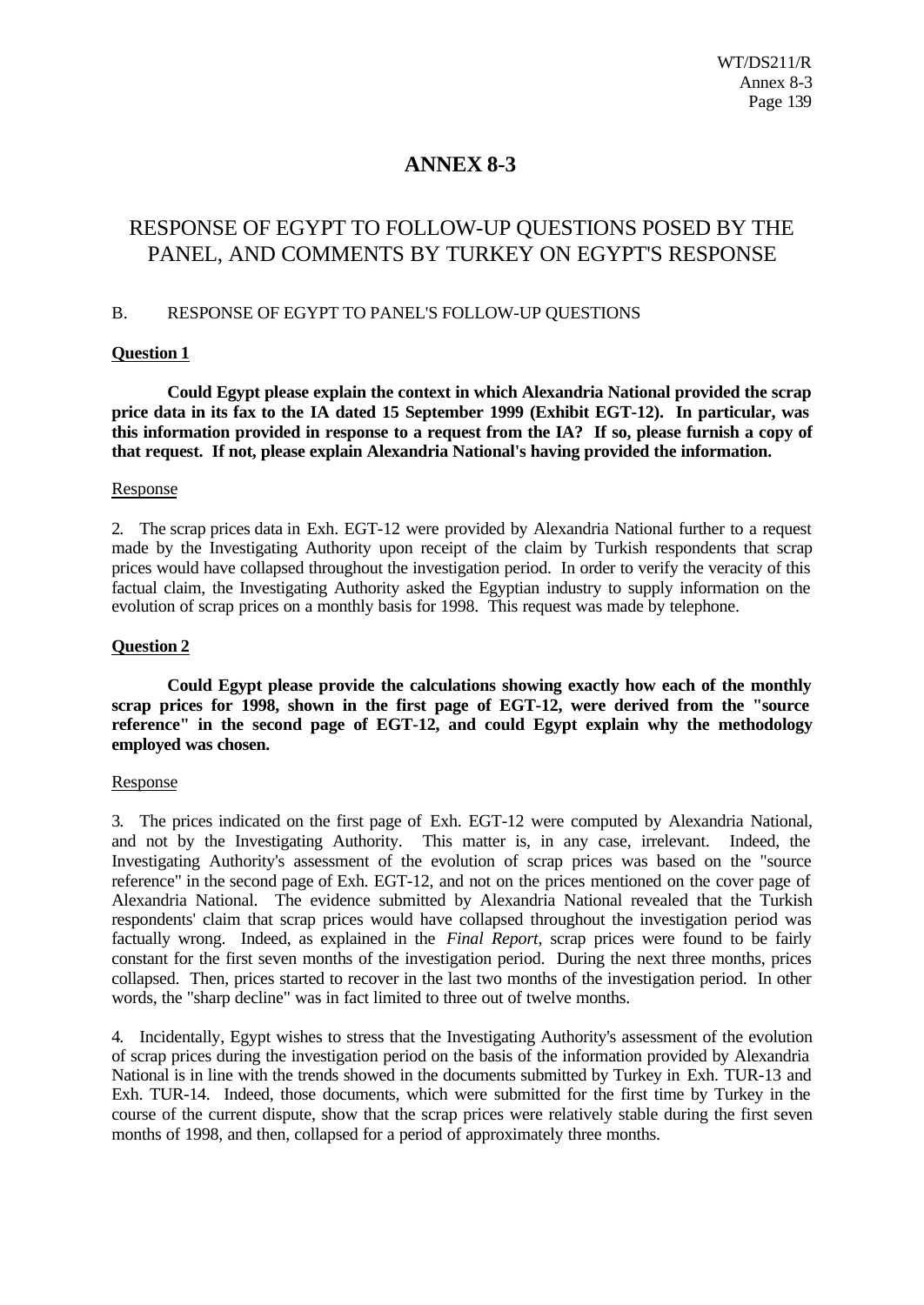# ANNEX 8-3

## RESPONSE OF EGYPT TO FOLLOW-UP QUESTIONS POSED BY THE PANEL, AND COMMENTS BY TURKEY ON EGYPT'S RESPONSE

### B. RESPONSE OF EGYPT TO PANEL'S FOLLOW-UP QUESTIONS

**Question 1**

**Could Egypt please explain the context in which Alexandria National provided the scrap price data in its fax to the IA dated 15 September 1999 (Exhibit EGT-12). In particular, was this information provided in response to a request from the IA? If so, please furnish a copy of that request. If not, please explain Alexandria National's having provided the information.**

Response

2. The scrap prices data in Exh. EGT-12 were provided by Alexandria National further to a request made by the Investigating Authority upon receipt of the claim by Turkish respondents that scrap prices would have collapsed throughout the investigation period. In order to verify the veracity of this factual claim, the Investigating Authority asked the Egyptian industry to supply information on the evolution of scrap prices on a monthly basis for 1998. This request was made by telephone.

**Question 2**

**Could Egypt please provide the calculations showing exactly how each of the monthly scrap prices for 1998, shown in the first page of EGT-12, were derived from the "source reference" in the second page of EGT-12, and could Egypt explain why the methodology employed was chosen.**

Response

3. The prices indicated on the first page of Exh. EGT-12 were computed by Alexandria National, and not by the Investigating Authority. This matter is, in any case, irrelevant. Indeed, the Investigating Authority's assessment of the evolution of scrap prices was based on the "source reference" in the second page of Exh. EGT-12, and not on the prices mentioned on the cover page of Alexandria National. The evidence submitted by Alexandria National revealed that the Turkish respondents' claim that scrap prices would have collapsed throughout the investigation period was factually wrong. Indeed, as explained in the *Final Report*, scrap prices were found to be fairly constant for the first seven months of the investigation period. During the next three months, prices collapsed. Then, prices started to recover in the last two months of the investigation period. In other words, the "sharp decline" was in fact limited to three out of twelve months.

4. Incidentally, Egypt wishes to stress that the Investigating Authority's assessment of the evolution of scrap prices during the investigation period on the basis of the information provided by Alexandria National is in line with the trends showed in the documents submitted by Turkey in Exh. TUR-13 and Exh. TUR-14. Indeed, those documents, which were submitted for the first time by Turkey in the course of the current dispute, show that the scrap prices were relatively stable during the first seven months of 1998, and then, collapsed for a period of approximately three months.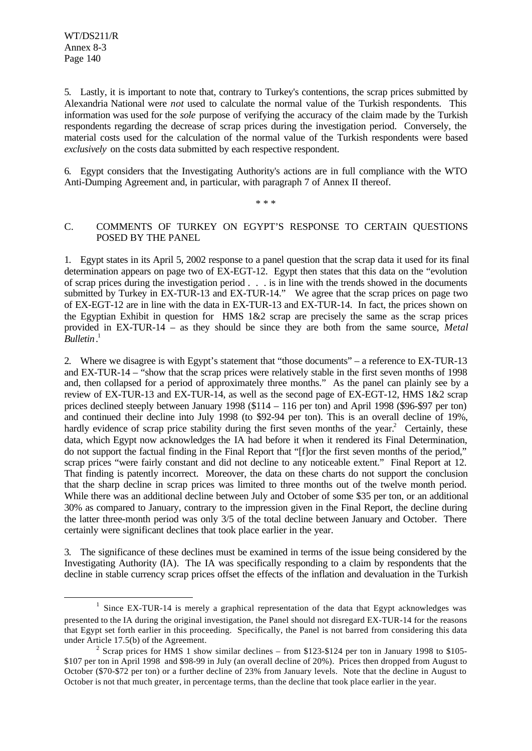5. Lastly, it is important to note that, contrary to Turkey's contentions, the scrap prices submitted by Alexandria National were *not* used to calculate the normal value of the Turkish respondents. This information was used for the *sole* purpose of verifying the accuracy of the claim made by the Turkish respondents regarding the decrease of scrap prices during the investigation period. Conversely, the material costs used for the calculation of the normal value of the Turkish respondents were based *exclusively* on the costs data submitted by each respective respondent.

6. Egypt considers that the Investigating Authority's actions are in full compliance with the WTO Anti-Dumping Agreement and, in particular, with paragraph 7 of Annex II thereof.

\* \* \*

## C. COMMENTS OF TURKEY ON EGYPT'S RESPONSE TO CERTAIN QUESTIONS POSED BY THE PANEL

1. Egypt states in its April 5, 2002 response to a panel question that the scrap data it used for its final determination appears on page two of EX-EGT-12. Egypt then states that this data on the "evolution of scrap prices during the investigation period . . . is in line with the trends showed in the documents submitted by Turkey in EX-TUR-13 and EX-TUR-14." We agree that the scrap prices on page two of EX-EGT-12 are in line with the data in EX-TUR-13 and EX-TUR-14. In fact, the prices shown on the Egyptian Exhibit in question for HMS 1&2 scrap are precisely the same as the scrap prices provided in EX-TUR-14 – as they should be since they are both from the same source, *Metal Bulletin*.[1]

2. Where we disagree is with Egypt's statement that "those documents" – a reference to EX-TUR-13 and EX-TUR-14 – "show that the scrap prices were relatively stable in the first seven months of 1998 and, then collapsed for a period of approximately three months." As the panel can plainly see by a review of EX-TUR-13 and EX-TUR-14, as well as the second page of EX-EGT-12, HMS 1&2 scrap prices declined steeply between January 1998 ($114 – 116 per ton) and April 1998 ($96-$97 per ton) and continued their decline into July 1998 (to $92-94 per ton). This is an overall decline of 19%, hardly evidence of scrap price stability during the first seven months of the year.[2] Certainly, these data, which Egypt now acknowledges the IA had before it when it rendered its Final Determination, do not support the factual finding in the Final Report that "[f]or the first seven months of the period," scrap prices "were fairly constant and did not decline to any noticeable extent." Final Report at 12. That finding is patently incorrect. Moreover, the data on these charts do not support the conclusion that the sharp decline in scrap prices was limited to three months out of the twelve month period. While there was an additional decline between July and October of some $35 per ton, or an additional 30% as compared to January, contrary to the impression given in the Final Report, the decline during the latter three-month period was only 3/5 of the total decline between January and October. There certainly were significant declines that took place earlier in the year.

3. The significance of these declines must be examined in terms of the issue being considered by the Investigating Authority (IA). The IA was specifically responding to a claim by respondents that the decline in stable currency scrap prices offset the effects of the inflation and devaluation in the Turkish

---

[1] Since EX-TUR-14 is merely a graphical representation of the data that Egypt acknowledges was presented to the IA during the original investigation, the Panel should not disregard EX-TUR-14 for the reasons that Egypt set forth earlier in this proceeding. Specifically, the Panel is not barred from considering this data under Article 17.5(b) of the Agreement.

[2] Scrap prices for HMS 1 show similar declines – from $123-$124 per ton in January 1998 to $105-$107 per ton in April 1998 and $98-99 in July (an overall decline of 20%). Prices then dropped from August to October ($70-$72 per ton) or a further decline of 23% from January levels. Note that the decline in August to October is not that much greater, in percentage terms, than the decline that took place earlier in the year.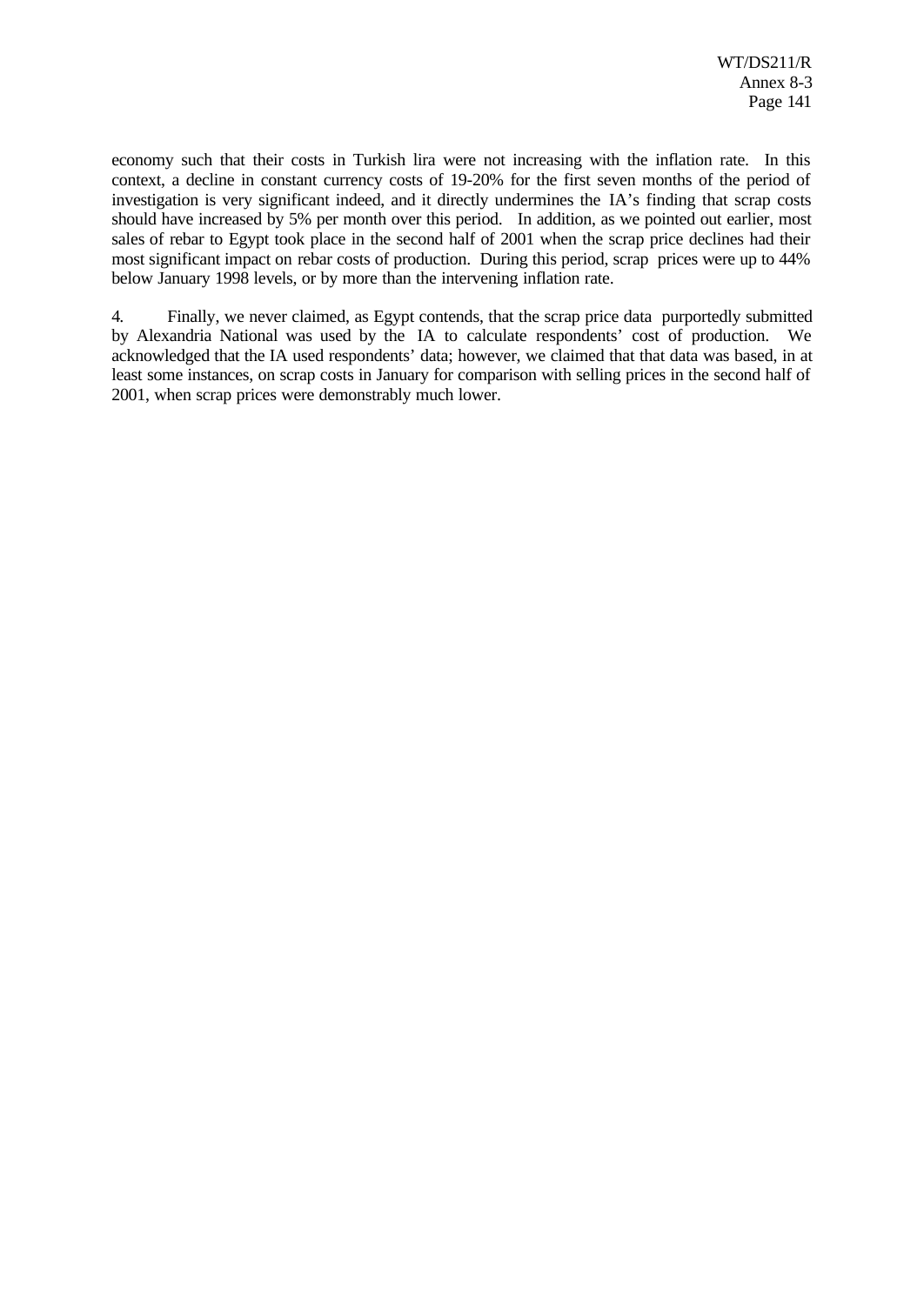economy such that their costs in Turkish lira were not increasing with the inflation rate. In this context, a decline in constant currency costs of 19-20% for the first seven months of the period of investigation is very significant indeed, and it directly undermines the IA's finding that scrap costs should have increased by 5% per month over this period. In addition, as we pointed out earlier, most sales of rebar to Egypt took place in the second half of 2001 when the scrap price declines had their most significant impact on rebar costs of production. During this period, scrap prices were up to 44% below January 1998 levels, or by more than the intervening inflation rate.

4. Finally, we never claimed, as Egypt contends, that the scrap price data purportedly submitted by Alexandria National was used by the IA to calculate respondents' cost of production. We acknowledged that the IA used respondents' data; however, we claimed that that data was based, in at least some instances, on scrap costs in January for comparison with selling prices in the second half of 2001, when scrap prices were demonstrably much lower.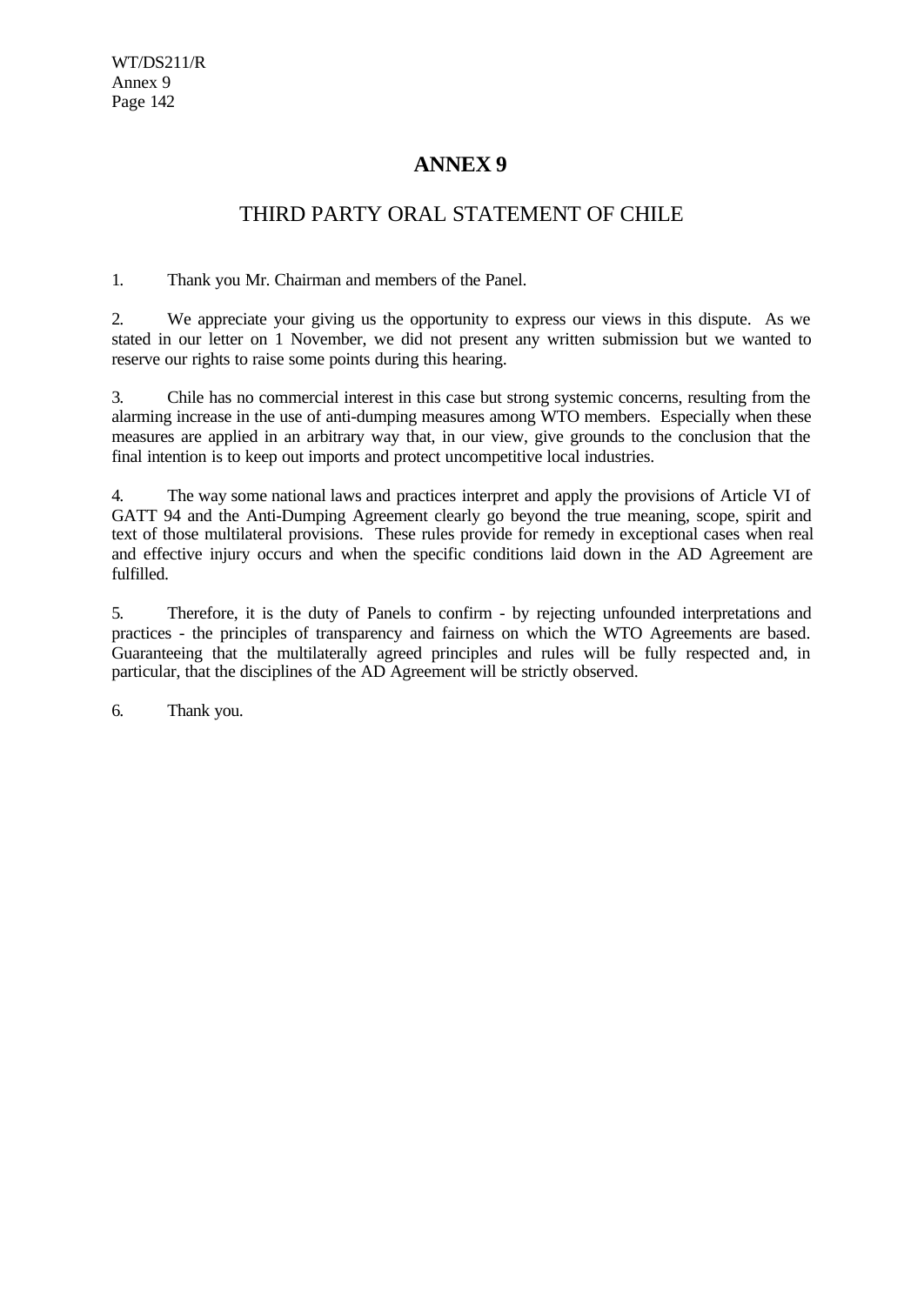# ANNEX 9

## THIRD PARTY ORAL STATEMENT OF CHILE

1. Thank you Mr. Chairman and members of the Panel.

2. We appreciate your giving us the opportunity to express our views in this dispute. As we stated in our letter on 1 November, we did not present any written submission but we wanted to reserve our rights to raise some points during this hearing.

3. Chile has no commercial interest in this case but strong systemic concerns, resulting from the alarming increase in the use of anti-dumping measures among WTO members. Especially when these measures are applied in an arbitrary way that, in our view, give grounds to the conclusion that the final intention is to keep out imports and protect uncompetitive local industries.

4. The way some national laws and practices interpret and apply the provisions of Article VI of GATT 94 and the Anti-Dumping Agreement clearly go beyond the true meaning, scope, spirit and text of those multilateral provisions. These rules provide for remedy in exceptional cases when real and effective injury occurs and when the specific conditions laid down in the AD Agreement are fulfilled.

5. Therefore, it is the duty of Panels to confirm - by rejecting unfounded interpretations and practices - the principles of transparency and fairness on which the WTO Agreements are based. Guaranteeing that the multilaterally agreed principles and rules will be fully respected and, in particular, that the disciplines of the AD Agreement will be strictly observed.

6. Thank you.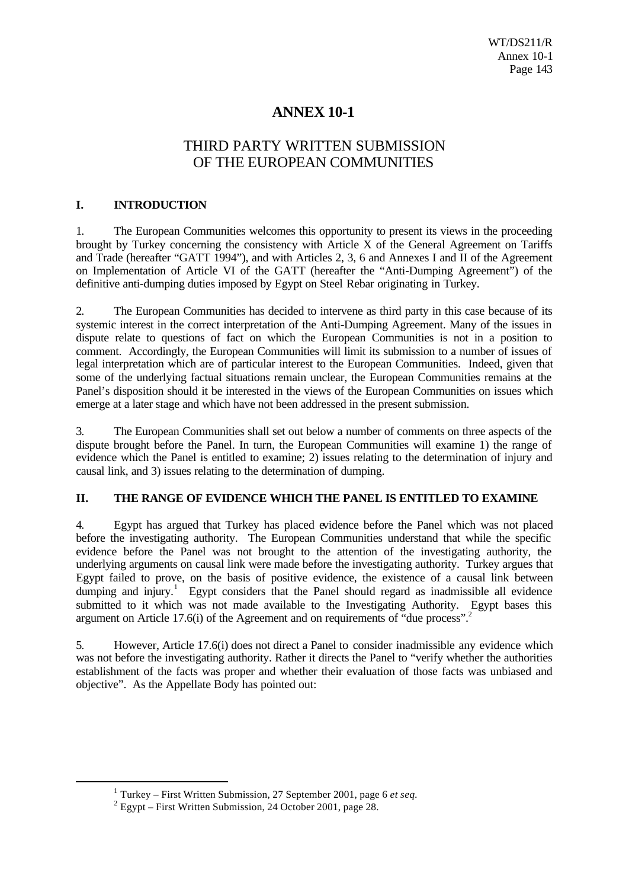# ANNEX 10-1

## THIRD PARTY WRITTEN SUBMISSION OF THE EUROPEAN COMMUNITIES

### I. INTRODUCTION

1. The European Communities welcomes this opportunity to present its views in the proceeding brought by Turkey concerning the consistency with Article X of the General Agreement on Tariffs and Trade (hereafter "GATT 1994"), and with Articles 2, 3, 6 and Annexes I and II of the Agreement on Implementation of Article VI of the GATT (hereafter the "Anti-Dumping Agreement") of the definitive anti-dumping duties imposed by Egypt on Steel Rebar originating in Turkey.

2. The European Communities has decided to intervene as third party in this case because of its systemic interest in the correct interpretation of the Anti-Dumping Agreement. Many of the issues in dispute relate to questions of fact on which the European Communities is not in a position to comment. Accordingly, the European Communities will limit its submission to a number of issues of legal interpretation which are of particular interest to the European Communities. Indeed, given that some of the underlying factual situations remain unclear, the European Communities remains at the Panel's disposition should it be interested in the views of the European Communities on issues which emerge at a later stage and which have not been addressed in the present submission.

3. The European Communities shall set out below a number of comments on three aspects of the dispute brought before the Panel. In turn, the European Communities will examine 1) the range of evidence which the Panel is entitled to examine; 2) issues relating to the determination of injury and causal link, and 3) issues relating to the determination of dumping.

### II. THE RANGE OF EVIDENCE WHICH THE PANEL IS ENTITLED TO EXAMINE

4. Egypt has argued that Turkey has placed evidence before the Panel which was not placed before the investigating authority. The European Communities understand that while the specific evidence before the Panel was not brought to the attention of the investigating authority, the underlying arguments on causal link were made before the investigating authority. Turkey argues that Egypt failed to prove, on the basis of positive evidence, the existence of a causal link between dumping and injury.[1] Egypt considers that the Panel should regard as inadmissible all evidence submitted to it which was not made available to the Investigating Authority. Egypt bases this argument on Article 17.6(i) of the Agreement and on requirements of "due process".[2]

5. However, Article 17.6(i) does not direct a Panel to consider inadmissible any evidence which was not before the investigating authority. Rather it directs the Panel to "verify whether the authorities establishment of the facts was proper and whether their evaluation of those facts was unbiased and objective". As the Appellate Body has pointed out:

---

[1] Turkey – First Written Submission, 27 September 2001, page 6 *et seq.*

[2] Egypt – First Written Submission, 24 October 2001, page 28.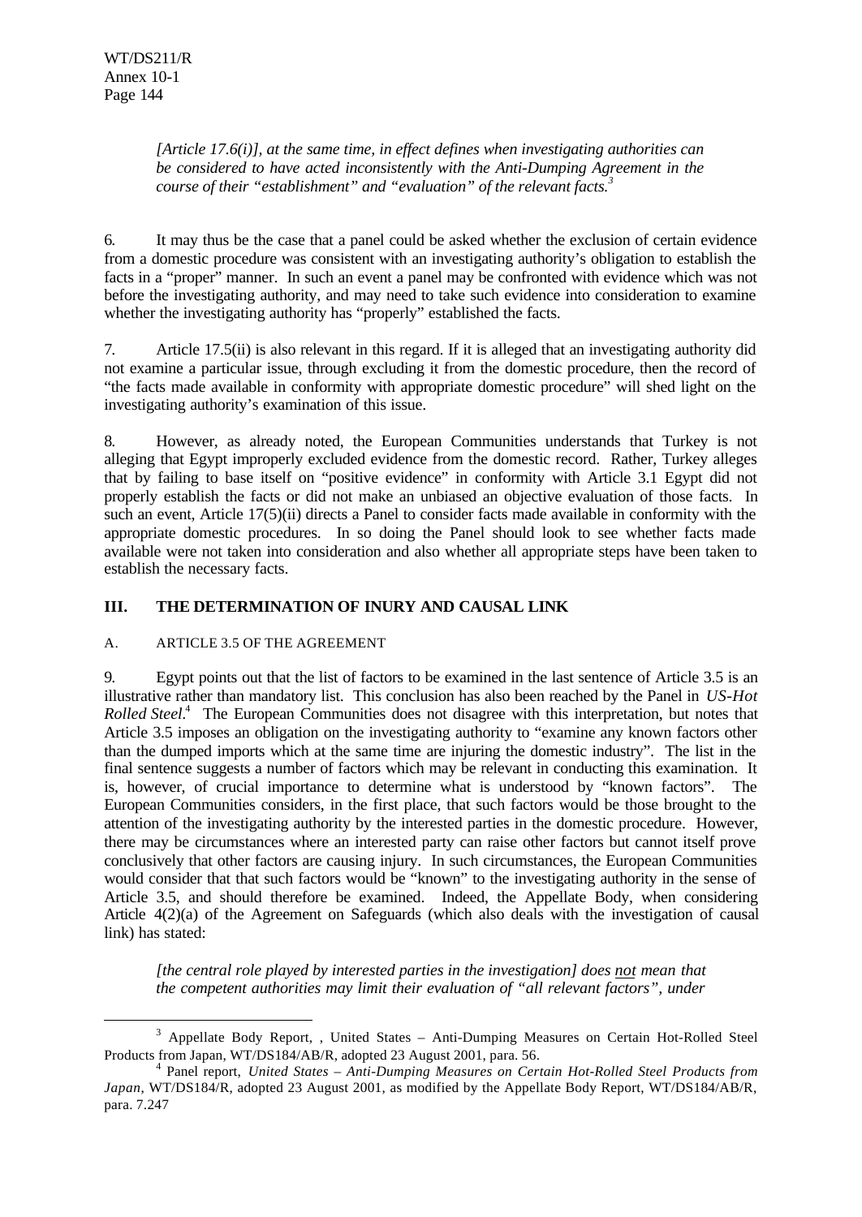*[Article 17.6(i)], at the same time, in effect defines when investigating authorities can be considered to have acted inconsistently with the Anti-Dumping Agreement in the course of their "establishment" and "evaluation" of the relevant facts.*[3]

6. It may thus be the case that a panel could be asked whether the exclusion of certain evidence from a domestic procedure was consistent with an investigating authority's obligation to establish the facts in a "proper" manner. In such an event a panel may be confronted with evidence which was not before the investigating authority, and may need to take such evidence into consideration to examine whether the investigating authority has "properly" established the facts.

7. Article 17.5(ii) is also relevant in this regard. If it is alleged that an investigating authority did not examine a particular issue, through excluding it from the domestic procedure, then the record of "the facts made available in conformity with appropriate domestic procedure" will shed light on the investigating authority's examination of this issue.

8. However, as already noted, the European Communities understands that Turkey is not alleging that Egypt improperly excluded evidence from the domestic record. Rather, Turkey alleges that by failing to base itself on "positive evidence" in conformity with Article 3.1 Egypt did not properly establish the facts or did not make an unbiased an objective evaluation of those facts. In such an event, Article 17(5)(ii) directs a Panel to consider facts made available in conformity with the appropriate domestic procedures. In so doing the Panel should look to see whether facts made available were not taken into consideration and also whether all appropriate steps have been taken to establish the necessary facts.

## III. THE DETERMINATION OF INURY AND CAUSAL LINK

### A. ARTICLE 3.5 OF THE AGREEMENT

9. Egypt points out that the list of factors to be examined in the last sentence of Article 3.5 is an illustrative rather than mandatory list. This conclusion has also been reached by the Panel in *US-Hot Rolled Steel*.[4] The European Communities does not disagree with this interpretation, but notes that Article 3.5 imposes an obligation on the investigating authority to "examine any known factors other than the dumped imports which at the same time are injuring the domestic industry". The list in the final sentence suggests a number of factors which may be relevant in conducting this examination. It is, however, of crucial importance to determine what is understood by "known factors". The European Communities considers, in the first place, that such factors would be those brought to the attention of the investigating authority by the interested parties in the domestic procedure. However, there may be circumstances where an interested party can raise other factors but cannot itself prove conclusively that other factors are causing injury. In such circumstances, the European Communities would consider that that such factors would be "known" to the investigating authority in the sense of Article 3.5, and should therefore be examined. Indeed, the Appellate Body, when considering Article 4(2)(a) of the Agreement on Safeguards (which also deals with the investigation of causal link) has stated:

*[the central role played by interested parties in the investigation] does not mean that the competent authorities may limit their evaluation of "all relevant factors", under*

---

[3] Appellate Body Report, , United States – Anti-Dumping Measures on Certain Hot-Rolled Steel Products from Japan, WT/DS184/AB/R, adopted 23 August 2001, para. 56.

[4] Panel report, *United States – Anti-Dumping Measures on Certain Hot-Rolled Steel Products from Japan*, WT/DS184/R, adopted 23 August 2001, as modified by the Appellate Body Report, WT/DS184/AB/R, para. 7.247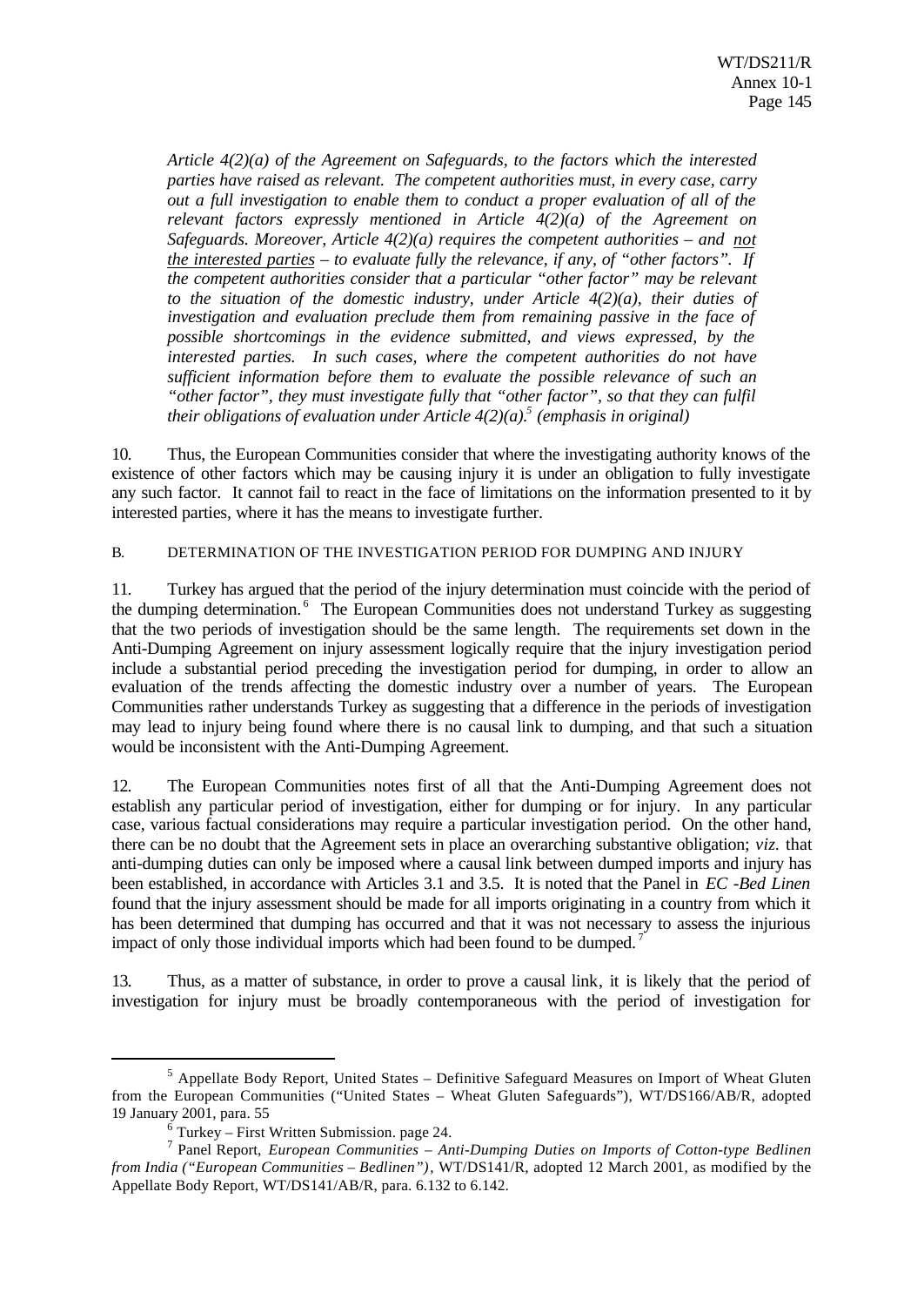*Article 4(2)(a) of the Agreement on Safeguards, to the factors which the interested parties have raised as relevant. The competent authorities must, in every case, carry out a full investigation to enable them to conduct a proper evaluation of all of the relevant factors expressly mentioned in Article 4(2)(a) of the Agreement on Safeguards. Moreover, Article 4(2)(a) requires the competent authorities – and <u>not the interested parties</u> – to evaluate fully the relevance, if any, of "other factors". If the competent authorities consider that a particular "other factor" may be relevant to the situation of the domestic industry, under Article 4(2)(a), their duties of investigation and evaluation preclude them from remaining passive in the face of possible shortcomings in the evidence submitted, and views expressed, by the interested parties. In such cases, where the competent authorities do not have sufficient information before them to evaluate the possible relevance of such an "other factor", they must investigate fully that "other factor", so that they can fulfil their obligations of evaluation under Article 4(2)(a).*[5] *(emphasis in original)*

10. Thus, the European Communities consider that where the investigating authority knows of the existence of other factors which may be causing injury it is under an obligation to fully investigate any such factor. It cannot fail to react in the face of limitations on the information presented to it by interested parties, where it has the means to investigate further.

B. DETERMINATION OF THE INVESTIGATION PERIOD FOR DUMPING AND INJURY

11. Turkey has argued that the period of the injury determination must coincide with the period of the dumping determination.[6] The European Communities does not understand Turkey as suggesting that the two periods of investigation should be the same length. The requirements set down in the Anti-Dumping Agreement on injury assessment logically require that the injury investigation period include a substantial period preceding the investigation period for dumping, in order to allow an evaluation of the trends affecting the domestic industry over a number of years. The European Communities rather understands Turkey as suggesting that a difference in the periods of investigation may lead to injury being found where there is no causal link to dumping, and that such a situation would be inconsistent with the Anti-Dumping Agreement.

12. The European Communities notes first of all that the Anti-Dumping Agreement does not establish any particular period of investigation, either for dumping or for injury. In any particular case, various factual considerations may require a particular investigation period. On the other hand, there can be no doubt that the Agreement sets in place an overarching substantive obligation; *viz.* that anti-dumping duties can only be imposed where a causal link between dumped imports and injury has been established, in accordance with Articles 3.1 and 3.5. It is noted that the Panel in *EC -Bed Linen* found that the injury assessment should be made for all imports originating in a country from which it has been determined that dumping has occurred and that it was not necessary to assess the injurious impact of only those individual imports which had been found to be dumped.[7]

13. Thus, as a matter of substance, in order to prove a causal link, it is likely that the period of investigation for injury must be broadly contemporaneous with the period of investigation for

---

[5] Appellate Body Report, United States – Definitive Safeguard Measures on Import of Wheat Gluten from the European Communities ("United States – Wheat Gluten Safeguards"), WT/DS166/AB/R, adopted 19 January 2001, para. 55

[6] Turkey – First Written Submission. page 24.

[7] Panel Report, *European Communities – Anti-Dumping Duties on Imports of Cotton-type Bedlinen from India ("European Communities – Bedlinen")*, WT/DS141/R, adopted 12 March 2001, as modified by the Appellate Body Report, WT/DS141/AB/R, para. 6.132 to 6.142.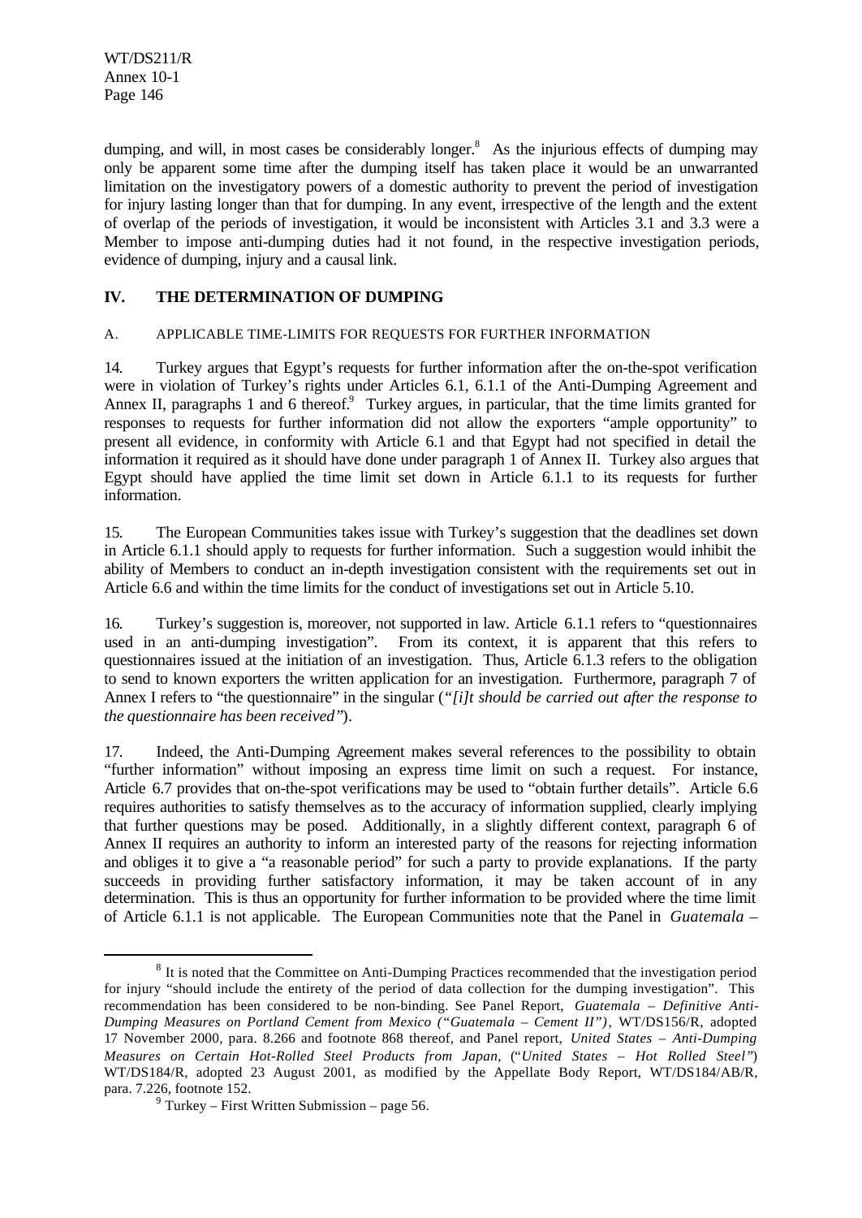dumping, and will, in most cases be considerably longer.[8] As the injurious effects of dumping may only be apparent some time after the dumping itself has taken place it would be an unwarranted limitation on the investigatory powers of a domestic authority to prevent the period of investigation for injury lasting longer than that for dumping. In any event, irrespective of the length and the extent of overlap of the periods of investigation, it would be inconsistent with Articles 3.1 and 3.3 were a Member to impose anti-dumping duties had it not found, in the respective investigation periods, evidence of dumping, injury and a causal link.

## IV. THE DETERMINATION OF DUMPING

### A. APPLICABLE TIME-LIMITS FOR REQUESTS FOR FURTHER INFORMATION

14. Turkey argues that Egypt's requests for further information after the on-the-spot verification were in violation of Turkey's rights under Articles 6.1, 6.1.1 of the Anti-Dumping Agreement and Annex II, paragraphs 1 and 6 thereof.[9] Turkey argues, in particular, that the time limits granted for responses to requests for further information did not allow the exporters "ample opportunity" to present all evidence, in conformity with Article 6.1 and that Egypt had not specified in detail the information it required as it should have done under paragraph 1 of Annex II. Turkey also argues that Egypt should have applied the time limit set down in Article 6.1.1 to its requests for further information.

15. The European Communities takes issue with Turkey's suggestion that the deadlines set down in Article 6.1.1 should apply to requests for further information. Such a suggestion would inhibit the ability of Members to conduct an in-depth investigation consistent with the requirements set out in Article 6.6 and within the time limits for the conduct of investigations set out in Article 5.10.

16. Turkey's suggestion is, moreover, not supported in law. Article 6.1.1 refers to "questionnaires used in an anti-dumping investigation". From its context, it is apparent that this refers to questionnaires issued at the initiation of an investigation. Thus, Article 6.1.3 refers to the obligation to send to known exporters the written application for an investigation. Furthermore, paragraph 7 of Annex I refers to "the questionnaire" in the singular (*"[i]t should be carried out after the response to the questionnaire has been received"*).

17. Indeed, the Anti-Dumping Agreement makes several references to the possibility to obtain "further information" without imposing an express time limit on such a request. For instance, Article 6.7 provides that on-the-spot verifications may be used to "obtain further details". Article 6.6 requires authorities to satisfy themselves as to the accuracy of information supplied, clearly implying that further questions may be posed. Additionally, in a slightly different context, paragraph 6 of Annex II requires an authority to inform an interested party of the reasons for rejecting information and obliges it to give a "a reasonable period" for such a party to provide explanations. If the party succeeds in providing further satisfactory information, it may be taken account of in any determination. This is thus an opportunity for further information to be provided where the time limit of Article 6.1.1 is not applicable. The European Communities note that the Panel in *Guatemala –*

---

[8] It is noted that the Committee on Anti-Dumping Practices recommended that the investigation period for injury "should include the entirety of the period of data collection for the dumping investigation". This recommendation has been considered to be non-binding. See Panel Report, *Guatemala – Definitive Anti-Dumping Measures on Portland Cement from Mexico ("Guatemala – Cement II")*, WT/DS156/R, adopted 17 November 2000, para. 8.266 and footnote 868 thereof, and Panel report, *United States – Anti-Dumping Measures on Certain Hot-Rolled Steel Products from Japan*, ("*United States – Hot Rolled Steel*") WT/DS184/R, adopted 23 August 2001, as modified by the Appellate Body Report, WT/DS184/AB/R, para. 7.226, footnote 152.

[9] Turkey – First Written Submission – page 56.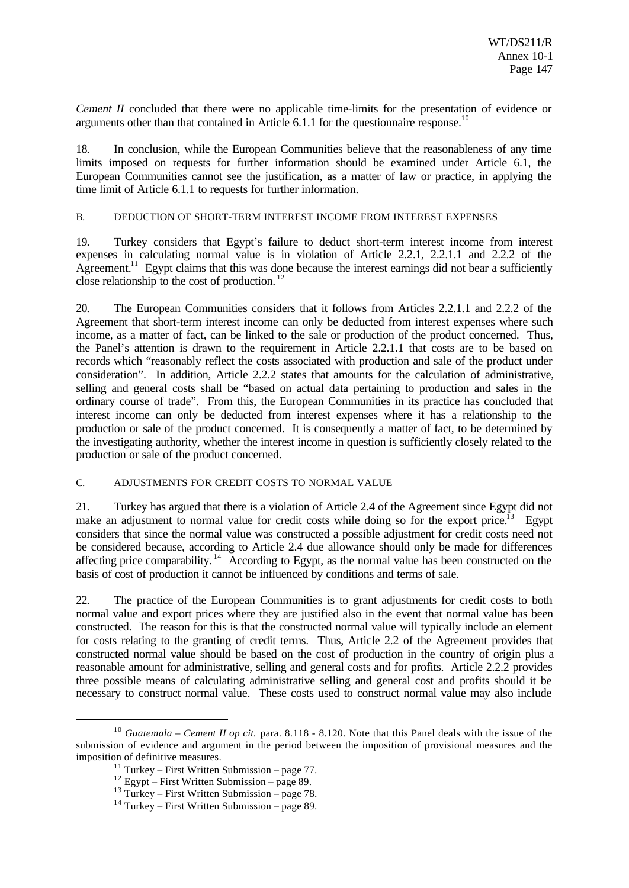*Cement II* concluded that there were no applicable time-limits for the presentation of evidence or arguments other than that contained in Article 6.1.1 for the questionnaire response.[10]

18. In conclusion, while the European Communities believe that the reasonableness of any time limits imposed on requests for further information should be examined under Article 6.1, the European Communities cannot see the justification, as a matter of law or practice, in applying the time limit of Article 6.1.1 to requests for further information.

### B. DEDUCTION OF SHORT-TERM INTEREST INCOME FROM INTEREST EXPENSES

19. Turkey considers that Egypt's failure to deduct short-term interest income from interest expenses in calculating normal value is in violation of Article 2.2.1, 2.2.1.1 and 2.2.2 of the Agreement.[11] Egypt claims that this was done because the interest earnings did not bear a sufficiently close relationship to the cost of production.[12]

20. The European Communities considers that it follows from Articles 2.2.1.1 and 2.2.2 of the Agreement that short-term interest income can only be deducted from interest expenses where such income, as a matter of fact, can be linked to the sale or production of the product concerned. Thus, the Panel's attention is drawn to the requirement in Article 2.2.1.1 that costs are to be based on records which "reasonably reflect the costs associated with production and sale of the product under consideration". In addition, Article 2.2.2 states that amounts for the calculation of administrative, selling and general costs shall be "based on actual data pertaining to production and sales in the ordinary course of trade". From this, the European Communities in its practice has concluded that interest income can only be deducted from interest expenses where it has a relationship to the production or sale of the product concerned. It is consequently a matter of fact, to be determined by the investigating authority, whether the interest income in question is sufficiently closely related to the production or sale of the product concerned.

### C. ADJUSTMENTS FOR CREDIT COSTS TO NORMAL VALUE

21. Turkey has argued that there is a violation of Article 2.4 of the Agreement since Egypt did not make an adjustment to normal value for credit costs while doing so for the export price.[13] Egypt considers that since the normal value was constructed a possible adjustment for credit costs need not be considered because, according to Article 2.4 due allowance should only be made for differences affecting price comparability.[14] According to Egypt, as the normal value has been constructed on the basis of cost of production it cannot be influenced by conditions and terms of sale.

22. The practice of the European Communities is to grant adjustments for credit costs to both normal value and export prices where they are justified also in the event that normal value has been constructed. The reason for this is that the constructed normal value will typically include an element for costs relating to the granting of credit terms. Thus, Article 2.2 of the Agreement provides that constructed normal value should be based on the cost of production in the country of origin plus a reasonable amount for administrative, selling and general costs and for profits. Article 2.2.2 provides three possible means of calculating administrative selling and general cost and profits should it be necessary to construct normal value. These costs used to construct normal value may also include

---

[10] *Guatemala – Cement II op cit.* para. 8.118 - 8.120. Note that this Panel deals with the issue of the submission of evidence and argument in the period between the imposition of provisional measures and the imposition of definitive measures.

[11] Turkey – First Written Submission – page 77.

[12] Egypt – First Written Submission – page 89.

[13] Turkey – First Written Submission – page 78.

[14] Turkey – First Written Submission – page 89.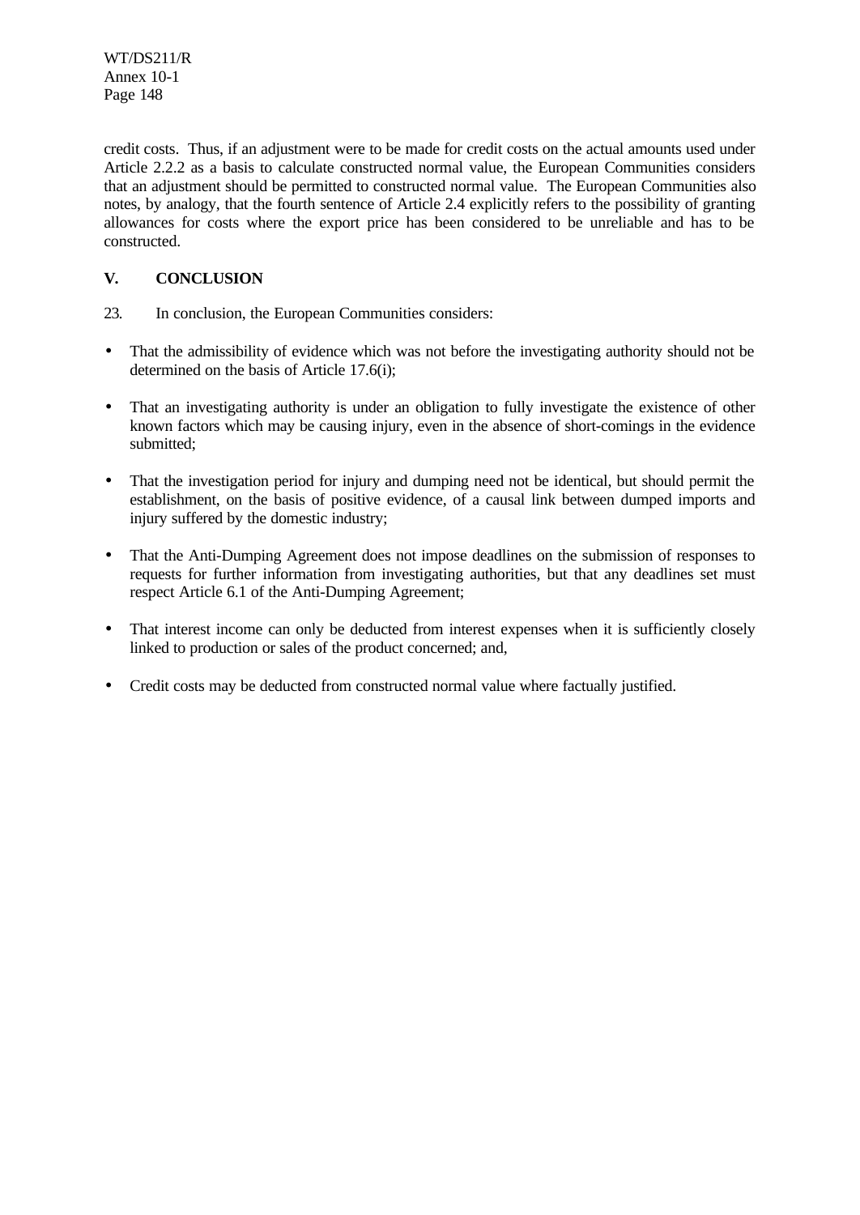credit costs. Thus, if an adjustment were to be made for credit costs on the actual amounts used under Article 2.2.2 as a basis to calculate constructed normal value, the European Communities considers that an adjustment should be permitted to constructed normal value. The European Communities also notes, by analogy, that the fourth sentence of Article 2.4 explicitly refers to the possibility of granting allowances for costs where the export price has been considered to be unreliable and has to be constructed.

## V. CONCLUSION

23. In conclusion, the European Communities considers:

- That the admissibility of evidence which was not before the investigating authority should not be determined on the basis of Article 17.6(i);
- That an investigating authority is under an obligation to fully investigate the existence of other known factors which may be causing injury, even in the absence of short-comings in the evidence submitted;
- That the investigation period for injury and dumping need not be identical, but should permit the establishment, on the basis of positive evidence, of a causal link between dumped imports and injury suffered by the domestic industry;
- That the Anti-Dumping Agreement does not impose deadlines on the submission of responses to requests for further information from investigating authorities, but that any deadlines set must respect Article 6.1 of the Anti-Dumping Agreement;
- That interest income can only be deducted from interest expenses when it is sufficiently closely linked to production or sales of the product concerned; and,
- Credit costs may be deducted from constructed normal value where factually justified.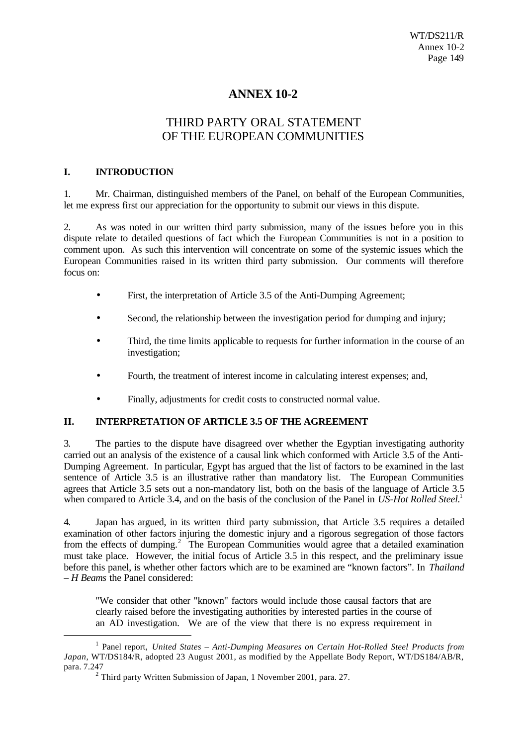# ANNEX 10-2

## THIRD PARTY ORAL STATEMENT OF THE EUROPEAN COMMUNITIES

### I. INTRODUCTION

1. Mr. Chairman, distinguished members of the Panel, on behalf of the European Communities, let me express first our appreciation for the opportunity to submit our views in this dispute.

2. As was noted in our written third party submission, many of the issues before you in this dispute relate to detailed questions of fact which the European Communities is not in a position to comment upon. As such this intervention will concentrate on some of the systemic issues which the European Communities raised in its written third party submission. Our comments will therefore focus on:

- First, the interpretation of Article 3.5 of the Anti-Dumping Agreement;
- Second, the relationship between the investigation period for dumping and injury;
- Third, the time limits applicable to requests for further information in the course of an investigation;
- Fourth, the treatment of interest income in calculating interest expenses; and,
- Finally, adjustments for credit costs to constructed normal value.

### II. INTERPRETATION OF ARTICLE 3.5 OF THE AGREEMENT

3. The parties to the dispute have disagreed over whether the Egyptian investigating authority carried out an analysis of the existence of a causal link which conformed with Article 3.5 of the Anti-Dumping Agreement. In particular, Egypt has argued that the list of factors to be examined in the last sentence of Article 3.5 is an illustrative rather than mandatory list. The European Communities agrees that Article 3.5 sets out a non-mandatory list, both on the basis of the language of Article 3.5 when compared to Article 3.4, and on the basis of the conclusion of the Panel in *US-Hot Rolled Steel*.[1]

4. Japan has argued, in its written third party submission, that Article 3.5 requires a detailed examination of other factors injuring the domestic injury and a rigorous segregation of those factors from the effects of dumping.[2] The European Communities would agree that a detailed examination must take place. However, the initial focus of Article 3.5 in this respect, and the preliminary issue before this panel, is whether other factors which are to be examined are "known factors". In *Thailand – H Beams* the Panel considered:

> "We consider that other "known" factors would include those causal factors that are clearly raised before the investigating authorities by interested parties in the course of an AD investigation. We are of the view that there is no express requirement in

---

[1] Panel report, *United States – Anti-Dumping Measures on Certain Hot-Rolled Steel Products from Japan*, WT/DS184/R, adopted 23 August 2001, as modified by the Appellate Body Report, WT/DS184/AB/R, para. 7.247

[2] Third party Written Submission of Japan, 1 November 2001, para. 27.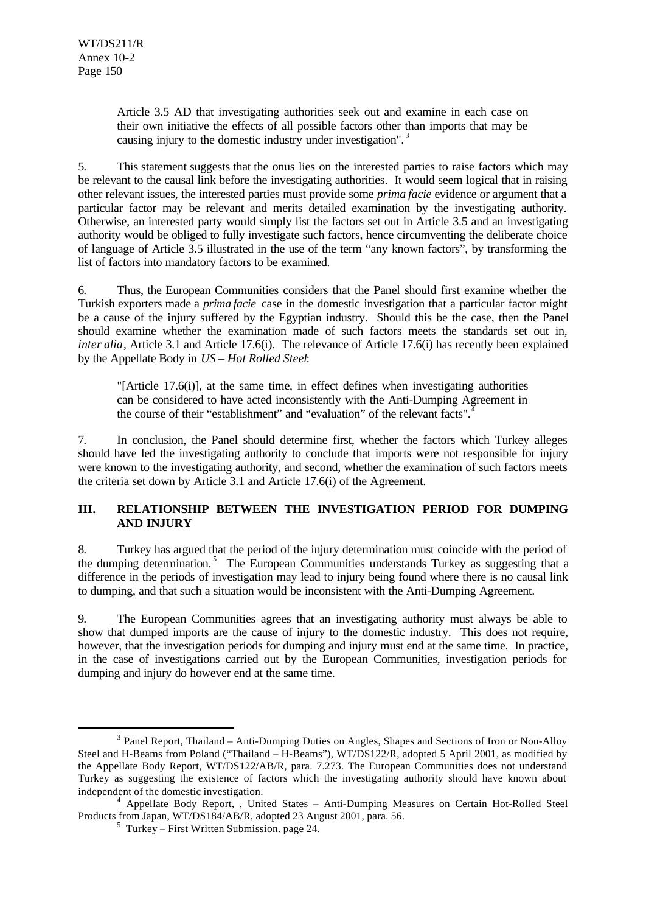> Article 3.5 AD that investigating authorities seek out and examine in each case on their own initiative the effects of all possible factors other than imports that may be causing injury to the domestic industry under investigation".[3]

5. This statement suggests that the onus lies on the interested parties to raise factors which may be relevant to the causal link before the investigating authorities. It would seem logical that in raising other relevant issues, the interested parties must provide some *prima facie* evidence or argument that a particular factor may be relevant and merits detailed examination by the investigating authority. Otherwise, an interested party would simply list the factors set out in Article 3.5 and an investigating authority would be obliged to fully investigate such factors, hence circumventing the deliberate choice of language of Article 3.5 illustrated in the use of the term "any known factors", by transforming the list of factors into mandatory factors to be examined.

6. Thus, the European Communities considers that the Panel should first examine whether the Turkish exporters made a *prima facie* case in the domestic investigation that a particular factor might be a cause of the injury suffered by the Egyptian industry. Should this be the case, then the Panel should examine whether the examination made of such factors meets the standards set out in, *inter alia*, Article 3.1 and Article 17.6(i). The relevance of Article 17.6(i) has recently been explained by the Appellate Body in *US – Hot Rolled Steel*:

> "[Article 17.6(i)], at the same time, in effect defines when investigating authorities can be considered to have acted inconsistently with the Anti-Dumping Agreement in the course of their "establishment" and "evaluation" of the relevant facts".[4]

7. In conclusion, the Panel should determine first, whether the factors which Turkey alleges should have led the investigating authority to conclude that imports were not responsible for injury were known to the investigating authority, and second, whether the examination of such factors meets the criteria set down by Article 3.1 and Article 17.6(i) of the Agreement.

## III. RELATIONSHIP BETWEEN THE INVESTIGATION PERIOD FOR DUMPING AND INJURY

8. Turkey has argued that the period of the injury determination must coincide with the period of the dumping determination.[5] The European Communities understands Turkey as suggesting that a difference in the periods of investigation may lead to injury being found where there is no causal link to dumping, and that such a situation would be inconsistent with the Anti-Dumping Agreement.

9. The European Communities agrees that an investigating authority must always be able to show that dumped imports are the cause of injury to the domestic industry. This does not require, however, that the investigation periods for dumping and injury must end at the same time. In practice, in the case of investigations carried out by the European Communities, investigation periods for dumping and injury do however end at the same time.

---

[3] Panel Report, Thailand – Anti-Dumping Duties on Angles, Shapes and Sections of Iron or Non-Alloy Steel and H-Beams from Poland ("Thailand – H-Beams"), WT/DS122/R, adopted 5 April 2001, as modified by the Appellate Body Report, WT/DS122/AB/R, para. 7.273. The European Communities does not understand Turkey as suggesting the existence of factors which the investigating authority should have known about independent of the domestic investigation.

[4] Appellate Body Report, , United States – Anti-Dumping Measures on Certain Hot-Rolled Steel Products from Japan, WT/DS184/AB/R, adopted 23 August 2001, para. 56.

[5] Turkey – First Written Submission. page 24.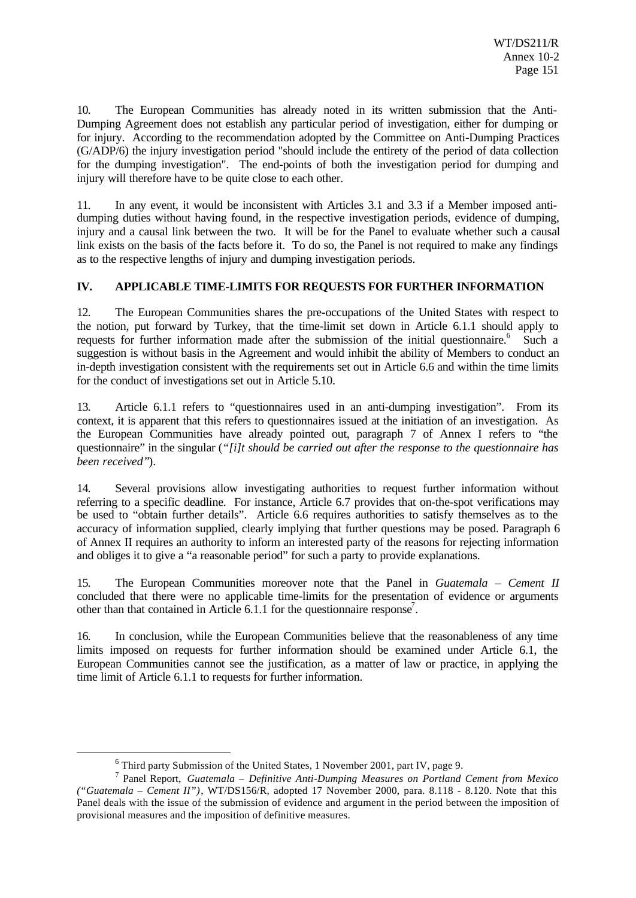10. The European Communities has already noted in its written submission that the Anti-Dumping Agreement does not establish any particular period of investigation, either for dumping or for injury. According to the recommendation adopted by the Committee on Anti-Dumping Practices (G/ADP/6) the injury investigation period "should include the entirety of the period of data collection for the dumping investigation". The end-points of both the investigation period for dumping and injury will therefore have to be quite close to each other.

11. In any event, it would be inconsistent with Articles 3.1 and 3.3 if a Member imposed anti-dumping duties without having found, in the respective investigation periods, evidence of dumping, injury and a causal link between the two. It will be for the Panel to evaluate whether such a causal link exists on the basis of the facts before it. To do so, the Panel is not required to make any findings as to the respective lengths of injury and dumping investigation periods.

## IV. APPLICABLE TIME-LIMITS FOR REQUESTS FOR FURTHER INFORMATION

12. The European Communities shares the pre-occupations of the United States with respect to the notion, put forward by Turkey, that the time-limit set down in Article 6.1.1 should apply to requests for further information made after the submission of the initial questionnaire.[6] Such a suggestion is without basis in the Agreement and would inhibit the ability of Members to conduct an in-depth investigation consistent with the requirements set out in Article 6.6 and within the time limits for the conduct of investigations set out in Article 5.10.

13. Article 6.1.1 refers to "questionnaires used in an anti-dumping investigation". From its context, it is apparent that this refers to questionnaires issued at the initiation of an investigation. As the European Communities have already pointed out, paragraph 7 of Annex I refers to "the questionnaire" in the singular (*"[i]t should be carried out after the response to the questionnaire has been received"*).

14. Several provisions allow investigating authorities to request further information without referring to a specific deadline. For instance, Article 6.7 provides that on-the-spot verifications may be used to "obtain further details". Article 6.6 requires authorities to satisfy themselves as to the accuracy of information supplied, clearly implying that further questions may be posed. Paragraph 6 of Annex II requires an authority to inform an interested party of the reasons for rejecting information and obliges it to give a "reasonable period" for such a party to provide explanations.

15. The European Communities moreover note that the Panel in *Guatemala – Cement II* concluded that there were no applicable time-limits for the presentation of evidence or arguments other than that contained in Article 6.1.1 for the questionnaire response[7].

16. In conclusion, while the European Communities believe that the reasonableness of any time limits imposed on requests for further information should be examined under Article 6.1, the European Communities cannot see the justification, as a matter of law or practice, in applying the time limit of Article 6.1.1 to requests for further information.

---

[6] Third party Submission of the United States, 1 November 2001, part IV, page 9.

[7] Panel Report, *Guatemala – Definitive Anti-Dumping Measures on Portland Cement from Mexico ("Guatemala – Cement II")*, WT/DS156/R, adopted 17 November 2000, para. 8.118 - 8.120. Note that this Panel deals with the issue of the submission of evidence and argument in the period between the imposition of provisional measures and the imposition of definitive measures.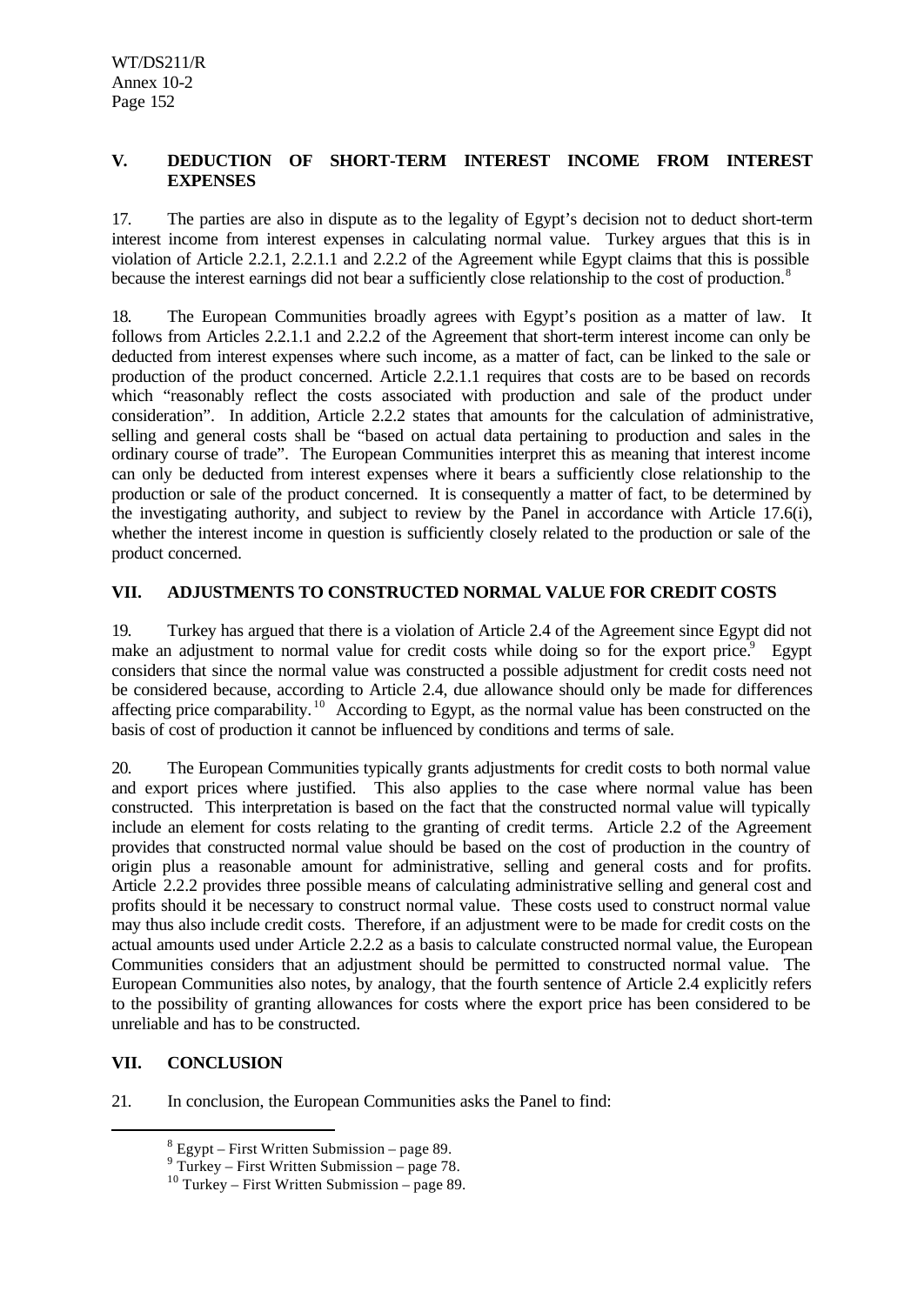## V. DEDUCTION OF SHORT-TERM INTEREST INCOME FROM INTEREST EXPENSES

17. The parties are also in dispute as to the legality of Egypt's decision not to deduct short-term interest income from interest expenses in calculating normal value. Turkey argues that this is in violation of Article 2.2.1, 2.2.1.1 and 2.2.2 of the Agreement while Egypt claims that this is possible because the interest earnings did not bear a sufficiently close relationship to the cost of production.[8]

18. The European Communities broadly agrees with Egypt's position as a matter of law. It follows from Articles 2.2.1.1 and 2.2.2 of the Agreement that short-term interest income can only be deducted from interest expenses where such income, as a matter of fact, can be linked to the sale or production of the product concerned. Article 2.2.1.1 requires that costs are to be based on records which "reasonably reflect the costs associated with production and sale of the product under consideration". In addition, Article 2.2.2 states that amounts for the calculation of administrative, selling and general costs shall be "based on actual data pertaining to production and sales in the ordinary course of trade". The European Communities interpret this as meaning that interest income can only be deducted from interest expenses where it bears a sufficiently close relationship to the production or sale of the product concerned. It is consequently a matter of fact, to be determined by the investigating authority, and subject to review by the Panel in accordance with Article 17.6(i), whether the interest income in question is sufficiently closely related to the production or sale of the product concerned.

## VII. ADJUSTMENTS TO CONSTRUCTED NORMAL VALUE FOR CREDIT COSTS

19. Turkey has argued that there is a violation of Article 2.4 of the Agreement since Egypt did not make an adjustment to normal value for credit costs while doing so for the export price.[9] Egypt considers that since the normal value was constructed a possible adjustment for credit costs need not be considered because, according to Article 2.4, due allowance should only be made for differences affecting price comparability.[10] According to Egypt, as the normal value has been constructed on the basis of cost of production it cannot be influenced by conditions and terms of sale.

20. The European Communities typically grants adjustments for credit costs to both normal value and export prices where justified. This also applies to the case where normal value has been constructed. This interpretation is based on the fact that the constructed normal value will typically include an element for costs relating to the granting of credit terms. Article 2.2 of the Agreement provides that constructed normal value should be based on the cost of production in the country of origin plus a reasonable amount for administrative, selling and general costs and for profits. Article 2.2.2 provides three possible means of calculating administrative selling and general cost and profits should it be necessary to construct normal value. These costs used to construct normal value may thus also include credit costs. Therefore, if an adjustment were to be made for credit costs on the actual amounts used under Article 2.2.2 as a basis to calculate constructed normal value, the European Communities considers that an adjustment should be permitted to constructed normal value. The European Communities also notes, by analogy, that the fourth sentence of Article 2.4 explicitly refers to the possibility of granting allowances for costs where the export price has been considered to be unreliable and has to be constructed.

## VII. CONCLUSION

21. In conclusion, the European Communities asks the Panel to find:

---

[8] Egypt – First Written Submission – page 89.

[9] Turkey – First Written Submission – page 78.

[10] Turkey – First Written Submission – page 89.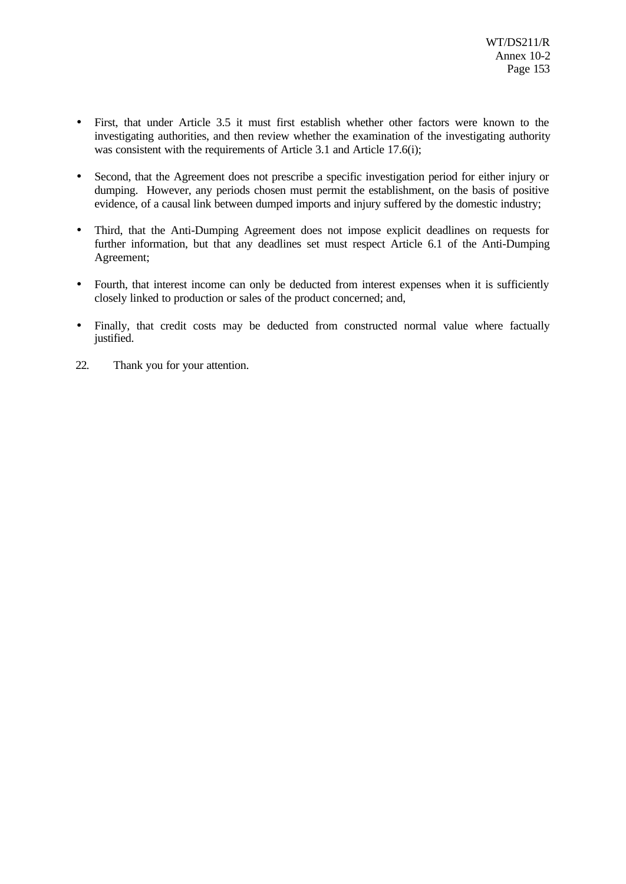- First, that under Article 3.5 it must first establish whether other factors were known to the investigating authorities, and then review whether the examination of the investigating authority was consistent with the requirements of Article 3.1 and Article 17.6(i);

- Second, that the Agreement does not prescribe a specific investigation period for either injury or dumping. However, any periods chosen must permit the establishment, on the basis of positive evidence, of a causal link between dumped imports and injury suffered by the domestic industry;

- Third, that the Anti-Dumping Agreement does not impose explicit deadlines on requests for further information, but that any deadlines set must respect Article 6.1 of the Anti-Dumping Agreement;

- Fourth, that interest income can only be deducted from interest expenses when it is sufficiently closely linked to production or sales of the product concerned; and,

- Finally, that credit costs may be deducted from constructed normal value where factually justified.

22. Thank you for your attention.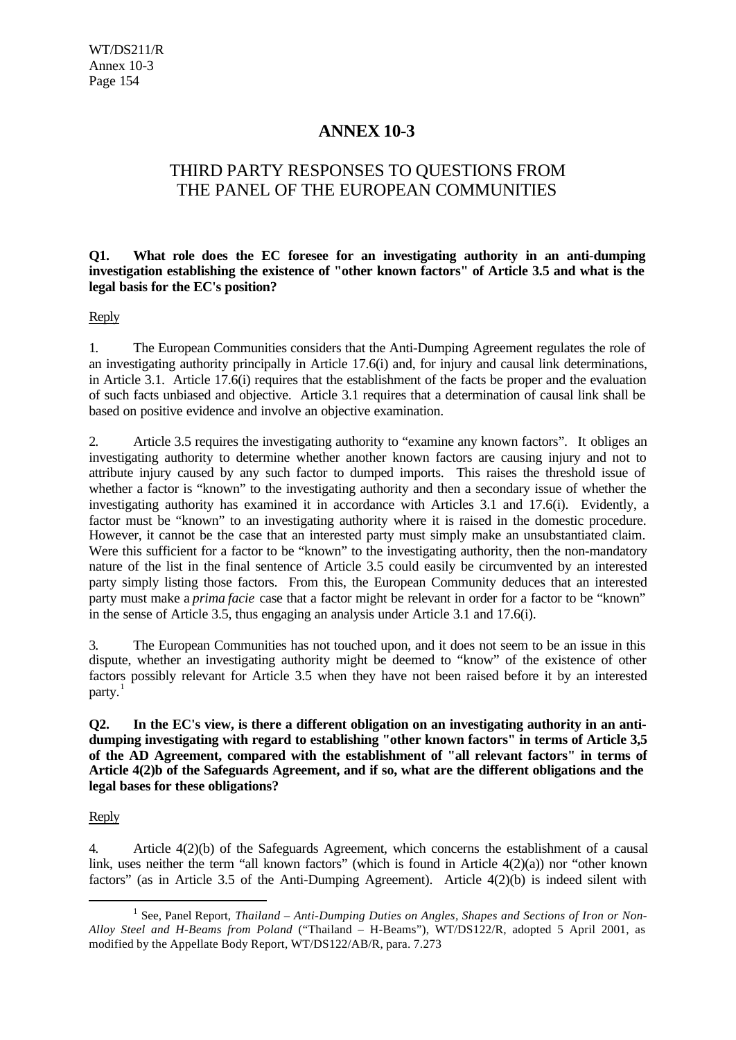# ANNEX 10-3

## THIRD PARTY RESPONSES TO QUESTIONS FROM THE PANEL OF THE EUROPEAN COMMUNITIES

**Q1. What role does the EC foresee for an investigating authority in an anti-dumping investigation establishing the existence of "other known factors" of Article 3.5 and what is the legal basis for the EC's position?**

Reply

1. The European Communities considers that the Anti-Dumping Agreement regulates the role of an investigating authority principally in Article 17.6(i) and, for injury and causal link determinations, in Article 3.1. Article 17.6(i) requires that the establishment of the facts be proper and the evaluation of such facts unbiased and objective. Article 3.1 requires that a determination of causal link shall be based on positive evidence and involve an objective examination.

2. Article 3.5 requires the investigating authority to "examine any known factors". It obliges an investigating authority to determine whether another known factors are causing injury and not to attribute injury caused by any such factor to dumped imports. This raises the threshold issue of whether a factor is "known" to the investigating authority and then a secondary issue of whether the investigating authority has examined it in accordance with Articles 3.1 and 17.6(i). Evidently, a factor must be "known" to an investigating authority where it is raised in the domestic procedure. However, it cannot be the case that an interested party must simply make an unsubstantiated claim. Were this sufficient for a factor to be "known" to the investigating authority, then the non-mandatory nature of the list in the final sentence of Article 3.5 could easily be circumvented by an interested party simply listing those factors. From this, the European Community deduces that an interested party must make a *prima facie* case that a factor might be relevant in order for a factor to be "known" in the sense of Article 3.5, thus engaging an analysis under Article 3.1 and 17.6(i).

3. The European Communities has not touched upon, and it does not seem to be an issue in this dispute, whether an investigating authority might be deemed to "know" of the existence of other factors possibly relevant for Article 3.5 when they have not been raised before it by an interested party.[1]

**Q2. In the EC's view, is there a different obligation on an investigating authority in an anti-dumping investigating with regard to establishing "other known factors" in terms of Article 3,5 of the AD Agreement, compared with the establishment of "all relevant factors" in terms of Article 4(2)b of the Safeguards Agreement, and if so, what are the different obligations and the legal bases for these obligations?**

Reply

4. Article 4(2)(b) of the Safeguards Agreement, which concerns the establishment of a causal link, uses neither the term "all known factors" (which is found in Article 4(2)(a)) nor "other known factors" (as in Article 3.5 of the Anti-Dumping Agreement). Article 4(2)(b) is indeed silent with

---

[1] See, Panel Report, *Thailand – Anti-Dumping Duties on Angles, Shapes and Sections of Iron or Non-Alloy Steel and H-Beams from Poland* ("Thailand – H-Beams"), WT/DS122/R, adopted 5 April 2001, as modified by the Appellate Body Report, WT/DS122/AB/R, para. 7.273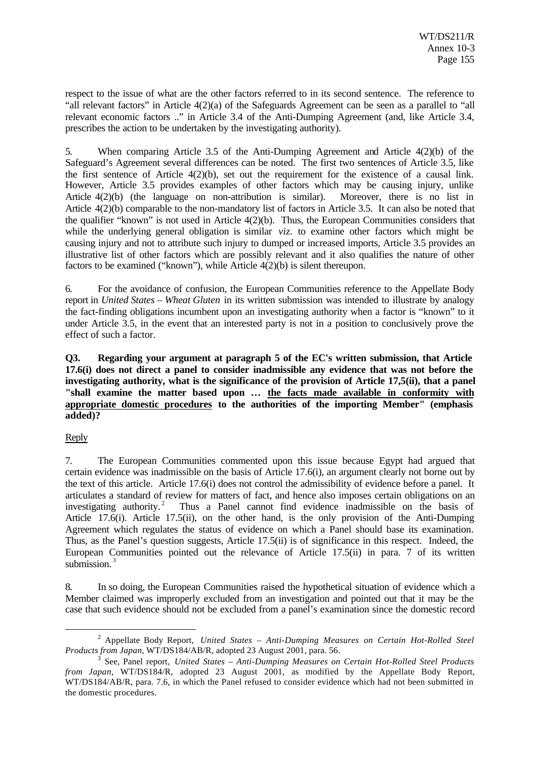respect to the issue of what are the other factors referred to in its second sentence. The reference to "all relevant factors" in Article 4(2)(a) of the Safeguards Agreement can be seen as a parallel to "all relevant economic factors .." in Article 3.4 of the Anti-Dumping Agreement (and, like Article 3.4, prescribes the action to be undertaken by the investigating authority).

5. When comparing Article 3.5 of the Anti-Dumping Agreement and Article 4(2)(b) of the Safeguard's Agreement several differences can be noted. The first two sentences of Article 3.5, like the first sentence of Article 4(2)(b), set out the requirement for the existence of a causal link. However, Article 3.5 provides examples of other factors which may be causing injury, unlike Article 4(2)(b) (the language on non-attribution is similar). Moreover, there is no list in Article 4(2)(b) comparable to the non-mandatory list of factors in Article 3.5. It can also be noted that the qualifier "known" is not used in Article 4(2)(b). Thus, the European Communities considers that while the underlying general obligation is similar *viz.* to examine other factors which might be causing injury and not to attribute such injury to dumped or increased imports, Article 3.5 provides an illustrative list of other factors which are possibly relevant and it also qualifies the nature of other factors to be examined ("known"), while Article 4(2)(b) is silent thereupon.

6. For the avoidance of confusion, the European Communities reference to the Appellate Body report in *United States – Wheat Gluten* in its written submission was intended to illustrate by analogy the fact-finding obligations incumbent upon an investigating authority when a factor is "known" to it under Article 3.5, in the event that an interested party is not in a position to conclusively prove the effect of such a factor.

**Q3. Regarding your argument at paragraph 5 of the EC's written submission, that Article 17.6(i) does not direct a panel to consider inadmissible any evidence that was not before the investigating authority, what is the significance of the provision of Article 17,5(ii), that a panel "shall examine the matter based upon … <u>the facts made available in conformity with appropriate domestic procedures</u> to the authorities of the importing Member" (emphasis added)?**

<u>Reply</u>

7. The European Communities commented upon this issue because Egypt had argued that certain evidence was inadmissible on the basis of Article 17.6(i), an argument clearly not borne out by the text of this article. Article 17.6(i) does not control the admissibility of evidence before a panel. It articulates a standard of review for matters of fact, and hence also imposes certain obligations on an investigating authority.[2] Thus a Panel cannot find evidence inadmissible on the basis of Article 17.6(i). Article 17.5(ii), on the other hand, is the only provision of the Anti-Dumping Agreement which regulates the status of evidence on which a Panel should base its examination. Thus, as the Panel's question suggests, Article 17.5(ii) is of significance in this respect. Indeed, the European Communities pointed out the relevance of Article 17.5(ii) in para. 7 of its written submission.[3]

8. In so doing, the European Communities raised the hypothetical situation of evidence which a Member claimed was improperly excluded from an investigation and pointed out that it may be the case that such evidence should not be excluded from a panel's examination since the domestic record

---

[2] Appellate Body Report, *United States – Anti-Dumping Measures on Certain Hot-Rolled Steel Products from Japan*, WT/DS184/AB/R, adopted 23 August 2001, para. 56.

[3] See, Panel report, *United States – Anti-Dumping Measures on Certain Hot-Rolled Steel Products from Japan*, WT/DS184/R, adopted 23 August 2001, as modified by the Appellate Body Report, WT/DS184/AB/R, para. 7.6, in which the Panel refused to consider evidence which had not been submitted in the domestic procedures.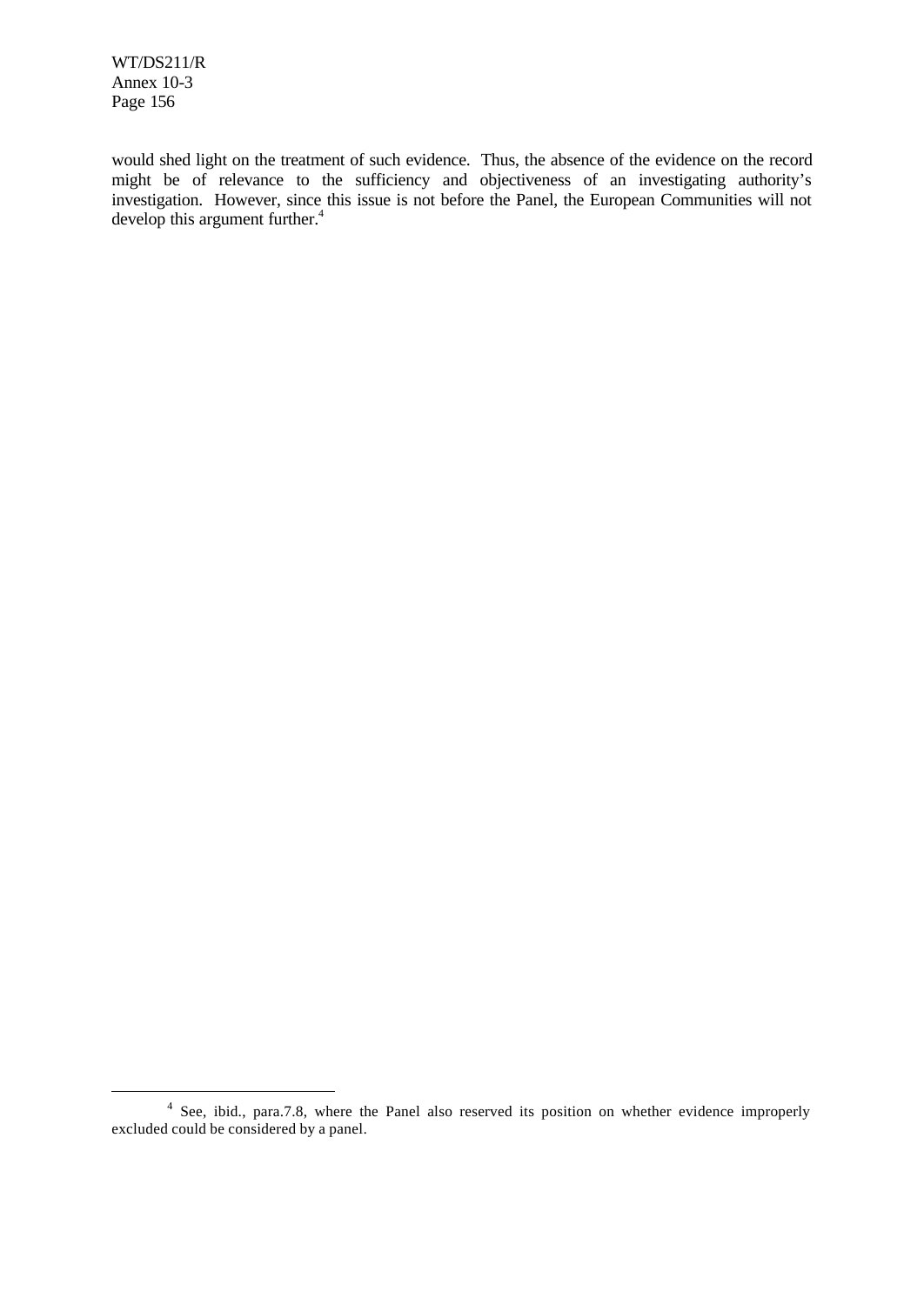would shed light on the treatment of such evidence. Thus, the absence of the evidence on the record might be of relevance to the sufficiency and objectiveness of an investigating authority's investigation. However, since this issue is not before the Panel, the European Communities will not develop this argument further.[4]

[4] See, ibid., para.7.8, where the Panel also reserved its position on whether evidence improperly excluded could be considered by a panel.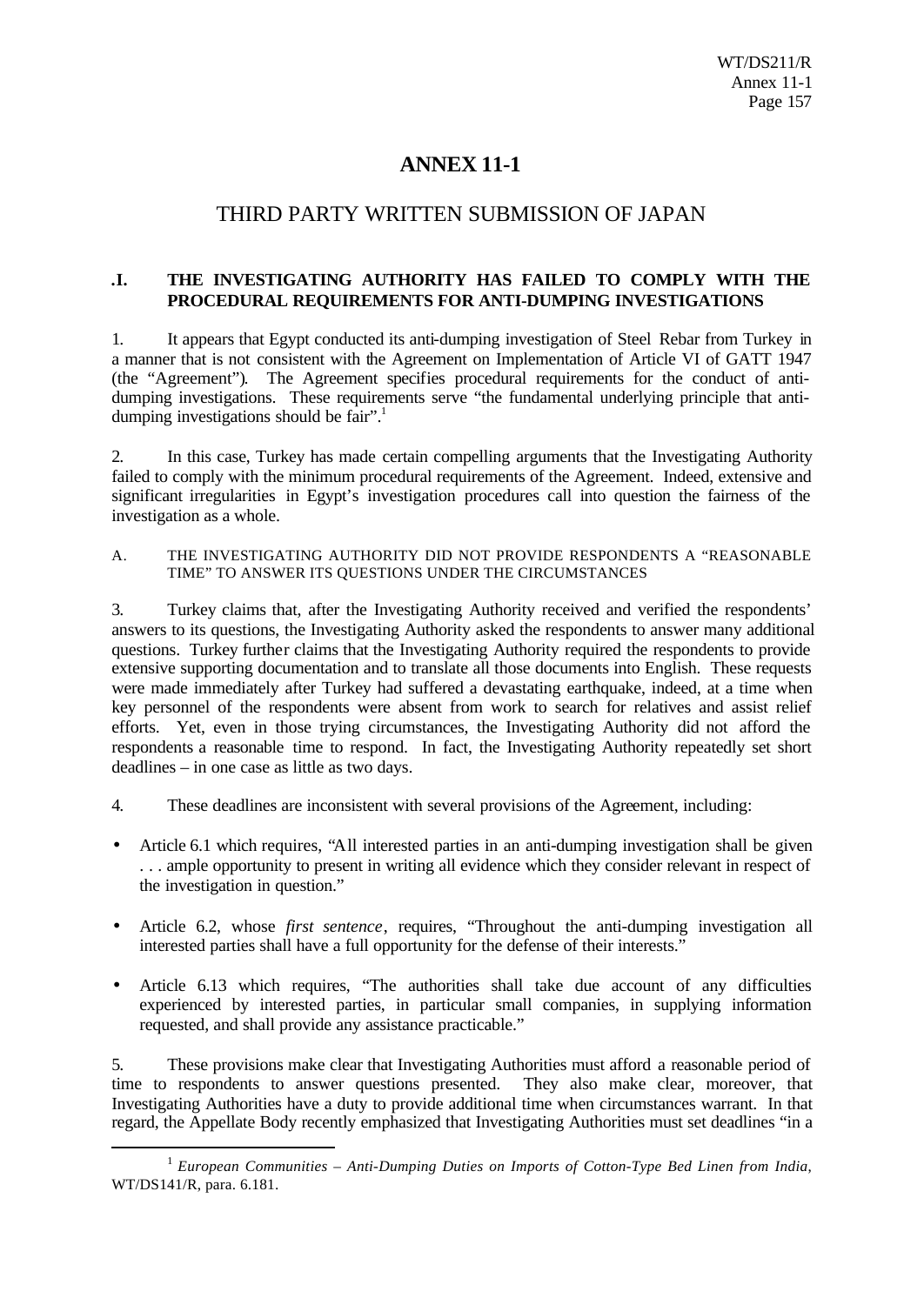# ANNEX 11-1

## THIRD PARTY WRITTEN SUBMISSION OF JAPAN

### .I. THE INVESTIGATING AUTHORITY HAS FAILED TO COMPLY WITH THE PROCEDURAL REQUIREMENTS FOR ANTI-DUMPING INVESTIGATIONS

1. It appears that Egypt conducted its anti-dumping investigation of Steel Rebar from Turkey in a manner that is not consistent with the Agreement on Implementation of Article VI of GATT 1947 (the "Agreement"). The Agreement specifies procedural requirements for the conduct of anti-dumping investigations. These requirements serve "the fundamental underlying principle that anti-dumping investigations should be fair".[1]

2. In this case, Turkey has made certain compelling arguments that the Investigating Authority failed to comply with the minimum procedural requirements of the Agreement. Indeed, extensive and significant irregularities in Egypt's investigation procedures call into question the fairness of the investigation as a whole.

#### A. THE INVESTIGATING AUTHORITY DID NOT PROVIDE RESPONDENTS A "REASONABLE TIME" TO ANSWER ITS QUESTIONS UNDER THE CIRCUMSTANCES

3. Turkey claims that, after the Investigating Authority received and verified the respondents' answers to its questions, the Investigating Authority asked the respondents to answer many additional questions. Turkey further claims that the Investigating Authority required the respondents to provide extensive supporting documentation and to translate all those documents into English. These requests were made immediately after Turkey had suffered a devastating earthquake, indeed, at a time when key personnel of the respondents were absent from work to search for relatives and assist relief efforts. Yet, even in those trying circumstances, the Investigating Authority did not afford the respondents a reasonable time to respond. In fact, the Investigating Authority repeatedly set short deadlines – in one case as little as two days.

4. These deadlines are inconsistent with several provisions of the Agreement, including:

- Article 6.1 which requires, "All interested parties in an anti-dumping investigation shall be given . . . ample opportunity to present in writing all evidence which they consider relevant in respect of the investigation in question."
- Article 6.2, whose *first sentence*, requires, "Throughout the anti-dumping investigation all interested parties shall have a full opportunity for the defense of their interests."
- Article 6.13 which requires, "The authorities shall take due account of any difficulties experienced by interested parties, in particular small companies, in supplying information requested, and shall provide any assistance practicable."

5. These provisions make clear that Investigating Authorities must afford a reasonable period of time to respondents to answer questions presented. They also make clear, moreover, that Investigating Authorities have a duty to provide additional time when circumstances warrant. In that regard, the Appellate Body recently emphasized that Investigating Authorities must set deadlines "in a

---

[1] *European Communities – Anti-Dumping Duties on Imports of Cotton-Type Bed Linen from India*, WT/DS141/R, para. 6.181.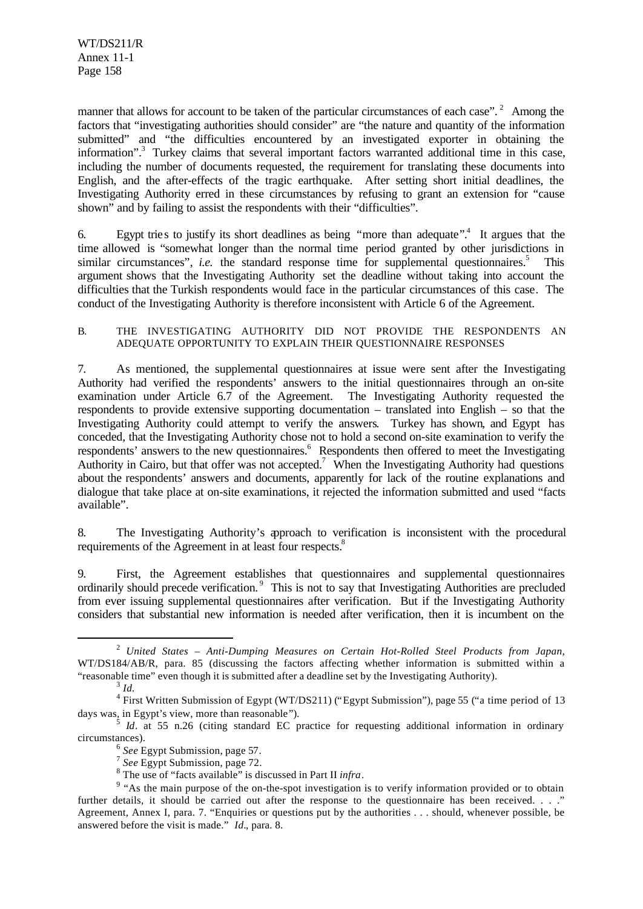manner that allows for account to be taken of the particular circumstances of each case".[2] Among the factors that "investigating authorities should consider" are "the nature and quantity of the information submitted" and "the difficulties encountered by an investigated exporter in obtaining the information".[3] Turkey claims that several important factors warranted additional time in this case, including the number of documents requested, the requirement for translating these documents into English, and the after-effects of the tragic earthquake. After setting short initial deadlines, the Investigating Authority erred in these circumstances by refusing to grant an extension for "cause shown" and by failing to assist the respondents with their "difficulties".

6. Egypt tries to justify its short deadlines as being "more than adequate".[4] It argues that the time allowed is "somewhat longer than the normal time period granted by other jurisdictions in similar circumstances", *i.e.* the standard response time for supplemental questionnaires.[5] This argument shows that the Investigating Authority set the deadline without taking into account the difficulties that the Turkish respondents would face in the particular circumstances of this case. The conduct of the Investigating Authority is therefore inconsistent with Article 6 of the Agreement.

### B. THE INVESTIGATING AUTHORITY DID NOT PROVIDE THE RESPONDENTS AN ADEQUATE OPPORTUNITY TO EXPLAIN THEIR QUESTIONNAIRE RESPONSES

7. As mentioned, the supplemental questionnaires at issue were sent after the Investigating Authority had verified the respondents' answers to the initial questionnaires through an on-site examination under Article 6.7 of the Agreement. The Investigating Authority requested the respondents to provide extensive supporting documentation – translated into English – so that the Investigating Authority could attempt to verify the answers. Turkey has shown, and Egypt has conceded, that the Investigating Authority chose not to hold a second on-site examination to verify the respondents' answers to the new questionnaires.[6] Respondents then offered to meet the Investigating Authority in Cairo, but that offer was not accepted.[7] When the Investigating Authority had questions about the respondents' answers and documents, apparently for lack of the routine explanations and dialogue that take place at on-site examinations, it rejected the information submitted and used "facts available".

8. The Investigating Authority's approach to verification is inconsistent with the procedural requirements of the Agreement in at least four respects.[8]

9. First, the Agreement establishes that questionnaires and supplemental questionnaires ordinarily should precede verification.[9] This is not to say that Investigating Authorities are precluded from ever issuing supplemental questionnaires after verification. But if the Investigating Authority considers that substantial new information is needed after verification, then it is incumbent on the

---

[2] *United States – Anti-Dumping Measures on Certain Hot-Rolled Steel Products from Japan*, WT/DS184/AB/R, para. 85 (discussing the factors affecting whether information is submitted within a "reasonable time" even though it is submitted after a deadline set by the Investigating Authority).

[3] *Id.*

[4] First Written Submission of Egypt (WT/DS211) ("Egypt Submission"), page 55 ("a time period of 13 days was, in Egypt's view, more than reasonable").

[5] *Id.* at 55 n.26 (citing standard EC practice for requesting additional information in ordinary circumstances).

[6] *See* Egypt Submission, page 57.

[7] *See* Egypt Submission, page 72.

[8] The use of "facts available" is discussed in Part II *infra*.

[9] "As the main purpose of the on-the-spot investigation is to verify information provided or to obtain further details, it should be carried out after the response to the questionnaire has been received. . . ." Agreement, Annex I, para. 7. "Enquiries or questions put by the authorities . . . should, whenever possible, be answered before the visit is made." *Id*., para. 8.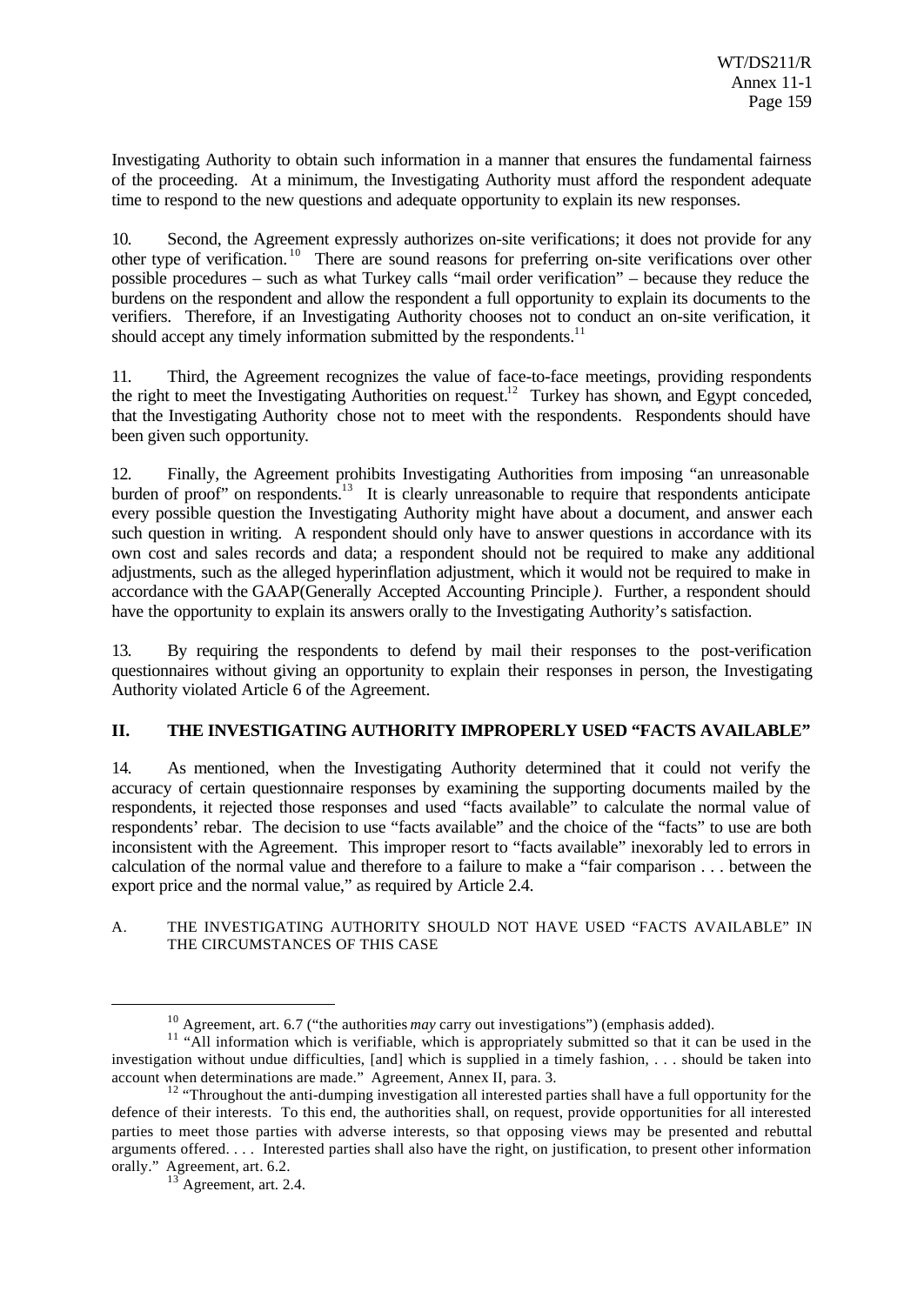Investigating Authority to obtain such information in a manner that ensures the fundamental fairness of the proceeding. At a minimum, the Investigating Authority must afford the respondent adequate time to respond to the new questions and adequate opportunity to explain its new responses.

10. Second, the Agreement expressly authorizes on-site verifications; it does not provide for any other type of verification.[10] There are sound reasons for preferring on-site verifications over other possible procedures – such as what Turkey calls "mail order verification" – because they reduce the burdens on the respondent and allow the respondent a full opportunity to explain its documents to the verifiers. Therefore, if an Investigating Authority chooses not to conduct an on-site verification, it should accept any timely information submitted by the respondents.[11]

11. Third, the Agreement recognizes the value of face-to-face meetings, providing respondents the right to meet the Investigating Authorities on request.[12] Turkey has shown, and Egypt conceded, that the Investigating Authority chose not to meet with the respondents. Respondents should have been given such opportunity.

12. Finally, the Agreement prohibits Investigating Authorities from imposing "an unreasonable burden of proof" on respondents.[13] It is clearly unreasonable to require that respondents anticipate every possible question the Investigating Authority might have about a document, and answer each such question in writing. A respondent should only have to answer questions in accordance with its own cost and sales records and data; a respondent should not be required to make any additional adjustments, such as the alleged hyperinflation adjustment, which it would not be required to make in accordance with the GAAP(Generally Accepted Accounting Principle*)*. Further, a respondent should have the opportunity to explain its answers orally to the Investigating Authority's satisfaction.

13. By requiring the respondents to defend by mail their responses to the post-verification questionnaires without giving an opportunity to explain their responses in person, the Investigating Authority violated Article 6 of the Agreement.

## II. THE INVESTIGATING AUTHORITY IMPROPERLY USED "FACTS AVAILABLE"

14. As mentioned, when the Investigating Authority determined that it could not verify the accuracy of certain questionnaire responses by examining the supporting documents mailed by the respondents, it rejected those responses and used "facts available" to calculate the normal value of respondents' rebar. The decision to use "facts available" and the choice of the "facts" to use are both inconsistent with the Agreement. This improper resort to "facts available" inexorably led to errors in calculation of the normal value and therefore to a failure to make a "fair comparison . . . between the export price and the normal value," as required by Article 2.4.

### A. THE INVESTIGATING AUTHORITY SHOULD NOT HAVE USED "FACTS AVAILABLE" IN THE CIRCUMSTANCES OF THIS CASE

---

[10] Agreement, art. 6.7 ("the authorities *may* carry out investigations") (emphasis added).

[11] "All information which is verifiable, which is appropriately submitted so that it can be used in the investigation without undue difficulties, [and] which is supplied in a timely fashion, . . . should be taken into account when determinations are made." Agreement, Annex II, para. 3.

[12] "Throughout the anti-dumping investigation all interested parties shall have a full opportunity for the defence of their interests. To this end, the authorities shall, on request, provide opportunities for all interested parties to meet those parties with adverse interests, so that opposing views may be presented and rebuttal arguments offered. . . . Interested parties shall also have the right, on justification, to present other information orally." Agreement, art. 6.2.

[13] Agreement, art. 2.4.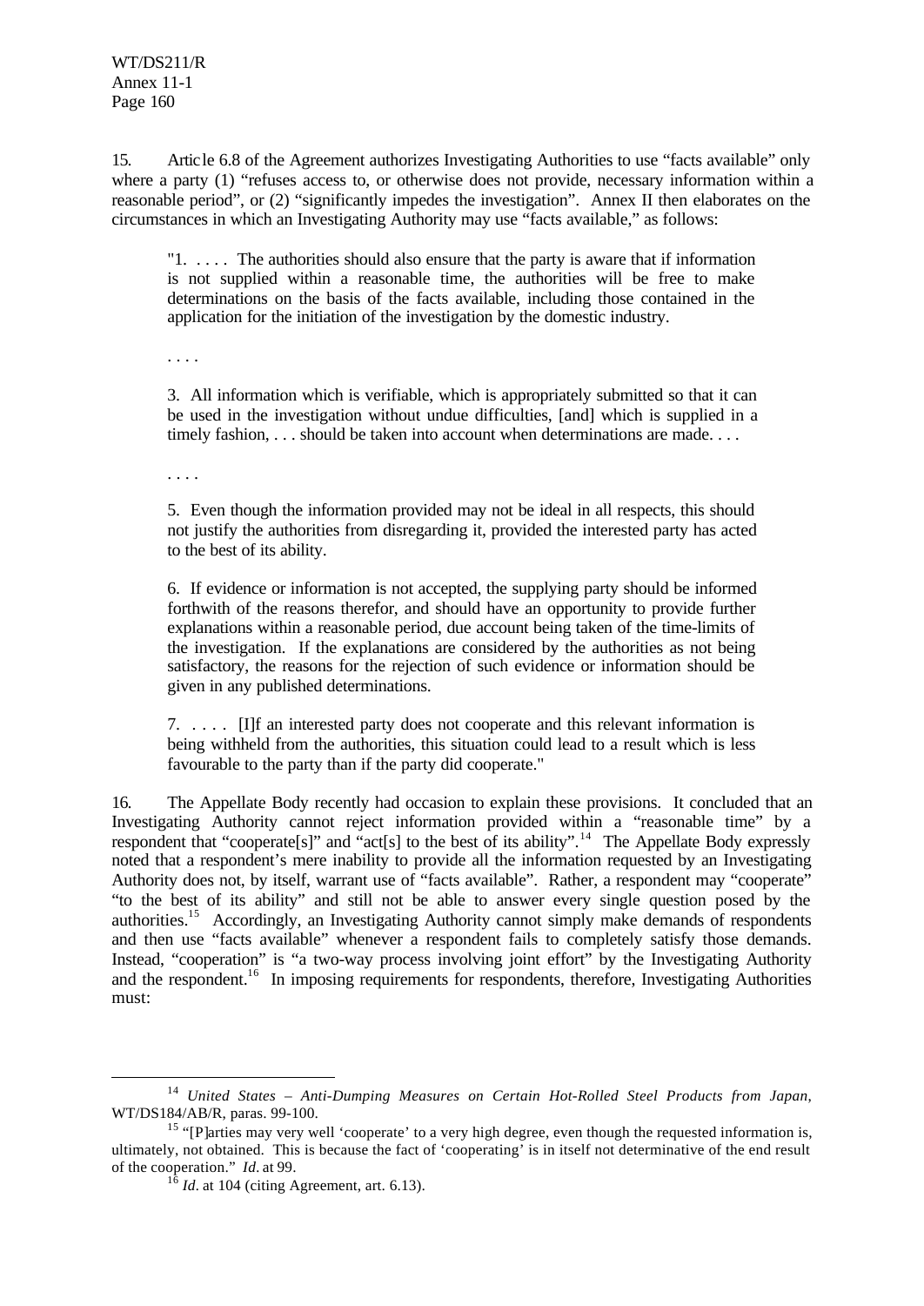15. Article 6.8 of the Agreement authorizes Investigating Authorities to use "facts available" only where a party (1) "refuses access to, or otherwise does not provide, necessary information within a reasonable period", or (2) "significantly impedes the investigation". Annex II then elaborates on the circumstances in which an Investigating Authority may use "facts available," as follows:

> "1. . . . . The authorities should also ensure that the party is aware that if information is not supplied within a reasonable time, the authorities will be free to make determinations on the basis of the facts available, including those contained in the application for the initiation of the investigation by the domestic industry.
>
> . . . .
>
> 3. All information which is verifiable, which is appropriately submitted so that it can be used in the investigation without undue difficulties, [and] which is supplied in a timely fashion, . . . should be taken into account when determinations are made. . . .
>
> . . . .
>
> 5. Even though the information provided may not be ideal in all respects, this should not justify the authorities from disregarding it, provided the interested party has acted to the best of its ability.
>
> 6. If evidence or information is not accepted, the supplying party should be informed forthwith of the reasons therefor, and should have an opportunity to provide further explanations within a reasonable period, due account being taken of the time-limits of the investigation. If the explanations are considered by the authorities as not being satisfactory, the reasons for the rejection of such evidence or information should be given in any published determinations.
>
> 7. . . . . [I]f an interested party does not cooperate and this relevant information is being withheld from the authorities, this situation could lead to a result which is less favourable to the party than if the party did cooperate."

16. The Appellate Body recently had occasion to explain these provisions. It concluded that an Investigating Authority cannot reject information provided within a "reasonable time" by a respondent that "cooperate[s]" and "act[s] to the best of its ability".[14] The Appellate Body expressly noted that a respondent's mere inability to provide all the information requested by an Investigating Authority does not, by itself, warrant use of "facts available". Rather, a respondent may "cooperate" "to the best of its ability" and still not be able to answer every single question posed by the authorities.[15] Accordingly, an Investigating Authority cannot simply make demands of respondents and then use "facts available" whenever a respondent fails to completely satisfy those demands. Instead, "cooperation" is "a two-way process involving joint effort" by the Investigating Authority and the respondent.[16] In imposing requirements for respondents, therefore, Investigating Authorities must:

---

[14] *United States – Anti-Dumping Measures on Certain Hot-Rolled Steel Products from Japan*, WT/DS184/AB/R, paras. 99-100.

[15] "[P]arties may very well 'cooperate' to a very high degree, even though the requested information is, ultimately, not obtained. This is because the fact of 'cooperating' is in itself not determinative of the end result of the cooperation." *Id.* at 99.

[16] *Id.* at 104 (citing Agreement, art. 6.13).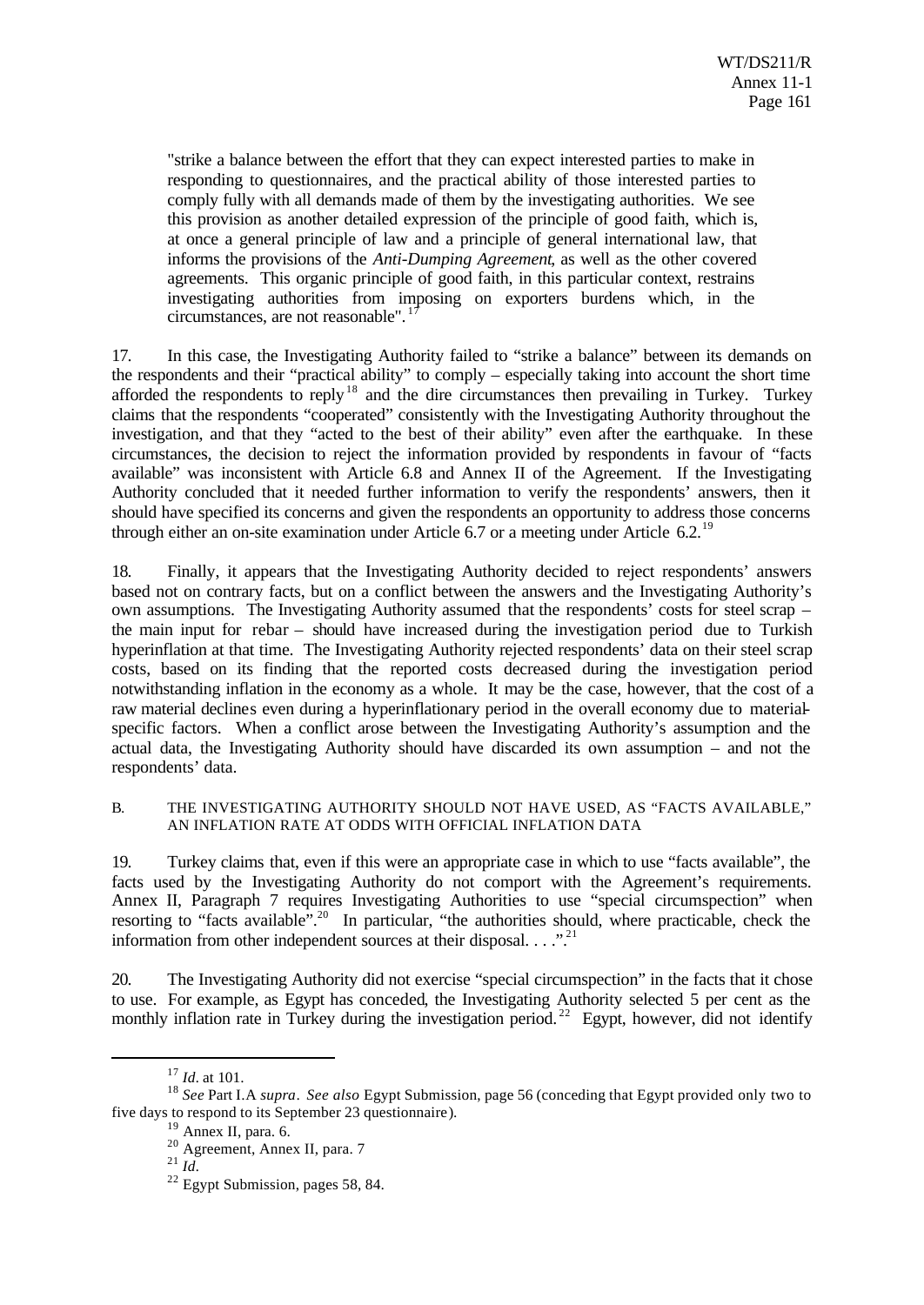"strike a balance between the effort that they can expect interested parties to make in responding to questionnaires, and the practical ability of those interested parties to comply fully with all demands made of them by the investigating authorities. We see this provision as another detailed expression of the principle of good faith, which is, at once a general principle of law and a principle of general international law, that informs the provisions of the *Anti-Dumping Agreement*, as well as the other covered agreements. This organic principle of good faith, in this particular context, restrains investigating authorities from imposing on exporters burdens which, in the circumstances, are not reasonable".[17]

17. In this case, the Investigating Authority failed to "strike a balance" between its demands on the respondents and their "practical ability" to comply – especially taking into account the short time afforded the respondents to reply[18] and the dire circumstances then prevailing in Turkey. Turkey claims that the respondents "cooperated" consistently with the Investigating Authority throughout the investigation, and that they "acted to the best of their ability" even after the earthquake. In these circumstances, the decision to reject the information provided by respondents in favour of "facts available" was inconsistent with Article 6.8 and Annex II of the Agreement. If the Investigating Authority concluded that it needed further information to verify the respondents' answers, then it should have specified its concerns and given the respondents an opportunity to address those concerns through either an on-site examination under Article 6.7 or a meeting under Article 6.2.[19]

18. Finally, it appears that the Investigating Authority decided to reject respondents' answers based not on contrary facts, but on a conflict between the answers and the Investigating Authority's own assumptions. The Investigating Authority assumed that the respondents' costs for steel scrap – the main input for rebar – should have increased during the investigation period due to Turkish hyperinflation at that time. The Investigating Authority rejected respondents' data on their steel scrap costs, based on its finding that the reported costs decreased during the investigation period notwithstanding inflation in the economy as a whole. It may be the case, however, that the cost of a raw material declines even during a hyperinflationary period in the overall economy due to material-specific factors. When a conflict arose between the Investigating Authority's assumption and the actual data, the Investigating Authority should have discarded its own assumption – and not the respondents' data.

B. THE INVESTIGATING AUTHORITY SHOULD NOT HAVE USED, AS "FACTS AVAILABLE," AN INFLATION RATE AT ODDS WITH OFFICIAL INFLATION DATA

19. Turkey claims that, even if this were an appropriate case in which to use "facts available", the facts used by the Investigating Authority do not comport with the Agreement's requirements. Annex II, Paragraph 7 requires Investigating Authorities to use "special circumspection" when resorting to "facts available".[20] In particular, "the authorities should, where practicable, check the information from other independent sources at their disposal. . . .".[21]

20. The Investigating Authority did not exercise "special circumspection" in the facts that it chose to use. For example, as Egypt has conceded, the Investigating Authority selected 5 per cent as the monthly inflation rate in Turkey during the investigation period.[22] Egypt, however, did not identify

---

[17] *Id*. at 101.

[18] *See* Part I.A *supra*. *See also* Egypt Submission, page 56 (conceding that Egypt provided only two to five days to respond to its September 23 questionnaire).

[19] Annex II, para. 6.

[20] Agreement, Annex II, para. 7

[21] *Id*.

[22] Egypt Submission, pages 58, 84.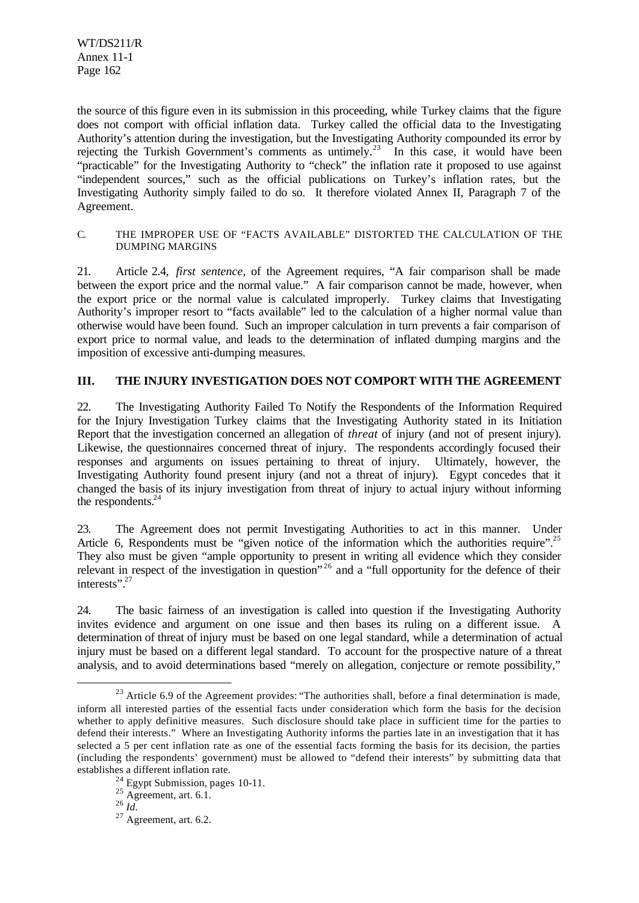the source of this figure even in its submission in this proceeding, while Turkey claims that the figure does not comport with official inflation data. Turkey called the official data to the Investigating Authority's attention during the investigation, but the Investigating Authority compounded its error by rejecting the Turkish Government's comments as untimely.[23] In this case, it would have been "practicable" for the Investigating Authority to "check" the inflation rate it proposed to use against "independent sources," such as the official publications on Turkey's inflation rates, but the Investigating Authority simply failed to do so. It therefore violated Annex II, Paragraph 7 of the Agreement.

### C. THE IMPROPER USE OF "FACTS AVAILABLE" DISTORTED THE CALCULATION OF THE DUMPING MARGINS

21. Article 2.4, *first sentence*, of the Agreement requires, "A fair comparison shall be made between the export price and the normal value." A fair comparison cannot be made, however, when the export price or the normal value is calculated improperly. Turkey claims that Investigating Authority's improper resort to "facts available" led to the calculation of a higher normal value than otherwise would have been found. Such an improper calculation in turn prevents a fair comparison of export price to normal value, and leads to the determination of inflated dumping margins and the imposition of excessive anti-dumping measures.

## III. THE INJURY INVESTIGATION DOES NOT COMPORT WITH THE AGREEMENT

22. The Investigating Authority Failed To Notify the Respondents of the Information Required for the Injury Investigation Turkey claims that the Investigating Authority stated in its Initiation Report that the investigation concerned an allegation of *threat* of injury (and not of present injury). Likewise, the questionnaires concerned threat of injury. The respondents accordingly focused their responses and arguments on issues pertaining to threat of injury. Ultimately, however, the Investigating Authority found present injury (and not a threat of injury). Egypt concedes that it changed the basis of its injury investigation from threat of injury to actual injury without informing the respondents.[24]

23. The Agreement does not permit Investigating Authorities to act in this manner. Under Article 6, Respondents must be "given notice of the information which the authorities require".[25] They also must be given "ample opportunity to present in writing all evidence which they consider relevant in respect of the investigation in question"[26] and a "full opportunity for the defence of their interests".[27]

24. The basic fairness of an investigation is called into question if the Investigating Authority invites evidence and argument on one issue and then bases its ruling on a different issue. A determination of threat of injury must be based on one legal standard, while a determination of actual injury must be based on a different legal standard. To account for the prospective nature of a threat analysis, and to avoid determinations based "merely on allegation, conjecture or remote possibility,"

---

[23] Article 6.9 of the Agreement provides: "The authorities shall, before a final determination is made, inform all interested parties of the essential facts under consideration which form the basis for the decision whether to apply definitive measures. Such disclosure should take place in sufficient time for the parties to defend their interests." Where an Investigating Authority informs the parties late in an investigation that it has selected a 5 per cent inflation rate as one of the essential facts forming the basis for its decision, the parties (including the respondents' government) must be allowed to "defend their interests" by submitting data that establishes a different inflation rate.

[24] Egypt Submission, pages 10-11.

[25] Agreement, art. 6.1.

[26] *Id*.

[27] Agreement, art. 6.2.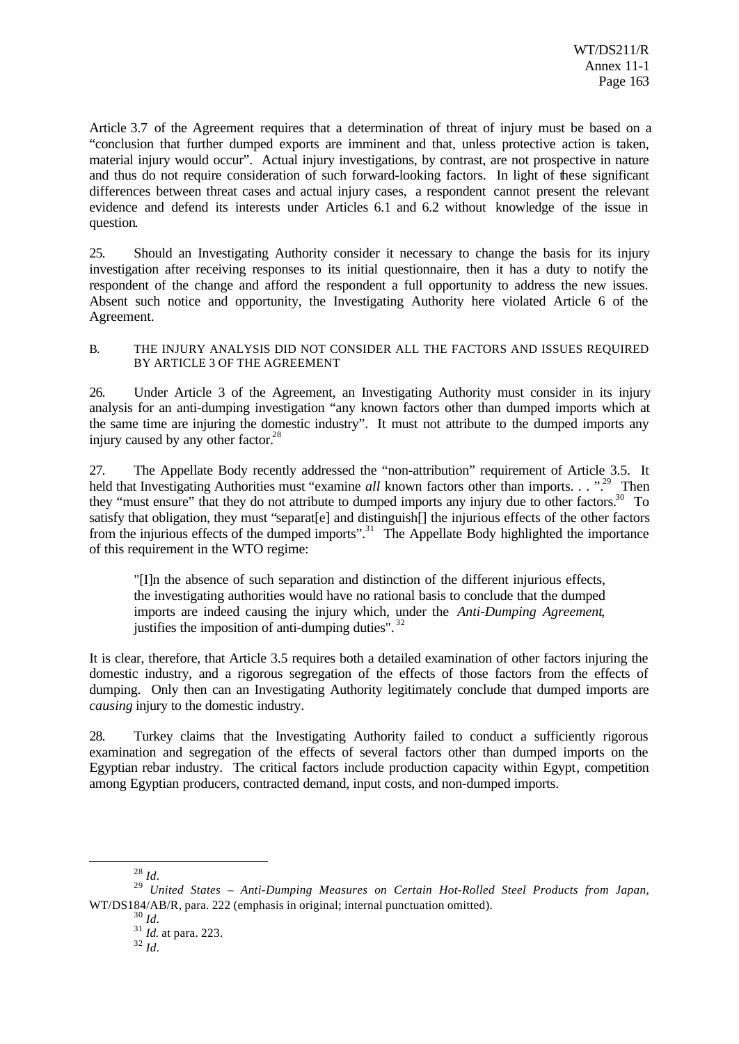Article 3.7 of the Agreement requires that a determination of threat of injury must be based on a "conclusion that further dumped exports are imminent and that, unless protective action is taken, material injury would occur". Actual injury investigations, by contrast, are not prospective in nature and thus do not require consideration of such forward-looking factors. In light of these significant differences between threat cases and actual injury cases, a respondent cannot present the relevant evidence and defend its interests under Articles 6.1 and 6.2 without knowledge of the issue in question.

25. Should an Investigating Authority consider it necessary to change the basis for its injury investigation after receiving responses to its initial questionnaire, then it has a duty to notify the respondent of the change and afford the respondent a full opportunity to address the new issues. Absent such notice and opportunity, the Investigating Authority here violated Article 6 of the Agreement.

B. THE INJURY ANALYSIS DID NOT CONSIDER ALL THE FACTORS AND ISSUES REQUIRED BY ARTICLE 3 OF THE AGREEMENT

26. Under Article 3 of the Agreement, an Investigating Authority must consider in its injury analysis for an anti-dumping investigation "any known factors other than dumped imports which at the same time are injuring the domestic industry". It must not attribute to the dumped imports any injury caused by any other factor.[28]

27. The Appellate Body recently addressed the "non-attribution" requirement of Article 3.5. It held that Investigating Authorities must "examine *all* known factors other than imports. . . ".[29] Then they "must ensure" that they do not attribute to dumped imports any injury due to other factors.[30] To satisfy that obligation, they must "separat[e] and distinguish[] the injurious effects of the other factors from the injurious effects of the dumped imports".[31] The Appellate Body highlighted the importance of this requirement in the WTO regime:

> "[I]n the absence of such separation and distinction of the different injurious effects, the investigating authorities would have no rational basis to conclude that the dumped imports are indeed causing the injury which, under the *Anti-Dumping Agreement*, justifies the imposition of anti-dumping duties".[32]

It is clear, therefore, that Article 3.5 requires both a detailed examination of other factors injuring the domestic industry, and a rigorous segregation of the effects of those factors from the effects of dumping. Only then can an Investigating Authority legitimately conclude that dumped imports are *causing* injury to the domestic industry.

28. Turkey claims that the Investigating Authority failed to conduct a sufficiently rigorous examination and segregation of the effects of several factors other than dumped imports on the Egyptian rebar industry. The critical factors include production capacity within Egypt, competition among Egyptian producers, contracted demand, input costs, and non-dumped imports.

---

[28] *Id*.

[29] *United States – Anti-Dumping Measures on Certain Hot-Rolled Steel Products from Japan*, WT/DS184/AB/R, para. 222 (emphasis in original; internal punctuation omitted).

[30] *Id*.

[31] *Id.* at para. 223.

[32] *Id*.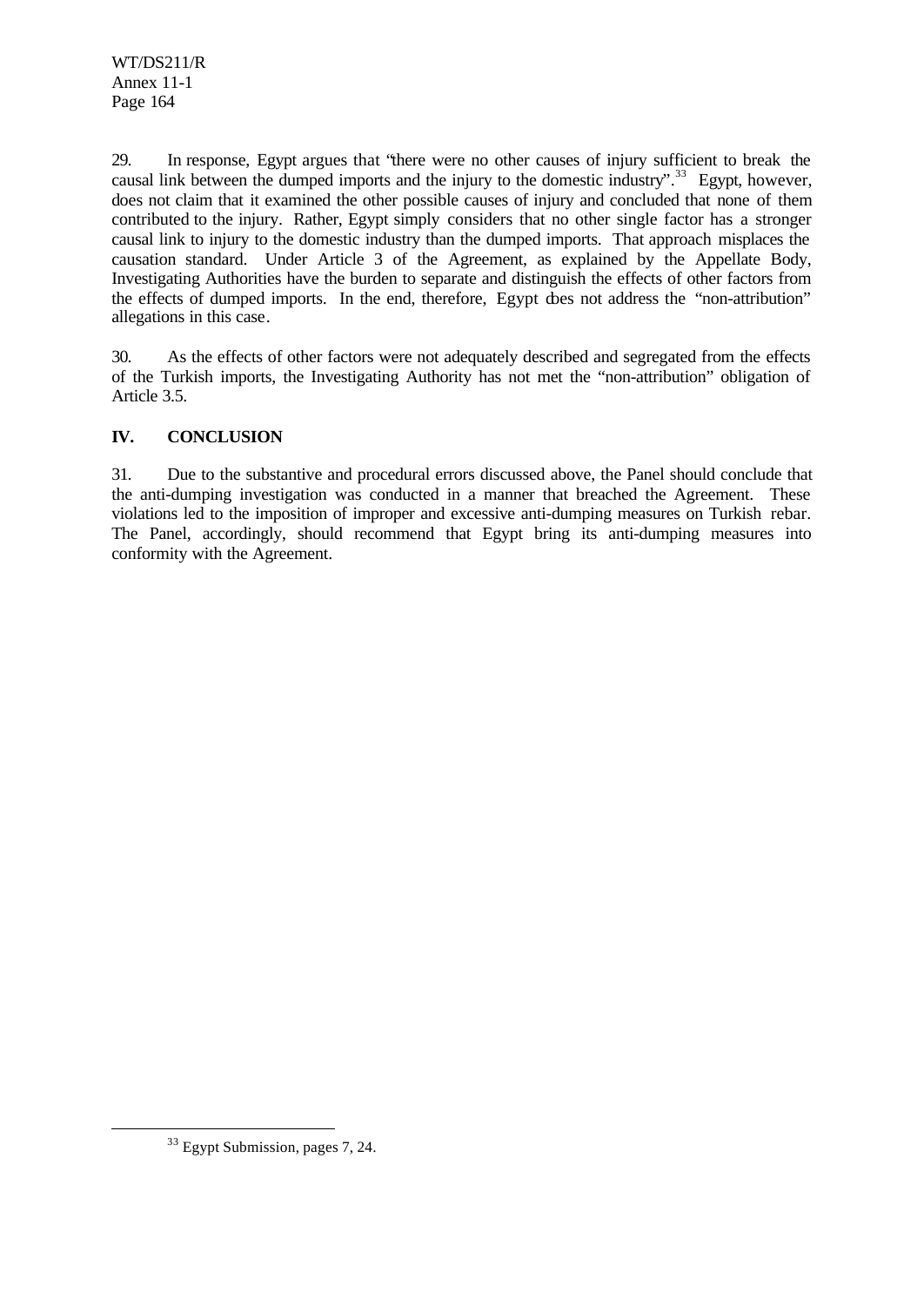29. In response, Egypt argues that "there were no other causes of injury sufficient to break the causal link between the dumped imports and the injury to the domestic industry".[33] Egypt, however, does not claim that it examined the other possible causes of injury and concluded that none of them contributed to the injury. Rather, Egypt simply considers that no other single factor has a stronger causal link to injury to the domestic industry than the dumped imports. That approach misplaces the causation standard. Under Article 3 of the Agreement, as explained by the Appellate Body, Investigating Authorities have the burden to separate and distinguish the effects of other factors from the effects of dumped imports. In the end, therefore, Egypt does not address the "non-attribution" allegations in this case.

30. As the effects of other factors were not adequately described and segregated from the effects of the Turkish imports, the Investigating Authority has not met the "non-attribution" obligation of Article 3.5.

## IV. CONCLUSION

31. Due to the substantive and procedural errors discussed above, the Panel should conclude that the anti-dumping investigation was conducted in a manner that breached the Agreement. These violations led to the imposition of improper and excessive anti-dumping measures on Turkish rebar. The Panel, accordingly, should recommend that Egypt bring its anti-dumping measures into conformity with the Agreement.

---

[33] Egypt Submission, pages 7, 24.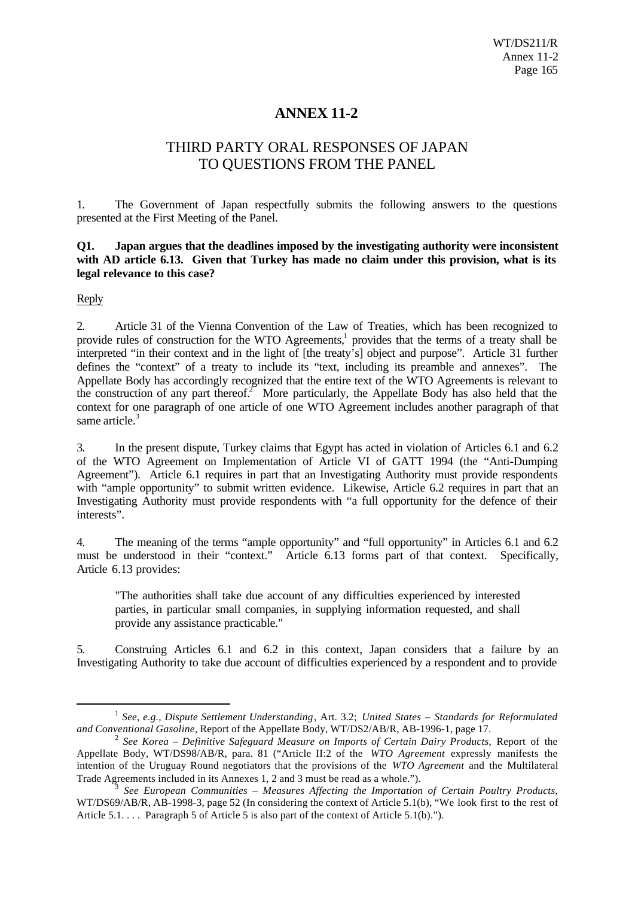# ANNEX 11-2

## THIRD PARTY ORAL RESPONSES OF JAPAN TO QUESTIONS FROM THE PANEL

1. The Government of Japan respectfully submits the following answers to the questions presented at the First Meeting of the Panel.

**Q1. Japan argues that the deadlines imposed by the investigating authority were inconsistent with AD article 6.13. Given that Turkey has made no claim under this provision, what is its legal relevance to this case?**

Reply

2. Article 31 of the Vienna Convention of the Law of Treaties, which has been recognized to provide rules of construction for the WTO Agreements,[1] provides that the terms of a treaty shall be interpreted "in their context and in the light of [the treaty's] object and purpose". Article 31 further defines the "context" of a treaty to include its "text, including its preamble and annexes". The Appellate Body has accordingly recognized that the entire text of the WTO Agreements is relevant to the construction of any part thereof.[2] More particularly, the Appellate Body has also held that the context for one paragraph of one article of one WTO Agreement includes another paragraph of that same article.[3]

3. In the present dispute, Turkey claims that Egypt has acted in violation of Articles 6.1 and 6.2 of the WTO Agreement on Implementation of Article VI of GATT 1994 (the "Anti-Dumping Agreement"). Article 6.1 requires in part that an Investigating Authority must provide respondents with "ample opportunity" to submit written evidence. Likewise, Article 6.2 requires in part that an Investigating Authority must provide respondents with "a full opportunity for the defence of their interests".

4. The meaning of the terms "ample opportunity" and "full opportunity" in Articles 6.1 and 6.2 must be understood in their "context." Article 6.13 forms part of that context. Specifically, Article 6.13 provides:

> "The authorities shall take due account of any difficulties experienced by interested parties, in particular small companies, in supplying information requested, and shall provide any assistance practicable."

5. Construing Articles 6.1 and 6.2 in this context, Japan considers that a failure by an Investigating Authority to take due account of difficulties experienced by a respondent and to provide

---

[1] *See, e.g., Dispute Settlement Understanding*, Art. 3.2; *United States – Standards for Reformulated and Conventional Gasoline*, Report of the Appellate Body, WT/DS2/AB/R, AB-1996-1, page 17.

[2] *See Korea – Definitive Safeguard Measure on Imports of Certain Dairy Products*, Report of the Appellate Body, WT/DS98/AB/R, para. 81 ("Article II:2 of the *WTO Agreement* expressly manifests the intention of the Uruguay Round negotiators that the provisions of the *WTO Agreement* and the Multilateral Trade Agreements included in its Annexes 1, 2 and 3 must be read as a whole.").

[3] *See European Communities – Measures Affecting the Importation of Certain Poultry Products*, WT/DS69/AB/R, AB-1998-3, page 52 (In considering the context of Article 5.1(b), "We look first to the rest of Article 5.1. . . . Paragraph 5 of Article 5 is also part of the context of Article 5.1(b).").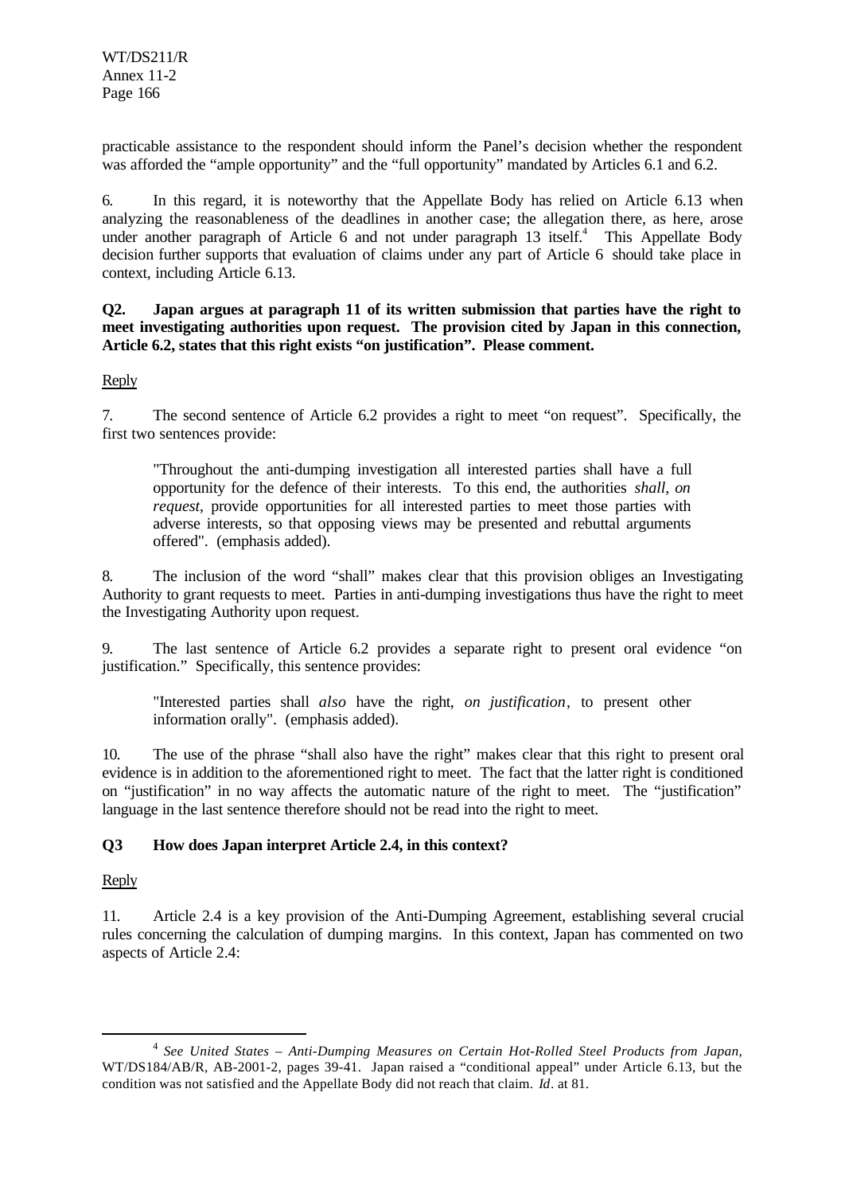practicable assistance to the respondent should inform the Panel's decision whether the respondent was afforded the "ample opportunity" and the "full opportunity" mandated by Articles 6.1 and 6.2.

6. In this regard, it is noteworthy that the Appellate Body has relied on Article 6.13 when analyzing the reasonableness of the deadlines in another case; the allegation there, as here, arose under another paragraph of Article 6 and not under paragraph 13 itself.[4] This Appellate Body decision further supports that evaluation of claims under any part of Article 6 should take place in context, including Article 6.13.

**Q2. Japan argues at paragraph 11 of its written submission that parties have the right to meet investigating authorities upon request. The provision cited by Japan in this connection, Article 6.2, states that this right exists "on justification". Please comment.**

Reply

7. The second sentence of Article 6.2 provides a right to meet "on request". Specifically, the first two sentences provide:

> "Throughout the anti-dumping investigation all interested parties shall have a full opportunity for the defence of their interests. To this end, the authorities *shall*, *on request*, provide opportunities for all interested parties to meet those parties with adverse interests, so that opposing views may be presented and rebuttal arguments offered". (emphasis added).

8. The inclusion of the word "shall" makes clear that this provision obliges an Investigating Authority to grant requests to meet. Parties in anti-dumping investigations thus have the right to meet the Investigating Authority upon request.

9. The last sentence of Article 6.2 provides a separate right to present oral evidence "on justification." Specifically, this sentence provides:

> "Interested parties shall *also* have the right, *on justification*, to present other information orally". (emphasis added).

10. The use of the phrase "shall also have the right" makes clear that this right to present oral evidence is in addition to the aforementioned right to meet. The fact that the latter right is conditioned on "justification" in no way affects the automatic nature of the right to meet. The "justification" language in the last sentence therefore should not be read into the right to meet.

**Q3 How does Japan interpret Article 2.4, in this context?**

Reply

11. Article 2.4 is a key provision of the Anti-Dumping Agreement, establishing several crucial rules concerning the calculation of dumping margins. In this context, Japan has commented on two aspects of Article 2.4:

---

[4] *See United States – Anti-Dumping Measures on Certain Hot-Rolled Steel Products from Japan*, WT/DS184/AB/R, AB-2001-2, pages 39-41. Japan raised a "conditional appeal" under Article 6.13, but the condition was not satisfied and the Appellate Body did not reach that claim. *Id*. at 81.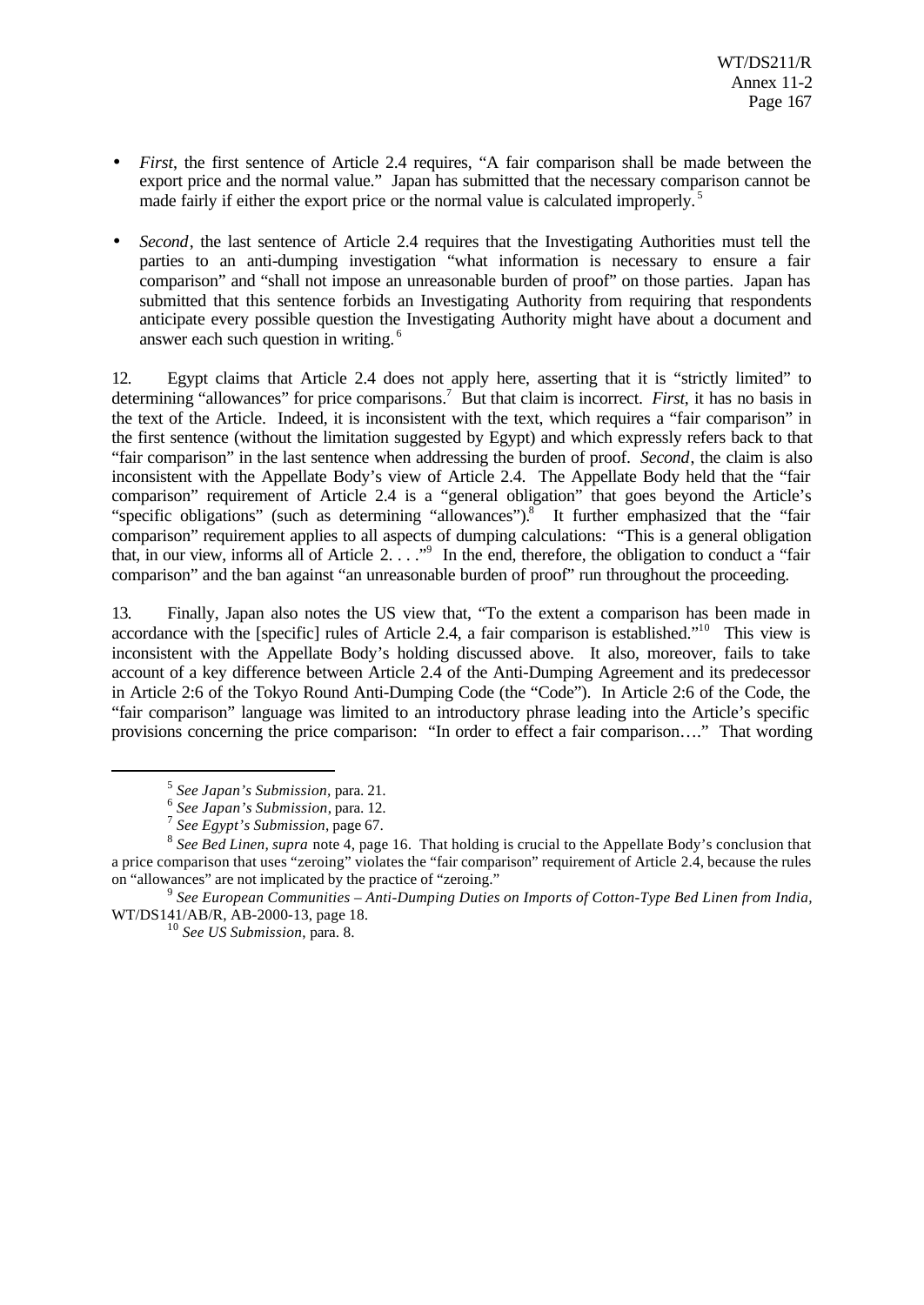- *First*, the first sentence of Article 2.4 requires, "A fair comparison shall be made between the export price and the normal value." Japan has submitted that the necessary comparison cannot be made fairly if either the export price or the normal value is calculated improperly.[5]

- *Second*, the last sentence of Article 2.4 requires that the Investigating Authorities must tell the parties to an anti-dumping investigation "what information is necessary to ensure a fair comparison" and "shall not impose an unreasonable burden of proof" on those parties. Japan has submitted that this sentence forbids an Investigating Authority from requiring that respondents anticipate every possible question the Investigating Authority might have about a document and answer each such question in writing.[6]

12. Egypt claims that Article 2.4 does not apply here, asserting that it is "strictly limited" to determining "allowances" for price comparisons.[7] But that claim is incorrect. *First*, it has no basis in the text of the Article. Indeed, it is inconsistent with the text, which requires a "fair comparison" in the first sentence (without the limitation suggested by Egypt) and which expressly refers back to that "fair comparison" in the last sentence when addressing the burden of proof. *Second*, the claim is also inconsistent with the Appellate Body's view of Article 2.4. The Appellate Body held that the "fair comparison" requirement of Article 2.4 is a "general obligation" that goes beyond the Article's "specific obligations" (such as determining "allowances").[8] It further emphasized that the "fair comparison" requirement applies to all aspects of dumping calculations: "This is a general obligation that, in our view, informs all of Article 2. . . ."[9] In the end, therefore, the obligation to conduct a "fair comparison" and the ban against "an unreasonable burden of proof" run throughout the proceeding.

13. Finally, Japan also notes the US view that, "To the extent a comparison has been made in accordance with the [specific] rules of Article 2.4, a fair comparison is established."[10] This view is inconsistent with the Appellate Body's holding discussed above. It also, moreover, fails to take account of a key difference between Article 2.4 of the Anti-Dumping Agreement and its predecessor in Article 2:6 of the Tokyo Round Anti-Dumping Code (the "Code"). In Article 2:6 of the Code, the "fair comparison" language was limited to an introductory phrase leading into the Article's specific provisions concerning the price comparison: "In order to effect a fair comparison…." That wording

---

[5] *See Japan's Submission*, para. 21.

[6] *See Japan's Submission*, para. 12.

[7] *See Egypt's Submission*, page 67.

[8] *See Bed Linen, supra* note 4, page 16. That holding is crucial to the Appellate Body's conclusion that a price comparison that uses "zeroing" violates the "fair comparison" requirement of Article 2.4, because the rules on "allowances" are not implicated by the practice of "zeroing."

[9] *See European Communities – Anti-Dumping Duties on Imports of Cotton-Type Bed Linen from India*, WT/DS141/AB/R, AB-2000-13, page 18.

[10] *See US Submission*, para. 8.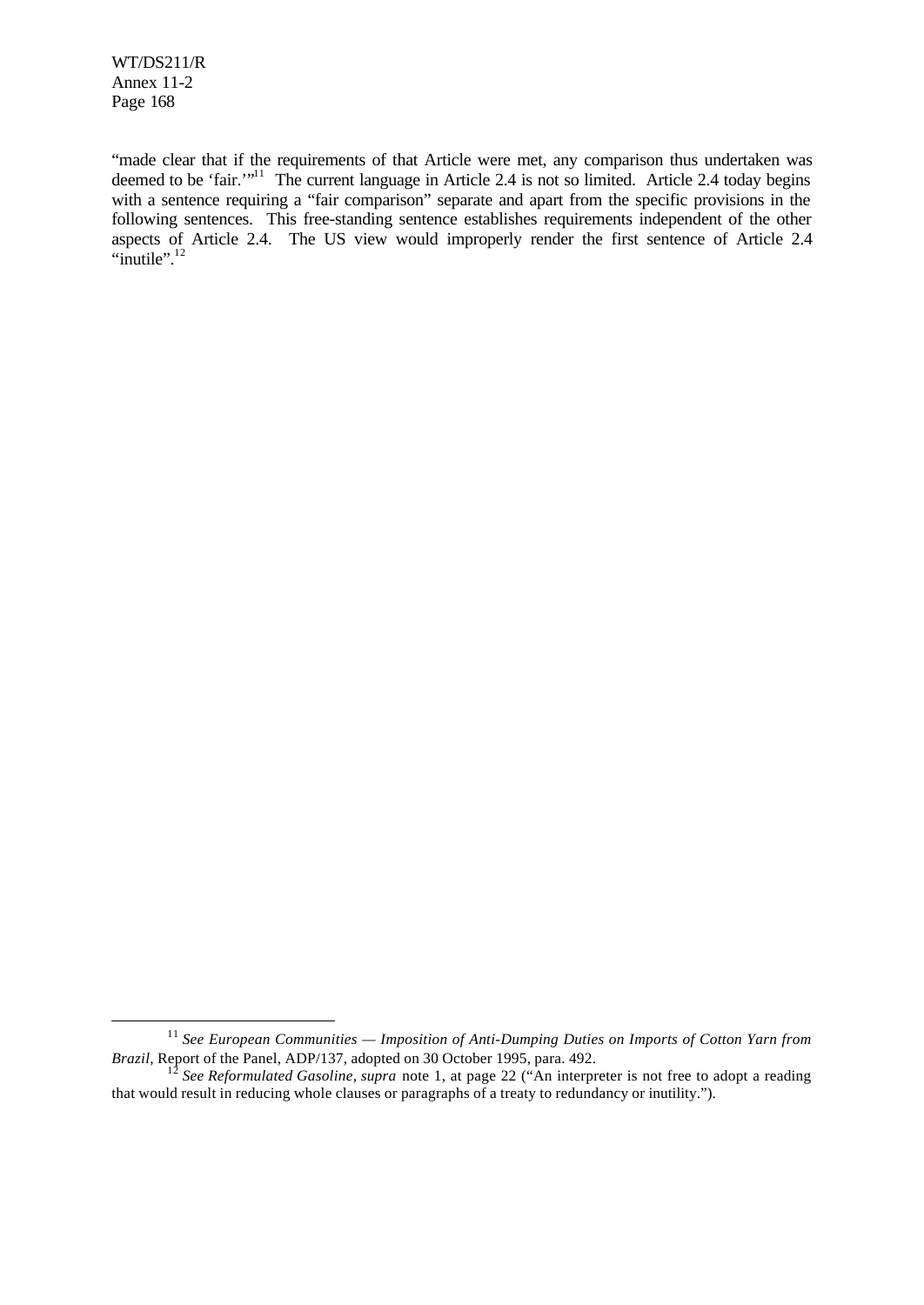"made clear that if the requirements of that Article were met, any comparison thus undertaken was deemed to be 'fair.'"[11] The current language in Article 2.4 is not so limited. Article 2.4 today begins with a sentence requiring a "fair comparison" separate and apart from the specific provisions in the following sentences. This free-standing sentence establishes requirements independent of the other aspects of Article 2.4. The US view would improperly render the first sentence of Article 2.4 "inutile".[12]

---

[11] *See European Communities — Imposition of Anti-Dumping Duties on Imports of Cotton Yarn from Brazil*, Report of the Panel, ADP/137, adopted on 30 October 1995, para. 492.

[12] *See Reformulated Gasoline, supra* note 1, at page 22 ("An interpreter is not free to adopt a reading that would result in reducing whole clauses or paragraphs of a treaty to redundancy or inutility.").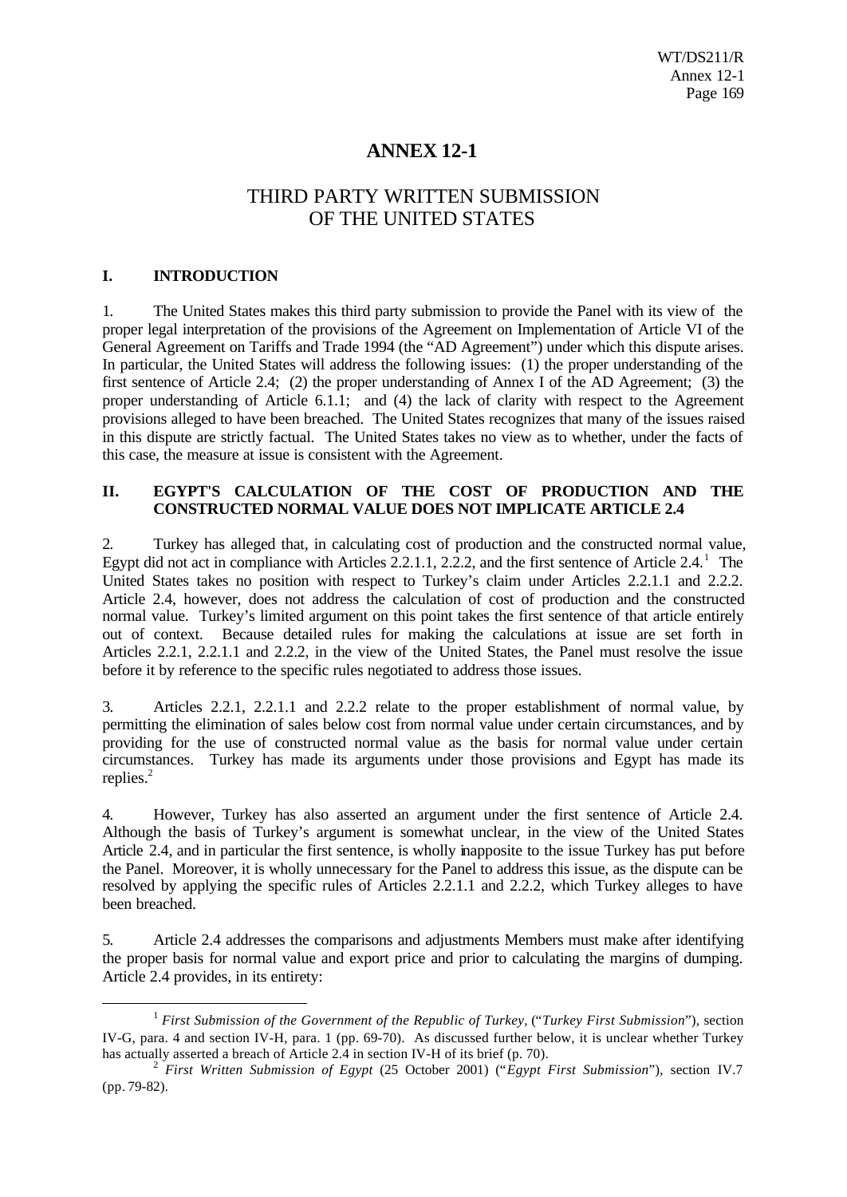# ANNEX 12-1

## THIRD PARTY WRITTEN SUBMISSION OF THE UNITED STATES

### I. INTRODUCTION

1. The United States makes this third party submission to provide the Panel with its view of the proper legal interpretation of the provisions of the Agreement on Implementation of Article VI of the General Agreement on Tariffs and Trade 1994 (the "AD Agreement") under which this dispute arises. In particular, the United States will address the following issues: (1) the proper understanding of the first sentence of Article 2.4; (2) the proper understanding of Annex I of the AD Agreement; (3) the proper understanding of Article 6.1.1; and (4) the lack of clarity with respect to the Agreement provisions alleged to have been breached. The United States recognizes that many of the issues raised in this dispute are strictly factual. The United States takes no view as to whether, under the facts of this case, the measure at issue is consistent with the Agreement.

### II. EGYPT'S CALCULATION OF THE COST OF PRODUCTION AND THE CONSTRUCTED NORMAL VALUE DOES NOT IMPLICATE ARTICLE 2.4

2. Turkey has alleged that, in calculating cost of production and the constructed normal value, Egypt did not act in compliance with Articles 2.2.1.1, 2.2.2, and the first sentence of Article 2.4.[1] The United States takes no position with respect to Turkey's claim under Articles 2.2.1.1 and 2.2.2. Article 2.4, however, does not address the calculation of cost of production and the constructed normal value. Turkey's limited argument on this point takes the first sentence of that article entirely out of context. Because detailed rules for making the calculations at issue are set forth in Articles 2.2.1, 2.2.1.1 and 2.2.2, in the view of the United States, the Panel must resolve the issue before it by reference to the specific rules negotiated to address those issues.

3. Articles 2.2.1, 2.2.1.1 and 2.2.2 relate to the proper establishment of normal value, by permitting the elimination of sales below cost from normal value under certain circumstances, and by providing for the use of constructed normal value as the basis for normal value under certain circumstances. Turkey has made its arguments under those provisions and Egypt has made its replies.[2]

4. However, Turkey has also asserted an argument under the first sentence of Article 2.4. Although the basis of Turkey's argument is somewhat unclear, in the view of the United States Article 2.4, and in particular the first sentence, is wholly inapposite to the issue Turkey has put before the Panel. Moreover, it is wholly unnecessary for the Panel to address this issue, as the dispute can be resolved by applying the specific rules of Articles 2.2.1.1 and 2.2.2, which Turkey alleges to have been breached.

5. Article 2.4 addresses the comparisons and adjustments Members must make after identifying the proper basis for normal value and export price and prior to calculating the margins of dumping. Article 2.4 provides, in its entirety:

---

[1] *First Submission of the Government of the Republic of Turkey*, ("*Turkey First Submission*"), section IV-G, para. 4 and section IV-H, para. 1 (pp. 69-70). As discussed further below, it is unclear whether Turkey has actually asserted a breach of Article 2.4 in section IV-H of its brief (p. 70).

[2] *First Written Submission of Egypt* (25 October 2001) ("*Egypt First Submission*"), section IV.7 (pp. 79-82).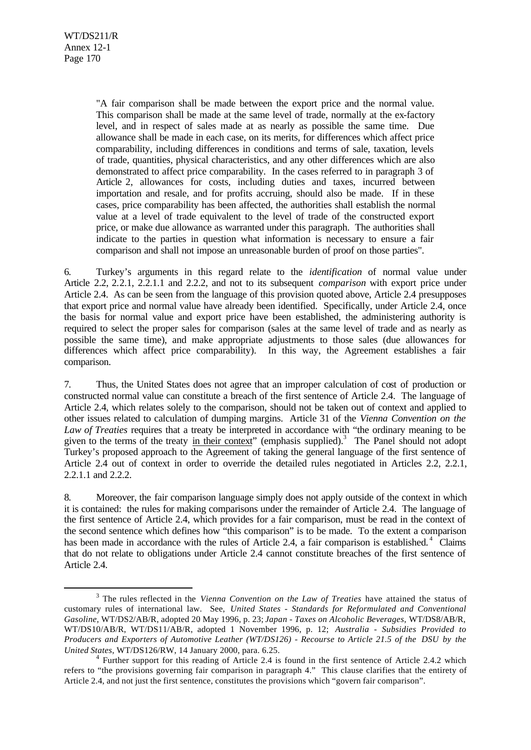"A fair comparison shall be made between the export price and the normal value. This comparison shall be made at the same level of trade, normally at the ex-factory level, and in respect of sales made at as nearly as possible the same time. Due allowance shall be made in each case, on its merits, for differences which affect price comparability, including differences in conditions and terms of sale, taxation, levels of trade, quantities, physical characteristics, and any other differences which are also demonstrated to affect price comparability. In the cases referred to in paragraph 3 of Article 2, allowances for costs, including duties and taxes, incurred between importation and resale, and for profits accruing, should also be made. If in these cases, price comparability has been affected, the authorities shall establish the normal value at a level of trade equivalent to the level of trade of the constructed export price, or make due allowance as warranted under this paragraph. The authorities shall indicate to the parties in question what information is necessary to ensure a fair comparison and shall not impose an unreasonable burden of proof on those parties".

6. Turkey's arguments in this regard relate to the *identification* of normal value under Article 2.2, 2.2.1, 2.2.1.1 and 2.2.2, and not to its subsequent *comparison* with export price under Article 2.4. As can be seen from the language of this provision quoted above, Article 2.4 presupposes that export price and normal value have already been identified. Specifically, under Article 2.4, once the basis for normal value and export price have been established, the administering authority is required to select the proper sales for comparison (sales at the same level of trade and as nearly as possible the same time), and make appropriate adjustments to those sales (due allowances for differences which affect price comparability). In this way, the Agreement establishes a fair comparison.

7. Thus, the United States does not agree that an improper calculation of cost of production or constructed normal value can constitute a breach of the first sentence of Article 2.4. The language of Article 2.4, which relates solely to the comparison, should not be taken out of context and applied to other issues related to calculation of dumping margins. Article 31 of the *Vienna Convention on the Law of Treaties* requires that a treaty be interpreted in accordance with "the ordinary meaning to be given to the terms of the treaty in their context" (emphasis supplied).[3] The Panel should not adopt Turkey's proposed approach to the Agreement of taking the general language of the first sentence of Article 2.4 out of context in order to override the detailed rules negotiated in Articles 2.2, 2.2.1, 2.2.1.1 and 2.2.2.

8. Moreover, the fair comparison language simply does not apply outside of the context in which it is contained: the rules for making comparisons under the remainder of Article 2.4. The language of the first sentence of Article 2.4, which provides for a fair comparison, must be read in the context of the second sentence which defines how "this comparison" is to be made. To the extent a comparison has been made in accordance with the rules of Article 2.4, a fair comparison is established.[4] Claims that do not relate to obligations under Article 2.4 cannot constitute breaches of the first sentence of Article 2.4.

---

[3] The rules reflected in the *Vienna Convention on the Law of Treaties* have attained the status of customary rules of international law. See, *United States - Standards for Reformulated and Conventional Gasoline*, WT/DS2/AB/R, adopted 20 May 1996, p. 23; *Japan - Taxes on Alcoholic Beverages*, WT/DS8/AB/R, WT/DS10/AB/R, WT/DS11/AB/R, adopted 1 November 1996, p. 12; *Australia - Subsidies Provided to Producers and Exporters of Automotive Leather (WT/DS126) - Recourse to Article 21.5 of the DSU by the United States*, WT/DS126/RW, 14 January 2000, para. 6.25.

[4] Further support for this reading of Article 2.4 is found in the first sentence of Article 2.4.2 which refers to "the provisions governing fair comparison in paragraph 4." This clause clarifies that the entirety of Article 2.4, and not just the first sentence, constitutes the provisions which "govern fair comparison".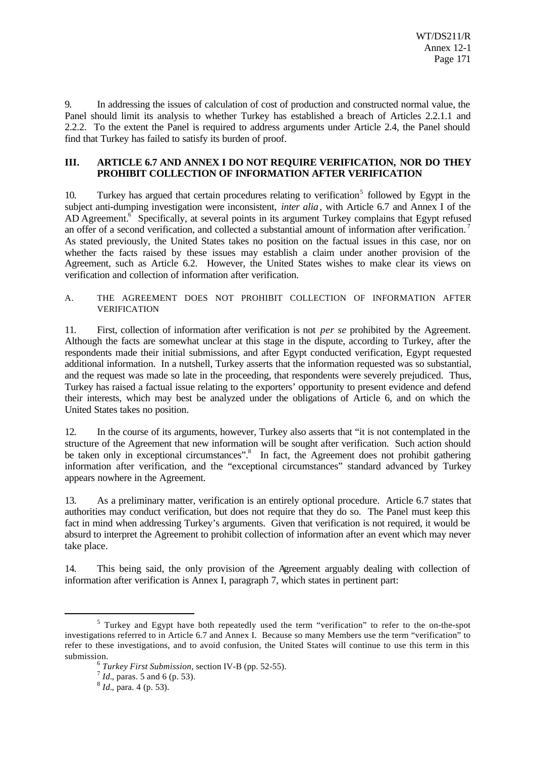9. In addressing the issues of calculation of cost of production and constructed normal value, the Panel should limit its analysis to whether Turkey has established a breach of Articles 2.2.1.1 and 2.2.2. To the extent the Panel is required to address arguments under Article 2.4, the Panel should find that Turkey has failed to satisfy its burden of proof.

## III. ARTICLE 6.7 AND ANNEX I DO NOT REQUIRE VERIFICATION, NOR DO THEY PROHIBIT COLLECTION OF INFORMATION AFTER VERIFICATION

10. Turkey has argued that certain procedures relating to verification[5] followed by Egypt in the subject anti-dumping investigation were inconsistent, *inter alia*, with Article 6.7 and Annex I of the AD Agreement.[6] Specifically, at several points in its argument Turkey complains that Egypt refused an offer of a second verification, and collected a substantial amount of information after verification.[7] As stated previously, the United States takes no position on the factual issues in this case, nor on whether the facts raised by these issues may establish a claim under another provision of the Agreement, such as Article 6.2. However, the United States wishes to make clear its views on verification and collection of information after verification.

### A. THE AGREEMENT DOES NOT PROHIBIT COLLECTION OF INFORMATION AFTER VERIFICATION

11. First, collection of information after verification is not *per se* prohibited by the Agreement. Although the facts are somewhat unclear at this stage in the dispute, according to Turkey, after the respondents made their initial submissions, and after Egypt conducted verification, Egypt requested additional information. In a nutshell, Turkey asserts that the information requested was so substantial, and the request was made so late in the proceeding, that respondents were severely prejudiced. Thus, Turkey has raised a factual issue relating to the exporters' opportunity to present evidence and defend their interests, which may best be analyzed under the obligations of Article 6, and on which the United States takes no position.

12. In the course of its arguments, however, Turkey also asserts that "it is not contemplated in the structure of the Agreement that new information will be sought after verification. Such action should be taken only in exceptional circumstances".[8] In fact, the Agreement does not prohibit gathering information after verification, and the "exceptional circumstances" standard advanced by Turkey appears nowhere in the Agreement.

13. As a preliminary matter, verification is an entirely optional procedure. Article 6.7 states that authorities may conduct verification, but does not require that they do so. The Panel must keep this fact in mind when addressing Turkey's arguments. Given that verification is not required, it would be absurd to interpret the Agreement to prohibit collection of information after an event which may never take place.

14. This being said, the only provision of the Agreement arguably dealing with collection of information after verification is Annex I, paragraph 7, which states in pertinent part:

---

[5] Turkey and Egypt have both repeatedly used the term "verification" to refer to the on-the-spot investigations referred to in Article 6.7 and Annex I. Because so many Members use the term "verification" to refer to these investigations, and to avoid confusion, the United States will continue to use this term in this submission.

[6] *Turkey First Submission*, section IV-B (pp. 52-55).

[7] *Id*., paras. 5 and 6 (p. 53).

[8] *Id*., para. 4 (p. 53).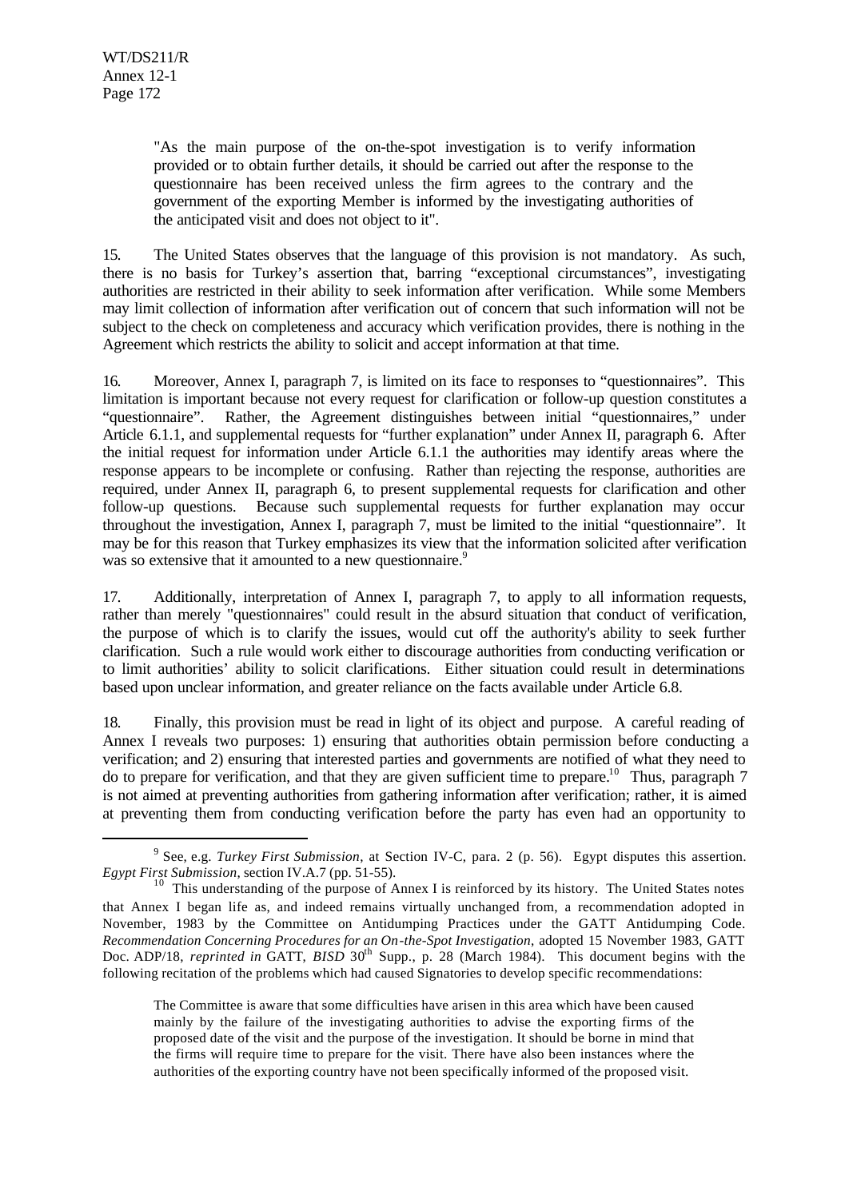> "As the main purpose of the on-the-spot investigation is to verify information provided or to obtain further details, it should be carried out after the response to the questionnaire has been received unless the firm agrees to the contrary and the government of the exporting Member is informed by the investigating authorities of the anticipated visit and does not object to it".

15. The United States observes that the language of this provision is not mandatory. As such, there is no basis for Turkey's assertion that, barring "exceptional circumstances", investigating authorities are restricted in their ability to seek information after verification. While some Members may limit collection of information after verification out of concern that such information will not be subject to the check on completeness and accuracy which verification provides, there is nothing in the Agreement which restricts the ability to solicit and accept information at that time.

16. Moreover, Annex I, paragraph 7, is limited on its face to responses to "questionnaires". This limitation is important because not every request for clarification or follow-up question constitutes a "questionnaire". Rather, the Agreement distinguishes between initial "questionnaires," under Article 6.1.1, and supplemental requests for "further explanation" under Annex II, paragraph 6. After the initial request for information under Article 6.1.1 the authorities may identify areas where the response appears to be incomplete or confusing. Rather than rejecting the response, authorities are required, under Annex II, paragraph 6, to present supplemental requests for clarification and other follow-up questions. Because such supplemental requests for further explanation may occur throughout the investigation, Annex I, paragraph 7, must be limited to the initial "questionnaire". It may be for this reason that Turkey emphasizes its view that the information solicited after verification was so extensive that it amounted to a new questionnaire.[9]

17. Additionally, interpretation of Annex I, paragraph 7, to apply to all information requests, rather than merely "questionnaires" could result in the absurd situation that conduct of verification, the purpose of which is to clarify the issues, would cut off the authority's ability to seek further clarification. Such a rule would work either to discourage authorities from conducting verification or to limit authorities' ability to solicit clarifications. Either situation could result in determinations based upon unclear information, and greater reliance on the facts available under Article 6.8.

18. Finally, this provision must be read in light of its object and purpose. A careful reading of Annex I reveals two purposes: 1) ensuring that authorities obtain permission before conducting a verification; and 2) ensuring that interested parties and governments are notified of what they need to do to prepare for verification, and that they are given sufficient time to prepare.[10] Thus, paragraph 7 is not aimed at preventing authorities from gathering information after verification; rather, it is aimed at preventing them from conducting verification before the party has even had an opportunity to

---

[9] See, e.g. *Turkey First Submission*, at Section IV-C, para. 2 (p. 56). Egypt disputes this assertion. *Egypt First Submission*, section IV.A.7 (pp. 51-55).

[10] This understanding of the purpose of Annex I is reinforced by its history. The United States notes that Annex I began life as, and indeed remains virtually unchanged from, a recommendation adopted in November, 1983 by the Committee on Antidumping Practices under the GATT Antidumping Code. *Recommendation Concerning Procedures for an On-the-Spot Investigation*, adopted 15 November 1983, GATT Doc. ADP/18, *reprinted in* GATT, *BISD* 30th Supp., p. 28 (March 1984). This document begins with the following recitation of the problems which had caused Signatories to develop specific recommendations:

> The Committee is aware that some difficulties have arisen in this area which have been caused mainly by the failure of the investigating authorities to advise the exporting firms of the proposed date of the visit and the purpose of the investigation. It should be borne in mind that the firms will require time to prepare for the visit. There have also been instances where the authorities of the exporting country have not been specifically informed of the proposed visit.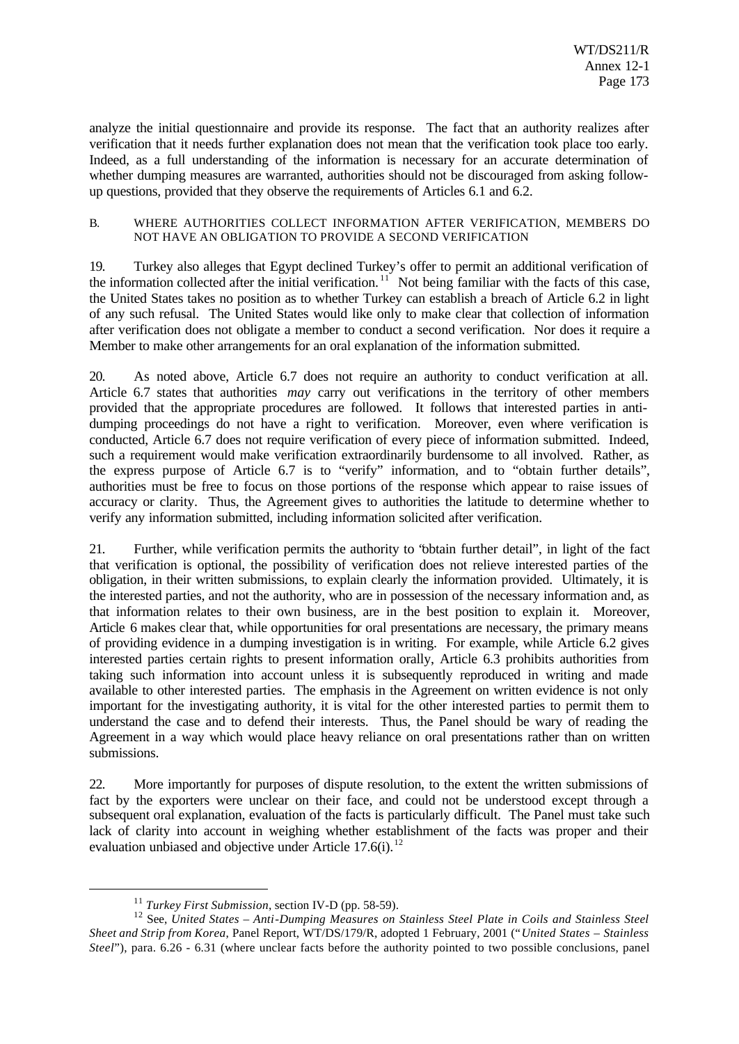analyze the initial questionnaire and provide its response. The fact that an authority realizes after verification that it needs further explanation does not mean that the verification took place too early. Indeed, as a full understanding of the information is necessary for an accurate determination of whether dumping measures are warranted, authorities should not be discouraged from asking follow-up questions, provided that they observe the requirements of Articles 6.1 and 6.2.

### B. WHERE AUTHORITIES COLLECT INFORMATION AFTER VERIFICATION, MEMBERS DO NOT HAVE AN OBLIGATION TO PROVIDE A SECOND VERIFICATION

19. Turkey also alleges that Egypt declined Turkey's offer to permit an additional verification of the information collected after the initial verification.[11] Not being familiar with the facts of this case, the United States takes no position as to whether Turkey can establish a breach of Article 6.2 in light of any such refusal. The United States would like only to make clear that collection of information after verification does not obligate a member to conduct a second verification. Nor does it require a Member to make other arrangements for an oral explanation of the information submitted.

20. As noted above, Article 6.7 does not require an authority to conduct verification at all. Article 6.7 states that authorities *may* carry out verifications in the territory of other members provided that the appropriate procedures are followed. It follows that interested parties in anti-dumping proceedings do not have a right to verification. Moreover, even where verification is conducted, Article 6.7 does not require verification of every piece of information submitted. Indeed, such a requirement would make verification extraordinarily burdensome to all involved. Rather, as the express purpose of Article 6.7 is to "verify" information, and to "obtain further details", authorities must be free to focus on those portions of the response which appear to raise issues of accuracy or clarity. Thus, the Agreement gives to authorities the latitude to determine whether to verify any information submitted, including information solicited after verification.

21. Further, while verification permits the authority to "obtain further detail", in light of the fact that verification is optional, the possibility of verification does not relieve interested parties of the obligation, in their written submissions, to explain clearly the information provided. Ultimately, it is the interested parties, and not the authority, who are in possession of the necessary information and, as that information relates to their own business, are in the best position to explain it. Moreover, Article 6 makes clear that, while opportunities for oral presentations are necessary, the primary means of providing evidence in a dumping investigation is in writing. For example, while Article 6.2 gives interested parties certain rights to present information orally, Article 6.3 prohibits authorities from taking such information into account unless it is subsequently reproduced in writing and made available to other interested parties. The emphasis in the Agreement on written evidence is not only important for the investigating authority, it is vital for the other interested parties to permit them to understand the case and to defend their interests. Thus, the Panel should be wary of reading the Agreement in a way which would place heavy reliance on oral presentations rather than on written submissions.

22. More importantly for purposes of dispute resolution, to the extent the written submissions of fact by the exporters were unclear on their face, and could not be understood except through a subsequent oral explanation, evaluation of the facts is particularly difficult. The Panel must take such lack of clarity into account in weighing whether establishment of the facts was proper and their evaluation unbiased and objective under Article 17.6(i).[12]

---

[11] *Turkey First Submission*, section IV-D (pp. 58-59).

[12] See, *United States – Anti-Dumping Measures on Stainless Steel Plate in Coils and Stainless Steel Sheet and Strip from Korea*, Panel Report, WT/DS/179/R, adopted 1 February, 2001 ("*United States – Stainless Steel*"), para. 6.26 - 6.31 (where unclear facts before the authority pointed to two possible conclusions, panel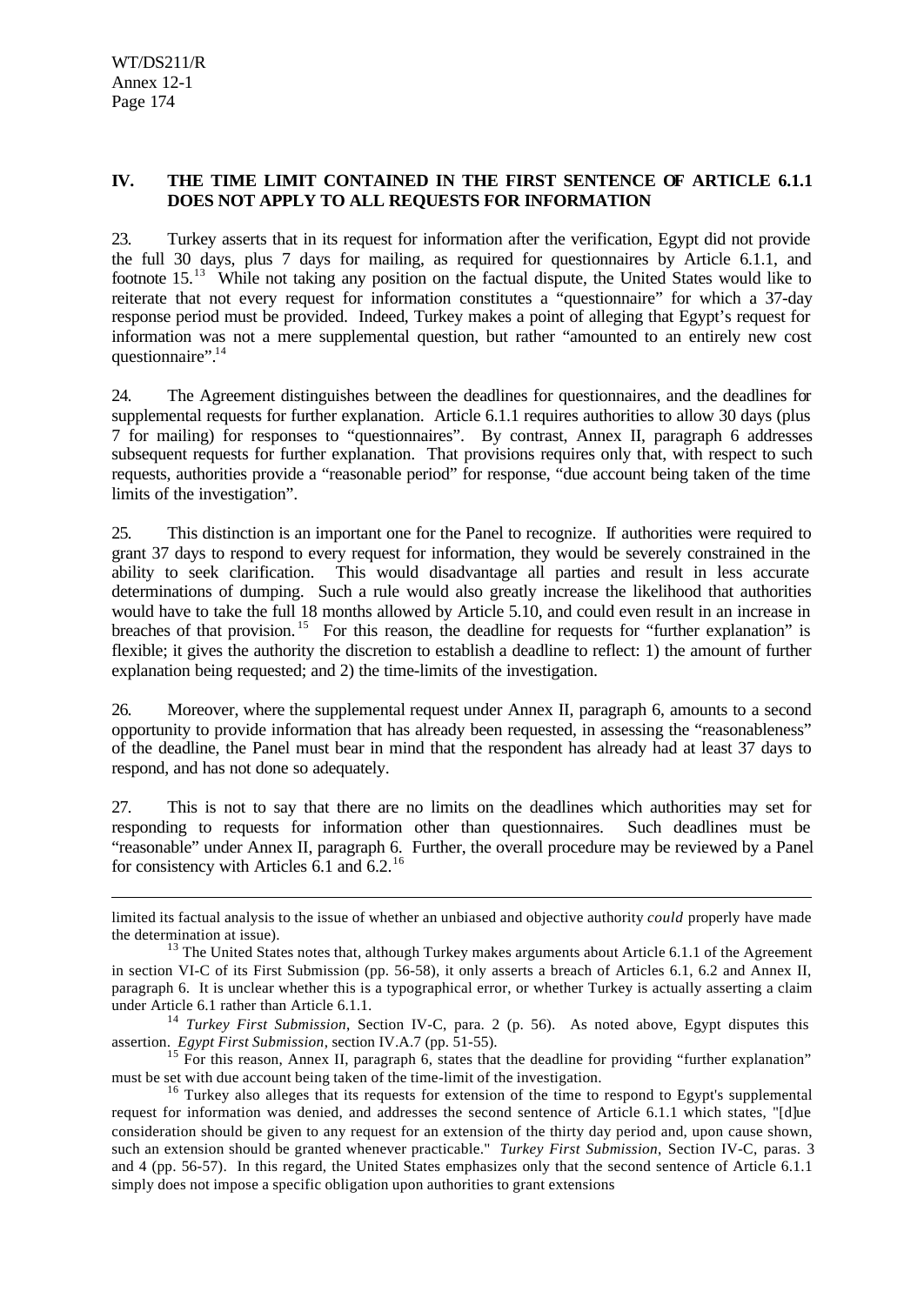## IV. THE TIME LIMIT CONTAINED IN THE FIRST SENTENCE OF ARTICLE 6.1.1 DOES NOT APPLY TO ALL REQUESTS FOR INFORMATION

23. Turkey asserts that in its request for information after the verification, Egypt did not provide the full 30 days, plus 7 days for mailing, as required for questionnaires by Article 6.1.1, and footnote 15.[13] While not taking any position on the factual dispute, the United States would like to reiterate that not every request for information constitutes a "questionnaire" for which a 37-day response period must be provided. Indeed, Turkey makes a point of alleging that Egypt's request for information was not a mere supplemental question, but rather "amounted to an entirely new cost questionnaire".[14]

24. The Agreement distinguishes between the deadlines for questionnaires, and the deadlines for supplemental requests for further explanation. Article 6.1.1 requires authorities to allow 30 days (plus 7 for mailing) for responses to "questionnaires". By contrast, Annex II, paragraph 6 addresses subsequent requests for further explanation. That provisions requires only that, with respect to such requests, authorities provide a "reasonable period" for response, "due account being taken of the time limits of the investigation".

25. This distinction is an important one for the Panel to recognize. If authorities were required to grant 37 days to respond to every request for information, they would be severely constrained in the ability to seek clarification. This would disadvantage all parties and result in less accurate determinations of dumping. Such a rule would also greatly increase the likelihood that authorities would have to take the full 18 months allowed by Article 5.10, and could even result in an increase in breaches of that provision.[15] For this reason, the deadline for requests for "further explanation" is flexible; it gives the authority the discretion to establish a deadline to reflect: 1) the amount of further explanation being requested; and 2) the time-limits of the investigation.

26. Moreover, where the supplemental request under Annex II, paragraph 6, amounts to a second opportunity to provide information that has already been requested, in assessing the "reasonableness" of the deadline, the Panel must bear in mind that the respondent has already had at least 37 days to respond, and has not done so adequately.

27. This is not to say that there are no limits on the deadlines which authorities may set for responding to requests for information other than questionnaires. Such deadlines must be "reasonable" under Annex II, paragraph 6. Further, the overall procedure may be reviewed by a Panel for consistency with Articles 6.1 and 6.2.[16]

---

limited its factual analysis to the issue of whether an unbiased and objective authority *could* properly have made the determination at issue).

[13] The United States notes that, although Turkey makes arguments about Article 6.1.1 of the Agreement in section VI-C of its First Submission (pp. 56-58), it only asserts a breach of Articles 6.1, 6.2 and Annex II, paragraph 6. It is unclear whether this is a typographical error, or whether Turkey is actually asserting a claim under Article 6.1 rather than Article 6.1.1.

[14] *Turkey First Submission*, Section IV-C, para. 2 (p. 56). As noted above, Egypt disputes this assertion. *Egypt First Submission*, section IV.A.7 (pp. 51-55).

[15] For this reason, Annex II, paragraph 6, states that the deadline for providing "further explanation" must be set with due account being taken of the time-limit of the investigation.

[16] Turkey also alleges that its requests for extension of the time to respond to Egypt's supplemental request for information was denied, and addresses the second sentence of Article 6.1.1 which states, "[d]ue consideration should be given to any request for an extension of the thirty day period and, upon cause shown, such an extension should be granted whenever practicable." *Turkey First Submission*, Section IV-C, paras. 3 and 4 (pp. 56-57). In this regard, the United States emphasizes only that the second sentence of Article 6.1.1 simply does not impose a specific obligation upon authorities to grant extensions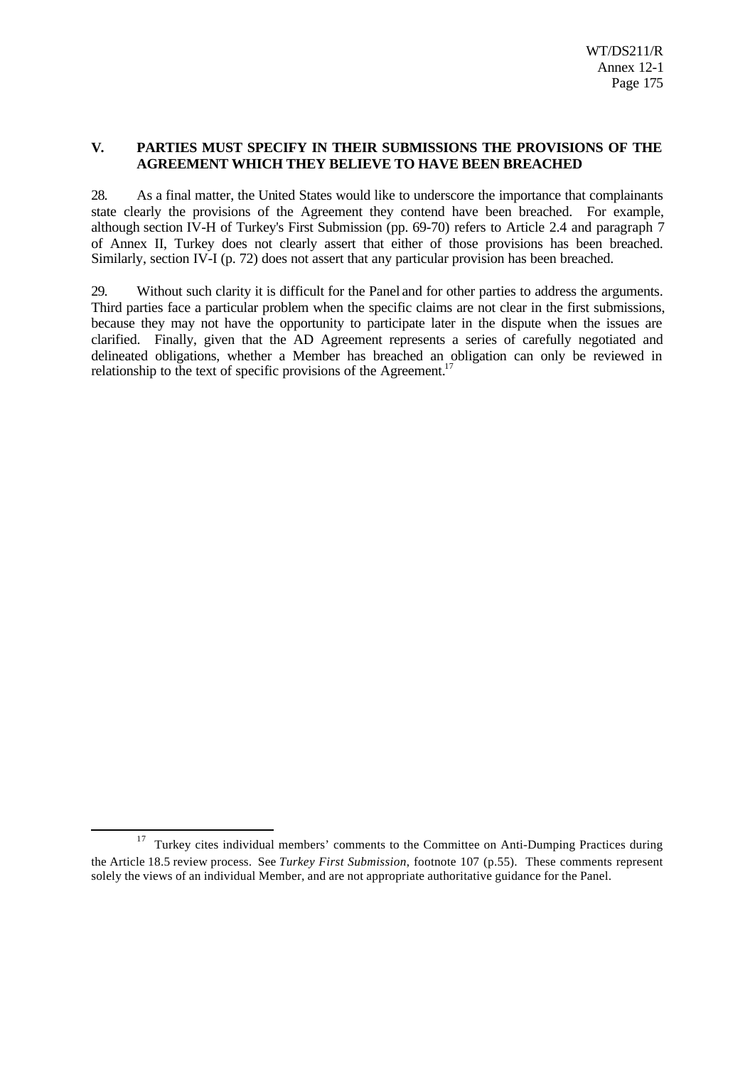## V. PARTIES MUST SPECIFY IN THEIR SUBMISSIONS THE PROVISIONS OF THE AGREEMENT WHICH THEY BELIEVE TO HAVE BEEN BREACHED

28. As a final matter, the United States would like to underscore the importance that complainants state clearly the provisions of the Agreement they contend have been breached. For example, although section IV-H of Turkey's First Submission (pp. 69-70) refers to Article 2.4 and paragraph 7 of Annex II, Turkey does not clearly assert that either of those provisions has been breached. Similarly, section IV-I (p. 72) does not assert that any particular provision has been breached.

29. Without such clarity it is difficult for the Panel and for other parties to address the arguments. Third parties face a particular problem when the specific claims are not clear in the first submissions, because they may not have the opportunity to participate later in the dispute when the issues are clarified. Finally, given that the AD Agreement represents a series of carefully negotiated and delineated obligations, whether a Member has breached an obligation can only be reviewed in relationship to the text of specific provisions of the Agreement.[17]

---

[17] Turkey cites individual members' comments to the Committee on Anti-Dumping Practices during the Article 18.5 review process. See *Turkey First Submission*, footnote 107 (p.55). These comments represent solely the views of an individual Member, and are not appropriate authoritative guidance for the Panel.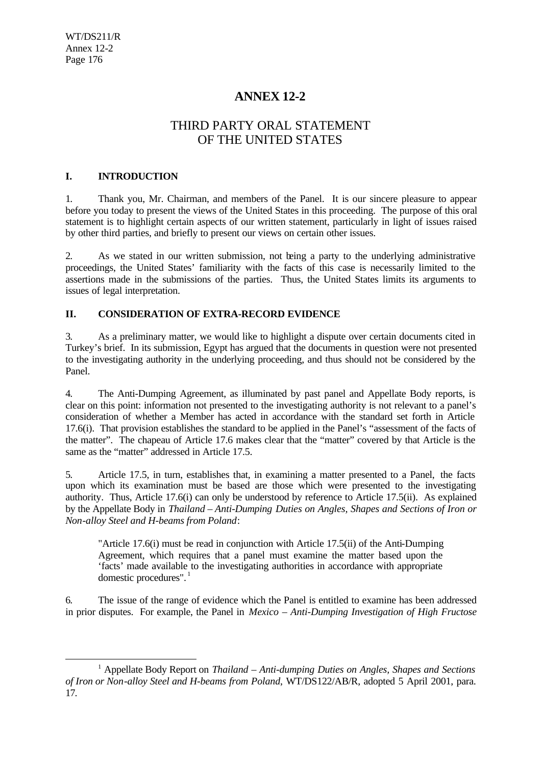# ANNEX 12-2

## THIRD PARTY ORAL STATEMENT OF THE UNITED STATES

### I. INTRODUCTION

1. Thank you, Mr. Chairman, and members of the Panel. It is our sincere pleasure to appear before you today to present the views of the United States in this proceeding. The purpose of this oral statement is to highlight certain aspects of our written statement, particularly in light of issues raised by other third parties, and briefly to present our views on certain other issues.

2. As we stated in our written submission, not being a party to the underlying administrative proceedings, the United States' familiarity with the facts of this case is necessarily limited to the assertions made in the submissions of the parties. Thus, the United States limits its arguments to issues of legal interpretation.

### II. CONSIDERATION OF EXTRA-RECORD EVIDENCE

3. As a preliminary matter, we would like to highlight a dispute over certain documents cited in Turkey's brief. In its submission, Egypt has argued that the documents in question were not presented to the investigating authority in the underlying proceeding, and thus should not be considered by the Panel.

4. The Anti-Dumping Agreement, as illuminated by past panel and Appellate Body reports, is clear on this point: information not presented to the investigating authority is not relevant to a panel's consideration of whether a Member has acted in accordance with the standard set forth in Article 17.6(i). That provision establishes the standard to be applied in the Panel's "assessment of the facts of the matter". The chapeau of Article 17.6 makes clear that the "matter" covered by that Article is the same as the "matter" addressed in Article 17.5.

5. Article 17.5, in turn, establishes that, in examining a matter presented to a Panel, the facts upon which its examination must be based are those which were presented to the investigating authority. Thus, Article 17.6(i) can only be understood by reference to Article 17.5(ii). As explained by the Appellate Body in *Thailand – Anti-Dumping Duties on Angles, Shapes and Sections of Iron or Non-alloy Steel and H-beams from Poland*:

> "Article 17.6(i) must be read in conjunction with Article 17.5(ii) of the Anti-Dumping Agreement, which requires that a panel must examine the matter based upon the 'facts' made available to the investigating authorities in accordance with appropriate domestic procedures".[1]

6. The issue of the range of evidence which the Panel is entitled to examine has been addressed in prior disputes. For example, the Panel in *Mexico – Anti-Dumping Investigation of High Fructose*

---

[1] Appellate Body Report on *Thailand – Anti-dumping Duties on Angles, Shapes and Sections of Iron or Non-alloy Steel and H-beams from Poland*, WT/DS122/AB/R, adopted 5 April 2001, para. 17.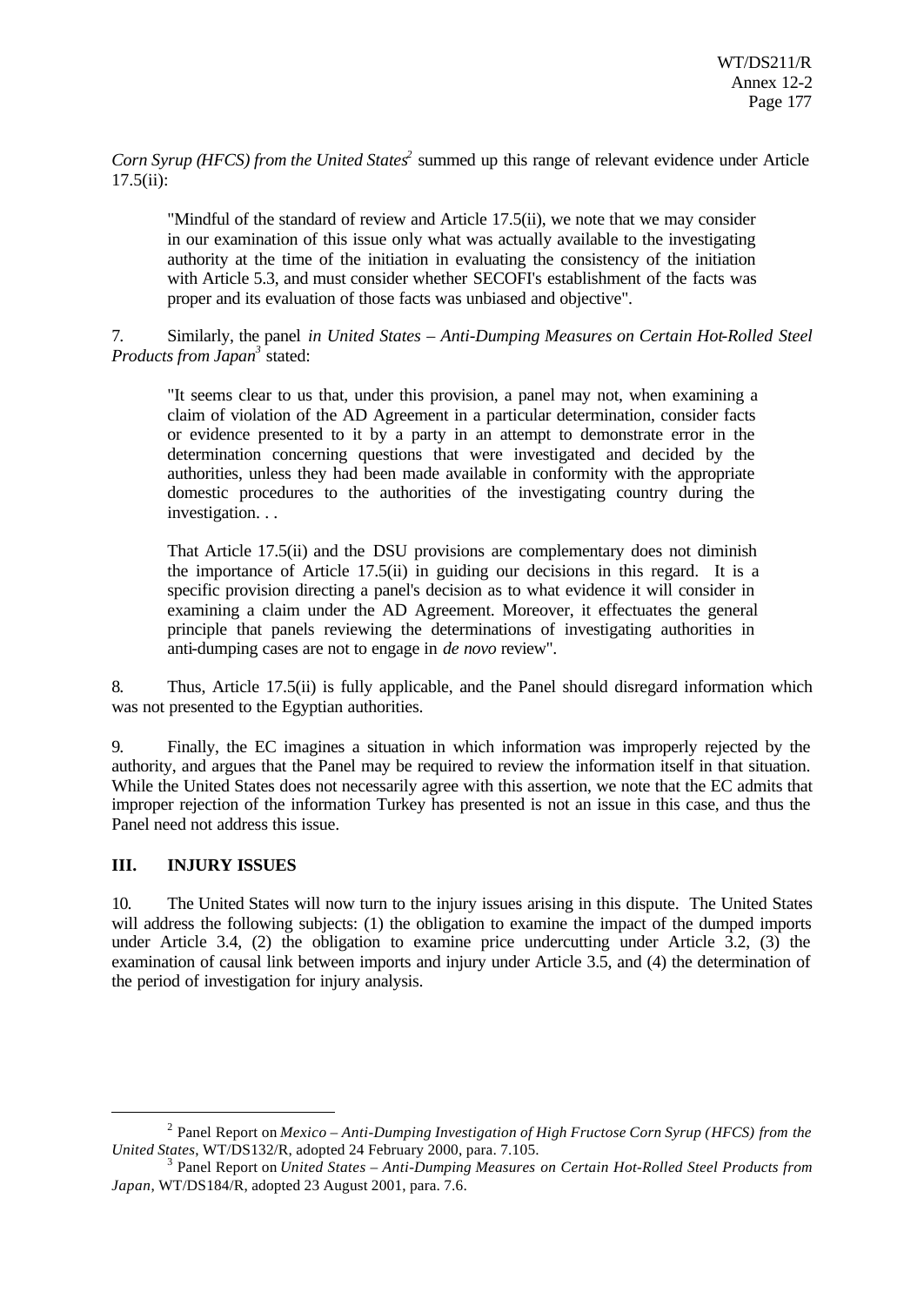*Corn Syrup (HFCS) from the United States*[2] summed up this range of relevant evidence under Article 17.5(ii):

> "Mindful of the standard of review and Article 17.5(ii), we note that we may consider in our examination of this issue only what was actually available to the investigating authority at the time of the initiation in evaluating the consistency of the initiation with Article 5.3, and must consider whether SECOFI's establishment of the facts was proper and its evaluation of those facts was unbiased and objective".

7. Similarly, the panel *in United States – Anti-Dumping Measures on Certain Hot-Rolled Steel Products from Japan*[3] stated:

> "It seems clear to us that, under this provision, a panel may not, when examining a claim of violation of the AD Agreement in a particular determination, consider facts or evidence presented to it by a party in an attempt to demonstrate error in the determination concerning questions that were investigated and decided by the authorities, unless they had been made available in conformity with the appropriate domestic procedures to the authorities of the investigating country during the investigation. . .
>
> That Article 17.5(ii) and the DSU provisions are complementary does not diminish the importance of Article 17.5(ii) in guiding our decisions in this regard. It is a specific provision directing a panel's decision as to what evidence it will consider in examining a claim under the AD Agreement. Moreover, it effectuates the general principle that panels reviewing the determinations of investigating authorities in anti-dumping cases are not to engage in *de novo* review".

8. Thus, Article 17.5(ii) is fully applicable, and the Panel should disregard information which was not presented to the Egyptian authorities.

9. Finally, the EC imagines a situation in which information was improperly rejected by the authority, and argues that the Panel may be required to review the information itself in that situation. While the United States does not necessarily agree with this assertion, we note that the EC admits that improper rejection of the information Turkey has presented is not an issue in this case, and thus the Panel need not address this issue.

## III. INJURY ISSUES

10. The United States will now turn to the injury issues arising in this dispute. The United States will address the following subjects: (1) the obligation to examine the impact of the dumped imports under Article 3.4, (2) the obligation to examine price undercutting under Article 3.2, (3) the examination of causal link between imports and injury under Article 3.5, and (4) the determination of the period of investigation for injury analysis.

---

[2] Panel Report on *Mexico – Anti-Dumping Investigation of High Fructose Corn Syrup (HFCS) from the United States*, WT/DS132/R, adopted 24 February 2000, para. 7.105.

[3] Panel Report on *United States – Anti-Dumping Measures on Certain Hot-Rolled Steel Products from Japan*, WT/DS184/R, adopted 23 August 2001, para. 7.6.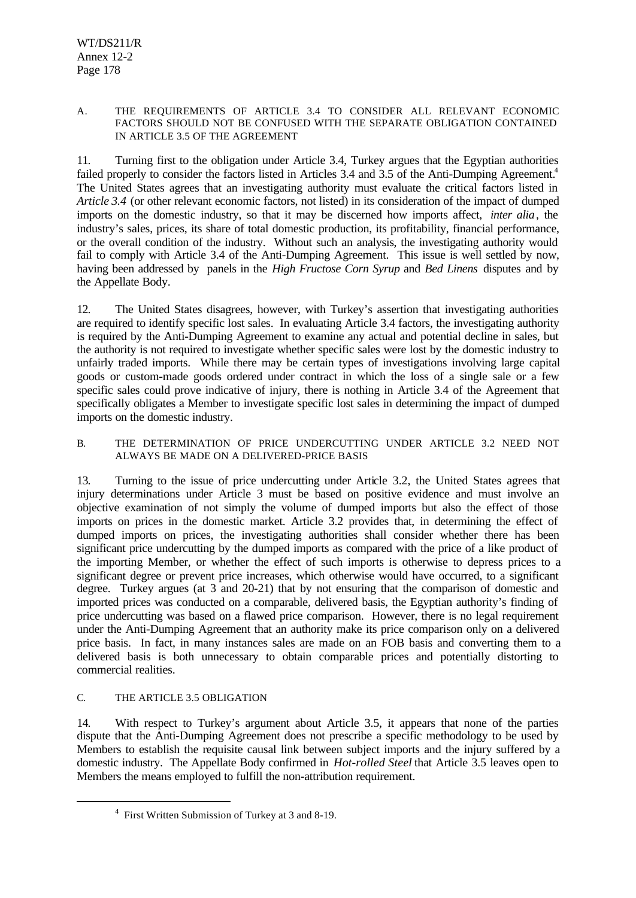### A. THE REQUIREMENTS OF ARTICLE 3.4 TO CONSIDER ALL RELEVANT ECONOMIC FACTORS SHOULD NOT BE CONFUSED WITH THE SEPARATE OBLIGATION CONTAINED IN ARTICLE 3.5 OF THE AGREEMENT

11. Turning first to the obligation under Article 3.4, Turkey argues that the Egyptian authorities failed properly to consider the factors listed in Articles 3.4 and 3.5 of the Anti-Dumping Agreement.[4] The United States agrees that an investigating authority must evaluate the critical factors listed in *Article 3.4* (or other relevant economic factors, not listed) in its consideration of the impact of dumped imports on the domestic industry, so that it may be discerned how imports affect, *inter alia*, the industry's sales, prices, its share of total domestic production, its profitability, financial performance, or the overall condition of the industry. Without such an analysis, the investigating authority would fail to comply with Article 3.4 of the Anti-Dumping Agreement. This issue is well settled by now, having been addressed by panels in the *High Fructose Corn Syrup* and *Bed Linens* disputes and by the Appellate Body.

12. The United States disagrees, however, with Turkey's assertion that investigating authorities are required to identify specific lost sales. In evaluating Article 3.4 factors, the investigating authority is required by the Anti-Dumping Agreement to examine any actual and potential decline in sales, but the authority is not required to investigate whether specific sales were lost by the domestic industry to unfairly traded imports. While there may be certain types of investigations involving large capital goods or custom-made goods ordered under contract in which the loss of a single sale or a few specific sales could prove indicative of injury, there is nothing in Article 3.4 of the Agreement that specifically obligates a Member to investigate specific lost sales in determining the impact of dumped imports on the domestic industry.

### B. THE DETERMINATION OF PRICE UNDERCUTTING UNDER ARTICLE 3.2 NEED NOT ALWAYS BE MADE ON A DELIVERED-PRICE BASIS

13. Turning to the issue of price undercutting under Article 3.2, the United States agrees that injury determinations under Article 3 must be based on positive evidence and must involve an objective examination of not simply the volume of dumped imports but also the effect of those imports on prices in the domestic market. Article 3.2 provides that, in determining the effect of dumped imports on prices, the investigating authorities shall consider whether there has been significant price undercutting by the dumped imports as compared with the price of a like product of the importing Member, or whether the effect of such imports is otherwise to depress prices to a significant degree or prevent price increases, which otherwise would have occurred, to a significant degree. Turkey argues (at 3 and 20-21) that by not ensuring that the comparison of domestic and imported prices was conducted on a comparable, delivered basis, the Egyptian authority's finding of price undercutting was based on a flawed price comparison. However, there is no legal requirement under the Anti-Dumping Agreement that an authority make its price comparison only on a delivered price basis. In fact, in many instances sales are made on an FOB basis and converting them to a delivered basis is both unnecessary to obtain comparable prices and potentially distorting to commercial realities.

### C. THE ARTICLE 3.5 OBLIGATION

14. With respect to Turkey's argument about Article 3.5, it appears that none of the parties dispute that the Anti-Dumping Agreement does not prescribe a specific methodology to be used by Members to establish the requisite causal link between subject imports and the injury suffered by a domestic industry. The Appellate Body confirmed in *Hot-rolled Steel* that Article 3.5 leaves open to Members the means employed to fulfill the non-attribution requirement.

---

[4] First Written Submission of Turkey at 3 and 8-19.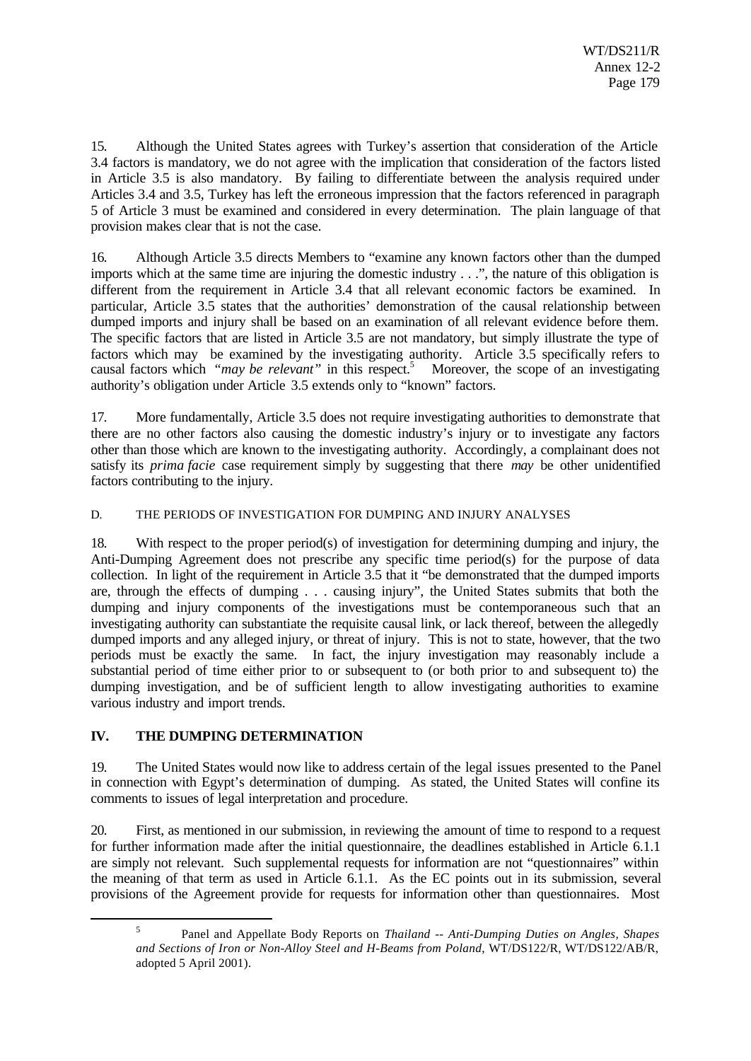15. Although the United States agrees with Turkey's assertion that consideration of the Article 3.4 factors is mandatory, we do not agree with the implication that consideration of the factors listed in Article 3.5 is also mandatory. By failing to differentiate between the analysis required under Articles 3.4 and 3.5, Turkey has left the erroneous impression that the factors referenced in paragraph 5 of Article 3 must be examined and considered in every determination. The plain language of that provision makes clear that is not the case.

16. Although Article 3.5 directs Members to "examine any known factors other than the dumped imports which at the same time are injuring the domestic industry . . .", the nature of this obligation is different from the requirement in Article 3.4 that all relevant economic factors be examined. In particular, Article 3.5 states that the authorities' demonstration of the causal relationship between dumped imports and injury shall be based on an examination of all relevant evidence before them. The specific factors that are listed in Article 3.5 are not mandatory, but simply illustrate the type of factors which may be examined by the investigating authority. Article 3.5 specifically refers to causal factors which "*may be relevant*" in this respect.[5] Moreover, the scope of an investigating authority's obligation under Article 3.5 extends only to "known" factors.

17. More fundamentally, Article 3.5 does not require investigating authorities to demonstrate that there are no other factors also causing the domestic industry's injury or to investigate any factors other than those which are known to the investigating authority. Accordingly, a complainant does not satisfy its *prima facie* case requirement simply by suggesting that there *may* be other unidentified factors contributing to the injury.

### D. THE PERIODS OF INVESTIGATION FOR DUMPING AND INJURY ANALYSES

18. With respect to the proper period(s) of investigation for determining dumping and injury, the Anti-Dumping Agreement does not prescribe any specific time period(s) for the purpose of data collection. In light of the requirement in Article 3.5 that it "be demonstrated that the dumped imports are, through the effects of dumping . . . causing injury", the United States submits that both the dumping and injury components of the investigations must be contemporaneous such that an investigating authority can substantiate the requisite causal link, or lack thereof, between the allegedly dumped imports and any alleged injury, or threat of injury. This is not to state, however, that the two periods must be exactly the same. In fact, the injury investigation may reasonably include a substantial period of time either prior to or subsequent to (or both prior to and subsequent to) the dumping investigation, and be of sufficient length to allow investigating authorities to examine various industry and import trends.

## IV. THE DUMPING DETERMINATION

19. The United States would now like to address certain of the legal issues presented to the Panel in connection with Egypt's determination of dumping. As stated, the United States will confine its comments to issues of legal interpretation and procedure.

20. First, as mentioned in our submission, in reviewing the amount of time to respond to a request for further information made after the initial questionnaire, the deadlines established in Article 6.1.1 are simply not relevant. Such supplemental requests for information are not "questionnaires" within the meaning of that term as used in Article 6.1.1. As the EC points out in its submission, several provisions of the Agreement provide for requests for information other than questionnaires. Most

---

[5] Panel and Appellate Body Reports on *Thailand -- Anti-Dumping Duties on Angles, Shapes and Sections of Iron or Non-Alloy Steel and H-Beams from Poland*, WT/DS122/R, WT/DS122/AB/R, adopted 5 April 2001).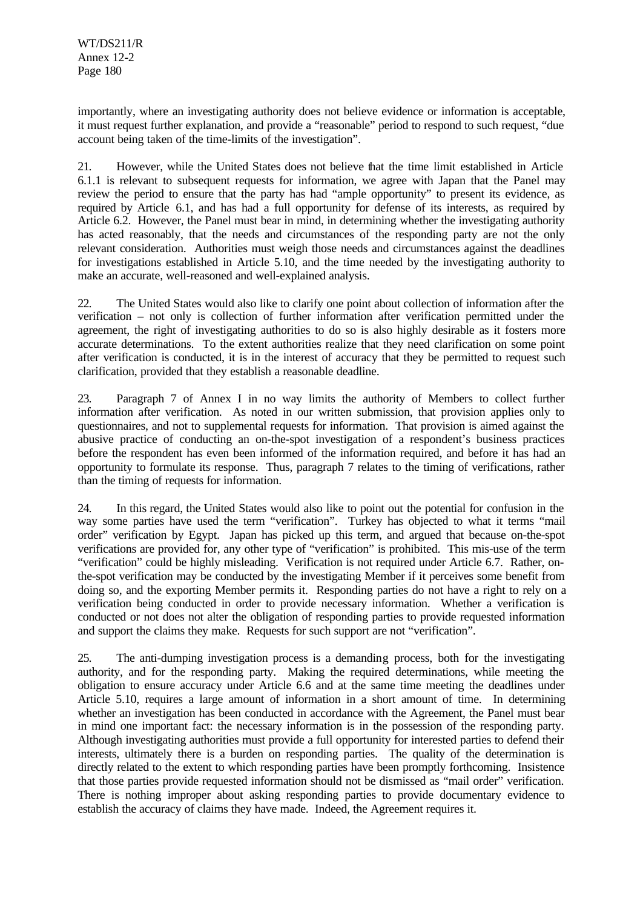importantly, where an investigating authority does not believe evidence or information is acceptable, it must request further explanation, and provide a "reasonable" period to respond to such request, "due account being taken of the time-limits of the investigation".

21. However, while the United States does not believe that the time limit established in Article 6.1.1 is relevant to subsequent requests for information, we agree with Japan that the Panel may review the period to ensure that the party has had "ample opportunity" to present its evidence, as required by Article 6.1, and has had a full opportunity for defense of its interests, as required by Article 6.2. However, the Panel must bear in mind, in determining whether the investigating authority has acted reasonably, that the needs and circumstances of the responding party are not the only relevant consideration. Authorities must weigh those needs and circumstances against the deadlines for investigations established in Article 5.10, and the time needed by the investigating authority to make an accurate, well-reasoned and well-explained analysis.

22. The United States would also like to clarify one point about collection of information after the verification – not only is collection of further information after verification permitted under the agreement, the right of investigating authorities to do so is also highly desirable as it fosters more accurate determinations. To the extent authorities realize that they need clarification on some point after verification is conducted, it is in the interest of accuracy that they be permitted to request such clarification, provided that they establish a reasonable deadline.

23. Paragraph 7 of Annex I in no way limits the authority of Members to collect further information after verification. As noted in our written submission, that provision applies only to questionnaires, and not to supplemental requests for information. That provision is aimed against the abusive practice of conducting an on-the-spot investigation of a respondent's business practices before the respondent has even been informed of the information required, and before it has had an opportunity to formulate its response. Thus, paragraph 7 relates to the timing of verifications, rather than the timing of requests for information.

24. In this regard, the United States would also like to point out the potential for confusion in the way some parties have used the term "verification". Turkey has objected to what it terms "mail order" verification by Egypt. Japan has picked up this term, and argued that because on-the-spot verifications are provided for, any other type of "verification" is prohibited. This mis-use of the term "verification" could be highly misleading. Verification is not required under Article 6.7. Rather, on-the-spot verification may be conducted by the investigating Member if it perceives some benefit from doing so, and the exporting Member permits it. Responding parties do not have a right to rely on a verification being conducted in order to provide necessary information. Whether a verification is conducted or not does not alter the obligation of responding parties to provide requested information and support the claims they make. Requests for such support are not "verification".

25. The anti-dumping investigation process is a demanding process, both for the investigating authority, and for the responding party. Making the required determinations, while meeting the obligation to ensure accuracy under Article 6.6 and at the same time meeting the deadlines under Article 5.10, requires a large amount of information in a short amount of time. In determining whether an investigation has been conducted in accordance with the Agreement, the Panel must bear in mind one important fact: the necessary information is in the possession of the responding party. Although investigating authorities must provide a full opportunity for interested parties to defend their interests, ultimately there is a burden on responding parties. The quality of the determination is directly related to the extent to which responding parties have been promptly forthcoming. Insistence that those parties provide requested information should not be dismissed as "mail order" verification. There is nothing improper about asking responding parties to provide documentary evidence to establish the accuracy of claims they have made. Indeed, the Agreement requires it.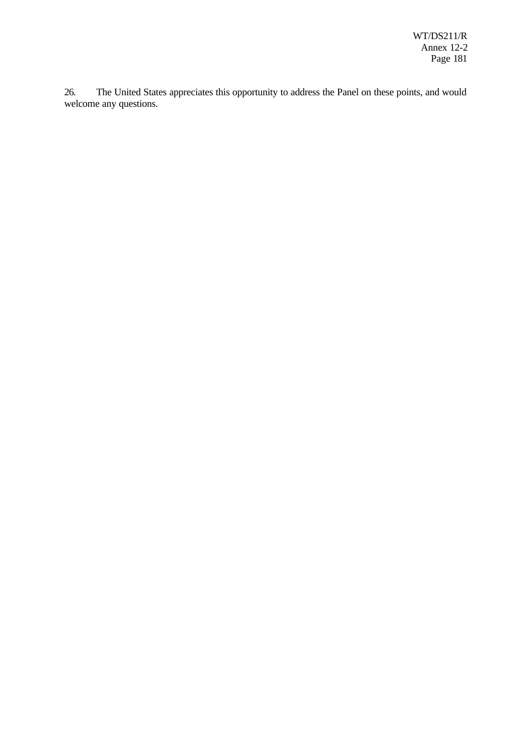26. The United States appreciates this opportunity to address the Panel on these points, and would welcome any questions.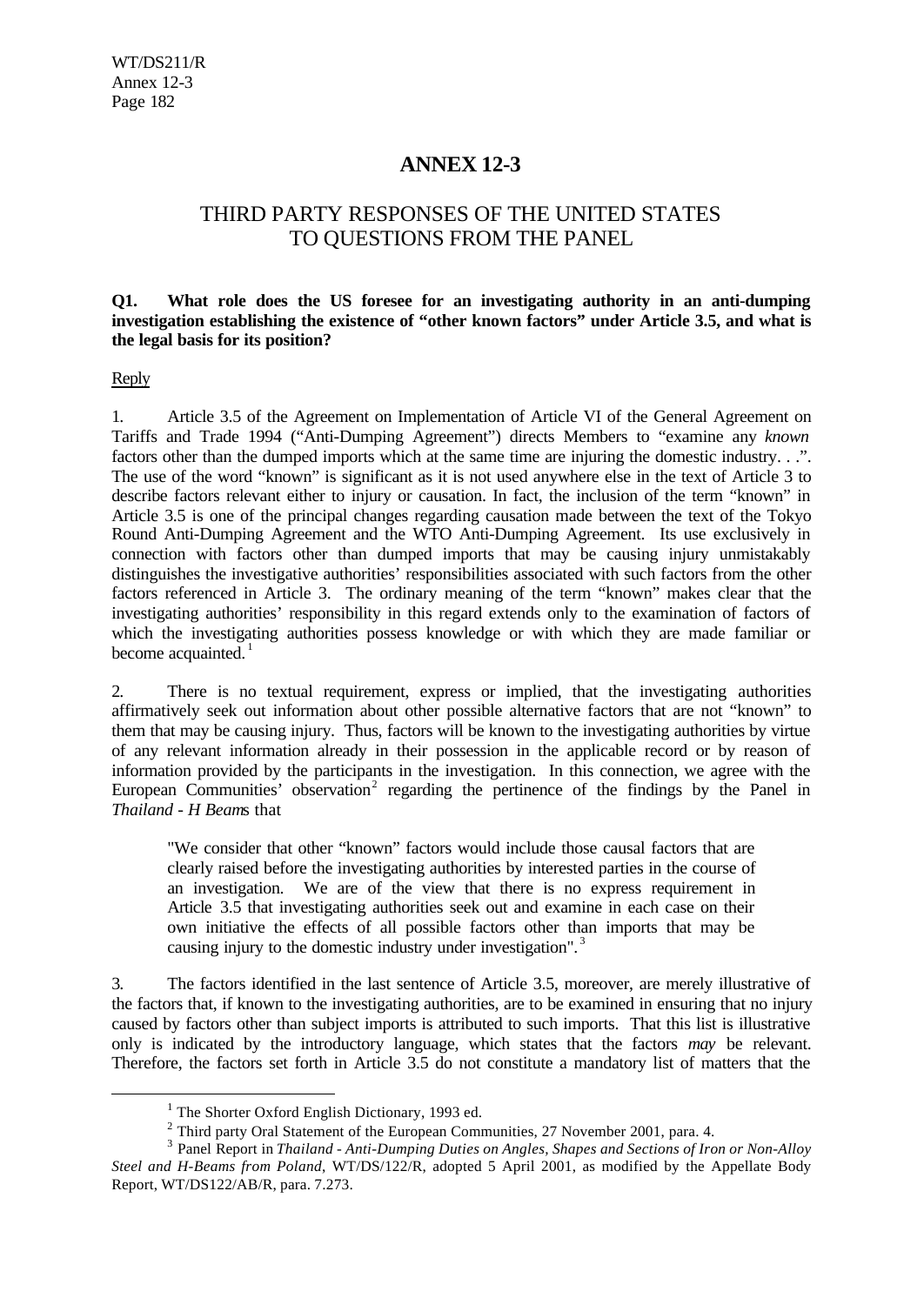# ANNEX 12-3

## THIRD PARTY RESPONSES OF THE UNITED STATES TO QUESTIONS FROM THE PANEL

**Q1. What role does the US foresee for an investigating authority in an anti-dumping investigation establishing the existence of "other known factors" under Article 3.5, and what is the legal basis for its position?**

Reply

1. Article 3.5 of the Agreement on Implementation of Article VI of the General Agreement on Tariffs and Trade 1994 ("Anti-Dumping Agreement") directs Members to "examine any *known* factors other than the dumped imports which at the same time are injuring the domestic industry. . .". The use of the word "known" is significant as it is not used anywhere else in the text of Article 3 to describe factors relevant either to injury or causation. In fact, the inclusion of the term "known" in Article 3.5 is one of the principal changes regarding causation made between the text of the Tokyo Round Anti-Dumping Agreement and the WTO Anti-Dumping Agreement. Its use exclusively in connection with factors other than dumped imports that may be causing injury unmistakably distinguishes the investigative authorities' responsibilities associated with such factors from the other factors referenced in Article 3. The ordinary meaning of the term "known" makes clear that the investigating authorities' responsibility in this regard extends only to the examination of factors of which the investigating authorities possess knowledge or with which they are made familiar or become acquainted.[1]

2. There is no textual requirement, express or implied, that the investigating authorities affirmatively seek out information about other possible alternative factors that are not "known" to them that may be causing injury. Thus, factors will be known to the investigating authorities by virtue of any relevant information already in their possession in the applicable record or by reason of information provided by the participants in the investigation. In this connection, we agree with the European Communities' observation[2] regarding the pertinence of the findings by the Panel in *Thailand - H Beams* that

> "We consider that other "known" factors would include those causal factors that are clearly raised before the investigating authorities by interested parties in the course of an investigation. We are of the view that there is no express requirement in Article 3.5 that investigating authorities seek out and examine in each case on their own initiative the effects of all possible factors other than imports that may be causing injury to the domestic industry under investigation".[3]

3. The factors identified in the last sentence of Article 3.5, moreover, are merely illustrative of the factors that, if known to the investigating authorities, are to be examined in ensuring that no injury caused by factors other than subject imports is attributed to such imports. That this list is illustrative only is indicated by the introductory language, which states that the factors *may* be relevant. Therefore, the factors set forth in Article 3.5 do not constitute a mandatory list of matters that the

---

[1] The Shorter Oxford English Dictionary, 1993 ed.

[2] Third party Oral Statement of the European Communities, 27 November 2001, para. 4.

[3] Panel Report in *Thailand - Anti-Dumping Duties on Angles, Shapes and Sections of Iron or Non-Alloy Steel and H-Beams from Poland*, WT/DS/122/R, adopted 5 April 2001, as modified by the Appellate Body Report, WT/DS122/AB/R, para. 7.273.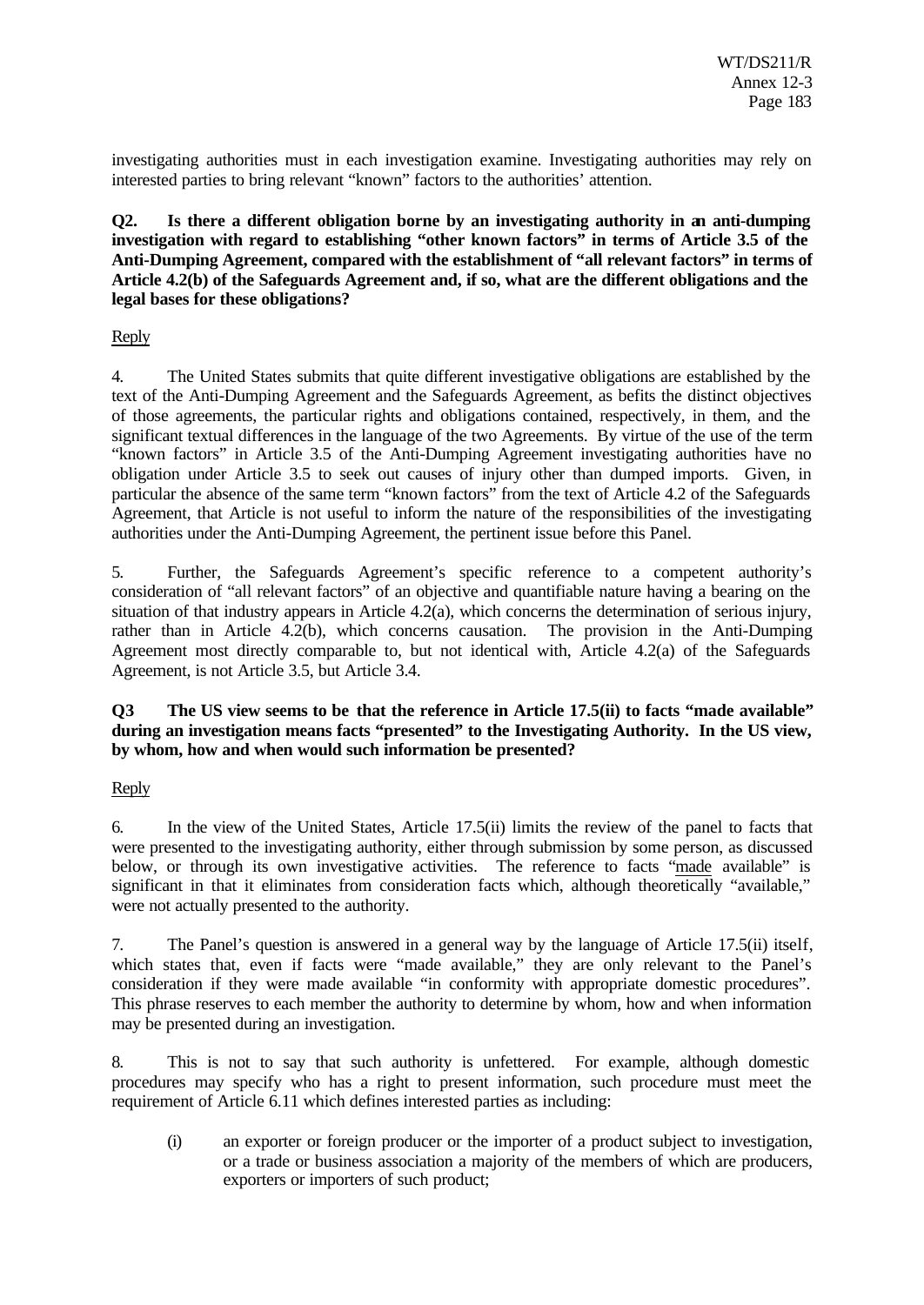investigating authorities must in each investigation examine. Investigating authorities may rely on interested parties to bring relevant "known" factors to the authorities' attention.

**Q2. Is there a different obligation borne by an investigating authority in an anti-dumping investigation with regard to establishing "other known factors" in terms of Article 3.5 of the Anti-Dumping Agreement, compared with the establishment of "all relevant factors" in terms of Article 4.2(b) of the Safeguards Agreement and, if so, what are the different obligations and the legal bases for these obligations?**

Reply

4. The United States submits that quite different investigative obligations are established by the text of the Anti-Dumping Agreement and the Safeguards Agreement, as befits the distinct objectives of those agreements, the particular rights and obligations contained, respectively, in them, and the significant textual differences in the language of the two Agreements. By virtue of the use of the term "known factors" in Article 3.5 of the Anti-Dumping Agreement investigating authorities have no obligation under Article 3.5 to seek out causes of injury other than dumped imports. Given, in particular the absence of the same term "known factors" from the text of Article 4.2 of the Safeguards Agreement, that Article is not useful to inform the nature of the responsibilities of the investigating authorities under the Anti-Dumping Agreement, the pertinent issue before this Panel.

5. Further, the Safeguards Agreement's specific reference to a competent authority's consideration of "all relevant factors" of an objective and quantifiable nature having a bearing on the situation of that industry appears in Article 4.2(a), which concerns the determination of serious injury, rather than in Article 4.2(b), which concerns causation. The provision in the Anti-Dumping Agreement most directly comparable to, but not identical with, Article 4.2(a) of the Safeguards Agreement, is not Article 3.5, but Article 3.4.

**Q3 The US view seems to be that the reference in Article 17.5(ii) to facts "made available" during an investigation means facts "presented" to the Investigating Authority. In the US view, by whom, how and when would such information be presented?**

Reply

6. In the view of the United States, Article 17.5(ii) limits the review of the panel to facts that were presented to the investigating authority, either through submission by some person, as discussed below, or through its own investigative activities. The reference to facts "made available" is significant in that it eliminates from consideration facts which, although theoretically "available," were not actually presented to the authority.

7. The Panel's question is answered in a general way by the language of Article 17.5(ii) itself, which states that, even if facts were "made available," they are only relevant to the Panel's consideration if they were made available "in conformity with appropriate domestic procedures". This phrase reserves to each member the authority to determine by whom, how and when information may be presented during an investigation.

8. This is not to say that such authority is unfettered. For example, although domestic procedures may specify who has a right to present information, such procedure must meet the requirement of Article 6.11 which defines interested parties as including:

> (i) an exporter or foreign producer or the importer of a product subject to investigation, or a trade or business association a majority of the members of which are producers, exporters or importers of such product;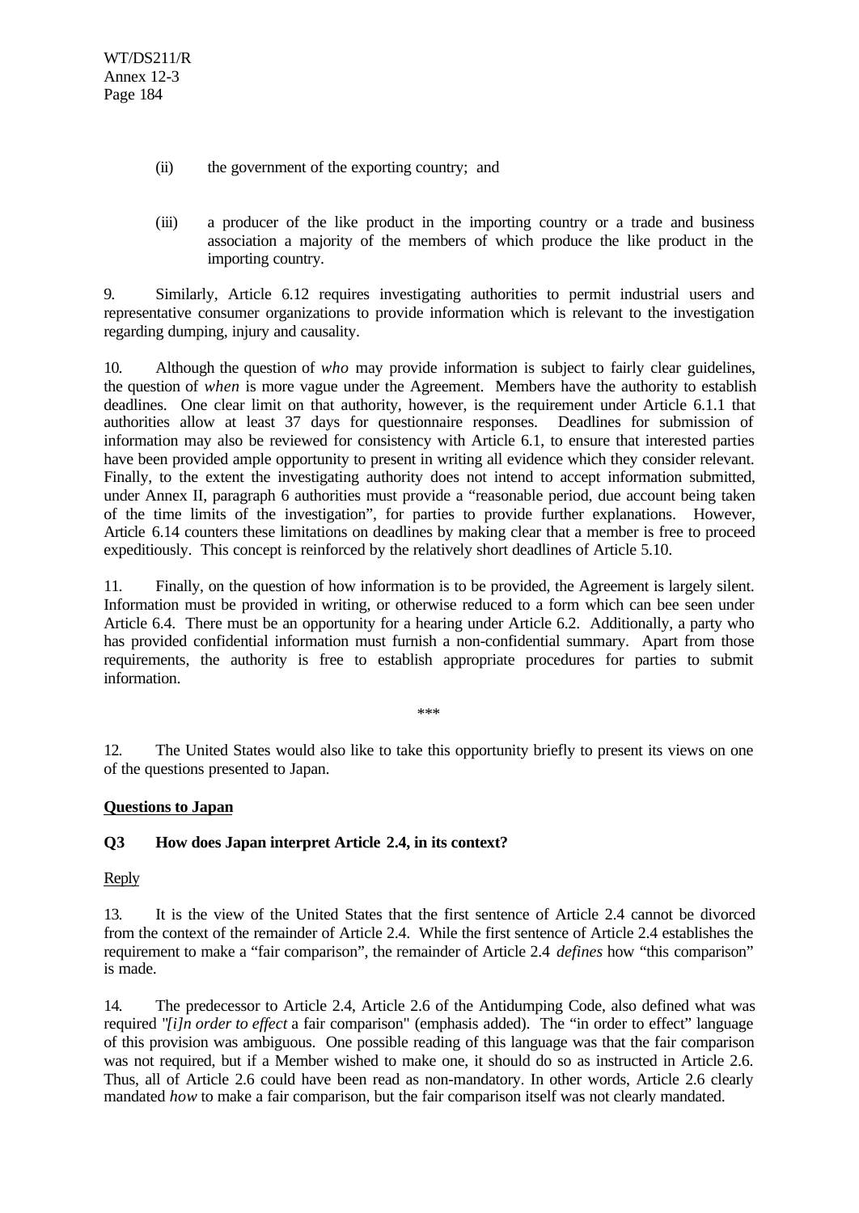(ii) the government of the exporting country; and

(iii) a producer of the like product in the importing country or a trade and business association a majority of the members of which produce the like product in the importing country.

9. Similarly, Article 6.12 requires investigating authorities to permit industrial users and representative consumer organizations to provide information which is relevant to the investigation regarding dumping, injury and causality.

10. Although the question of *who* may provide information is subject to fairly clear guidelines, the question of *when* is more vague under the Agreement. Members have the authority to establish deadlines. One clear limit on that authority, however, is the requirement under Article 6.1.1 that authorities allow at least 37 days for questionnaire responses. Deadlines for submission of information may also be reviewed for consistency with Article 6.1, to ensure that interested parties have been provided ample opportunity to present in writing all evidence which they consider relevant. Finally, to the extent the investigating authority does not intend to accept information submitted, under Annex II, paragraph 6 authorities must provide a "reasonable period, due account being taken of the time limits of the investigation", for parties to provide further explanations. However, Article 6.14 counters these limitations on deadlines by making clear that a member is free to proceed expeditiously. This concept is reinforced by the relatively short deadlines of Article 5.10.

11. Finally, on the question of how information is to be provided, the Agreement is largely silent. Information must be provided in writing, or otherwise reduced to a form which can bee seen under Article 6.4. There must be an opportunity for a hearing under Article 6.2. Additionally, a party who has provided confidential information must furnish a non-confidential summary. Apart from those requirements, the authority is free to establish appropriate procedures for parties to submit information.

***

12. The United States would also like to take this opportunity briefly to present its views on one of the questions presented to Japan.

**Questions to Japan**

**Q3 How does Japan interpret Article 2.4, in its context?**

Reply

13. It is the view of the United States that the first sentence of Article 2.4 cannot be divorced from the context of the remainder of Article 2.4. While the first sentence of Article 2.4 establishes the requirement to make a "fair comparison", the remainder of Article 2.4 *defines* how "this comparison" is made.

14. The predecessor to Article 2.4, Article 2.6 of the Antidumping Code, also defined what was required "*[i]n order to effect* a fair comparison" (emphasis added). The "in order to effect" language of this provision was ambiguous. One possible reading of this language was that the fair comparison was not required, but if a Member wished to make one, it should do so as instructed in Article 2.6. Thus, all of Article 2.6 could have been read as non-mandatory. In other words, Article 2.6 clearly mandated *how* to make a fair comparison, but the fair comparison itself was not clearly mandated.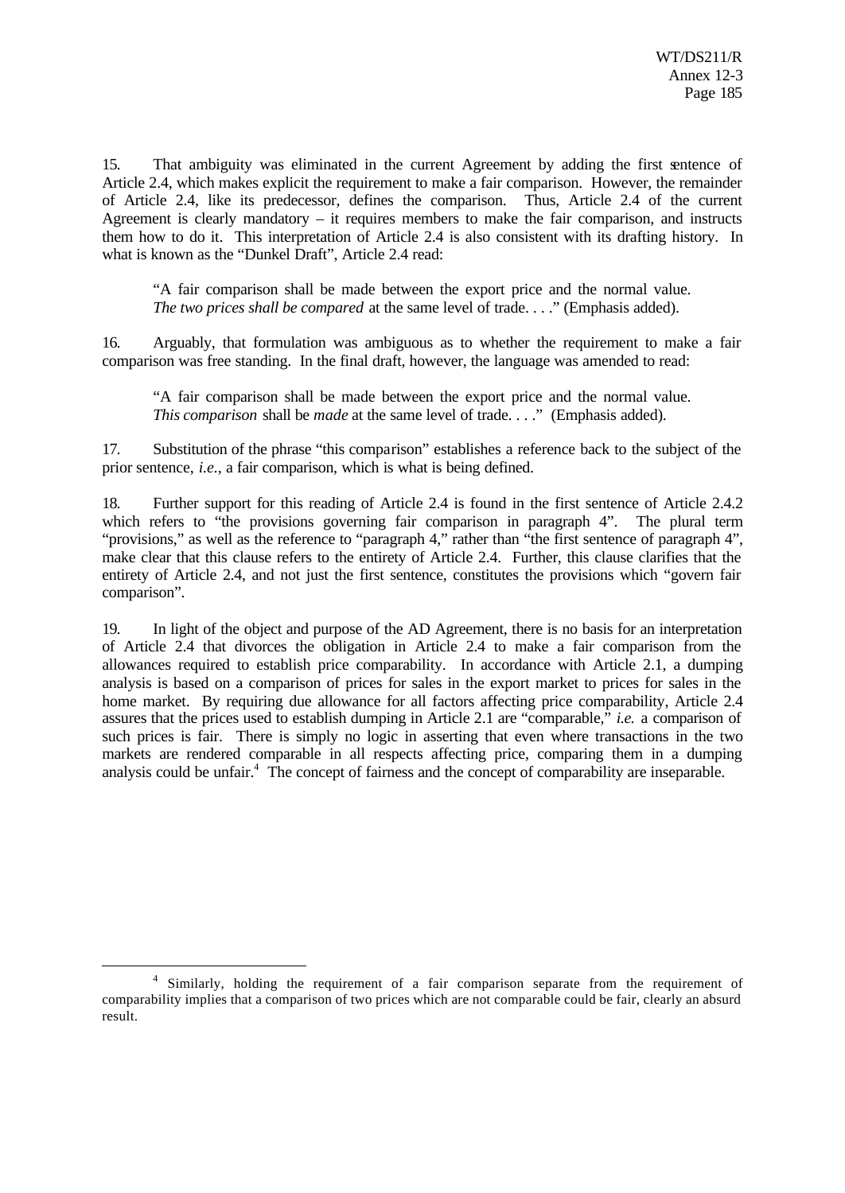15. That ambiguity was eliminated in the current Agreement by adding the first sentence of Article 2.4, which makes explicit the requirement to make a fair comparison. However, the remainder of Article 2.4, like its predecessor, defines the comparison. Thus, Article 2.4 of the current Agreement is clearly mandatory – it requires members to make the fair comparison, and instructs them how to do it. This interpretation of Article 2.4 is also consistent with its drafting history. In what is known as the "Dunkel Draft", Article 2.4 read:

> "A fair comparison shall be made between the export price and the normal value. *The two prices shall be compared* at the same level of trade. . . ." (Emphasis added).

16. Arguably, that formulation was ambiguous as to whether the requirement to make a fair comparison was free standing. In the final draft, however, the language was amended to read:

> "A fair comparison shall be made between the export price and the normal value. *This comparison* shall be *made* at the same level of trade. . . ." (Emphasis added).

17. Substitution of the phrase "this comparison" establishes a reference back to the subject of the prior sentence, *i.e.*, a fair comparison, which is what is being defined.

18. Further support for this reading of Article 2.4 is found in the first sentence of Article 2.4.2 which refers to "the provisions governing fair comparison in paragraph 4". The plural term "provisions," as well as the reference to "paragraph 4," rather than "the first sentence of paragraph 4", make clear that this clause refers to the entirety of Article 2.4. Further, this clause clarifies that the entirety of Article 2.4, and not just the first sentence, constitutes the provisions which "govern fair comparison".

19. In light of the object and purpose of the AD Agreement, there is no basis for an interpretation of Article 2.4 that divorces the obligation in Article 2.4 to make a fair comparison from the allowances required to establish price comparability. In accordance with Article 2.1, a dumping analysis is based on a comparison of prices for sales in the export market to prices for sales in the home market. By requiring due allowance for all factors affecting price comparability, Article 2.4 assures that the prices used to establish dumping in Article 2.1 are "comparable," *i.e.* a comparison of such prices is fair. There is simply no logic in asserting that even where transactions in the two markets are rendered comparable in all respects affecting price, comparing them in a dumping analysis could be unfair.[4] The concept of fairness and the concept of comparability are inseparable.

---

[4] Similarly, holding the requirement of a fair comparison separate from the requirement of comparability implies that a comparison of two prices which are not comparable could be fair, clearly an absurd result.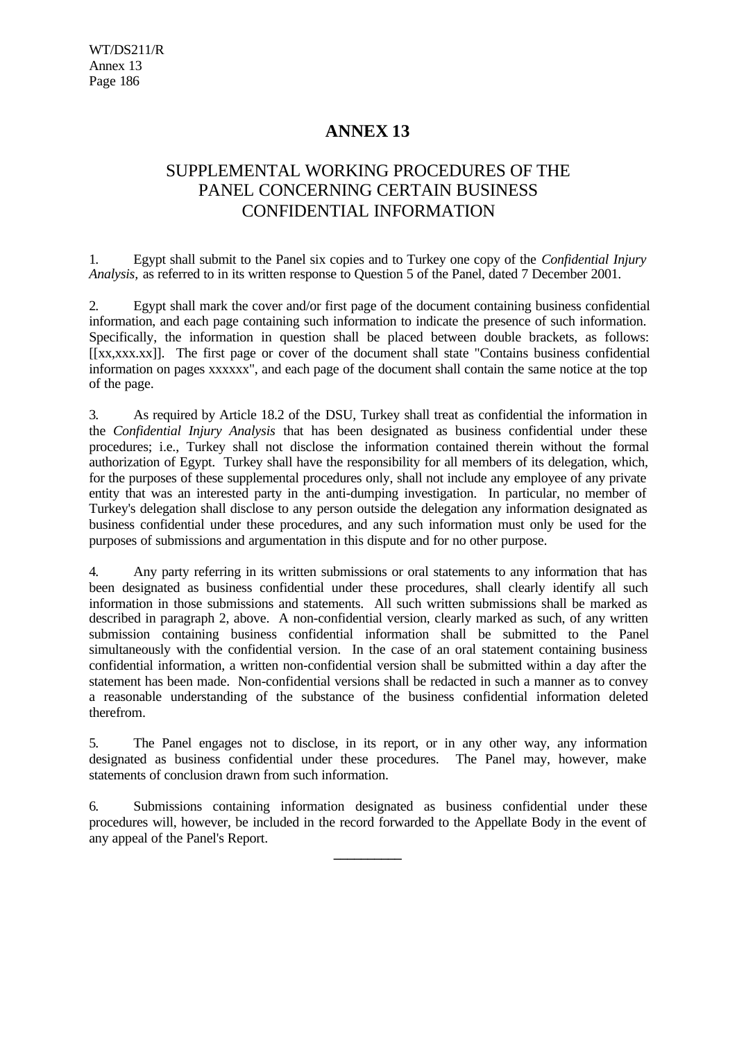# ANNEX 13

## SUPPLEMENTAL WORKING PROCEDURES OF THE PANEL CONCERNING CERTAIN BUSINESS CONFIDENTIAL INFORMATION

1. Egypt shall submit to the Panel six copies and to Turkey one copy of the *Confidential Injury Analysis,* as referred to in its written response to Question 5 of the Panel, dated 7 December 2001.

2. Egypt shall mark the cover and/or first page of the document containing business confidential information, and each page containing such information to indicate the presence of such information. Specifically, the information in question shall be placed between double brackets, as follows: [[xx,xxx.xx]]. The first page or cover of the document shall state "Contains business confidential information on pages xxxxxx", and each page of the document shall contain the same notice at the top of the page.

3. As required by Article 18.2 of the DSU, Turkey shall treat as confidential the information in the *Confidential Injury Analysis* that has been designated as business confidential under these procedures; i.e., Turkey shall not disclose the information contained therein without the formal authorization of Egypt. Turkey shall have the responsibility for all members of its delegation, which, for the purposes of these supplemental procedures only, shall not include any employee of any private entity that was an interested party in the anti-dumping investigation. In particular, no member of Turkey's delegation shall disclose to any person outside the delegation any information designated as business confidential under these procedures, and any such information must only be used for the purposes of submissions and argumentation in this dispute and for no other purpose.

4. Any party referring in its written submissions or oral statements to any information that has been designated as business confidential under these procedures, shall clearly identify all such information in those submissions and statements. All such written submissions shall be marked as described in paragraph 2, above. A non-confidential version, clearly marked as such, of any written submission containing business confidential information shall be submitted to the Panel simultaneously with the confidential version. In the case of an oral statement containing business confidential information, a written non-confidential version shall be submitted within a day after the statement has been made. Non-confidential versions shall be redacted in such a manner as to convey a reasonable understanding of the substance of the business confidential information deleted therefrom.

5. The Panel engages not to disclose, in its report, or in any other way, any information designated as business confidential under these procedures. The Panel may, however, make statements of conclusion drawn from such information.

6. Submissions containing information designated as business confidential under these procedures will, however, be included in the record forwarded to the Appellate Body in the event of any appeal of the Panel's Report.

__________